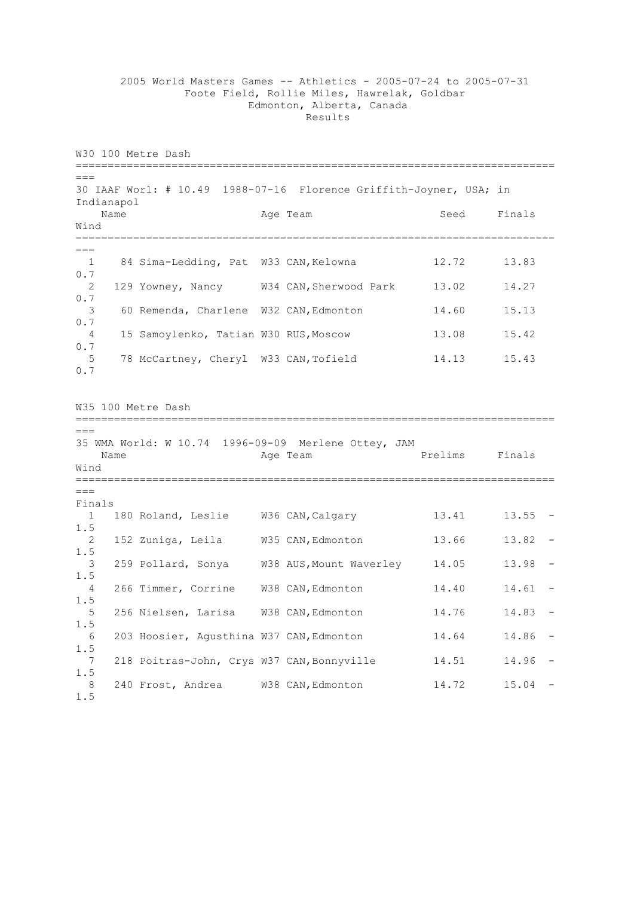2005 World Masters Games -- Athletics - 2005-07-24 to 2005-07-31
Foote Field, Rollie Miles, Hawrelak, Goldbar
Edmonton, Alberta, Canada
Results

## W30 100 Metre Dash

30 IAAF Worl: # 10.49 1988-07-16 Florence Griffith-Joyner, USA; in Indianapol

| | | Name | Age | Team | Seed | Finals | Wind |
|---|---|---|---|---|---|---|---|
| 1 | 84 | Sima-Ledding, Pat | W33 | CAN,Kelowna | 12.72 | 13.83 | 0.7 |
| 2 | 129 | Yowney, Nancy | W34 | CAN,Sherwood Park | 13.02 | 14.27 | 0.7 |
| 3 | 60 | Remenda, Charlene | W32 | CAN,Edmonton | 14.60 | 15.13 | 0.7 |
| 4 | 15 | Samoylenko, Tatian | W30 | RUS,Moscow | 13.08 | 15.42 | 0.7 |
| 5 | 78 | McCartney, Cheryl | W33 | CAN,Tofield | 14.13 | 15.43 | 0.7 |

## W35 100 Metre Dash

35 WMA World: W 10.74 1996-09-09 Merlene Ottey, JAM

Finals

| | | Name | Age | Team | Prelims | Finals | Wind |
|---|---|---|---|---|---|---|---|
| 1 | 180 | Roland, Leslie | W36 | CAN,Calgary | 13.41 | 13.55 | -1.5 |
| 2 | 152 | Zuniga, Leila | W35 | CAN,Edmonton | 13.66 | 13.82 | -1.5 |
| 3 | 259 | Pollard, Sonya | W38 | AUS,Mount Waverley | 14.05 | 13.98 | -1.5 |
| 4 | 266 | Timmer, Corrine | W38 | CAN,Edmonton | 14.40 | 14.61 | -1.5 |
| 5 | 256 | Nielsen, Larisa | W38 | CAN,Edmonton | 14.76 | 14.83 | -1.5 |
| 6 | 203 | Hoosier, Agusthina | W37 | CAN,Edmonton | 14.64 | 14.86 | -1.5 |
| 7 | 218 | Poitras-John, Crys | W37 | CAN,Bonnyville | 14.51 | 14.96 | -1.5 |
| 8 | 240 | Frost, Andrea | W38 | CAN,Edmonton | 14.72 | 15.04 | -1.5 |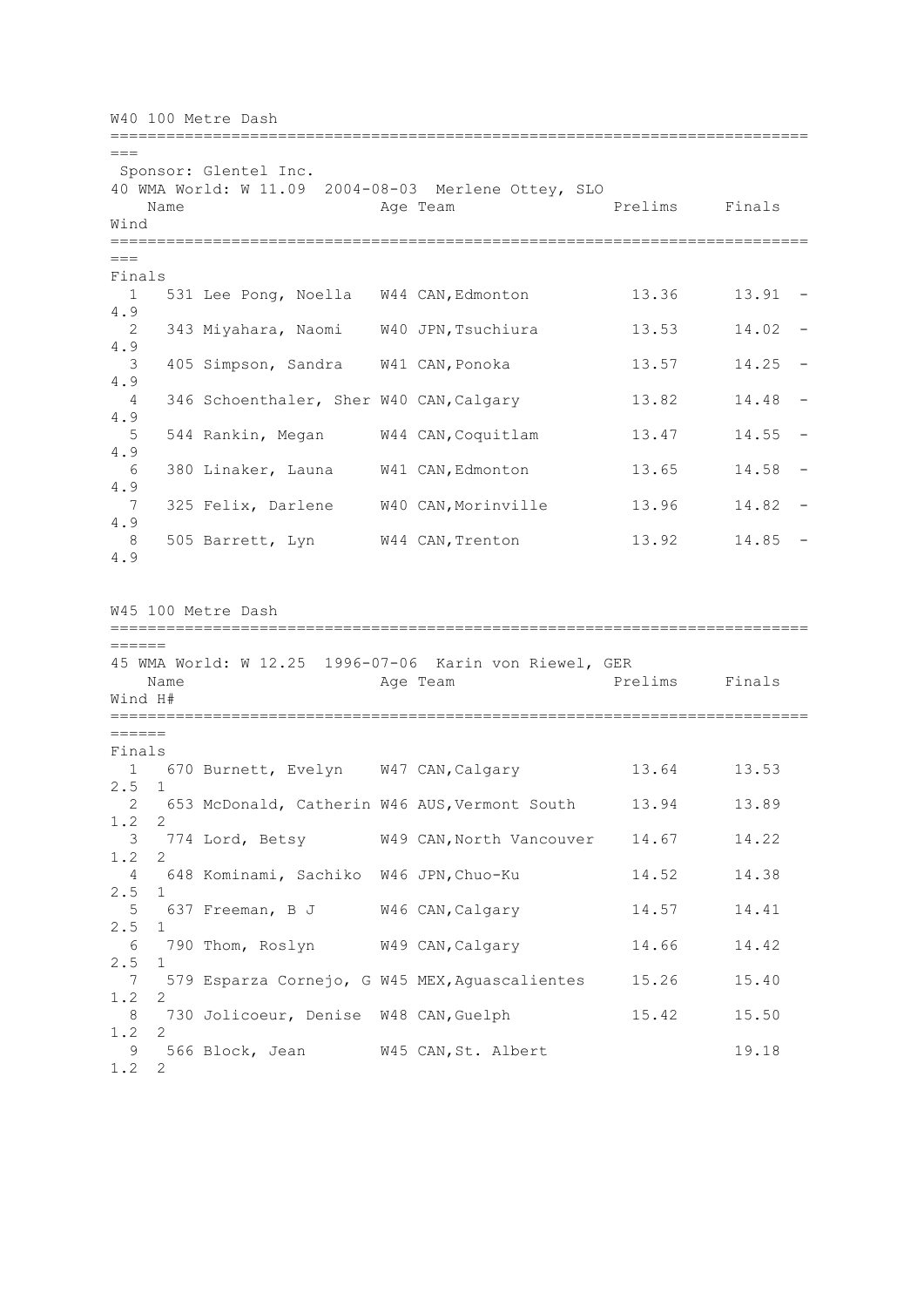## W40 100 Metre Dash

Sponsor: Glentel Inc.

40 WMA World: W 11.09 2004-08-03 Merlene Ottey, SLO

**Finals**

| Place | # | Name | Age | Team | Prelims | Finals | Wind |
|---|---|---|---|---|---|---|---|
| 1 | 531 | Lee Pong, Noella | W44 | CAN,Edmonton | 13.36 | 13.91 | -4.9 |
| 2 | 343 | Miyahara, Naomi | W40 | JPN,Tsuchiura | 13.53 | 14.02 | -4.9 |
| 3 | 405 | Simpson, Sandra | W41 | CAN,Ponoka | 13.57 | 14.25 | -4.9 |
| 4 | 346 | Schoenthaler, Sher | W40 | CAN,Calgary | 13.82 | 14.48 | -4.9 |
| 5 | 544 | Rankin, Megan | W44 | CAN,Coquitlam | 13.47 | 14.55 | -4.9 |
| 6 | 380 | Linaker, Launa | W41 | CAN,Edmonton | 13.65 | 14.58 | -4.9 |
| 7 | 325 | Felix, Darlene | W40 | CAN,Morinville | 13.96 | 14.82 | -4.9 |
| 8 | 505 | Barrett, Lyn | W44 | CAN,Trenton | 13.92 | 14.85 | -4.9 |

## W45 100 Metre Dash

45 WMA World: W 12.25 1996-07-06 Karin von Riewel, GER

**Finals**

| Place | # | Name | Age | Team | Prelims | Finals | Wind | H# |
|---|---|---|---|---|---|---|---|---|
| 1 | 670 | Burnett, Evelyn | W47 | CAN,Calgary | 13.64 | 13.53 | 2.5 | 1 |
| 2 | 653 | McDonald, Catherin | W46 | AUS,Vermont South | 13.94 | 13.89 | 1.2 | 2 |
| 3 | 774 | Lord, Betsy | W49 | CAN,North Vancouver | 14.67 | 14.22 | 1.2 | 2 |
| 4 | 648 | Kominami, Sachiko | W46 | JPN,Chuo-Ku | 14.52 | 14.38 | 2.5 | 1 |
| 5 | 637 | Freeman, B J | W46 | CAN,Calgary | 14.57 | 14.41 | 2.5 | 1 |
| 6 | 790 | Thom, Roslyn | W49 | CAN,Calgary | 14.66 | 14.42 | 2.5 | 1 |
| 7 | 579 | Esparza Cornejo, G | W45 | MEX,Aguascalientes | 15.26 | 15.40 | 1.2 | 2 |
| 8 | 730 | Jolicoeur, Denise | W48 | CAN,Guelph | 15.42 | 15.50 | 1.2 | 2 |
| 9 | 566 | Block, Jean | W45 | CAN,St. Albert | | 19.18 | 1.2 | 2 |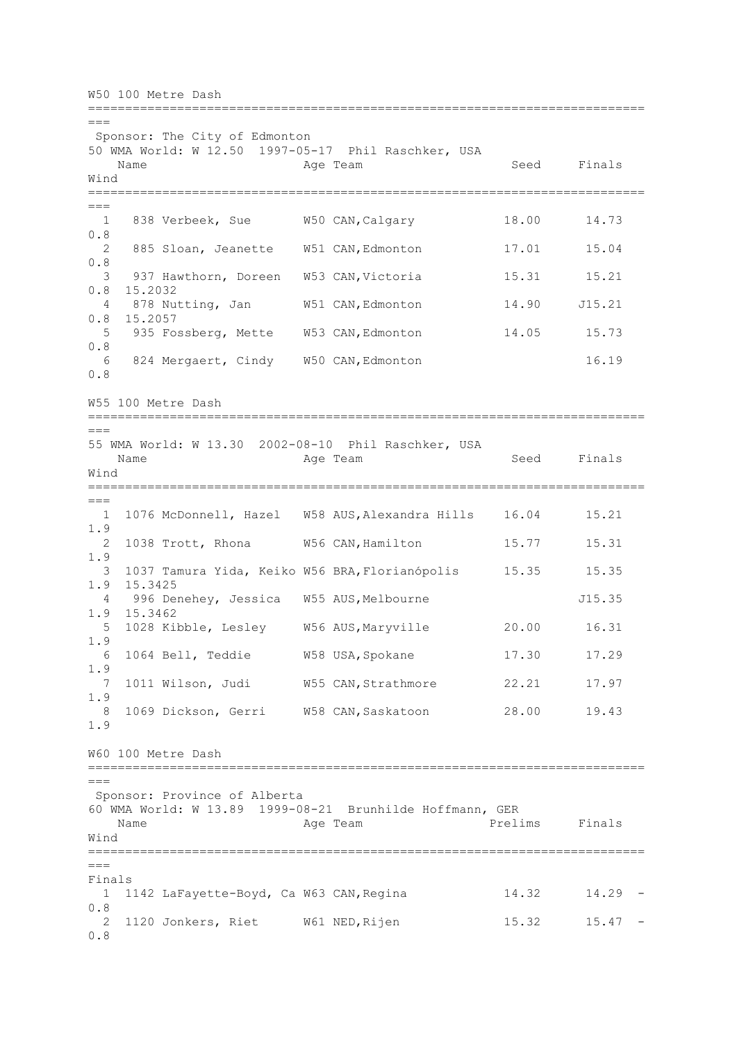## W50 100 Metre Dash

Sponsor: The City of Edmonton

50 WMA World: W 12.50 1997-05-17 Phil Raschker, USA

| | # | Name | Age | Team | Seed | Finals | Wind | |
|---|---|---|---|---|---|---|---|---|
| 1 | 838 | Verbeek, Sue | W50 | CAN,Calgary | 18.00 | 14.73 | 0.8 | |
| 2 | 885 | Sloan, Jeanette | W51 | CAN,Edmonton | 17.01 | 15.04 | 0.8 | |
| 3 | 937 | Hawthorn, Doreen | W53 | CAN,Victoria | 15.31 | 15.21 | 0.8 | 15.2032 |
| 4 | 878 | Nutting, Jan | W51 | CAN,Edmonton | 14.90 | J15.21 | 0.8 | 15.2057 |
| 5 | 935 | Fossberg, Mette | W53 | CAN,Edmonton | 14.05 | 15.73 | 0.8 | |
| 6 | 824 | Mergaert, Cindy | W50 | CAN,Edmonton | | 16.19 | 0.8 | |

## W55 100 Metre Dash

55 WMA World: W 13.30 2002-08-10 Phil Raschker, USA

| | # | Name | Age | Team | Seed | Finals | Wind | |
|---|---|---|---|---|---|---|---|---|
| 1 | 1076 | McDonnell, Hazel | W58 | AUS,Alexandra Hills | 16.04 | 15.21 | 1.9 | |
| 2 | 1038 | Trott, Rhona | W56 | CAN,Hamilton | 15.77 | 15.31 | 1.9 | |
| 3 | 1037 | Tamura Yida, Keiko | W56 | BRA,Florianópolis | 15.35 | 15.35 | 1.9 | 15.3425 |
| 4 | 996 | Denehey, Jessica | W55 | AUS,Melbourne | | J15.35 | 1.9 | 15.3462 |
| 5 | 1028 | Kibble, Lesley | W56 | AUS,Maryville | 20.00 | 16.31 | 1.9 | |
| 6 | 1064 | Bell, Teddie | W58 | USA,Spokane | 17.30 | 17.29 | 1.9 | |
| 7 | 1011 | Wilson, Judi | W55 | CAN,Strathmore | 22.21 | 17.97 | 1.9 | |
| 8 | 1069 | Dickson, Gerri | W58 | CAN,Saskatoon | 28.00 | 19.43 | 1.9 | |

## W60 100 Metre Dash

Sponsor: Province of Alberta

60 WMA World: W 13.89 1999-08-21 Brunhilde Hoffmann, GER

Finals

| | # | Name | Age | Team | Prelims | Finals | Wind |
|---|---|---|---|---|---|---|---|
| 1 | 1142 | LaFayette-Boyd, Ca | W63 | CAN,Regina | 14.32 | 14.29 | -0.8 |
| 2 | 1120 | Jonkers, Riet | W61 | NED,Rijen | 15.32 | 15.47 | -0.8 |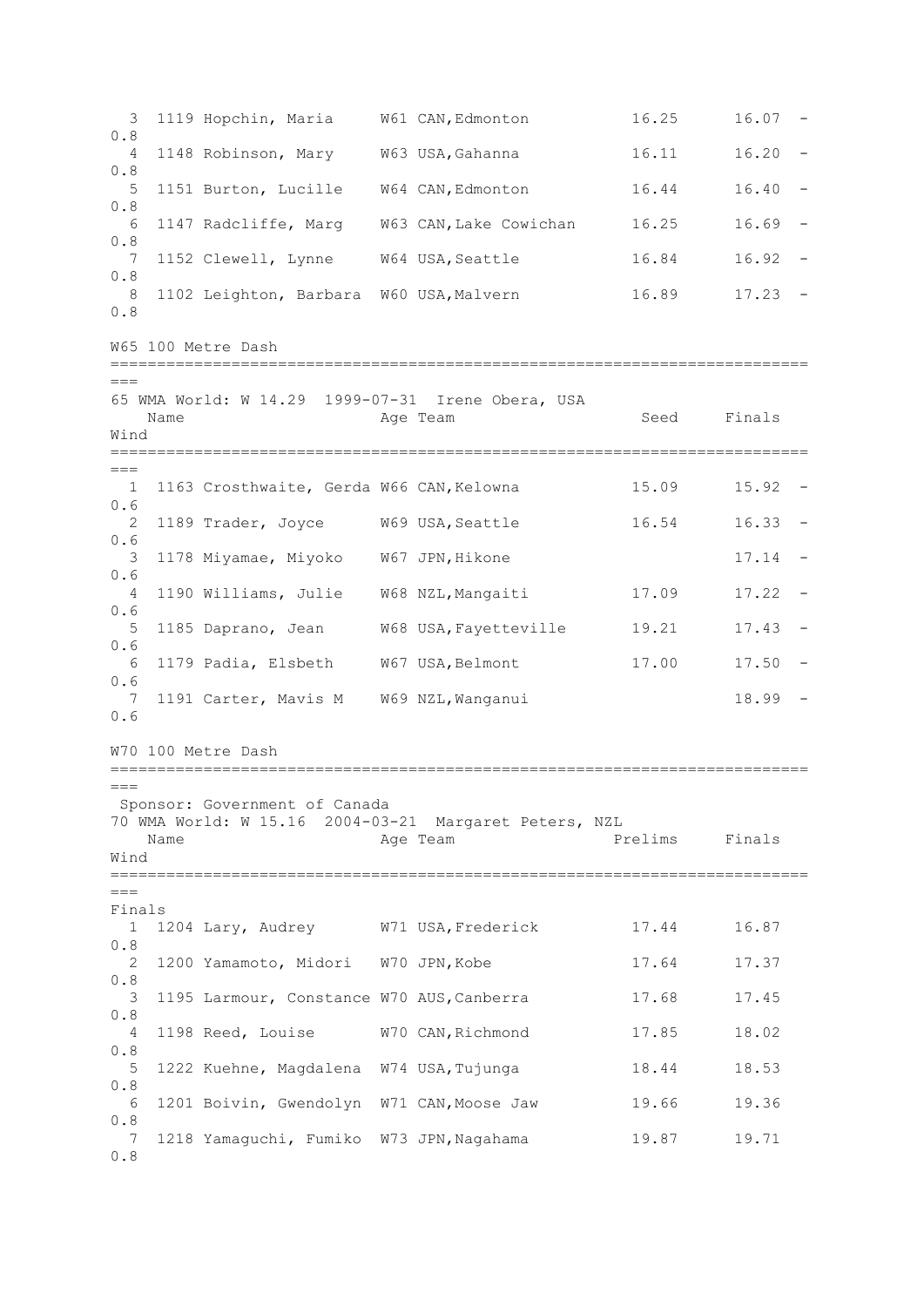| | | Name | Age | Team | Seed | Finals | Wind |
|---|---|---|---|---|---|---|---|
| 3 | 1119 | Hopchin, Maria | W61 | CAN,Edmonton | 16.25 | 16.07 | -0.8 |
| 4 | 1148 | Robinson, Mary | W63 | USA,Gahanna | 16.11 | 16.20 | -0.8 |
| 5 | 1151 | Burton, Lucille | W64 | CAN,Edmonton | 16.44 | 16.40 | -0.8 |
| 6 | 1147 | Radcliffe, Marg | W63 | CAN,Lake Cowichan | 16.25 | 16.69 | -0.8 |
| 7 | 1152 | Clewell, Lynne | W64 | USA,Seattle | 16.84 | 16.92 | -0.8 |
| 8 | 1102 | Leighton, Barbara | W60 | USA,Malvern | 16.89 | 17.23 | -0.8 |

## W65 100 Metre Dash

65 WMA World: W 14.29  1999-07-31  Irene Obera, USA

| | | Name | Age | Team | Seed | Finals | Wind |
|---|---|---|---|---|---|---|---|
| 1 | 1163 | Crosthwaite, Gerda | W66 | CAN,Kelowna | 15.09 | 15.92 | -0.6 |
| 2 | 1189 | Trader, Joyce | W69 | USA,Seattle | 16.54 | 16.33 | -0.6 |
| 3 | 1178 | Miyamae, Miyoko | W67 | JPN,Hikone | | 17.14 | -0.6 |
| 4 | 1190 | Williams, Julie | W68 | NZL,Mangaiti | 17.09 | 17.22 | -0.6 |
| 5 | 1185 | Daprano, Jean | W68 | USA,Fayetteville | 19.21 | 17.43 | -0.6 |
| 6 | 1179 | Padia, Elsbeth | W67 | USA,Belmont | 17.00 | 17.50 | -0.6 |
| 7 | 1191 | Carter, Mavis M | W69 | NZL,Wanganui | | 18.99 | -0.6 |

## W70 100 Metre Dash

Sponsor: Government of Canada
70 WMA World: W 15.16  2004-03-21  Margaret Peters, NZL

Finals

| | | Name | Age | Team | Prelims | Finals | Wind |
|---|---|---|---|---|---|---|---|
| 1 | 1204 | Lary, Audrey | W71 | USA,Frederick | 17.44 | 16.87 | 0.8 |
| 2 | 1200 | Yamamoto, Midori | W70 | JPN,Kobe | 17.64 | 17.37 | 0.8 |
| 3 | 1195 | Larmour, Constance | W70 | AUS,Canberra | 17.68 | 17.45 | 0.8 |
| 4 | 1198 | Reed, Louise | W70 | CAN,Richmond | 17.85 | 18.02 | 0.8 |
| 5 | 1222 | Kuehne, Magdalena | W74 | USA,Tujunga | 18.44 | 18.53 | 0.8 |
| 6 | 1201 | Boivin, Gwendolyn | W71 | CAN,Moose Jaw | 19.66 | 19.36 | 0.8 |
| 7 | 1218 | Yamaguchi, Fumiko | W73 | JPN,Nagahama | 19.87 | 19.71 | 0.8 |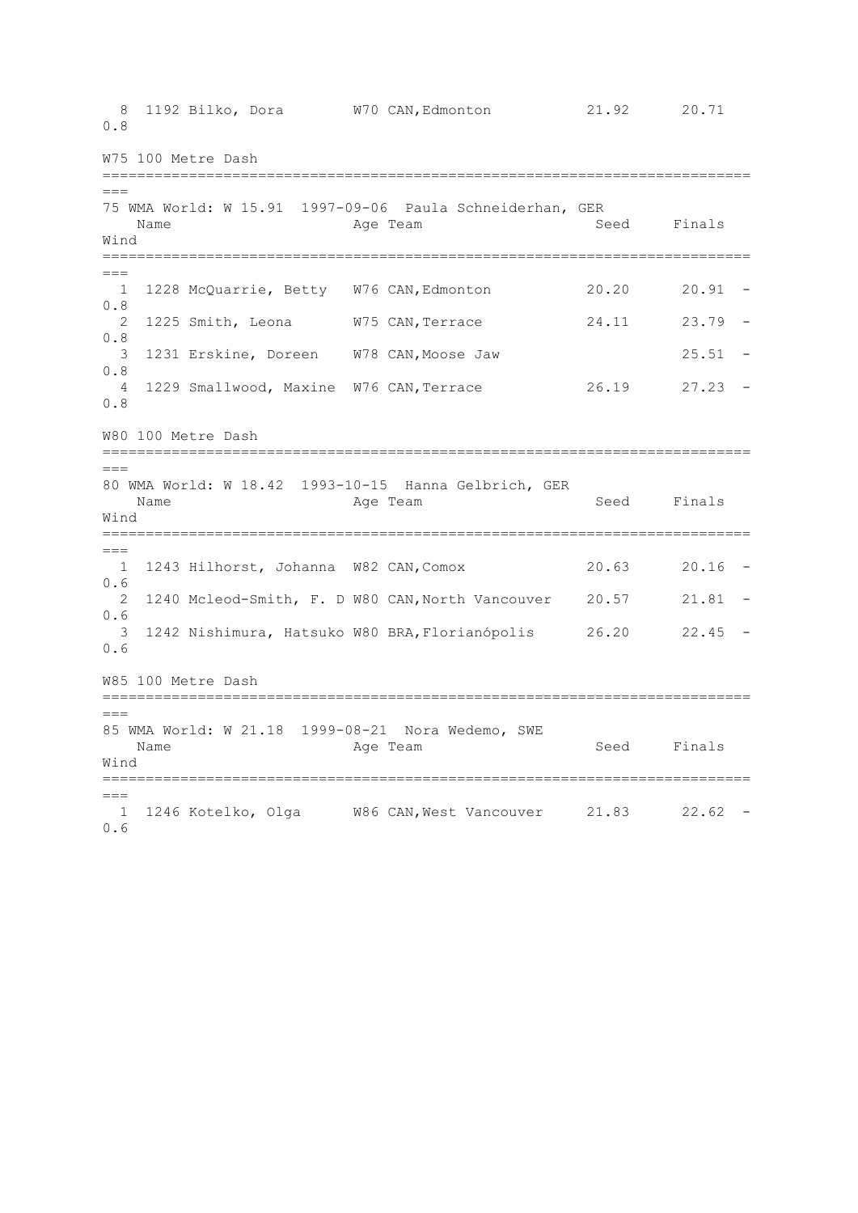| Place | Bib | Name | Age | Team | Seed | Finals | Wind |
|---|---|---|---|---|---|---|---|
| 8 | 1192 | Bilko, Dora | W70 | CAN,Edmonton | 21.92 | 20.71 | 0.8 |

## W75 100 Metre Dash

75 WMA World: W 15.91 1997-09-06 Paula Schneiderhan, GER

| Place | Bib | Name | Age | Team | Seed | Finals | Wind |
|---|---|---|---|---|---|---|---|
| 1 | 1228 | McQuarrie, Betty | W76 | CAN,Edmonton | 20.20 | 20.91 | -0.8 |
| 2 | 1225 | Smith, Leona | W75 | CAN,Terrace | 24.11 | 23.79 | -0.8 |
| 3 | 1231 | Erskine, Doreen | W78 | CAN,Moose Jaw | | 25.51 | -0.8 |
| 4 | 1229 | Smallwood, Maxine | W76 | CAN,Terrace | 26.19 | 27.23 | -0.8 |

## W80 100 Metre Dash

80 WMA World: W 18.42 1993-10-15 Hanna Gelbrich, GER

| Place | Bib | Name | Age | Team | Seed | Finals | Wind |
|---|---|---|---|---|---|---|---|
| 1 | 1243 | Hilhorst, Johanna | W82 | CAN,Comox | 20.63 | 20.16 | -0.6 |
| 2 | 1240 | Mcleod-Smith, F. D | W80 | CAN,North Vancouver | 20.57 | 21.81 | -0.6 |
| 3 | 1242 | Nishimura, Hatsuko | W80 | BRA,Florianópolis | 26.20 | 22.45 | -0.6 |

## W85 100 Metre Dash

85 WMA World: W 21.18 1999-08-21 Nora Wedemo, SWE

| Place | Bib | Name | Age | Team | Seed | Finals | Wind |
|---|---|---|---|---|---|---|---|
| 1 | 1246 | Kotelko, Olga | W86 | CAN,West Vancouver | 21.83 | 22.62 | -0.6 |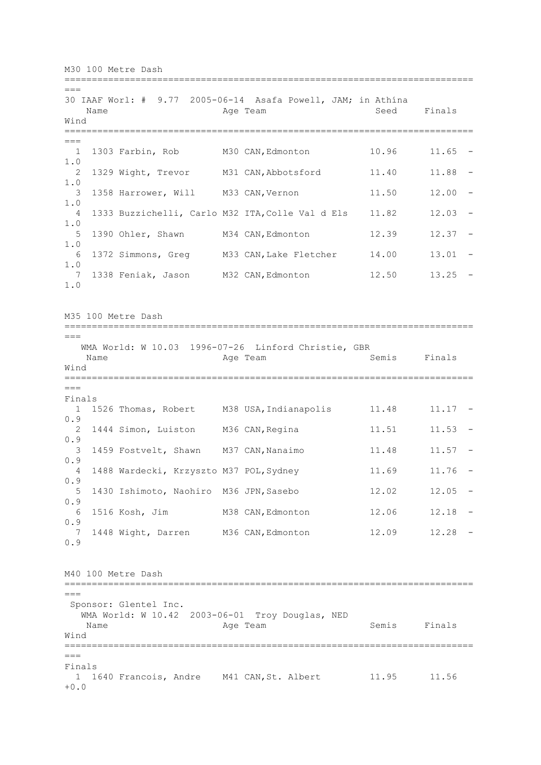## M30 100 Metre Dash

30 IAAF Worl: # 9.77 2005-06-14 Asafa Powell, JAM; in Athína

| | | Name | Age | Team | Seed | Finals | Wind |
|---|---|---|---|---|---|---|---|
| 1 | 1303 | Farbin, Rob | M30 | CAN,Edmonton | 10.96 | 11.65 | -1.0 |
| 2 | 1329 | Wight, Trevor | M31 | CAN,Abbotsford | 11.40 | 11.88 | -1.0 |
| 3 | 1358 | Harrower, Will | M33 | CAN,Vernon | 11.50 | 12.00 | -1.0 |
| 4 | 1333 | Buzzichelli, Carlo | M32 | ITA,Colle Val d Els | 11.82 | 12.03 | -1.0 |
| 5 | 1390 | Ohler, Shawn | M34 | CAN,Edmonton | 12.39 | 12.37 | -1.0 |
| 6 | 1372 | Simmons, Greg | M33 | CAN,Lake Fletcher | 14.00 | 13.01 | -1.0 |
| 7 | 1338 | Feniak, Jason | M32 | CAN,Edmonton | 12.50 | 13.25 | -1.0 |

## M35 100 Metre Dash

WMA World: W 10.03 1996-07-26 Linford Christie, GBR

Finals

| | | Name | Age | Team | Semis | Finals | Wind |
|---|---|---|---|---|---|---|---|
| 1 | 1526 | Thomas, Robert | M38 | USA,Indianapolis | 11.48 | 11.17 | -0.9 |
| 2 | 1444 | Simon, Luiston | M36 | CAN,Regina | 11.51 | 11.53 | -0.9 |
| 3 | 1459 | Fostvelt, Shawn | M37 | CAN,Nanaimo | 11.48 | 11.57 | -0.9 |
| 4 | 1488 | Wardecki, Krzyszto | M37 | POL,Sydney | 11.69 | 11.76 | -0.9 |
| 5 | 1430 | Ishimoto, Naohiro | M36 | JPN,Sasebo | 12.02 | 12.05 | -0.9 |
| 6 | 1516 | Kosh, Jim | M38 | CAN,Edmonton | 12.06 | 12.18 | -0.9 |
| 7 | 1448 | Wight, Darren | M36 | CAN,Edmonton | 12.09 | 12.28 | -0.9 |

## M40 100 Metre Dash

Sponsor: Glentel Inc.

WMA World: W 10.42 2003-06-01 Troy Douglas, NED

Finals

| | | Name | Age | Team | Semis | Finals | Wind |
|---|---|---|---|---|---|---|---|
| 1 | 1640 | Francois, Andre | M41 | CAN,St. Albert | 11.95 | 11.56 | +0.0 |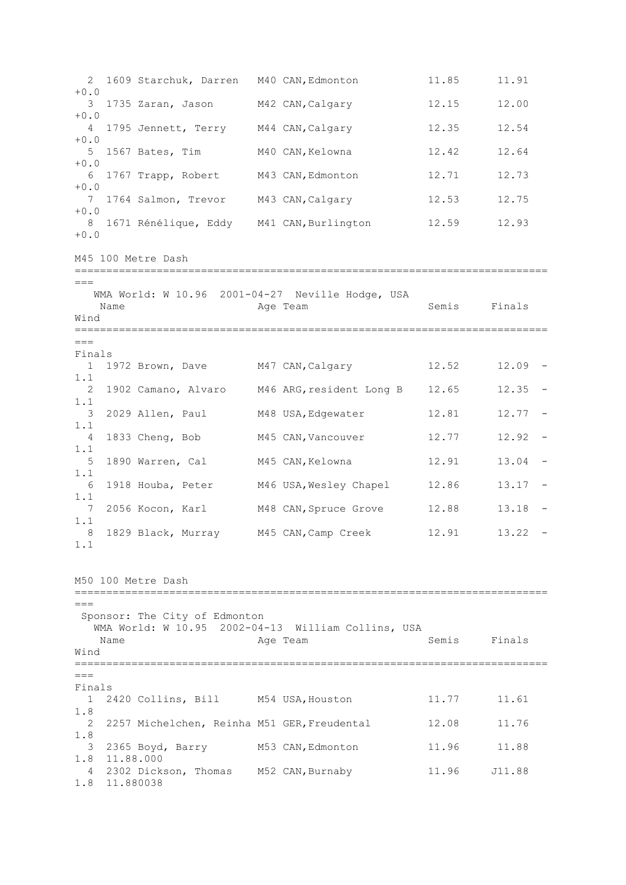| Place | Bib | Name | Age | Team | Semis | Finals | Wind |
|---|---|---|---|---|---|---|---|
| 2 | 1609 | Starchuk, Darren | M40 | CAN,Edmonton | 11.85 | 11.91 | +0.0 |
| 3 | 1735 | Zaran, Jason | M42 | CAN,Calgary | 12.15 | 12.00 | +0.0 |
| 4 | 1795 | Jennett, Terry | M44 | CAN,Calgary | 12.35 | 12.54 | +0.0 |
| 5 | 1567 | Bates, Tim | M40 | CAN,Kelowna | 12.42 | 12.64 | +0.0 |
| 6 | 1767 | Trapp, Robert | M43 | CAN,Edmonton | 12.71 | 12.73 | +0.0 |
| 7 | 1764 | Salmon, Trevor | M43 | CAN,Calgary | 12.53 | 12.75 | +0.0 |
| 8 | 1671 | Rénélique, Eddy | M41 | CAN,Burlington | 12.59 | 12.93 | +0.0 |

## M45 100 Metre Dash

WMA World: W 10.96 2001-04-27 Neville Hodge, USA

Finals

| Place | Bib | Name | Age | Team | Semis | Finals | Wind |
|---|---|---|---|---|---|---|---|
| 1 | 1972 | Brown, Dave | M47 | CAN,Calgary | 12.52 | 12.09 | -1.1 |
| 2 | 1902 | Camano, Alvaro | M46 | ARG,resident Long B | 12.65 | 12.35 | -1.1 |
| 3 | 2029 | Allen, Paul | M48 | USA,Edgewater | 12.81 | 12.77 | -1.1 |
| 4 | 1833 | Cheng, Bob | M45 | CAN,Vancouver | 12.77 | 12.92 | -1.1 |
| 5 | 1890 | Warren, Cal | M45 | CAN,Kelowna | 12.91 | 13.04 | -1.1 |
| 6 | 1918 | Houba, Peter | M46 | USA,Wesley Chapel | 12.86 | 13.17 | -1.1 |
| 7 | 2056 | Kocon, Karl | M48 | CAN,Spruce Grove | 12.88 | 13.18 | -1.1 |
| 8 | 1829 | Black, Murray | M45 | CAN,Camp Creek | 12.91 | 13.22 | -1.1 |

## M50 100 Metre Dash

Sponsor: The City of Edmonton

WMA World: W 10.95 2002-04-13 William Collins, USA

Finals

| Place | Bib | Name | Age | Team | Semis | Finals | Wind | |
|---|---|---|---|---|---|---|---|---|
| 1 | 2420 | Collins, Bill | M54 | USA,Houston | 11.77 | 11.61 | 1.8 | |
| 2 | 2257 | Michelchen, Reinha | M51 | GER,Freudental | 12.08 | 11.76 | 1.8 | |
| 3 | 2365 | Boyd, Barry | M53 | CAN,Edmonton | 11.96 | 11.88 | 1.8 | 11.88.000 |
| 4 | 2302 | Dickson, Thomas | M52 | CAN,Burnaby | 11.96 | J11.88 | 1.8 | 11.880038 |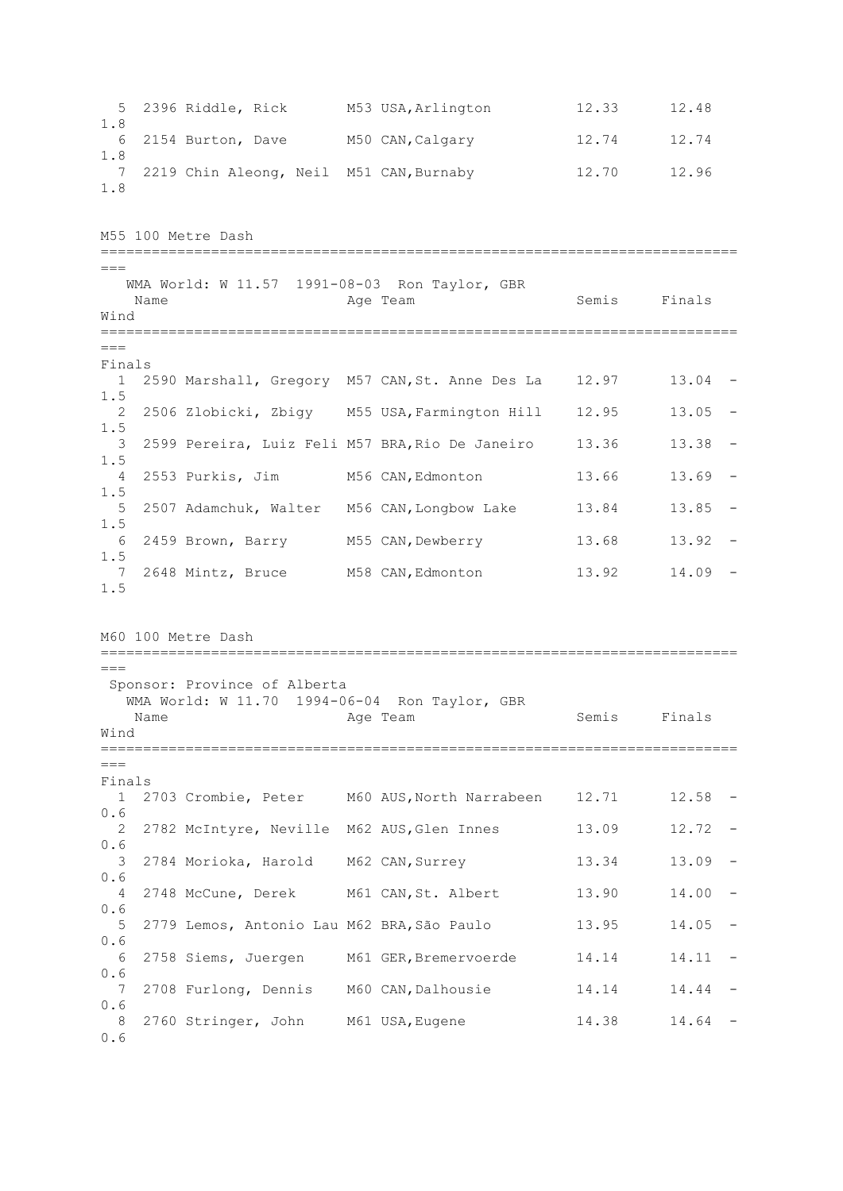| Place | Bib | Name | Age | Team | Semis | Finals | Wind |
|---|---|---|---|---|---|---|---|
| 5 | 2396 | Riddle, Rick | M53 | USA,Arlington | 12.33 | 12.48 | 1.8 |
| 6 | 2154 | Burton, Dave | M50 | CAN,Calgary | 12.74 | 12.74 | 1.8 |
| 7 | 2219 | Chin Aleong, Neil | M51 | CAN,Burnaby | 12.70 | 12.96 | 1.8 |

## M55 100 Metre Dash

WMA World: W 11.57 1991-08-03 Ron Taylor, GBR

**Finals**

| Place | Bib | Name | Age | Team | Semis | Finals | Wind |
|---|---|---|---|---|---|---|---|
| 1 | 2590 | Marshall, Gregory | M57 | CAN,St. Anne Des La | 12.97 | 13.04 | -1.5 |
| 2 | 2506 | Zlobicki, Zbigy | M55 | USA,Farmington Hill | 12.95 | 13.05 | -1.5 |
| 3 | 2599 | Pereira, Luiz Feli | M57 | BRA,Rio De Janeiro | 13.36 | 13.38 | -1.5 |
| 4 | 2553 | Purkis, Jim | M56 | CAN,Edmonton | 13.66 | 13.69 | -1.5 |
| 5 | 2507 | Adamchuk, Walter | M56 | CAN,Longbow Lake | 13.84 | 13.85 | -1.5 |
| 6 | 2459 | Brown, Barry | M55 | CAN,Dewberry | 13.68 | 13.92 | -1.5 |
| 7 | 2648 | Mintz, Bruce | M58 | CAN,Edmonton | 13.92 | 14.09 | -1.5 |

## M60 100 Metre Dash

Sponsor: Province of Alberta

WMA World: W 11.70 1994-06-04 Ron Taylor, GBR

**Finals**

| Place | Bib | Name | Age | Team | Semis | Finals | Wind |
|---|---|---|---|---|---|---|---|
| 1 | 2703 | Crombie, Peter | M60 | AUS,North Narrabeen | 12.71 | 12.58 | -0.6 |
| 2 | 2782 | McIntyre, Neville | M62 | AUS,Glen Innes | 13.09 | 12.72 | -0.6 |
| 3 | 2784 | Morioka, Harold | M62 | CAN,Surrey | 13.34 | 13.09 | -0.6 |
| 4 | 2748 | McCune, Derek | M61 | CAN,St. Albert | 13.90 | 14.00 | -0.6 |
| 5 | 2779 | Lemos, Antonio Lau | M62 | BRA,São Paulo | 13.95 | 14.05 | -0.6 |
| 6 | 2758 | Siems, Juergen | M61 | GER,Bremervoerde | 14.14 | 14.11 | -0.6 |
| 7 | 2708 | Furlong, Dennis | M60 | CAN,Dalhousie | 14.14 | 14.44 | -0.6 |
| 8 | 2760 | Stringer, John | M61 | USA,Eugene | 14.38 | 14.64 | -0.6 |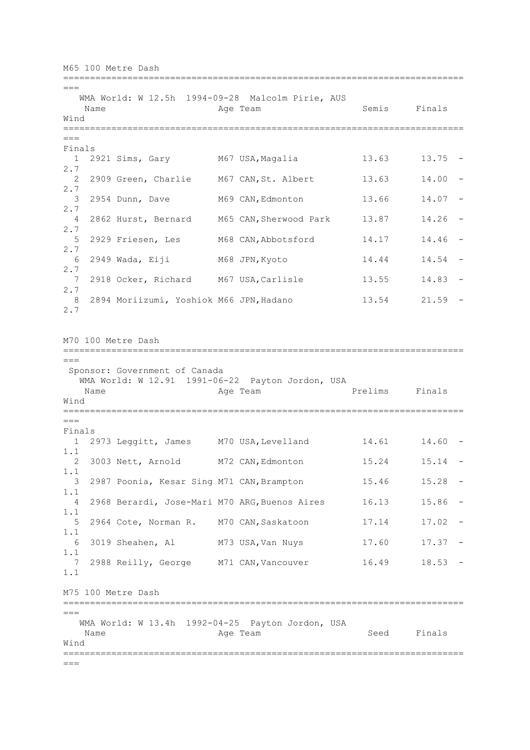## M65 100 Metre Dash

WMA World: W 12.5h 1994-09-28 Malcolm Pirie, AUS

**Finals**

| Place | No. | Name | Age | Team | Semis | Finals | Wind |
|---|---|---|---|---|---|---|---|
| 1 | 2921 | Sims, Gary | M67 | USA,Magalia | 13.63 | 13.75 | -2.7 |
| 2 | 2909 | Green, Charlie | M67 | CAN,St. Albert | 13.63 | 14.00 | -2.7 |
| 3 | 2954 | Dunn, Dave | M69 | CAN,Edmonton | 13.66 | 14.07 | -2.7 |
| 4 | 2862 | Hurst, Bernard | M65 | CAN,Sherwood Park | 13.87 | 14.26 | -2.7 |
| 5 | 2929 | Friesen, Les | M68 | CAN,Abbotsford | 14.17 | 14.46 | -2.7 |
| 6 | 2949 | Wada, Eiji | M68 | JPN,Kyoto | 14.44 | 14.54 | -2.7 |
| 7 | 2918 | Ocker, Richard | M67 | USA,Carlisle | 13.55 | 14.83 | -2.7 |
| 8 | 2894 | Moriizumi, Yoshiok | M66 | JPN,Hadano | 13.54 | 21.59 | -2.7 |

## M70 100 Metre Dash

Sponsor: Government of Canada

WMA World: W 12.91 1991-06-22 Payton Jordon, USA

**Finals**

| Place | No. | Name | Age | Team | Prelims | Finals | Wind |
|---|---|---|---|---|---|---|---|
| 1 | 2973 | Leggitt, James | M70 | USA,Levelland | 14.61 | 14.60 | -1.1 |
| 2 | 3003 | Nett, Arnold | M72 | CAN,Edmonton | 15.24 | 15.14 | -1.1 |
| 3 | 2987 | Poonia, Kesar Sing | M71 | CAN,Brampton | 15.46 | 15.28 | -1.1 |
| 4 | 2968 | Berardi, Jose-Mari | M70 | ARG,Buenos Aires | 16.13 | 15.86 | -1.1 |
| 5 | 2964 | Cote, Norman R. | M70 | CAN,Saskatoon | 17.14 | 17.02 | -1.1 |
| 6 | 3019 | Sheahen, Al | M73 | USA,Van Nuys | 17.60 | 17.37 | -1.1 |
| 7 | 2988 | Reilly, George | M71 | CAN,Vancouver | 16.49 | 18.53 | -1.1 |

## M75 100 Metre Dash

WMA World: W 13.4h 1992-04-25 Payton Jordon, USA

| Place | No. | Name | Age | Team | Seed | Finals | Wind |
|---|---|---|---|---|---|---|---|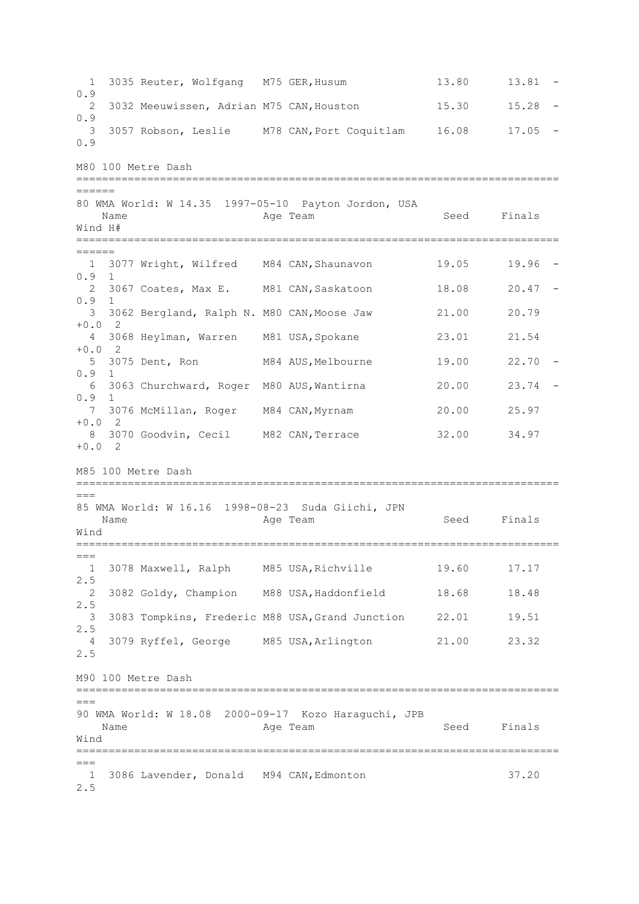| Place | Bib | Name | Age | Team | Seed | Finals | Wind |
|---|---|---|---|---|---|---|---|
| 1 | 3035 | Reuter, Wolfgang | M75 | GER, Husum | 13.80 | 13.81 | -0.9 |
| 2 | 3032 | Meeuwissen, Adrian | M75 | CAN, Houston | 15.30 | 15.28 | -0.9 |
| 3 | 3057 | Robson, Leslie | M78 | CAN, Port Coquitlam | 16.08 | 17.05 | -0.9 |

## M80 100 Metre Dash

80 WMA World: W 14.35 1997-05-10 Payton Jordon, USA

| Place | Bib | Name | Age | Team | Seed | Finals | Wind | H# |
|---|---|---|---|---|---|---|---|---|
| 1 | 3077 | Wright, Wilfred | M84 | CAN, Shaunavon | 19.05 | 19.96 | -0.9 | 1 |
| 2 | 3067 | Coates, Max E. | M81 | CAN, Saskatoon | 18.08 | 20.47 | -0.9 | 1 |
| 3 | 3062 | Bergland, Ralph N. | M80 | CAN, Moose Jaw | 21.00 | 20.79 | +0.0 | 2 |
| 4 | 3068 | Heylman, Warren | M81 | USA, Spokane | 23.01 | 21.54 | +0.0 | 2 |
| 5 | 3075 | Dent, Ron | M84 | AUS, Melbourne | 19.00 | 22.70 | -0.9 | 1 |
| 6 | 3063 | Churchward, Roger | M80 | AUS, Wantirna | 20.00 | 23.74 | -0.9 | 1 |
| 7 | 3076 | McMillan, Roger | M84 | CAN, Myrnam | 20.00 | 25.97 | +0.0 | 2 |
| 8 | 3070 | Goodvin, Cecil | M82 | CAN, Terrace | 32.00 | 34.97 | +0.0 | 2 |

## M85 100 Metre Dash

85 WMA World: W 16.16 1998-08-23 Suda Giichi, JPN

| Place | Bib | Name | Age | Team | Seed | Finals | Wind |
|---|---|---|---|---|---|---|---|
| 1 | 3078 | Maxwell, Ralph | M85 | USA, Richville | 19.60 | 17.17 | 2.5 |
| 2 | 3082 | Goldy, Champion | M88 | USA, Haddonfield | 18.68 | 18.48 | 2.5 |
| 3 | 3083 | Tompkins, Frederic | M88 | USA, Grand Junction | 22.01 | 19.51 | 2.5 |
| 4 | 3079 | Ryffel, George | M85 | USA, Arlington | 21.00 | 23.32 | 2.5 |

## M90 100 Metre Dash

90 WMA World: W 18.08 2000-09-17 Kozo Haraguchi, JPB

| Place | Bib | Name | Age | Team | Seed | Finals | Wind |
|---|---|---|---|---|---|---|---|
| 1 | 3086 | Lavender, Donald | M94 | CAN, Edmonton | | 37.20 | 2.5 |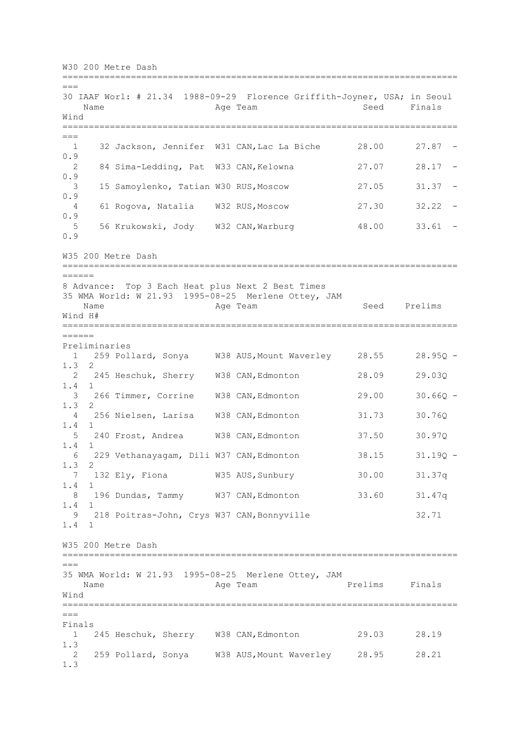## W30 200 Metre Dash

30 IAAF Worl: # 21.34 1988-09-29 Florence Griffith-Joyner, USA; in Seoul

| | # | Name | Age | Team | Seed | Finals | Wind |
|---|---|---|---|---|---|---|---|
| 1 | 32 | Jackson, Jennifer | W31 | CAN,Lac La Biche | 28.00 | 27.87 | -0.9 |
| 2 | 84 | Sima-Ledding, Pat | W33 | CAN,Kelowna | 27.07 | 28.17 | -0.9 |
| 3 | 15 | Samoylenko, Tatian | W30 | RUS,Moscow | 27.05 | 31.37 | -0.9 |
| 4 | 61 | Rogova, Natalia | W32 | RUS,Moscow | 27.30 | 32.22 | -0.9 |
| 5 | 56 | Krukowski, Jody | W32 | CAN,Warburg | 48.00 | 33.61 | -0.9 |

## W35 200 Metre Dash

8 Advance: Top 3 Each Heat plus Next 2 Best Times

35 WMA World: W 21.93 1995-08-25 Merlene Ottey, JAM

Preliminaries

| | # | Name | Age | Team | Seed | Prelims | Wind | H# |
|---|---|---|---|---|---|---|---|---|
| 1 | 259 | Pollard, Sonya | W38 | AUS,Mount Waverley | 28.55 | 28.95Q | -1.3 | 2 |
| 2 | 245 | Heschuk, Sherry | W38 | CAN,Edmonton | 28.09 | 29.03Q | 1.4 | 1 |
| 3 | 266 | Timmer, Corrine | W38 | CAN,Edmonton | 29.00 | 30.66Q | -1.3 | 2 |
| 4 | 256 | Nielsen, Larisa | W38 | CAN,Edmonton | 31.73 | 30.76Q | 1.4 | 1 |
| 5 | 240 | Frost, Andrea | W38 | CAN,Edmonton | 37.50 | 30.97Q | 1.4 | 1 |
| 6 | 229 | Vethanayagam, Dili | W37 | CAN,Edmonton | 38.15 | 31.19Q | -1.3 | 2 |
| 7 | 132 | Ely, Fiona | W35 | AUS,Sunbury | 30.00 | 31.37q | 1.4 | 1 |
| 8 | 196 | Dundas, Tammy | W37 | CAN,Edmonton | 33.60 | 31.47q | 1.4 | 1 |
| 9 | 218 | Poitras-John, Crys | W37 | CAN,Bonnyville | | 32.71 | 1.4 | 1 |

## W35 200 Metre Dash

35 WMA World: W 21.93 1995-08-25 Merlene Ottey, JAM

Finals

| | # | Name | Age | Team | Prelims | Finals | Wind |
|---|---|---|---|---|---|---|---|
| 1 | 245 | Heschuk, Sherry | W38 | CAN,Edmonton | 29.03 | 28.19 | 1.3 |
| 2 | 259 | Pollard, Sonya | W38 | AUS,Mount Waverley | 28.95 | 28.21 | 1.3 |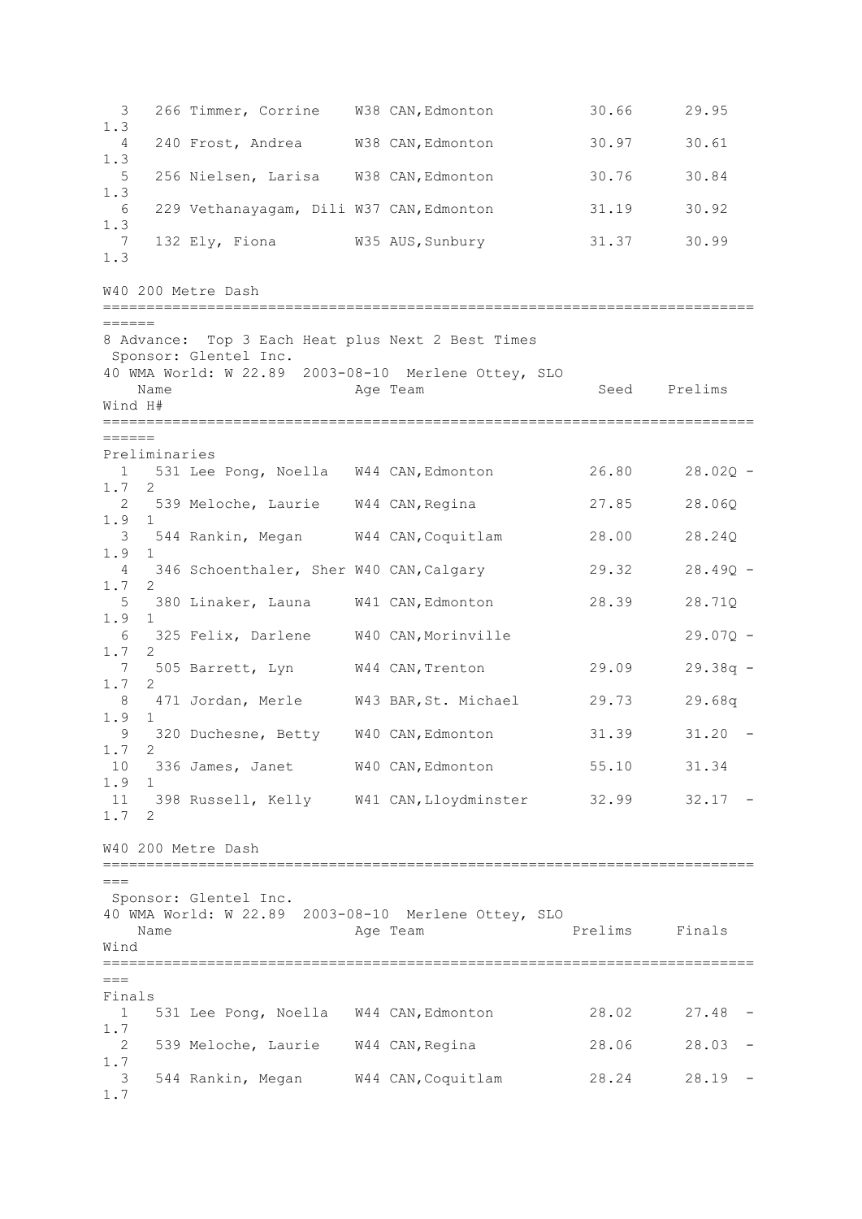| Place | # | Name | Age | Team | Seed | Prelims | Wind |
|---|---|---|---|---|---|---|---|
| 3 | 266 | Timmer, Corrine | W38 | CAN,Edmonton | 30.66 | 29.95 | 1.3 |
| 4 | 240 | Frost, Andrea | W38 | CAN,Edmonton | 30.97 | 30.61 | 1.3 |
| 5 | 256 | Nielsen, Larisa | W38 | CAN,Edmonton | 30.76 | 30.84 | 1.3 |
| 6 | 229 | Vethanayagam, Dili | W37 | CAN,Edmonton | 31.19 | 30.92 | 1.3 |
| 7 | 132 | Ely, Fiona | W35 | AUS,Sunbury | 31.37 | 30.99 | 1.3 |

## W40 200 Metre Dash

8 Advance: Top 3 Each Heat plus Next 2 Best Times

Sponsor: Glentel Inc.

40 WMA World: W 22.89 2003-08-10 Merlene Ottey, SLO

### Preliminaries

| Place | # | Name | Age | Team | Seed | Prelims | Wind | H# |
|---|---|---|---|---|---|---|---|---|
| 1 | 531 | Lee Pong, Noella | W44 | CAN,Edmonton | 26.80 | 28.02Q | -1.7 | 2 |
| 2 | 539 | Meloche, Laurie | W44 | CAN,Regina | 27.85 | 28.06Q | 1.9 | 1 |
| 3 | 544 | Rankin, Megan | W44 | CAN,Coquitlam | 28.00 | 28.24Q | 1.9 | 1 |
| 4 | 346 | Schoenthaler, Sher | W40 | CAN,Calgary | 29.32 | 28.49Q | -1.7 | 2 |
| 5 | 380 | Linaker, Launa | W41 | CAN,Edmonton | 28.39 | 28.71Q | 1.9 | 1 |
| 6 | 325 | Felix, Darlene | W40 | CAN,Morinville | | 29.07Q | -1.7 | 2 |
| 7 | 505 | Barrett, Lyn | W44 | CAN,Trenton | 29.09 | 29.38q | -1.7 | 2 |
| 8 | 471 | Jordan, Merle | W43 | BAR,St. Michael | 29.73 | 29.68q | 1.9 | 1 |
| 9 | 320 | Duchesne, Betty | W40 | CAN,Edmonton | 31.39 | 31.20 | -1.7 | 2 |
| 10 | 336 | James, Janet | W40 | CAN,Edmonton | 55.10 | 31.34 | 1.9 | 1 |
| 11 | 398 | Russell, Kelly | W41 | CAN,Lloydminster | 32.99 | 32.17 | -1.7 | 2 |

## W40 200 Metre Dash

Sponsor: Glentel Inc.

40 WMA World: W 22.89 2003-08-10 Merlene Ottey, SLO

### Finals

| Place | # | Name | Age | Team | Prelims | Finals | Wind |
|---|---|---|---|---|---|---|---|
| 1 | 531 | Lee Pong, Noella | W44 | CAN,Edmonton | 28.02 | 27.48 | -1.7 |
| 2 | 539 | Meloche, Laurie | W44 | CAN,Regina | 28.06 | 28.03 | -1.7 |
| 3 | 544 | Rankin, Megan | W44 | CAN,Coquitlam | 28.24 | 28.19 | -1.7 |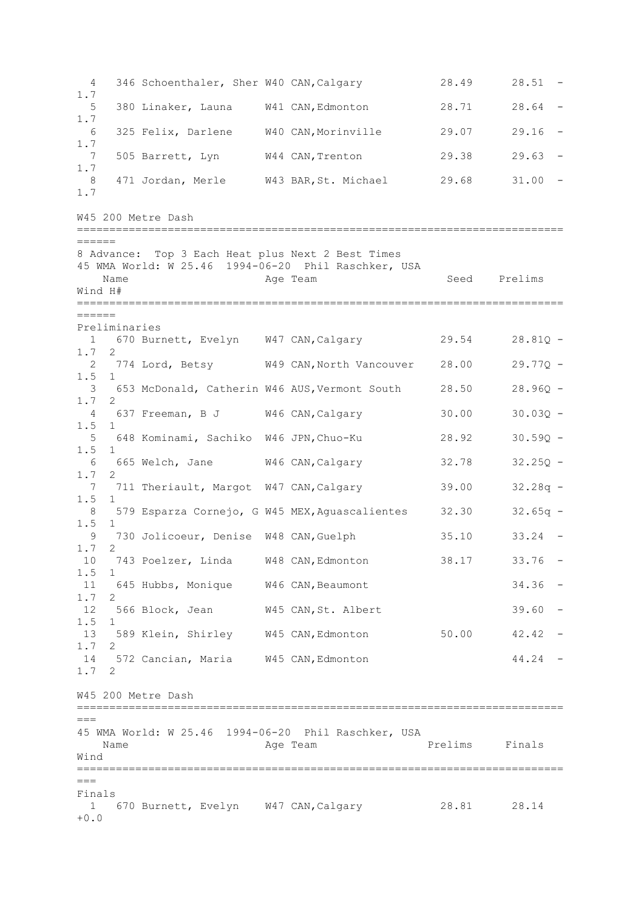| Place | # | Name | Age | Team | Seed | Prelims | Wind |
|---|---|---|---|---|---|---|---|
| 4 | 346 | Schoenthaler, Sher | W40 | CAN,Calgary | 28.49 | 28.51 | -1.7 |
| 5 | 380 | Linaker, Launa | W41 | CAN,Edmonton | 28.71 | 28.64 | -1.7 |
| 6 | 325 | Felix, Darlene | W40 | CAN,Morinville | 29.07 | 29.16 | -1.7 |
| 7 | 505 | Barrett, Lyn | W44 | CAN,Trenton | 29.38 | 29.63 | -1.7 |
| 8 | 471 | Jordan, Merle | W43 | BAR,St. Michael | 29.68 | 31.00 | -1.7 |

## W45 200 Metre Dash

8 Advance: Top 3 Each Heat plus Next 2 Best Times
45 WMA World: W 25.46 1994-06-20 Phil Raschker, USA

Preliminaries

| Place | # | Name | Age | Team | Seed | Prelims | Wind | H# |
|---|---|---|---|---|---|---|---|---|
| 1 | 670 | Burnett, Evelyn | W47 | CAN,Calgary | 29.54 | 28.81Q | -1.7 | 2 |
| 2 | 774 | Lord, Betsy | W49 | CAN,North Vancouver | 28.00 | 29.77Q | -1.5 | 1 |
| 3 | 653 | McDonald, Catherin | W46 | AUS,Vermont South | 28.50 | 28.96Q | -1.7 | 2 |
| 4 | 637 | Freeman, B J | W46 | CAN,Calgary | 30.00 | 30.03Q | -1.5 | 1 |
| 5 | 648 | Kominami, Sachiko | W46 | JPN,Chuo-Ku | 28.92 | 30.59Q | -1.5 | 1 |
| 6 | 665 | Welch, Jane | W46 | CAN,Calgary | 32.78 | 32.25Q | -1.7 | 2 |
| 7 | 711 | Theriault, Margot | W47 | CAN,Calgary | 39.00 | 32.28q | -1.5 | 1 |
| 8 | 579 | Esparza Cornejo, G | W45 | MEX,Aguascalientes | 32.30 | 32.65q | -1.5 | 1 |
| 9 | 730 | Jolicoeur, Denise | W48 | CAN,Guelph | 35.10 | 33.24 | -1.7 | 2 |
| 10 | 743 | Poelzer, Linda | W48 | CAN,Edmonton | 38.17 | 33.76 | -1.5 | 1 |
| 11 | 645 | Hubbs, Monique | W46 | CAN,Beaumont | | 34.36 | -1.7 | 2 |
| 12 | 566 | Block, Jean | W45 | CAN,St. Albert | | 39.60 | -1.5 | 1 |
| 13 | 589 | Klein, Shirley | W45 | CAN,Edmonton | 50.00 | 42.42 | -1.7 | 2 |
| 14 | 572 | Cancian, Maria | W45 | CAN,Edmonton | | 44.24 | -1.7 | 2 |

## W45 200 Metre Dash

45 WMA World: W 25.46 1994-06-20 Phil Raschker, USA

Finals

| Place | # | Name | Age | Team | Prelims | Finals | Wind |
|---|---|---|---|---|---|---|---|
| 1 | 670 | Burnett, Evelyn | W47 | CAN,Calgary | 28.81 | 28.14 | +0.0 |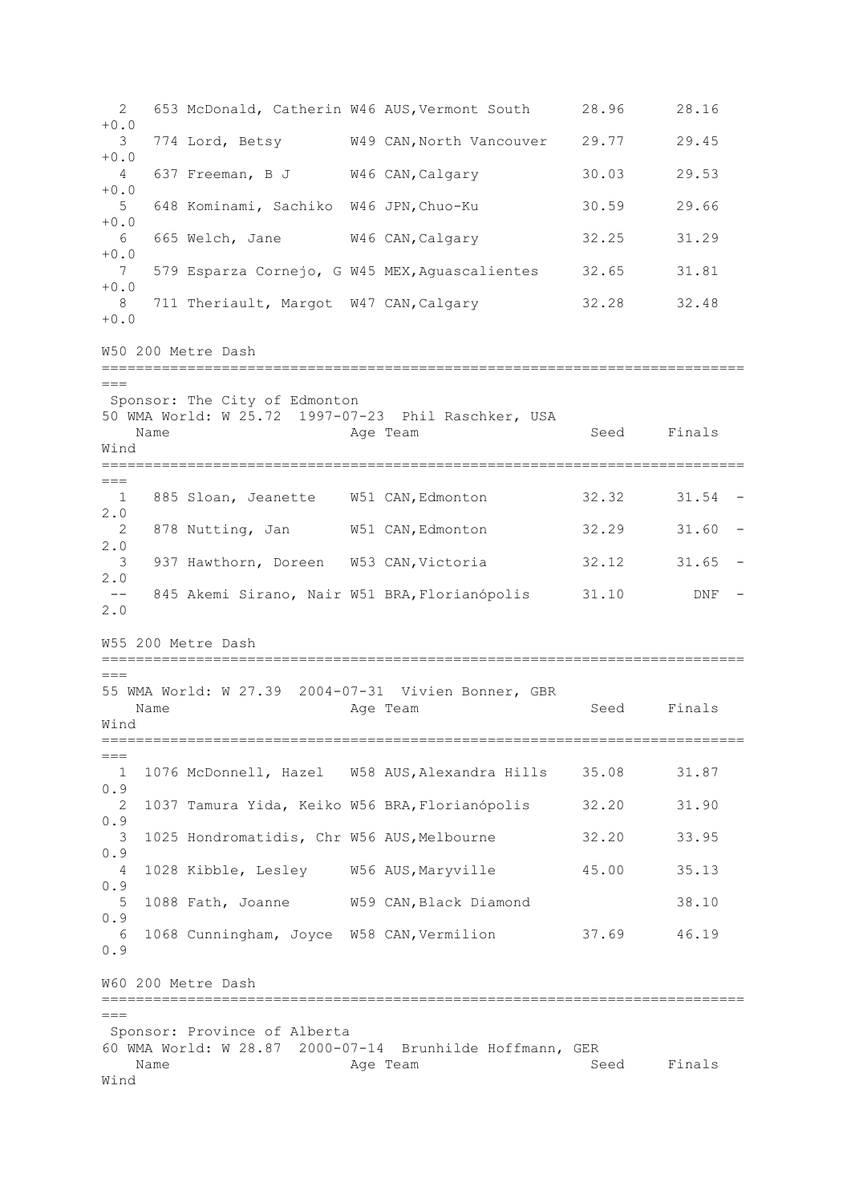| Place | Bib | Name | Age | Team | Seed | Finals | Wind |
|---|---|---|---|---|---|---|---|
| 2 | 653 | McDonald, Catherin | W46 | AUS,Vermont South | 28.96 | 28.16 | +0.0 |
| 3 | 774 | Lord, Betsy | W49 | CAN,North Vancouver | 29.77 | 29.45 | +0.0 |
| 4 | 637 | Freeman, B J | W46 | CAN,Calgary | 30.03 | 29.53 | +0.0 |
| 5 | 648 | Kominami, Sachiko | W46 | JPN,Chuo-Ku | 30.59 | 29.66 | +0.0 |
| 6 | 665 | Welch, Jane | W46 | CAN,Calgary | 32.25 | 31.29 | +0.0 |
| 7 | 579 | Esparza Cornejo, G | W45 | MEX,Aguascalientes | 32.65 | 31.81 | +0.0 |
| 8 | 711 | Theriault, Margot | W47 | CAN,Calgary | 32.28 | 32.48 | +0.0 |

## W50 200 Metre Dash

Sponsor: The City of Edmonton

50 WMA World: W 25.72 1997-07-23 Phil Raschker, USA

| Place | Bib | Name | Age | Team | Seed | Finals | Wind |
|---|---|---|---|---|---|---|---|
| 1 | 885 | Sloan, Jeanette | W51 | CAN,Edmonton | 32.32 | 31.54 | -2.0 |
| 2 | 878 | Nutting, Jan | W51 | CAN,Edmonton | 32.29 | 31.60 | -2.0 |
| 3 | 937 | Hawthorn, Doreen | W53 | CAN,Victoria | 32.12 | 31.65 | -2.0 |
| -- | 845 | Akemi Sirano, Nair | W51 | BRA,Florianópolis | 31.10 | DNF | -2.0 |

## W55 200 Metre Dash

55 WMA World: W 27.39 2004-07-31 Vivien Bonner, GBR

| Place | Bib | Name | Age | Team | Seed | Finals | Wind |
|---|---|---|---|---|---|---|---|
| 1 | 1076 | McDonnell, Hazel | W58 | AUS,Alexandra Hills | 35.08 | 31.87 | 0.9 |
| 2 | 1037 | Tamura Yida, Keiko | W56 | BRA,Florianópolis | 32.20 | 31.90 | 0.9 |
| 3 | 1025 | Hondromatidis, Chr | W56 | AUS,Melbourne | 32.20 | 33.95 | 0.9 |
| 4 | 1028 | Kibble, Lesley | W56 | AUS,Maryville | 45.00 | 35.13 | 0.9 |
| 5 | 1088 | Fath, Joanne | W59 | CAN,Black Diamond | | 38.10 | 0.9 |
| 6 | 1068 | Cunningham, Joyce | W58 | CAN,Vermilion | 37.69 | 46.19 | 0.9 |

## W60 200 Metre Dash

Sponsor: Province of Alberta

60 WMA World: W 28.87 2000-07-14 Brunhilde Hoffmann, GER

| Place | Bib | Name | Age | Team | Seed | Finals | Wind |
|---|---|---|---|---|---|---|---|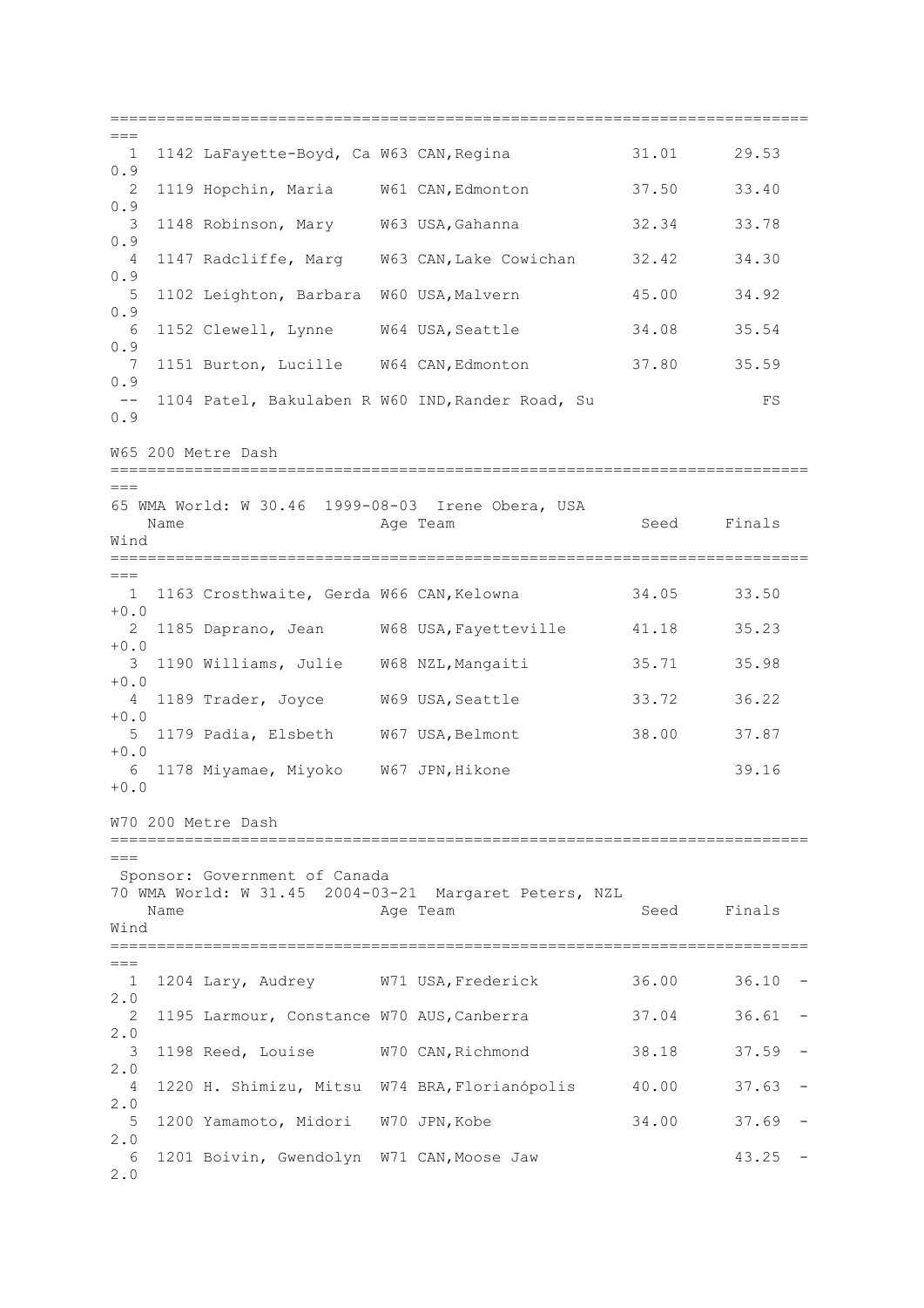| Place | No. | Name | Age | Team | Seed | Finals | Wind |
|---|---|---|---|---|---|---|---|
| 1 | 1142 | LaFayette-Boyd, Ca | W63 | CAN,Regina | 31.01 | 29.53 | 0.9 |
| 2 | 1119 | Hopchin, Maria | W61 | CAN,Edmonton | 37.50 | 33.40 | 0.9 |
| 3 | 1148 | Robinson, Mary | W63 | USA,Gahanna | 32.34 | 33.78 | 0.9 |
| 4 | 1147 | Radcliffe, Marg | W63 | CAN,Lake Cowichan | 32.42 | 34.30 | 0.9 |
| 5 | 1102 | Leighton, Barbara | W60 | USA,Malvern | 45.00 | 34.92 | 0.9 |
| 6 | 1152 | Clewell, Lynne | W64 | USA,Seattle | 34.08 | 35.54 | 0.9 |
| 7 | 1151 | Burton, Lucille | W64 | CAN,Edmonton | 37.80 | 35.59 | 0.9 |
| -- | 1104 | Patel, Bakulaben R | W60 | IND,Rander Road, Su | | FS | 0.9 |

W65 200 Metre Dash

65 WMA World: W 30.46 1999-08-03 Irene Obera, USA

| Place | No. | Name | Age | Team | Seed | Finals | Wind |
|---|---|---|---|---|---|---|---|
| 1 | 1163 | Crosthwaite, Gerda | W66 | CAN,Kelowna | 34.05 | 33.50 | +0.0 |
| 2 | 1185 | Daprano, Jean | W68 | USA,Fayetteville | 41.18 | 35.23 | +0.0 |
| 3 | 1190 | Williams, Julie | W68 | NZL,Mangaiti | 35.71 | 35.98 | +0.0 |
| 4 | 1189 | Trader, Joyce | W69 | USA,Seattle | 33.72 | 36.22 | +0.0 |
| 5 | 1179 | Padia, Elsbeth | W67 | USA,Belmont | 38.00 | 37.87 | +0.0 |
| 6 | 1178 | Miyamae, Miyoko | W67 | JPN,Hikone | | 39.16 | +0.0 |

W70 200 Metre Dash

Sponsor: Government of Canada
70 WMA World: W 31.45 2004-03-21 Margaret Peters, NZL

| Place | No. | Name | Age | Team | Seed | Finals | Wind |
|---|---|---|---|---|---|---|---|
| 1 | 1204 | Lary, Audrey | W71 | USA,Frederick | 36.00 | 36.10 | -2.0 |
| 2 | 1195 | Larmour, Constance | W70 | AUS,Canberra | 37.04 | 36.61 | -2.0 |
| 3 | 1198 | Reed, Louise | W70 | CAN,Richmond | 38.18 | 37.59 | -2.0 |
| 4 | 1220 | H. Shimizu, Mitsu | W74 | BRA,Florianópolis | 40.00 | 37.63 | -2.0 |
| 5 | 1200 | Yamamoto, Midori | W70 | JPN,Kobe | 34.00 | 37.69 | -2.0 |
| 6 | 1201 | Boivin, Gwendolyn | W71 | CAN,Moose Jaw | | 43.25 | -2.0 |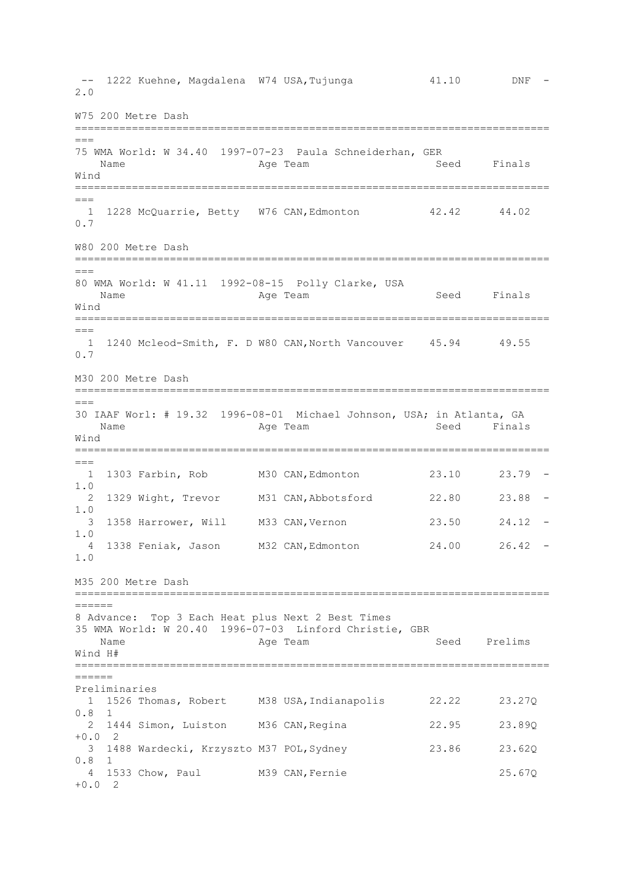| | | Name | Age | Team | Seed | Finals | Wind |
|---|---|---|---|---|---|---|---|
| -- | 1222 | Kuehne, Magdalena | W74 | USA,Tujunga | 41.10 | DNF | -2.0 |

## W75 200 Metre Dash

75 WMA World: W 34.40 1997-07-23 Paula Schneiderhan, GER

| | | Name | Age | Team | Seed | Finals | Wind |
|---|---|---|---|---|---|---|---|
| 1 | 1228 | McQuarrie, Betty | W76 | CAN,Edmonton | 42.42 | 44.02 | 0.7 |

## W80 200 Metre Dash

80 WMA World: W 41.11 1992-08-15 Polly Clarke, USA

| | | Name | Age | Team | Seed | Finals | Wind |
|---|---|---|---|---|---|---|---|
| 1 | 1240 | Mcleod-Smith, F. D | W80 | CAN,North Vancouver | 45.94 | 49.55 | 0.7 |

## M30 200 Metre Dash

30 IAAF Worl: # 19.32 1996-08-01 Michael Johnson, USA; in Atlanta, GA

| | | Name | Age | Team | Seed | Finals | Wind |
|---|---|---|---|---|---|---|---|
| 1 | 1303 | Farbin, Rob | M30 | CAN,Edmonton | 23.10 | 23.79 | -1.0 |
| 2 | 1329 | Wight, Trevor | M31 | CAN,Abbotsford | 22.80 | 23.88 | -1.0 |
| 3 | 1358 | Harrower, Will | M33 | CAN,Vernon | 23.50 | 24.12 | -1.0 |
| 4 | 1338 | Feniak, Jason | M32 | CAN,Edmonton | 24.00 | 26.42 | -1.0 |

## M35 200 Metre Dash

8 Advance: Top 3 Each Heat plus Next 2 Best Times
35 WMA World: W 20.40 1996-07-03 Linford Christie, GBR

Preliminaries

| | | Name | Age | Team | Seed | Prelims | Wind | H# |
|---|---|---|---|---|---|---|---|---|
| 1 | 1526 | Thomas, Robert | M38 | USA,Indianapolis | 22.22 | 23.27Q | 0.8 | 1 |
| 2 | 1444 | Simon, Luiston | M36 | CAN,Regina | 22.95 | 23.89Q | +0.0 | 2 |
| 3 | 1488 | Wardecki, Krzyszto | M37 | POL,Sydney | 23.86 | 23.62Q | 0.8 | 1 |
| 4 | 1533 | Chow, Paul | M39 | CAN,Fernie | | 25.67Q | +0.0 | 2 |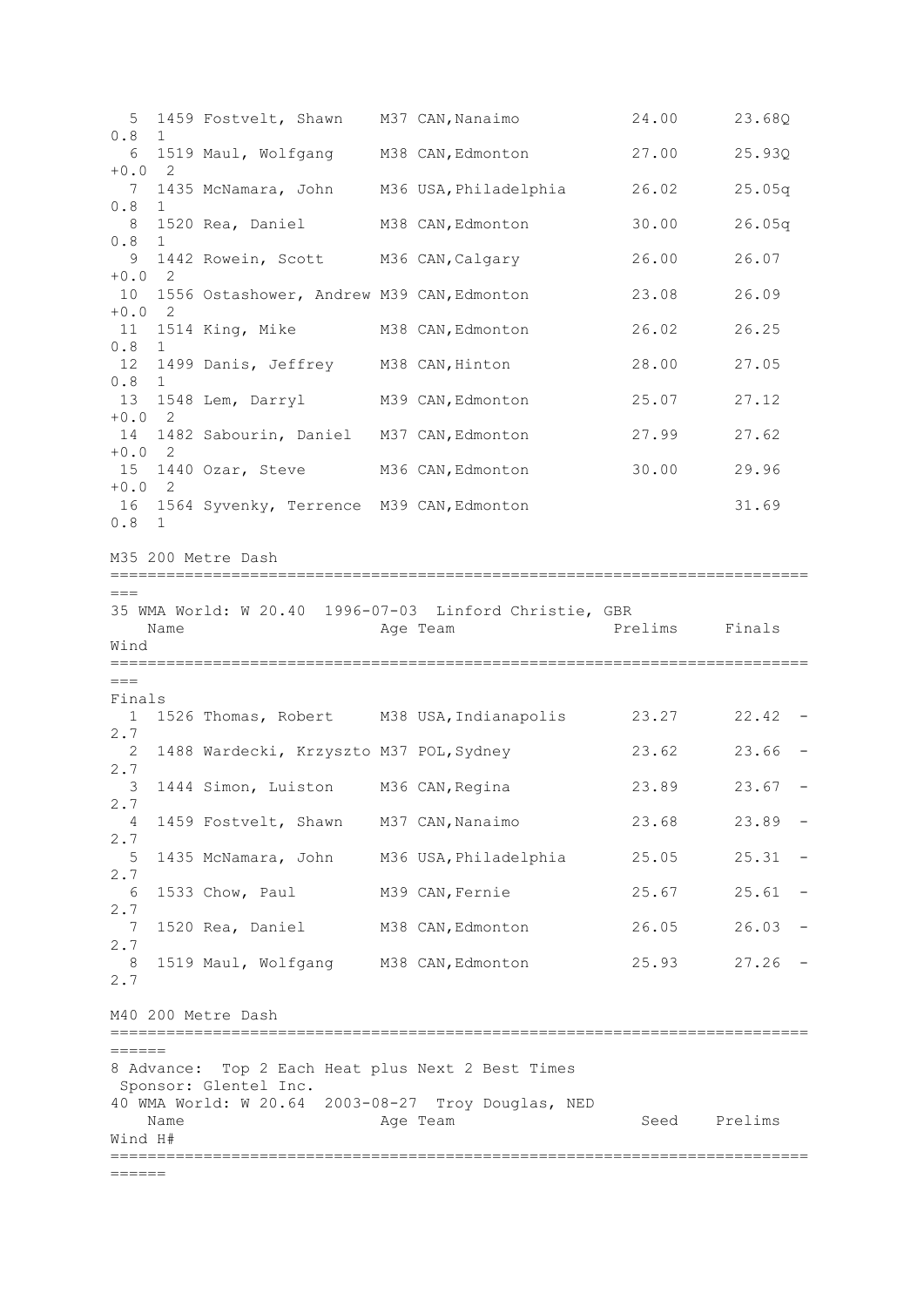| | | Name | Age | Team | Seed | Prelims | Wind | H# |
|---|---|---|---|---|---|---|---|---|
| 5 | 1459 | Fostvelt, Shawn | M37 | CAN,Nanaimo | 24.00 | 23.68Q | 0.8 | 1 |
| 6 | 1519 | Maul, Wolfgang | M38 | CAN,Edmonton | 27.00 | 25.93Q | +0.0 | 2 |
| 7 | 1435 | McNamara, John | M36 | USA,Philadelphia | 26.02 | 25.05q | 0.8 | 1 |
| 8 | 1520 | Rea, Daniel | M38 | CAN,Edmonton | 30.00 | 26.05q | 0.8 | 1 |
| 9 | 1442 | Rowein, Scott | M36 | CAN,Calgary | 26.00 | 26.07 | +0.0 | 2 |
| 10 | 1556 | Ostashower, Andrew | M39 | CAN,Edmonton | 23.08 | 26.09 | +0.0 | 2 |
| 11 | 1514 | King, Mike | M38 | CAN,Edmonton | 26.02 | 26.25 | 0.8 | 1 |
| 12 | 1499 | Danis, Jeffrey | M38 | CAN,Hinton | 28.00 | 27.05 | 0.8 | 1 |
| 13 | 1548 | Lem, Darryl | M39 | CAN,Edmonton | 25.07 | 27.12 | +0.0 | 2 |
| 14 | 1482 | Sabourin, Daniel | M37 | CAN,Edmonton | 27.99 | 27.62 | +0.0 | 2 |
| 15 | 1440 | Ozar, Steve | M36 | CAN,Edmonton | 30.00 | 29.96 | +0.0 | 2 |
| 16 | 1564 | Syvenky, Terrence | M39 | CAN,Edmonton | | 31.69 | 0.8 | 1 |

## M35 200 Metre Dash

35 WMA World: W 20.40 1996-07-03 Linford Christie, GBR

Finals

| | | Name | Age | Team | Prelims | Finals | Wind |
|---|---|---|---|---|---|---|---|
| 1 | 1526 | Thomas, Robert | M38 | USA,Indianapolis | 23.27 | 22.42 | -2.7 |
| 2 | 1488 | Wardecki, Krzyszto | M37 | POL,Sydney | 23.62 | 23.66 | -2.7 |
| 3 | 1444 | Simon, Luiston | M36 | CAN,Regina | 23.89 | 23.67 | -2.7 |
| 4 | 1459 | Fostvelt, Shawn | M37 | CAN,Nanaimo | 23.68 | 23.89 | -2.7 |
| 5 | 1435 | McNamara, John | M36 | USA,Philadelphia | 25.05 | 25.31 | -2.7 |
| 6 | 1533 | Chow, Paul | M39 | CAN,Fernie | 25.67 | 25.61 | -2.7 |
| 7 | 1520 | Rea, Daniel | M38 | CAN,Edmonton | 26.05 | 26.03 | -2.7 |
| 8 | 1519 | Maul, Wolfgang | M38 | CAN,Edmonton | 25.93 | 27.26 | -2.7 |

## M40 200 Metre Dash

8 Advance: Top 2 Each Heat plus Next 2 Best Times
Sponsor: Glentel Inc.
40 WMA World: W 20.64 2003-08-27 Troy Douglas, NED

| Name | Age | Team | Seed | Prelims | Wind | H# |
|---|---|---|---|---|---|---|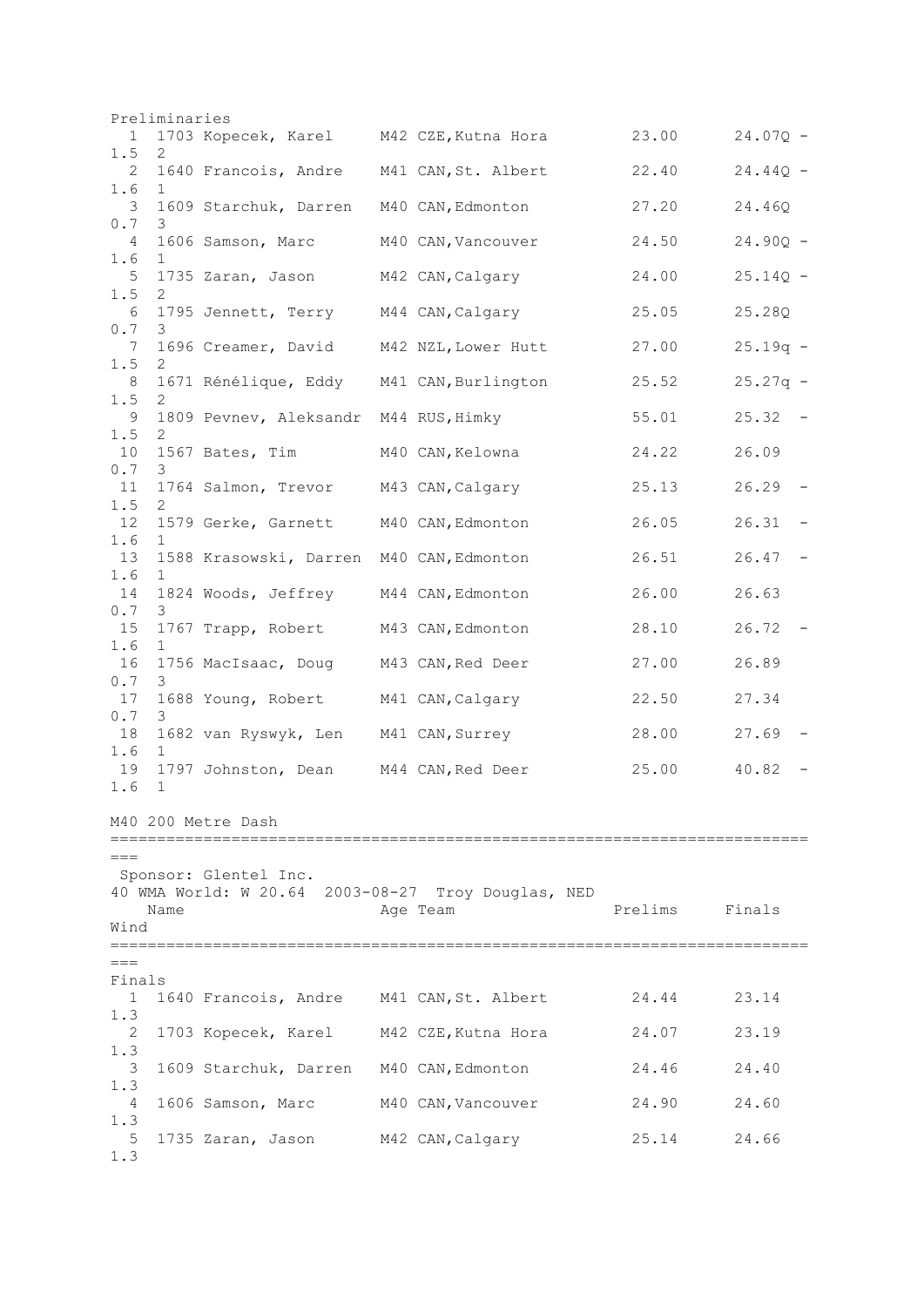Preliminaries

| Place | Bib | Name | Age | Team | Seed | Prelims | Wind | Heat |
|---|---|---|---|---|---|---|---|---|
| 1 | 1703 | Kopecek, Karel | M42 | CZE,Kutna Hora | 23.00 | 24.07Q | -1.5 | 2 |
| 2 | 1640 | Francois, Andre | M41 | CAN,St. Albert | 22.40 | 24.44Q | -1.6 | 1 |
| 3 | 1609 | Starchuk, Darren | M40 | CAN,Edmonton | 27.20 | 24.46Q | 0.7 | 3 |
| 4 | 1606 | Samson, Marc | M40 | CAN,Vancouver | 24.50 | 24.90Q | -1.6 | 1 |
| 5 | 1735 | Zaran, Jason | M42 | CAN,Calgary | 24.00 | 25.14Q | -1.5 | 2 |
| 6 | 1795 | Jennett, Terry | M44 | CAN,Calgary | 25.05 | 25.28Q | 0.7 | 3 |
| 7 | 1696 | Creamer, David | M42 | NZL,Lower Hutt | 27.00 | 25.19q | -1.5 | 2 |
| 8 | 1671 | Rénélique, Eddy | M41 | CAN,Burlington | 25.52 | 25.27q | -1.5 | 2 |
| 9 | 1809 | Pevnev, Aleksandr | M44 | RUS,Himky | 55.01 | 25.32 | -1.5 | 2 |
| 10 | 1567 | Bates, Tim | M40 | CAN,Kelowna | 24.22 | 26.09 | 0.7 | 3 |
| 11 | 1764 | Salmon, Trevor | M43 | CAN,Calgary | 25.13 | 26.29 | -1.5 | 2 |
| 12 | 1579 | Gerke, Garnett | M40 | CAN,Edmonton | 26.05 | 26.31 | -1.6 | 1 |
| 13 | 1588 | Krasowski, Darren | M40 | CAN,Edmonton | 26.51 | 26.47 | -1.6 | 1 |
| 14 | 1824 | Woods, Jeffrey | M44 | CAN,Edmonton | 26.00 | 26.63 | 0.7 | 3 |
| 15 | 1767 | Trapp, Robert | M43 | CAN,Edmonton | 28.10 | 26.72 | -1.6 | 1 |
| 16 | 1756 | MacIsaac, Doug | M43 | CAN,Red Deer | 27.00 | 26.89 | 0.7 | 3 |
| 17 | 1688 | Young, Robert | M41 | CAN,Calgary | 22.50 | 27.34 | 0.7 | 3 |
| 18 | 1682 | van Ryswyk, Len | M41 | CAN,Surrey | 28.00 | 27.69 | -1.6 | 1 |
| 19 | 1797 | Johnston, Dean | M44 | CAN,Red Deer | 25.00 | 40.82 | -1.6 | 1 |

## M40 200 Metre Dash

Sponsor: Glentel Inc.

40 WMA World: W 20.64 2003-08-27 Troy Douglas, NED

Finals

| Place | Bib | Name | Age | Team | Prelims | Finals | Wind |
|---|---|---|---|---|---|---|---|
| 1 | 1640 | Francois, Andre | M41 | CAN,St. Albert | 24.44 | 23.14 | 1.3 |
| 2 | 1703 | Kopecek, Karel | M42 | CZE,Kutna Hora | 24.07 | 23.19 | 1.3 |
| 3 | 1609 | Starchuk, Darren | M40 | CAN,Edmonton | 24.46 | 24.40 | 1.3 |
| 4 | 1606 | Samson, Marc | M40 | CAN,Vancouver | 24.90 | 24.60 | 1.3 |
| 5 | 1735 | Zaran, Jason | M42 | CAN,Calgary | 25.14 | 24.66 | 1.3 |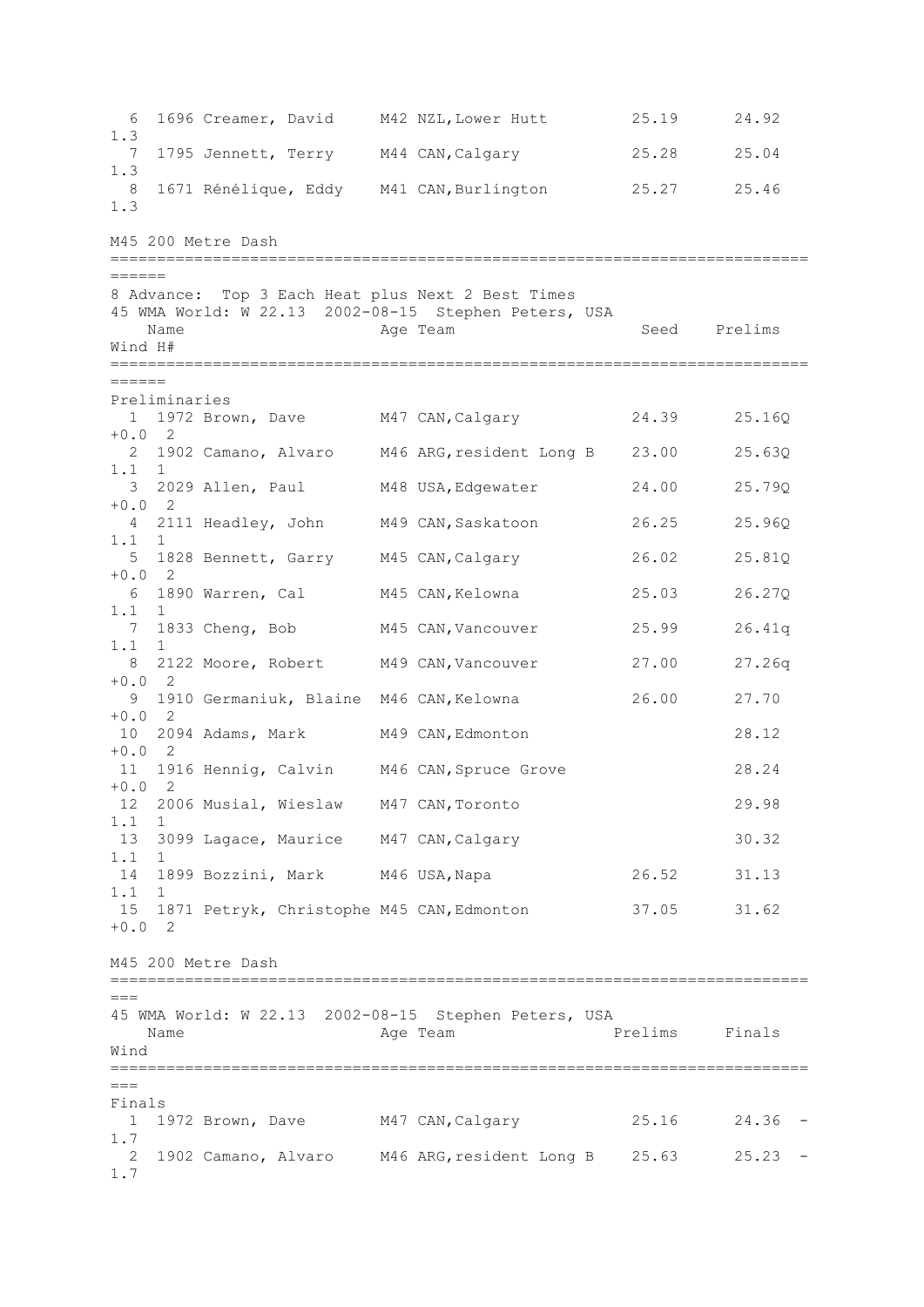| Place | Bib | Name | Age | Team | Seed | Finals | Wind |
|---|---|---|---|---|---|---|---|
| 6 | 1696 | Creamer, David | M42 | NZL, Lower Hutt | 25.19 | 24.92 | 1.3 |
| 7 | 1795 | Jennett, Terry | M44 | CAN, Calgary | 25.28 | 25.04 | 1.3 |
| 8 | 1671 | Rénélique, Eddy | M41 | CAN, Burlington | 25.27 | 25.46 | 1.3 |

## M45 200 Metre Dash

8 Advance: Top 3 Each Heat plus Next 2 Best Times

45 WMA World: W 22.13 2002-08-15 Stephen Peters, USA

**Preliminaries**

| Place | Bib | Name | Age | Team | Seed | Prelims | Wind | H# |
|---|---|---|---|---|---|---|---|---|
| 1 | 1972 | Brown, Dave | M47 | CAN, Calgary | 24.39 | 25.16Q | +0.0 | 2 |
| 2 | 1902 | Camano, Alvaro | M46 | ARG, resident Long B | 23.00 | 25.63Q | 1.1 | 1 |
| 3 | 2029 | Allen, Paul | M48 | USA, Edgewater | 24.00 | 25.79Q | +0.0 | 2 |
| 4 | 2111 | Headley, John | M49 | CAN, Saskatoon | 26.25 | 25.96Q | 1.1 | 1 |
| 5 | 1828 | Bennett, Garry | M45 | CAN, Calgary | 26.02 | 25.81Q | +0.0 | 2 |
| 6 | 1890 | Warren, Cal | M45 | CAN, Kelowna | 25.03 | 26.27Q | 1.1 | 1 |
| 7 | 1833 | Cheng, Bob | M45 | CAN, Vancouver | 25.99 | 26.41q | 1.1 | 1 |
| 8 | 2122 | Moore, Robert | M49 | CAN, Vancouver | 27.00 | 27.26q | +0.0 | 2 |
| 9 | 1910 | Germaniuk, Blaine | M46 | CAN, Kelowna | 26.00 | 27.70 | +0.0 | 2 |
| 10 | 2094 | Adams, Mark | M49 | CAN, Edmonton | | 28.12 | +0.0 | 2 |
| 11 | 1916 | Hennig, Calvin | M46 | CAN, Spruce Grove | | 28.24 | +0.0 | 2 |
| 12 | 2006 | Musial, Wieslaw | M47 | CAN, Toronto | | 29.98 | 1.1 | 1 |
| 13 | 3099 | Lagace, Maurice | M47 | CAN, Calgary | | 30.32 | 1.1 | 1 |
| 14 | 1899 | Bozzini, Mark | M46 | USA, Napa | 26.52 | 31.13 | 1.1 | 1 |
| 15 | 1871 | Petryk, Christophe | M45 | CAN, Edmonton | 37.05 | 31.62 | +0.0 | 2 |

## M45 200 Metre Dash

45 WMA World: W 22.13 2002-08-15 Stephen Peters, USA

**Finals**

| Place | Bib | Name | Age | Team | Prelims | Finals | Wind |
|---|---|---|---|---|---|---|---|
| 1 | 1972 | Brown, Dave | M47 | CAN, Calgary | 25.16 | 24.36 | -1.7 |
| 2 | 1902 | Camano, Alvaro | M46 | ARG, resident Long B | 25.63 | 25.23 | -1.7 |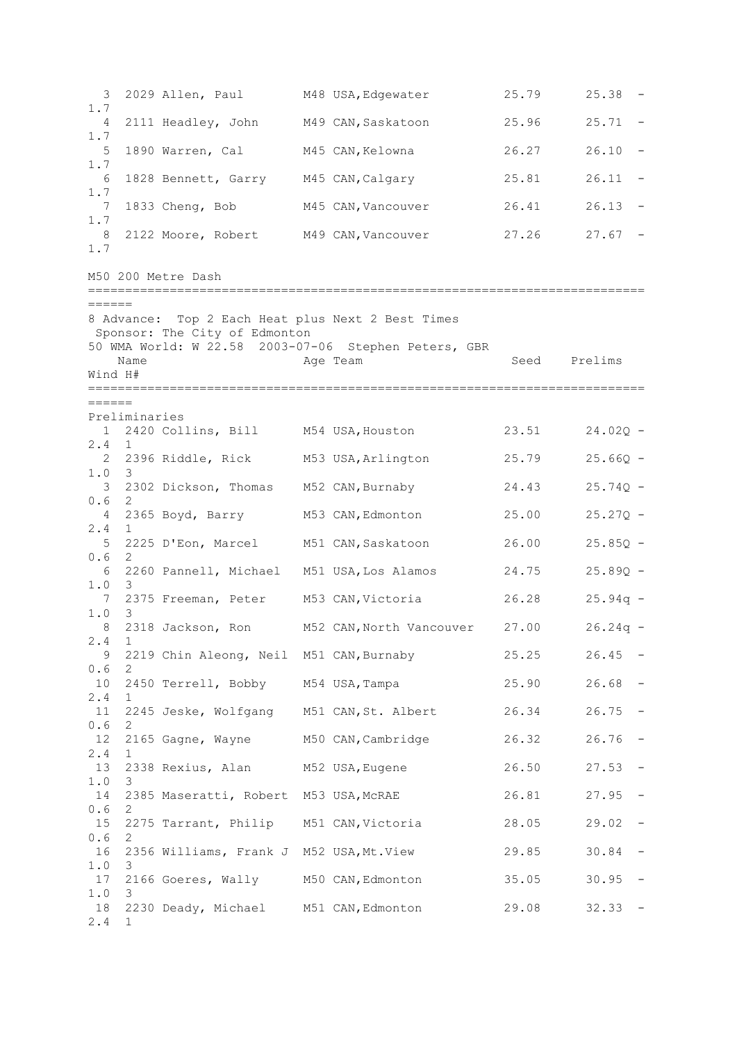| Place | # | Name | Age | Team | Seed | Prelims | Wind |
|---|---|---|---|---|---|---|---|
| 3 | 2029 | Allen, Paul | M48 | USA,Edgewater | 25.79 | 25.38 | -1.7 |
| 4 | 2111 | Headley, John | M49 | CAN,Saskatoon | 25.96 | 25.71 | -1.7 |
| 5 | 1890 | Warren, Cal | M45 | CAN,Kelowna | 26.27 | 26.10 | -1.7 |
| 6 | 1828 | Bennett, Garry | M45 | CAN,Calgary | 25.81 | 26.11 | -1.7 |
| 7 | 1833 | Cheng, Bob | M45 | CAN,Vancouver | 26.41 | 26.13 | -1.7 |
| 8 | 2122 | Moore, Robert | M49 | CAN,Vancouver | 27.26 | 27.67 | -1.7 |

M50 200 Metre Dash

8 Advance: Top 2 Each Heat plus Next 2 Best Times
Sponsor: The City of Edmonton
50 WMA World: W 22.58 2003-07-06 Stephen Peters, GBR

Preliminaries

| Place | # | Name | Age | Team | Seed | Prelims | Wind | H# |
|---|---|---|---|---|---|---|---|---|
| 1 | 2420 | Collins, Bill | M54 | USA,Houston | 23.51 | 24.02Q | -2.4 | 1 |
| 2 | 2396 | Riddle, Rick | M53 | USA,Arlington | 25.79 | 25.66Q | -1.0 | 3 |
| 3 | 2302 | Dickson, Thomas | M52 | CAN,Burnaby | 24.43 | 25.74Q | -0.6 | 2 |
| 4 | 2365 | Boyd, Barry | M53 | CAN,Edmonton | 25.00 | 25.27Q | -2.4 | 1 |
| 5 | 2225 | D'Eon, Marcel | M51 | CAN,Saskatoon | 26.00 | 25.85Q | -0.6 | 2 |
| 6 | 2260 | Pannell, Michael | M51 | USA,Los Alamos | 24.75 | 25.89Q | -1.0 | 3 |
| 7 | 2375 | Freeman, Peter | M53 | CAN,Victoria | 26.28 | 25.94q | -1.0 | 3 |
| 8 | 2318 | Jackson, Ron | M52 | CAN,North Vancouver | 27.00 | 26.24q | -2.4 | 1 |
| 9 | 2219 | Chin Aleong, Neil | M51 | CAN,Burnaby | 25.25 | 26.45 | -0.6 | 2 |
| 10 | 2450 | Terrell, Bobby | M54 | USA,Tampa | 25.90 | 26.68 | -2.4 | 1 |
| 11 | 2245 | Jeske, Wolfgang | M51 | CAN,St. Albert | 26.34 | 26.75 | -0.6 | 2 |
| 12 | 2165 | Gagne, Wayne | M50 | CAN,Cambridge | 26.32 | 26.76 | -2.4 | 1 |
| 13 | 2338 | Rexius, Alan | M52 | USA,Eugene | 26.50 | 27.53 | -1.0 | 3 |
| 14 | 2385 | Maseratti, Robert | M53 | USA,McRAE | 26.81 | 27.95 | -0.6 | 2 |
| 15 | 2275 | Tarrant, Philip | M51 | CAN,Victoria | 28.05 | 29.02 | -0.6 | 2 |
| 16 | 2356 | Williams, Frank J | M52 | USA,Mt.View | 29.85 | 30.84 | -1.0 | 3 |
| 17 | 2166 | Goeres, Wally | M50 | CAN,Edmonton | 35.05 | 30.95 | -1.0 | 3 |
| 18 | 2230 | Deady, Michael | M51 | CAN,Edmonton | 29.08 | 32.33 | -2.4 | 1 |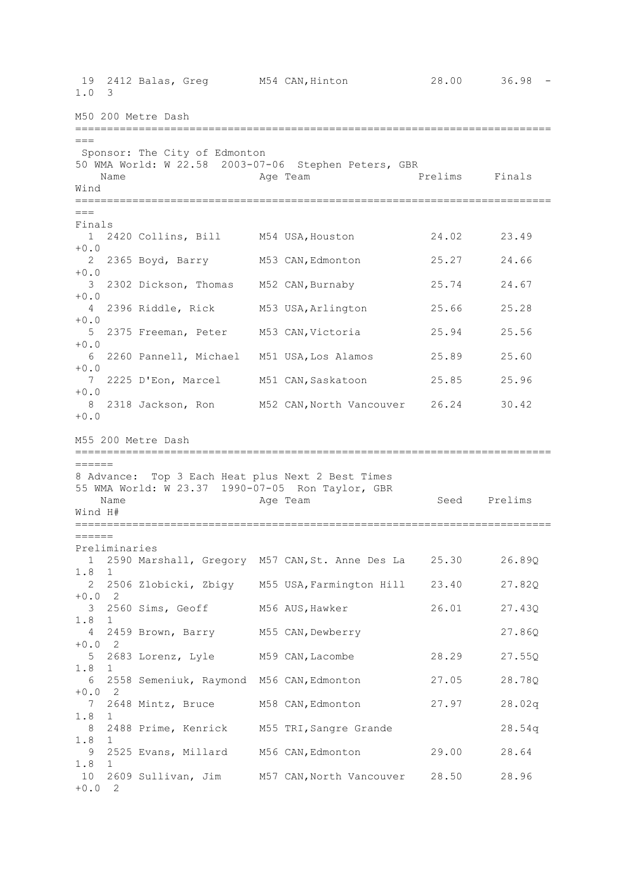19 2412 Balas, Greg M54 CAN,Hinton 28.00 36.98 -1.0 3

## M50 200 Metre Dash

Sponsor: The City of Edmonton

50 WMA World: W 22.58 2003-07-06 Stephen Peters, GBR

### Finals

| Place | # | Name | Age | Team | Prelims | Finals | Wind |
|---|---|---|---|---|---|---|---|
| 1 | 2420 | Collins, Bill | M54 | USA,Houston | 24.02 | 23.49 | +0.0 |
| 2 | 2365 | Boyd, Barry | M53 | CAN,Edmonton | 25.27 | 24.66 | +0.0 |
| 3 | 2302 | Dickson, Thomas | M52 | CAN,Burnaby | 25.74 | 24.67 | +0.0 |
| 4 | 2396 | Riddle, Rick | M53 | USA,Arlington | 25.66 | 25.28 | +0.0 |
| 5 | 2375 | Freeman, Peter | M53 | CAN,Victoria | 25.94 | 25.56 | +0.0 |
| 6 | 2260 | Pannell, Michael | M51 | USA,Los Alamos | 25.89 | 25.60 | +0.0 |
| 7 | 2225 | D'Eon, Marcel | M51 | CAN,Saskatoon | 25.85 | 25.96 | +0.0 |
| 8 | 2318 | Jackson, Ron | M52 | CAN,North Vancouver | 26.24 | 30.42 | +0.0 |

## M55 200 Metre Dash

8 Advance: Top 3 Each Heat plus Next 2 Best Times

55 WMA World: W 23.37 1990-07-05 Ron Taylor, GBR

### Preliminaries

| Place | # | Name | Age | Team | Seed | Prelims | Wind | H# |
|---|---|---|---|---|---|---|---|---|
| 1 | 2590 | Marshall, Gregory | M57 | CAN,St. Anne Des La | 25.30 | 26.89Q | 1.8 | 1 |
| 2 | 2506 | Zlobicki, Zbigy | M55 | USA,Farmington Hill | 23.40 | 27.82Q | +0.0 | 2 |
| 3 | 2560 | Sims, Geoff | M56 | AUS,Hawker | 26.01 | 27.43Q | 1.8 | 1 |
| 4 | 2459 | Brown, Barry | M55 | CAN,Dewberry | | 27.86Q | +0.0 | 2 |
| 5 | 2683 | Lorenz, Lyle | M59 | CAN,Lacombe | 28.29 | 27.55Q | 1.8 | 1 |
| 6 | 2558 | Semeniuk, Raymond | M56 | CAN,Edmonton | 27.05 | 28.78Q | +0.0 | 2 |
| 7 | 2648 | Mintz, Bruce | M58 | CAN,Edmonton | 27.97 | 28.02q | 1.8 | 1 |
| 8 | 2488 | Prime, Kenrick | M55 | TRI,Sangre Grande | | 28.54q | 1.8 | 1 |
| 9 | 2525 | Evans, Millard | M56 | CAN,Edmonton | 29.00 | 28.64 | 1.8 | 1 |
| 10 | 2609 | Sullivan, Jim | M57 | CAN,North Vancouver | 28.50 | 28.96 | +0.0 | 2 |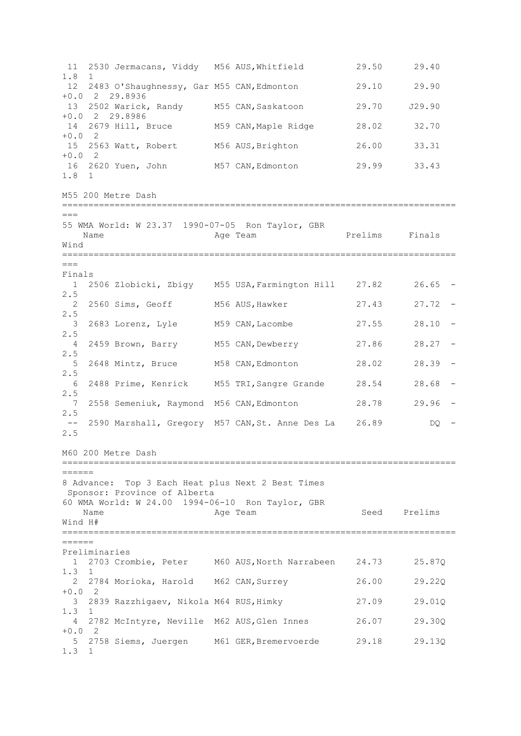```
 11  2530 Jermacans, Viddy   M56 AUS,Whitfield         29.50      29.40  
1.8  1 
 12  2483 O'Shaughnessy, Gar M55 CAN,Edmonton          29.10      29.90  
+0.0  2  29.8936
 13  2502 Warick, Randy      M55 CAN,Saskatoon         29.70     J29.90  
+0.0  2  29.8986
 14  2679 Hill, Bruce        M59 CAN,Maple Ridge       28.02      32.70  
+0.0  2 
 15  2563 Watt, Robert       M56 AUS,Brighton          26.00      33.31  
+0.0  2 
 16  2620 Yuen, John         M57 CAN,Edmonton          29.99      33.43  
1.8  1 
```

M55 200 Metre Dash

```
============================================================================
===
55 WMA World: W 23.37  1990-07-05  Ron Taylor, GBR
    Name                    Age Team                  Prelims     Finals  
Wind
============================================================================
===
Finals
  1  2506 Zlobicki, Zbigy    M55 USA,Farmington Hill    27.82      26.65  -
2.5 
  2  2560 Sims, Geoff        M56 AUS,Hawker             27.43      27.72  -
2.5 
  3  2683 Lorenz, Lyle       M59 CAN,Lacombe            27.55      28.10  -
2.5 
  4  2459 Brown, Barry       M55 CAN,Dewberry           27.86      28.27  -
2.5 
  5  2648 Mintz, Bruce       M58 CAN,Edmonton           28.02      28.39  -
2.5 
  6  2488 Prime, Kenrick     M55 TRI,Sangre Grande      28.54      28.68  -
2.5 
  7  2558 Semeniuk, Raymond  M56 CAN,Edmonton           28.78      29.96  -
2.5 
 --  2590 Marshall, Gregory  M57 CAN,St. Anne Des La    26.89         DQ  -
2.5 
```

M60 200 Metre Dash

```
============================================================================
======
8 Advance:  Top 3 Each Heat plus Next 2 Best Times
 Sponsor: Province of Alberta
60 WMA World: W 24.00  1994-06-10  Ron Taylor, GBR
    Name                    Age Team                     Seed    Prelims  
Wind H#
============================================================================
======
Preliminaries
  1  2703 Crombie, Peter     M60 AUS,North Narrabeen    24.73      25.87Q 
1.3  1 
  2  2784 Morioka, Harold    M62 CAN,Surrey             26.00      29.22Q 
+0.0  2 
  3  2839 Razzhigaev, Nikola M64 RUS,Himky              27.09      29.01Q 
1.3  1 
  4  2782 McIntyre, Neville  M62 AUS,Glen Innes         26.07      29.30Q 
+0.0  2 
  5  2758 Siems, Juergen     M61 GER,Bremervoerde       29.18      29.13Q 
1.3  1 
```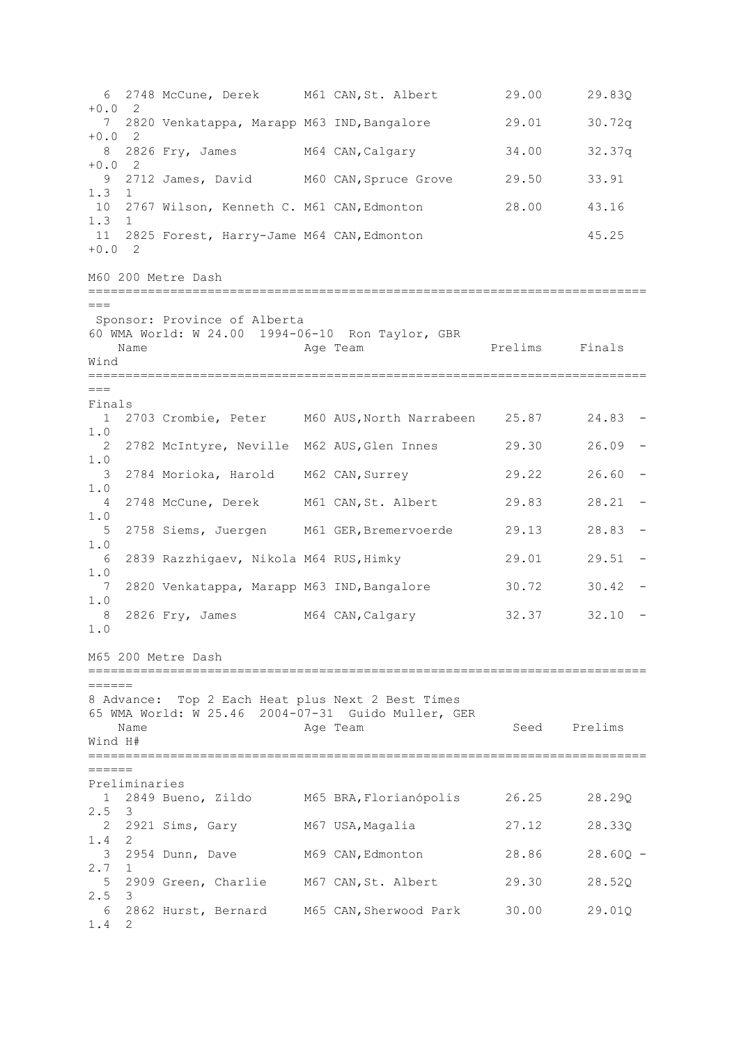| Pl | # | Name | Age | Team | Seed | Prelims | Wind | H# |
|---|---|---|---|---|---|---|---|---|
| 6 | 2748 | McCune, Derek | M61 | CAN,St. Albert | 29.00 | 29.83Q | +0.0 | 2 |
| 7 | 2820 | Venkatappa, Marapp | M63 | IND,Bangalore | 29.01 | 30.72q | +0.0 | 2 |
| 8 | 2826 | Fry, James | M64 | CAN,Calgary | 34.00 | 32.37q | +0.0 | 2 |
| 9 | 2712 | James, David | M60 | CAN,Spruce Grove | 29.50 | 33.91 | 1.3 | 1 |
| 10 | 2767 | Wilson, Kenneth C. | M61 | CAN,Edmonton | 28.00 | 43.16 | 1.3 | 1 |
| 11 | 2825 | Forest, Harry-Jame | M64 | CAN,Edmonton | | 45.25 | +0.0 | 2 |

## M60 200 Metre Dash

Sponsor: Province of Alberta

60 WMA World: W 24.00 1994-06-10 Ron Taylor, GBR

Finals

| Pl | # | Name | Age | Team | Prelims | Finals | Wind |
|---|---|---|---|---|---|---|---|
| 1 | 2703 | Crombie, Peter | M60 | AUS,North Narrabeen | 25.87 | 24.83 | -1.0 |
| 2 | 2782 | McIntyre, Neville | M62 | AUS,Glen Innes | 29.30 | 26.09 | -1.0 |
| 3 | 2784 | Morioka, Harold | M62 | CAN,Surrey | 29.22 | 26.60 | -1.0 |
| 4 | 2748 | McCune, Derek | M61 | CAN,St. Albert | 29.83 | 28.21 | -1.0 |
| 5 | 2758 | Siems, Juergen | M61 | GER,Bremervoerde | 29.13 | 28.83 | -1.0 |
| 6 | 2839 | Razzhigaev, Nikola | M64 | RUS,Himky | 29.01 | 29.51 | -1.0 |
| 7 | 2820 | Venkatappa, Marapp | M63 | IND,Bangalore | 30.72 | 30.42 | -1.0 |
| 8 | 2826 | Fry, James | M64 | CAN,Calgary | 32.37 | 32.10 | -1.0 |

## M65 200 Metre Dash

8 Advance: Top 2 Each Heat plus Next 2 Best Times

65 WMA World: W 25.46 2004-07-31 Guido Muller, GER

Preliminaries

| Pl | # | Name | Age | Team | Seed | Prelims | Wind | H# |
|---|---|---|---|---|---|---|---|---|
| 1 | 2849 | Bueno, Zildo | M65 | BRA,Florianópolis | 26.25 | 28.29Q | 2.5 | 3 |
| 2 | 2921 | Sims, Gary | M67 | USA,Magalia | 27.12 | 28.33Q | 1.4 | 2 |
| 3 | 2954 | Dunn, Dave | M69 | CAN,Edmonton | 28.86 | 28.60Q | -2.7 | 1 |
| 5 | 2909 | Green, Charlie | M67 | CAN,St. Albert | 29.30 | 28.52Q | 2.5 | 3 |
| 6 | 2862 | Hurst, Bernard | M65 | CAN,Sherwood Park | 30.00 | 29.01Q | 1.4 | 2 |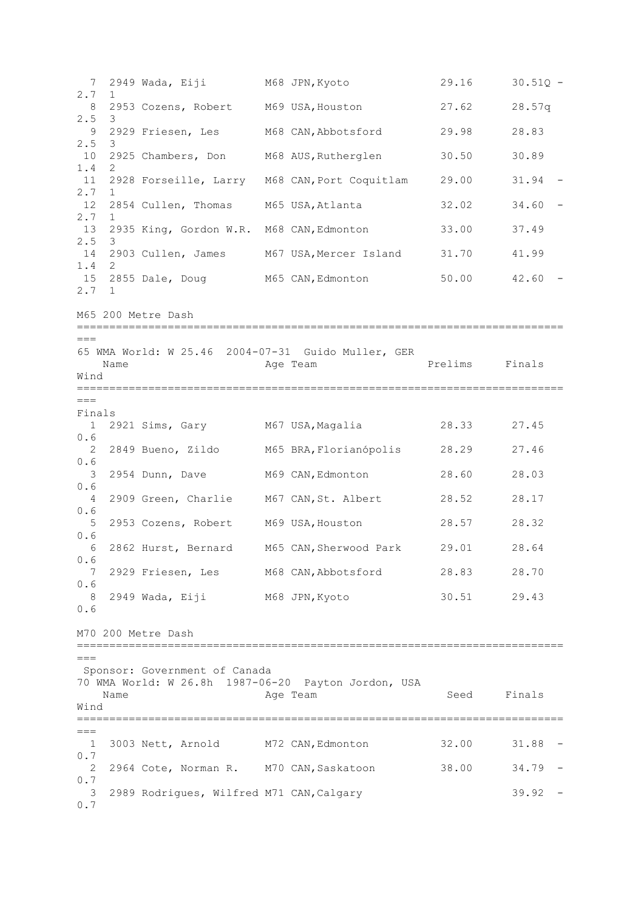| Place | Bib | Name | Age | Team | Seed | Finals | Wind | Heat |
|---|---|---|---|---|---|---|---|---|
| 7 | 2949 | Wada, Eiji | M68 | JPN,Kyoto | 29.16 | 30.51Q | -2.7 | 1 |
| 8 | 2953 | Cozens, Robert | M69 | USA,Houston | 27.62 | 28.57q | 2.5 | 3 |
| 9 | 2929 | Friesen, Les | M68 | CAN,Abbotsford | 29.98 | 28.83 | 2.5 | 3 |
| 10 | 2925 | Chambers, Don | M68 | AUS,Rutherglen | 30.50 | 30.89 | 1.4 | 2 |
| 11 | 2928 | Forseille, Larry | M68 | CAN,Port Coquitlam | 29.00 | 31.94 | -2.7 | 1 |
| 12 | 2854 | Cullen, Thomas | M65 | USA,Atlanta | 32.02 | 34.60 | -2.7 | 1 |
| 13 | 2935 | King, Gordon W.R. | M68 | CAN,Edmonton | 33.00 | 37.49 | 2.5 | 3 |
| 14 | 2903 | Cullen, James | M67 | USA,Mercer Island | 31.70 | 41.99 | 1.4 | 2 |
| 15 | 2855 | Dale, Doug | M65 | CAN,Edmonton | 50.00 | 42.60 | -2.7 | 1 |

## M65 200 Metre Dash

65 WMA World: W 25.46 2004-07-31 Guido Muller, GER

Finals

| Place | Bib | Name | Age | Team | Prelims | Finals | Wind |
|---|---|---|---|---|---|---|---|
| 1 | 2921 | Sims, Gary | M67 | USA,Magalia | 28.33 | 27.45 | 0.6 |
| 2 | 2849 | Bueno, Zildo | M65 | BRA,Florianópolis | 28.29 | 27.46 | 0.6 |
| 3 | 2954 | Dunn, Dave | M69 | CAN,Edmonton | 28.60 | 28.03 | 0.6 |
| 4 | 2909 | Green, Charlie | M67 | CAN,St. Albert | 28.52 | 28.17 | 0.6 |
| 5 | 2953 | Cozens, Robert | M69 | USA,Houston | 28.57 | 28.32 | 0.6 |
| 6 | 2862 | Hurst, Bernard | M65 | CAN,Sherwood Park | 29.01 | 28.64 | 0.6 |
| 7 | 2929 | Friesen, Les | M68 | CAN,Abbotsford | 28.83 | 28.70 | 0.6 |
| 8 | 2949 | Wada, Eiji | M68 | JPN,Kyoto | 30.51 | 29.43 | 0.6 |

## M70 200 Metre Dash

Sponsor: Government of Canada

70 WMA World: W 26.8h 1987-06-20 Payton Jordon, USA

| Place | Bib | Name | Age | Team | Seed | Finals | Wind |
|---|---|---|---|---|---|---|---|
| 1 | 3003 | Nett, Arnold | M72 | CAN,Edmonton | 32.00 | 31.88 | -0.7 |
| 2 | 2964 | Cote, Norman R. | M70 | CAN,Saskatoon | 38.00 | 34.79 | -0.7 |
| 3 | 2989 | Rodrigues, Wilfred | M71 | CAN,Calgary | | 39.92 | -0.7 |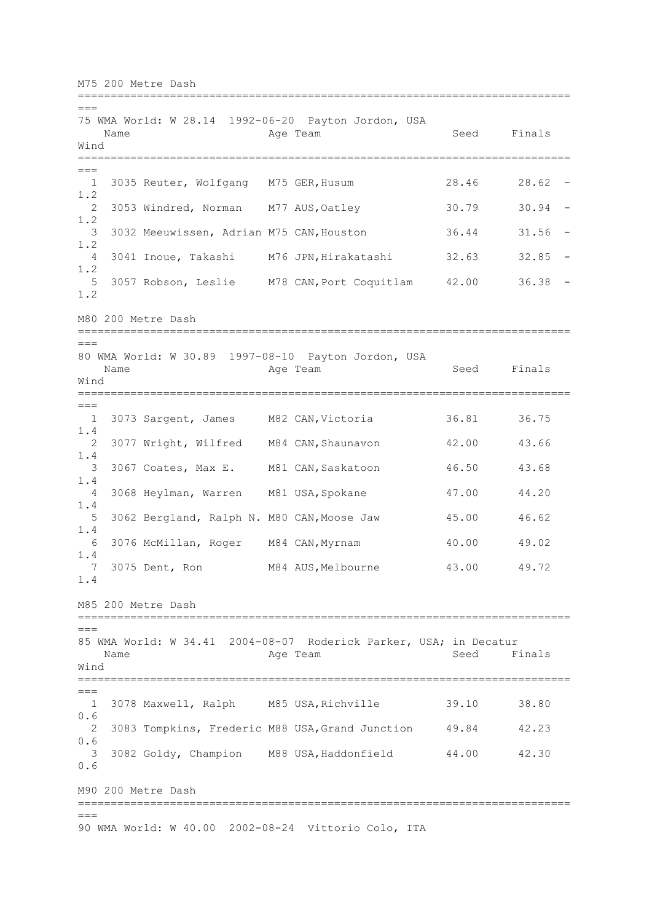## M75 200 Metre Dash

75 WMA World: W 28.14 1992-06-20 Payton Jordon, USA

| | Name | Age | Team | Seed | Finals | Wind |
|---|---|---|---|---|---|---|
| 1 | 3035 Reuter, Wolfgang | M75 | GER,Husum | 28.46 | 28.62 | -1.2 |
| 2 | 3053 Windred, Norman | M77 | AUS,Oatley | 30.79 | 30.94 | -1.2 |
| 3 | 3032 Meeuwissen, Adrian | M75 | CAN,Houston | 36.44 | 31.56 | -1.2 |
| 4 | 3041 Inoue, Takashi | M76 | JPN,Hirakatashi | 32.63 | 32.85 | -1.2 |
| 5 | 3057 Robson, Leslie | M78 | CAN,Port Coquitlam | 42.00 | 36.38 | -1.2 |

## M80 200 Metre Dash

80 WMA World: W 30.89 1997-08-10 Payton Jordon, USA

| | Name | Age | Team | Seed | Finals | Wind |
|---|---|---|---|---|---|---|
| 1 | 3073 Sargent, James | M82 | CAN,Victoria | 36.81 | 36.75 | 1.4 |
| 2 | 3077 Wright, Wilfred | M84 | CAN,Shaunavon | 42.00 | 43.66 | 1.4 |
| 3 | 3067 Coates, Max E. | M81 | CAN,Saskatoon | 46.50 | 43.68 | 1.4 |
| 4 | 3068 Heylman, Warren | M81 | USA,Spokane | 47.00 | 44.20 | 1.4 |
| 5 | 3062 Bergland, Ralph N. | M80 | CAN,Moose Jaw | 45.00 | 46.62 | 1.4 |
| 6 | 3076 McMillan, Roger | M84 | CAN,Myrnam | 40.00 | 49.02 | 1.4 |
| 7 | 3075 Dent, Ron | M84 | AUS,Melbourne | 43.00 | 49.72 | 1.4 |

## M85 200 Metre Dash

85 WMA World: W 34.41 2004-08-07 Roderick Parker, USA; in Decatur

| | Name | Age | Team | Seed | Finals | Wind |
|---|---|---|---|---|---|---|
| 1 | 3078 Maxwell, Ralph | M85 | USA,Richville | 39.10 | 38.80 | 0.6 |
| 2 | 3083 Tompkins, Frederic | M88 | USA,Grand Junction | 49.84 | 42.23 | 0.6 |
| 3 | 3082 Goldy, Champion | M88 | USA,Haddonfield | 44.00 | 42.30 | 0.6 |

## M90 200 Metre Dash

90 WMA World: W 40.00 2002-08-24 Vittorio Colo, ITA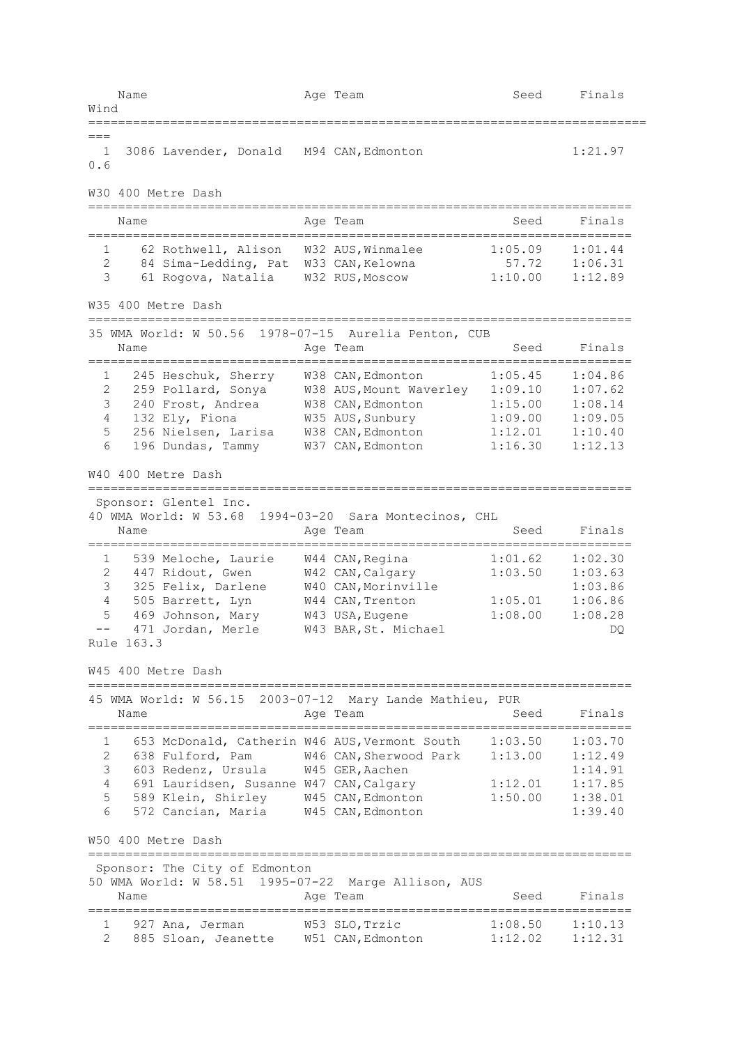| | Name | Age | Team | Seed | Finals | Wind |
|---|---|---|---|---|---|---|
| 1 | 3086 Lavender, Donald | M94 | CAN, Edmonton | | 1:21.97 | 0.6 |

## W30 400 Metre Dash

| | Name | Age | Team | Seed | Finals |
|---|---|---|---|---|---|
| 1 | 62 Rothwell, Alison | W32 | AUS, Winmalee | 1:05.09 | 1:01.44 |
| 2 | 84 Sima-Ledding, Pat | W33 | CAN, Kelowna | 57.72 | 1:06.31 |
| 3 | 61 Rogova, Natalia | W32 | RUS, Moscow | 1:10.00 | 1:12.89 |

## W35 400 Metre Dash

35 WMA World: W 50.56 1978-07-15 Aurelia Penton, CUB

| | Name | Age | Team | Seed | Finals |
|---|---|---|---|---|---|
| 1 | 245 Heschuk, Sherry | W38 | CAN, Edmonton | 1:05.45 | 1:04.86 |
| 2 | 259 Pollard, Sonya | W38 | AUS, Mount Waverley | 1:09.10 | 1:07.62 |
| 3 | 240 Frost, Andrea | W38 | CAN, Edmonton | 1:15.00 | 1:08.14 |
| 4 | 132 Ely, Fiona | W35 | AUS, Sunbury | 1:09.00 | 1:09.05 |
| 5 | 256 Nielsen, Larisa | W38 | CAN, Edmonton | 1:12.01 | 1:10.40 |
| 6 | 196 Dundas, Tammy | W37 | CAN, Edmonton | 1:16.30 | 1:12.13 |

## W40 400 Metre Dash

Sponsor: Glentel Inc.
40 WMA World: W 53.68 1994-03-20 Sara Montecinos, CHL

| | Name | Age | Team | Seed | Finals |
|---|---|---|---|---|---|
| 1 | 539 Meloche, Laurie | W44 | CAN, Regina | 1:01.62 | 1:02.30 |
| 2 | 447 Ridout, Gwen | W42 | CAN, Calgary | 1:03.50 | 1:03.63 |
| 3 | 325 Felix, Darlene | W40 | CAN, Morinville | | 1:03.86 |
| 4 | 505 Barrett, Lyn | W44 | CAN, Trenton | 1:05.01 | 1:06.86 |
| 5 | 469 Johnson, Mary | W43 | USA, Eugene | 1:08.00 | 1:08.28 |
| -- | 471 Jordan, Merle | W43 | BAR, St. Michael | | DQ |

Rule 163.3

## W45 400 Metre Dash

45 WMA World: W 56.15 2003-07-12 Mary Lande Mathieu, PUR

| | Name | Age | Team | Seed | Finals |
|---|---|---|---|---|---|
| 1 | 653 McDonald, Catherin | W46 | AUS, Vermont South | 1:03.50 | 1:03.70 |
| 2 | 638 Fulford, Pam | W46 | CAN, Sherwood Park | 1:13.00 | 1:12.49 |
| 3 | 603 Redenz, Ursula | W45 | GER, Aachen | | 1:14.91 |
| 4 | 691 Lauridsen, Susanne | W47 | CAN, Calgary | 1:12.01 | 1:17.85 |
| 5 | 589 Klein, Shirley | W45 | CAN, Edmonton | 1:50.00 | 1:38.01 |
| 6 | 572 Cancian, Maria | W45 | CAN, Edmonton | | 1:39.40 |

## W50 400 Metre Dash

Sponsor: The City of Edmonton
50 WMA World: W 58.51 1995-07-22 Marge Allison, AUS

| | Name | Age | Team | Seed | Finals |
|---|---|---|---|---|---|
| 1 | 927 Ana, Jerman | W53 | SLO, Trzic | 1:08.50 | 1:10.13 |
| 2 | 885 Sloan, Jeanette | W51 | CAN, Edmonton | 1:12.02 | 1:12.31 |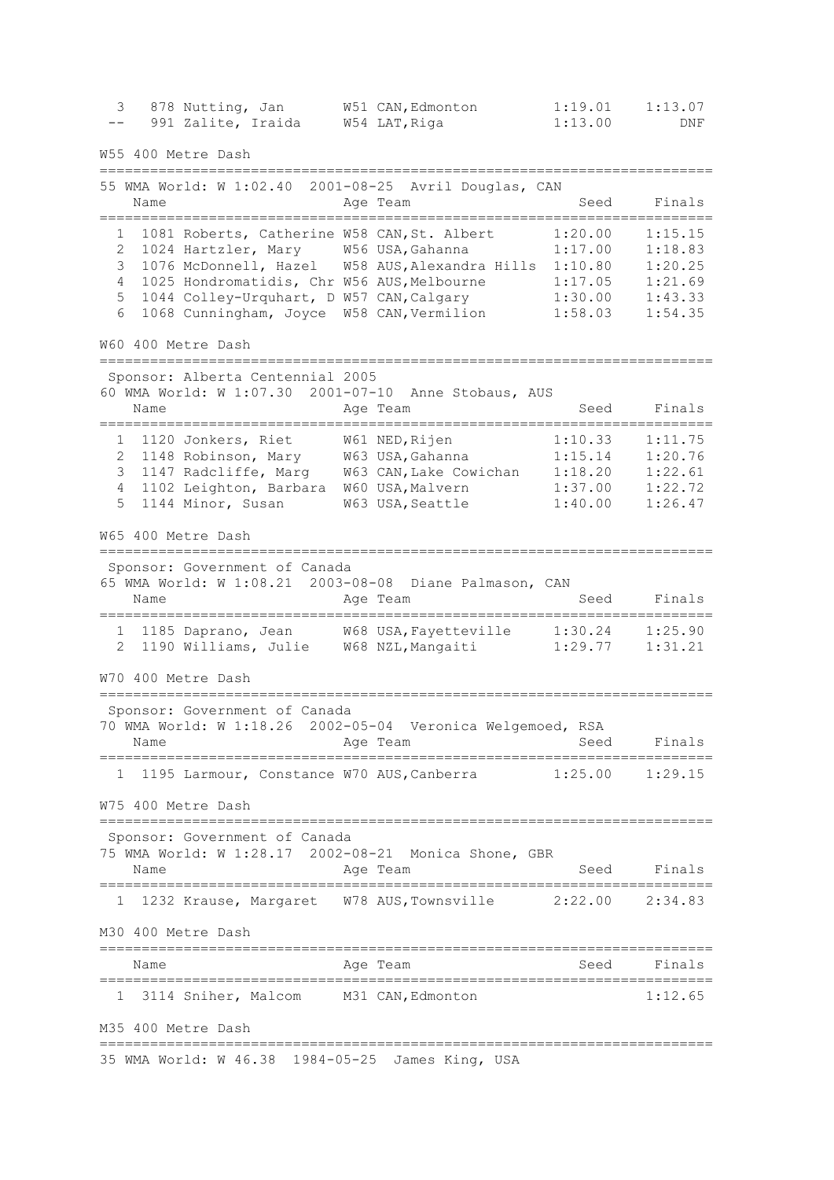| Place | Bib | Name | Age | Team | Seed | Finals |
|---|---|---|---|---|---|---|
| 3 | 878 | Nutting, Jan | W51 | CAN,Edmonton | 1:19.01 | 1:13.07 |
| -- | 991 | Zalite, Iraida | W54 | LAT,Riga | 1:13.00 | DNF |

## W55 400 Metre Dash

55 WMA World: W 1:02.40 2001-08-25 Avril Douglas, CAN

| Place | Bib | Name | Age | Team | Seed | Finals |
|---|---|---|---|---|---|---|
| 1 | 1081 | Roberts, Catherine | W58 | CAN,St. Albert | 1:20.00 | 1:15.15 |
| 2 | 1024 | Hartzler, Mary | W56 | USA,Gahanna | 1:17.00 | 1:18.83 |
| 3 | 1076 | McDonnell, Hazel | W58 | AUS,Alexandra Hills | 1:10.80 | 1:20.25 |
| 4 | 1025 | Hondromatidis, Chr | W56 | AUS,Melbourne | 1:17.05 | 1:21.69 |
| 5 | 1044 | Colley-Urquhart, D | W57 | CAN,Calgary | 1:30.00 | 1:43.33 |
| 6 | 1068 | Cunningham, Joyce | W58 | CAN,Vermilion | 1:58.03 | 1:54.35 |

## W60 400 Metre Dash

Sponsor: Alberta Centennial 2005

60 WMA World: W 1:07.30 2001-07-10 Anne Stobaus, AUS

| Place | Bib | Name | Age | Team | Seed | Finals |
|---|---|---|---|---|---|---|
| 1 | 1120 | Jonkers, Riet | W61 | NED,Rijen | 1:10.33 | 1:11.75 |
| 2 | 1148 | Robinson, Mary | W63 | USA,Gahanna | 1:15.14 | 1:20.76 |
| 3 | 1147 | Radcliffe, Marg | W63 | CAN,Lake Cowichan | 1:18.20 | 1:22.61 |
| 4 | 1102 | Leighton, Barbara | W60 | USA,Malvern | 1:37.00 | 1:22.72 |
| 5 | 1144 | Minor, Susan | W63 | USA,Seattle | 1:40.00 | 1:26.47 |

## W65 400 Metre Dash

Sponsor: Government of Canada

65 WMA World: W 1:08.21 2003-08-08 Diane Palmason, CAN

| Place | Bib | Name | Age | Team | Seed | Finals |
|---|---|---|---|---|---|---|
| 1 | 1185 | Daprano, Jean | W68 | USA,Fayetteville | 1:30.24 | 1:25.90 |
| 2 | 1190 | Williams, Julie | W68 | NZL,Mangaiti | 1:29.77 | 1:31.21 |

## W70 400 Metre Dash

Sponsor: Government of Canada

70 WMA World: W 1:18.26 2002-05-04 Veronica Welgemoed, RSA

| Place | Bib | Name | Age | Team | Seed | Finals |
|---|---|---|---|---|---|---|
| 1 | 1195 | Larmour, Constance | W70 | AUS,Canberra | 1:25.00 | 1:29.15 |

## W75 400 Metre Dash

Sponsor: Government of Canada

75 WMA World: W 1:28.17 2002-08-21 Monica Shone, GBR

| Place | Bib | Name | Age | Team | Seed | Finals |
|---|---|---|---|---|---|---|
| 1 | 1232 | Krause, Margaret | W78 | AUS,Townsville | 2:22.00 | 2:34.83 |

## M30 400 Metre Dash

| Place | Bib | Name | Age | Team | Seed | Finals |
|---|---|---|---|---|---|---|
| 1 | 3114 | Sniher, Malcom | M31 | CAN,Edmonton | | 1:12.65 |

## M35 400 Metre Dash

35 WMA World: W 46.38 1984-05-25 James King, USA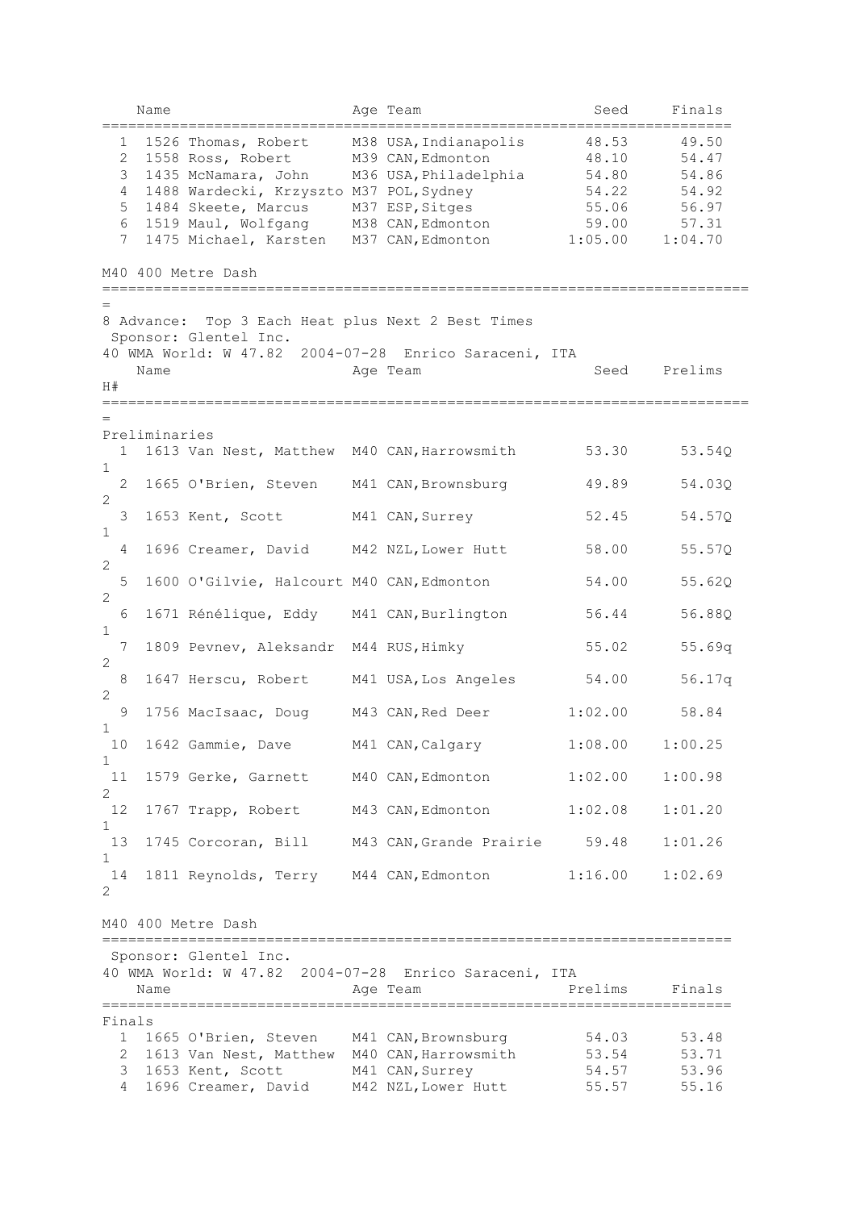| | | Name | Age | Team | Seed | Finals |
|---|---|---|---|---|---|---|
| 1 | 1526 | Thomas, Robert | M38 | USA, Indianapolis | 48.53 | 49.50 |
| 2 | 1558 | Ross, Robert | M39 | CAN, Edmonton | 48.10 | 54.47 |
| 3 | 1435 | McNamara, John | M36 | USA, Philadelphia | 54.80 | 54.86 |
| 4 | 1488 | Wardecki, Krzyszto | M37 | POL, Sydney | 54.22 | 54.92 |
| 5 | 1484 | Skeete, Marcus | M37 | ESP, Sitges | 55.06 | 56.97 |
| 6 | 1519 | Maul, Wolfgang | M38 | CAN, Edmonton | 59.00 | 57.31 |
| 7 | 1475 | Michael, Karsten | M37 | CAN, Edmonton | 1:05.00 | 1:04.70 |

## M40 400 Metre Dash

8 Advance: Top 3 Each Heat plus Next 2 Best Times

Sponsor: Glentel Inc.

40 WMA World: W 47.82 2004-07-28 Enrico Saraceni, ITA

Preliminaries

| | | Name | Age | Team | Seed | Prelims | H# |
|---|---|---|---|---|---|---|---|
| 1 | 1613 | Van Nest, Matthew | M40 | CAN, Harrowsmith | 53.30 | 53.54Q | 1 |
| 2 | 1665 | O'Brien, Steven | M41 | CAN, Brownsburg | 49.89 | 54.03Q | 2 |
| 3 | 1653 | Kent, Scott | M41 | CAN, Surrey | 52.45 | 54.57Q | 1 |
| 4 | 1696 | Creamer, David | M42 | NZL, Lower Hutt | 58.00 | 55.57Q | 2 |
| 5 | 1600 | O'Gilvie, Halcourt | M40 | CAN, Edmonton | 54.00 | 55.62Q | 2 |
| 6 | 1671 | Rénélique, Eddy | M41 | CAN, Burlington | 56.44 | 56.88Q | 1 |
| 7 | 1809 | Pevnev, Aleksandr | M44 | RUS, Himky | 55.02 | 55.69q | 2 |
| 8 | 1647 | Herscu, Robert | M41 | USA, Los Angeles | 54.00 | 56.17q | 2 |
| 9 | 1756 | MacIsaac, Doug | M43 | CAN, Red Deer | 1:02.00 | 58.84 | 1 |
| 10 | 1642 | Gammie, Dave | M41 | CAN, Calgary | 1:08.00 | 1:00.25 | 1 |
| 11 | 1579 | Gerke, Garnett | M40 | CAN, Edmonton | 1:02.00 | 1:00.98 | 2 |
| 12 | 1767 | Trapp, Robert | M43 | CAN, Edmonton | 1:02.08 | 1:01.20 | 1 |
| 13 | 1745 | Corcoran, Bill | M43 | CAN, Grande Prairie | 59.48 | 1:01.26 | 1 |
| 14 | 1811 | Reynolds, Terry | M44 | CAN, Edmonton | 1:16.00 | 1:02.69 | 2 |

## M40 400 Metre Dash

Sponsor: Glentel Inc.

40 WMA World: W 47.82 2004-07-28 Enrico Saraceni, ITA

Finals

| | | Name | Age | Team | Prelims | Finals |
|---|---|---|---|---|---|---|
| 1 | 1665 | O'Brien, Steven | M41 | CAN, Brownsburg | 54.03 | 53.48 |
| 2 | 1613 | Van Nest, Matthew | M40 | CAN, Harrowsmith | 53.54 | 53.71 |
| 3 | 1653 | Kent, Scott | M41 | CAN, Surrey | 54.57 | 53.96 |
| 4 | 1696 | Creamer, David | M42 | NZL, Lower Hutt | 55.57 | 55.16 |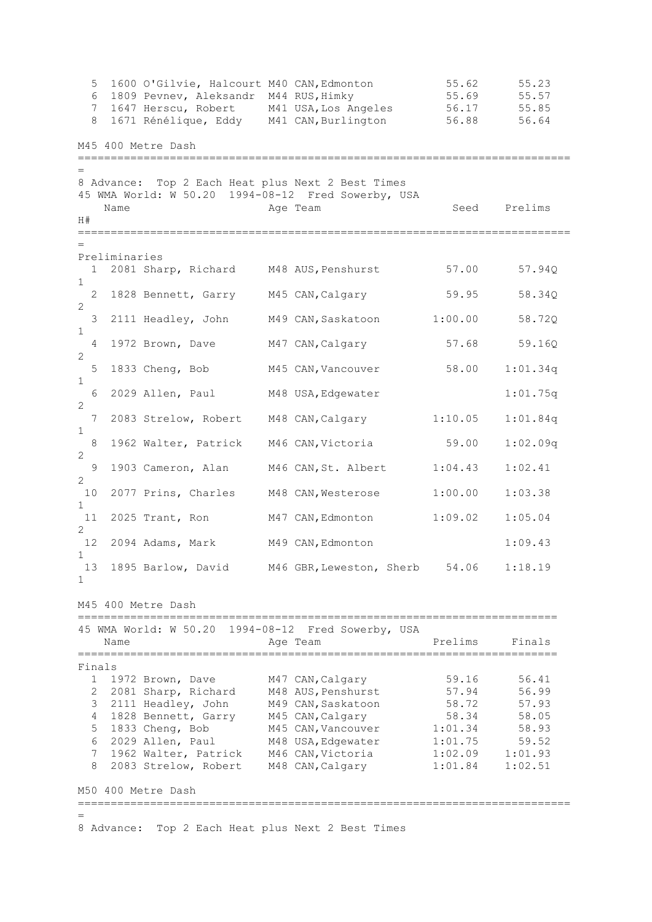| | | Name | Age | Team | Seed | Prelims |
|---|---|---|---|---|---|---|
| 5 | 1600 | O'Gilvie, Halcourt | M40 | CAN,Edmonton | 55.62 | 55.23 |
| 6 | 1809 | Pevnev, Aleksandr | M44 | RUS,Himky | 55.69 | 55.57 |
| 7 | 1647 | Herscu, Robert | M41 | USA,Los Angeles | 56.17 | 55.85 |
| 8 | 1671 | Rénélique, Eddy | M41 | CAN,Burlington | 56.88 | 56.64 |

## M45 400 Metre Dash

8 Advance: Top 2 Each Heat plus Next 2 Best Times
45 WMA World: W 50.20 1994-08-12 Fred Sowerby, USA

Preliminaries

| | | Name | Age | Team | Seed | Prelims | H# |
|---|---|---|---|---|---|---|---|
| 1 | 2081 | Sharp, Richard | M48 | AUS,Penshurst | 57.00 | 57.94Q | 1 |
| 2 | 1828 | Bennett, Garry | M45 | CAN,Calgary | 59.95 | 58.34Q | 2 |
| 3 | 2111 | Headley, John | M49 | CAN,Saskatoon | 1:00.00 | 58.72Q | 1 |
| 4 | 1972 | Brown, Dave | M47 | CAN,Calgary | 57.68 | 59.16Q | 2 |
| 5 | 1833 | Cheng, Bob | M45 | CAN,Vancouver | 58.00 | 1:01.34q | 1 |
| 6 | 2029 | Allen, Paul | M48 | USA,Edgewater | | 1:01.75q | 2 |
| 7 | 2083 | Strelow, Robert | M48 | CAN,Calgary | 1:10.05 | 1:01.84q | 1 |
| 8 | 1962 | Walter, Patrick | M46 | CAN,Victoria | 59.00 | 1:02.09q | 2 |
| 9 | 1903 | Cameron, Alan | M46 | CAN,St. Albert | 1:04.43 | 1:02.41 | 2 |
| 10 | 2077 | Prins, Charles | M48 | CAN,Westerose | 1:00.00 | 1:03.38 | 1 |
| 11 | 2025 | Trant, Ron | M47 | CAN,Edmonton | 1:09.02 | 1:05.04 | 2 |
| 12 | 2094 | Adams, Mark | M49 | CAN,Edmonton | | 1:09.43 | 1 |
| 13 | 1895 | Barlow, David | M46 | GBR,Leweston, Sherb | 54.06 | 1:18.19 | 1 |

## M45 400 Metre Dash

45 WMA World: W 50.20 1994-08-12 Fred Sowerby, USA

Finals

| | | Name | Age | Team | Prelims | Finals |
|---|---|---|---|---|---|---|
| 1 | 1972 | Brown, Dave | M47 | CAN,Calgary | 59.16 | 56.41 |
| 2 | 2081 | Sharp, Richard | M48 | AUS,Penshurst | 57.94 | 56.99 |
| 3 | 2111 | Headley, John | M49 | CAN,Saskatoon | 58.72 | 57.93 |
| 4 | 1828 | Bennett, Garry | M45 | CAN,Calgary | 58.34 | 58.05 |
| 5 | 1833 | Cheng, Bob | M45 | CAN,Vancouver | 1:01.34 | 58.93 |
| 6 | 2029 | Allen, Paul | M48 | USA,Edgewater | 1:01.75 | 59.52 |
| 7 | 1962 | Walter, Patrick | M46 | CAN,Victoria | 1:02.09 | 1:01.93 |
| 8 | 2083 | Strelow, Robert | M48 | CAN,Calgary | 1:01.84 | 1:02.51 |

## M50 400 Metre Dash

8 Advance: Top 2 Each Heat plus Next 2 Best Times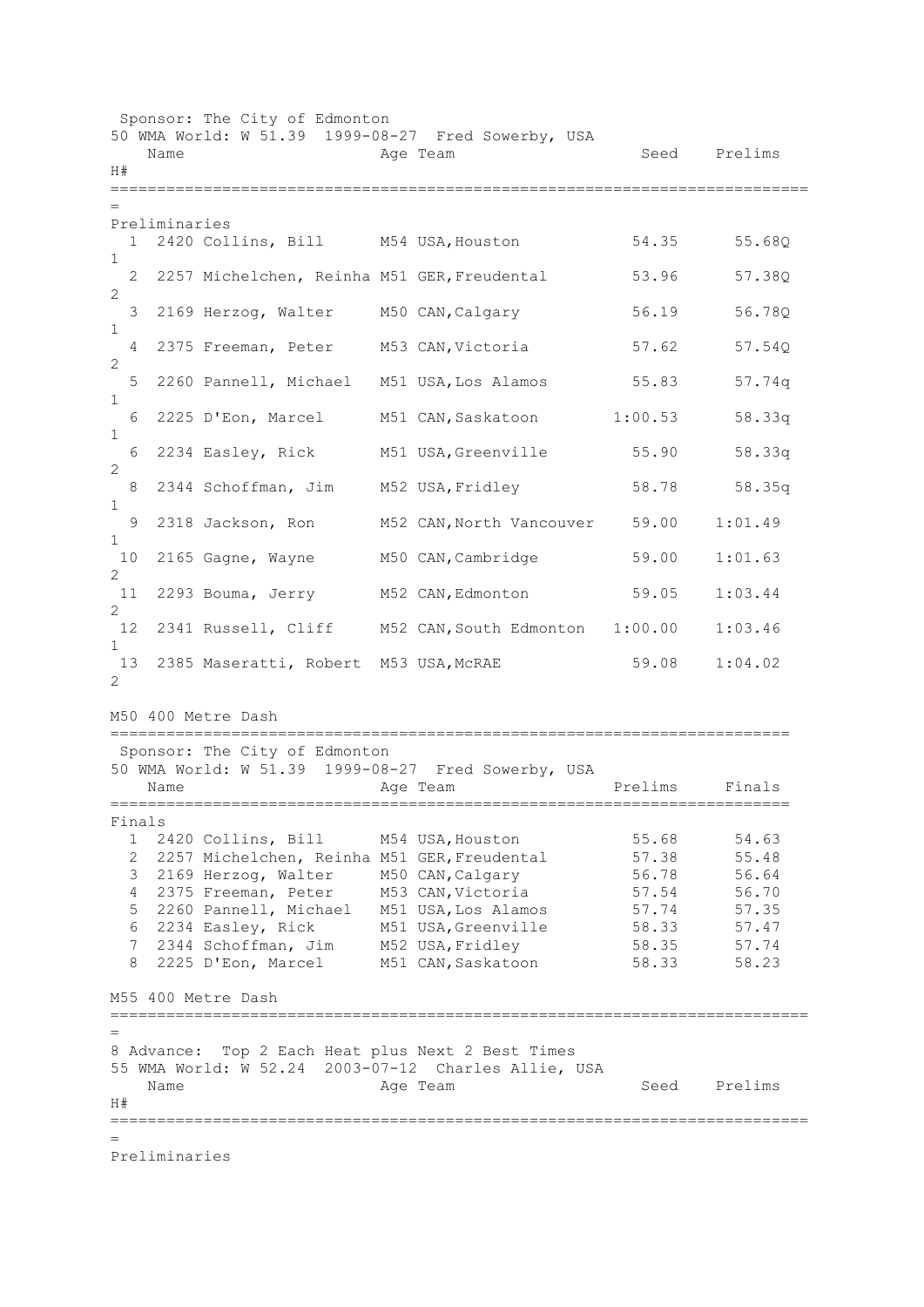Sponsor: The City of Edmonton
50 WMA World: W 51.39 1999-08-27 Fred Sowerby, USA

## Preliminaries

| | Name | Age | Team | Seed | Prelims | H# |
|---|---|---|---|---|---|---|
| 1 | 2420 Collins, Bill | M54 | USA,Houston | 54.35 | 55.68Q | 1 |
| 2 | 2257 Michelchen, Reinha | M51 | GER,Freudental | 53.96 | 57.38Q | 2 |
| 3 | 2169 Herzog, Walter | M50 | CAN,Calgary | 56.19 | 56.78Q | 1 |
| 4 | 2375 Freeman, Peter | M53 | CAN,Victoria | 57.62 | 57.54Q | 2 |
| 5 | 2260 Pannell, Michael | M51 | USA,Los Alamos | 55.83 | 57.74q | 1 |
| 6 | 2225 D'Eon, Marcel | M51 | CAN,Saskatoon | 1:00.53 | 58.33q | 1 |
| 6 | 2234 Easley, Rick | M51 | USA,Greenville | 55.90 | 58.33q | 2 |
| 8 | 2344 Schoffman, Jim | M52 | USA,Fridley | 58.78 | 58.35q | 1 |
| 9 | 2318 Jackson, Ron | M52 | CAN,North Vancouver | 59.00 | 1:01.49 | 1 |
| 10 | 2165 Gagne, Wayne | M50 | CAN,Cambridge | 59.00 | 1:01.63 | 2 |
| 11 | 2293 Bouma, Jerry | M52 | CAN,Edmonton | 59.05 | 1:03.44 | 2 |
| 12 | 2341 Russell, Cliff | M52 | CAN,South Edmonton | 1:00.00 | 1:03.46 | 1 |
| 13 | 2385 Maseratti, Robert | M53 | USA,McRAE | 59.08 | 1:04.02 | 2 |

# M50 400 Metre Dash

Sponsor: The City of Edmonton
50 WMA World: W 51.39 1999-08-27 Fred Sowerby, USA

## Finals

| | Name | Age | Team | Prelims | Finals |
|---|---|---|---|---|---|
| 1 | 2420 Collins, Bill | M54 | USA,Houston | 55.68 | 54.63 |
| 2 | 2257 Michelchen, Reinha | M51 | GER,Freudental | 57.38 | 55.48 |
| 3 | 2169 Herzog, Walter | M50 | CAN,Calgary | 56.78 | 56.64 |
| 4 | 2375 Freeman, Peter | M53 | CAN,Victoria | 57.54 | 56.70 |
| 5 | 2260 Pannell, Michael | M51 | USA,Los Alamos | 57.74 | 57.35 |
| 6 | 2234 Easley, Rick | M51 | USA,Greenville | 58.33 | 57.47 |
| 7 | 2344 Schoffman, Jim | M52 | USA,Fridley | 58.35 | 57.74 |
| 8 | 2225 D'Eon, Marcel | M51 | CAN,Saskatoon | 58.33 | 58.23 |

# M55 400 Metre Dash

8 Advance: Top 2 Each Heat plus Next 2 Best Times
55 WMA World: W 52.24 2003-07-12 Charles Allie, USA

| | Name | Age | Team | Seed | Prelims | H# |
|---|---|---|---|---|---|---|

## Preliminaries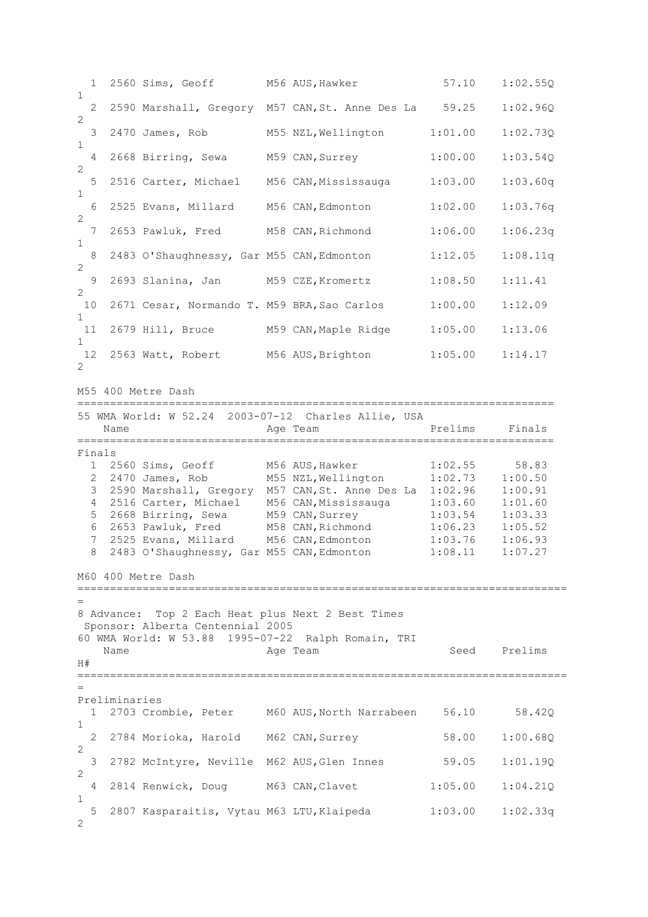| | | Name | Age | Team | Seed | Prelims | H# |
|---|---|---|---|---|---|---|---|
| 1 | 2560 | Sims, Geoff | M56 | AUS,Hawker | 57.10 | 1:02.55Q | 1 |
| 2 | 2590 | Marshall, Gregory | M57 | CAN,St. Anne Des La | 59.25 | 1:02.96Q | 2 |
| 3 | 2470 | James, Rob | M55 | NZL,Wellington | 1:01.00 | 1:02.73Q | 1 |
| 4 | 2668 | Birring, Sewa | M59 | CAN,Surrey | 1:00.00 | 1:03.54Q | 2 |
| 5 | 2516 | Carter, Michael | M56 | CAN,Mississauga | 1:03.00 | 1:03.60q | 1 |
| 6 | 2525 | Evans, Millard | M56 | CAN,Edmonton | 1:02.00 | 1:03.76q | 2 |
| 7 | 2653 | Pawluk, Fred | M58 | CAN,Richmond | 1:06.00 | 1:06.23q | 1 |
| 8 | 2483 | O'Shaughnessy, Gar | M55 | CAN,Edmonton | 1:12.05 | 1:08.11q | 2 |
| 9 | 2693 | Slanina, Jan | M59 | CZE,Kromertz | 1:08.50 | 1:11.41 | 2 |
| 10 | 2671 | Cesar, Normando T. | M59 | BRA,Sao Carlos | 1:00.00 | 1:12.09 | 1 |
| 11 | 2679 | Hill, Bruce | M59 | CAN,Maple Ridge | 1:05.00 | 1:13.06 | 1 |
| 12 | 2563 | Watt, Robert | M56 | AUS,Brighton | 1:05.00 | 1:14.17 | 2 |

M55 400 Metre Dash

55 WMA World: W 52.24 2003-07-12 Charles Allie, USA

Finals

| | | Name | Age | Team | Prelims | Finals |
|---|---|---|---|---|---|---|
| 1 | 2560 | Sims, Geoff | M56 | AUS,Hawker | 1:02.55 | 58.83 |
| 2 | 2470 | James, Rob | M55 | NZL,Wellington | 1:02.73 | 1:00.50 |
| 3 | 2590 | Marshall, Gregory | M57 | CAN,St. Anne Des La | 1:02.96 | 1:00.91 |
| 4 | 2516 | Carter, Michael | M56 | CAN,Mississauga | 1:03.60 | 1:01.60 |
| 5 | 2668 | Birring, Sewa | M59 | CAN,Surrey | 1:03.54 | 1:03.33 |
| 6 | 2653 | Pawluk, Fred | M58 | CAN,Richmond | 1:06.23 | 1:05.52 |
| 7 | 2525 | Evans, Millard | M56 | CAN,Edmonton | 1:03.76 | 1:06.93 |
| 8 | 2483 | O'Shaughnessy, Gar | M55 | CAN,Edmonton | 1:08.11 | 1:07.27 |

M60 400 Metre Dash

8 Advance: Top 2 Each Heat plus Next 2 Best Times

Sponsor: Alberta Centennial 2005

60 WMA World: W 53.88 1995-07-22 Ralph Romain, TRI

Preliminaries

| | | Name | Age | Team | Seed | Prelims | H# |
|---|---|---|---|---|---|---|---|
| 1 | 2703 | Crombie, Peter | M60 | AUS,North Narrabeen | 56.10 | 58.42Q | 1 |
| 2 | 2784 | Morioka, Harold | M62 | CAN,Surrey | 58.00 | 1:00.68Q | 2 |
| 3 | 2782 | McIntyre, Neville | M62 | AUS,Glen Innes | 59.05 | 1:01.19Q | 2 |
| 4 | 2814 | Renwick, Doug | M63 | CAN,Clavet | 1:05.00 | 1:04.21Q | 1 |
| 5 | 2807 | Kasparaitis, Vytau | M63 | LTU,Klaipeda | 1:03.00 | 1:02.33q | 2 |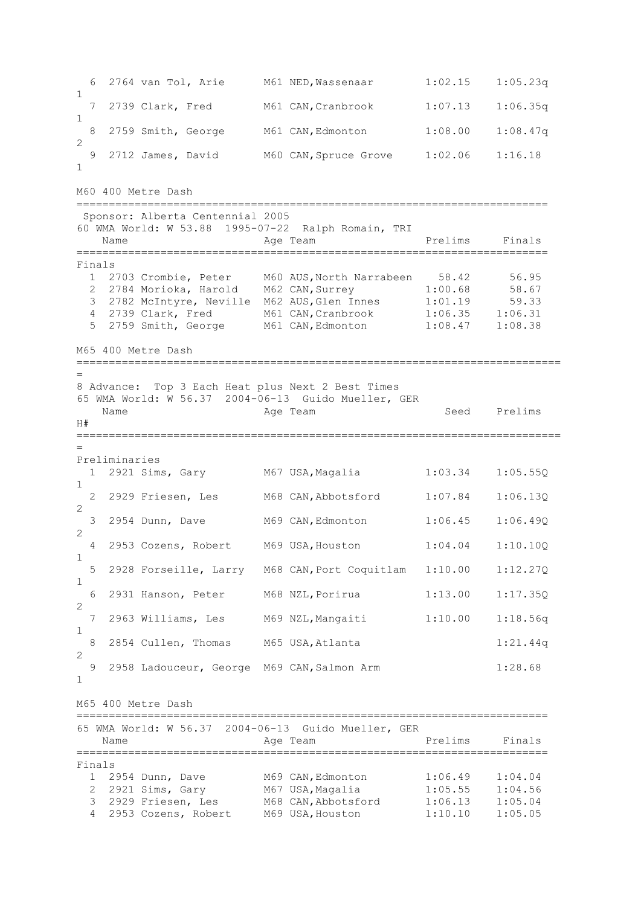| Place | Bib | Name | Age | Team | Seed | Prelims | H# |
|---|---|---|---|---|---|---|---|
| 6 | 2764 | van Tol, Arie | M61 | NED,Wassenaar | 1:02.15 | 1:05.23q | 1 |
| 7 | 2739 | Clark, Fred | M61 | CAN,Cranbrook | 1:07.13 | 1:06.35q | 1 |
| 8 | 2759 | Smith, George | M61 | CAN,Edmonton | 1:08.00 | 1:08.47q | 2 |
| 9 | 2712 | James, David | M60 | CAN,Spruce Grove | 1:02.06 | 1:16.18 | 1 |

## M60 400 Metre Dash

Sponsor: Alberta Centennial 2005
60 WMA World: W 53.88 1995-07-22 Ralph Romain, TRI

**Finals**

| Place | Bib | Name | Age | Team | Prelims | Finals |
|---|---|---|---|---|---|---|
| 1 | 2703 | Crombie, Peter | M60 | AUS,North Narrabeen | 58.42 | 56.95 |
| 2 | 2784 | Morioka, Harold | M62 | CAN,Surrey | 1:00.68 | 58.67 |
| 3 | 2782 | McIntyre, Neville | M62 | AUS,Glen Innes | 1:01.19 | 59.33 |
| 4 | 2739 | Clark, Fred | M61 | CAN,Cranbrook | 1:06.35 | 1:06.31 |
| 5 | 2759 | Smith, George | M61 | CAN,Edmonton | 1:08.47 | 1:08.38 |

## M65 400 Metre Dash

8 Advance: Top 3 Each Heat plus Next 2 Best Times
65 WMA World: W 56.37 2004-06-13 Guido Mueller, GER

**Preliminaries**

| Place | Bib | Name | Age | Team | Seed | Prelims | H# |
|---|---|---|---|---|---|---|---|
| 1 | 2921 | Sims, Gary | M67 | USA,Magalia | 1:03.34 | 1:05.55Q | 1 |
| 2 | 2929 | Friesen, Les | M68 | CAN,Abbotsford | 1:07.84 | 1:06.13Q | 2 |
| 3 | 2954 | Dunn, Dave | M69 | CAN,Edmonton | 1:06.45 | 1:06.49Q | 2 |
| 4 | 2953 | Cozens, Robert | M69 | USA,Houston | 1:04.04 | 1:10.10Q | 1 |
| 5 | 2928 | Forseille, Larry | M68 | CAN,Port Coquitlam | 1:10.00 | 1:12.27Q | 1 |
| 6 | 2931 | Hanson, Peter | M68 | NZL,Porirua | 1:13.00 | 1:17.35Q | 2 |
| 7 | 2963 | Williams, Les | M69 | NZL,Mangaiti | 1:10.00 | 1:18.56q | 1 |
| 8 | 2854 | Cullen, Thomas | M65 | USA,Atlanta | | 1:21.44q | 2 |
| 9 | 2958 | Ladouceur, George | M69 | CAN,Salmon Arm | | 1:28.68 | 1 |

## M65 400 Metre Dash

65 WMA World: W 56.37 2004-06-13 Guido Mueller, GER

**Finals**

| Place | Bib | Name | Age | Team | Prelims | Finals |
|---|---|---|---|---|---|---|
| 1 | 2954 | Dunn, Dave | M69 | CAN,Edmonton | 1:06.49 | 1:04.04 |
| 2 | 2921 | Sims, Gary | M67 | USA,Magalia | 1:05.55 | 1:04.56 |
| 3 | 2929 | Friesen, Les | M68 | CAN,Abbotsford | 1:06.13 | 1:05.04 |
| 4 | 2953 | Cozens, Robert | M69 | USA,Houston | 1:10.10 | 1:05.05 |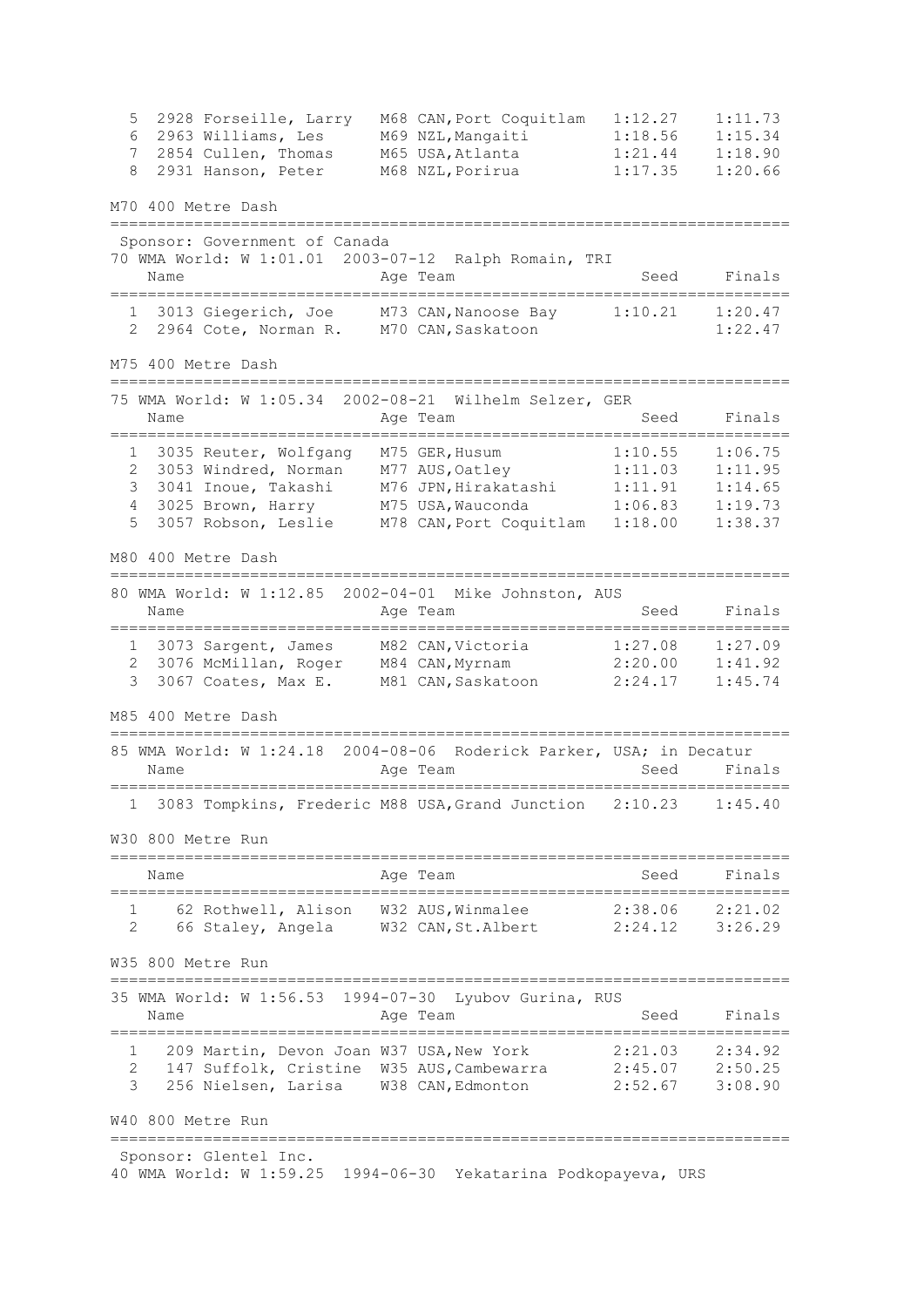| | | Name | Age | Team | Seed | Finals |
|---|---|---|---|---|---|---|
| 5 | 2928 | Forseille, Larry | M68 | CAN,Port Coquitlam | 1:12.27 | 1:11.73 |
| 6 | 2963 | Williams, Les | M69 | NZL,Mangaiti | 1:18.56 | 1:15.34 |
| 7 | 2854 | Cullen, Thomas | M65 | USA,Atlanta | 1:21.44 | 1:18.90 |
| 8 | 2931 | Hanson, Peter | M68 | NZL,Porirua | 1:17.35 | 1:20.66 |

## M70 400 Metre Dash

Sponsor: Government of Canada

70 WMA World: W 1:01.01 2003-07-12 Ralph Romain, TRI

| | | Name | Age | Team | Seed | Finals |
|---|---|---|---|---|---|---|
| 1 | 3013 | Giegerich, Joe | M73 | CAN,Nanoose Bay | 1:10.21 | 1:20.47 |
| 2 | 2964 | Cote, Norman R. | M70 | CAN,Saskatoon | | 1:22.47 |

## M75 400 Metre Dash

75 WMA World: W 1:05.34 2002-08-21 Wilhelm Selzer, GER

| | | Name | Age | Team | Seed | Finals |
|---|---|---|---|---|---|---|
| 1 | 3035 | Reuter, Wolfgang | M75 | GER,Husum | 1:10.55 | 1:06.75 |
| 2 | 3053 | Windred, Norman | M77 | AUS,Oatley | 1:11.03 | 1:11.95 |
| 3 | 3041 | Inoue, Takashi | M76 | JPN,Hirakatashi | 1:11.91 | 1:14.65 |
| 4 | 3025 | Brown, Harry | M75 | USA,Wauconda | 1:06.83 | 1:19.73 |
| 5 | 3057 | Robson, Leslie | M78 | CAN,Port Coquitlam | 1:18.00 | 1:38.37 |

## M80 400 Metre Dash

80 WMA World: W 1:12.85 2002-04-01 Mike Johnston, AUS

| | | Name | Age | Team | Seed | Finals |
|---|---|---|---|---|---|---|
| 1 | 3073 | Sargent, James | M82 | CAN,Victoria | 1:27.08 | 1:27.09 |
| 2 | 3076 | McMillan, Roger | M84 | CAN,Myrnam | 2:20.00 | 1:41.92 |
| 3 | 3067 | Coates, Max E. | M81 | CAN,Saskatoon | 2:24.17 | 1:45.74 |

## M85 400 Metre Dash

85 WMA World: W 1:24.18 2004-08-06 Roderick Parker, USA; in Decatur

| | | Name | Age | Team | Seed | Finals |
|---|---|---|---|---|---|---|
| 1 | 3083 | Tompkins, Frederic | M88 | USA,Grand Junction | 2:10.23 | 1:45.40 |

## W30 800 Metre Run

| | | Name | Age | Team | Seed | Finals |
|---|---|---|---|---|---|---|
| 1 | 62 | Rothwell, Alison | W32 | AUS,Winmalee | 2:38.06 | 2:21.02 |
| 2 | 66 | Staley, Angela | W32 | CAN,St.Albert | 2:24.12 | 3:26.29 |

## W35 800 Metre Run

35 WMA World: W 1:56.53 1994-07-30 Lyubov Gurina, RUS

| | | Name | Age | Team | Seed | Finals |
|---|---|---|---|---|---|---|
| 1 | 209 | Martin, Devon Joan | W37 | USA,New York | 2:21.03 | 2:34.92 |
| 2 | 147 | Suffolk, Cristine | W35 | AUS,Cambewarra | 2:45.07 | 2:50.25 |
| 3 | 256 | Nielsen, Larisa | W38 | CAN,Edmonton | 2:52.67 | 3:08.90 |

## W40 800 Metre Run

Sponsor: Glentel Inc.

40 WMA World: W 1:59.25 1994-06-30 Yekatarina Podkopayeva, URS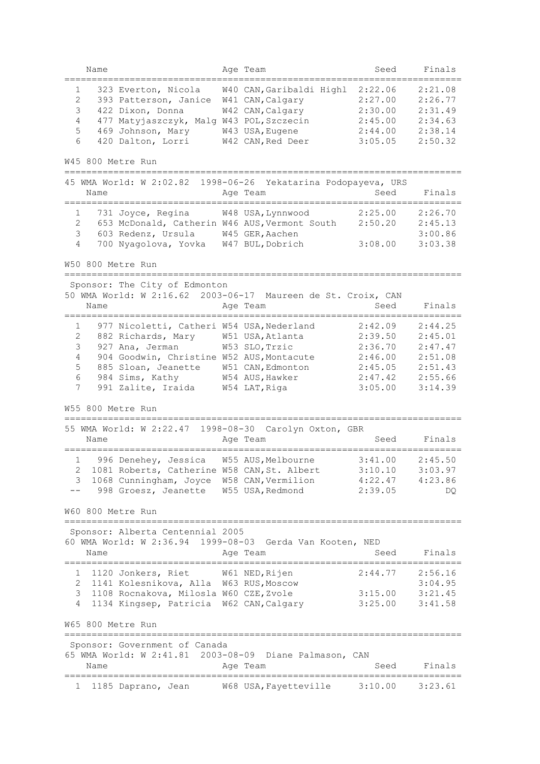| | | Name | Age | Team | Seed | Finals |
|---|---|---|---|---|---|---|
| 1 | 323 | Everton, Nicola | W40 | CAN,Garibaldi Highl | 2:22.06 | 2:21.08 |
| 2 | 393 | Patterson, Janice | W41 | CAN,Calgary | 2:27.00 | 2:26.77 |
| 3 | 422 | Dixon, Donna | W42 | CAN,Calgary | 2:30.00 | 2:31.49 |
| 4 | 477 | Matyjaszczyk, Malg | W43 | POL,Szczecin | 2:45.00 | 2:34.63 |
| 5 | 469 | Johnson, Mary | W43 | USA,Eugene | 2:44.00 | 2:38.14 |
| 6 | 420 | Dalton, Lorri | W42 | CAN,Red Deer | 3:05.05 | 2:50.32 |

## W45 800 Metre Run

45 WMA World: W 2:02.82 1998-06-26 Yekatarina Podopayeva, URS

| | | Name | Age | Team | Seed | Finals |
|---|---|---|---|---|---|---|
| 1 | 731 | Joyce, Regina | W48 | USA,Lynnwood | 2:25.00 | 2:26.70 |
| 2 | 653 | McDonald, Catherin | W46 | AUS,Vermont South | 2:50.20 | 2:45.13 |
| 3 | 603 | Redenz, Ursula | W45 | GER,Aachen | | 3:00.86 |
| 4 | 700 | Nyagolova, Yovka | W47 | BUL,Dobrich | 3:08.00 | 3:03.38 |

## W50 800 Metre Run

Sponsor: The City of Edmonton

50 WMA World: W 2:16.62 2003-06-17 Maureen de St. Croix, CAN

| | | Name | Age | Team | Seed | Finals |
|---|---|---|---|---|---|---|
| 1 | 977 | Nicoletti, Catheri | W54 | USA,Nederland | 2:42.09 | 2:44.25 |
| 2 | 882 | Richards, Mary | W51 | USA,Atlanta | 2:39.50 | 2:45.01 |
| 3 | 927 | Ana, Jerman | W53 | SLO,Trzic | 2:36.70 | 2:47.47 |
| 4 | 904 | Goodwin, Christine | W52 | AUS,Montacute | 2:46.00 | 2:51.08 |
| 5 | 885 | Sloan, Jeanette | W51 | CAN,Edmonton | 2:45.05 | 2:51.43 |
| 6 | 984 | Sims, Kathy | W54 | AUS,Hawker | 2:47.42 | 2:55.66 |
| 7 | 991 | Zalite, Iraida | W54 | LAT,Riga | 3:05.00 | 3:14.39 |

## W55 800 Metre Run

55 WMA World: W 2:22.47 1998-08-30 Carolyn Oxton, GBR

| | | Name | Age | Team | Seed | Finals |
|---|---|---|---|---|---|---|
| 1 | 996 | Denehey, Jessica | W55 | AUS,Melbourne | 3:41.00 | 2:45.50 |
| 2 | 1081 | Roberts, Catherine | W58 | CAN,St. Albert | 3:10.10 | 3:03.97 |
| 3 | 1068 | Cunningham, Joyce | W58 | CAN,Vermilion | 4:22.47 | 4:23.86 |
| -- | 998 | Groesz, Jeanette | W55 | USA,Redmond | 2:39.05 | DQ |

## W60 800 Metre Run

Sponsor: Alberta Centennial 2005

60 WMA World: W 2:36.94 1999-08-03 Gerda Van Kooten, NED

| | | Name | Age | Team | Seed | Finals |
|---|---|---|---|---|---|---|
| 1 | 1120 | Jonkers, Riet | W61 | NED,Rijen | 2:44.77 | 2:56.16 |
| 2 | 1141 | Kolesnikova, Alla | W63 | RUS,Moscow | | 3:04.95 |
| 3 | 1108 | Rocnakova, Milosla | W60 | CZE,Zvole | 3:15.00 | 3:21.45 |
| 4 | 1134 | Kingsep, Patricia | W62 | CAN,Calgary | 3:25.00 | 3:41.58 |

## W65 800 Metre Run

Sponsor: Government of Canada

65 WMA World: W 2:41.81 2003-08-09 Diane Palmason, CAN

| | | Name | Age | Team | Seed | Finals |
|---|---|---|---|---|---|---|
| 1 | 1185 | Daprano, Jean | W68 | USA,Fayetteville | 3:10.00 | 3:23.61 |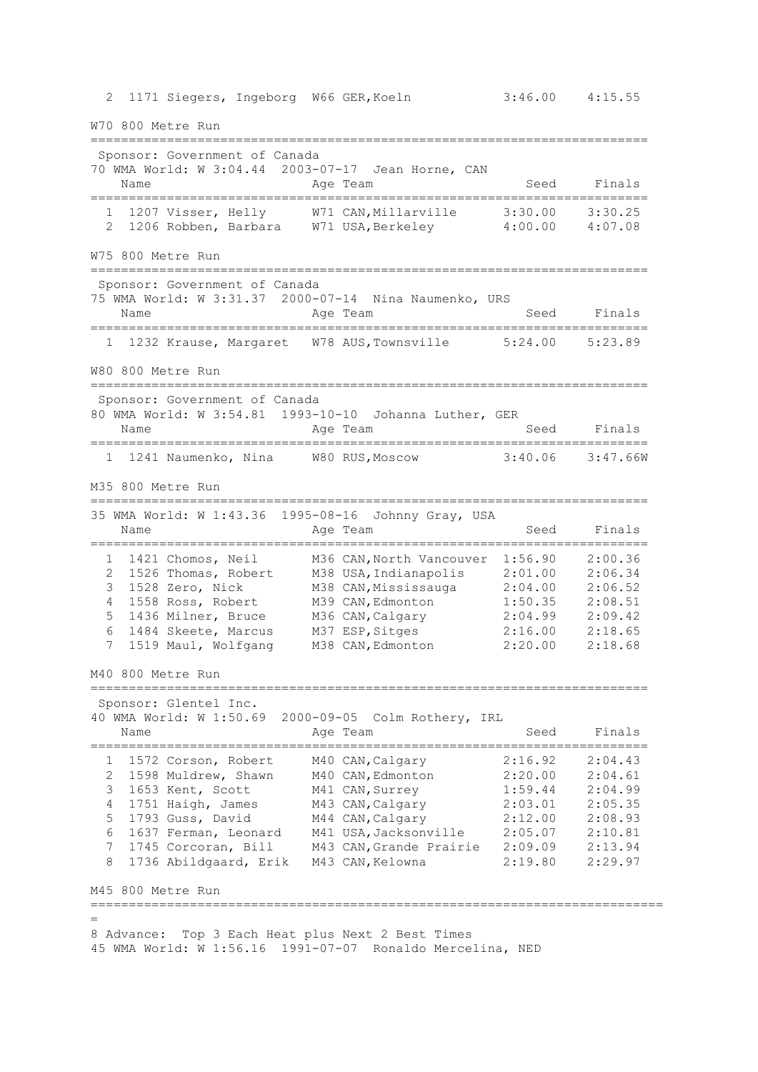| | | Name | Age | Team | Seed | Finals |
|---|---|---|---|---|---|---|
| 2 | 1171 | Siegers, Ingeborg | W66 | GER,Koeln | 3:46.00 | 4:15.55 |

## W70 800 Metre Run

Sponsor: Government of Canada
70 WMA World: W 3:04.44  2003-07-17  Jean Horne, CAN

| | | Name | Age | Team | Seed | Finals |
|---|---|---|---|---|---|---|
| 1 | 1207 | Visser, Helly | W71 | CAN,Millarville | 3:30.00 | 3:30.25 |
| 2 | 1206 | Robben, Barbara | W71 | USA,Berkeley | 4:00.00 | 4:07.08 |

## W75 800 Metre Run

Sponsor: Government of Canada
75 WMA World: W 3:31.37  2000-07-14  Nina Naumenko, URS

| | | Name | Age | Team | Seed | Finals |
|---|---|---|---|---|---|---|
| 1 | 1232 | Krause, Margaret | W78 | AUS,Townsville | 5:24.00 | 5:23.89 |

## W80 800 Metre Run

Sponsor: Government of Canada
80 WMA World: W 3:54.81  1993-10-10  Johanna Luther, GER

| | | Name | Age | Team | Seed | Finals |
|---|---|---|---|---|---|---|
| 1 | 1241 | Naumenko, Nina | W80 | RUS,Moscow | 3:40.06 | 3:47.66W |

## M35 800 Metre Run

35 WMA World: W 1:43.36  1995-08-16  Johnny Gray, USA

| | | Name | Age | Team | Seed | Finals |
|---|---|---|---|---|---|---|
| 1 | 1421 | Chomos, Neil | M36 | CAN,North Vancouver | 1:56.90 | 2:00.36 |
| 2 | 1526 | Thomas, Robert | M38 | USA,Indianapolis | 2:01.00 | 2:06.34 |
| 3 | 1528 | Zero, Nick | M38 | CAN,Mississauga | 2:04.00 | 2:06.52 |
| 4 | 1558 | Ross, Robert | M39 | CAN,Edmonton | 1:50.35 | 2:08.51 |
| 5 | 1436 | Milner, Bruce | M36 | CAN,Calgary | 2:04.99 | 2:09.42 |
| 6 | 1484 | Skeete, Marcus | M37 | ESP,Sitges | 2:16.00 | 2:18.65 |
| 7 | 1519 | Maul, Wolfgang | M38 | CAN,Edmonton | 2:20.00 | 2:18.68 |

## M40 800 Metre Run

Sponsor: Glentel Inc.
40 WMA World: W 1:50.69  2000-09-05  Colm Rothery, IRL

| | | Name | Age | Team | Seed | Finals |
|---|---|---|---|---|---|---|
| 1 | 1572 | Corson, Robert | M40 | CAN,Calgary | 2:16.92 | 2:04.43 |
| 2 | 1598 | Muldrew, Shawn | M40 | CAN,Edmonton | 2:20.00 | 2:04.61 |
| 3 | 1653 | Kent, Scott | M41 | CAN,Surrey | 1:59.44 | 2:04.99 |
| 4 | 1751 | Haigh, James | M43 | CAN,Calgary | 2:03.01 | 2:05.35 |
| 5 | 1793 | Guss, David | M44 | CAN,Calgary | 2:12.00 | 2:08.93 |
| 6 | 1637 | Ferman, Leonard | M41 | USA,Jacksonville | 2:05.07 | 2:10.81 |
| 7 | 1745 | Corcoran, Bill | M43 | CAN,Grande Prairie | 2:09.09 | 2:13.94 |
| 8 | 1736 | Abildgaard, Erik | M43 | CAN,Kelowna | 2:19.80 | 2:29.97 |

## M45 800 Metre Run

8 Advance:  Top 3 Each Heat plus Next 2 Best Times
45 WMA World: W 1:56.16  1991-07-07  Ronaldo Mercelina, NED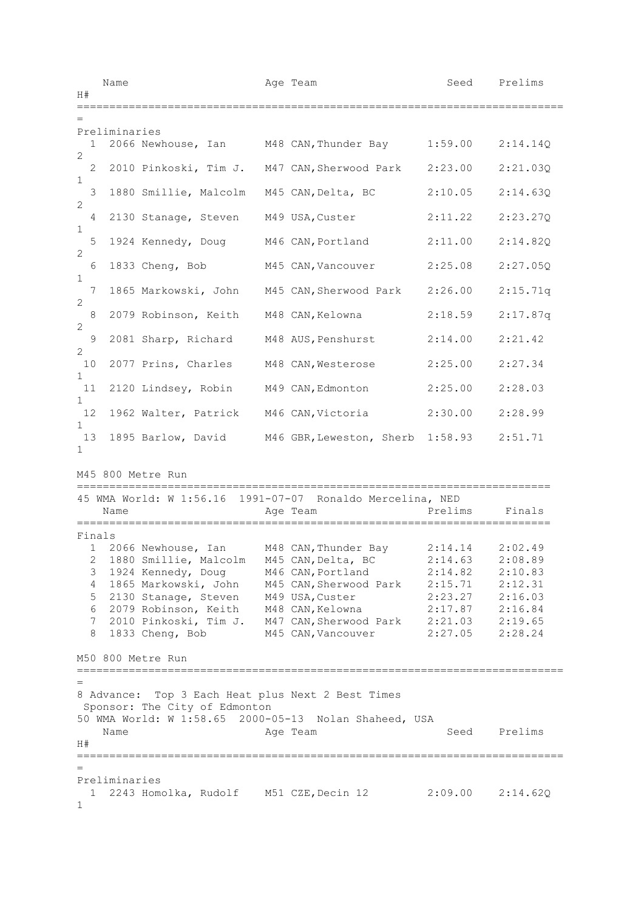| | | Name | Age | Team | Seed | Prelims | H# |
|---|---|---|---|---|---|---|---|
| **Preliminaries** | | | | | | | |
| 1 | 2066 | Newhouse, Ian | M48 | CAN,Thunder Bay | 1:59.00 | 2:14.14Q | 2 |
| 2 | 2010 | Pinkoski, Tim J. | M47 | CAN,Sherwood Park | 2:23.00 | 2:21.03Q | 1 |
| 3 | 1880 | Smillie, Malcolm | M45 | CAN,Delta, BC | 2:10.05 | 2:14.63Q | 2 |
| 4 | 2130 | Stanage, Steven | M49 | USA,Custer | 2:11.22 | 2:23.27Q | 1 |
| 5 | 1924 | Kennedy, Doug | M46 | CAN,Portland | 2:11.00 | 2:14.82Q | 2 |
| 6 | 1833 | Cheng, Bob | M45 | CAN,Vancouver | 2:25.08 | 2:27.05Q | 1 |
| 7 | 1865 | Markowski, John | M45 | CAN,Sherwood Park | 2:26.00 | 2:15.71q | 2 |
| 8 | 2079 | Robinson, Keith | M48 | CAN,Kelowna | 2:18.59 | 2:17.87q | 2 |
| 9 | 2081 | Sharp, Richard | M48 | AUS,Penshurst | 2:14.00 | 2:21.42 | 2 |
| 10 | 2077 | Prins, Charles | M48 | CAN,Westerose | 2:25.00 | 2:27.34 | 1 |
| 11 | 2120 | Lindsey, Robin | M49 | CAN,Edmonton | 2:25.00 | 2:28.03 | 1 |
| 12 | 1962 | Walter, Patrick | M46 | CAN,Victoria | 2:30.00 | 2:28.99 | 1 |
| 13 | 1895 | Barlow, David | M46 | GBR,Leweston, Sherb | 1:58.93 | 2:51.71 | 1 |

## M45 800 Metre Run

45 WMA World: W 1:56.16 1991-07-07 Ronaldo Mercelina, NED

| | | Name | Age | Team | Prelims | Finals |
|---|---|---|---|---|---|---|
| **Finals** | | | | | | |
| 1 | 2066 | Newhouse, Ian | M48 | CAN,Thunder Bay | 2:14.14 | 2:02.49 |
| 2 | 1880 | Smillie, Malcolm | M45 | CAN,Delta, BC | 2:14.63 | 2:08.89 |
| 3 | 1924 | Kennedy, Doug | M46 | CAN,Portland | 2:14.82 | 2:10.83 |
| 4 | 1865 | Markowski, John | M45 | CAN,Sherwood Park | 2:15.71 | 2:12.31 |
| 5 | 2130 | Stanage, Steven | M49 | USA,Custer | 2:23.27 | 2:16.03 |
| 6 | 2079 | Robinson, Keith | M48 | CAN,Kelowna | 2:17.87 | 2:16.84 |
| 7 | 2010 | Pinkoski, Tim J. | M47 | CAN,Sherwood Park | 2:21.03 | 2:19.65 |
| 8 | 1833 | Cheng, Bob | M45 | CAN,Vancouver | 2:27.05 | 2:28.24 |

## M50 800 Metre Run

8 Advance: Top 3 Each Heat plus Next 2 Best Times
Sponsor: The City of Edmonton
50 WMA World: W 1:58.65 2000-05-13 Nolan Shaheed, USA

| | | Name | Age | Team | Seed | Prelims | H# |
|---|---|---|---|---|---|---|---|
| **Preliminaries** | | | | | | | |
| 1 | 2243 | Homolka, Rudolf | M51 | CZE,Decin 12 | 2:09.00 | 2:14.62Q | 1 |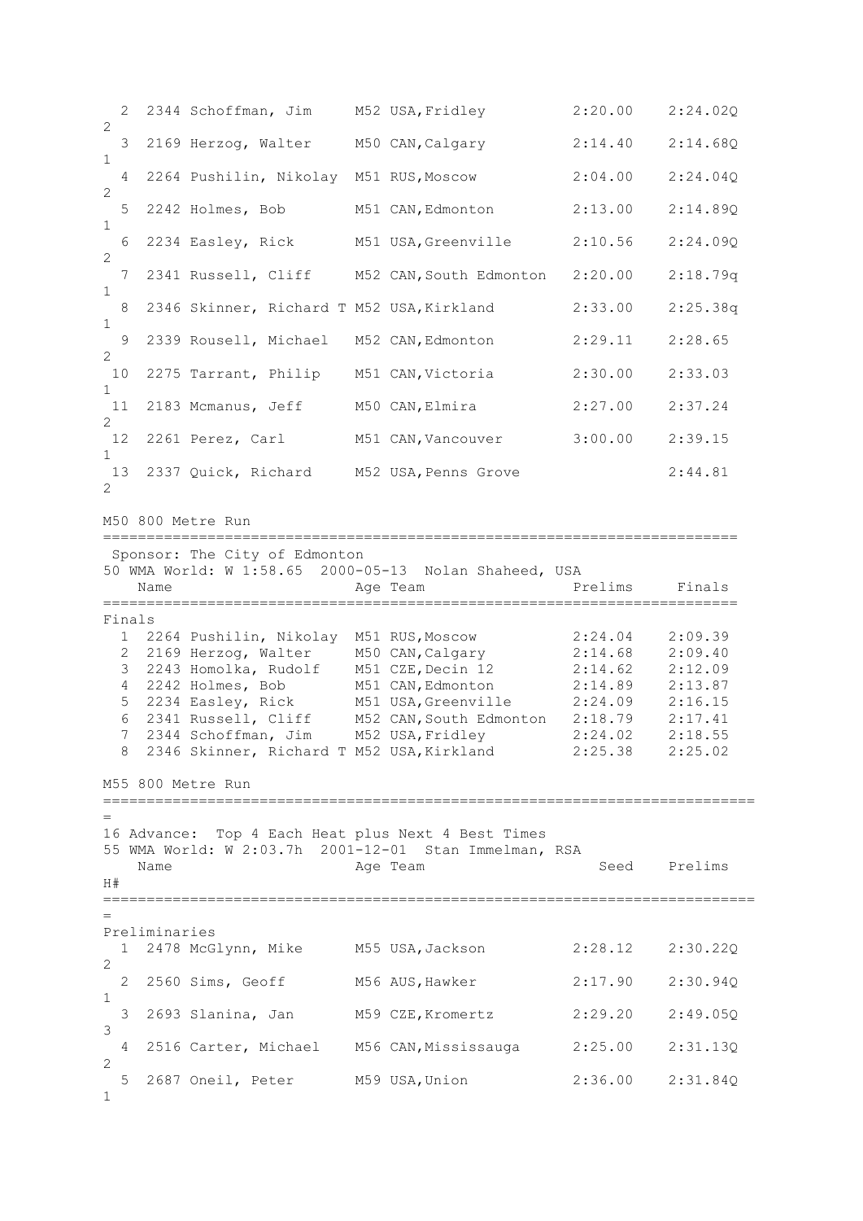| Place | Bib | Name | Age | Team | Seed | Prelims | H# |
|---|---|---|---|---|---|---|---|
| 2 | 2344 | Schoffman, Jim | M52 | USA,Fridley | 2:20.00 | 2:24.02Q | 2 |
| 3 | 2169 | Herzog, Walter | M50 | CAN,Calgary | 2:14.40 | 2:14.68Q | 1 |
| 4 | 2264 | Pushilin, Nikolay | M51 | RUS,Moscow | 2:04.00 | 2:24.04Q | 2 |
| 5 | 2242 | Holmes, Bob | M51 | CAN,Edmonton | 2:13.00 | 2:14.89Q | 1 |
| 6 | 2234 | Easley, Rick | M51 | USA,Greenville | 2:10.56 | 2:24.09Q | 2 |
| 7 | 2341 | Russell, Cliff | M52 | CAN,South Edmonton | 2:20.00 | 2:18.79q | 1 |
| 8 | 2346 | Skinner, Richard T | M52 | USA,Kirkland | 2:33.00 | 2:25.38q | 1 |
| 9 | 2339 | Rousell, Michael | M52 | CAN,Edmonton | 2:29.11 | 2:28.65 | 2 |
| 10 | 2275 | Tarrant, Philip | M51 | CAN,Victoria | 2:30.00 | 2:33.03 | 1 |
| 11 | 2183 | Mcmanus, Jeff | M50 | CAN,Elmira | 2:27.00 | 2:37.24 | 2 |
| 12 | 2261 | Perez, Carl | M51 | CAN,Vancouver | 3:00.00 | 2:39.15 | 1 |
| 13 | 2337 | Quick, Richard | M52 | USA,Penns Grove | | 2:44.81 | 2 |

## M50 800 Metre Run

Sponsor: The City of Edmonton

50 WMA World: W 1:58.65 2000-05-13 Nolan Shaheed, USA

Finals

| Place | Bib | Name | Age | Team | Prelims | Finals |
|---|---|---|---|---|---|---|
| 1 | 2264 | Pushilin, Nikolay | M51 | RUS,Moscow | 2:24.04 | 2:09.39 |
| 2 | 2169 | Herzog, Walter | M50 | CAN,Calgary | 2:14.68 | 2:09.40 |
| 3 | 2243 | Homolka, Rudolf | M51 | CZE,Decin 12 | 2:14.62 | 2:12.09 |
| 4 | 2242 | Holmes, Bob | M51 | CAN,Edmonton | 2:14.89 | 2:13.87 |
| 5 | 2234 | Easley, Rick | M51 | USA,Greenville | 2:24.09 | 2:16.15 |
| 6 | 2341 | Russell, Cliff | M52 | CAN,South Edmonton | 2:18.79 | 2:17.41 |
| 7 | 2344 | Schoffman, Jim | M52 | USA,Fridley | 2:24.02 | 2:18.55 |
| 8 | 2346 | Skinner, Richard T | M52 | USA,Kirkland | 2:25.38 | 2:25.02 |

## M55 800 Metre Run

16 Advance: Top 4 Each Heat plus Next 4 Best Times

55 WMA World: W 2:03.7h 2001-12-01 Stan Immelman, RSA

Preliminaries

| Place | Bib | Name | Age | Team | Seed | Prelims | H# |
|---|---|---|---|---|---|---|---|
| 1 | 2478 | McGlynn, Mike | M55 | USA,Jackson | 2:28.12 | 2:30.22Q | 2 |
| 2 | 2560 | Sims, Geoff | M56 | AUS,Hawker | 2:17.90 | 2:30.94Q | 1 |
| 3 | 2693 | Slanina, Jan | M59 | CZE,Kromertz | 2:29.20 | 2:49.05Q | 3 |
| 4 | 2516 | Carter, Michael | M56 | CAN,Mississauga | 2:25.00 | 2:31.13Q | 2 |
| 5 | 2687 | Oneil, Peter | M59 | USA,Union | 2:36.00 | 2:31.84Q | 1 |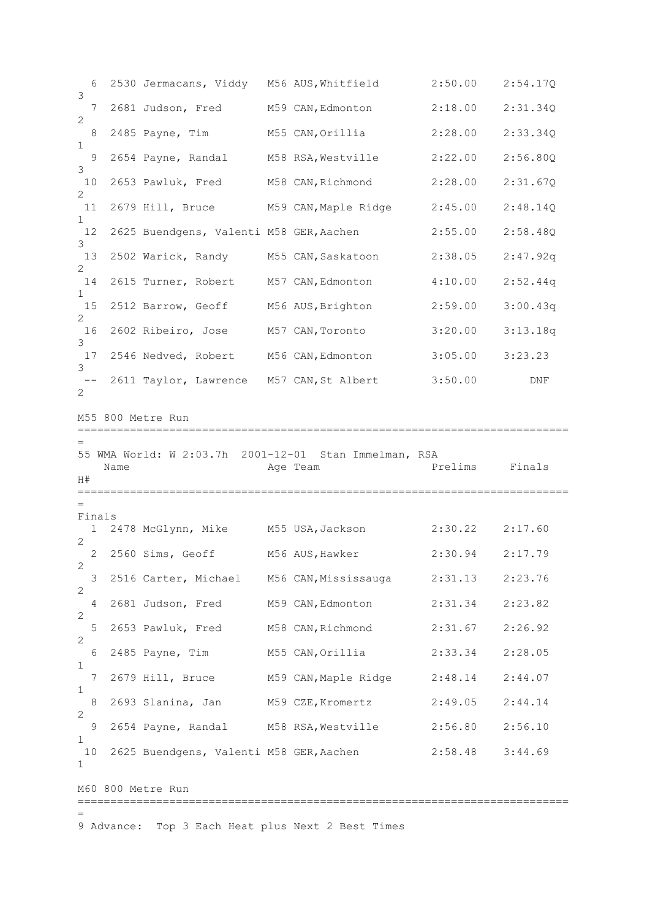| Place | Bib | Name | Age | Team | Prelims | Finals | H# |
|---|---|---|---|---|---|---|---|
| 6 | 2530 | Jermacans, Viddy | M56 | AUS,Whitfield | 2:50.00 | 2:54.17Q | 3 |
| 7 | 2681 | Judson, Fred | M59 | CAN,Edmonton | 2:18.00 | 2:31.34Q | 2 |
| 8 | 2485 | Payne, Tim | M55 | CAN,Orillia | 2:28.00 | 2:33.34Q | 1 |
| 9 | 2654 | Payne, Randal | M58 | RSA,Westville | 2:22.00 | 2:56.80Q | 3 |
| 10 | 2653 | Pawluk, Fred | M58 | CAN,Richmond | 2:28.00 | 2:31.67Q | 2 |
| 11 | 2679 | Hill, Bruce | M59 | CAN,Maple Ridge | 2:45.00 | 2:48.14Q | 1 |
| 12 | 2625 | Buendgens, Valenti | M58 | GER,Aachen | 2:55.00 | 2:58.48Q | 3 |
| 13 | 2502 | Warick, Randy | M55 | CAN,Saskatoon | 2:38.05 | 2:47.92q | 2 |
| 14 | 2615 | Turner, Robert | M57 | CAN,Edmonton | 4:10.00 | 2:52.44q | 1 |
| 15 | 2512 | Barrow, Geoff | M56 | AUS,Brighton | 2:59.00 | 3:00.43q | 2 |
| 16 | 2602 | Ribeiro, Jose | M57 | CAN,Toronto | 3:20.00 | 3:13.18q | 3 |
| 17 | 2546 | Nedved, Robert | M56 | CAN,Edmonton | 3:05.00 | 3:23.23 | 3 |
| -- | 2611 | Taylor, Lawrence | M57 | CAN,St Albert | 3:50.00 | DNF | 2 |

## M55 800 Metre Run

55 WMA World: W 2:03.7h 2001-12-01 Stan Immelman, RSA

Finals

| Place | Bib | Name | Age | Team | Prelims | Finals | H# |
|---|---|---|---|---|---|---|---|
| 1 | 2478 | McGlynn, Mike | M55 | USA,Jackson | 2:30.22 | 2:17.60 | 2 |
| 2 | 2560 | Sims, Geoff | M56 | AUS,Hawker | 2:30.94 | 2:17.79 | 2 |
| 3 | 2516 | Carter, Michael | M56 | CAN,Mississauga | 2:31.13 | 2:23.76 | 2 |
| 4 | 2681 | Judson, Fred | M59 | CAN,Edmonton | 2:31.34 | 2:23.82 | 2 |
| 5 | 2653 | Pawluk, Fred | M58 | CAN,Richmond | 2:31.67 | 2:26.92 | 2 |
| 6 | 2485 | Payne, Tim | M55 | CAN,Orillia | 2:33.34 | 2:28.05 | 1 |
| 7 | 2679 | Hill, Bruce | M59 | CAN,Maple Ridge | 2:48.14 | 2:44.07 | 1 |
| 8 | 2693 | Slanina, Jan | M59 | CZE,Kromertz | 2:49.05 | 2:44.14 | 2 |
| 9 | 2654 | Payne, Randal | M58 | RSA,Westville | 2:56.80 | 2:56.10 | 1 |
| 10 | 2625 | Buendgens, Valenti | M58 | GER,Aachen | 2:58.48 | 3:44.69 | 1 |

## M60 800 Metre Run

9 Advance: Top 3 Each Heat plus Next 2 Best Times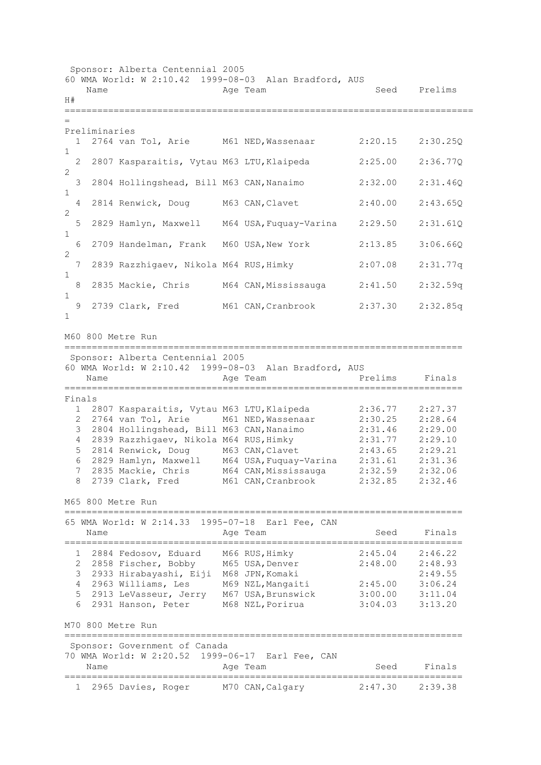Sponsor: Alberta Centennial 2005

60 WMA World: W 2:10.42  1999-08-03  Alan Bradford, AUS

### Preliminaries

| | # | Name | Age | Team | Seed | Prelims | H# |
|---|---|---|---|---|---|---|---|
| 1 | 2764 | van Tol, Arie | M61 | NED,Wassenaar | 2:20.15 | 2:30.25Q | 1 |
| 2 | 2807 | Kasparaitis, Vytau | M63 | LTU,Klaipeda | 2:25.00 | 2:36.77Q | 2 |
| 3 | 2804 | Hollingshead, Bill | M63 | CAN,Nanaimo | 2:32.00 | 2:31.46Q | 1 |
| 4 | 2814 | Renwick, Doug | M63 | CAN,Clavet | 2:40.00 | 2:43.65Q | 2 |
| 5 | 2829 | Hamlyn, Maxwell | M64 | USA,Fuquay-Varina | 2:29.50 | 2:31.61Q | 1 |
| 6 | 2709 | Handelman, Frank | M60 | USA,New York | 2:13.85 | 3:06.66Q | 2 |
| 7 | 2839 | Razzhigaev, Nikola | M64 | RUS,Himky | 2:07.08 | 2:31.77q | 1 |
| 8 | 2835 | Mackie, Chris | M64 | CAN,Mississauga | 2:41.50 | 2:32.59q | 1 |
| 9 | 2739 | Clark, Fred | M61 | CAN,Cranbrook | 2:37.30 | 2:32.85q | 1 |

## M60 800 Metre Run

Sponsor: Alberta Centennial 2005

60 WMA World: W 2:10.42  1999-08-03  Alan Bradford, AUS

### Finals

| | # | Name | Age | Team | Prelims | Finals |
|---|---|---|---|---|---|---|
| 1 | 2807 | Kasparaitis, Vytau | M63 | LTU,Klaipeda | 2:36.77 | 2:27.37 |
| 2 | 2764 | van Tol, Arie | M61 | NED,Wassenaar | 2:30.25 | 2:28.64 |
| 3 | 2804 | Hollingshead, Bill | M63 | CAN,Nanaimo | 2:31.46 | 2:29.00 |
| 4 | 2839 | Razzhigaev, Nikola | M64 | RUS,Himky | 2:31.77 | 2:29.10 |
| 5 | 2814 | Renwick, Doug | M63 | CAN,Clavet | 2:43.65 | 2:29.21 |
| 6 | 2829 | Hamlyn, Maxwell | M64 | USA,Fuquay-Varina | 2:31.61 | 2:31.36 |
| 7 | 2835 | Mackie, Chris | M64 | CAN,Mississauga | 2:32.59 | 2:32.06 |
| 8 | 2739 | Clark, Fred | M61 | CAN,Cranbrook | 2:32.85 | 2:32.46 |

## M65 800 Metre Run

65 WMA World: W 2:14.33  1995-07-18  Earl Fee, CAN

| | # | Name | Age | Team | Seed | Finals |
|---|---|---|---|---|---|---|
| 1 | 2884 | Fedosov, Eduard | M66 | RUS,Himky | 2:45.04 | 2:46.22 |
| 2 | 2858 | Fischer, Bobby | M65 | USA,Denver | 2:48.00 | 2:48.93 |
| 3 | 2933 | Hirabayashi, Eiji | M68 | JPN,Komaki | | 2:49.55 |
| 4 | 2963 | Williams, Les | M69 | NZL,Mangaiti | 2:45.00 | 3:06.24 |
| 5 | 2913 | LeVasseur, Jerry | M67 | USA,Brunswick | 3:00.00 | 3:11.04 |
| 6 | 2931 | Hanson, Peter | M68 | NZL,Porirua | 3:04.03 | 3:13.20 |

## M70 800 Metre Run

Sponsor: Government of Canada

70 WMA World: W 2:20.52  1999-06-17  Earl Fee, CAN

| | # | Name | Age | Team | Seed | Finals |
|---|---|---|---|---|---|---|
| 1 | 2965 | Davies, Roger | M70 | CAN,Calgary | 2:47.30 | 2:39.38 |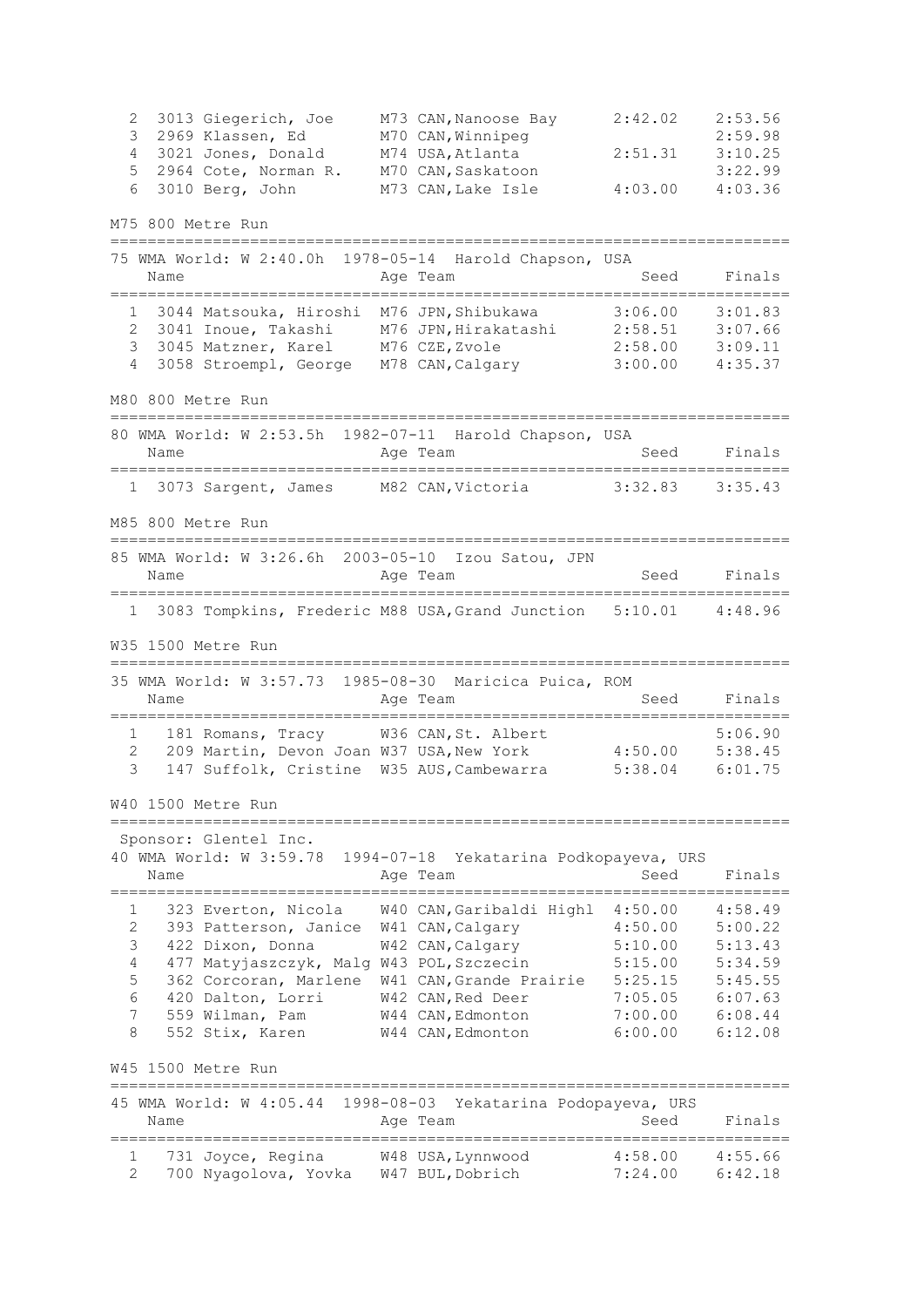| | | Name | Age | Team | Seed | Finals |
|---|---|---|---|---|---|---|
| 2 | 3013 | Giegerich, Joe | M73 | CAN,Nanoose Bay | 2:42.02 | 2:53.56 |
| 3 | 2969 | Klassen, Ed | M70 | CAN,Winnipeg | | 2:59.98 |
| 4 | 3021 | Jones, Donald | M74 | USA,Atlanta | 2:51.31 | 3:10.25 |
| 5 | 2964 | Cote, Norman R. | M70 | CAN,Saskatoon | | 3:22.99 |
| 6 | 3010 | Berg, John | M73 | CAN,Lake Isle | 4:03.00 | 4:03.36 |

## M75 800 Metre Run

75 WMA World: W 2:40.0h 1978-05-14 Harold Chapson, USA

| | | Name | Age | Team | Seed | Finals |
|---|---|---|---|---|---|---|
| 1 | 3044 | Matsouka, Hiroshi | M76 | JPN,Shibukawa | 3:06.00 | 3:01.83 |
| 2 | 3041 | Inoue, Takashi | M76 | JPN,Hirakatashi | 2:58.51 | 3:07.66 |
| 3 | 3045 | Matzner, Karel | M76 | CZE,Zvole | 2:58.00 | 3:09.11 |
| 4 | 3058 | Stroempl, George | M78 | CAN,Calgary | 3:00.00 | 4:35.37 |

## M80 800 Metre Run

80 WMA World: W 2:53.5h 1982-07-11 Harold Chapson, USA

| | | Name | Age | Team | Seed | Finals |
|---|---|---|---|---|---|---|
| 1 | 3073 | Sargent, James | M82 | CAN,Victoria | 3:32.83 | 3:35.43 |

## M85 800 Metre Run

85 WMA World: W 3:26.6h 2003-05-10 Izou Satou, JPN

| | | Name | Age | Team | Seed | Finals |
|---|---|---|---|---|---|---|
| 1 | 3083 | Tompkins, Frederic | M88 | USA,Grand Junction | 5:10.01 | 4:48.96 |

## W35 1500 Metre Run

35 WMA World: W 3:57.73 1985-08-30 Maricica Puica, ROM

| | | Name | Age | Team | Seed | Finals |
|---|---|---|---|---|---|---|
| 1 | 181 | Romans, Tracy | W36 | CAN,St. Albert | | 5:06.90 |
| 2 | 209 | Martin, Devon Joan | W37 | USA,New York | 4:50.00 | 5:38.45 |
| 3 | 147 | Suffolk, Cristine | W35 | AUS,Cambewarra | 5:38.04 | 6:01.75 |

## W40 1500 Metre Run

Sponsor: Glentel Inc.

40 WMA World: W 3:59.78 1994-07-18 Yekatarina Podkopayeva, URS

| | | Name | Age | Team | Seed | Finals |
|---|---|---|---|---|---|---|
| 1 | 323 | Everton, Nicola | W40 | CAN,Garibaldi Highl | 4:50.00 | 4:58.49 |
| 2 | 393 | Patterson, Janice | W41 | CAN,Calgary | 4:50.00 | 5:00.22 |
| 3 | 422 | Dixon, Donna | W42 | CAN,Calgary | 5:10.00 | 5:13.43 |
| 4 | 477 | Matyjaszczyk, Malg | W43 | POL,Szczecin | 5:15.00 | 5:34.59 |
| 5 | 362 | Corcoran, Marlene | W41 | CAN,Grande Prairie | 5:25.15 | 5:45.55 |
| 6 | 420 | Dalton, Lorri | W42 | CAN,Red Deer | 7:05.05 | 6:07.63 |
| 7 | 559 | Wilman, Pam | W44 | CAN,Edmonton | 7:00.00 | 6:08.44 |
| 8 | 552 | Stix, Karen | W44 | CAN,Edmonton | 6:00.00 | 6:12.08 |

## W45 1500 Metre Run

45 WMA World: W 4:05.44 1998-08-03 Yekatarina Podopayeva, URS

| | | Name | Age | Team | Seed | Finals |
|---|---|---|---|---|---|---|
| 1 | 731 | Joyce, Regina | W48 | USA,Lynnwood | 4:58.00 | 4:55.66 |
| 2 | 700 | Nyagolova, Yovka | W47 | BUL,Dobrich | 7:24.00 | 6:42.18 |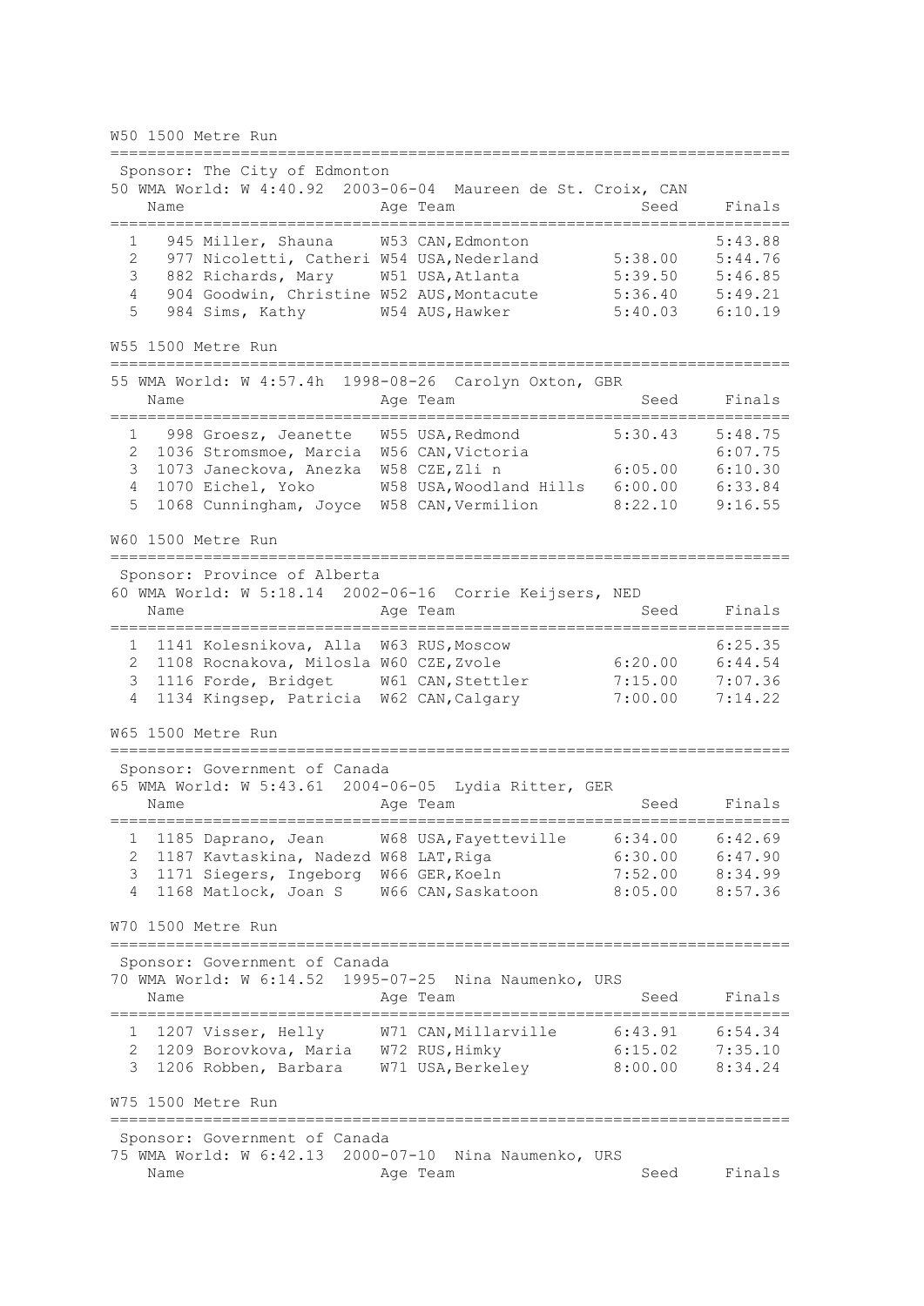## W50 1500 Metre Run

Sponsor: The City of Edmonton

50 WMA World: W 4:40.92 2003-06-04 Maureen de St. Croix, CAN

| | Name | Age | Team | Seed | Finals |
|---|---|---|---|---|---|
| 1 | 945 Miller, Shauna | W53 | CAN,Edmonton | | 5:43.88 |
| 2 | 977 Nicoletti, Catheri | W54 | USA,Nederland | 5:38.00 | 5:44.76 |
| 3 | 882 Richards, Mary | W51 | USA,Atlanta | 5:39.50 | 5:46.85 |
| 4 | 904 Goodwin, Christine | W52 | AUS,Montacute | 5:36.40 | 5:49.21 |
| 5 | 984 Sims, Kathy | W54 | AUS,Hawker | 5:40.03 | 6:10.19 |

## W55 1500 Metre Run

55 WMA World: W 4:57.4h 1998-08-26 Carolyn Oxton, GBR

| | Name | Age | Team | Seed | Finals |
|---|---|---|---|---|---|
| 1 | 998 Groesz, Jeanette | W55 | USA,Redmond | 5:30.43 | 5:48.75 |
| 2 | 1036 Stromsmoe, Marcia | W56 | CAN,Victoria | | 6:07.75 |
| 3 | 1073 Janeckova, Anezka | W58 | CZE,Zli n | 6:05.00 | 6:10.30 |
| 4 | 1070 Eichel, Yoko | W58 | USA,Woodland Hills | 6:00.00 | 6:33.84 |
| 5 | 1068 Cunningham, Joyce | W58 | CAN,Vermilion | 8:22.10 | 9:16.55 |

## W60 1500 Metre Run

Sponsor: Province of Alberta

60 WMA World: W 5:18.14 2002-06-16 Corrie Keijsers, NED

| | Name | Age | Team | Seed | Finals |
|---|---|---|---|---|---|
| 1 | 1141 Kolesnikova, Alla | W63 | RUS,Moscow | | 6:25.35 |
| 2 | 1108 Rocnakova, Milosla | W60 | CZE,Zvole | 6:20.00 | 6:44.54 |
| 3 | 1116 Forde, Bridget | W61 | CAN,Stettler | 7:15.00 | 7:07.36 |
| 4 | 1134 Kingsep, Patricia | W62 | CAN,Calgary | 7:00.00 | 7:14.22 |

## W65 1500 Metre Run

Sponsor: Government of Canada

65 WMA World: W 5:43.61 2004-06-05 Lydia Ritter, GER

| | Name | Age | Team | Seed | Finals |
|---|---|---|---|---|---|
| 1 | 1185 Daprano, Jean | W68 | USA,Fayetteville | 6:34.00 | 6:42.69 |
| 2 | 1187 Kavtaskina, Nadezd | W68 | LAT,Riga | 6:30.00 | 6:47.90 |
| 3 | 1171 Siegers, Ingeborg | W66 | GER,Koeln | 7:52.00 | 8:34.99 |
| 4 | 1168 Matlock, Joan S | W66 | CAN,Saskatoon | 8:05.00 | 8:57.36 |

## W70 1500 Metre Run

Sponsor: Government of Canada

70 WMA World: W 6:14.52 1995-07-25 Nina Naumenko, URS

| | Name | Age | Team | Seed | Finals |
|---|---|---|---|---|---|
| 1 | 1207 Visser, Helly | W71 | CAN,Millarville | 6:43.91 | 6:54.34 |
| 2 | 1209 Borovkova, Maria | W72 | RUS,Himky | 6:15.02 | 7:35.10 |
| 3 | 1206 Robben, Barbara | W71 | USA,Berkeley | 8:00.00 | 8:34.24 |

## W75 1500 Metre Run

Sponsor: Government of Canada

75 WMA World: W 6:42.13 2000-07-10 Nina Naumenko, URS

| | Name | Age | Team | Seed | Finals |
|---|---|---|---|---|---|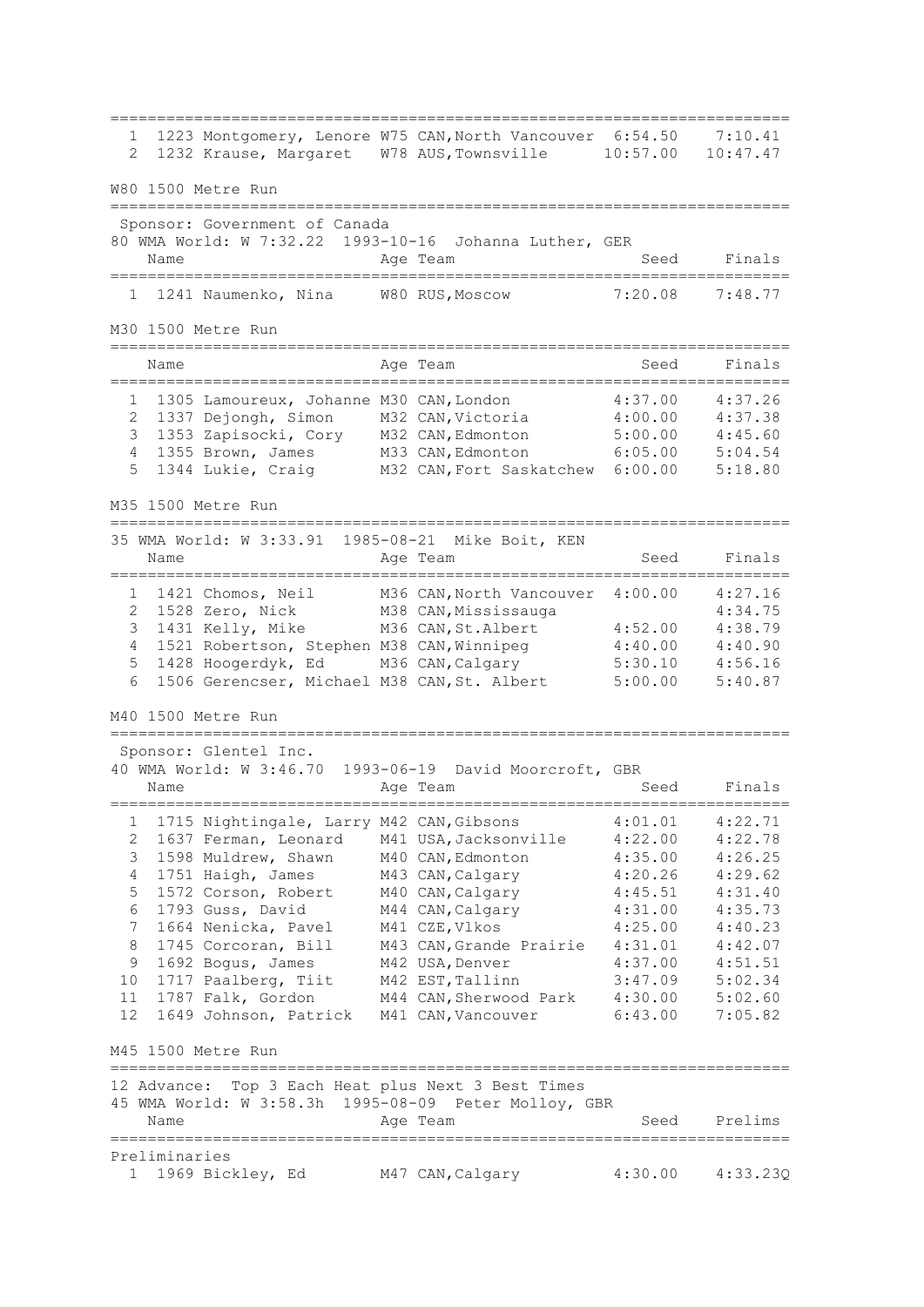| Place | No. | Name | Age | Team | Seed | Finals |
|---|---|---|---|---|---|---|
| 1 | 1223 | Montgomery, Lenore | W75 | CAN,North Vancouver | 6:54.50 | 7:10.41 |
| 2 | 1232 | Krause, Margaret | W78 | AUS,Townsville | 10:57.00 | 10:47.47 |

## W80 1500 Metre Run

Sponsor: Government of Canada
80 WMA World: W 7:32.22 1993-10-16 Johanna Luther, GER

| Place | No. | Name | Age | Team | Seed | Finals |
|---|---|---|---|---|---|---|
| 1 | 1241 | Naumenko, Nina | W80 | RUS,Moscow | 7:20.08 | 7:48.77 |

## M30 1500 Metre Run

| Place | No. | Name | Age | Team | Seed | Finals |
|---|---|---|---|---|---|---|
| 1 | 1305 | Lamoureux, Johanne | M30 | CAN,London | 4:37.00 | 4:37.26 |
| 2 | 1337 | Dejongh, Simon | M32 | CAN,Victoria | 4:00.00 | 4:37.38 |
| 3 | 1353 | Zapisocki, Cory | M32 | CAN,Edmonton | 5:00.00 | 4:45.60 |
| 4 | 1355 | Brown, James | M33 | CAN,Edmonton | 6:05.00 | 5:04.54 |
| 5 | 1344 | Lukie, Craig | M32 | CAN,Fort Saskatchew | 6:00.00 | 5:18.80 |

## M35 1500 Metre Run

35 WMA World: W 3:33.91 1985-08-21 Mike Boit, KEN

| Place | No. | Name | Age | Team | Seed | Finals |
|---|---|---|---|---|---|---|
| 1 | 1421 | Chomos, Neil | M36 | CAN,North Vancouver | 4:00.00 | 4:27.16 |
| 2 | 1528 | Zero, Nick | M38 | CAN,Mississauga | | 4:34.75 |
| 3 | 1431 | Kelly, Mike | M36 | CAN,St.Albert | 4:52.00 | 4:38.79 |
| 4 | 1521 | Robertson, Stephen | M38 | CAN,Winnipeg | 4:40.00 | 4:40.90 |
| 5 | 1428 | Hoogerdyk, Ed | M36 | CAN,Calgary | 5:30.10 | 4:56.16 |
| 6 | 1506 | Gerencser, Michael | M38 | CAN,St. Albert | 5:00.00 | 5:40.87 |

## M40 1500 Metre Run

Sponsor: Glentel Inc.
40 WMA World: W 3:46.70 1993-06-19 David Moorcroft, GBR

| Place | No. | Name | Age | Team | Seed | Finals |
|---|---|---|---|---|---|---|
| 1 | 1715 | Nightingale, Larry | M42 | CAN,Gibsons | 4:01.01 | 4:22.71 |
| 2 | 1637 | Ferman, Leonard | M41 | USA,Jacksonville | 4:22.00 | 4:22.78 |
| 3 | 1598 | Muldrew, Shawn | M40 | CAN,Edmonton | 4:35.00 | 4:26.25 |
| 4 | 1751 | Haigh, James | M43 | CAN,Calgary | 4:20.26 | 4:29.62 |
| 5 | 1572 | Corson, Robert | M40 | CAN,Calgary | 4:45.51 | 4:31.40 |
| 6 | 1793 | Guss, David | M44 | CAN,Calgary | 4:31.00 | 4:35.73 |
| 7 | 1664 | Nenicka, Pavel | M41 | CZE,Vlkos | 4:25.00 | 4:40.23 |
| 8 | 1745 | Corcoran, Bill | M43 | CAN,Grande Prairie | 4:31.01 | 4:42.07 |
| 9 | 1692 | Bogus, James | M42 | USA,Denver | 4:37.00 | 4:51.51 |
| 10 | 1717 | Paalberg, Tiit | M42 | EST,Tallinn | 3:47.09 | 5:02.34 |
| 11 | 1787 | Falk, Gordon | M44 | CAN,Sherwood Park | 4:30.00 | 5:02.60 |
| 12 | 1649 | Johnson, Patrick | M41 | CAN,Vancouver | 6:43.00 | 7:05.82 |

## M45 1500 Metre Run

12 Advance: Top 3 Each Heat plus Next 3 Best Times
45 WMA World: W 3:58.3h 1995-08-09 Peter Molloy, GBR

Preliminaries

| Place | No. | Name | Age | Team | Seed | Prelims |
|---|---|---|---|---|---|---|
| 1 | 1969 | Bickley, Ed | M47 | CAN,Calgary | 4:30.00 | 4:33.23Q |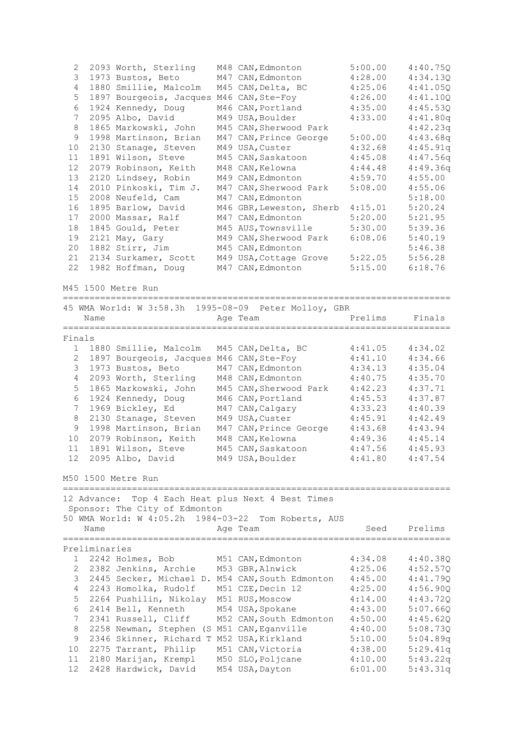| | | Name | Age | Team | Seed | Prelims |
|---|---|---|---|---|---|---|
| 2 | 2093 | Worth, Sterling | M48 | CAN, Edmonton | 5:00.00 | 4:40.75Q |
| 3 | 1973 | Bustos, Beto | M47 | CAN, Edmonton | 4:28.00 | 4:34.13Q |
| 4 | 1880 | Smillie, Malcolm | M45 | CAN, Delta, BC | 4:25.06 | 4:41.05Q |
| 5 | 1897 | Bourgeois, Jacques | M46 | CAN, Ste-Foy | 4:26.00 | 4:41.10Q |
| 6 | 1924 | Kennedy, Doug | M46 | CAN, Portland | 4:35.00 | 4:45.53Q |
| 7 | 2095 | Albo, David | M49 | USA, Boulder | 4:33.00 | 4:41.80q |
| 8 | 1865 | Markowski, John | M45 | CAN, Sherwood Park | | 4:42.23q |
| 9 | 1998 | Martinson, Brian | M47 | CAN, Prince George | 5:00.00 | 4:43.68q |
| 10 | 2130 | Stanage, Steven | M49 | USA, Custer | 4:32.68 | 4:45.91q |
| 11 | 1891 | Wilson, Steve | M45 | CAN, Saskatoon | 4:45.08 | 4:47.56q |
| 12 | 2079 | Robinson, Keith | M48 | CAN, Kelowna | 4:44.48 | 4:49.36q |
| 13 | 2120 | Lindsey, Robin | M49 | CAN, Edmonton | 4:59.70 | 4:55.00 |
| 14 | 2010 | Pinkoski, Tim J. | M47 | CAN, Sherwood Park | 5:08.00 | 4:55.06 |
| 15 | 2008 | Neufeld, Cam | M47 | CAN, Edmonton | | 5:18.00 |
| 16 | 1895 | Barlow, David | M46 | GBR, Leweston, Sherb | 4:15.01 | 5:20.24 |
| 17 | 2000 | Massar, Ralf | M47 | CAN, Edmonton | 5:20.00 | 5:21.95 |
| 18 | 1845 | Gould, Peter | M45 | AUS, Townsville | 5:30.00 | 5:39.36 |
| 19 | 2121 | May, Gary | M49 | CAN, Sherwood Park | 6:08.06 | 5:40.19 |
| 20 | 1882 | Stirr, Jim | M45 | CAN, Edmonton | | 5:46.38 |
| 21 | 2134 | Surkamer, Scott | M49 | USA, Cottage Grove | 5:22.05 | 5:56.28 |
| 22 | 1982 | Hoffman, Doug | M47 | CAN, Edmonton | 5:15.00 | 6:18.76 |

## M45 1500 Metre Run

45 WMA World: W 3:58.3h 1995-08-09 Peter Molloy, GBR

### Finals

| | | Name | Age | Team | Prelims | Finals |
|---|---|---|---|---|---|---|
| 1 | 1880 | Smillie, Malcolm | M45 | CAN, Delta, BC | 4:41.05 | 4:34.02 |
| 2 | 1897 | Bourgeois, Jacques | M46 | CAN, Ste-Foy | 4:41.10 | 4:34.66 |
| 3 | 1973 | Bustos, Beto | M47 | CAN, Edmonton | 4:34.13 | 4:35.04 |
| 4 | 2093 | Worth, Sterling | M48 | CAN, Edmonton | 4:40.75 | 4:35.70 |
| 5 | 1865 | Markowski, John | M45 | CAN, Sherwood Park | 4:42.23 | 4:37.71 |
| 6 | 1924 | Kennedy, Doug | M46 | CAN, Portland | 4:45.53 | 4:37.87 |
| 7 | 1969 | Bickley, Ed | M47 | CAN, Calgary | 4:33.23 | 4:40.39 |
| 8 | 2130 | Stanage, Steven | M49 | USA, Custer | 4:45.91 | 4:42.49 |
| 9 | 1998 | Martinson, Brian | M47 | CAN, Prince George | 4:43.68 | 4:43.94 |
| 10 | 2079 | Robinson, Keith | M48 | CAN, Kelowna | 4:49.36 | 4:45.14 |
| 11 | 1891 | Wilson, Steve | M45 | CAN, Saskatoon | 4:47.56 | 4:45.93 |
| 12 | 2095 | Albo, David | M49 | USA, Boulder | 4:41.80 | 4:47.54 |

## M50 1500 Metre Run

12 Advance: Top 4 Each Heat plus Next 4 Best Times
Sponsor: The City of Edmonton
50 WMA World: W 4:05.2h 1984-03-22 Tom Roberts, AUS

### Preliminaries

| | | Name | Age | Team | Seed | Prelims |
|---|---|---|---|---|---|---|
| 1 | 2242 | Holmes, Bob | M51 | CAN, Edmonton | 4:34.08 | 4:40.38Q |
| 2 | 2382 | Jenkins, Archie | M53 | GBR, Alnwick | 4:25.06 | 4:52.57Q |
| 3 | 2445 | Secker, Michael D. | M54 | CAN, South Edmonton | 4:45.00 | 4:41.79Q |
| 4 | 2243 | Homolka, Rudolf | M51 | CZE, Decin 12 | 4:25.00 | 4:56.90Q |
| 5 | 2264 | Pushilin, Nikolay | M51 | RUS, Moscow | 4:14.00 | 4:43.72Q |
| 6 | 2414 | Bell, Kenneth | M54 | USA, Spokane | 4:43.00 | 5:07.66Q |
| 7 | 2341 | Russell, Cliff | M52 | CAN, South Edmonton | 4:50.00 | 4:45.62Q |
| 8 | 2258 | Newman, Stephen (S | M51 | CAN, Eganville | 4:40.00 | 5:08.73Q |
| 9 | 2346 | Skinner, Richard T | M52 | USA, Kirkland | 5:10.00 | 5:04.89q |
| 10 | 2275 | Tarrant, Philip | M51 | CAN, Victoria | 4:38.00 | 5:29.41q |
| 11 | 2180 | Marijan, Krempl | M50 | SLO, Poljcane | 4:10.00 | 5:43.22q |
| 12 | 2428 | Hardwick, David | M54 | USA, Dayton | 6:01.00 | 5:43.31q |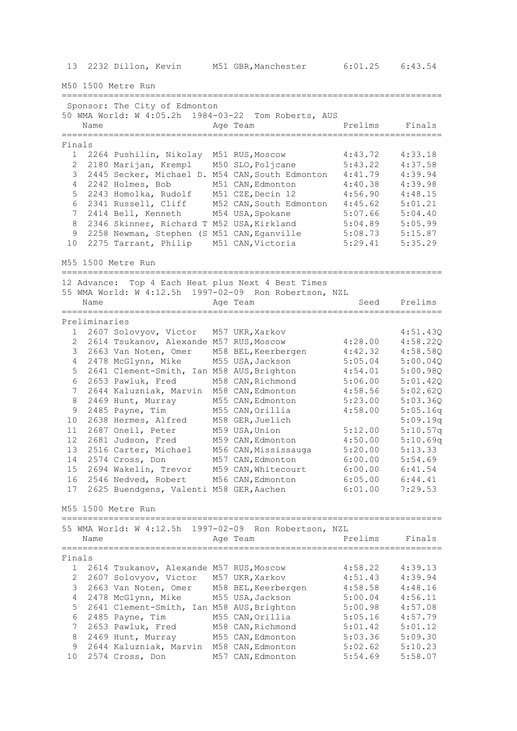| | | | | | | |
|---|---|---|---|---|---|---|
| 13 | 2232 | Dillon, Kevin | M51 | GBR, Manchester | 6:01.25 | 6:43.54 |

## M50 1500 Metre Run

Sponsor: The City of Edmonton
50 WMA World: W 4:05.2h 1984-03-22 Tom Roberts, AUS

Finals

| | | Name | Age | Team | Prelims | Finals |
|---|---|---|---|---|---|---|
| 1 | 2264 | Pushilin, Nikolay | M51 | RUS, Moscow | 4:43.72 | 4:33.18 |
| 2 | 2180 | Marijan, Krempl | M50 | SLO, Poljcane | 5:43.22 | 4:37.58 |
| 3 | 2445 | Secker, Michael D. | M54 | CAN, South Edmonton | 4:41.79 | 4:39.94 |
| 4 | 2242 | Holmes, Bob | M51 | CAN, Edmonton | 4:40.38 | 4:39.98 |
| 5 | 2243 | Homolka, Rudolf | M51 | CZE, Decin 12 | 4:56.90 | 4:48.15 |
| 6 | 2341 | Russell, Cliff | M52 | CAN, South Edmonton | 4:45.62 | 5:01.21 |
| 7 | 2414 | Bell, Kenneth | M54 | USA, Spokane | 5:07.66 | 5:04.40 |
| 8 | 2346 | Skinner, Richard T | M52 | USA, Kirkland | 5:04.89 | 5:05.99 |
| 9 | 2258 | Newman, Stephen (S | M51 | CAN, Eganville | 5:08.73 | 5:15.87 |
| 10 | 2275 | Tarrant, Philip | M51 | CAN, Victoria | 5:29.41 | 5:35.29 |

## M55 1500 Metre Run

12 Advance: Top 4 Each Heat plus Next 4 Best Times
55 WMA World: W 4:12.5h 1997-02-09 Ron Robertson, NZL

Preliminaries

| | | Name | Age | Team | Seed | Prelims |
|---|---|---|---|---|---|---|
| 1 | 2607 | Solovyov, Victor | M57 | UKR, Xarkov | | 4:51.43Q |
| 2 | 2614 | Tsukanov, Alexande | M57 | RUS, Moscow | 4:28.00 | 4:58.22Q |
| 3 | 2663 | Van Noten, Omer | M58 | BEL, Keerbergen | 4:42.32 | 4:58.58Q |
| 4 | 2478 | McGlynn, Mike | M55 | USA, Jackson | 5:05.04 | 5:00.04Q |
| 5 | 2641 | Clement-Smith, Ian | M58 | AUS, Brighton | 4:54.01 | 5:00.98Q |
| 6 | 2653 | Pawluk, Fred | M58 | CAN, Richmond | 5:06.00 | 5:01.42Q |
| 7 | 2644 | Kaluzniak, Marvin | M58 | CAN, Edmonton | 4:58.56 | 5:02.62Q |
| 8 | 2469 | Hunt, Murray | M55 | CAN, Edmonton | 5:23.00 | 5:03.36Q |
| 9 | 2485 | Payne, Tim | M55 | CAN, Orillia | 4:58.00 | 5:05.16q |
| 10 | 2638 | Hermes, Alfred | M58 | GER, Juelich | | 5:09.19q |
| 11 | 2687 | Oneil, Peter | M59 | USA, Union | 5:12.00 | 5:10.57q |
| 12 | 2681 | Judson, Fred | M59 | CAN, Edmonton | 4:50.00 | 5:10.69q |
| 13 | 2516 | Carter, Michael | M56 | CAN, Mississauga | 5:20.00 | 5:13.33 |
| 14 | 2574 | Cross, Don | M57 | CAN, Edmonton | 6:00.00 | 5:54.69 |
| 15 | 2694 | Wakelin, Trevor | M59 | CAN, Whitecourt | 6:00.00 | 6:41.54 |
| 16 | 2546 | Nedved, Robert | M56 | CAN, Edmonton | 6:05.00 | 6:44.41 |
| 17 | 2625 | Buendgens, Valenti | M58 | GER, Aachen | 6:01.00 | 7:29.53 |

## M55 1500 Metre Run

55 WMA World: W 4:12.5h 1997-02-09 Ron Robertson, NZL

Finals

| | | Name | Age | Team | Prelims | Finals |
|---|---|---|---|---|---|---|
| 1 | 2614 | Tsukanov, Alexande | M57 | RUS, Moscow | 4:58.22 | 4:39.13 |
| 2 | 2607 | Solovyov, Victor | M57 | UKR, Xarkov | 4:51.43 | 4:39.94 |
| 3 | 2663 | Van Noten, Omer | M58 | BEL, Keerbergen | 4:58.58 | 4:48.16 |
| 4 | 2478 | McGlynn, Mike | M55 | USA, Jackson | 5:00.04 | 4:56.11 |
| 5 | 2641 | Clement-Smith, Ian | M58 | AUS, Brighton | 5:00.98 | 4:57.08 |
| 6 | 2485 | Payne, Tim | M55 | CAN, Orillia | 5:05.16 | 4:57.79 |
| 7 | 2653 | Pawluk, Fred | M58 | CAN, Richmond | 5:01.42 | 5:01.12 |
| 8 | 2469 | Hunt, Murray | M55 | CAN, Edmonton | 5:03.36 | 5:09.30 |
| 9 | 2644 | Kaluzniak, Marvin | M58 | CAN, Edmonton | 5:02.62 | 5:10.23 |
| 10 | 2574 | Cross, Don | M57 | CAN, Edmonton | 5:54.69 | 5:58.07 |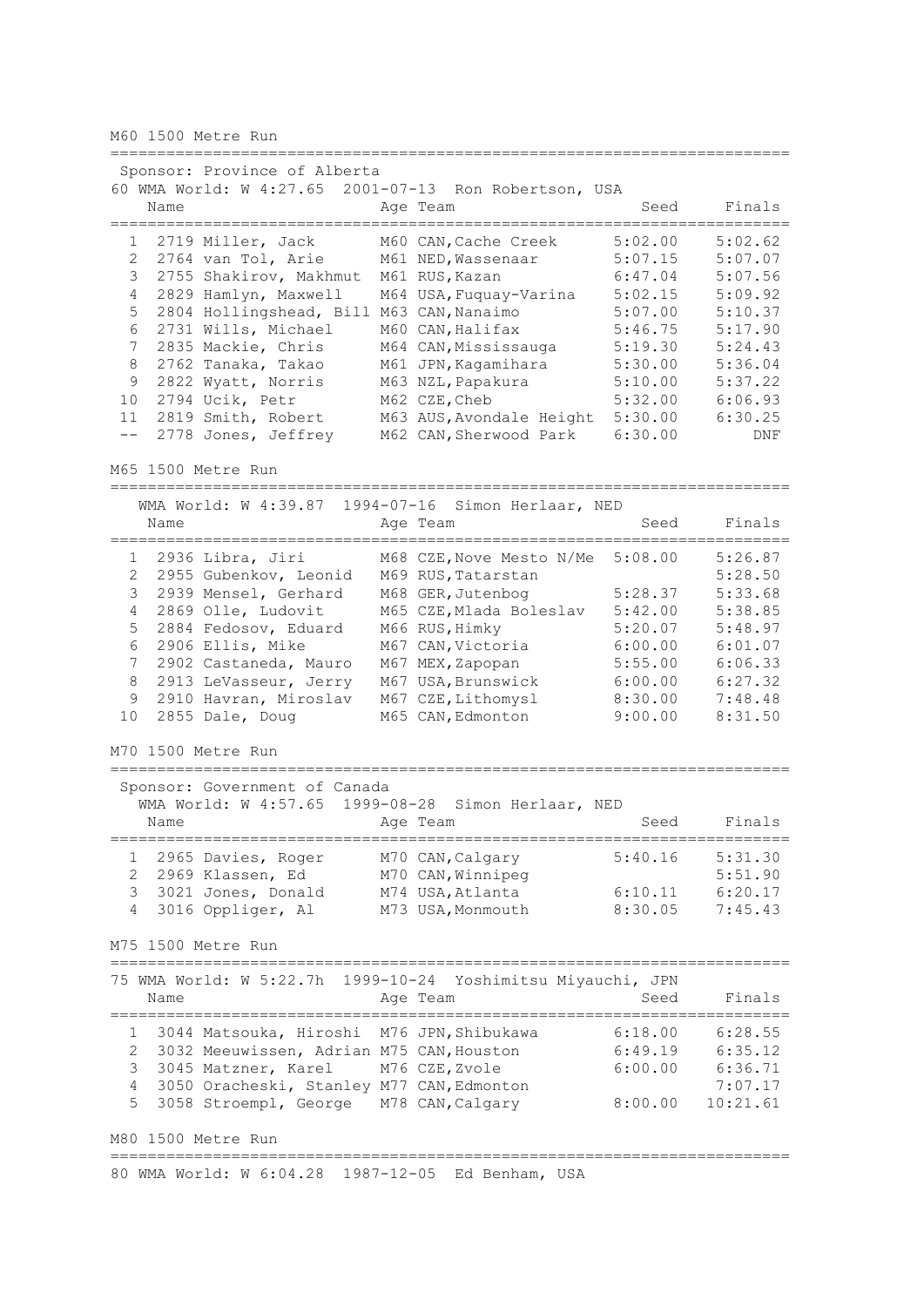## M60 1500 Metre Run

Sponsor: Province of Alberta
60 WMA World: W 4:27.65 2001-07-13 Ron Robertson, USA

| | | Name | Age | Team | Seed | Finals |
|---|---|---|---|---|---|---|
| 1 | 2719 | Miller, Jack | M60 | CAN, Cache Creek | 5:02.00 | 5:02.62 |
| 2 | 2764 | van Tol, Arie | M61 | NED, Wassenaar | 5:07.15 | 5:07.07 |
| 3 | 2755 | Shakirov, Makhmut | M61 | RUS, Kazan | 6:47.04 | 5:07.56 |
| 4 | 2829 | Hamlyn, Maxwell | M64 | USA, Fuquay-Varina | 5:02.15 | 5:09.92 |
| 5 | 2804 | Hollingshead, Bill | M63 | CAN, Nanaimo | 5:07.00 | 5:10.37 |
| 6 | 2731 | Wills, Michael | M60 | CAN, Halifax | 5:46.75 | 5:17.90 |
| 7 | 2835 | Mackie, Chris | M64 | CAN, Mississauga | 5:19.30 | 5:24.43 |
| 8 | 2762 | Tanaka, Takao | M61 | JPN, Kagamihara | 5:30.00 | 5:36.04 |
| 9 | 2822 | Wyatt, Norris | M63 | NZL, Papakura | 5:10.00 | 5:37.22 |
| 10 | 2794 | Ucik, Petr | M62 | CZE, Cheb | 5:32.00 | 6:06.93 |
| 11 | 2819 | Smith, Robert | M63 | AUS, Avondale Height | 5:30.00 | 6:30.25 |
| -- | 2778 | Jones, Jeffrey | M62 | CAN, Sherwood Park | 6:30.00 | DNF |

## M65 1500 Metre Run

WMA World: W 4:39.87 1994-07-16 Simon Herlaar, NED

| | | Name | Age | Team | Seed | Finals |
|---|---|---|---|---|---|---|
| 1 | 2936 | Libra, Jiri | M68 | CZE, Nove Mesto N/Me | 5:08.00 | 5:26.87 |
| 2 | 2955 | Gubenkov, Leonid | M69 | RUS, Tatarstan | | 5:28.50 |
| 3 | 2939 | Mensel, Gerhard | M68 | GER, Jutenbog | 5:28.37 | 5:33.68 |
| 4 | 2869 | Olle, Ludovit | M65 | CZE, Mlada Boleslav | 5:42.00 | 5:38.85 |
| 5 | 2884 | Fedosov, Eduard | M66 | RUS, Himky | 5:20.07 | 5:48.97 |
| 6 | 2906 | Ellis, Mike | M67 | CAN, Victoria | 6:00.00 | 6:01.07 |
| 7 | 2902 | Castaneda, Mauro | M67 | MEX, Zapopan | 5:55.00 | 6:06.33 |
| 8 | 2913 | LeVasseur, Jerry | M67 | USA, Brunswick | 6:00.00 | 6:27.32 |
| 9 | 2910 | Havran, Miroslav | M67 | CZE, Lithomysl | 8:30.00 | 7:48.48 |
| 10 | 2855 | Dale, Doug | M65 | CAN, Edmonton | 9:00.00 | 8:31.50 |

## M70 1500 Metre Run

Sponsor: Government of Canada
WMA World: W 4:57.65 1999-08-28 Simon Herlaar, NED

| | | Name | Age | Team | Seed | Finals |
|---|---|---|---|---|---|---|
| 1 | 2965 | Davies, Roger | M70 | CAN, Calgary | 5:40.16 | 5:31.30 |
| 2 | 2969 | Klassen, Ed | M70 | CAN, Winnipeg | | 5:51.90 |
| 3 | 3021 | Jones, Donald | M74 | USA, Atlanta | 6:10.11 | 6:20.17 |
| 4 | 3016 | Oppliger, Al | M73 | USA, Monmouth | 8:30.05 | 7:45.43 |

## M75 1500 Metre Run

75 WMA World: W 5:22.7h 1999-10-24 Yoshimitsu Miyauchi, JPN

| | | Name | Age | Team | Seed | Finals |
|---|---|---|---|---|---|---|
| 1 | 3044 | Matsouka, Hiroshi | M76 | JPN, Shibukawa | 6:18.00 | 6:28.55 |
| 2 | 3032 | Meeuwissen, Adrian | M75 | CAN, Houston | 6:49.19 | 6:35.12 |
| 3 | 3045 | Matzner, Karel | M76 | CZE, Zvole | 6:00.00 | 6:36.71 |
| 4 | 3050 | Oracheski, Stanley | M77 | CAN, Edmonton | | 7:07.17 |
| 5 | 3058 | Stroempl, George | M78 | CAN, Calgary | 8:00.00 | 10:21.61 |

## M80 1500 Metre Run

80 WMA World: W 6:04.28 1987-12-05 Ed Benham, USA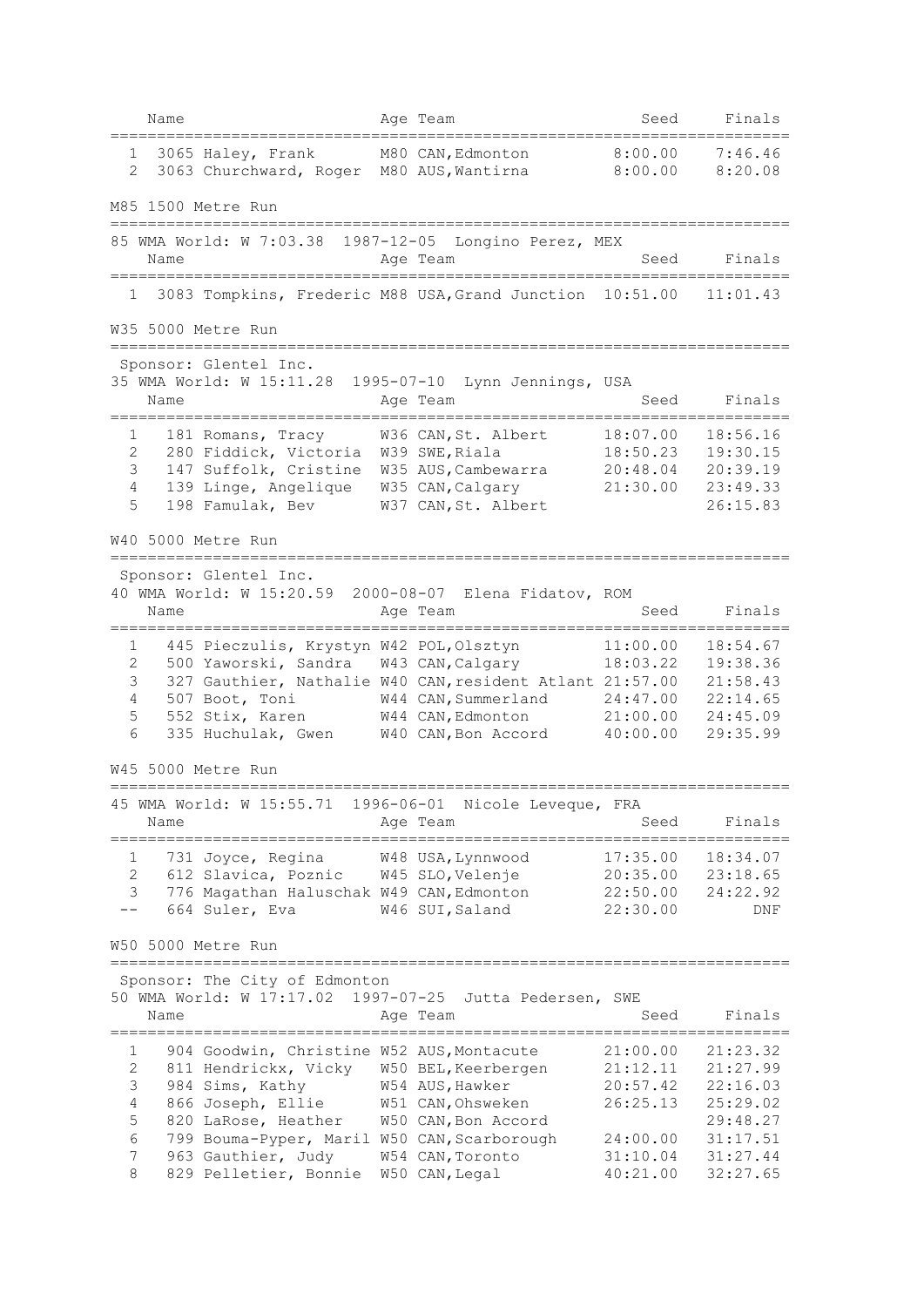| | Name | Age | Team | Seed | Finals |
|---|---|---|---|---|---|
| 1 | 3065 Haley, Frank | M80 | CAN,Edmonton | 8:00.00 | 7:46.46 |
| 2 | 3063 Churchward, Roger | M80 | AUS,Wantirna | 8:00.00 | 8:20.08 |

## M85 1500 Metre Run

85 WMA World: W 7:03.38 1987-12-05 Longino Perez, MEX

| | Name | Age | Team | Seed | Finals |
|---|---|---|---|---|---|
| 1 | 3083 Tompkins, Frederic | M88 | USA,Grand Junction | 10:51.00 | 11:01.43 |

## W35 5000 Metre Run

Sponsor: Glentel Inc.
35 WMA World: W 15:11.28 1995-07-10 Lynn Jennings, USA

| | Name | Age | Team | Seed | Finals |
|---|---|---|---|---|---|
| 1 | 181 Romans, Tracy | W36 | CAN,St. Albert | 18:07.00 | 18:56.16 |
| 2 | 280 Fiddick, Victoria | W39 | SWE,Riala | 18:50.23 | 19:30.15 |
| 3 | 147 Suffolk, Cristine | W35 | AUS,Cambewarra | 20:48.04 | 20:39.19 |
| 4 | 139 Linge, Angelique | W35 | CAN,Calgary | 21:30.00 | 23:49.33 |
| 5 | 198 Famulak, Bev | W37 | CAN,St. Albert | | 26:15.83 |

## W40 5000 Metre Run

Sponsor: Glentel Inc.
40 WMA World: W 15:20.59 2000-08-07 Elena Fidatov, ROM

| | Name | Age | Team | Seed | Finals |
|---|---|---|---|---|---|
| 1 | 445 Pieczulis, Krystyn | W42 | POL,Olsztyn | 11:00.00 | 18:54.67 |
| 2 | 500 Yaworski, Sandra | W43 | CAN,Calgary | 18:03.22 | 19:38.36 |
| 3 | 327 Gauthier, Nathalie | W40 | CAN,resident Atlant | 21:57.00 | 21:58.43 |
| 4 | 507 Boot, Toni | W44 | CAN,Summerland | 24:47.00 | 22:14.65 |
| 5 | 552 Stix, Karen | W44 | CAN,Edmonton | 21:00.00 | 24:45.09 |
| 6 | 335 Huchulak, Gwen | W40 | CAN,Bon Accord | 40:00.00 | 29:35.99 |

## W45 5000 Metre Run

45 WMA World: W 15:55.71 1996-06-01 Nicole Leveque, FRA

| | Name | Age | Team | Seed | Finals |
|---|---|---|---|---|---|
| 1 | 731 Joyce, Regina | W48 | USA,Lynnwood | 17:35.00 | 18:34.07 |
| 2 | 612 Slavica, Poznic | W45 | SLO,Velenje | 20:35.00 | 23:18.65 |
| 3 | 776 Magathan Haluschak | W49 | CAN,Edmonton | 22:50.00 | 24:22.92 |
| -- | 664 Suler, Eva | W46 | SUI,Saland | 22:30.00 | DNF |

## W50 5000 Metre Run

Sponsor: The City of Edmonton
50 WMA World: W 17:17.02 1997-07-25 Jutta Pedersen, SWE

| | Name | Age | Team | Seed | Finals |
|---|---|---|---|---|---|
| 1 | 904 Goodwin, Christine | W52 | AUS,Montacute | 21:00.00 | 21:23.32 |
| 2 | 811 Hendrickx, Vicky | W50 | BEL,Keerbergen | 21:12.11 | 21:27.99 |
| 3 | 984 Sims, Kathy | W54 | AUS,Hawker | 20:57.42 | 22:16.03 |
| 4 | 866 Joseph, Ellie | W51 | CAN,Ohsweken | 26:25.13 | 25:29.02 |
| 5 | 820 LaRose, Heather | W50 | CAN,Bon Accord | | 29:48.27 |
| 6 | 799 Bouma-Pyper, Maril | W50 | CAN,Scarborough | 24:00.00 | 31:17.51 |
| 7 | 963 Gauthier, Judy | W54 | CAN,Toronto | 31:10.04 | 31:27.44 |
| 8 | 829 Pelletier, Bonnie | W50 | CAN,Legal | 40:21.00 | 32:27.65 |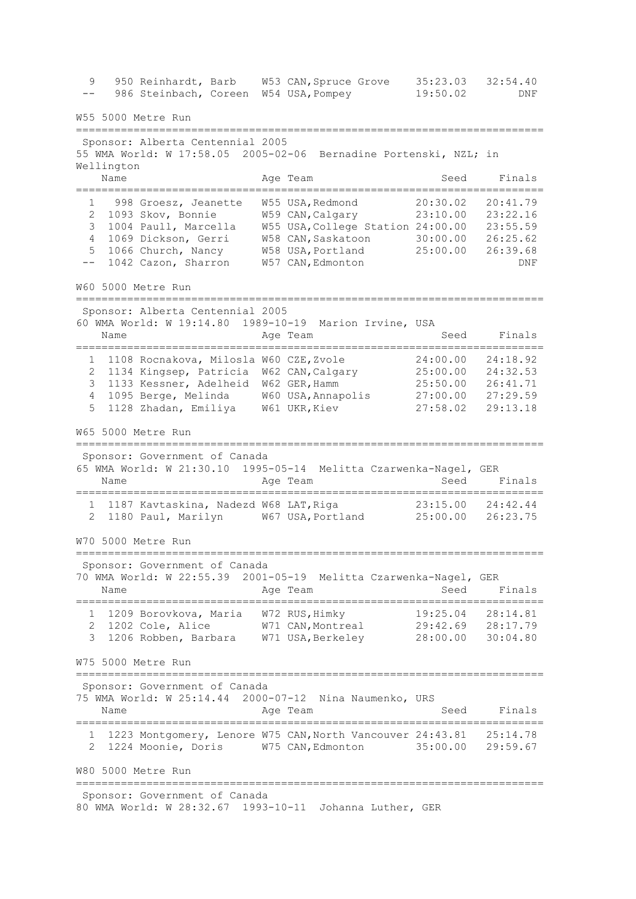| | | Name | Age | Team | Seed | Finals |
|---|---|---|---|---|---|---|
| 9 | 950 | Reinhardt, Barb | W53 | CAN,Spruce Grove | 35:23.03 | 32:54.40 |
| -- | 986 | Steinbach, Coreen | W54 | USA,Pompey | 19:50.02 | DNF |

## W55 5000 Metre Run

Sponsor: Alberta Centennial 2005

55 WMA World: W 17:58.05 2005-02-06 Bernadine Portenski, NZL; in Wellington

| | | Name | Age | Team | Seed | Finals |
|---|---|---|---|---|---|---|
| 1 | 998 | Groesz, Jeanette | W55 | USA,Redmond | 20:30.02 | 20:41.79 |
| 2 | 1093 | Skov, Bonnie | W59 | CAN,Calgary | 23:10.00 | 23:22.16 |
| 3 | 1004 | Paull, Marcella | W55 | USA,College Station | 24:00.00 | 23:55.59 |
| 4 | 1069 | Dickson, Gerri | W58 | CAN,Saskatoon | 30:00.00 | 26:25.62 |
| 5 | 1066 | Church, Nancy | W58 | USA,Portland | 25:00.00 | 26:39.68 |
| -- | 1042 | Cazon, Sharron | W57 | CAN,Edmonton | | DNF |

## W60 5000 Metre Run

Sponsor: Alberta Centennial 2005

60 WMA World: W 19:14.80 1989-10-19 Marion Irvine, USA

| | | Name | Age | Team | Seed | Finals |
|---|---|---|---|---|---|---|
| 1 | 1108 | Rocnakova, Milosla | W60 | CZE,Zvole | 24:00.00 | 24:18.92 |
| 2 | 1134 | Kingsep, Patricia | W62 | CAN,Calgary | 25:00.00 | 24:32.53 |
| 3 | 1133 | Kessner, Adelheid | W62 | GER,Hamm | 25:50.00 | 26:41.71 |
| 4 | 1095 | Berge, Melinda | W60 | USA,Annapolis | 27:00.00 | 27:29.59 |
| 5 | 1128 | Zhadan, Emiliya | W61 | UKR,Kiev | 27:58.02 | 29:13.18 |

## W65 5000 Metre Run

Sponsor: Government of Canada

65 WMA World: W 21:30.10 1995-05-14 Melitta Czarwenka-Nagel, GER

| | | Name | Age | Team | Seed | Finals |
|---|---|---|---|---|---|---|
| 1 | 1187 | Kavtaskina, Nadezd | W68 | LAT,Riga | 23:15.00 | 24:42.44 |
| 2 | 1180 | Paul, Marilyn | W67 | USA,Portland | 25:00.00 | 26:23.75 |

## W70 5000 Metre Run

Sponsor: Government of Canada

70 WMA World: W 22:55.39 2001-05-19 Melitta Czarwenka-Nagel, GER

| | | Name | Age | Team | Seed | Finals |
|---|---|---|---|---|---|---|
| 1 | 1209 | Borovkova, Maria | W72 | RUS,Himky | 19:25.04 | 28:14.81 |
| 2 | 1202 | Cole, Alice | W71 | CAN,Montreal | 29:42.69 | 28:17.79 |
| 3 | 1206 | Robben, Barbara | W71 | USA,Berkeley | 28:00.00 | 30:04.80 |

## W75 5000 Metre Run

Sponsor: Government of Canada

75 WMA World: W 25:14.44 2000-07-12 Nina Naumenko, URS

| | | Name | Age | Team | Seed | Finals |
|---|---|---|---|---|---|---|
| 1 | 1223 | Montgomery, Lenore | W75 | CAN,North Vancouver | 24:43.81 | 25:14.78 |
| 2 | 1224 | Moonie, Doris | W75 | CAN,Edmonton | 35:00.00 | 29:59.67 |

## W80 5000 Metre Run

Sponsor: Government of Canada

80 WMA World: W 28:32.67 1993-10-11 Johanna Luther, GER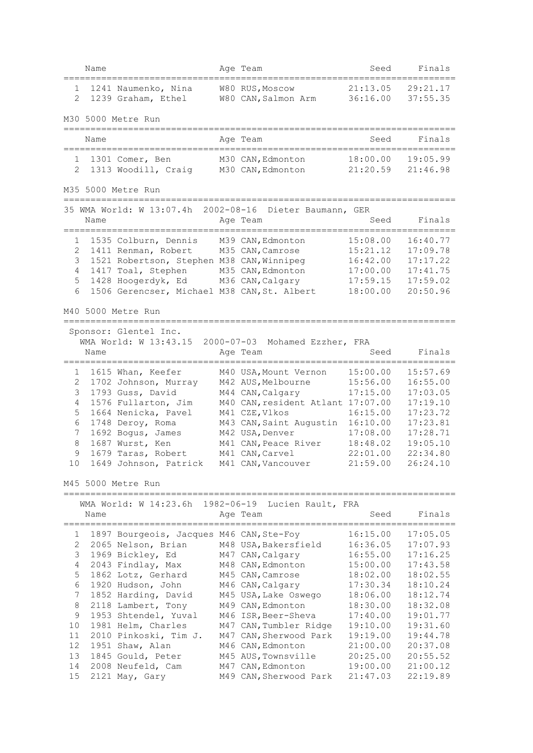| | Name | Age | Team | Seed | Finals |
|---|---|---|---|---|---|
| 1 | 1241 Naumenko, Nina | W80 | RUS, Moscow | 21:13.05 | 29:21.17 |
| 2 | 1239 Graham, Ethel | W80 | CAN, Salmon Arm | 36:16.00 | 37:55.35 |

## M30 5000 Metre Run

| | Name | Age | Team | Seed | Finals |
|---|---|---|---|---|---|
| 1 | 1301 Comer, Ben | M30 | CAN, Edmonton | 18:00.00 | 19:05.99 |
| 2 | 1313 Woodill, Craig | M30 | CAN, Edmonton | 21:20.59 | 21:46.98 |

## M35 5000 Metre Run

35 WMA World: W 13:07.4h 2002-08-16 Dieter Baumann, GER

| | Name | Age | Team | Seed | Finals |
|---|---|---|---|---|---|
| 1 | 1535 Colburn, Dennis | M39 | CAN, Edmonton | 15:08.00 | 16:40.77 |
| 2 | 1411 Renman, Robert | M35 | CAN, Camrose | 15:21.12 | 17:09.78 |
| 3 | 1521 Robertson, Stephen | M38 | CAN, Winnipeg | 16:42.00 | 17:17.22 |
| 4 | 1417 Toal, Stephen | M35 | CAN, Edmonton | 17:00.00 | 17:41.75 |
| 5 | 1428 Hoogerdyk, Ed | M36 | CAN, Calgary | 17:59.15 | 17:59.02 |
| 6 | 1506 Gerencser, Michael | M38 | CAN, St. Albert | 18:00.00 | 20:50.96 |

## M40 5000 Metre Run

Sponsor: Glentel Inc.

WMA World: W 13:43.15 2000-07-03 Mohamed Ezzher, FRA

| | Name | Age | Team | Seed | Finals |
|---|---|---|---|---|---|
| 1 | 1615 Whan, Keefer | M40 | USA, Mount Vernon | 15:00.00 | 15:57.69 |
| 2 | 1702 Johnson, Murray | M42 | AUS, Melbourne | 15:56.00 | 16:55.00 |
| 3 | 1793 Guss, David | M44 | CAN, Calgary | 17:15.00 | 17:03.05 |
| 4 | 1576 Fullarton, Jim | M40 | CAN, resident Atlant | 17:07.00 | 17:19.10 |
| 5 | 1664 Nenicka, Pavel | M41 | CZE, Vlkos | 16:15.00 | 17:23.72 |
| 6 | 1748 Deroy, Roma | M43 | CAN, Saint Augustin | 16:10.00 | 17:23.81 |
| 7 | 1692 Bogus, James | M42 | USA, Denver | 17:08.00 | 17:28.71 |
| 8 | 1687 Wurst, Ken | M41 | CAN, Peace River | 18:48.02 | 19:05.10 |
| 9 | 1679 Taras, Robert | M41 | CAN, Carvel | 22:01.00 | 22:34.80 |
| 10 | 1649 Johnson, Patrick | M41 | CAN, Vancouver | 21:59.00 | 26:24.10 |

## M45 5000 Metre Run

WMA World: W 14:23.6h 1982-06-19 Lucien Rault, FRA

| | Name | Age | Team | Seed | Finals |
|---|---|---|---|---|---|
| 1 | 1897 Bourgeois, Jacques | M46 | CAN, Ste-Foy | 16:15.00 | 17:05.05 |
| 2 | 2065 Nelson, Brian | M48 | USA, Bakersfield | 16:36.05 | 17:07.93 |
| 3 | 1969 Bickley, Ed | M47 | CAN, Calgary | 16:55.00 | 17:16.25 |
| 4 | 2043 Findlay, Max | M48 | CAN, Edmonton | 15:00.00 | 17:43.58 |
| 5 | 1862 Lotz, Gerhard | M45 | CAN, Camrose | 18:02.00 | 18:02.55 |
| 6 | 1920 Hudson, John | M46 | CAN, Calgary | 17:30.34 | 18:10.24 |
| 7 | 1852 Harding, David | M45 | USA, Lake Oswego | 18:06.00 | 18:12.74 |
| 8 | 2118 Lambert, Tony | M49 | CAN, Edmonton | 18:30.00 | 18:32.08 |
| 9 | 1953 Shtendel, Yuval | M46 | ISR, Beer-Sheva | 17:40.00 | 19:01.77 |
| 10 | 1981 Helm, Charles | M47 | CAN, Tumbler Ridge | 19:10.00 | 19:31.60 |
| 11 | 2010 Pinkoski, Tim J. | M47 | CAN, Sherwood Park | 19:19.00 | 19:44.78 |
| 12 | 1951 Shaw, Alan | M46 | CAN, Edmonton | 21:00.00 | 20:37.08 |
| 13 | 1845 Gould, Peter | M45 | AUS, Townsville | 20:25.00 | 20:55.52 |
| 14 | 2008 Neufeld, Cam | M47 | CAN, Edmonton | 19:00.00 | 21:00.12 |
| 15 | 2121 May, Gary | M49 | CAN, Sherwood Park | 21:47.03 | 22:19.89 |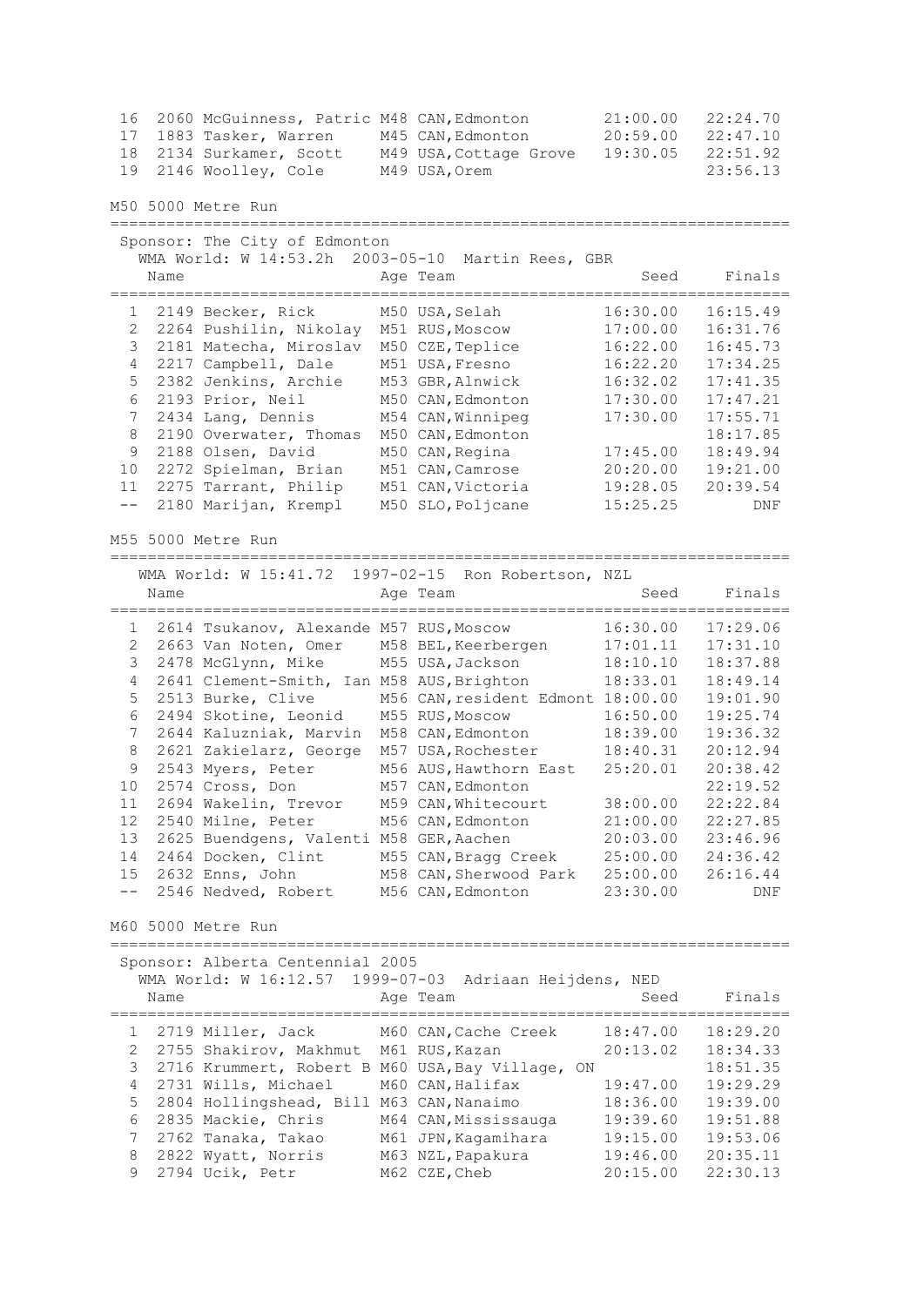| Place | Bib | Name | Age | Team | Seed | Finals |
|---|---|---|---|---|---|---|
| 16 | 2060 | McGuinness, Patric | M48 | CAN,Edmonton | 21:00.00 | 22:24.70 |
| 17 | 1883 | Tasker, Warren | M45 | CAN,Edmonton | 20:59.00 | 22:47.10 |
| 18 | 2134 | Surkamer, Scott | M49 | USA,Cottage Grove | 19:30.05 | 22:51.92 |
| 19 | 2146 | Woolley, Cole | M49 | USA,Orem | | 23:56.13 |

## M50 5000 Metre Run

Sponsor: The City of Edmonton

WMA World: W 14:53.2h 2003-05-10 Martin Rees, GBR

| Place | Bib | Name | Age | Team | Seed | Finals |
|---|---|---|---|---|---|---|
| 1 | 2149 | Becker, Rick | M50 | USA,Selah | 16:30.00 | 16:15.49 |
| 2 | 2264 | Pushilin, Nikolay | M51 | RUS,Moscow | 17:00.00 | 16:31.76 |
| 3 | 2181 | Matecha, Miroslav | M50 | CZE,Teplice | 16:22.00 | 16:45.73 |
| 4 | 2217 | Campbell, Dale | M51 | USA,Fresno | 16:22.20 | 17:34.25 |
| 5 | 2382 | Jenkins, Archie | M53 | GBR,Alnwick | 16:32.02 | 17:41.35 |
| 6 | 2193 | Prior, Neil | M50 | CAN,Edmonton | 17:30.00 | 17:47.21 |
| 7 | 2434 | Lang, Dennis | M54 | CAN,Winnipeg | 17:30.00 | 17:55.71 |
| 8 | 2190 | Overwater, Thomas | M50 | CAN,Edmonton | | 18:17.85 |
| 9 | 2188 | Olsen, David | M50 | CAN,Regina | 17:45.00 | 18:49.94 |
| 10 | 2272 | Spielman, Brian | M51 | CAN,Camrose | 20:20.00 | 19:21.00 |
| 11 | 2275 | Tarrant, Philip | M51 | CAN,Victoria | 19:28.05 | 20:39.54 |
| -- | 2180 | Marijan, Krempl | M50 | SLO,Poljcane | 15:25.25 | DNF |

## M55 5000 Metre Run

WMA World: W 15:41.72 1997-02-15 Ron Robertson, NZL

| Place | Bib | Name | Age | Team | Seed | Finals |
|---|---|---|---|---|---|---|
| 1 | 2614 | Tsukanov, Alexande | M57 | RUS,Moscow | 16:30.00 | 17:29.06 |
| 2 | 2663 | Van Noten, Omer | M58 | BEL,Keerbergen | 17:01.11 | 17:31.10 |
| 3 | 2478 | McGlynn, Mike | M55 | USA,Jackson | 18:10.10 | 18:37.88 |
| 4 | 2641 | Clement-Smith, Ian | M58 | AUS,Brighton | 18:33.01 | 18:49.14 |
| 5 | 2513 | Burke, Clive | M56 | CAN,resident Edmont | 18:00.00 | 19:01.90 |
| 6 | 2494 | Skotine, Leonid | M55 | RUS,Moscow | 16:50.00 | 19:25.74 |
| 7 | 2644 | Kaluzniak, Marvin | M58 | CAN,Edmonton | 18:39.00 | 19:36.32 |
| 8 | 2621 | Zakielarz, George | M57 | USA,Rochester | 18:40.31 | 20:12.94 |
| 9 | 2543 | Myers, Peter | M56 | AUS,Hawthorn East | 25:20.01 | 20:38.42 |
| 10 | 2574 | Cross, Don | M57 | CAN,Edmonton | | 22:19.52 |
| 11 | 2694 | Wakelin, Trevor | M59 | CAN,Whitecourt | 38:00.00 | 22:22.84 |
| 12 | 2540 | Milne, Peter | M56 | CAN,Edmonton | 21:00.00 | 22:27.85 |
| 13 | 2625 | Buendgens, Valenti | M58 | GER,Aachen | 20:03.00 | 23:46.96 |
| 14 | 2464 | Docken, Clint | M55 | CAN,Bragg Creek | 25:00.00 | 24:36.42 |
| 15 | 2632 | Enns, John | M58 | CAN,Sherwood Park | 25:00.00 | 26:16.44 |
| -- | 2546 | Nedved, Robert | M56 | CAN,Edmonton | 23:30.00 | DNF |

## M60 5000 Metre Run

Sponsor: Alberta Centennial 2005

WMA World: W 16:12.57 1999-07-03 Adriaan Heijdens, NED

| Place | Bib | Name | Age | Team | Seed | Finals |
|---|---|---|---|---|---|---|
| 1 | 2719 | Miller, Jack | M60 | CAN,Cache Creek | 18:47.00 | 18:29.20 |
| 2 | 2755 | Shakirov, Makhmut | M61 | RUS,Kazan | 20:13.02 | 18:34.33 |
| 3 | 2716 | Krummert, Robert B | M60 | USA,Bay Village, ON | | 18:51.35 |
| 4 | 2731 | Wills, Michael | M60 | CAN,Halifax | 19:47.00 | 19:29.29 |
| 5 | 2804 | Hollingshead, Bill | M63 | CAN,Nanaimo | 18:36.00 | 19:39.00 |
| 6 | 2835 | Mackie, Chris | M64 | CAN,Mississauga | 19:39.60 | 19:51.88 |
| 7 | 2762 | Tanaka, Takao | M61 | JPN,Kagamihara | 19:15.00 | 19:53.06 |
| 8 | 2822 | Wyatt, Norris | M63 | NZL,Papakura | 19:46.00 | 20:35.11 |
| 9 | 2794 | Ucik, Petr | M62 | CZE,Cheb | 20:15.00 | 22:30.13 |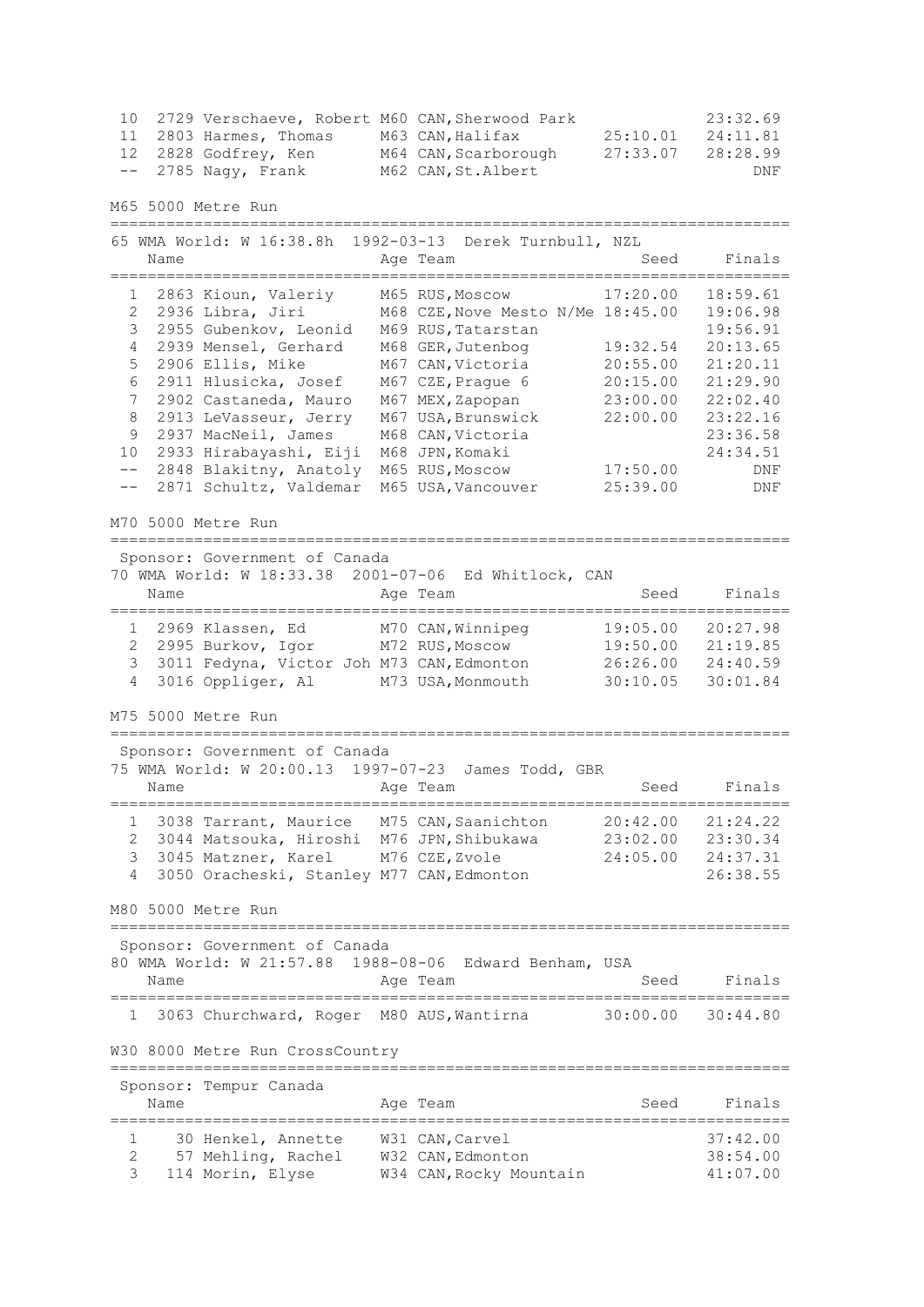| Place | Bib | Name | Age | Team | Seed | Finals |
|---|---|---|---|---|---|---|
| 10 | 2729 | Verschaeve, Robert | M60 | CAN, Sherwood Park | | 23:32.69 |
| 11 | 2803 | Harmes, Thomas | M63 | CAN, Halifax | 25:10.01 | 24:11.81 |
| 12 | 2828 | Godfrey, Ken | M64 | CAN, Scarborough | 27:33.07 | 28:28.99 |
| -- | 2785 | Nagy, Frank | M62 | CAN, St.Albert | | DNF |

## M65 5000 Metre Run

65 WMA World: W 16:38.8h 1992-03-13 Derek Turnbull, NZL

| Place | Bib | Name | Age | Team | Seed | Finals |
|---|---|---|---|---|---|---|
| 1 | 2863 | Kioun, Valeriy | M65 | RUS, Moscow | 17:20.00 | 18:59.61 |
| 2 | 2936 | Libra, Jiri | M68 | CZE, Nove Mesto N/Me | 18:45.00 | 19:06.98 |
| 3 | 2955 | Gubenkov, Leonid | M69 | RUS, Tatarstan | | 19:56.91 |
| 4 | 2939 | Mensel, Gerhard | M68 | GER, Jutenbog | 19:32.54 | 20:13.65 |
| 5 | 2906 | Ellis, Mike | M67 | CAN, Victoria | 20:55.00 | 21:20.11 |
| 6 | 2911 | Hlusicka, Josef | M67 | CZE, Prague 6 | 20:15.00 | 21:29.90 |
| 7 | 2902 | Castaneda, Mauro | M67 | MEX, Zapopan | 23:00.00 | 22:02.40 |
| 8 | 2913 | LeVasseur, Jerry | M67 | USA, Brunswick | 22:00.00 | 23:22.16 |
| 9 | 2937 | MacNeil, James | M68 | CAN, Victoria | | 23:36.58 |
| 10 | 2933 | Hirabayashi, Eiji | M68 | JPN, Komaki | | 24:34.51 |
| -- | 2848 | Blakitny, Anatoly | M65 | RUS, Moscow | 17:50.00 | DNF |
| -- | 2871 | Schultz, Valdemar | M65 | USA, Vancouver | 25:39.00 | DNF |

## M70 5000 Metre Run

Sponsor: Government of Canada
70 WMA World: W 18:33.38 2001-07-06 Ed Whitlock, CAN

| Place | Bib | Name | Age | Team | Seed | Finals |
|---|---|---|---|---|---|---|
| 1 | 2969 | Klassen, Ed | M70 | CAN, Winnipeg | 19:05.00 | 20:27.98 |
| 2 | 2995 | Burkov, Igor | M72 | RUS, Moscow | 19:50.00 | 21:19.85 |
| 3 | 3011 | Fedyna, Victor Joh | M73 | CAN, Edmonton | 26:26.00 | 24:40.59 |
| 4 | 3016 | Oppliger, Al | M73 | USA, Monmouth | 30:10.05 | 30:01.84 |

## M75 5000 Metre Run

Sponsor: Government of Canada
75 WMA World: W 20:00.13 1997-07-23 James Todd, GBR

| Place | Bib | Name | Age | Team | Seed | Finals |
|---|---|---|---|---|---|---|
| 1 | 3038 | Tarrant, Maurice | M75 | CAN, Saanichton | 20:42.00 | 21:24.22 |
| 2 | 3044 | Matsouka, Hiroshi | M76 | JPN, Shibukawa | 23:02.00 | 23:30.34 |
| 3 | 3045 | Matzner, Karel | M76 | CZE, Zvole | 24:05.00 | 24:37.31 |
| 4 | 3050 | Oracheski, Stanley | M77 | CAN, Edmonton | | 26:38.55 |

## M80 5000 Metre Run

Sponsor: Government of Canada
80 WMA World: W 21:57.88 1988-08-06 Edward Benham, USA

| Place | Bib | Name | Age | Team | Seed | Finals |
|---|---|---|---|---|---|---|
| 1 | 3063 | Churchward, Roger | M80 | AUS, Wantirna | 30:00.00 | 30:44.80 |

## W30 8000 Metre Run CrossCountry

Sponsor: Tempur Canada

| Place | Bib | Name | Age | Team | Seed | Finals |
|---|---|---|---|---|---|---|
| 1 | 30 | Henkel, Annette | W31 | CAN, Carvel | | 37:42.00 |
| 2 | 57 | Mehling, Rachel | W32 | CAN, Edmonton | | 38:54.00 |
| 3 | 114 | Morin, Elyse | W34 | CAN, Rocky Mountain | | 41:07.00 |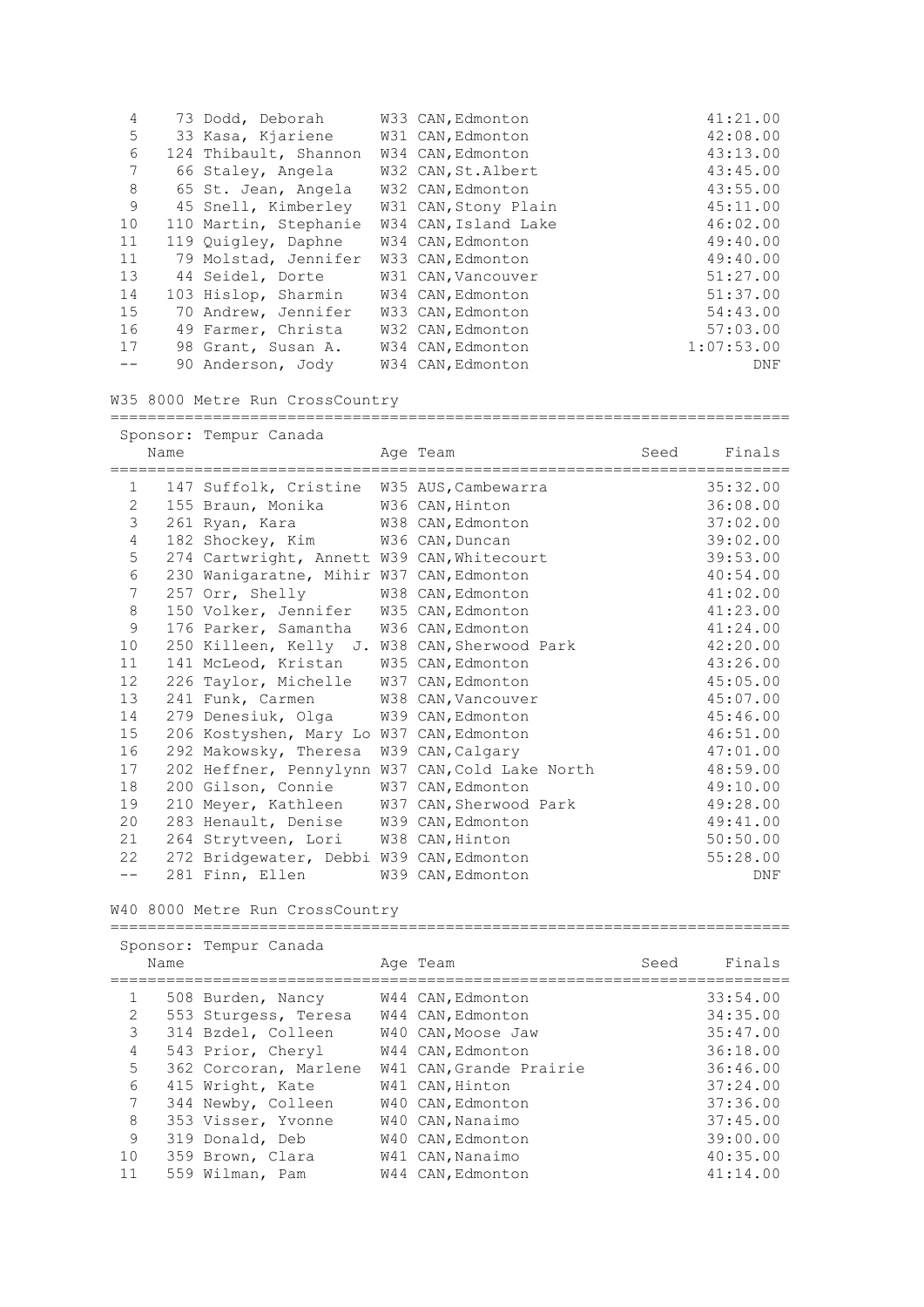| | | | | |
|---|---|---|---|---|
| 4 | 73 Dodd, Deborah | W33 CAN,Edmonton | | 41:21.00 |
| 5 | 33 Kasa, Kjariene | W31 CAN,Edmonton | | 42:08.00 |
| 6 | 124 Thibault, Shannon | W34 CAN,Edmonton | | 43:13.00 |
| 7 | 66 Staley, Angela | W32 CAN,St.Albert | | 43:45.00 |
| 8 | 65 St. Jean, Angela | W32 CAN,Edmonton | | 43:55.00 |
| 9 | 45 Snell, Kimberley | W31 CAN,Stony Plain | | 45:11.00 |
| 10 | 110 Martin, Stephanie | W34 CAN,Island Lake | | 46:02.00 |
| 11 | 119 Quigley, Daphne | W34 CAN,Edmonton | | 49:40.00 |
| 11 | 79 Molstad, Jennifer | W33 CAN,Edmonton | | 49:40.00 |
| 13 | 44 Seidel, Dorte | W31 CAN,Vancouver | | 51:27.00 |
| 14 | 103 Hislop, Sharmin | W34 CAN,Edmonton | | 51:37.00 |
| 15 | 70 Andrew, Jennifer | W33 CAN,Edmonton | | 54:43.00 |
| 16 | 49 Farmer, Christa | W32 CAN,Edmonton | | 57:03.00 |
| 17 | 98 Grant, Susan A. | W34 CAN,Edmonton | | 1:07:53.00 |
| -- | 90 Anderson, Jody | W34 CAN,Edmonton | | DNF |

W35 8000 Metre Run CrossCountry

Sponsor: Tempur Canada

| | Name | Age Team | Seed | Finals |
|---|---|---|---|---|
| 1 | 147 Suffolk, Cristine | W35 AUS,Cambewarra | | 35:32.00 |
| 2 | 155 Braun, Monika | W36 CAN,Hinton | | 36:08.00 |
| 3 | 261 Ryan, Kara | W38 CAN,Edmonton | | 37:02.00 |
| 4 | 182 Shockey, Kim | W36 CAN,Duncan | | 39:02.00 |
| 5 | 274 Cartwright, Annett | W39 CAN,Whitecourt | | 39:53.00 |
| 6 | 230 Wanigaratne, Mihir | W37 CAN,Edmonton | | 40:54.00 |
| 7 | 257 Orr, Shelly | W38 CAN,Edmonton | | 41:02.00 |
| 8 | 150 Volker, Jennifer | W35 CAN,Edmonton | | 41:23.00 |
| 9 | 176 Parker, Samantha | W36 CAN,Edmonton | | 41:24.00 |
| 10 | 250 Killeen, Kelly J. | W38 CAN,Sherwood Park | | 42:20.00 |
| 11 | 141 McLeod, Kristan | W35 CAN,Edmonton | | 43:26.00 |
| 12 | 226 Taylor, Michelle | W37 CAN,Edmonton | | 45:05.00 |
| 13 | 241 Funk, Carmen | W38 CAN,Vancouver | | 45:07.00 |
| 14 | 279 Denesiuk, Olga | W39 CAN,Edmonton | | 45:46.00 |
| 15 | 206 Kostyshen, Mary Lo | W37 CAN,Edmonton | | 46:51.00 |
| 16 | 292 Makowsky, Theresa | W39 CAN,Calgary | | 47:01.00 |
| 17 | 202 Heffner, Pennylynn | W37 CAN,Cold Lake North | | 48:59.00 |
| 18 | 200 Gilson, Connie | W37 CAN,Edmonton | | 49:10.00 |
| 19 | 210 Meyer, Kathleen | W37 CAN,Sherwood Park | | 49:28.00 |
| 20 | 283 Henault, Denise | W39 CAN,Edmonton | | 49:41.00 |
| 21 | 264 Strytveen, Lori | W38 CAN,Hinton | | 50:50.00 |
| 22 | 272 Bridgewater, Debbi | W39 CAN,Edmonton | | 55:28.00 |
| -- | 281 Finn, Ellen | W39 CAN,Edmonton | | DNF |

W40 8000 Metre Run CrossCountry

Sponsor: Tempur Canada

| | Name | Age Team | Seed | Finals |
|---|---|---|---|---|
| 1 | 508 Burden, Nancy | W44 CAN,Edmonton | | 33:54.00 |
| 2 | 553 Sturgess, Teresa | W44 CAN,Edmonton | | 34:35.00 |
| 3 | 314 Bzdel, Colleen | W40 CAN,Moose Jaw | | 35:47.00 |
| 4 | 543 Prior, Cheryl | W44 CAN,Edmonton | | 36:18.00 |
| 5 | 362 Corcoran, Marlene | W41 CAN,Grande Prairie | | 36:46.00 |
| 6 | 415 Wright, Kate | W41 CAN,Hinton | | 37:24.00 |
| 7 | 344 Newby, Colleen | W40 CAN,Edmonton | | 37:36.00 |
| 8 | 353 Visser, Yvonne | W40 CAN,Nanaimo | | 37:45.00 |
| 9 | 319 Donald, Deb | W40 CAN,Edmonton | | 39:00.00 |
| 10 | 359 Brown, Clara | W41 CAN,Nanaimo | | 40:35.00 |
| 11 | 559 Wilman, Pam | W44 CAN,Edmonton | | 41:14.00 |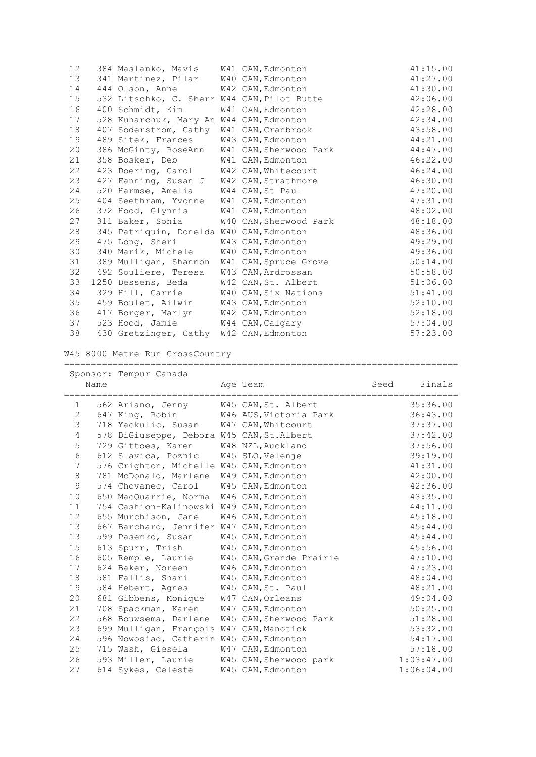| Place | Bib | Name | Age | Team | Seed | Finals |
|---|---|---|---|---|---|---|
| 12 | 384 | Maslanko, Mavis | W41 | CAN, Edmonton | | 41:15.00 |
| 13 | 341 | Martinez, Pilar | W40 | CAN, Edmonton | | 41:27.00 |
| 14 | 444 | Olson, Anne | W42 | CAN, Edmonton | | 41:30.00 |
| 15 | 532 | Litschko, C. Sherr | W44 | CAN, Pilot Butte | | 42:06.00 |
| 16 | 400 | Schmidt, Kim | W41 | CAN, Edmonton | | 42:28.00 |
| 17 | 528 | Kuharchuk, Mary An | W44 | CAN, Edmonton | | 42:34.00 |
| 18 | 407 | Soderstrom, Cathy | W41 | CAN, Cranbrook | | 43:58.00 |
| 19 | 489 | Sitek, Frances | W43 | CAN, Edmonton | | 44:21.00 |
| 20 | 386 | McGinty, RoseAnn | W41 | CAN, Sherwood Park | | 44:47.00 |
| 21 | 358 | Bosker, Deb | W41 | CAN, Edmonton | | 46:22.00 |
| 22 | 423 | Doering, Carol | W42 | CAN, Whitecourt | | 46:24.00 |
| 23 | 427 | Fanning, Susan J | W42 | CAN, Strathmore | | 46:30.00 |
| 24 | 520 | Harmse, Amelia | W44 | CAN, St Paul | | 47:20.00 |
| 25 | 404 | Seethram, Yvonne | W41 | CAN, Edmonton | | 47:31.00 |
| 26 | 372 | Hood, Glynnis | W41 | CAN, Edmonton | | 48:02.00 |
| 27 | 311 | Baker, Sonia | W40 | CAN, Sherwood Park | | 48:18.00 |
| 28 | 345 | Patriquin, Donelda | W40 | CAN, Edmonton | | 48:36.00 |
| 29 | 475 | Long, Sheri | W43 | CAN, Edmonton | | 49:29.00 |
| 30 | 340 | Marik, Michele | W40 | CAN, Edmonton | | 49:36.00 |
| 31 | 389 | Mulligan, Shannon | W41 | CAN, Spruce Grove | | 50:14.00 |
| 32 | 492 | Souliere, Teresa | W43 | CAN, Ardrossan | | 50:58.00 |
| 33 | 1250 | Dessens, Beda | W42 | CAN, St. Albert | | 51:06.00 |
| 34 | 329 | Hill, Carrie | W40 | CAN, Six Nations | | 51:41.00 |
| 35 | 459 | Boulet, Ailwin | W43 | CAN, Edmonton | | 52:10.00 |
| 36 | 417 | Borger, Marlyn | W42 | CAN, Edmonton | | 52:18.00 |
| 37 | 523 | Hood, Jamie | W44 | CAN, Calgary | | 57:04.00 |
| 38 | 430 | Gretzinger, Cathy | W42 | CAN, Edmonton | | 57:23.00 |

## W45 8000 Metre Run CrossCountry

Sponsor: Tempur Canada

| Place | Bib | Name | Age | Team | Seed | Finals |
|---|---|---|---|---|---|---|
| 1 | 562 | Ariano, Jenny | W45 | CAN, St. Albert | | 35:36.00 |
| 2 | 647 | King, Robin | W46 | AUS, Victoria Park | | 36:43.00 |
| 3 | 718 | Yackulic, Susan | W47 | CAN, Whitcourt | | 37:37.00 |
| 4 | 578 | DiGiuseppe, Debora | W45 | CAN, St.Albert | | 37:42.00 |
| 5 | 729 | Gittoes, Karen | W48 | NZL, Auckland | | 37:56.00 |
| 6 | 612 | Slavica, Poznic | W45 | SLO, Velenje | | 39:19.00 |
| 7 | 576 | Crighton, Michelle | W45 | CAN, Edmonton | | 41:31.00 |
| 8 | 781 | McDonald, Marlene | W49 | CAN, Edmonton | | 42:00.00 |
| 9 | 574 | Chovanec, Carol | W45 | CAN, Edmonton | | 42:36.00 |
| 10 | 650 | MacQuarrie, Norma | W46 | CAN, Edmonton | | 43:35.00 |
| 11 | 754 | Cashion-Kalinowski | W49 | CAN, Edmonton | | 44:11.00 |
| 12 | 655 | Murchison, Jane | W46 | CAN, Edmonton | | 45:18.00 |
| 13 | 667 | Barchard, Jennifer | W47 | CAN, Edmonton | | 45:44.00 |
| 13 | 599 | Pasemko, Susan | W45 | CAN, Edmonton | | 45:44.00 |
| 15 | 613 | Spurr, Trish | W45 | CAN, Edmonton | | 45:56.00 |
| 16 | 605 | Remple, Laurie | W45 | CAN, Grande Prairie | | 47:10.00 |
| 17 | 624 | Baker, Noreen | W46 | CAN, Edmonton | | 47:23.00 |
| 18 | 581 | Fallis, Shari | W45 | CAN, Edmonton | | 48:04.00 |
| 19 | 584 | Hebert, Agnes | W45 | CAN, St. Paul | | 48:21.00 |
| 20 | 681 | Gibbens, Monique | W47 | CAN, Orleans | | 49:04.00 |
| 21 | 708 | Spackman, Karen | W47 | CAN, Edmonton | | 50:25.00 |
| 22 | 568 | Bouwsema, Darlene | W45 | CAN, Sherwood Park | | 51:28.00 |
| 23 | 699 | Mulligan, François | W47 | CAN, Manotick | | 53:32.00 |
| 24 | 596 | Nowosiad, Catherin | W45 | CAN, Edmonton | | 54:17.00 |
| 25 | 715 | Wash, Giesela | W47 | CAN, Edmonton | | 57:18.00 |
| 26 | 593 | Miller, Laurie | W45 | CAN, Sherwood park | | 1:03:47.00 |
| 27 | 614 | Sykes, Celeste | W45 | CAN, Edmonton | | 1:06:04.00 |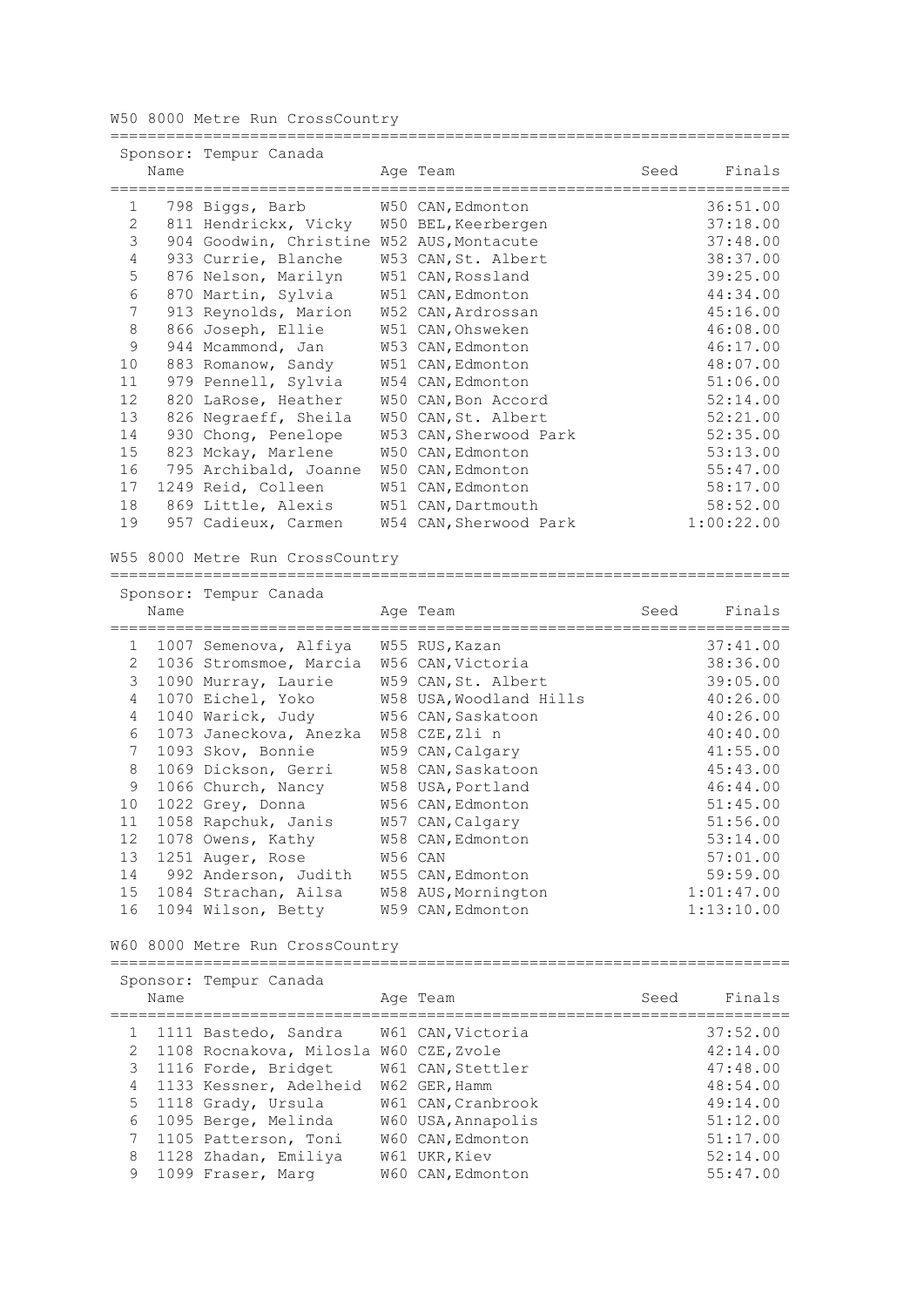## W50 8000 Metre Run CrossCountry

Sponsor: Tempur Canada

| Place | Bib | Name | Age | Team | Seed | Finals |
|---|---|---|---|---|---|---|
| 1 | 798 | Biggs, Barb | W50 | CAN, Edmonton | | 36:51.00 |
| 2 | 811 | Hendrickx, Vicky | W50 | BEL, Keerbergen | | 37:18.00 |
| 3 | 904 | Goodwin, Christine | W52 | AUS, Montacute | | 37:48.00 |
| 4 | 933 | Currie, Blanche | W53 | CAN, St. Albert | | 38:37.00 |
| 5 | 876 | Nelson, Marilyn | W51 | CAN, Rossland | | 39:25.00 |
| 6 | 870 | Martin, Sylvia | W51 | CAN, Edmonton | | 44:34.00 |
| 7 | 913 | Reynolds, Marion | W52 | CAN, Ardrossan | | 45:16.00 |
| 8 | 866 | Joseph, Ellie | W51 | CAN, Ohsweken | | 46:08.00 |
| 9 | 944 | Mcammond, Jan | W53 | CAN, Edmonton | | 46:17.00 |
| 10 | 883 | Romanow, Sandy | W51 | CAN, Edmonton | | 48:07.00 |
| 11 | 979 | Pennell, Sylvia | W54 | CAN, Edmonton | | 51:06.00 |
| 12 | 820 | LaRose, Heather | W50 | CAN, Bon Accord | | 52:14.00 |
| 13 | 826 | Negraeff, Sheila | W50 | CAN, St. Albert | | 52:21.00 |
| 14 | 930 | Chong, Penelope | W53 | CAN, Sherwood Park | | 52:35.00 |
| 15 | 823 | Mckay, Marlene | W50 | CAN, Edmonton | | 53:13.00 |
| 16 | 795 | Archibald, Joanne | W50 | CAN, Edmonton | | 55:47.00 |
| 17 | 1249 | Reid, Colleen | W51 | CAN, Edmonton | | 58:17.00 |
| 18 | 869 | Little, Alexis | W51 | CAN, Dartmouth | | 58:52.00 |
| 19 | 957 | Cadieux, Carmen | W54 | CAN, Sherwood Park | | 1:00:22.00 |

## W55 8000 Metre Run CrossCountry

Sponsor: Tempur Canada

| Place | Bib | Name | Age | Team | Seed | Finals |
|---|---|---|---|---|---|---|
| 1 | 1007 | Semenova, Alfiya | W55 | RUS, Kazan | | 37:41.00 |
| 2 | 1036 | Stromsmoe, Marcia | W56 | CAN, Victoria | | 38:36.00 |
| 3 | 1090 | Murray, Laurie | W59 | CAN, St. Albert | | 39:05.00 |
| 4 | 1070 | Eichel, Yoko | W58 | USA, Woodland Hills | | 40:26.00 |
| 4 | 1040 | Warick, Judy | W56 | CAN, Saskatoon | | 40:26.00 |
| 6 | 1073 | Janeckova, Anezka | W58 | CZE, Zli n | | 40:40.00 |
| 7 | 1093 | Skov, Bonnie | W59 | CAN, Calgary | | 41:55.00 |
| 8 | 1069 | Dickson, Gerri | W58 | CAN, Saskatoon | | 45:43.00 |
| 9 | 1066 | Church, Nancy | W58 | USA, Portland | | 46:44.00 |
| 10 | 1022 | Grey, Donna | W56 | CAN, Edmonton | | 51:45.00 |
| 11 | 1058 | Rapchuk, Janis | W57 | CAN, Calgary | | 51:56.00 |
| 12 | 1078 | Owens, Kathy | W58 | CAN, Edmonton | | 53:14.00 |
| 13 | 1251 | Auger, Rose | W56 | CAN | | 57:01.00 |
| 14 | 992 | Anderson, Judith | W55 | CAN, Edmonton | | 59:59.00 |
| 15 | 1084 | Strachan, Ailsa | W58 | AUS, Mornington | | 1:01:47.00 |
| 16 | 1094 | Wilson, Betty | W59 | CAN, Edmonton | | 1:13:10.00 |

## W60 8000 Metre Run CrossCountry

Sponsor: Tempur Canada

| Place | Bib | Name | Age | Team | Seed | Finals |
|---|---|---|---|---|---|---|
| 1 | 1111 | Bastedo, Sandra | W61 | CAN, Victoria | | 37:52.00 |
| 2 | 1108 | Rocnakova, Milosla | W60 | CZE, Zvole | | 42:14.00 |
| 3 | 1116 | Forde, Bridget | W61 | CAN, Stettler | | 47:48.00 |
| 4 | 1133 | Kessner, Adelheid | W62 | GER, Hamm | | 48:54.00 |
| 5 | 1118 | Grady, Ursula | W61 | CAN, Cranbrook | | 49:14.00 |
| 6 | 1095 | Berge, Melinda | W60 | USA, Annapolis | | 51:12.00 |
| 7 | 1105 | Patterson, Toni | W60 | CAN, Edmonton | | 51:17.00 |
| 8 | 1128 | Zhadan, Emiliya | W61 | UKR, Kiev | | 52:14.00 |
| 9 | 1099 | Fraser, Marg | W60 | CAN, Edmonton | | 55:47.00 |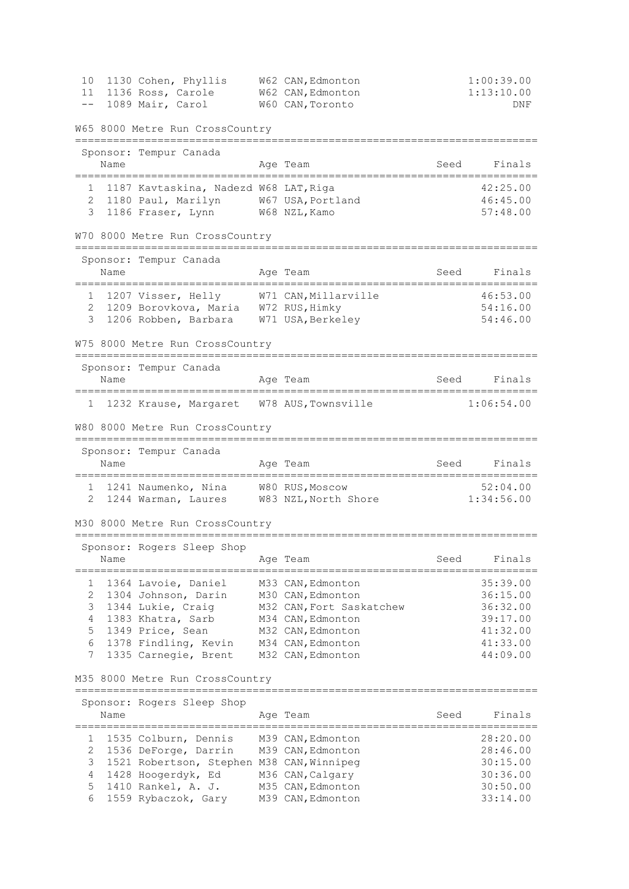| Place | No. | Name | Age | Team | Seed | Finals |
|---|---|---|---|---|---|---|
| 10 | 1130 | Cohen, Phyllis | W62 | CAN, Edmonton | | 1:00:39.00 |
| 11 | 1136 | Ross, Carole | W62 | CAN, Edmonton | | 1:13:10.00 |
| -- | 1089 | Mair, Carol | W60 | CAN, Toronto | | DNF |

## W65 8000 Metre Run CrossCountry

Sponsor: Tempur Canada

| Place | No. | Name | Age | Team | Seed | Finals |
|---|---|---|---|---|---|---|
| 1 | 1187 | Kavtaskina, Nadezd | W68 | LAT, Riga | | 42:25.00 |
| 2 | 1180 | Paul, Marilyn | W67 | USA, Portland | | 46:45.00 |
| 3 | 1186 | Fraser, Lynn | W68 | NZL, Kamo | | 57:48.00 |

## W70 8000 Metre Run CrossCountry

Sponsor: Tempur Canada

| Place | No. | Name | Age | Team | Seed | Finals |
|---|---|---|---|---|---|---|
| 1 | 1207 | Visser, Helly | W71 | CAN, Millarville | | 46:53.00 |
| 2 | 1209 | Borovkova, Maria | W72 | RUS, Himky | | 54:16.00 |
| 3 | 1206 | Robben, Barbara | W71 | USA, Berkeley | | 54:46.00 |

## W75 8000 Metre Run CrossCountry

Sponsor: Tempur Canada

| Place | No. | Name | Age | Team | Seed | Finals |
|---|---|---|---|---|---|---|
| 1 | 1232 | Krause, Margaret | W78 | AUS, Townsville | | 1:06:54.00 |

## W80 8000 Metre Run CrossCountry

Sponsor: Tempur Canada

| Place | No. | Name | Age | Team | Seed | Finals |
|---|---|---|---|---|---|---|
| 1 | 1241 | Naumenko, Nina | W80 | RUS, Moscow | | 52:04.00 |
| 2 | 1244 | Warman, Laures | W83 | NZL, North Shore | | 1:34:56.00 |

## M30 8000 Metre Run CrossCountry

Sponsor: Rogers Sleep Shop

| Place | No. | Name | Age | Team | Seed | Finals |
|---|---|---|---|---|---|---|
| 1 | 1364 | Lavoie, Daniel | M33 | CAN, Edmonton | | 35:39.00 |
| 2 | 1304 | Johnson, Darin | M30 | CAN, Edmonton | | 36:15.00 |
| 3 | 1344 | Lukie, Craig | M32 | CAN, Fort Saskatchew | | 36:32.00 |
| 4 | 1383 | Khatra, Sarb | M34 | CAN, Edmonton | | 39:17.00 |
| 5 | 1349 | Price, Sean | M32 | CAN, Edmonton | | 41:32.00 |
| 6 | 1378 | Findling, Kevin | M34 | CAN, Edmonton | | 41:33.00 |
| 7 | 1335 | Carnegie, Brent | M32 | CAN, Edmonton | | 44:09.00 |

## M35 8000 Metre Run CrossCountry

Sponsor: Rogers Sleep Shop

| Place | No. | Name | Age | Team | Seed | Finals |
|---|---|---|---|---|---|---|
| 1 | 1535 | Colburn, Dennis | M39 | CAN, Edmonton | | 28:20.00 |
| 2 | 1536 | DeForge, Darrin | M39 | CAN, Edmonton | | 28:46.00 |
| 3 | 1521 | Robertson, Stephen | M38 | CAN, Winnipeg | | 30:15.00 |
| 4 | 1428 | Hoogerdyk, Ed | M36 | CAN, Calgary | | 30:36.00 |
| 5 | 1410 | Rankel, A. J. | M35 | CAN, Edmonton | | 30:50.00 |
| 6 | 1559 | Rybaczok, Gary | M39 | CAN, Edmonton | | 33:14.00 |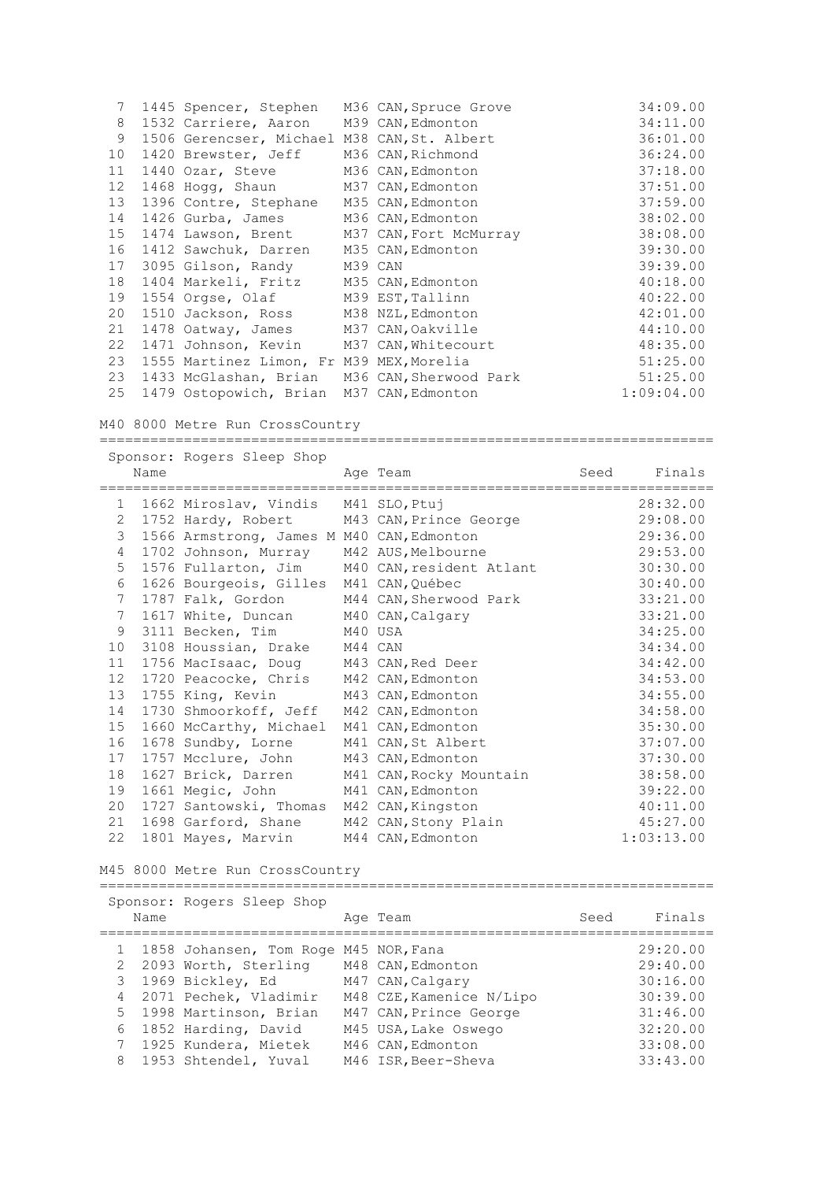| Place | Bib | Name | Age | Team | Seed | Finals |
|---|---|---|---|---|---|---|
| 7 | 1445 | Spencer, Stephen | M36 | CAN, Spruce Grove | | 34:09.00 |
| 8 | 1532 | Carriere, Aaron | M39 | CAN, Edmonton | | 34:11.00 |
| 9 | 1506 | Gerencser, Michael | M38 | CAN, St. Albert | | 36:01.00 |
| 10 | 1420 | Brewster, Jeff | M36 | CAN, Richmond | | 36:24.00 |
| 11 | 1440 | Ozar, Steve | M36 | CAN, Edmonton | | 37:18.00 |
| 12 | 1468 | Hogg, Shaun | M37 | CAN, Edmonton | | 37:51.00 |
| 13 | 1396 | Contre, Stephane | M35 | CAN, Edmonton | | 37:59.00 |
| 14 | 1426 | Gurba, James | M36 | CAN, Edmonton | | 38:02.00 |
| 15 | 1474 | Lawson, Brent | M37 | CAN, Fort McMurray | | 38:08.00 |
| 16 | 1412 | Sawchuk, Darren | M35 | CAN, Edmonton | | 39:30.00 |
| 17 | 3095 | Gilson, Randy | M39 | CAN | | 39:39.00 |
| 18 | 1404 | Markeli, Fritz | M35 | CAN, Edmonton | | 40:18.00 |
| 19 | 1554 | Orgse, Olaf | M39 | EST, Tallinn | | 40:22.00 |
| 20 | 1510 | Jackson, Ross | M38 | NZL, Edmonton | | 42:01.00 |
| 21 | 1478 | Oatway, James | M37 | CAN, Oakville | | 44:10.00 |
| 22 | 1471 | Johnson, Kevin | M37 | CAN, Whitecourt | | 48:35.00 |
| 23 | 1555 | Martinez Limon, Fr | M39 | MEX, Morelia | | 51:25.00 |
| 23 | 1433 | McGlashan, Brian | M36 | CAN, Sherwood Park | | 51:25.00 |
| 25 | 1479 | Ostopowich, Brian | M37 | CAN, Edmonton | | 1:09:04.00 |

## M40 8000 Metre Run CrossCountry

Sponsor: Rogers Sleep Shop

| Place | Bib | Name | Age | Team | Seed | Finals |
|---|---|---|---|---|---|---|
| 1 | 1662 | Miroslav, Vindis | M41 | SLO, Ptuj | | 28:32.00 |
| 2 | 1752 | Hardy, Robert | M43 | CAN, Prince George | | 29:08.00 |
| 3 | 1566 | Armstrong, James M | M40 | CAN, Edmonton | | 29:36.00 |
| 4 | 1702 | Johnson, Murray | M42 | AUS, Melbourne | | 29:53.00 |
| 5 | 1576 | Fullarton, Jim | M40 | CAN, resident Atlant | | 30:30.00 |
| 6 | 1626 | Bourgeois, Gilles | M41 | CAN, Québec | | 30:40.00 |
| 7 | 1787 | Falk, Gordon | M44 | CAN, Sherwood Park | | 33:21.00 |
| 7 | 1617 | White, Duncan | M40 | CAN, Calgary | | 33:21.00 |
| 9 | 3111 | Becken, Tim | M40 | USA | | 34:25.00 |
| 10 | 3108 | Houssian, Drake | M44 | CAN | | 34:34.00 |
| 11 | 1756 | MacIsaac, Doug | M43 | CAN, Red Deer | | 34:42.00 |
| 12 | 1720 | Peacocke, Chris | M42 | CAN, Edmonton | | 34:53.00 |
| 13 | 1755 | King, Kevin | M43 | CAN, Edmonton | | 34:55.00 |
| 14 | 1730 | Shmoorkoff, Jeff | M42 | CAN, Edmonton | | 34:58.00 |
| 15 | 1660 | McCarthy, Michael | M41 | CAN, Edmonton | | 35:30.00 |
| 16 | 1678 | Sundby, Lorne | M41 | CAN, St Albert | | 37:07.00 |
| 17 | 1757 | Mcclure, John | M43 | CAN, Edmonton | | 37:30.00 |
| 18 | 1627 | Brick, Darren | M41 | CAN, Rocky Mountain | | 38:58.00 |
| 19 | 1661 | Megic, John | M41 | CAN, Edmonton | | 39:22.00 |
| 20 | 1727 | Santowski, Thomas | M42 | CAN, Kingston | | 40:11.00 |
| 21 | 1698 | Garford, Shane | M42 | CAN, Stony Plain | | 45:27.00 |
| 22 | 1801 | Mayes, Marvin | M44 | CAN, Edmonton | | 1:03:13.00 |

## M45 8000 Metre Run CrossCountry

Sponsor: Rogers Sleep Shop

| Place | Bib | Name | Age | Team | Seed | Finals |
|---|---|---|---|---|---|---|
| 1 | 1858 | Johansen, Tom Roge | M45 | NOR, Fana | | 29:20.00 |
| 2 | 2093 | Worth, Sterling | M48 | CAN, Edmonton | | 29:40.00 |
| 3 | 1969 | Bickley, Ed | M47 | CAN, Calgary | | 30:16.00 |
| 4 | 2071 | Pechek, Vladimir | M48 | CZE, Kamenice N/Lipo | | 30:39.00 |
| 5 | 1998 | Martinson, Brian | M47 | CAN, Prince George | | 31:46.00 |
| 6 | 1852 | Harding, David | M45 | USA, Lake Oswego | | 32:20.00 |
| 7 | 1925 | Kundera, Mietek | M46 | CAN, Edmonton | | 33:08.00 |
| 8 | 1953 | Shtendel, Yuval | M46 | ISR, Beer-Sheva | | 33:43.00 |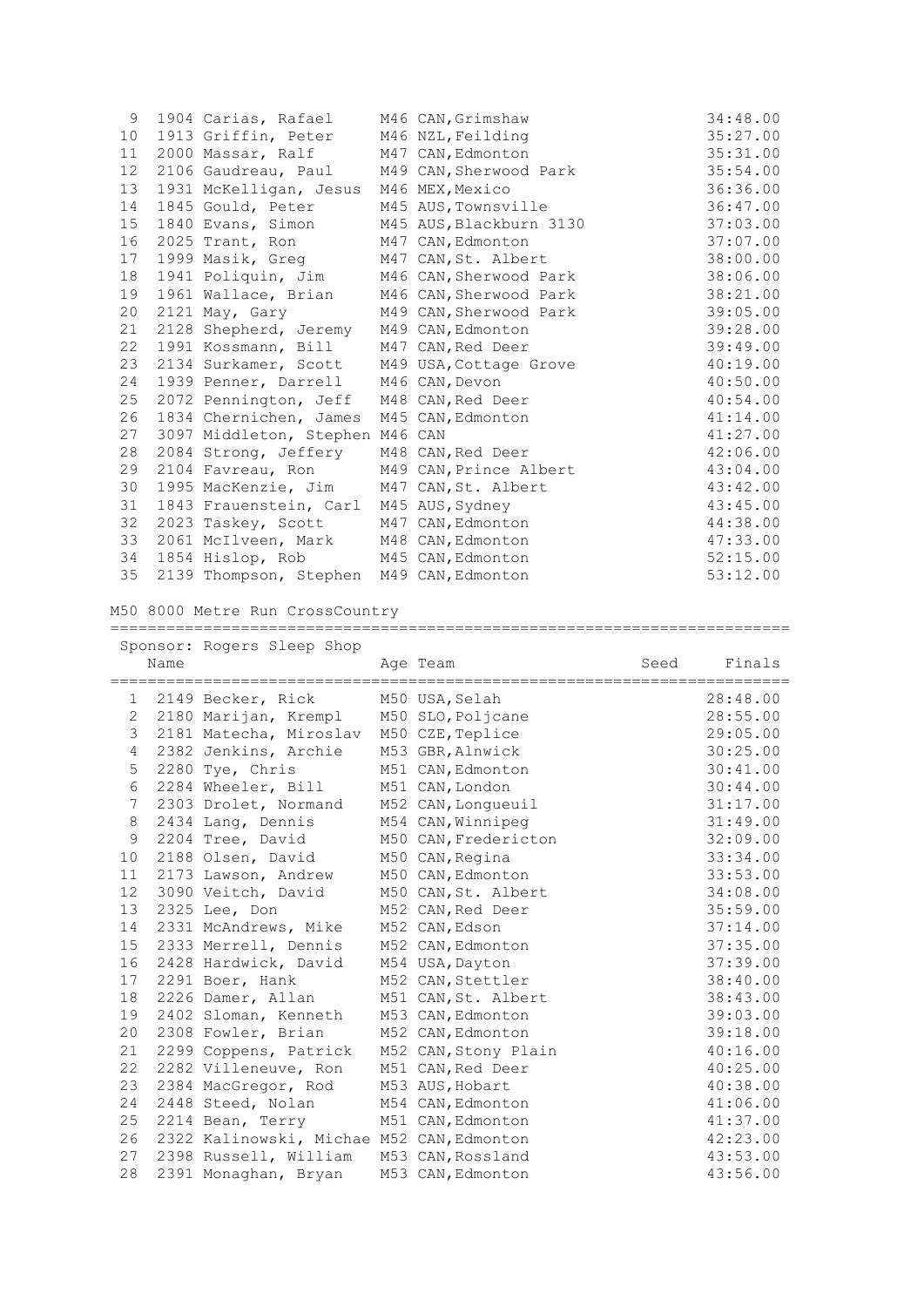| | | | | | |
|---|---|---|---|---|---|
| 9 | 1904 Carias, Rafael | M46 | CAN, Grimshaw | | 34:48.00 |
| 10 | 1913 Griffin, Peter | M46 | NZL, Feilding | | 35:27.00 |
| 11 | 2000 Massar, Ralf | M47 | CAN, Edmonton | | 35:31.00 |
| 12 | 2106 Gaudreau, Paul | M49 | CAN, Sherwood Park | | 35:54.00 |
| 13 | 1931 McKelligan, Jesus | M46 | MEX, Mexico | | 36:36.00 |
| 14 | 1845 Gould, Peter | M45 | AUS, Townsville | | 36:47.00 |
| 15 | 1840 Evans, Simon | M45 | AUS, Blackburn 3130 | | 37:03.00 |
| 16 | 2025 Trant, Ron | M47 | CAN, Edmonton | | 37:07.00 |
| 17 | 1999 Masik, Greg | M47 | CAN, St. Albert | | 38:00.00 |
| 18 | 1941 Poliquin, Jim | M46 | CAN, Sherwood Park | | 38:06.00 |
| 19 | 1961 Wallace, Brian | M46 | CAN, Sherwood Park | | 38:21.00 |
| 20 | 2121 May, Gary | M49 | CAN, Sherwood Park | | 39:05.00 |
| 21 | 2128 Shepherd, Jeremy | M49 | CAN, Edmonton | | 39:28.00 |
| 22 | 1991 Kossmann, Bill | M47 | CAN, Red Deer | | 39:49.00 |
| 23 | 2134 Surkamer, Scott | M49 | USA, Cottage Grove | | 40:19.00 |
| 24 | 1939 Penner, Darrell | M46 | CAN, Devon | | 40:50.00 |
| 25 | 2072 Pennington, Jeff | M48 | CAN, Red Deer | | 40:54.00 |
| 26 | 1834 Chernichen, James | M45 | CAN, Edmonton | | 41:14.00 |
| 27 | 3097 Middleton, Stephen | M46 | CAN | | 41:27.00 |
| 28 | 2084 Strong, Jeffery | M48 | CAN, Red Deer | | 42:06.00 |
| 29 | 2104 Favreau, Ron | M49 | CAN, Prince Albert | | 43:04.00 |
| 30 | 1995 MacKenzie, Jim | M47 | CAN, St. Albert | | 43:42.00 |
| 31 | 1843 Frauenstein, Carl | M45 | AUS, Sydney | | 43:45.00 |
| 32 | 2023 Taskey, Scott | M47 | CAN, Edmonton | | 44:38.00 |
| 33 | 2061 McIlveen, Mark | M48 | CAN, Edmonton | | 47:33.00 |
| 34 | 1854 Hislop, Rob | M45 | CAN, Edmonton | | 52:15.00 |
| 35 | 2139 Thompson, Stephen | M49 | CAN, Edmonton | | 53:12.00 |

M50 8000 Metre Run CrossCountry

Sponsor: Rogers Sleep Shop

| | Name | Age | Team | Seed | Finals |
|---|---|---|---|---|---|
| 1 | 2149 Becker, Rick | M50 | USA, Selah | | 28:48.00 |
| 2 | 2180 Marijan, Krempl | M50 | SLO, Poljcane | | 28:55.00 |
| 3 | 2181 Matecha, Miroslav | M50 | CZE, Teplice | | 29:05.00 |
| 4 | 2382 Jenkins, Archie | M53 | GBR, Alnwick | | 30:25.00 |
| 5 | 2280 Tye, Chris | M51 | CAN, Edmonton | | 30:41.00 |
| 6 | 2284 Wheeler, Bill | M51 | CAN, London | | 30:44.00 |
| 7 | 2303 Drolet, Normand | M52 | CAN, Longueuil | | 31:17.00 |
| 8 | 2434 Lang, Dennis | M54 | CAN, Winnipeg | | 31:49.00 |
| 9 | 2204 Tree, David | M50 | CAN, Fredericton | | 32:09.00 |
| 10 | 2188 Olsen, David | M50 | CAN, Regina | | 33:34.00 |
| 11 | 2173 Lawson, Andrew | M50 | CAN, Edmonton | | 33:53.00 |
| 12 | 3090 Veitch, David | M50 | CAN, St. Albert | | 34:08.00 |
| 13 | 2325 Lee, Don | M52 | CAN, Red Deer | | 35:59.00 |
| 14 | 2331 McAndrews, Mike | M52 | CAN, Edson | | 37:14.00 |
| 15 | 2333 Merrell, Dennis | M52 | CAN, Edmonton | | 37:35.00 |
| 16 | 2428 Hardwick, David | M54 | USA, Dayton | | 37:39.00 |
| 17 | 2291 Boer, Hank | M52 | CAN, Stettler | | 38:40.00 |
| 18 | 2226 Damer, Allan | M51 | CAN, St. Albert | | 38:43.00 |
| 19 | 2402 Sloman, Kenneth | M53 | CAN, Edmonton | | 39:03.00 |
| 20 | 2308 Fowler, Brian | M52 | CAN, Edmonton | | 39:18.00 |
| 21 | 2299 Coppens, Patrick | M52 | CAN, Stony Plain | | 40:16.00 |
| 22 | 2282 Villeneuve, Ron | M51 | CAN, Red Deer | | 40:25.00 |
| 23 | 2384 MacGregor, Rod | M53 | AUS, Hobart | | 40:38.00 |
| 24 | 2448 Steed, Nolan | M54 | CAN, Edmonton | | 41:06.00 |
| 25 | 2214 Bean, Terry | M51 | CAN, Edmonton | | 41:37.00 |
| 26 | 2322 Kalinowski, Michae | M52 | CAN, Edmonton | | 42:23.00 |
| 27 | 2398 Russell, William | M53 | CAN, Rossland | | 43:53.00 |
| 28 | 2391 Monaghan, Bryan | M53 | CAN, Edmonton | | 43:56.00 |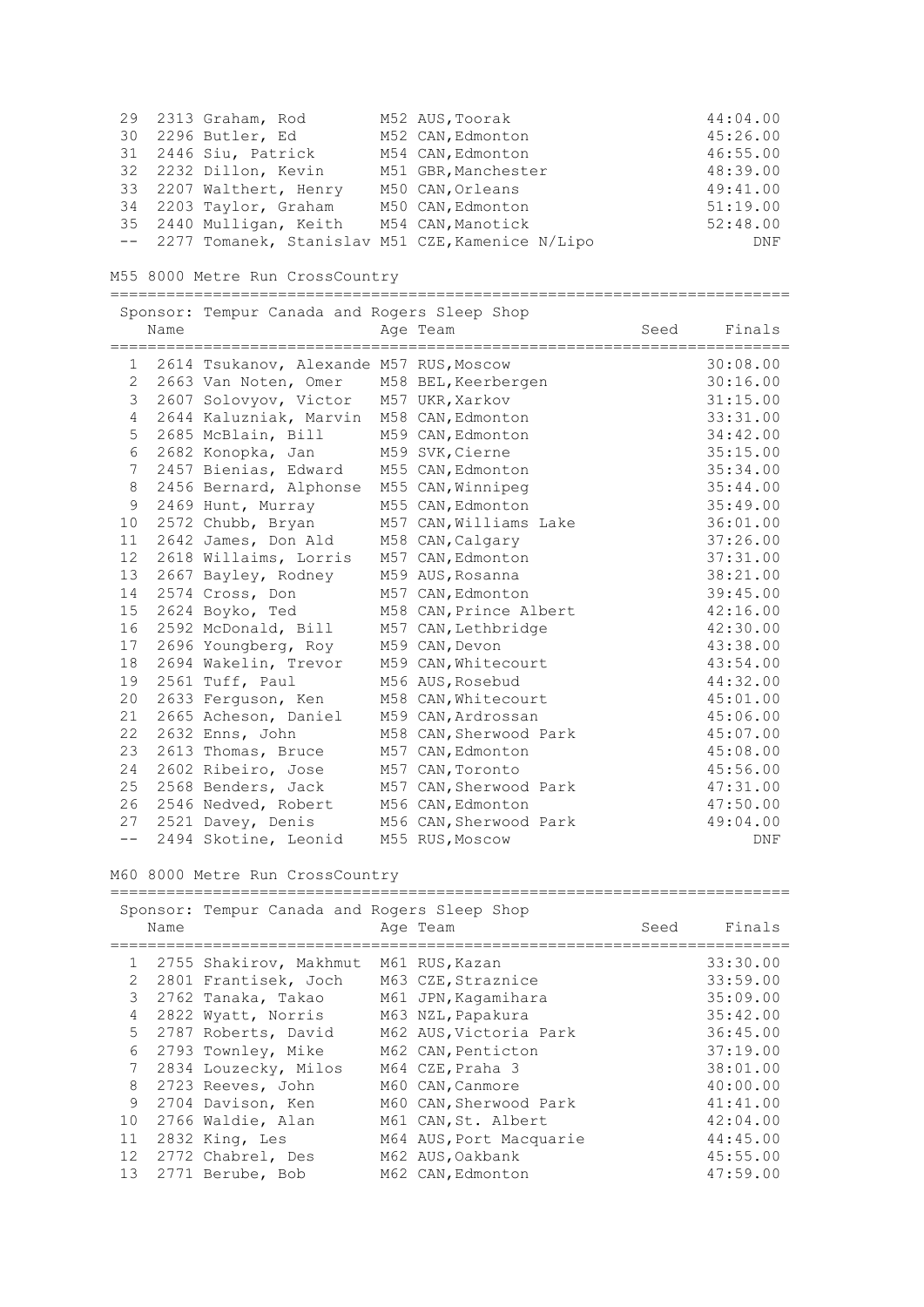| Place | Bib | Name | Age | Team | Seed | Finals |
|---|---|---|---|---|---|---|
| 29 | 2313 | Graham, Rod | M52 | AUS, Toorak | | 44:04.00 |
| 30 | 2296 | Butler, Ed | M52 | CAN, Edmonton | | 45:26.00 |
| 31 | 2446 | Siu, Patrick | M54 | CAN, Edmonton | | 46:55.00 |
| 32 | 2232 | Dillon, Kevin | M51 | GBR, Manchester | | 48:39.00 |
| 33 | 2207 | Walthert, Henry | M50 | CAN, Orleans | | 49:41.00 |
| 34 | 2203 | Taylor, Graham | M50 | CAN, Edmonton | | 51:19.00 |
| 35 | 2440 | Mulligan, Keith | M54 | CAN, Manotick | | 52:48.00 |
| -- | 2277 | Tomanek, Stanislav | M51 | CZE, Kamenice N/Lipo | | DNF |

## M55 8000 Metre Run CrossCountry

Sponsor: Tempur Canada and Rogers Sleep Shop

| Place | Bib | Name | Age | Team | Seed | Finals |
|---|---|---|---|---|---|---|
| 1 | 2614 | Tsukanov, Alexande | M57 | RUS, Moscow | | 30:08.00 |
| 2 | 2663 | Van Noten, Omer | M58 | BEL, Keerbergen | | 30:16.00 |
| 3 | 2607 | Solovyov, Victor | M57 | UKR, Xarkov | | 31:15.00 |
| 4 | 2644 | Kaluzniak, Marvin | M58 | CAN, Edmonton | | 33:31.00 |
| 5 | 2685 | McBlain, Bill | M59 | CAN, Edmonton | | 34:42.00 |
| 6 | 2682 | Konopka, Jan | M59 | SVK, Cierne | | 35:15.00 |
| 7 | 2457 | Bienias, Edward | M55 | CAN, Edmonton | | 35:34.00 |
| 8 | 2456 | Bernard, Alphonse | M55 | CAN, Winnipeg | | 35:44.00 |
| 9 | 2469 | Hunt, Murray | M55 | CAN, Edmonton | | 35:49.00 |
| 10 | 2572 | Chubb, Bryan | M57 | CAN, Williams Lake | | 36:01.00 |
| 11 | 2642 | James, Don Ald | M58 | CAN, Calgary | | 37:26.00 |
| 12 | 2618 | Willaims, Lorris | M57 | CAN, Edmonton | | 37:31.00 |
| 13 | 2667 | Bayley, Rodney | M59 | AUS, Rosanna | | 38:21.00 |
| 14 | 2574 | Cross, Don | M57 | CAN, Edmonton | | 39:45.00 |
| 15 | 2624 | Boyko, Ted | M58 | CAN, Prince Albert | | 42:16.00 |
| 16 | 2592 | McDonald, Bill | M57 | CAN, Lethbridge | | 42:30.00 |
| 17 | 2696 | Youngberg, Roy | M59 | CAN, Devon | | 43:38.00 |
| 18 | 2694 | Wakelin, Trevor | M59 | CAN, Whitecourt | | 43:54.00 |
| 19 | 2561 | Tuff, Paul | M56 | AUS, Rosebud | | 44:32.00 |
| 20 | 2633 | Ferguson, Ken | M58 | CAN, Whitecourt | | 45:01.00 |
| 21 | 2665 | Acheson, Daniel | M59 | CAN, Ardrossan | | 45:06.00 |
| 22 | 2632 | Enns, John | M58 | CAN, Sherwood Park | | 45:07.00 |
| 23 | 2613 | Thomas, Bruce | M57 | CAN, Edmonton | | 45:08.00 |
| 24 | 2602 | Ribeiro, Jose | M57 | CAN, Toronto | | 45:56.00 |
| 25 | 2568 | Benders, Jack | M57 | CAN, Sherwood Park | | 47:31.00 |
| 26 | 2546 | Nedved, Robert | M56 | CAN, Edmonton | | 47:50.00 |
| 27 | 2521 | Davey, Denis | M56 | CAN, Sherwood Park | | 49:04.00 |
| -- | 2494 | Skotine, Leonid | M55 | RUS, Moscow | | DNF |

## M60 8000 Metre Run CrossCountry

Sponsor: Tempur Canada and Rogers Sleep Shop

| Place | Bib | Name | Age | Team | Seed | Finals |
|---|---|---|---|---|---|---|
| 1 | 2755 | Shakirov, Makhmut | M61 | RUS, Kazan | | 33:30.00 |
| 2 | 2801 | Frantisek, Joch | M63 | CZE, Straznice | | 33:59.00 |
| 3 | 2762 | Tanaka, Takao | M61 | JPN, Kagamihara | | 35:09.00 |
| 4 | 2822 | Wyatt, Norris | M63 | NZL, Papakura | | 35:42.00 |
| 5 | 2787 | Roberts, David | M62 | AUS, Victoria Park | | 36:45.00 |
| 6 | 2793 | Townley, Mike | M62 | CAN, Penticton | | 37:19.00 |
| 7 | 2834 | Louzecky, Milos | M64 | CZE, Praha 3 | | 38:01.00 |
| 8 | 2723 | Reeves, John | M60 | CAN, Canmore | | 40:00.00 |
| 9 | 2704 | Davison, Ken | M60 | CAN, Sherwood Park | | 41:41.00 |
| 10 | 2766 | Waldie, Alan | M61 | CAN, St. Albert | | 42:04.00 |
| 11 | 2832 | King, Les | M64 | AUS, Port Macquarie | | 44:45.00 |
| 12 | 2772 | Chabrel, Des | M62 | AUS, Oakbank | | 45:55.00 |
| 13 | 2771 | Berube, Bob | M62 | CAN, Edmonton | | 47:59.00 |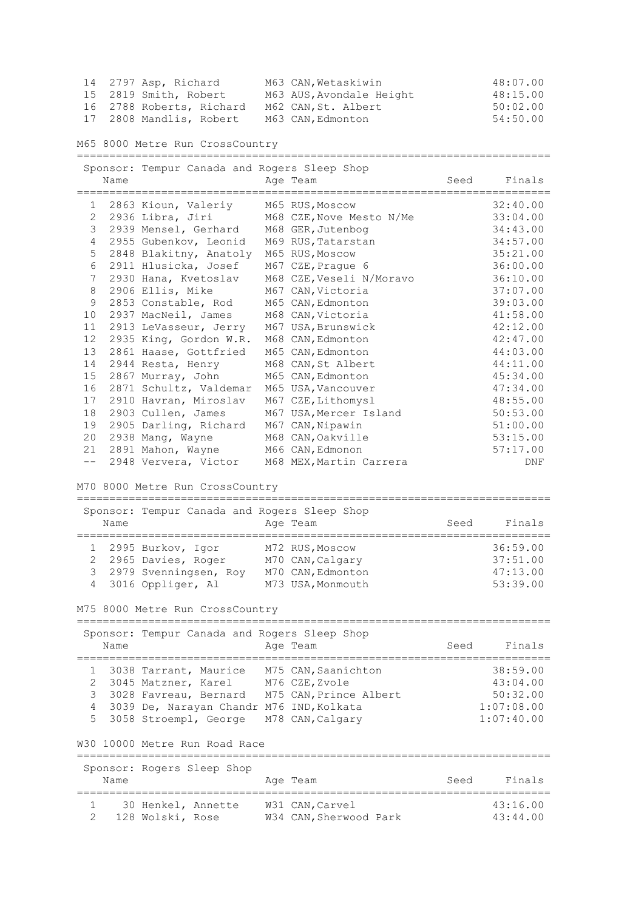| Place | Bib | Name | Age | Team | Seed | Finals |
|---|---|---|---|---|---|---|
| 14 | 2797 | Asp, Richard | M63 | CAN,Wetaskiwin | | 48:07.00 |
| 15 | 2819 | Smith, Robert | M63 | AUS,Avondale Height | | 48:15.00 |
| 16 | 2788 | Roberts, Richard | M62 | CAN,St. Albert | | 50:02.00 |
| 17 | 2808 | Mandlis, Robert | M63 | CAN,Edmonton | | 54:50.00 |

## M65 8000 Metre Run CrossCountry

Sponsor: Tempur Canada and Rogers Sleep Shop

| Place | Bib | Name | Age | Team | Seed | Finals |
|---|---|---|---|---|---|---|
| 1 | 2863 | Kioun, Valeriy | M65 | RUS,Moscow | | 32:40.00 |
| 2 | 2936 | Libra, Jiri | M68 | CZE,Nove Mesto N/Me | | 33:04.00 |
| 3 | 2939 | Mensel, Gerhard | M68 | GER,Jutenbog | | 34:43.00 |
| 4 | 2955 | Gubenkov, Leonid | M69 | RUS,Tatarstan | | 34:57.00 |
| 5 | 2848 | Blakitny, Anatoly | M65 | RUS,Moscow | | 35:21.00 |
| 6 | 2911 | Hlusicka, Josef | M67 | CZE,Prague 6 | | 36:00.00 |
| 7 | 2930 | Hana, Kvetoslav | M68 | CZE,Veseli N/Moravo | | 36:10.00 |
| 8 | 2906 | Ellis, Mike | M67 | CAN,Victoria | | 37:07.00 |
| 9 | 2853 | Constable, Rod | M65 | CAN,Edmonton | | 39:03.00 |
| 10 | 2937 | MacNeil, James | M68 | CAN,Victoria | | 41:58.00 |
| 11 | 2913 | LeVasseur, Jerry | M67 | USA,Brunswick | | 42:12.00 |
| 12 | 2935 | King, Gordon W.R. | M68 | CAN,Edmonton | | 42:47.00 |
| 13 | 2861 | Haase, Gottfried | M65 | CAN,Edmonton | | 44:03.00 |
| 14 | 2944 | Resta, Henry | M68 | CAN,St Albert | | 44:11.00 |
| 15 | 2867 | Murray, John | M65 | CAN,Edmonton | | 45:34.00 |
| 16 | 2871 | Schultz, Valdemar | M65 | USA,Vancouver | | 47:34.00 |
| 17 | 2910 | Havran, Miroslav | M67 | CZE,Lithomysl | | 48:55.00 |
| 18 | 2903 | Cullen, James | M67 | USA,Mercer Island | | 50:53.00 |
| 19 | 2905 | Darling, Richard | M67 | CAN,Nipawin | | 51:00.00 |
| 20 | 2938 | Mang, Wayne | M68 | CAN,Oakville | | 53:15.00 |
| 21 | 2891 | Mahon, Wayne | M66 | CAN,Edmonon | | 57:17.00 |
| -- | 2948 | Ververa, Victor | M68 | MEX,Martin Carrera | | DNF |

## M70 8000 Metre Run CrossCountry

Sponsor: Tempur Canada and Rogers Sleep Shop

| Place | Bib | Name | Age | Team | Seed | Finals |
|---|---|---|---|---|---|---|
| 1 | 2995 | Burkov, Igor | M72 | RUS,Moscow | | 36:59.00 |
| 2 | 2965 | Davies, Roger | M70 | CAN,Calgary | | 37:51.00 |
| 3 | 2979 | Svenningsen, Roy | M70 | CAN,Edmonton | | 47:13.00 |
| 4 | 3016 | Oppliger, Al | M73 | USA,Monmouth | | 53:39.00 |

## M75 8000 Metre Run CrossCountry

Sponsor: Tempur Canada and Rogers Sleep Shop

| Place | Bib | Name | Age | Team | Seed | Finals |
|---|---|---|---|---|---|---|
| 1 | 3038 | Tarrant, Maurice | M75 | CAN,Saanichton | | 38:59.00 |
| 2 | 3045 | Matzner, Karel | M76 | CZE,Zvole | | 43:04.00 |
| 3 | 3028 | Favreau, Bernard | M75 | CAN,Prince Albert | | 50:32.00 |
| 4 | 3039 | De, Narayan Chandr | M76 | IND,Kolkata | | 1:07:08.00 |
| 5 | 3058 | Stroempl, George | M78 | CAN,Calgary | | 1:07:40.00 |

## W30 10000 Metre Run Road Race

Sponsor: Rogers Sleep Shop

| Place | Bib | Name | Age | Team | Seed | Finals |
|---|---|---|---|---|---|---|
| 1 | 30 | Henkel, Annette | W31 | CAN,Carvel | | 43:16.00 |
| 2 | 128 | Wolski, Rose | W34 | CAN,Sherwood Park | | 43:44.00 |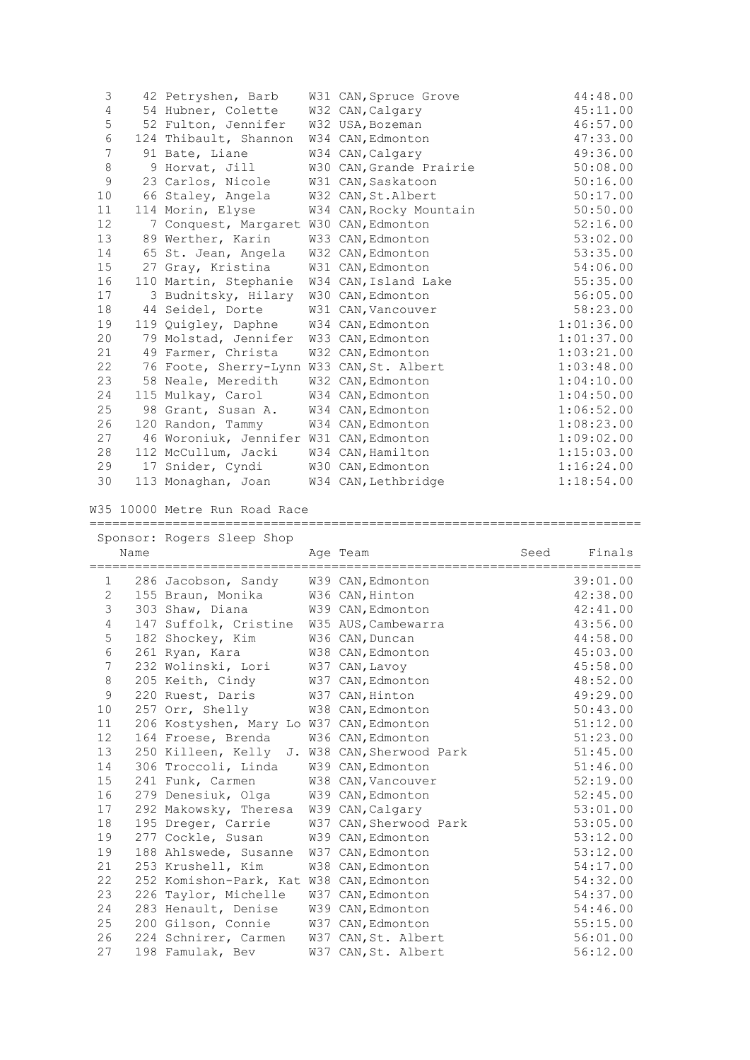| Place | Bib | Name | Age | Team | Finals |
|---|---|---|---|---|---|
| 3 | 42 | Petryshen, Barb | W31 | CAN, Spruce Grove | 44:48.00 |
| 4 | 54 | Hubner, Colette | W32 | CAN, Calgary | 45:11.00 |
| 5 | 52 | Fulton, Jennifer | W32 | USA, Bozeman | 46:57.00 |
| 6 | 124 | Thibault, Shannon | W34 | CAN, Edmonton | 47:33.00 |
| 7 | 91 | Bate, Liane | W34 | CAN, Calgary | 49:36.00 |
| 8 | 9 | Horvat, Jill | W30 | CAN, Grande Prairie | 50:08.00 |
| 9 | 23 | Carlos, Nicole | W31 | CAN, Saskatoon | 50:16.00 |
| 10 | 66 | Staley, Angela | W32 | CAN, St.Albert | 50:17.00 |
| 11 | 114 | Morin, Elyse | W34 | CAN, Rocky Mountain | 50:50.00 |
| 12 | 7 | Conquest, Margaret | W30 | CAN, Edmonton | 52:16.00 |
| 13 | 89 | Werther, Karin | W33 | CAN, Edmonton | 53:02.00 |
| 14 | 65 | St. Jean, Angela | W32 | CAN, Edmonton | 53:35.00 |
| 15 | 27 | Gray, Kristina | W31 | CAN, Edmonton | 54:06.00 |
| 16 | 110 | Martin, Stephanie | W34 | CAN, Island Lake | 55:35.00 |
| 17 | 3 | Budnitsky, Hilary | W30 | CAN, Edmonton | 56:05.00 |
| 18 | 44 | Seidel, Dorte | W31 | CAN, Vancouver | 58:23.00 |
| 19 | 119 | Quigley, Daphne | W34 | CAN, Edmonton | 1:01:36.00 |
| 20 | 79 | Molstad, Jennifer | W33 | CAN, Edmonton | 1:01:37.00 |
| 21 | 49 | Farmer, Christa | W32 | CAN, Edmonton | 1:03:21.00 |
| 22 | 76 | Foote, Sherry-Lynn | W33 | CAN, St. Albert | 1:03:48.00 |
| 23 | 58 | Neale, Meredith | W32 | CAN, Edmonton | 1:04:10.00 |
| 24 | 115 | Mulkay, Carol | W34 | CAN, Edmonton | 1:04:50.00 |
| 25 | 98 | Grant, Susan A. | W34 | CAN, Edmonton | 1:06:52.00 |
| 26 | 120 | Randon, Tammy | W34 | CAN, Edmonton | 1:08:23.00 |
| 27 | 46 | Woroniuk, Jennifer | W31 | CAN, Edmonton | 1:09:02.00 |
| 28 | 112 | McCullum, Jacki | W34 | CAN, Hamilton | 1:15:03.00 |
| 29 | 17 | Snider, Cyndi | W30 | CAN, Edmonton | 1:16:24.00 |
| 30 | 113 | Monaghan, Joan | W34 | CAN, Lethbridge | 1:18:54.00 |

## W35 10000 Metre Run Road Race

Sponsor: Rogers Sleep Shop

| Place | Bib | Name | Age | Team | Seed | Finals |
|---|---|---|---|---|---|---|
| 1 | 286 | Jacobson, Sandy | W39 | CAN, Edmonton | | 39:01.00 |
| 2 | 155 | Braun, Monika | W36 | CAN, Hinton | | 42:38.00 |
| 3 | 303 | Shaw, Diana | W39 | CAN, Edmonton | | 42:41.00 |
| 4 | 147 | Suffolk, Cristine | W35 | AUS, Cambewarra | | 43:56.00 |
| 5 | 182 | Shockey, Kim | W36 | CAN, Duncan | | 44:58.00 |
| 6 | 261 | Ryan, Kara | W38 | CAN, Edmonton | | 45:03.00 |
| 7 | 232 | Wolinski, Lori | W37 | CAN, Lavoy | | 45:58.00 |
| 8 | 205 | Keith, Cindy | W37 | CAN, Edmonton | | 48:52.00 |
| 9 | 220 | Ruest, Daris | W37 | CAN, Hinton | | 49:29.00 |
| 10 | 257 | Orr, Shelly | W38 | CAN, Edmonton | | 50:43.00 |
| 11 | 206 | Kostyshen, Mary Lo | W37 | CAN, Edmonton | | 51:12.00 |
| 12 | 164 | Froese, Brenda | W36 | CAN, Edmonton | | 51:23.00 |
| 13 | 250 | Killeen, Kelly J. | W38 | CAN, Sherwood Park | | 51:45.00 |
| 14 | 306 | Troccoli, Linda | W39 | CAN, Edmonton | | 51:46.00 |
| 15 | 241 | Funk, Carmen | W38 | CAN, Vancouver | | 52:19.00 |
| 16 | 279 | Denesiuk, Olga | W39 | CAN, Edmonton | | 52:45.00 |
| 17 | 292 | Makowsky, Theresa | W39 | CAN, Calgary | | 53:01.00 |
| 18 | 195 | Dreger, Carrie | W37 | CAN, Sherwood Park | | 53:05.00 |
| 19 | 277 | Cockle, Susan | W39 | CAN, Edmonton | | 53:12.00 |
| 19 | 188 | Ahlswede, Susanne | W37 | CAN, Edmonton | | 53:12.00 |
| 21 | 253 | Krushell, Kim | W38 | CAN, Edmonton | | 54:17.00 |
| 22 | 252 | Komishon-Park, Kat | W38 | CAN, Edmonton | | 54:32.00 |
| 23 | 226 | Taylor, Michelle | W37 | CAN, Edmonton | | 54:37.00 |
| 24 | 283 | Henault, Denise | W39 | CAN, Edmonton | | 54:46.00 |
| 25 | 200 | Gilson, Connie | W37 | CAN, Edmonton | | 55:15.00 |
| 26 | 224 | Schnirer, Carmen | W37 | CAN, St. Albert | | 56:01.00 |
| 27 | 198 | Famulak, Bev | W37 | CAN, St. Albert | | 56:12.00 |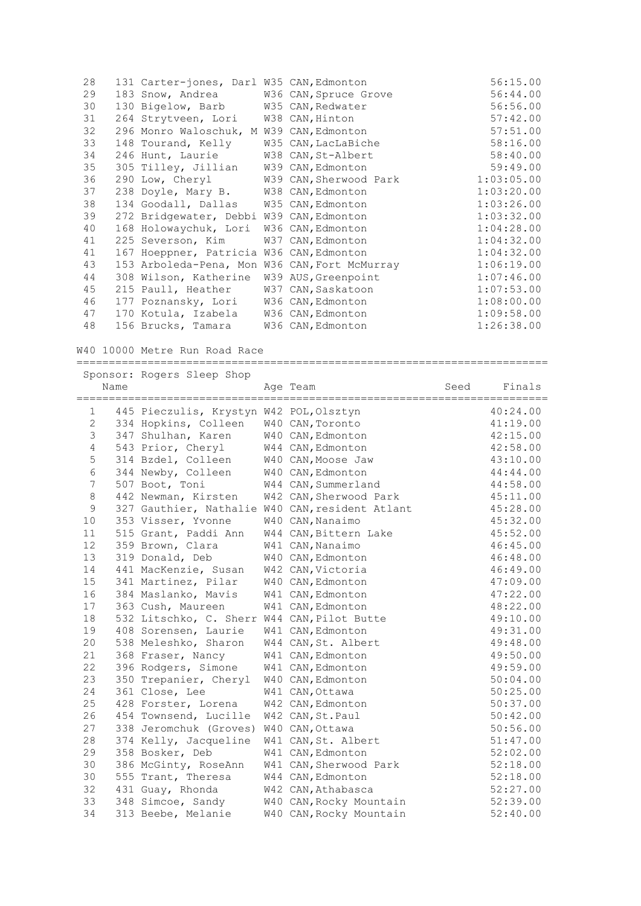| Place | Bib | Name | Age | Team | Finals |
|---|---|---|---|---|---|
| 28 | 131 | Carter-jones, Darl | W35 | CAN,Edmonton | 56:15.00 |
| 29 | 183 | Snow, Andrea | W36 | CAN,Spruce Grove | 56:44.00 |
| 30 | 130 | Bigelow, Barb | W35 | CAN,Redwater | 56:56.00 |
| 31 | 264 | Strytveen, Lori | W38 | CAN,Hinton | 57:42.00 |
| 32 | 296 | Monro Waloschuk, M | W39 | CAN,Edmonton | 57:51.00 |
| 33 | 148 | Tourand, Kelly | W35 | CAN,LacLaBiche | 58:16.00 |
| 34 | 246 | Hunt, Laurie | W38 | CAN,St-Albert | 58:40.00 |
| 35 | 305 | Tilley, Jillian | W39 | CAN,Edmonton | 59:49.00 |
| 36 | 290 | Low, Cheryl | W39 | CAN,Sherwood Park | 1:03:05.00 |
| 37 | 238 | Doyle, Mary B. | W38 | CAN,Edmonton | 1:03:20.00 |
| 38 | 134 | Goodall, Dallas | W35 | CAN,Edmonton | 1:03:26.00 |
| 39 | 272 | Bridgewater, Debbi | W39 | CAN,Edmonton | 1:03:32.00 |
| 40 | 168 | Holowaychuk, Lori | W36 | CAN,Edmonton | 1:04:28.00 |
| 41 | 225 | Severson, Kim | W37 | CAN,Edmonton | 1:04:32.00 |
| 41 | 167 | Hoeppner, Patricia | W36 | CAN,Edmonton | 1:04:32.00 |
| 43 | 153 | Arboleda-Pena, Mon | W36 | CAN,Fort McMurray | 1:06:19.00 |
| 44 | 308 | Wilson, Katherine | W39 | AUS,Greenpoint | 1:07:46.00 |
| 45 | 215 | Paull, Heather | W37 | CAN,Saskatoon | 1:07:53.00 |
| 46 | 177 | Poznansky, Lori | W36 | CAN,Edmonton | 1:08:00.00 |
| 47 | 170 | Kotula, Izabela | W36 | CAN,Edmonton | 1:09:58.00 |
| 48 | 156 | Brucks, Tamara | W36 | CAN,Edmonton | 1:26:38.00 |

## W40 10000 Metre Run Road Race

Sponsor: Rogers Sleep Shop

| Place | Bib | Name | Age | Team | Seed | Finals |
|---|---|---|---|---|---|---|
| 1 | 445 | Pieczulis, Krystyn | W42 | POL,Olsztyn | | 40:24.00 |
| 2 | 334 | Hopkins, Colleen | W40 | CAN,Toronto | | 41:19.00 |
| 3 | 347 | Shulhan, Karen | W40 | CAN,Edmonton | | 42:15.00 |
| 4 | 543 | Prior, Cheryl | W44 | CAN,Edmonton | | 42:58.00 |
| 5 | 314 | Bzdel, Colleen | W40 | CAN,Moose Jaw | | 43:10.00 |
| 6 | 344 | Newby, Colleen | W40 | CAN,Edmonton | | 44:44.00 |
| 7 | 507 | Boot, Toni | W44 | CAN,Summerland | | 44:58.00 |
| 8 | 442 | Newman, Kirsten | W42 | CAN,Sherwood Park | | 45:11.00 |
| 9 | 327 | Gauthier, Nathalie | W40 | CAN,resident Atlant | | 45:28.00 |
| 10 | 353 | Visser, Yvonne | W40 | CAN,Nanaimo | | 45:32.00 |
| 11 | 515 | Grant, Paddi Ann | W44 | CAN,Bittern Lake | | 45:52.00 |
| 12 | 359 | Brown, Clara | W41 | CAN,Nanaimo | | 46:45.00 |
| 13 | 319 | Donald, Deb | W40 | CAN,Edmonton | | 46:48.00 |
| 14 | 441 | MacKenzie, Susan | W42 | CAN,Victoria | | 46:49.00 |
| 15 | 341 | Martinez, Pilar | W40 | CAN,Edmonton | | 47:09.00 |
| 16 | 384 | Maslanko, Mavis | W41 | CAN,Edmonton | | 47:22.00 |
| 17 | 363 | Cush, Maureen | W41 | CAN,Edmonton | | 48:22.00 |
| 18 | 532 | Litschko, C. Sherr | W44 | CAN,Pilot Butte | | 49:10.00 |
| 19 | 408 | Sorensen, Laurie | W41 | CAN,Edmonton | | 49:31.00 |
| 20 | 538 | Meleshko, Sharon | W44 | CAN,St. Albert | | 49:48.00 |
| 21 | 368 | Fraser, Nancy | W41 | CAN,Edmonton | | 49:50.00 |
| 22 | 396 | Rodgers, Simone | W41 | CAN,Edmonton | | 49:59.00 |
| 23 | 350 | Trepanier, Cheryl | W40 | CAN,Edmonton | | 50:04.00 |
| 24 | 361 | Close, Lee | W41 | CAN,Ottawa | | 50:25.00 |
| 25 | 428 | Forster, Lorena | W42 | CAN,Edmonton | | 50:37.00 |
| 26 | 454 | Townsend, Lucille | W42 | CAN,St.Paul | | 50:42.00 |
| 27 | 338 | Jeromchuk (Groves) | W40 | CAN,Ottawa | | 50:56.00 |
| 28 | 374 | Kelly, Jacqueline | W41 | CAN,St. Albert | | 51:47.00 |
| 29 | 358 | Bosker, Deb | W41 | CAN,Edmonton | | 52:02.00 |
| 30 | 386 | McGinty, RoseAnn | W41 | CAN,Sherwood Park | | 52:18.00 |
| 30 | 555 | Trant, Theresa | W44 | CAN,Edmonton | | 52:18.00 |
| 32 | 431 | Guay, Rhonda | W42 | CAN,Athabasca | | 52:27.00 |
| 33 | 348 | Simcoe, Sandy | W40 | CAN,Rocky Mountain | | 52:39.00 |
| 34 | 313 | Beebe, Melanie | W40 | CAN,Rocky Mountain | | 52:40.00 |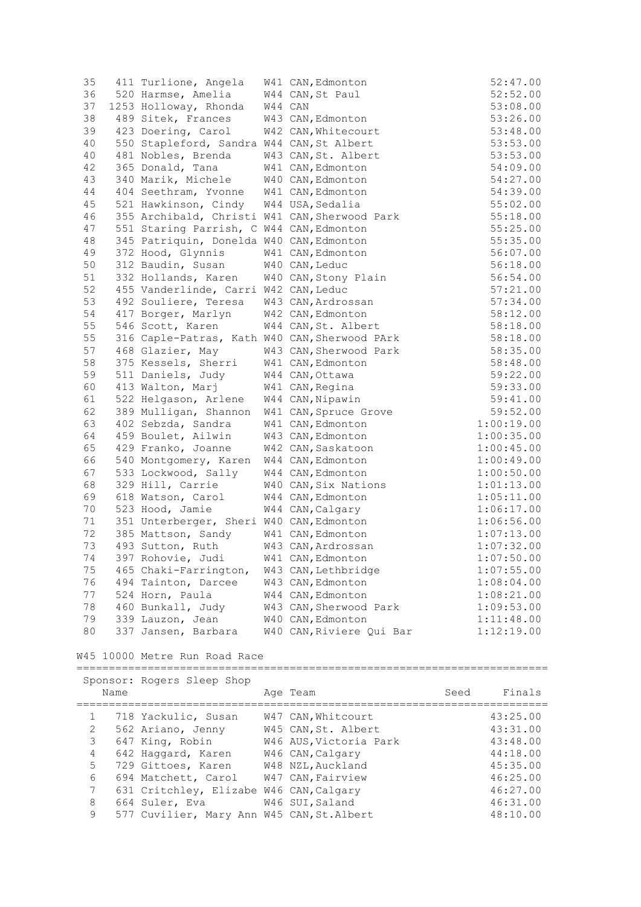| | | | | | | |
|---|---|---|---|---|---|---|
| 35 | 411 | Turlione, Angela | W41 | CAN, Edmonton | | 52:47.00 |
| 36 | 520 | Harmse, Amelia | W44 | CAN, St Paul | | 52:52.00 |
| 37 | 1253 | Holloway, Rhonda | W44 | CAN | | 53:08.00 |
| 38 | 489 | Sitek, Frances | W43 | CAN, Edmonton | | 53:26.00 |
| 39 | 423 | Doering, Carol | W42 | CAN, Whitecourt | | 53:48.00 |
| 40 | 550 | Stapleford, Sandra | W44 | CAN, St Albert | | 53:53.00 |
| 40 | 481 | Nobles, Brenda | W43 | CAN, St. Albert | | 53:53.00 |
| 42 | 365 | Donald, Tana | W41 | CAN, Edmonton | | 54:09.00 |
| 43 | 340 | Marik, Michele | W40 | CAN, Edmonton | | 54:27.00 |
| 44 | 404 | Seethram, Yvonne | W41 | CAN, Edmonton | | 54:39.00 |
| 45 | 521 | Hawkinson, Cindy | W44 | USA, Sedalia | | 55:02.00 |
| 46 | 355 | Archibald, Christi | W41 | CAN, Sherwood Park | | 55:18.00 |
| 47 | 551 | Staring Parrish, C | W44 | CAN, Edmonton | | 55:25.00 |
| 48 | 345 | Patriquin, Donelda | W40 | CAN, Edmonton | | 55:35.00 |
| 49 | 372 | Hood, Glynnis | W41 | CAN, Edmonton | | 56:07.00 |
| 50 | 312 | Baudin, Susan | W40 | CAN, Leduc | | 56:18.00 |
| 51 | 332 | Hollands, Karen | W40 | CAN, Stony Plain | | 56:54.00 |
| 52 | 455 | Vanderlinde, Carri | W42 | CAN, Leduc | | 57:21.00 |
| 53 | 492 | Souliere, Teresa | W43 | CAN, Ardrossan | | 57:34.00 |
| 54 | 417 | Borger, Marlyn | W42 | CAN, Edmonton | | 58:12.00 |
| 55 | 546 | Scott, Karen | W44 | CAN, St. Albert | | 58:18.00 |
| 55 | 316 | Caple-Patras, Kath | W40 | CAN, Sherwood PArk | | 58:18.00 |
| 57 | 468 | Glazier, May | W43 | CAN, Sherwood Park | | 58:35.00 |
| 58 | 375 | Kessels, Sherri | W41 | CAN, Edmonton | | 58:48.00 |
| 59 | 511 | Daniels, Judy | W44 | CAN, Ottawa | | 59:22.00 |
| 60 | 413 | Walton, Marj | W41 | CAN, Regina | | 59:33.00 |
| 61 | 522 | Helgason, Arlene | W44 | CAN, Nipawin | | 59:41.00 |
| 62 | 389 | Mulligan, Shannon | W41 | CAN, Spruce Grove | | 59:52.00 |
| 63 | 402 | Sebzda, Sandra | W41 | CAN, Edmonton | | 1:00:19.00 |
| 64 | 459 | Boulet, Ailwin | W43 | CAN, Edmonton | | 1:00:35.00 |
| 65 | 429 | Franko, Joanne | W42 | CAN, Saskatoon | | 1:00:45.00 |
| 66 | 540 | Montgomery, Karen | W44 | CAN, Edmonton | | 1:00:49.00 |
| 67 | 533 | Lockwood, Sally | W44 | CAN, Edmonton | | 1:00:50.00 |
| 68 | 329 | Hill, Carrie | W40 | CAN, Six Nations | | 1:01:13.00 |
| 69 | 618 | Watson, Carol | W44 | CAN, Edmonton | | 1:05:11.00 |
| 70 | 523 | Hood, Jamie | W44 | CAN, Calgary | | 1:06:17.00 |
| 71 | 351 | Unterberger, Sheri | W40 | CAN, Edmonton | | 1:06:56.00 |
| 72 | 385 | Mattson, Sandy | W41 | CAN, Edmonton | | 1:07:13.00 |
| 73 | 493 | Sutton, Ruth | W43 | CAN, Ardrossan | | 1:07:32.00 |
| 74 | 397 | Rohovie, Judi | W41 | CAN, Edmonton | | 1:07:50.00 |
| 75 | 465 | Chaki-Farrington, | W43 | CAN, Lethbridge | | 1:07:55.00 |
| 76 | 494 | Tainton, Darcee | W43 | CAN, Edmonton | | 1:08:04.00 |
| 77 | 524 | Horn, Paula | W44 | CAN, Edmonton | | 1:08:21.00 |
| 78 | 460 | Bunkall, Judy | W43 | CAN, Sherwood Park | | 1:09:53.00 |
| 79 | 339 | Lauzon, Jean | W40 | CAN, Edmonton | | 1:11:48.00 |
| 80 | 337 | Jansen, Barbara | W40 | CAN, Riviere Qui Bar | | 1:12:19.00 |

W45 10000 Metre Run Road Race

Sponsor: Rogers Sleep Shop

| | | Name | Age | Team | Seed | Finals |
|---|---|---|---|---|---|---|
| 1 | 718 | Yackulic, Susan | W47 | CAN, Whitcourt | | 43:25.00 |
| 2 | 562 | Ariano, Jenny | W45 | CAN, St. Albert | | 43:31.00 |
| 3 | 647 | King, Robin | W46 | AUS, Victoria Park | | 43:48.00 |
| 4 | 642 | Haggard, Karen | W46 | CAN, Calgary | | 44:18.00 |
| 5 | 729 | Gittoes, Karen | W48 | NZL, Auckland | | 45:35.00 |
| 6 | 694 | Matchett, Carol | W47 | CAN, Fairview | | 46:25.00 |
| 7 | 631 | Critchley, Elizabe | W46 | CAN, Calgary | | 46:27.00 |
| 8 | 664 | Suler, Eva | W46 | SUI, Saland | | 46:31.00 |
| 9 | 577 | Cuvilier, Mary Ann | W45 | CAN, St.Albert | | 48:10.00 |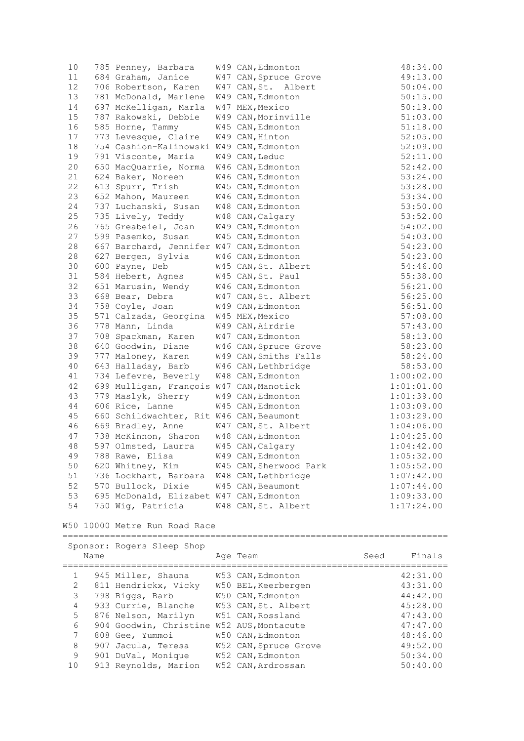| | | Name | Age | Team | Seed | Finals |
|---|---|---|---|---|---|---|
| 10 | 785 | Penney, Barbara | W49 | CAN, Edmonton | | 48:34.00 |
| 11 | 684 | Graham, Janice | W47 | CAN, Spruce Grove | | 49:13.00 |
| 12 | 706 | Robertson, Karen | W47 | CAN, St. Albert | | 50:04.00 |
| 13 | 781 | McDonald, Marlene | W49 | CAN, Edmonton | | 50:15.00 |
| 14 | 697 | McKelligan, Marla | W47 | MEX, Mexico | | 50:19.00 |
| 15 | 787 | Rakowski, Debbie | W49 | CAN, Morinville | | 51:03.00 |
| 16 | 585 | Horne, Tammy | W45 | CAN, Edmonton | | 51:18.00 |
| 17 | 773 | Levesque, Claire | W49 | CAN, Hinton | | 52:05.00 |
| 18 | 754 | Cashion-Kalinowski | W49 | CAN, Edmonton | | 52:09.00 |
| 19 | 791 | Visconte, Maria | W49 | CAN, Leduc | | 52:11.00 |
| 20 | 650 | MacQuarrie, Norma | W46 | CAN, Edmonton | | 52:42.00 |
| 21 | 624 | Baker, Noreen | W46 | CAN, Edmonton | | 53:24.00 |
| 22 | 613 | Spurr, Trish | W45 | CAN, Edmonton | | 53:28.00 |
| 23 | 652 | Mahon, Maureen | W46 | CAN, Edmonton | | 53:34.00 |
| 24 | 737 | Luchanski, Susan | W48 | CAN, Edmonton | | 53:50.00 |
| 25 | 735 | Lively, Teddy | W48 | CAN, Calgary | | 53:52.00 |
| 26 | 765 | Greabeiel, Joan | W49 | CAN, Edmonton | | 54:02.00 |
| 27 | 599 | Pasemko, Susan | W45 | CAN, Edmonton | | 54:03.00 |
| 28 | 667 | Barchard, Jennifer | W47 | CAN, Edmonton | | 54:23.00 |
| 28 | 627 | Bergen, Sylvia | W46 | CAN, Edmonton | | 54:23.00 |
| 30 | 600 | Payne, Deb | W45 | CAN, St. Albert | | 54:46.00 |
| 31 | 584 | Hebert, Agnes | W45 | CAN, St. Paul | | 55:38.00 |
| 32 | 651 | Marusin, Wendy | W46 | CAN, Edmonton | | 56:21.00 |
| 33 | 668 | Bear, Debra | W47 | CAN, St. Albert | | 56:25.00 |
| 34 | 758 | Coyle, Joan | W49 | CAN, Edmonton | | 56:51.00 |
| 35 | 571 | Calzada, Georgina | W45 | MEX, Mexico | | 57:08.00 |
| 36 | 778 | Mann, Linda | W49 | CAN, Airdrie | | 57:43.00 |
| 37 | 708 | Spackman, Karen | W47 | CAN, Edmonton | | 58:13.00 |
| 38 | 640 | Goodwin, Diane | W46 | CAN, Spruce Grove | | 58:23.00 |
| 39 | 777 | Maloney, Karen | W49 | CAN, Smiths Falls | | 58:24.00 |
| 40 | 643 | Halladay, Barb | W46 | CAN, Lethbridge | | 58:53.00 |
| 41 | 734 | Lefevre, Beverly | W48 | CAN, Edmonton | | 1:00:02.00 |
| 42 | 699 | Mulligan, François | W47 | CAN, Manotick | | 1:01:01.00 |
| 43 | 779 | Maslyk, Sherry | W49 | CAN, Edmonton | | 1:01:39.00 |
| 44 | 606 | Rice, Lanne | W45 | CAN, Edmonton | | 1:03:09.00 |
| 45 | 660 | Schildwachter, Rit | W46 | CAN, Beaumont | | 1:03:29.00 |
| 46 | 669 | Bradley, Anne | W47 | CAN, St. Albert | | 1:04:06.00 |
| 47 | 738 | McKinnon, Sharon | W48 | CAN, Edmonton | | 1:04:25.00 |
| 48 | 597 | Olmsted, Laurra | W45 | CAN, Calgary | | 1:04:42.00 |
| 49 | 788 | Rawe, Elisa | W49 | CAN, Edmonton | | 1:05:32.00 |
| 50 | 620 | Whitney, Kim | W45 | CAN, Sherwood Park | | 1:05:52.00 |
| 51 | 736 | Lockhart, Barbara | W48 | CAN, Lethbridge | | 1:07:42.00 |
| 52 | 570 | Bullock, Dixie | W45 | CAN, Beaumont | | 1:07:44.00 |
| 53 | 695 | McDonald, Elizabet | W47 | CAN, Edmonton | | 1:09:33.00 |
| 54 | 750 | Wig, Patricia | W48 | CAN, St. Albert | | 1:17:24.00 |

## W50 10000 Metre Run Road Race

Sponsor: Rogers Sleep Shop

| | | Name | Age | Team | Seed | Finals |
|---|---|---|---|---|---|---|
| 1 | 945 | Miller, Shauna | W53 | CAN, Edmonton | | 42:31.00 |
| 2 | 811 | Hendrickx, Vicky | W50 | BEL, Keerbergen | | 43:31.00 |
| 3 | 798 | Biggs, Barb | W50 | CAN, Edmonton | | 44:42.00 |
| 4 | 933 | Currie, Blanche | W53 | CAN, St. Albert | | 45:28.00 |
| 5 | 876 | Nelson, Marilyn | W51 | CAN, Rossland | | 47:43.00 |
| 6 | 904 | Goodwin, Christine | W52 | AUS, Montacute | | 47:47.00 |
| 7 | 808 | Gee, Yummoi | W50 | CAN, Edmonton | | 48:46.00 |
| 8 | 907 | Jacula, Teresa | W52 | CAN, Spruce Grove | | 49:52.00 |
| 9 | 901 | DuVal, Monique | W52 | CAN, Edmonton | | 50:34.00 |
| 10 | 913 | Reynolds, Marion | W52 | CAN, Ardrossan | | 50:40.00 |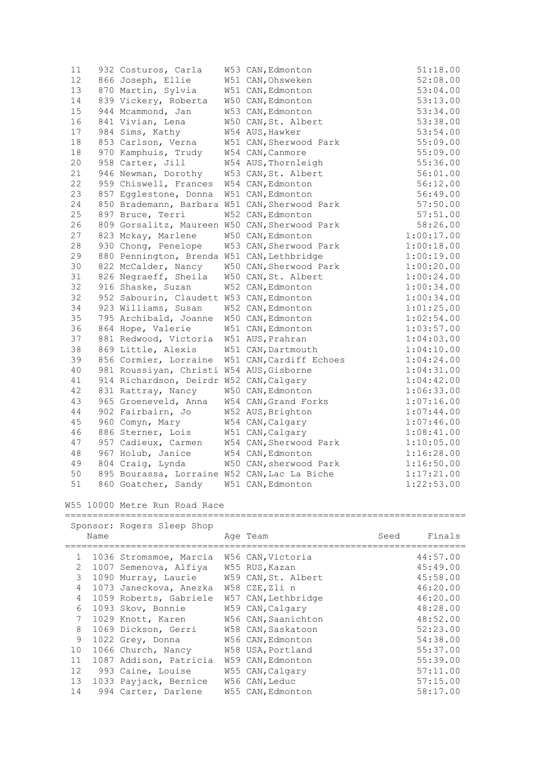| Place | No. | Name | Age | Team | Finals |
|---|---|---|---|---|---|
| 11 | 932 | Costuros, Carla | W53 | CAN, Edmonton | 51:18.00 |
| 12 | 866 | Joseph, Ellie | W51 | CAN, Ohsweken | 52:08.00 |
| 13 | 870 | Martin, Sylvia | W51 | CAN, Edmonton | 53:04.00 |
| 14 | 839 | Vickery, Roberta | W50 | CAN, Edmonton | 53:13.00 |
| 15 | 944 | Mcammond, Jan | W53 | CAN, Edmonton | 53:34.00 |
| 16 | 841 | Vivian, Lena | W50 | CAN, St. Albert | 53:38.00 |
| 17 | 984 | Sims, Kathy | W54 | AUS, Hawker | 53:54.00 |
| 18 | 853 | Carlson, Verna | W51 | CAN, Sherwood Park | 55:09.00 |
| 18 | 970 | Kamphuis, Trudy | W54 | CAN, Canmore | 55:09.00 |
| 20 | 958 | Carter, Jill | W54 | AUS, Thornleigh | 55:36.00 |
| 21 | 946 | Newman, Dorothy | W53 | CAN, St. Albert | 56:01.00 |
| 22 | 959 | Chiswell, Frances | W54 | CAN, Edmonton | 56:12.00 |
| 23 | 857 | Egglestone, Donna | W51 | CAN, Edmonton | 56:49.00 |
| 24 | 850 | Brademann, Barbara | W51 | CAN, Sherwood Park | 57:50.00 |
| 25 | 897 | Bruce, Terri | W52 | CAN, Edmonton | 57:51.00 |
| 26 | 809 | Gorsalitz, Maureen | W50 | CAN, Sherwood Park | 58:26.00 |
| 27 | 823 | Mckay, Marlene | W50 | CAN, Edmonton | 1:00:17.00 |
| 28 | 930 | Chong, Penelope | W53 | CAN, Sherwood Park | 1:00:18.00 |
| 29 | 880 | Pennington, Brenda | W51 | CAN, Lethbridge | 1:00:19.00 |
| 30 | 822 | McCalder, Nancy | W50 | CAN, Sherwood Park | 1:00:20.00 |
| 31 | 826 | Negraeff, Sheila | W50 | CAN, St. Albert | 1:00:24.00 |
| 32 | 916 | Shaske, Suzan | W52 | CAN, Edmonton | 1:00:34.00 |
| 32 | 952 | Sabourin, Claudett | W53 | CAN, Edmonton | 1:00:34.00 |
| 34 | 923 | Williams, Susan | W52 | CAN, Edmonton | 1:01:25.00 |
| 35 | 795 | Archibald, Joanne | W50 | CAN, Edmonton | 1:02:54.00 |
| 36 | 864 | Hope, Valerie | W51 | CAN, Edmonton | 1:03:57.00 |
| 37 | 881 | Redwood, Victoria | W51 | AUS, Prahran | 1:04:03.00 |
| 38 | 869 | Little, Alexis | W51 | CAN, Dartmouth | 1:04:10.00 |
| 39 | 856 | Cormier, Lorraine | W51 | CAN, Cardiff Echoes | 1:04:24.00 |
| 40 | 981 | Roussiyan, Christi | W54 | AUS, Gisborne | 1:04:31.00 |
| 41 | 914 | Richardson, Deirdr | W52 | CAN, Calgary | 1:04:42.00 |
| 42 | 831 | Rattray, Nancy | W50 | CAN, Edmonton | 1:06:33.00 |
| 43 | 965 | Groeneveld, Anna | W54 | CAN, Grand Forks | 1:07:16.00 |
| 44 | 902 | Fairbairn, Jo | W52 | AUS, Brighton | 1:07:44.00 |
| 45 | 960 | Comyn, Mary | W54 | CAN, Calgary | 1:07:46.00 |
| 46 | 886 | Sterner, Lois | W51 | CAN, Calgary | 1:08:41.00 |
| 47 | 957 | Cadieux, Carmen | W54 | CAN, Sherwood Park | 1:10:05.00 |
| 48 | 967 | Holub, Janice | W54 | CAN, Edmonton | 1:16:28.00 |
| 49 | 804 | Craig, Lynda | W50 | CAN, sherwood Park | 1:16:50.00 |
| 50 | 895 | Bourassa, Lorraine | W52 | CAN, Lac La Biche | 1:17:21.00 |
| 51 | 860 | Goatcher, Sandy | W51 | CAN, Edmonton | 1:22:53.00 |

## W55 10000 Metre Run Road Race

Sponsor: Rogers Sleep Shop

| Place | No. | Name | Age | Team | Seed | Finals |
|---|---|---|---|---|---|---|
| 1 | 1036 | Stromsmoe, Marcia | W56 | CAN, Victoria | | 44:57.00 |
| 2 | 1007 | Semenova, Alfiya | W55 | RUS, Kazan | | 45:49.00 |
| 3 | 1090 | Murray, Laurie | W59 | CAN, St. Albert | | 45:58.00 |
| 4 | 1073 | Janeckova, Anezka | W58 | CZE, Zli n | | 46:20.00 |
| 4 | 1059 | Roberts, Gabriele | W57 | CAN, Lethbridge | | 46:20.00 |
| 6 | 1093 | Skov, Bonnie | W59 | CAN, Calgary | | 48:28.00 |
| 7 | 1029 | Knott, Karen | W56 | CAN, Saanichton | | 48:52.00 |
| 8 | 1069 | Dickson, Gerri | W58 | CAN, Saskatoon | | 52:23.00 |
| 9 | 1022 | Grey, Donna | W56 | CAN, Edmonton | | 54:38.00 |
| 10 | 1066 | Church, Nancy | W58 | USA, Portland | | 55:37.00 |
| 11 | 1087 | Addison, Patricia | W59 | CAN, Edmonton | | 55:39.00 |
| 12 | 993 | Caine, Louise | W55 | CAN, Calgary | | 57:11.00 |
| 13 | 1033 | Payjack, Bernice | W56 | CAN, Leduc | | 57:15.00 |
| 14 | 994 | Carter, Darlene | W55 | CAN, Edmonton | | 58:17.00 |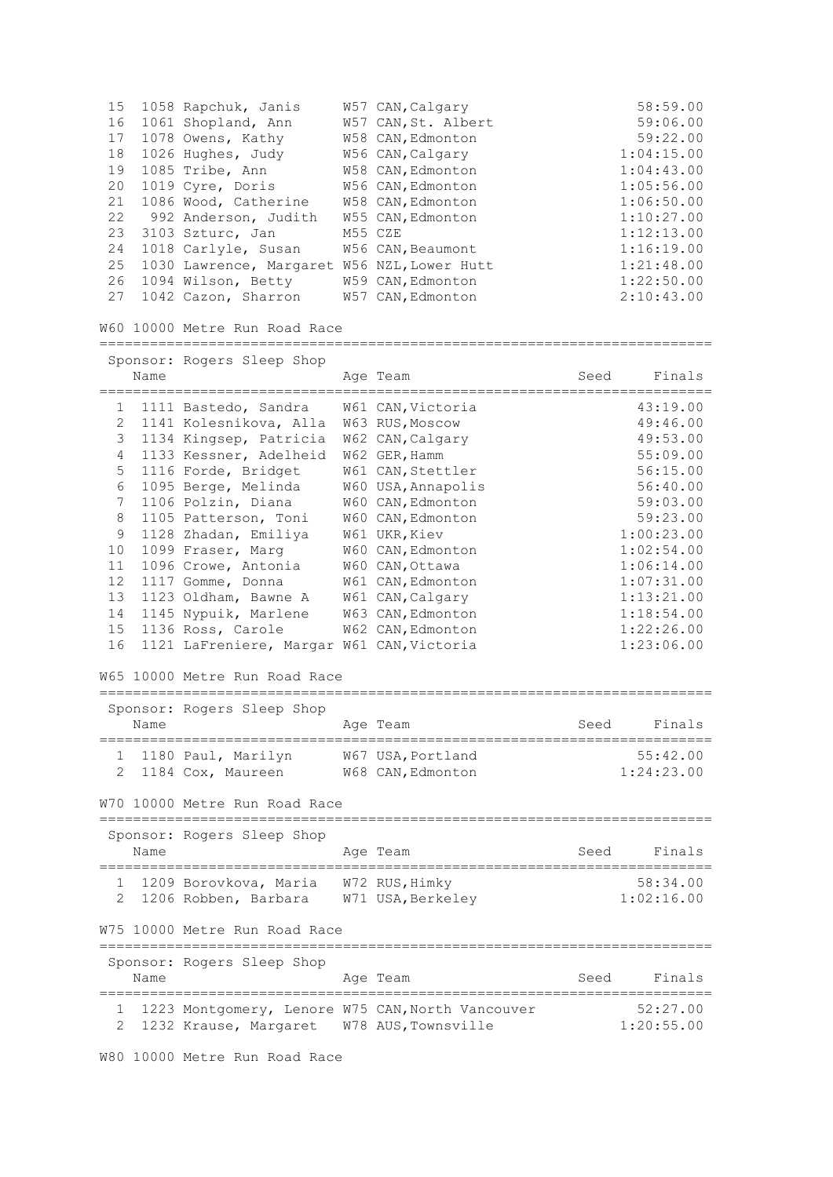| | | | | | |
|---|---|---|---|---|---|
| 15 | 1058 | Rapchuk, Janis | W57 | CAN, Calgary | 58:59.00 |
| 16 | 1061 | Shopland, Ann | W57 | CAN, St. Albert | 59:06.00 |
| 17 | 1078 | Owens, Kathy | W58 | CAN, Edmonton | 59:22.00 |
| 18 | 1026 | Hughes, Judy | W56 | CAN, Calgary | 1:04:15.00 |
| 19 | 1085 | Tribe, Ann | W58 | CAN, Edmonton | 1:04:43.00 |
| 20 | 1019 | Cyre, Doris | W56 | CAN, Edmonton | 1:05:56.00 |
| 21 | 1086 | Wood, Catherine | W58 | CAN, Edmonton | 1:06:50.00 |
| 22 | 992 | Anderson, Judith | W55 | CAN, Edmonton | 1:10:27.00 |
| 23 | 3103 | Szturc, Jan | M55 | CZE | 1:12:13.00 |
| 24 | 1018 | Carlyle, Susan | W56 | CAN, Beaumont | 1:16:19.00 |
| 25 | 1030 | Lawrence, Margaret | W56 | NZL, Lower Hutt | 1:21:48.00 |
| 26 | 1094 | Wilson, Betty | W59 | CAN, Edmonton | 1:22:50.00 |
| 27 | 1042 | Cazon, Sharron | W57 | CAN, Edmonton | 2:10:43.00 |

## W60 10000 Metre Run Road Race

Sponsor: Rogers Sleep Shop

| | | Name | Age | Team | Seed | Finals |
|---|---|---|---|---|---|---|
| 1 | 1111 | Bastedo, Sandra | W61 | CAN, Victoria | | 43:19.00 |
| 2 | 1141 | Kolesnikova, Alla | W63 | RUS, Moscow | | 49:46.00 |
| 3 | 1134 | Kingsep, Patricia | W62 | CAN, Calgary | | 49:53.00 |
| 4 | 1133 | Kessner, Adelheid | W62 | GER, Hamm | | 55:09.00 |
| 5 | 1116 | Forde, Bridget | W61 | CAN, Stettler | | 56:15.00 |
| 6 | 1095 | Berge, Melinda | W60 | USA, Annapolis | | 56:40.00 |
| 7 | 1106 | Polzin, Diana | W60 | CAN, Edmonton | | 59:03.00 |
| 8 | 1105 | Patterson, Toni | W60 | CAN, Edmonton | | 59:23.00 |
| 9 | 1128 | Zhadan, Emiliya | W61 | UKR, Kiev | | 1:00:23.00 |
| 10 | 1099 | Fraser, Marg | W60 | CAN, Edmonton | | 1:02:54.00 |
| 11 | 1096 | Crowe, Antonia | W60 | CAN, Ottawa | | 1:06:14.00 |
| 12 | 1117 | Gomme, Donna | W61 | CAN, Edmonton | | 1:07:31.00 |
| 13 | 1123 | Oldham, Bawne A | W61 | CAN, Calgary | | 1:13:21.00 |
| 14 | 1145 | Nypuik, Marlene | W63 | CAN, Edmonton | | 1:18:54.00 |
| 15 | 1136 | Ross, Carole | W62 | CAN, Edmonton | | 1:22:26.00 |
| 16 | 1121 | LaFreniere, Margar | W61 | CAN, Victoria | | 1:23:06.00 |

## W65 10000 Metre Run Road Race

Sponsor: Rogers Sleep Shop

| | | Name | Age | Team | Seed | Finals |
|---|---|---|---|---|---|---|
| 1 | 1180 | Paul, Marilyn | W67 | USA, Portland | | 55:42.00 |
| 2 | 1184 | Cox, Maureen | W68 | CAN, Edmonton | | 1:24:23.00 |

## W70 10000 Metre Run Road Race

Sponsor: Rogers Sleep Shop

| | | Name | Age | Team | Seed | Finals |
|---|---|---|---|---|---|---|
| 1 | 1209 | Borovkova, Maria | W72 | RUS, Himky | | 58:34.00 |
| 2 | 1206 | Robben, Barbara | W71 | USA, Berkeley | | 1:02:16.00 |

## W75 10000 Metre Run Road Race

Sponsor: Rogers Sleep Shop

| | | Name | Age | Team | Seed | Finals |
|---|---|---|---|---|---|---|
| 1 | 1223 | Montgomery, Lenore | W75 | CAN, North Vancouver | | 52:27.00 |
| 2 | 1232 | Krause, Margaret | W78 | AUS, Townsville | | 1:20:55.00 |

## W80 10000 Metre Run Road Race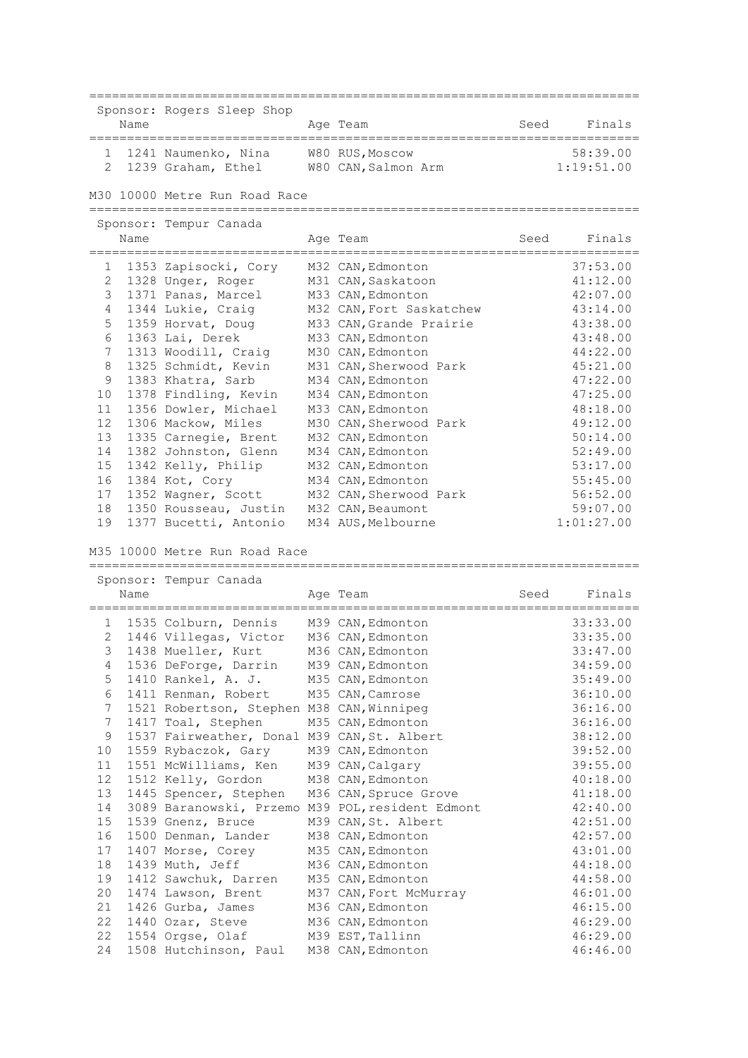Sponsor: Rogers Sleep Shop

| | Name | Age | Team | Seed | Finals |
|---|---|---|---|---|---|
| 1 | 1241 Naumenko, Nina | W80 | RUS, Moscow | | 58:39.00 |
| 2 | 1239 Graham, Ethel | W80 | CAN, Salmon Arm | | 1:19:51.00 |

## M30 10000 Metre Run Road Race

Sponsor: Tempur Canada

| | Name | Age | Team | Seed | Finals |
|---|---|---|---|---|---|
| 1 | 1353 Zapisocki, Cory | M32 | CAN, Edmonton | | 37:53.00 |
| 2 | 1328 Unger, Roger | M31 | CAN, Saskatoon | | 41:12.00 |
| 3 | 1371 Panas, Marcel | M33 | CAN, Edmonton | | 42:07.00 |
| 4 | 1344 Lukie, Craig | M32 | CAN, Fort Saskatchew | | 43:14.00 |
| 5 | 1359 Horvat, Doug | M33 | CAN, Grande Prairie | | 43:38.00 |
| 6 | 1363 Lai, Derek | M33 | CAN, Edmonton | | 43:48.00 |
| 7 | 1313 Woodill, Craig | M30 | CAN, Edmonton | | 44:22.00 |
| 8 | 1325 Schmidt, Kevin | M31 | CAN, Sherwood Park | | 45:21.00 |
| 9 | 1383 Khatra, Sarb | M34 | CAN, Edmonton | | 47:22.00 |
| 10 | 1378 Findling, Kevin | M34 | CAN, Edmonton | | 47:25.00 |
| 11 | 1356 Dowler, Michael | M33 | CAN, Edmonton | | 48:18.00 |
| 12 | 1306 Mackow, Miles | M30 | CAN, Sherwood Park | | 49:12.00 |
| 13 | 1335 Carnegie, Brent | M32 | CAN, Edmonton | | 50:14.00 |
| 14 | 1382 Johnston, Glenn | M34 | CAN, Edmonton | | 52:49.00 |
| 15 | 1342 Kelly, Philip | M32 | CAN, Edmonton | | 53:17.00 |
| 16 | 1384 Kot, Cory | M34 | CAN, Edmonton | | 55:45.00 |
| 17 | 1352 Wagner, Scott | M32 | CAN, Sherwood Park | | 56:52.00 |
| 18 | 1350 Rousseau, Justin | M32 | CAN, Beaumont | | 59:07.00 |
| 19 | 1377 Bucetti, Antonio | M34 | AUS, Melbourne | | 1:01:27.00 |

## M35 10000 Metre Run Road Race

Sponsor: Tempur Canada

| | Name | Age | Team | Seed | Finals |
|---|---|---|---|---|---|
| 1 | 1535 Colburn, Dennis | M39 | CAN, Edmonton | | 33:33.00 |
| 2 | 1446 Villegas, Victor | M36 | CAN, Edmonton | | 33:35.00 |
| 3 | 1438 Mueller, Kurt | M36 | CAN, Edmonton | | 33:47.00 |
| 4 | 1536 DeForge, Darrin | M39 | CAN, Edmonton | | 34:59.00 |
| 5 | 1410 Rankel, A. J. | M35 | CAN, Edmonton | | 35:49.00 |
| 6 | 1411 Renman, Robert | M35 | CAN, Camrose | | 36:10.00 |
| 7 | 1521 Robertson, Stephen | M38 | CAN, Winnipeg | | 36:16.00 |
| 7 | 1417 Toal, Stephen | M35 | CAN, Edmonton | | 36:16.00 |
| 9 | 1537 Fairweather, Donal | M39 | CAN, St. Albert | | 38:12.00 |
| 10 | 1559 Rybaczok, Gary | M39 | CAN, Edmonton | | 39:52.00 |
| 11 | 1551 McWilliams, Ken | M39 | CAN, Calgary | | 39:55.00 |
| 12 | 1512 Kelly, Gordon | M38 | CAN, Edmonton | | 40:18.00 |
| 13 | 1445 Spencer, Stephen | M36 | CAN, Spruce Grove | | 41:18.00 |
| 14 | 3089 Baranowski, Przemo | M39 | POL, resident Edmont | | 42:40.00 |
| 15 | 1539 Gnenz, Bruce | M39 | CAN, St. Albert | | 42:51.00 |
| 16 | 1500 Denman, Lander | M38 | CAN, Edmonton | | 42:57.00 |
| 17 | 1407 Morse, Corey | M35 | CAN, Edmonton | | 43:01.00 |
| 18 | 1439 Muth, Jeff | M36 | CAN, Edmonton | | 44:18.00 |
| 19 | 1412 Sawchuk, Darren | M35 | CAN, Edmonton | | 44:58.00 |
| 20 | 1474 Lawson, Brent | M37 | CAN, Fort McMurray | | 46:01.00 |
| 21 | 1426 Gurba, James | M36 | CAN, Edmonton | | 46:15.00 |
| 22 | 1440 Ozar, Steve | M36 | CAN, Edmonton | | 46:29.00 |
| 22 | 1554 Orgse, Olaf | M39 | EST, Tallinn | | 46:29.00 |
| 24 | 1508 Hutchinson, Paul | M38 | CAN, Edmonton | | 46:46.00 |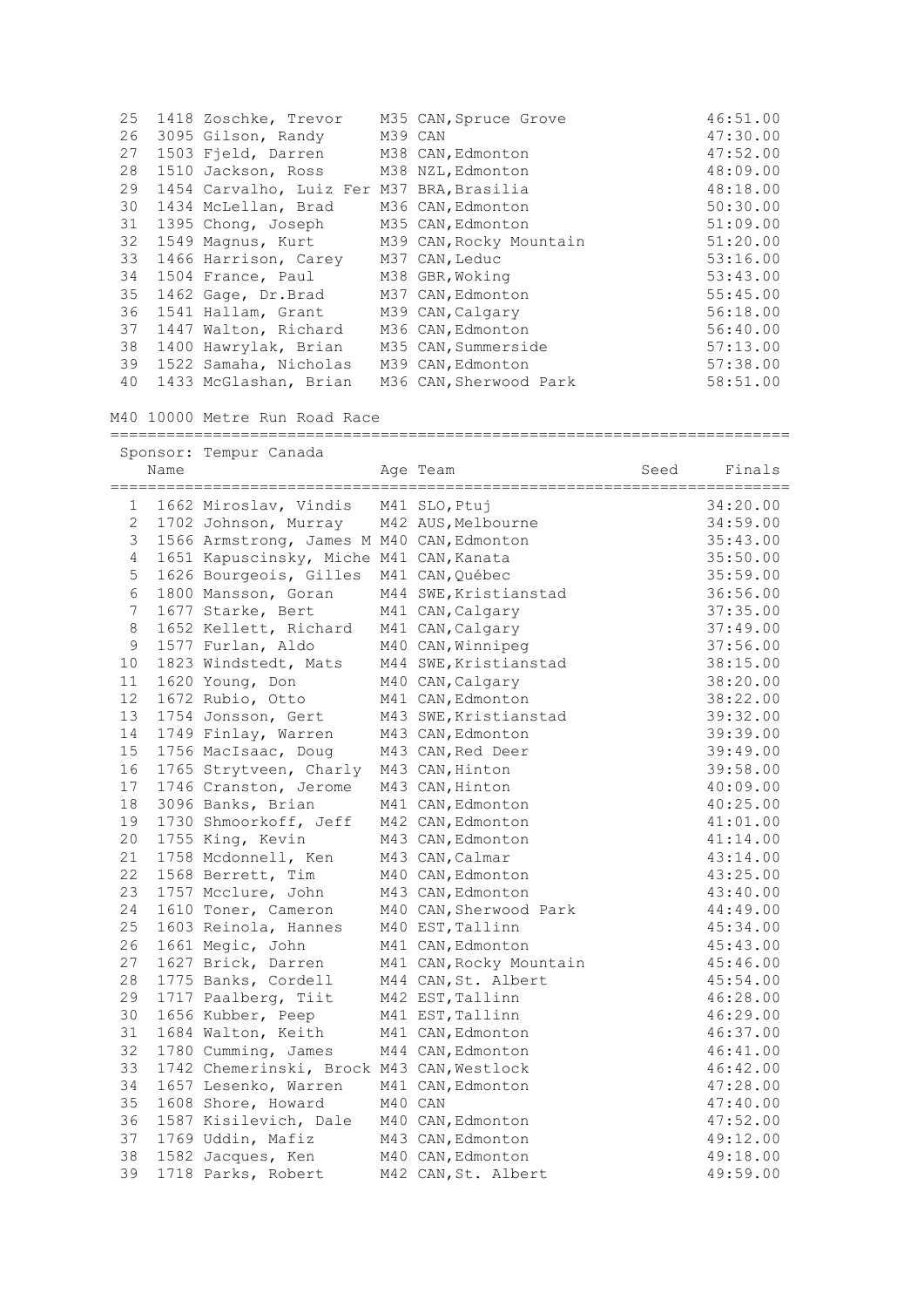| Place | Bib | Name | Age | Team | Seed | Finals |
|---|---|---|---|---|---|---|
| 25 | 1418 | Zoschke, Trevor | M35 | CAN, Spruce Grove | | 46:51.00 |
| 26 | 3095 | Gilson, Randy | M39 | CAN | | 47:30.00 |
| 27 | 1503 | Fjeld, Darren | M38 | CAN, Edmonton | | 47:52.00 |
| 28 | 1510 | Jackson, Ross | M38 | NZL, Edmonton | | 48:09.00 |
| 29 | 1454 | Carvalho, Luiz Fer | M37 | BRA, Brasilia | | 48:18.00 |
| 30 | 1434 | McLellan, Brad | M36 | CAN, Edmonton | | 50:30.00 |
| 31 | 1395 | Chong, Joseph | M35 | CAN, Edmonton | | 51:09.00 |
| 32 | 1549 | Magnus, Kurt | M39 | CAN, Rocky Mountain | | 51:20.00 |
| 33 | 1466 | Harrison, Carey | M37 | CAN, Leduc | | 53:16.00 |
| 34 | 1504 | France, Paul | M38 | GBR, Woking | | 53:43.00 |
| 35 | 1462 | Gage, Dr.Brad | M37 | CAN, Edmonton | | 55:45.00 |
| 36 | 1541 | Hallam, Grant | M39 | CAN, Calgary | | 56:18.00 |
| 37 | 1447 | Walton, Richard | M36 | CAN, Edmonton | | 56:40.00 |
| 38 | 1400 | Hawrylak, Brian | M35 | CAN, Summerside | | 57:13.00 |
| 39 | 1522 | Samaha, Nicholas | M39 | CAN, Edmonton | | 57:38.00 |
| 40 | 1433 | McGlashan, Brian | M36 | CAN, Sherwood Park | | 58:51.00 |

## M40 10000 Metre Run Road Race

Sponsor: Tempur Canada

| Place | Bib | Name | Age | Team | Seed | Finals |
|---|---|---|---|---|---|---|
| 1 | 1662 | Miroslav, Vindis | M41 | SLO, Ptuj | | 34:20.00 |
| 2 | 1702 | Johnson, Murray | M42 | AUS, Melbourne | | 34:59.00 |
| 3 | 1566 | Armstrong, James M | M40 | CAN, Edmonton | | 35:43.00 |
| 4 | 1651 | Kapuscinsky, Miche | M41 | CAN, Kanata | | 35:50.00 |
| 5 | 1626 | Bourgeois, Gilles | M41 | CAN, Québec | | 35:59.00 |
| 6 | 1800 | Mansson, Goran | M44 | SWE, Kristianstad | | 36:56.00 |
| 7 | 1677 | Starke, Bert | M41 | CAN, Calgary | | 37:35.00 |
| 8 | 1652 | Kellett, Richard | M41 | CAN, Calgary | | 37:49.00 |
| 9 | 1577 | Furlan, Aldo | M40 | CAN, Winnipeg | | 37:56.00 |
| 10 | 1823 | Windstedt, Mats | M44 | SWE, Kristianstad | | 38:15.00 |
| 11 | 1620 | Young, Don | M40 | CAN, Calgary | | 38:20.00 |
| 12 | 1672 | Rubio, Otto | M41 | CAN, Edmonton | | 38:22.00 |
| 13 | 1754 | Jonsson, Gert | M43 | SWE, Kristianstad | | 39:32.00 |
| 14 | 1749 | Finlay, Warren | M43 | CAN, Edmonton | | 39:39.00 |
| 15 | 1756 | MacIsaac, Doug | M43 | CAN, Red Deer | | 39:49.00 |
| 16 | 1765 | Strytveen, Charly | M43 | CAN, Hinton | | 39:58.00 |
| 17 | 1746 | Cranston, Jerome | M43 | CAN, Hinton | | 40:09.00 |
| 18 | 3096 | Banks, Brian | M41 | CAN, Edmonton | | 40:25.00 |
| 19 | 1730 | Shmoorkoff, Jeff | M42 | CAN, Edmonton | | 41:01.00 |
| 20 | 1755 | King, Kevin | M43 | CAN, Edmonton | | 41:14.00 |
| 21 | 1758 | Mcdonnell, Ken | M43 | CAN, Calmar | | 43:14.00 |
| 22 | 1568 | Berrett, Tim | M40 | CAN, Edmonton | | 43:25.00 |
| 23 | 1757 | Mcclure, John | M43 | CAN, Edmonton | | 43:40.00 |
| 24 | 1610 | Toner, Cameron | M40 | CAN, Sherwood Park | | 44:49.00 |
| 25 | 1603 | Reinola, Hannes | M40 | EST, Tallinn | | 45:34.00 |
| 26 | 1661 | Megic, John | M41 | CAN, Edmonton | | 45:43.00 |
| 27 | 1627 | Brick, Darren | M41 | CAN, Rocky Mountain | | 45:46.00 |
| 28 | 1775 | Banks, Cordell | M44 | CAN, St. Albert | | 45:54.00 |
| 29 | 1717 | Paalberg, Tiit | M42 | EST, Tallinn | | 46:28.00 |
| 30 | 1656 | Kubber, Peep | M41 | EST, Tallinn | | 46:29.00 |
| 31 | 1684 | Walton, Keith | M41 | CAN, Edmonton | | 46:37.00 |
| 32 | 1780 | Cumming, James | M44 | CAN, Edmonton | | 46:41.00 |
| 33 | 1742 | Chemerinski, Brock | M43 | CAN, Westlock | | 46:42.00 |
| 34 | 1657 | Lesenko, Warren | M41 | CAN, Edmonton | | 47:28.00 |
| 35 | 1608 | Shore, Howard | M40 | CAN | | 47:40.00 |
| 36 | 1587 | Kisilevich, Dale | M40 | CAN, Edmonton | | 47:52.00 |
| 37 | 1769 | Uddin, Mafiz | M43 | CAN, Edmonton | | 49:12.00 |
| 38 | 1582 | Jacques, Ken | M40 | CAN, Edmonton | | 49:18.00 |
| 39 | 1718 | Parks, Robert | M42 | CAN, St. Albert | | 49:59.00 |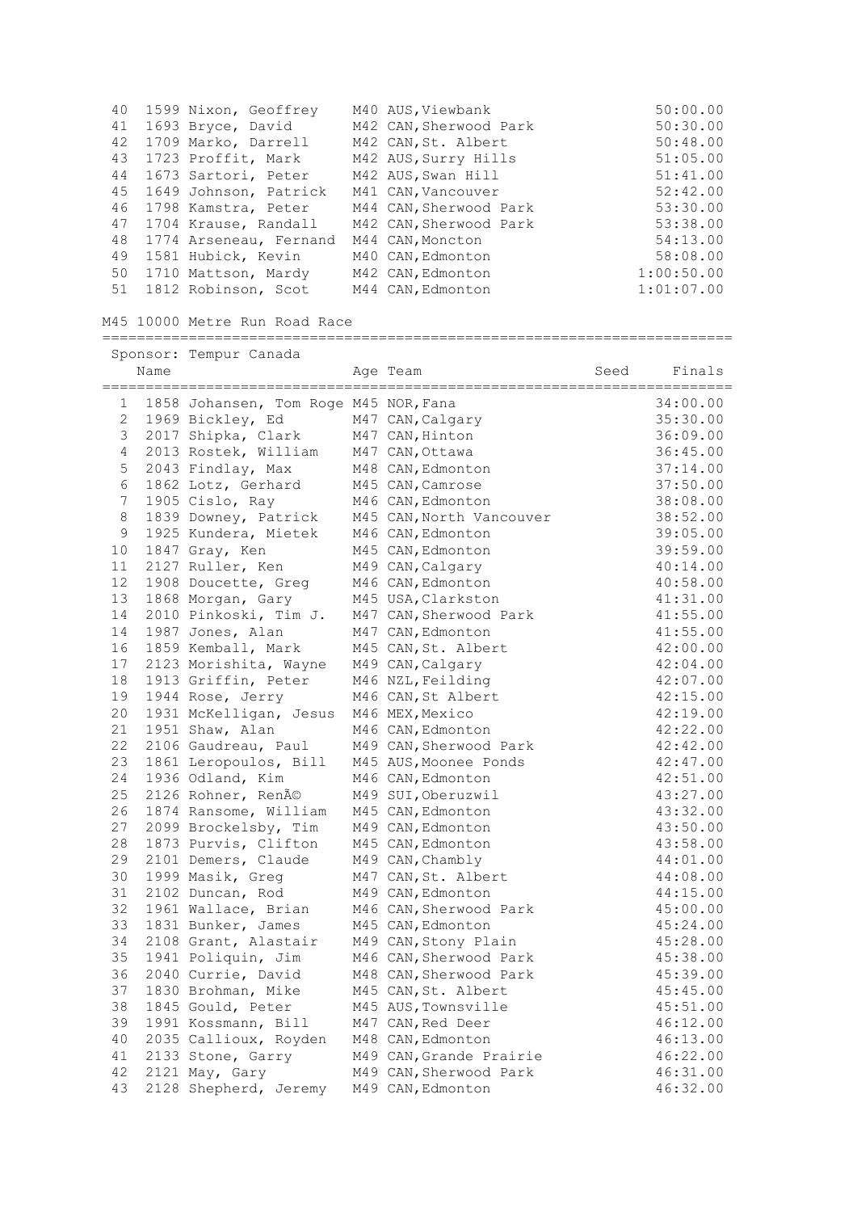| Place | Bib | Name | Age | Team | Seed | Finals |
|---|---|---|---|---|---|---|
| 40 | 1599 | Nixon, Geoffrey | M40 | AUS, Viewbank | | 50:00.00 |
| 41 | 1693 | Bryce, David | M42 | CAN, Sherwood Park | | 50:30.00 |
| 42 | 1709 | Marko, Darrell | M42 | CAN, St. Albert | | 50:48.00 |
| 43 | 1723 | Proffit, Mark | M42 | AUS, Surry Hills | | 51:05.00 |
| 44 | 1673 | Sartori, Peter | M42 | AUS, Swan Hill | | 51:41.00 |
| 45 | 1649 | Johnson, Patrick | M41 | CAN, Vancouver | | 52:42.00 |
| 46 | 1798 | Kamstra, Peter | M44 | CAN, Sherwood Park | | 53:30.00 |
| 47 | 1704 | Krause, Randall | M42 | CAN, Sherwood Park | | 53:38.00 |
| 48 | 1774 | Arseneau, Fernand | M44 | CAN, Moncton | | 54:13.00 |
| 49 | 1581 | Hubick, Kevin | M40 | CAN, Edmonton | | 58:08.00 |
| 50 | 1710 | Mattson, Mardy | M42 | CAN, Edmonton | | 1:00:50.00 |
| 51 | 1812 | Robinson, Scot | M44 | CAN, Edmonton | | 1:01:07.00 |

## M45 10000 Metre Run Road Race

Sponsor: Tempur Canada

| Place | Bib | Name | Age | Team | Seed | Finals |
|---|---|---|---|---|---|---|
| 1 | 1858 | Johansen, Tom Roge | M45 | NOR, Fana | | 34:00.00 |
| 2 | 1969 | Bickley, Ed | M47 | CAN, Calgary | | 35:30.00 |
| 3 | 2017 | Shipka, Clark | M47 | CAN, Hinton | | 36:09.00 |
| 4 | 2013 | Rostek, William | M47 | CAN, Ottawa | | 36:45.00 |
| 5 | 2043 | Findlay, Max | M48 | CAN, Edmonton | | 37:14.00 |
| 6 | 1862 | Lotz, Gerhard | M45 | CAN, Camrose | | 37:50.00 |
| 7 | 1905 | Cislo, Ray | M46 | CAN, Edmonton | | 38:08.00 |
| 8 | 1839 | Downey, Patrick | M45 | CAN, North Vancouver | | 38:52.00 |
| 9 | 1925 | Kundera, Mietek | M46 | CAN, Edmonton | | 39:05.00 |
| 10 | 1847 | Gray, Ken | M45 | CAN, Edmonton | | 39:59.00 |
| 11 | 2127 | Ruller, Ken | M49 | CAN, Calgary | | 40:14.00 |
| 12 | 1908 | Doucette, Greg | M46 | CAN, Edmonton | | 40:58.00 |
| 13 | 1868 | Morgan, Gary | M45 | USA, Clarkston | | 41:31.00 |
| 14 | 2010 | Pinkoski, Tim J. | M47 | CAN, Sherwood Park | | 41:55.00 |
| 14 | 1987 | Jones, Alan | M47 | CAN, Edmonton | | 41:55.00 |
| 16 | 1859 | Kemball, Mark | M45 | CAN, St. Albert | | 42:00.00 |
| 17 | 2123 | Morishita, Wayne | M49 | CAN, Calgary | | 42:04.00 |
| 18 | 1913 | Griffin, Peter | M46 | NZL, Feilding | | 42:07.00 |
| 19 | 1944 | Rose, Jerry | M46 | CAN, St Albert | | 42:15.00 |
| 20 | 1931 | McKelligan, Jesus | M46 | MEX, Mexico | | 42:19.00 |
| 21 | 1951 | Shaw, Alan | M46 | CAN, Edmonton | | 42:22.00 |
| 22 | 2106 | Gaudreau, Paul | M49 | CAN, Sherwood Park | | 42:42.00 |
| 23 | 1861 | Leropoulos, Bill | M45 | AUS, Moonee Ponds | | 42:47.00 |
| 24 | 1936 | Odland, Kim | M46 | CAN, Edmonton | | 42:51.00 |
| 25 | 2126 | Rohner, RenÃ© | M49 | SUI, Oberuzwil | | 43:27.00 |
| 26 | 1874 | Ransome, William | M45 | CAN, Edmonton | | 43:32.00 |
| 27 | 2099 | Brockelsby, Tim | M49 | CAN, Edmonton | | 43:50.00 |
| 28 | 1873 | Purvis, Clifton | M45 | CAN, Edmonton | | 43:58.00 |
| 29 | 2101 | Demers, Claude | M49 | CAN, Chambly | | 44:01.00 |
| 30 | 1999 | Masik, Greg | M47 | CAN, St. Albert | | 44:08.00 |
| 31 | 2102 | Duncan, Rod | M49 | CAN, Edmonton | | 44:15.00 |
| 32 | 1961 | Wallace, Brian | M46 | CAN, Sherwood Park | | 45:00.00 |
| 33 | 1831 | Bunker, James | M45 | CAN, Edmonton | | 45:24.00 |
| 34 | 2108 | Grant, Alastair | M49 | CAN, Stony Plain | | 45:28.00 |
| 35 | 1941 | Poliquin, Jim | M46 | CAN, Sherwood Park | | 45:38.00 |
| 36 | 2040 | Currie, David | M48 | CAN, Sherwood Park | | 45:39.00 |
| 37 | 1830 | Brohman, Mike | M45 | CAN, St. Albert | | 45:45.00 |
| 38 | 1845 | Gould, Peter | M45 | AUS, Townsville | | 45:51.00 |
| 39 | 1991 | Kossmann, Bill | M47 | CAN, Red Deer | | 46:12.00 |
| 40 | 2035 | Callioux, Royden | M48 | CAN, Edmonton | | 46:13.00 |
| 41 | 2133 | Stone, Garry | M49 | CAN, Grande Prairie | | 46:22.00 |
| 42 | 2121 | May, Gary | M49 | CAN, Sherwood Park | | 46:31.00 |
| 43 | 2128 | Shepherd, Jeremy | M49 | CAN, Edmonton | | 46:32.00 |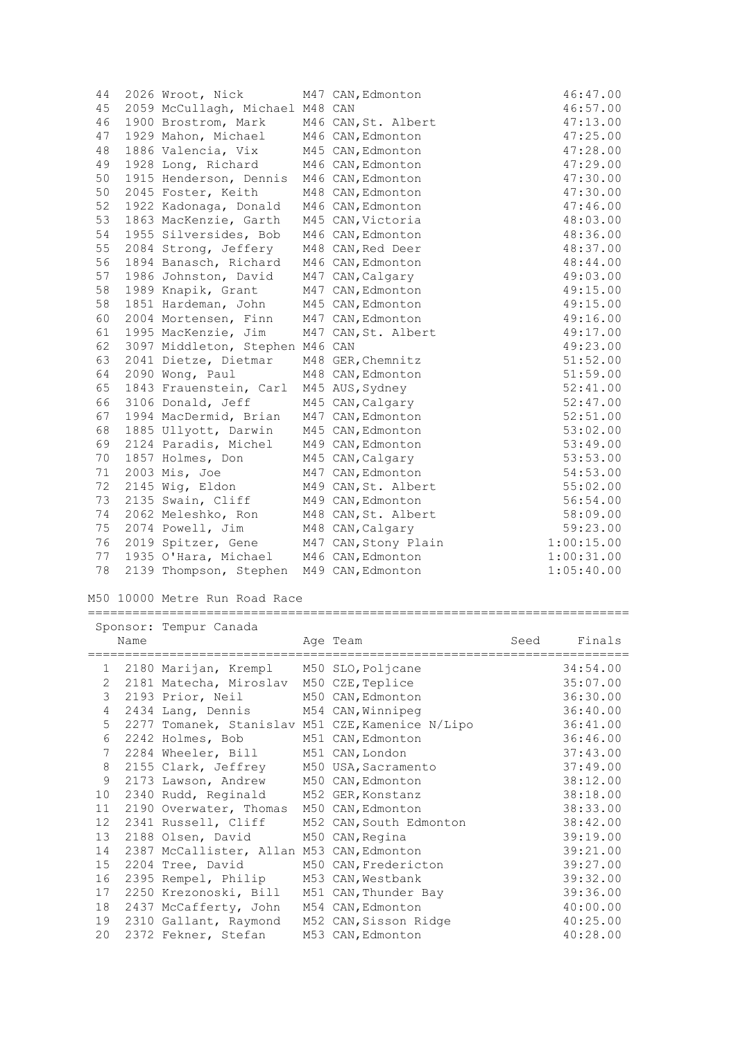| Place | Bib | Name | Age | Team | Seed | Finals |
|---|---|---|---|---|---|---|
| 44 | 2026 | Wroot, Nick | M47 | CAN, Edmonton | | 46:47.00 |
| 45 | 2059 | McCullagh, Michael | M48 | CAN | | 46:57.00 |
| 46 | 1900 | Brostrom, Mark | M46 | CAN, St. Albert | | 47:13.00 |
| 47 | 1929 | Mahon, Michael | M46 | CAN, Edmonton | | 47:25.00 |
| 48 | 1886 | Valencia, Vix | M45 | CAN, Edmonton | | 47:28.00 |
| 49 | 1928 | Long, Richard | M46 | CAN, Edmonton | | 47:29.00 |
| 50 | 1915 | Henderson, Dennis | M46 | CAN, Edmonton | | 47:30.00 |
| 50 | 2045 | Foster, Keith | M48 | CAN, Edmonton | | 47:30.00 |
| 52 | 1922 | Kadonaga, Donald | M46 | CAN, Edmonton | | 47:46.00 |
| 53 | 1863 | MacKenzie, Garth | M45 | CAN, Victoria | | 48:03.00 |
| 54 | 1955 | Silversides, Bob | M46 | CAN, Edmonton | | 48:36.00 |
| 55 | 2084 | Strong, Jeffery | M48 | CAN, Red Deer | | 48:37.00 |
| 56 | 1894 | Banasch, Richard | M46 | CAN, Edmonton | | 48:44.00 |
| 57 | 1986 | Johnston, David | M47 | CAN, Calgary | | 49:03.00 |
| 58 | 1989 | Knapik, Grant | M47 | CAN, Edmonton | | 49:15.00 |
| 58 | 1851 | Hardeman, John | M45 | CAN, Edmonton | | 49:15.00 |
| 60 | 2004 | Mortensen, Finn | M47 | CAN, Edmonton | | 49:16.00 |
| 61 | 1995 | MacKenzie, Jim | M47 | CAN, St. Albert | | 49:17.00 |
| 62 | 3097 | Middleton, Stephen | M46 | CAN | | 49:23.00 |
| 63 | 2041 | Dietze, Dietmar | M48 | GER, Chemnitz | | 51:52.00 |
| 64 | 2090 | Wong, Paul | M48 | CAN, Edmonton | | 51:59.00 |
| 65 | 1843 | Frauenstein, Carl | M45 | AUS, Sydney | | 52:41.00 |
| 66 | 3106 | Donald, Jeff | M45 | CAN, Calgary | | 52:47.00 |
| 67 | 1994 | MacDermid, Brian | M47 | CAN, Edmonton | | 52:51.00 |
| 68 | 1885 | Ullyott, Darwin | M45 | CAN, Edmonton | | 53:02.00 |
| 69 | 2124 | Paradis, Michel | M49 | CAN, Edmonton | | 53:49.00 |
| 70 | 1857 | Holmes, Don | M45 | CAN, Calgary | | 53:53.00 |
| 71 | 2003 | Mis, Joe | M47 | CAN, Edmonton | | 54:53.00 |
| 72 | 2145 | Wig, Eldon | M49 | CAN, St. Albert | | 55:02.00 |
| 73 | 2135 | Swain, Cliff | M49 | CAN, Edmonton | | 56:54.00 |
| 74 | 2062 | Meleshko, Ron | M48 | CAN, St. Albert | | 58:09.00 |
| 75 | 2074 | Powell, Jim | M48 | CAN, Calgary | | 59:23.00 |
| 76 | 2019 | Spitzer, Gene | M47 | CAN, Stony Plain | | 1:00:15.00 |
| 77 | 1935 | O'Hara, Michael | M46 | CAN, Edmonton | | 1:00:31.00 |
| 78 | 2139 | Thompson, Stephen | M49 | CAN, Edmonton | | 1:05:40.00 |

## M50 10000 Metre Run Road Race

Sponsor: Tempur Canada

| Place | Bib | Name | Age | Team | Seed | Finals |
|---|---|---|---|---|---|---|
| 1 | 2180 | Marijan, Krempl | M50 | SLO, Poljcane | | 34:54.00 |
| 2 | 2181 | Matecha, Miroslav | M50 | CZE, Teplice | | 35:07.00 |
| 3 | 2193 | Prior, Neil | M50 | CAN, Edmonton | | 36:30.00 |
| 4 | 2434 | Lang, Dennis | M54 | CAN, Winnipeg | | 36:40.00 |
| 5 | 2277 | Tomanek, Stanislav | M51 | CZE, Kamenice N/Lipo | | 36:41.00 |
| 6 | 2242 | Holmes, Bob | M51 | CAN, Edmonton | | 36:46.00 |
| 7 | 2284 | Wheeler, Bill | M51 | CAN, London | | 37:43.00 |
| 8 | 2155 | Clark, Jeffrey | M50 | USA, Sacramento | | 37:49.00 |
| 9 | 2173 | Lawson, Andrew | M50 | CAN, Edmonton | | 38:12.00 |
| 10 | 2340 | Rudd, Reginald | M52 | GER, Konstanz | | 38:18.00 |
| 11 | 2190 | Overwater, Thomas | M50 | CAN, Edmonton | | 38:33.00 |
| 12 | 2341 | Russell, Cliff | M52 | CAN, South Edmonton | | 38:42.00 |
| 13 | 2188 | Olsen, David | M50 | CAN, Regina | | 39:19.00 |
| 14 | 2387 | McCallister, Allan | M53 | CAN, Edmonton | | 39:21.00 |
| 15 | 2204 | Tree, David | M50 | CAN, Fredericton | | 39:27.00 |
| 16 | 2395 | Rempel, Philip | M53 | CAN, Westbank | | 39:32.00 |
| 17 | 2250 | Krezonoski, Bill | M51 | CAN, Thunder Bay | | 39:36.00 |
| 18 | 2437 | McCafferty, John | M54 | CAN, Edmonton | | 40:00.00 |
| 19 | 2310 | Gallant, Raymond | M52 | CAN, Sisson Ridge | | 40:25.00 |
| 20 | 2372 | Fekner, Stefan | M53 | CAN, Edmonton | | 40:28.00 |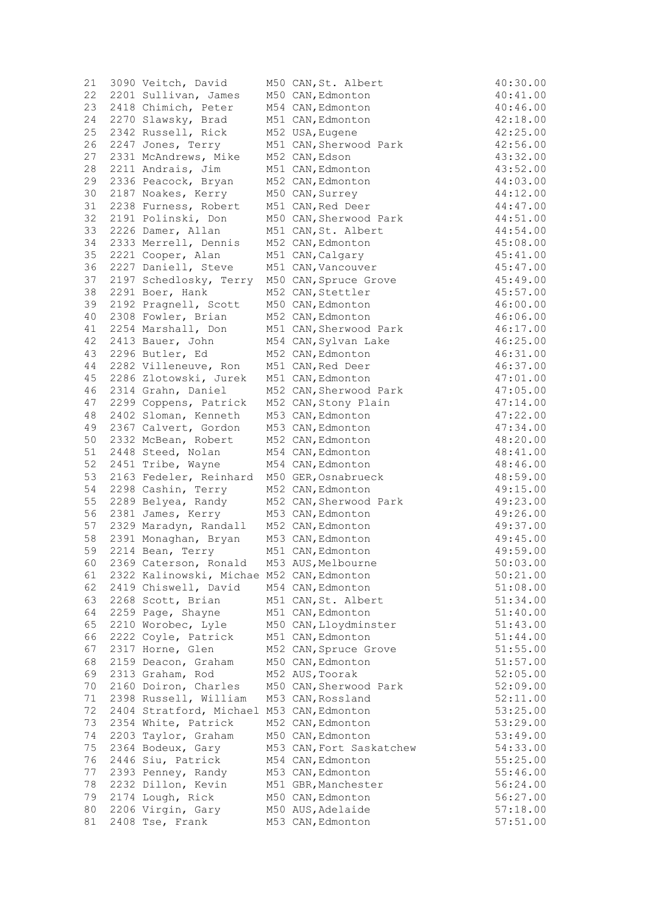| | | | | | |
|---|---|---|---|---|---|
| 21 | 3090 | Veitch, David | M50 | CAN, St. Albert | 40:30.00 |
| 22 | 2201 | Sullivan, James | M50 | CAN, Edmonton | 40:41.00 |
| 23 | 2418 | Chimich, Peter | M54 | CAN, Edmonton | 40:46.00 |
| 24 | 2270 | Slawsky, Brad | M51 | CAN, Edmonton | 42:18.00 |
| 25 | 2342 | Russell, Rick | M52 | USA, Eugene | 42:25.00 |
| 26 | 2247 | Jones, Terry | M51 | CAN, Sherwood Park | 42:56.00 |
| 27 | 2331 | McAndrews, Mike | M52 | CAN, Edson | 43:32.00 |
| 28 | 2211 | Andrais, Jim | M51 | CAN, Edmonton | 43:52.00 |
| 29 | 2336 | Peacock, Bryan | M52 | CAN, Edmonton | 44:03.00 |
| 30 | 2187 | Noakes, Kerry | M50 | CAN, Surrey | 44:12.00 |
| 31 | 2238 | Furness, Robert | M51 | CAN, Red Deer | 44:47.00 |
| 32 | 2191 | Polinski, Don | M50 | CAN, Sherwood Park | 44:51.00 |
| 33 | 2226 | Damer, Allan | M51 | CAN, St. Albert | 44:54.00 |
| 34 | 2333 | Merrell, Dennis | M52 | CAN, Edmonton | 45:08.00 |
| 35 | 2221 | Cooper, Alan | M51 | CAN, Calgary | 45:41.00 |
| 36 | 2227 | Daniell, Steve | M51 | CAN, Vancouver | 45:47.00 |
| 37 | 2197 | Schedlosky, Terry | M50 | CAN, Spruce Grove | 45:49.00 |
| 38 | 2291 | Boer, Hank | M52 | CAN, Stettler | 45:57.00 |
| 39 | 2192 | Pragnell, Scott | M50 | CAN, Edmonton | 46:00.00 |
| 40 | 2308 | Fowler, Brian | M52 | CAN, Edmonton | 46:06.00 |
| 41 | 2254 | Marshall, Don | M51 | CAN, Sherwood Park | 46:17.00 |
| 42 | 2413 | Bauer, John | M54 | CAN, Sylvan Lake | 46:25.00 |
| 43 | 2296 | Butler, Ed | M52 | CAN, Edmonton | 46:31.00 |
| 44 | 2282 | Villeneuve, Ron | M51 | CAN, Red Deer | 46:37.00 |
| 45 | 2286 | Zlotowski, Jurek | M51 | CAN, Edmonton | 47:01.00 |
| 46 | 2314 | Grahn, Daniel | M52 | CAN, Sherwood Park | 47:05.00 |
| 47 | 2299 | Coppens, Patrick | M52 | CAN, Stony Plain | 47:14.00 |
| 48 | 2402 | Sloman, Kenneth | M53 | CAN, Edmonton | 47:22.00 |
| 49 | 2367 | Calvert, Gordon | M53 | CAN, Edmonton | 47:34.00 |
| 50 | 2332 | McBean, Robert | M52 | CAN, Edmonton | 48:20.00 |
| 51 | 2448 | Steed, Nolan | M54 | CAN, Edmonton | 48:41.00 |
| 52 | 2451 | Tribe, Wayne | M54 | CAN, Edmonton | 48:46.00 |
| 53 | 2163 | Fedeler, Reinhard | M50 | GER, Osnabrueck | 48:59.00 |
| 54 | 2298 | Cashin, Terry | M52 | CAN, Edmonton | 49:15.00 |
| 55 | 2289 | Belyea, Randy | M52 | CAN, Sherwood Park | 49:23.00 |
| 56 | 2381 | James, Kerry | M53 | CAN, Edmonton | 49:26.00 |
| 57 | 2329 | Maradyn, Randall | M52 | CAN, Edmonton | 49:37.00 |
| 58 | 2391 | Monaghan, Bryan | M53 | CAN, Edmonton | 49:45.00 |
| 59 | 2214 | Bean, Terry | M51 | CAN, Edmonton | 49:59.00 |
| 60 | 2369 | Caterson, Ronald | M53 | AUS, Melbourne | 50:03.00 |
| 61 | 2322 | Kalinowski, Michae | M52 | CAN, Edmonton | 50:21.00 |
| 62 | 2419 | Chiswell, David | M54 | CAN, Edmonton | 51:08.00 |
| 63 | 2268 | Scott, Brian | M51 | CAN, St. Albert | 51:34.00 |
| 64 | 2259 | Page, Shayne | M51 | CAN, Edmonton | 51:40.00 |
| 65 | 2210 | Worobec, Lyle | M50 | CAN, Lloydminster | 51:43.00 |
| 66 | 2222 | Coyle, Patrick | M51 | CAN, Edmonton | 51:44.00 |
| 67 | 2317 | Horne, Glen | M52 | CAN, Spruce Grove | 51:55.00 |
| 68 | 2159 | Deacon, Graham | M50 | CAN, Edmonton | 51:57.00 |
| 69 | 2313 | Graham, Rod | M52 | AUS, Toorak | 52:05.00 |
| 70 | 2160 | Doiron, Charles | M50 | CAN, Sherwood Park | 52:09.00 |
| 71 | 2398 | Russell, William | M53 | CAN, Rossland | 52:11.00 |
| 72 | 2404 | Stratford, Michael | M53 | CAN, Edmonton | 53:25.00 |
| 73 | 2354 | White, Patrick | M52 | CAN, Edmonton | 53:29.00 |
| 74 | 2203 | Taylor, Graham | M50 | CAN, Edmonton | 53:49.00 |
| 75 | 2364 | Bodeux, Gary | M53 | CAN, Fort Saskatchew | 54:33.00 |
| 76 | 2446 | Siu, Patrick | M54 | CAN, Edmonton | 55:25.00 |
| 77 | 2393 | Penney, Randy | M53 | CAN, Edmonton | 55:46.00 |
| 78 | 2232 | Dillon, Kevin | M51 | GBR, Manchester | 56:24.00 |
| 79 | 2174 | Lough, Rick | M50 | CAN, Edmonton | 56:27.00 |
| 80 | 2206 | Virgin, Gary | M50 | AUS, Adelaide | 57:18.00 |
| 81 | 2408 | Tse, Frank | M53 | CAN, Edmonton | 57:51.00 |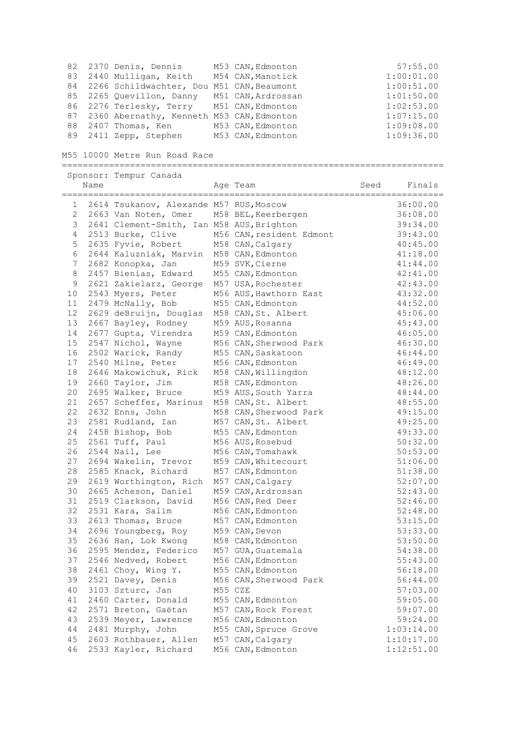| | | | | |
|---|---|---|---|---|
| 82 | 2370 Denis, Dennis | M53 | CAN, Edmonton | 57:55.00 |
| 83 | 2440 Mulligan, Keith | M54 | CAN, Manotick | 1:00:01.00 |
| 84 | 2266 Schildwachter, Dou | M51 | CAN, Beaumont | 1:00:51.00 |
| 85 | 2265 Quevillon, Danny | M51 | CAN, Ardrossan | 1:01:50.00 |
| 86 | 2276 Terlesky, Terry | M51 | CAN, Edmonton | 1:02:53.00 |
| 87 | 2360 Abernathy, Kenneth | M53 | CAN, Edmonton | 1:07:15.00 |
| 88 | 2407 Thomas, Ken | M53 | CAN, Edmonton | 1:09:08.00 |
| 89 | 2411 Zepp, Stephen | M53 | CAN, Edmonton | 1:09:36.00 |

## M55 10000 Metre Run Road Race

Sponsor: Tempur Canada

| | Name | Age | Team | Seed | Finals |
|---|---|---|---|---|---|
| 1 | 2614 Tsukanov, Alexande | M57 | RUS, Moscow | | 36:00.00 |
| 2 | 2663 Van Noten, Omer | M58 | BEL, Keerbergen | | 36:08.00 |
| 3 | 2641 Clement-Smith, Ian | M58 | AUS, Brighton | | 39:34.00 |
| 4 | 2513 Burke, Clive | M56 | CAN, resident Edmont | | 39:43.00 |
| 5 | 2635 Fyvie, Robert | M58 | CAN, Calgary | | 40:45.00 |
| 6 | 2644 Kaluzniak, Marvin | M58 | CAN, Edmonton | | 41:18.00 |
| 7 | 2682 Konopka, Jan | M59 | SVK, Cierne | | 41:44.00 |
| 8 | 2457 Bienias, Edward | M55 | CAN, Edmonton | | 42:41.00 |
| 9 | 2621 Zakielarz, George | M57 | USA, Rochester | | 42:43.00 |
| 10 | 2543 Myers, Peter | M56 | AUS, Hawthorn East | | 43:32.00 |
| 11 | 2479 McNally, Bob | M55 | CAN, Edmonton | | 44:52.00 |
| 12 | 2629 deBruijn, Douglas | M58 | CAN, St. Albert | | 45:06.00 |
| 13 | 2667 Bayley, Rodney | M59 | AUS, Rosanna | | 45:43.00 |
| 14 | 2677 Gupta, Virendra | M59 | CAN, Edmonton | | 46:05.00 |
| 15 | 2547 Nichol, Wayne | M56 | CAN, Sherwood Park | | 46:30.00 |
| 16 | 2502 Warick, Randy | M55 | CAN, Saskatoon | | 46:44.00 |
| 17 | 2540 Milne, Peter | M56 | CAN, Edmonton | | 46:49.00 |
| 18 | 2646 Makowichuk, Rick | M58 | CAN, Willingdon | | 48:12.00 |
| 19 | 2660 Taylor, Jim | M58 | CAN, Edmonton | | 48:26.00 |
| 20 | 2695 Walker, Bruce | M59 | AUS, South Yarra | | 48:44.00 |
| 21 | 2657 Scheffer, Marinus | M58 | CAN, St. Albert | | 48:55.00 |
| 22 | 2632 Enns, John | M58 | CAN, Sherwood Park | | 49:15.00 |
| 23 | 2581 Rudland, Ian | M57 | CAN, St. Albert | | 49:25.00 |
| 24 | 2458 Bishop, Bob | M55 | CAN, Edmonton | | 49:33.00 |
| 25 | 2561 Tuff, Paul | M56 | AUS, Rosebud | | 50:32.00 |
| 26 | 2544 Nail, Lee | M56 | CAN, Tomahawk | | 50:53.00 |
| 27 | 2694 Wakelin, Trevor | M59 | CAN, Whitecourt | | 51:06.00 |
| 28 | 2585 Knack, Richard | M57 | CAN, Edmonton | | 51:38.00 |
| 29 | 2619 Worthington, Rich | M57 | CAN, Calgary | | 52:07.00 |
| 30 | 2665 Acheson, Daniel | M59 | CAN, Ardrossan | | 52:43.00 |
| 31 | 2519 Clarkson, David | M56 | CAN, Red Deer | | 52:46.00 |
| 32 | 2531 Kara, Salim | M56 | CAN, Edmonton | | 52:48.00 |
| 33 | 2613 Thomas, Bruce | M57 | CAN, Edmonton | | 53:15.00 |
| 34 | 2696 Youngberg, Roy | M59 | CAN, Devon | | 53:33.00 |
| 35 | 2636 Han, Lok Kwong | M58 | CAN, Edmonton | | 53:50.00 |
| 36 | 2595 Mendez, Federico | M57 | GUA, Guatemala | | 54:38.00 |
| 37 | 2546 Nedved, Robert | M56 | CAN, Edmonton | | 55:43.00 |
| 38 | 2461 Choy, Wing Y. | M55 | CAN, Edmonton | | 56:18.00 |
| 39 | 2521 Davey, Denis | M56 | CAN, Sherwood Park | | 56:44.00 |
| 40 | 3103 Szturc, Jan | M55 | CZE | | 57:03.00 |
| 41 | 2460 Carter, Donald | M55 | CAN, Edmonton | | 59:05.00 |
| 42 | 2571 Breton, Gaëtan | M57 | CAN, Rock Forest | | 59:07.00 |
| 43 | 2539 Meyer, Lawrence | M56 | CAN, Edmonton | | 59:24.00 |
| 44 | 2481 Murphy, John | M55 | CAN, Spruce Grove | | 1:03:14.00 |
| 45 | 2603 Rothbauer, Allen | M57 | CAN, Calgary | | 1:10:17.00 |
| 46 | 2533 Kayler, Richard | M56 | CAN, Edmonton | | 1:12:51.00 |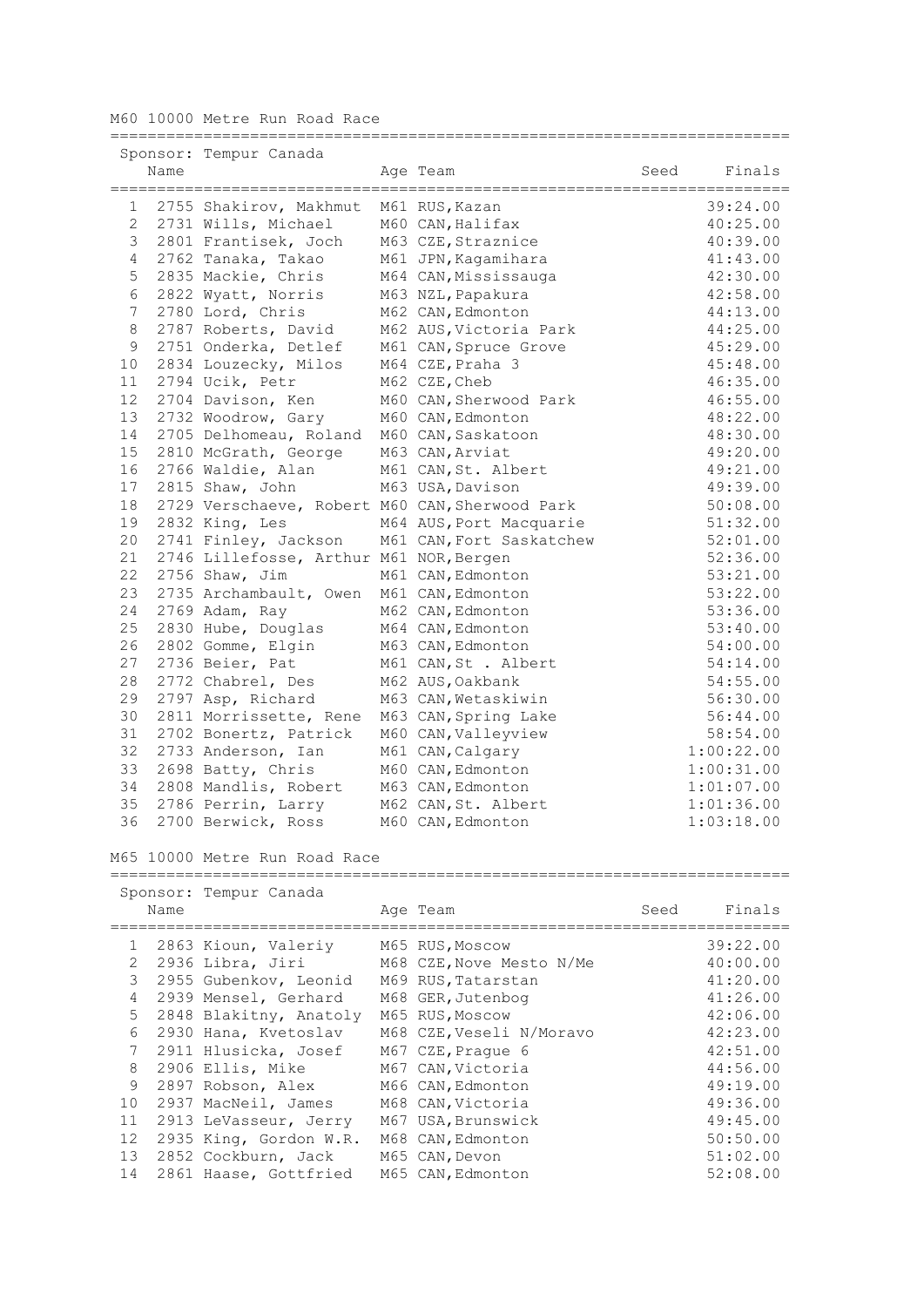## M60 10000 Metre Run Road Race

Sponsor: Tempur Canada

| | Name | Age | Team | Seed | Finals |
|---|---|---|---|---|---|
| 1 | 2755 Shakirov, Makhmut | M61 | RUS,Kazan | | 39:24.00 |
| 2 | 2731 Wills, Michael | M60 | CAN,Halifax | | 40:25.00 |
| 3 | 2801 Frantisek, Joch | M63 | CZE,Straznice | | 40:39.00 |
| 4 | 2762 Tanaka, Takao | M61 | JPN,Kagamihara | | 41:43.00 |
| 5 | 2835 Mackie, Chris | M64 | CAN,Mississauga | | 42:30.00 |
| 6 | 2822 Wyatt, Norris | M63 | NZL,Papakura | | 42:58.00 |
| 7 | 2780 Lord, Chris | M62 | CAN,Edmonton | | 44:13.00 |
| 8 | 2787 Roberts, David | M62 | AUS,Victoria Park | | 44:25.00 |
| 9 | 2751 Onderka, Detlef | M61 | CAN,Spruce Grove | | 45:29.00 |
| 10 | 2834 Louzecky, Milos | M64 | CZE,Praha 3 | | 45:48.00 |
| 11 | 2794 Ucik, Petr | M62 | CZE,Cheb | | 46:35.00 |
| 12 | 2704 Davison, Ken | M60 | CAN,Sherwood Park | | 46:55.00 |
| 13 | 2732 Woodrow, Gary | M60 | CAN,Edmonton | | 48:22.00 |
| 14 | 2705 Delhomeau, Roland | M60 | CAN,Saskatoon | | 48:30.00 |
| 15 | 2810 McGrath, George | M63 | CAN,Arviat | | 49:20.00 |
| 16 | 2766 Waldie, Alan | M61 | CAN,St. Albert | | 49:21.00 |
| 17 | 2815 Shaw, John | M63 | USA,Davison | | 49:39.00 |
| 18 | 2729 Verschaeve, Robert | M60 | CAN,Sherwood Park | | 50:08.00 |
| 19 | 2832 King, Les | M64 | AUS,Port Macquarie | | 51:32.00 |
| 20 | 2741 Finley, Jackson | M61 | CAN,Fort Saskatchew | | 52:01.00 |
| 21 | 2746 Lillefosse, Arthur | M61 | NOR,Bergen | | 52:36.00 |
| 22 | 2756 Shaw, Jim | M61 | CAN,Edmonton | | 53:21.00 |
| 23 | 2735 Archambault, Owen | M61 | CAN,Edmonton | | 53:22.00 |
| 24 | 2769 Adam, Ray | M62 | CAN,Edmonton | | 53:36.00 |
| 25 | 2830 Hube, Douglas | M64 | CAN,Edmonton | | 53:40.00 |
| 26 | 2802 Gomme, Elgin | M63 | CAN,Edmonton | | 54:00.00 |
| 27 | 2736 Beier, Pat | M61 | CAN,St . Albert | | 54:14.00 |
| 28 | 2772 Chabrel, Des | M62 | AUS,Oakbank | | 54:55.00 |
| 29 | 2797 Asp, Richard | M63 | CAN,Wetaskiwin | | 56:30.00 |
| 30 | 2811 Morrissette, Rene | M63 | CAN,Spring Lake | | 56:44.00 |
| 31 | 2702 Bonertz, Patrick | M60 | CAN,Valleyview | | 58:54.00 |
| 32 | 2733 Anderson, Ian | M61 | CAN,Calgary | | 1:00:22.00 |
| 33 | 2698 Batty, Chris | M60 | CAN,Edmonton | | 1:00:31.00 |
| 34 | 2808 Mandlis, Robert | M63 | CAN,Edmonton | | 1:01:07.00 |
| 35 | 2786 Perrin, Larry | M62 | CAN,St. Albert | | 1:01:36.00 |
| 36 | 2700 Berwick, Ross | M60 | CAN,Edmonton | | 1:03:18.00 |

## M65 10000 Metre Run Road Race

Sponsor: Tempur Canada

| | Name | Age | Team | Seed | Finals |
|---|---|---|---|---|---|
| 1 | 2863 Kioun, Valeriy | M65 | RUS,Moscow | | 39:22.00 |
| 2 | 2936 Libra, Jiri | M68 | CZE,Nove Mesto N/Me | | 40:00.00 |
| 3 | 2955 Gubenkov, Leonid | M69 | RUS,Tatarstan | | 41:20.00 |
| 4 | 2939 Mensel, Gerhard | M68 | GER,Jutenbog | | 41:26.00 |
| 5 | 2848 Blakitny, Anatoly | M65 | RUS,Moscow | | 42:06.00 |
| 6 | 2930 Hana, Kvetoslav | M68 | CZE,Veseli N/Moravo | | 42:23.00 |
| 7 | 2911 Hlusicka, Josef | M67 | CZE,Prague 6 | | 42:51.00 |
| 8 | 2906 Ellis, Mike | M67 | CAN,Victoria | | 44:56.00 |
| 9 | 2897 Robson, Alex | M66 | CAN,Edmonton | | 49:19.00 |
| 10 | 2937 MacNeil, James | M68 | CAN,Victoria | | 49:36.00 |
| 11 | 2913 LeVasseur, Jerry | M67 | USA,Brunswick | | 49:45.00 |
| 12 | 2935 King, Gordon W.R. | M68 | CAN,Edmonton | | 50:50.00 |
| 13 | 2852 Cockburn, Jack | M65 | CAN,Devon | | 51:02.00 |
| 14 | 2861 Haase, Gottfried | M65 | CAN,Edmonton | | 52:08.00 |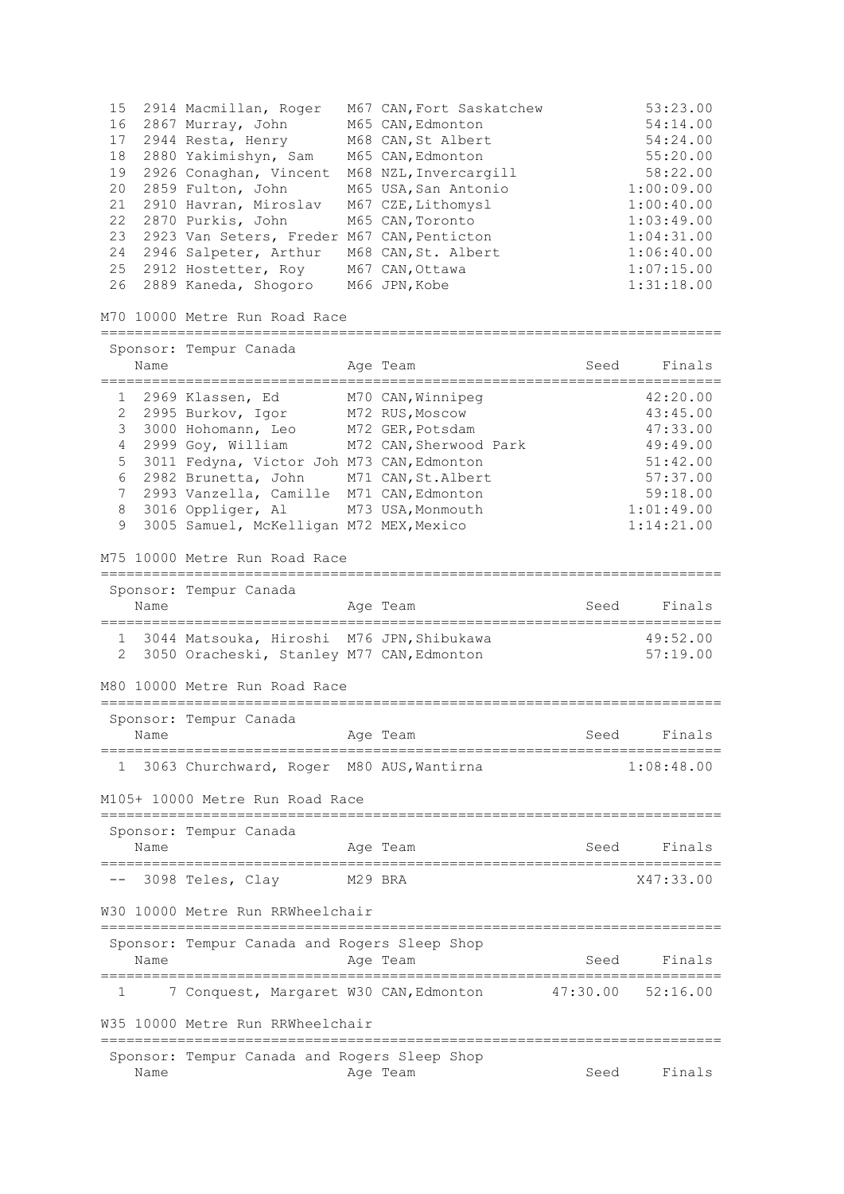| Place | Bib | Name | Age | Team | Seed | Finals |
|---|---|---|---|---|---|---|
| 15 | 2914 | Macmillan, Roger | M67 | CAN,Fort Saskatchew | | 53:23.00 |
| 16 | 2867 | Murray, John | M65 | CAN,Edmonton | | 54:14.00 |
| 17 | 2944 | Resta, Henry | M68 | CAN,St Albert | | 54:24.00 |
| 18 | 2880 | Yakimishyn, Sam | M65 | CAN,Edmonton | | 55:20.00 |
| 19 | 2926 | Conaghan, Vincent | M68 | NZL,Invercargill | | 58:22.00 |
| 20 | 2859 | Fulton, John | M65 | USA,San Antonio | | 1:00:09.00 |
| 21 | 2910 | Havran, Miroslav | M67 | CZE,Lithomysl | | 1:00:40.00 |
| 22 | 2870 | Purkis, John | M65 | CAN,Toronto | | 1:03:49.00 |
| 23 | 2923 | Van Seters, Freder | M67 | CAN,Penticton | | 1:04:31.00 |
| 24 | 2946 | Salpeter, Arthur | M68 | CAN,St. Albert | | 1:06:40.00 |
| 25 | 2912 | Hostetter, Roy | M67 | CAN,Ottawa | | 1:07:15.00 |
| 26 | 2889 | Kaneda, Shogoro | M66 | JPN,Kobe | | 1:31:18.00 |

## M70 10000 Metre Run Road Race

Sponsor: Tempur Canada

| Place | Bib | Name | Age | Team | Seed | Finals |
|---|---|---|---|---|---|---|
| 1 | 2969 | Klassen, Ed | M70 | CAN,Winnipeg | | 42:20.00 |
| 2 | 2995 | Burkov, Igor | M72 | RUS,Moscow | | 43:45.00 |
| 3 | 3000 | Hohomann, Leo | M72 | GER,Potsdam | | 47:33.00 |
| 4 | 2999 | Goy, William | M72 | CAN,Sherwood Park | | 49:49.00 |
| 5 | 3011 | Fedyna, Victor Joh | M73 | CAN,Edmonton | | 51:42.00 |
| 6 | 2982 | Brunetta, John | M71 | CAN,St.Albert | | 57:37.00 |
| 7 | 2993 | Vanzella, Camille | M71 | CAN,Edmonton | | 59:18.00 |
| 8 | 3016 | Oppliger, Al | M73 | USA,Monmouth | | 1:01:49.00 |
| 9 | 3005 | Samuel, McKelligan | M72 | MEX,Mexico | | 1:14:21.00 |

## M75 10000 Metre Run Road Race

Sponsor: Tempur Canada

| Place | Bib | Name | Age | Team | Seed | Finals |
|---|---|---|---|---|---|---|
| 1 | 3044 | Matsouka, Hiroshi | M76 | JPN,Shibukawa | | 49:52.00 |
| 2 | 3050 | Oracheski, Stanley | M77 | CAN,Edmonton | | 57:19.00 |

## M80 10000 Metre Run Road Race

Sponsor: Tempur Canada

| Place | Bib | Name | Age | Team | Seed | Finals |
|---|---|---|---|---|---|---|
| 1 | 3063 | Churchward, Roger | M80 | AUS,Wantirna | | 1:08:48.00 |

## M105+ 10000 Metre Run Road Race

Sponsor: Tempur Canada

| Place | Bib | Name | Age | Team | Seed | Finals |
|---|---|---|---|---|---|---|
| -- | 3098 | Teles, Clay | M29 | BRA | | X47:33.00 |

## W30 10000 Metre Run RRWheelchair

Sponsor: Tempur Canada and Rogers Sleep Shop

| Place | Bib | Name | Age | Team | Seed | Finals |
|---|---|---|---|---|---|---|
| 1 | 7 | Conquest, Margaret | W30 | CAN,Edmonton | 47:30.00 | 52:16.00 |

## W35 10000 Metre Run RRWheelchair

Sponsor: Tempur Canada and Rogers Sleep Shop

| Place | Bib | Name | Age | Team | Seed | Finals |
|---|---|---|---|---|---|---|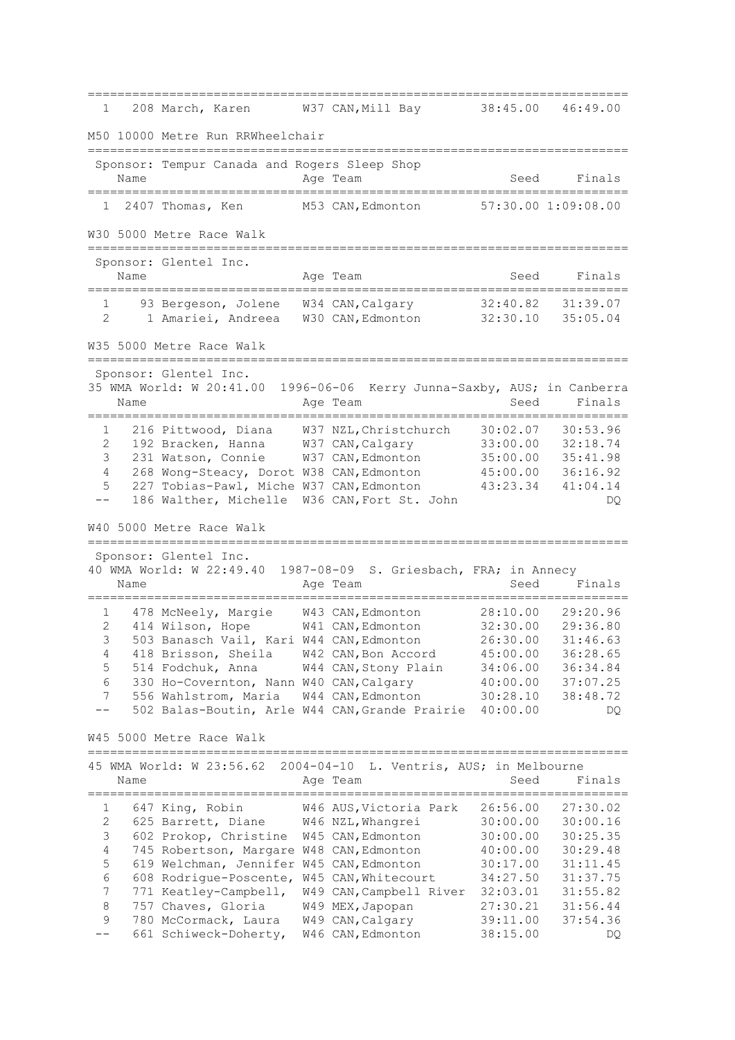| Place | # | Name | Age | Team | Seed | Finals |
|---|---|---|---|---|---|---|
| 1 | 208 | March, Karen | W37 | CAN,Mill Bay | 38:45.00 | 46:49.00 |

## M50 10000 Metre Run RRWheelchair

Sponsor: Tempur Canada and Rogers Sleep Shop

| Place | # | Name | Age | Team | Seed | Finals |
|---|---|---|---|---|---|---|
| 1 | 2407 | Thomas, Ken | M53 | CAN,Edmonton | 57:30.00 | 1:09:08.00 |

## W30 5000 Metre Race Walk

Sponsor: Glentel Inc.

| Place | # | Name | Age | Team | Seed | Finals |
|---|---|---|---|---|---|---|
| 1 | 93 | Bergeson, Jolene | W34 | CAN,Calgary | 32:40.82 | 31:39.07 |
| 2 | 1 | Amariei, Andreea | W30 | CAN,Edmonton | 32:30.10 | 35:05.04 |

## W35 5000 Metre Race Walk

Sponsor: Glentel Inc.

35 WMA World: W 20:41.00 1996-06-06 Kerry Junna-Saxby, AUS; in Canberra

| Place | # | Name | Age | Team | Seed | Finals |
|---|---|---|---|---|---|---|
| 1 | 216 | Pittwood, Diana | W37 | NZL,Christchurch | 30:02.07 | 30:53.96 |
| 2 | 192 | Bracken, Hanna | W37 | CAN,Calgary | 33:00.00 | 32:18.74 |
| 3 | 231 | Watson, Connie | W37 | CAN,Edmonton | 35:00.00 | 35:41.98 |
| 4 | 268 | Wong-Steacy, Dorot | W38 | CAN,Edmonton | 45:00.00 | 36:16.92 |
| 5 | 227 | Tobias-Pawl, Miche | W37 | CAN,Edmonton | 43:23.34 | 41:04.14 |
| -- | 186 | Walther, Michelle | W36 | CAN,Fort St. John | | DQ |

## W40 5000 Metre Race Walk

Sponsor: Glentel Inc.

40 WMA World: W 22:49.40 1987-08-09 S. Griesbach, FRA; in Annecy

| Place | # | Name | Age | Team | Seed | Finals |
|---|---|---|---|---|---|---|
| 1 | 478 | McNeely, Margie | W43 | CAN,Edmonton | 28:10.00 | 29:20.96 |
| 2 | 414 | Wilson, Hope | W41 | CAN,Edmonton | 32:30.00 | 29:36.80 |
| 3 | 503 | Banasch Vail, Kari | W44 | CAN,Edmonton | 26:30.00 | 31:46.63 |
| 4 | 418 | Brisson, Sheila | W42 | CAN,Bon Accord | 45:00.00 | 36:28.65 |
| 5 | 514 | Fodchuk, Anna | W44 | CAN,Stony Plain | 34:06.00 | 36:34.84 |
| 6 | 330 | Ho-Covernton, Nann | W40 | CAN,Calgary | 40:00.00 | 37:07.25 |
| 7 | 556 | Wahlstrom, Maria | W44 | CAN,Edmonton | 30:28.10 | 38:48.72 |
| -- | 502 | Balas-Boutin, Arle | W44 | CAN,Grande Prairie | 40:00.00 | DQ |

## W45 5000 Metre Race Walk

45 WMA World: W 23:56.62 2004-04-10 L. Ventris, AUS; in Melbourne

| Place | # | Name | Age | Team | Seed | Finals |
|---|---|---|---|---|---|---|
| 1 | 647 | King, Robin | W46 | AUS,Victoria Park | 26:56.00 | 27:30.02 |
| 2 | 625 | Barrett, Diane | W46 | NZL,Whangrei | 30:00.00 | 30:00.16 |
| 3 | 602 | Prokop, Christine | W45 | CAN,Edmonton | 30:00.00 | 30:25.35 |
| 4 | 745 | Robertson, Margare | W48 | CAN,Edmonton | 40:00.00 | 30:29.48 |
| 5 | 619 | Welchman, Jennifer | W45 | CAN,Edmonton | 30:17.00 | 31:11.45 |
| 6 | 608 | Rodrigue-Poscente, | W45 | CAN,Whitecourt | 34:27.50 | 31:37.75 |
| 7 | 771 | Keatley-Campbell, | W49 | CAN,Campbell River | 32:03.01 | 31:55.82 |
| 8 | 757 | Chaves, Gloria | W49 | MEX,Japopan | 27:30.21 | 31:56.44 |
| 9 | 780 | McCormack, Laura | W49 | CAN,Calgary | 39:11.00 | 37:54.36 |
| -- | 661 | Schiweck-Doherty, | W46 | CAN,Edmonton | 38:15.00 | DQ |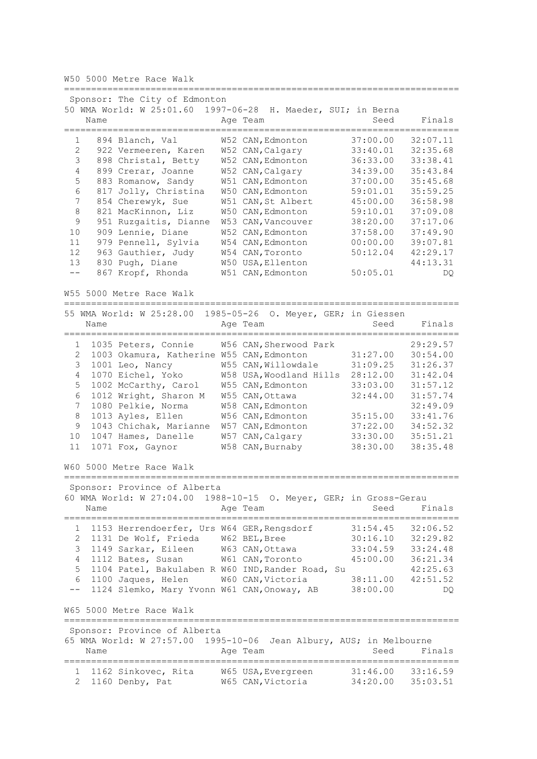## W50 5000 Metre Race Walk

Sponsor: The City of Edmonton
50 WMA World: W 25:01.60 1997-06-28 H. Maeder, SUI; in Berna

| | | Name | Age | Team | Seed | Finals |
|---|---|---|---|---|---|---|
| 1 | 894 | Blanch, Val | W52 | CAN,Edmonton | 37:00.00 | 32:07.11 |
| 2 | 922 | Vermeeren, Karen | W52 | CAN,Calgary | 33:40.01 | 32:35.68 |
| 3 | 898 | Christal, Betty | W52 | CAN,Edmonton | 36:33.00 | 33:38.41 |
| 4 | 899 | Crerar, Joanne | W52 | CAN,Calgary | 34:39.00 | 35:43.84 |
| 5 | 883 | Romanow, Sandy | W51 | CAN,Edmonton | 37:00.00 | 35:45.68 |
| 6 | 817 | Jolly, Christina | W50 | CAN,Edmonton | 59:01.01 | 35:59.25 |
| 7 | 854 | Cherewyk, Sue | W51 | CAN,St Albert | 45:00.00 | 36:58.98 |
| 8 | 821 | MacKinnon, Liz | W50 | CAN,Edmonton | 59:10.01 | 37:09.08 |
| 9 | 951 | Ruzgaitis, Dianne | W53 | CAN,Vancouver | 38:20.00 | 37:17.06 |
| 10 | 909 | Lennie, Diane | W52 | CAN,Edmonton | 37:58.00 | 37:49.90 |
| 11 | 979 | Pennell, Sylvia | W54 | CAN,Edmonton | 00:00.00 | 39:07.81 |
| 12 | 963 | Gauthier, Judy | W54 | CAN,Toronto | 50:12.04 | 42:29.17 |
| 13 | 830 | Pugh, Diane | W50 | USA,Ellenton | | 44:13.31 |
| -- | 867 | Kropf, Rhonda | W51 | CAN,Edmonton | 50:05.01 | DQ |

## W55 5000 Metre Race Walk

55 WMA World: W 25:28.00 1985-05-26 O. Meyer, GER; in Giessen

| | | Name | Age | Team | Seed | Finals |
|---|---|---|---|---|---|---|
| 1 | 1035 | Peters, Connie | W56 | CAN,Sherwood Park | | 29:29.57 |
| 2 | 1003 | Okamura, Katherine | W55 | CAN,Edmonton | 31:27.00 | 30:54.00 |
| 3 | 1001 | Leo, Nancy | W55 | CAN,Willowdale | 31:09.25 | 31:26.37 |
| 4 | 1070 | Eichel, Yoko | W58 | USA,Woodland Hills | 28:12.00 | 31:42.04 |
| 5 | 1002 | McCarthy, Carol | W55 | CAN,Edmonton | 33:03.00 | 31:57.12 |
| 6 | 1012 | Wright, Sharon M | W55 | CAN,Ottawa | 32:44.00 | 31:57.74 |
| 7 | 1080 | Pelkie, Norma | W58 | CAN,Edmonton | | 32:49.09 |
| 8 | 1013 | Ayles, Ellen | W56 | CAN,Edmonton | 35:15.00 | 33:41.76 |
| 9 | 1043 | Chichak, Marianne | W57 | CAN,Edmonton | 37:22.00 | 34:52.32 |
| 10 | 1047 | Hames, Danelle | W57 | CAN,Calgary | 33:30.00 | 35:51.21 |
| 11 | 1071 | Fox, Gaynor | W58 | CAN,Burnaby | 38:30.00 | 38:35.48 |

## W60 5000 Metre Race Walk

Sponsor: Province of Alberta
60 WMA World: W 27:04.00 1988-10-15 O. Meyer, GER; in Gross-Gerau

| | | Name | Age | Team | Seed | Finals |
|---|---|---|---|---|---|---|
| 1 | 1153 | Herrendoerfer, Urs | W64 | GER,Rengsdorf | 31:54.45 | 32:06.52 |
| 2 | 1131 | De Wolf, Frieda | W62 | BEL,Bree | 30:16.10 | 32:29.82 |
| 3 | 1149 | Sarkar, Eileen | W63 | CAN,Ottawa | 33:04.59 | 33:24.48 |
| 4 | 1112 | Bates, Susan | W61 | CAN,Toronto | 45:00.00 | 36:21.34 |
| 5 | 1104 | Patel, Bakulaben R | W60 | IND,Rander Road, Su | | 42:25.63 |
| 6 | 1100 | Jaques, Helen | W60 | CAN,Victoria | 38:11.00 | 42:51.52 |
| -- | 1124 | Slemko, Mary Yvonn | W61 | CAN,Onoway, AB | 38:00.00 | DQ |

## W65 5000 Metre Race Walk

Sponsor: Province of Alberta
65 WMA World: W 27:57.00 1995-10-06 Jean Albury, AUS; in Melbourne

| | | Name | Age | Team | Seed | Finals |
|---|---|---|---|---|---|---|
| 1 | 1162 | Sinkovec, Rita | W65 | USA,Evergreen | 31:46.00 | 33:16.59 |
| 2 | 1160 | Denby, Pat | W65 | CAN,Victoria | 34:20.00 | 35:03.51 |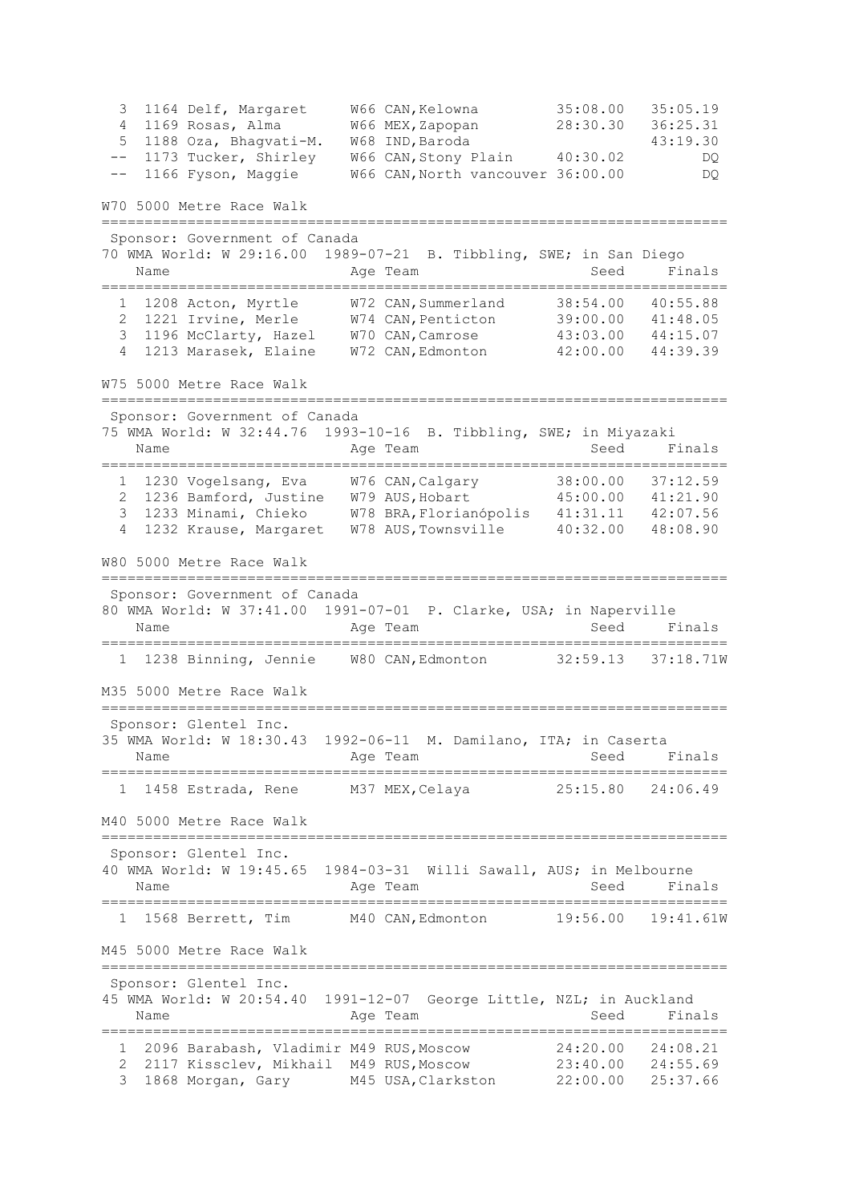| | | Name | Age | Team | Seed | Finals |
|---|---|---|---|---|---|---|
| 3 | 1164 | Delf, Margaret | W66 | CAN, Kelowna | 35:08.00 | 35:05.19 |
| 4 | 1169 | Rosas, Alma | W66 | MEX, Zapopan | 28:30.30 | 36:25.31 |
| 5 | 1188 | Oza, Bhagvati-M. | W68 | IND, Baroda | | 43:19.30 |
| -- | 1173 | Tucker, Shirley | W66 | CAN, Stony Plain | 40:30.02 | DQ |
| -- | 1166 | Fyson, Maggie | W66 | CAN, North vancouver | 36:00.00 | DQ |

## W70 5000 Metre Race Walk

Sponsor: Government of Canada

70 WMA World: W 29:16.00 1989-07-21 B. Tibbling, SWE; in San Diego

| | | Name | Age | Team | Seed | Finals |
|---|---|---|---|---|---|---|
| 1 | 1208 | Acton, Myrtle | W72 | CAN, Summerland | 38:54.00 | 40:55.88 |
| 2 | 1221 | Irvine, Merle | W74 | CAN, Penticton | 39:00.00 | 41:48.05 |
| 3 | 1196 | McClarty, Hazel | W70 | CAN, Camrose | 43:03.00 | 44:15.07 |
| 4 | 1213 | Marasek, Elaine | W72 | CAN, Edmonton | 42:00.00 | 44:39.39 |

## W75 5000 Metre Race Walk

Sponsor: Government of Canada

75 WMA World: W 32:44.76 1993-10-16 B. Tibbling, SWE; in Miyazaki

| | | Name | Age | Team | Seed | Finals |
|---|---|---|---|---|---|---|
| 1 | 1230 | Vogelsang, Eva | W76 | CAN, Calgary | 38:00.00 | 37:12.59 |
| 2 | 1236 | Bamford, Justine | W79 | AUS, Hobart | 45:00.00 | 41:21.90 |
| 3 | 1233 | Minami, Chieko | W78 | BRA, Florianópolis | 41:31.11 | 42:07.56 |
| 4 | 1232 | Krause, Margaret | W78 | AUS, Townsville | 40:32.00 | 48:08.90 |

## W80 5000 Metre Race Walk

Sponsor: Government of Canada

80 WMA World: W 37:41.00 1991-07-01 P. Clarke, USA; in Naperville

| | | Name | Age | Team | Seed | Finals |
|---|---|---|---|---|---|---|
| 1 | 1238 | Binning, Jennie | W80 | CAN, Edmonton | 32:59.13 | 37:18.71W |

## M35 5000 Metre Race Walk

Sponsor: Glentel Inc.

35 WMA World: W 18:30.43 1992-06-11 M. Damilano, ITA; in Caserta

| | | Name | Age | Team | Seed | Finals |
|---|---|---|---|---|---|---|
| 1 | 1458 | Estrada, Rene | M37 | MEX, Celaya | 25:15.80 | 24:06.49 |

## M40 5000 Metre Race Walk

Sponsor: Glentel Inc.

40 WMA World: W 19:45.65 1984-03-31 Willi Sawall, AUS; in Melbourne

| | | Name | Age | Team | Seed | Finals |
|---|---|---|---|---|---|---|
| 1 | 1568 | Berrett, Tim | M40 | CAN, Edmonton | 19:56.00 | 19:41.61W |

## M45 5000 Metre Race Walk

Sponsor: Glentel Inc.

45 WMA World: W 20:54.40 1991-12-07 George Little, NZL; in Auckland

| | | Name | Age | Team | Seed | Finals |
|---|---|---|---|---|---|---|
| 1 | 2096 | Barabash, Vladimir | M49 | RUS, Moscow | 24:20.00 | 24:08.21 |
| 2 | 2117 | Kissclev, Mikhail | M49 | RUS, Moscow | 23:40.00 | 24:55.69 |
| 3 | 1868 | Morgan, Gary | M45 | USA, Clarkston | 22:00.00 | 25:37.66 |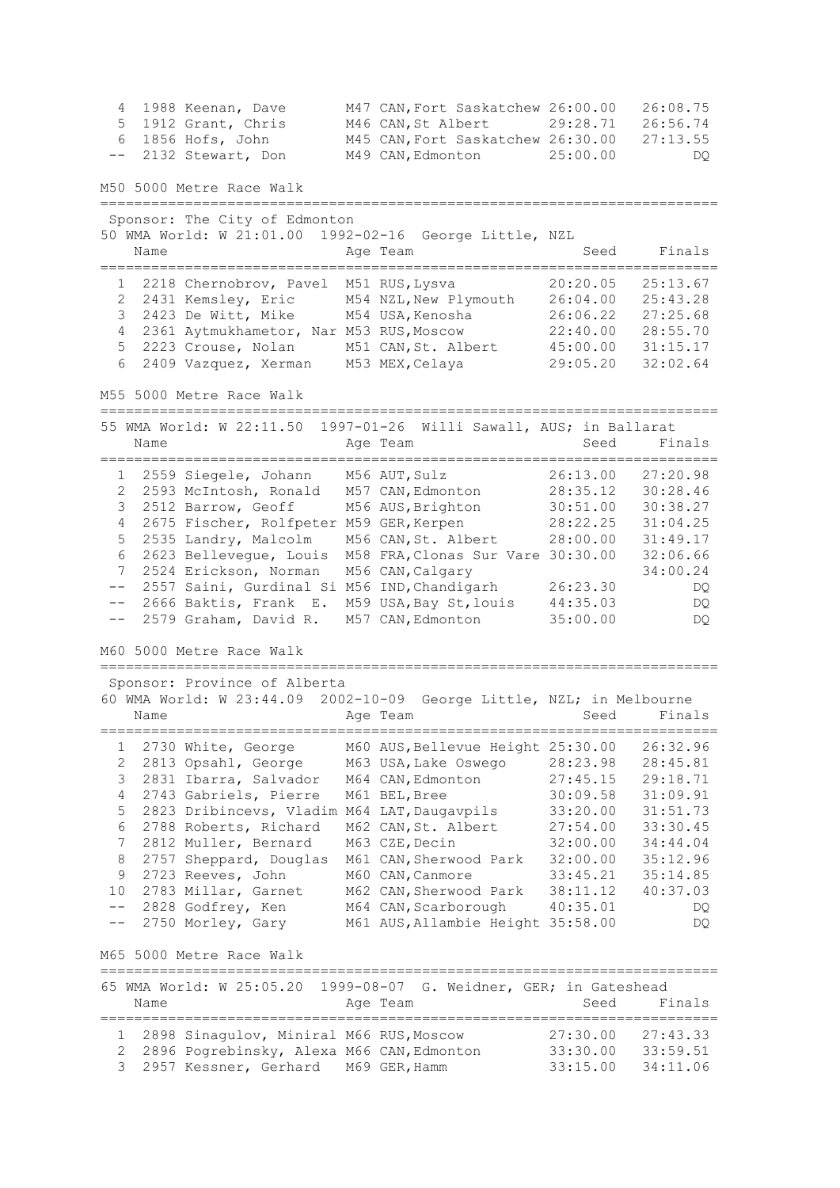| | | Name | Age | Team | Seed | Finals |
|---|---|---|---|---|---|---|
| 4 | 1988 | Keenan, Dave | M47 | CAN, Fort Saskatchew | 26:00.00 | 26:08.75 |
| 5 | 1912 | Grant, Chris | M46 | CAN, St Albert | 29:28.71 | 26:56.74 |
| 6 | 1856 | Hofs, John | M45 | CAN, Fort Saskatchew | 26:30.00 | 27:13.55 |
| -- | 2132 | Stewart, Don | M49 | CAN, Edmonton | 25:00.00 | DQ |

## M50 5000 Metre Race Walk

Sponsor: The City of Edmonton

50 WMA World: W 21:01.00 1992-02-16 George Little, NZL

| | | Name | Age | Team | Seed | Finals |
|---|---|---|---|---|---|---|
| 1 | 2218 | Chernobrov, Pavel | M51 | RUS, Lysva | 20:20.05 | 25:13.67 |
| 2 | 2431 | Kemsley, Eric | M54 | NZL, New Plymouth | 26:04.00 | 25:43.28 |
| 3 | 2423 | De Witt, Mike | M54 | USA, Kenosha | 26:06.22 | 27:25.68 |
| 4 | 2361 | Aytmukhametor, Nar | M53 | RUS, Moscow | 22:40.00 | 28:55.70 |
| 5 | 2223 | Crouse, Nolan | M51 | CAN, St. Albert | 45:00.00 | 31:15.17 |
| 6 | 2409 | Vazquez, Xerman | M53 | MEX, Celaya | 29:05.20 | 32:02.64 |

## M55 5000 Metre Race Walk

55 WMA World: W 22:11.50 1997-01-26 Willi Sawall, AUS; in Ballarat

| | | Name | Age | Team | Seed | Finals |
|---|---|---|---|---|---|---|
| 1 | 2559 | Siegele, Johann | M56 | AUT, Sulz | 26:13.00 | 27:20.98 |
| 2 | 2593 | McIntosh, Ronald | M57 | CAN, Edmonton | 28:35.12 | 30:28.46 |
| 3 | 2512 | Barrow, Geoff | M56 | AUS, Brighton | 30:51.00 | 30:38.27 |
| 4 | 2675 | Fischer, Rolfpeter | M59 | GER, Kerpen | 28:22.25 | 31:04.25 |
| 5 | 2535 | Landry, Malcolm | M56 | CAN, St. Albert | 28:00.00 | 31:49.17 |
| 6 | 2623 | Bellevegue, Louis | M58 | FRA, Clonas Sur Vare | 30:30.00 | 32:06.66 |
| 7 | 2524 | Erickson, Norman | M56 | CAN, Calgary | | 34:00.24 |
| -- | 2557 | Saini, Gurdinal Si | M56 | IND, Chandigarh | 26:23.30 | DQ |
| -- | 2666 | Baktis, Frank E. | M59 | USA, Bay St, louis | 44:35.03 | DQ |
| -- | 2579 | Graham, David R. | M57 | CAN, Edmonton | 35:00.00 | DQ |

## M60 5000 Metre Race Walk

Sponsor: Province of Alberta

60 WMA World: W 23:44.09 2002-10-09 George Little, NZL; in Melbourne

| | | Name | Age | Team | Seed | Finals |
|---|---|---|---|---|---|---|
| 1 | 2730 | White, George | M60 | AUS, Bellevue Height | 25:30.00 | 26:32.96 |
| 2 | 2813 | Opsahl, George | M63 | USA, Lake Oswego | 28:23.98 | 28:45.81 |
| 3 | 2831 | Ibarra, Salvador | M64 | CAN, Edmonton | 27:45.15 | 29:18.71 |
| 4 | 2743 | Gabriels, Pierre | M61 | BEL, Bree | 30:09.58 | 31:09.91 |
| 5 | 2823 | Dribincevs, Vladim | M64 | LAT, Daugavpils | 33:20.00 | 31:51.73 |
| 6 | 2788 | Roberts, Richard | M62 | CAN, St. Albert | 27:54.00 | 33:30.45 |
| 7 | 2812 | Muller, Bernard | M63 | CZE, Decin | 32:00.00 | 34:44.04 |
| 8 | 2757 | Sheppard, Douglas | M61 | CAN, Sherwood Park | 32:00.00 | 35:12.96 |
| 9 | 2723 | Reeves, John | M60 | CAN, Canmore | 33:45.21 | 35:14.85 |
| 10 | 2783 | Millar, Garnet | M62 | CAN, Sherwood Park | 38:11.12 | 40:37.03 |
| -- | 2828 | Godfrey, Ken | M64 | CAN, Scarborough | 40:35.01 | DQ |
| -- | 2750 | Morley, Gary | M61 | AUS, Allambie Height | 35:58.00 | DQ |

## M65 5000 Metre Race Walk

65 WMA World: W 25:05.20 1999-08-07 G. Weidner, GER; in Gateshead

| | | Name | Age | Team | Seed | Finals |
|---|---|---|---|---|---|---|
| 1 | 2898 | Sinagulov, Miniral | M66 | RUS, Moscow | 27:30.00 | 27:43.33 |
| 2 | 2896 | Pogrebinsky, Alexa | M66 | CAN, Edmonton | 33:30.00 | 33:59.51 |
| 3 | 2957 | Kessner, Gerhard | M69 | GER, Hamm | 33:15.00 | 34:11.06 |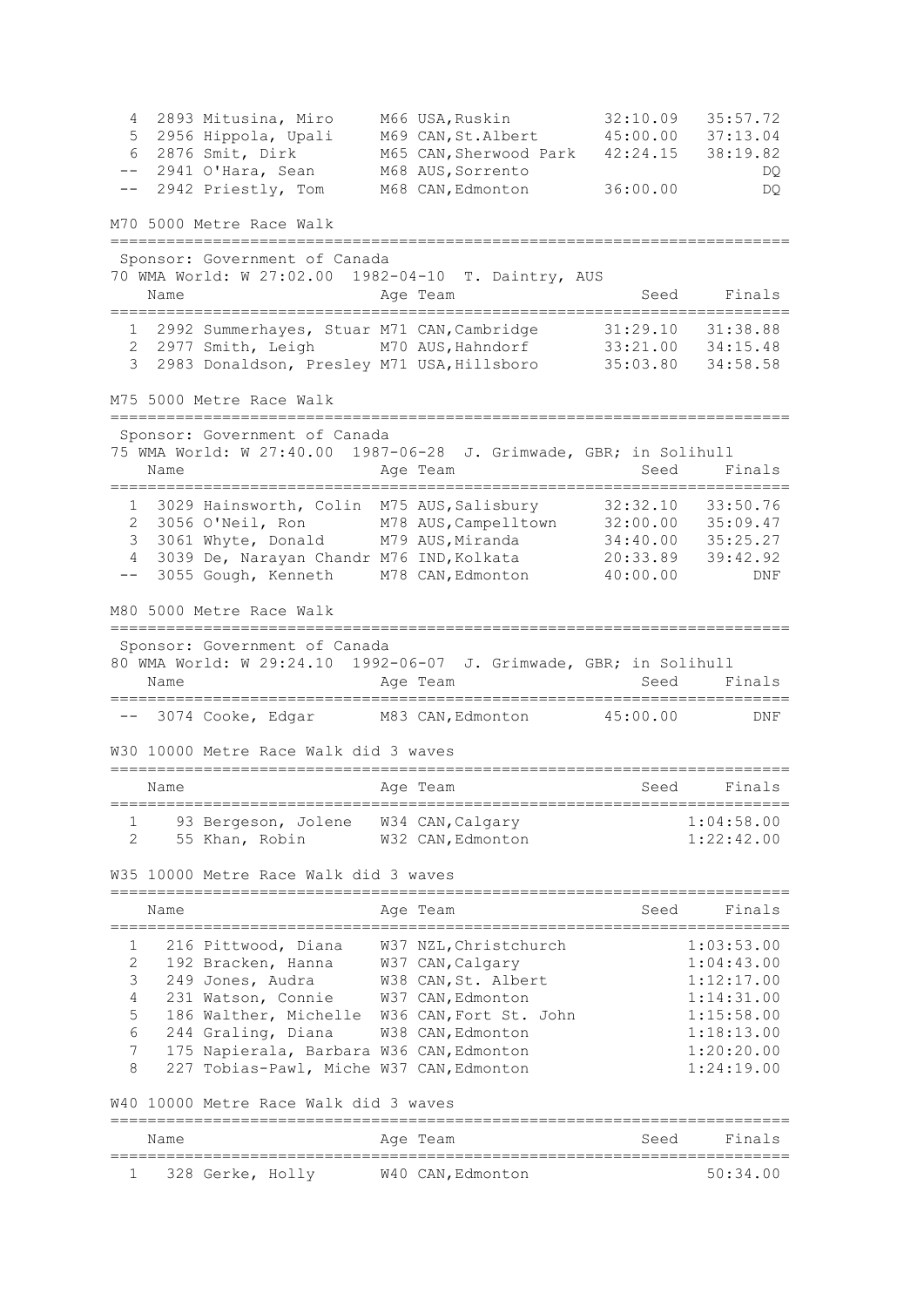| Place | Bib | Name | Age | Team | Seed | Finals |
|---|---|---|---|---|---|---|
| 4 | 2893 | Mitusina, Miro | M66 | USA,Ruskin | 32:10.09 | 35:57.72 |
| 5 | 2956 | Hippola, Upali | M69 | CAN,St.Albert | 45:00.00 | 37:13.04 |
| 6 | 2876 | Smit, Dirk | M65 | CAN,Sherwood Park | 42:24.15 | 38:19.82 |
| -- | 2941 | O'Hara, Sean | M68 | AUS,Sorrento | | DQ |
| -- | 2942 | Priestly, Tom | M68 | CAN,Edmonton | 36:00.00 | DQ |

## M70 5000 Metre Race Walk

Sponsor: Government of Canada
70 WMA World: W 27:02.00 1982-04-10 T. Daintry, AUS

| Place | Bib | Name | Age | Team | Seed | Finals |
|---|---|---|---|---|---|---|
| 1 | 2992 | Summerhayes, Stuar | M71 | CAN,Cambridge | 31:29.10 | 31:38.88 |
| 2 | 2977 | Smith, Leigh | M70 | AUS,Hahndorf | 33:21.00 | 34:15.48 |
| 3 | 2983 | Donaldson, Presley | M71 | USA,Hillsboro | 35:03.80 | 34:58.58 |

## M75 5000 Metre Race Walk

Sponsor: Government of Canada
75 WMA World: W 27:40.00 1987-06-28 J. Grimwade, GBR; in Solihull

| Place | Bib | Name | Age | Team | Seed | Finals |
|---|---|---|---|---|---|---|
| 1 | 3029 | Hainsworth, Colin | M75 | AUS,Salisbury | 32:32.10 | 33:50.76 |
| 2 | 3056 | O'Neil, Ron | M78 | AUS,Campelltown | 32:00.00 | 35:09.47 |
| 3 | 3061 | Whyte, Donald | M79 | AUS,Miranda | 34:40.00 | 35:25.27 |
| 4 | 3039 | De, Narayan Chandr | M76 | IND,Kolkata | 20:33.89 | 39:42.92 |
| -- | 3055 | Gough, Kenneth | M78 | CAN,Edmonton | 40:00.00 | DNF |

## M80 5000 Metre Race Walk

Sponsor: Government of Canada
80 WMA World: W 29:24.10 1992-06-07 J. Grimwade, GBR; in Solihull

| Place | Bib | Name | Age | Team | Seed | Finals |
|---|---|---|---|---|---|---|
| -- | 3074 | Cooke, Edgar | M83 | CAN,Edmonton | 45:00.00 | DNF |

## W30 10000 Metre Race Walk did 3 waves

| Place | Bib | Name | Age | Team | Seed | Finals |
|---|---|---|---|---|---|---|
| 1 | 93 | Bergeson, Jolene | W34 | CAN,Calgary | | 1:04:58.00 |
| 2 | 55 | Khan, Robin | W32 | CAN,Edmonton | | 1:22:42.00 |

## W35 10000 Metre Race Walk did 3 waves

| Place | Bib | Name | Age | Team | Seed | Finals |
|---|---|---|---|---|---|---|
| 1 | 216 | Pittwood, Diana | W37 | NZL,Christchurch | | 1:03:53.00 |
| 2 | 192 | Bracken, Hanna | W37 | CAN,Calgary | | 1:04:43.00 |
| 3 | 249 | Jones, Audra | W38 | CAN,St. Albert | | 1:12:17.00 |
| 4 | 231 | Watson, Connie | W37 | CAN,Edmonton | | 1:14:31.00 |
| 5 | 186 | Walther, Michelle | W36 | CAN,Fort St. John | | 1:15:58.00 |
| 6 | 244 | Graling, Diana | W38 | CAN,Edmonton | | 1:18:13.00 |
| 7 | 175 | Napierala, Barbara | W36 | CAN,Edmonton | | 1:20:20.00 |
| 8 | 227 | Tobias-Pawl, Miche | W37 | CAN,Edmonton | | 1:24:19.00 |

## W40 10000 Metre Race Walk did 3 waves

| Place | Bib | Name | Age | Team | Seed | Finals |
|---|---|---|---|---|---|---|
| 1 | 328 | Gerke, Holly | W40 | CAN,Edmonton | | 50:34.00 |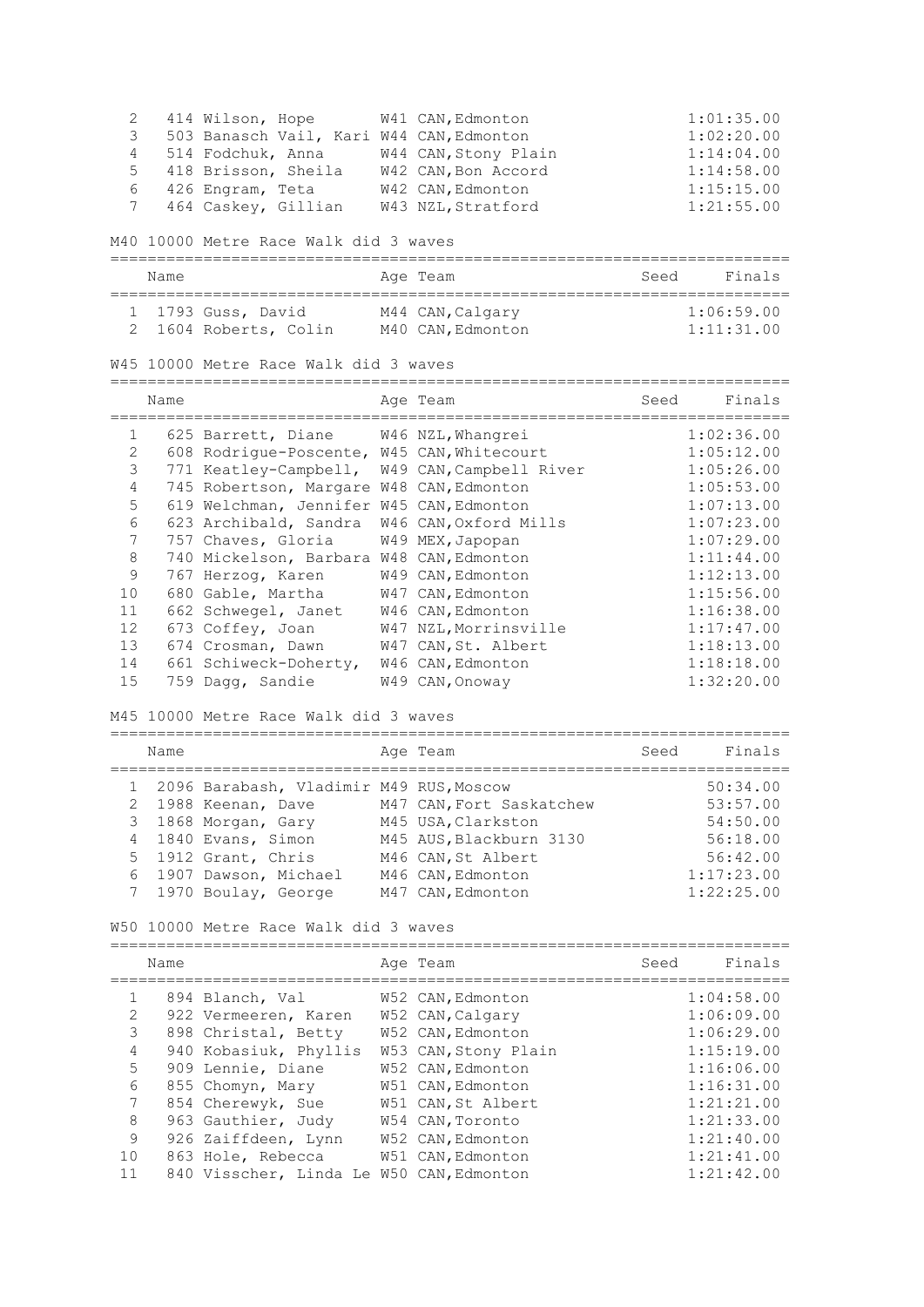| | Name | Age | Team | Seed | Finals |
|---|---|---|---|---|---|
| 2 | 414 Wilson, Hope | W41 | CAN, Edmonton | | 1:01:35.00 |
| 3 | 503 Banasch Vail, Kari | W44 | CAN, Edmonton | | 1:02:20.00 |
| 4 | 514 Fodchuk, Anna | W44 | CAN, Stony Plain | | 1:14:04.00 |
| 5 | 418 Brisson, Sheila | W42 | CAN, Bon Accord | | 1:14:58.00 |
| 6 | 426 Engram, Teta | W42 | CAN, Edmonton | | 1:15:15.00 |
| 7 | 464 Caskey, Gillian | W43 | NZL, Stratford | | 1:21:55.00 |

M40 10000 Metre Race Walk did 3 waves

| | Name | Age | Team | Seed | Finals |
|---|---|---|---|---|---|
| 1 | 1793 Guss, David | M44 | CAN, Calgary | | 1:06:59.00 |
| 2 | 1604 Roberts, Colin | M40 | CAN, Edmonton | | 1:11:31.00 |

W45 10000 Metre Race Walk did 3 waves

| | Name | Age | Team | Seed | Finals |
|---|---|---|---|---|---|
| 1 | 625 Barrett, Diane | W46 | NZL, Whangrei | | 1:02:36.00 |
| 2 | 608 Rodrigue-Poscente, | W45 | CAN, Whitecourt | | 1:05:12.00 |
| 3 | 771 Keatley-Campbell, | W49 | CAN, Campbell River | | 1:05:26.00 |
| 4 | 745 Robertson, Margare | W48 | CAN, Edmonton | | 1:05:53.00 |
| 5 | 619 Welchman, Jennifer | W45 | CAN, Edmonton | | 1:07:13.00 |
| 6 | 623 Archibald, Sandra | W46 | CAN, Oxford Mills | | 1:07:23.00 |
| 7 | 757 Chaves, Gloria | W49 | MEX, Japopan | | 1:07:29.00 |
| 8 | 740 Mickelson, Barbara | W48 | CAN, Edmonton | | 1:11:44.00 |
| 9 | 767 Herzog, Karen | W49 | CAN, Edmonton | | 1:12:13.00 |
| 10 | 680 Gable, Martha | W47 | CAN, Edmonton | | 1:15:56.00 |
| 11 | 662 Schwegel, Janet | W46 | CAN, Edmonton | | 1:16:38.00 |
| 12 | 673 Coffey, Joan | W47 | NZL, Morrinsville | | 1:17:47.00 |
| 13 | 674 Crosman, Dawn | W47 | CAN, St. Albert | | 1:18:13.00 |
| 14 | 661 Schiweck-Doherty, | W46 | CAN, Edmonton | | 1:18:18.00 |
| 15 | 759 Dagg, Sandie | W49 | CAN, Onoway | | 1:32:20.00 |

M45 10000 Metre Race Walk did 3 waves

| | Name | Age | Team | Seed | Finals |
|---|---|---|---|---|---|
| 1 | 2096 Barabash, Vladimir | M49 | RUS, Moscow | | 50:34.00 |
| 2 | 1988 Keenan, Dave | M47 | CAN, Fort Saskatchew | | 53:57.00 |
| 3 | 1868 Morgan, Gary | M45 | USA, Clarkston | | 54:50.00 |
| 4 | 1840 Evans, Simon | M45 | AUS, Blackburn 3130 | | 56:18.00 |
| 5 | 1912 Grant, Chris | M46 | CAN, St Albert | | 56:42.00 |
| 6 | 1907 Dawson, Michael | M46 | CAN, Edmonton | | 1:17:23.00 |
| 7 | 1970 Boulay, George | M47 | CAN, Edmonton | | 1:22:25.00 |

W50 10000 Metre Race Walk did 3 waves

| | Name | Age | Team | Seed | Finals |
|---|---|---|---|---|---|
| 1 | 894 Blanch, Val | W52 | CAN, Edmonton | | 1:04:58.00 |
| 2 | 922 Vermeeren, Karen | W52 | CAN, Calgary | | 1:06:09.00 |
| 3 | 898 Christal, Betty | W52 | CAN, Edmonton | | 1:06:29.00 |
| 4 | 940 Kobasiuk, Phyllis | W53 | CAN, Stony Plain | | 1:15:19.00 |
| 5 | 909 Lennie, Diane | W52 | CAN, Edmonton | | 1:16:06.00 |
| 6 | 855 Chomyn, Mary | W51 | CAN, Edmonton | | 1:16:31.00 |
| 7 | 854 Cherewyk, Sue | W51 | CAN, St Albert | | 1:21:21.00 |
| 8 | 963 Gauthier, Judy | W54 | CAN, Toronto | | 1:21:33.00 |
| 9 | 926 Zaiffdeen, Lynn | W52 | CAN, Edmonton | | 1:21:40.00 |
| 10 | 863 Hole, Rebecca | W51 | CAN, Edmonton | | 1:21:41.00 |
| 11 | 840 Visscher, Linda Le | W50 | CAN, Edmonton | | 1:21:42.00 |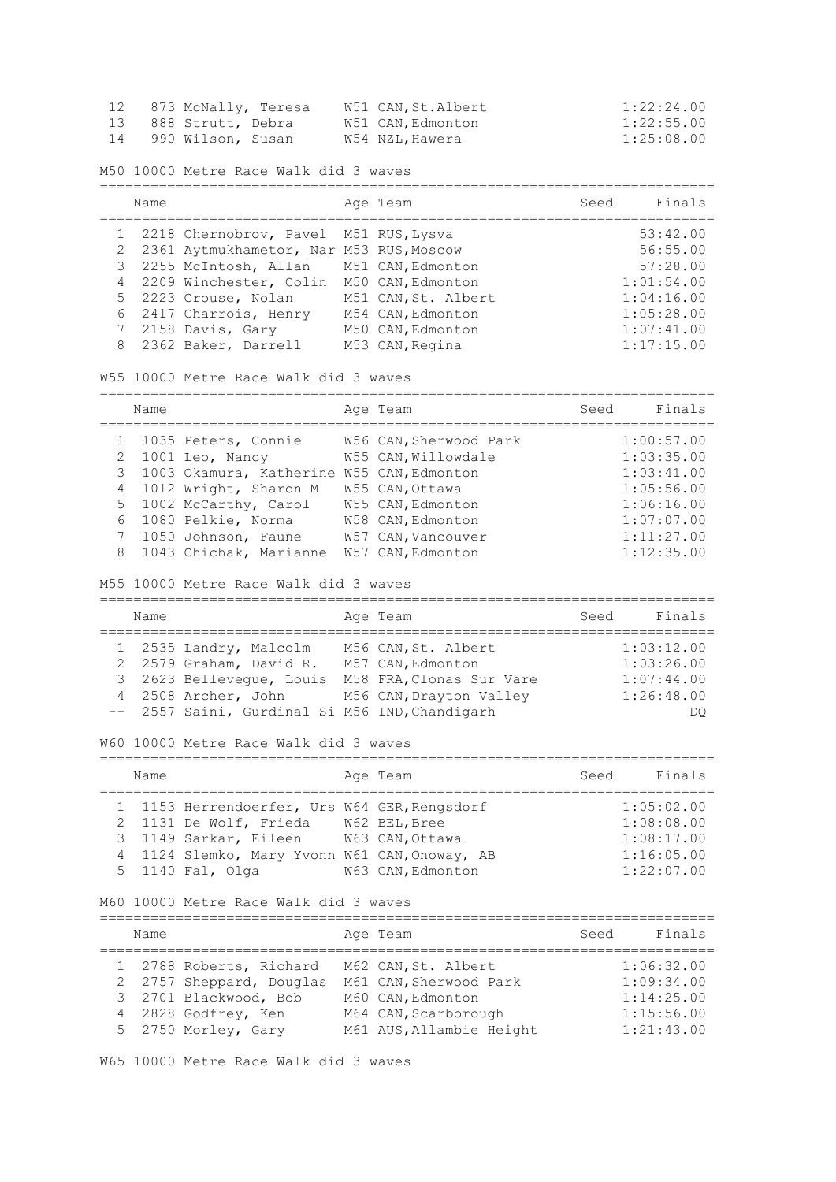| | | | | |
|---|---|---|---|---|
| 12 | 873 McNally, Teresa | W51 CAN,St.Albert | | 1:22:24.00 |
| 13 | 888 Strutt, Debra | W51 CAN,Edmonton | | 1:22:55.00 |
| 14 | 990 Wilson, Susan | W54 NZL,Hawera | | 1:25:08.00 |

M50 10000 Metre Race Walk did 3 waves

| | Name | Age Team | Seed | Finals |
|---|---|---|---|---|
| 1 | 2218 Chernobrov, Pavel | M51 RUS,Lysva | | 53:42.00 |
| 2 | 2361 Aytmukhametor, Nar | M53 RUS,Moscow | | 56:55.00 |
| 3 | 2255 McIntosh, Allan | M51 CAN,Edmonton | | 57:28.00 |
| 4 | 2209 Winchester, Colin | M50 CAN,Edmonton | | 1:01:54.00 |
| 5 | 2223 Crouse, Nolan | M51 CAN, St. Albert | | 1:04:16.00 |
| 6 | 2417 Charrois, Henry | M54 CAN,Edmonton | | 1:05:28.00 |
| 7 | 2158 Davis, Gary | M50 CAN,Edmonton | | 1:07:41.00 |
| 8 | 2362 Baker, Darrell | M53 CAN,Regina | | 1:17:15.00 |

W55 10000 Metre Race Walk did 3 waves

| | Name | Age Team | Seed | Finals |
|---|---|---|---|---|
| 1 | 1035 Peters, Connie | W56 CAN,Sherwood Park | | 1:00:57.00 |
| 2 | 1001 Leo, Nancy | W55 CAN,Willowdale | | 1:03:35.00 |
| 3 | 1003 Okamura, Katherine | W55 CAN,Edmonton | | 1:03:41.00 |
| 4 | 1012 Wright, Sharon M | W55 CAN,Ottawa | | 1:05:56.00 |
| 5 | 1002 McCarthy, Carol | W55 CAN,Edmonton | | 1:06:16.00 |
| 6 | 1080 Pelkie, Norma | W58 CAN,Edmonton | | 1:07:07.00 |
| 7 | 1050 Johnson, Faune | W57 CAN,Vancouver | | 1:11:27.00 |
| 8 | 1043 Chichak, Marianne | W57 CAN,Edmonton | | 1:12:35.00 |

M55 10000 Metre Race Walk did 3 waves

| | Name | Age Team | Seed | Finals |
|---|---|---|---|---|
| 1 | 2535 Landry, Malcolm | M56 CAN,St. Albert | | 1:03:12.00 |
| 2 | 2579 Graham, David R. | M57 CAN,Edmonton | | 1:03:26.00 |
| 3 | 2623 Bellevegue, Louis | M58 FRA,Clonas Sur Vare | | 1:07:44.00 |
| 4 | 2508 Archer, John | M56 CAN,Drayton Valley | | 1:26:48.00 |
| -- | 2557 Saini, Gurdinal Si | M56 IND,Chandigarh | | DQ |

W60 10000 Metre Race Walk did 3 waves

| | Name | Age Team | Seed | Finals |
|---|---|---|---|---|
| 1 | 1153 Herrendoerfer, Urs | W64 GER,Rengsdorf | | 1:05:02.00 |
| 2 | 1131 De Wolf, Frieda | W62 BEL,Bree | | 1:08:08.00 |
| 3 | 1149 Sarkar, Eileen | W63 CAN,Ottawa | | 1:08:17.00 |
| 4 | 1124 Slemko, Mary Yvonn | W61 CAN,Onoway, AB | | 1:16:05.00 |
| 5 | 1140 Fal, Olga | W63 CAN,Edmonton | | 1:22:07.00 |

M60 10000 Metre Race Walk did 3 waves

| | Name | Age Team | Seed | Finals |
|---|---|---|---|---|
| 1 | 2788 Roberts, Richard | M62 CAN,St. Albert | | 1:06:32.00 |
| 2 | 2757 Sheppard, Douglas | M61 CAN,Sherwood Park | | 1:09:34.00 |
| 3 | 2701 Blackwood, Bob | M60 CAN,Edmonton | | 1:14:25.00 |
| 4 | 2828 Godfrey, Ken | M64 CAN,Scarborough | | 1:15:56.00 |
| 5 | 2750 Morley, Gary | M61 AUS,Allambie Height | | 1:21:43.00 |

W65 10000 Metre Race Walk did 3 waves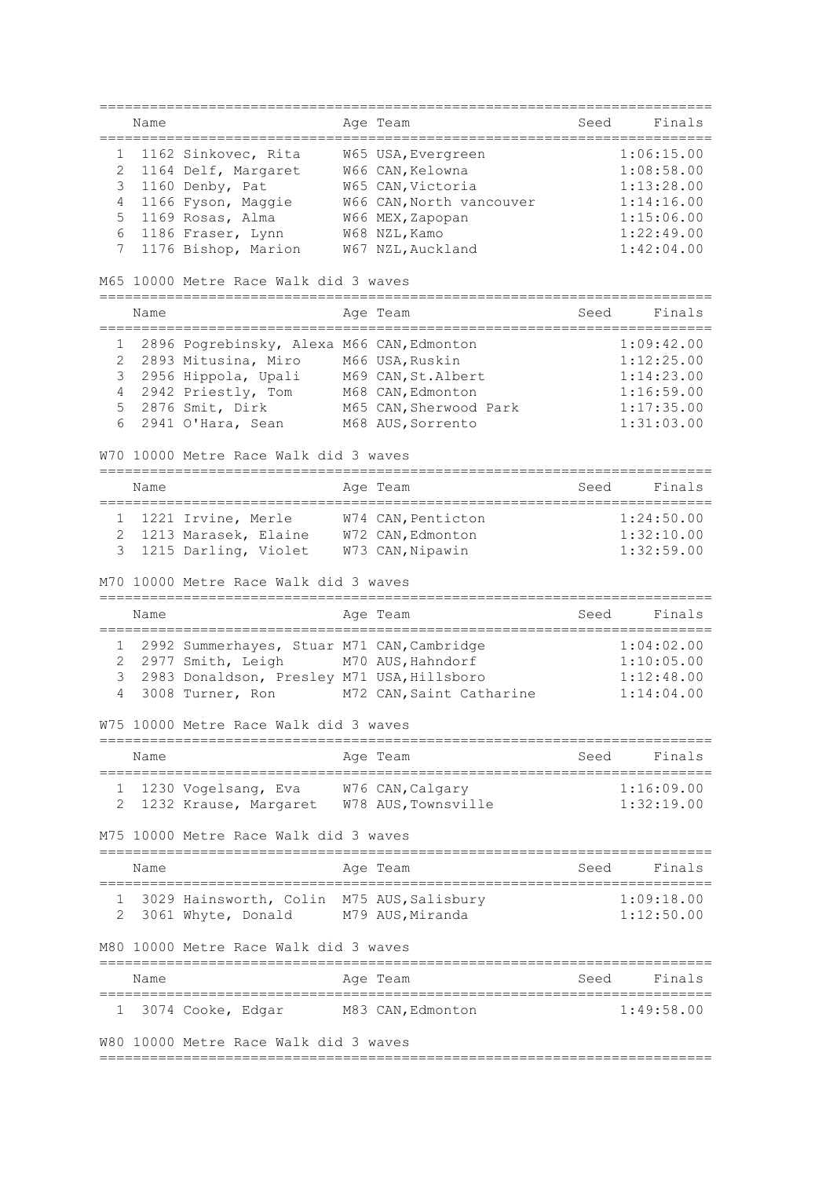| | | Name | Age | Team | Seed | Finals |
|---|---|---|---|---|---|---|
| 1 | 1162 | Sinkovec, Rita | W65 | USA,Evergreen | | 1:06:15.00 |
| 2 | 1164 | Delf, Margaret | W66 | CAN,Kelowna | | 1:08:58.00 |
| 3 | 1160 | Denby, Pat | W65 | CAN,Victoria | | 1:13:28.00 |
| 4 | 1166 | Fyson, Maggie | W66 | CAN,North vancouver | | 1:14:16.00 |
| 5 | 1169 | Rosas, Alma | W66 | MEX,Zapopan | | 1:15:06.00 |
| 6 | 1186 | Fraser, Lynn | W68 | NZL,Kamo | | 1:22:49.00 |
| 7 | 1176 | Bishop, Marion | W67 | NZL,Auckland | | 1:42:04.00 |

M65 10000 Metre Race Walk did 3 waves

| | | Name | Age | Team | Seed | Finals |
|---|---|---|---|---|---|---|
| 1 | 2896 | Pogrebinsky, Alexa | M66 | CAN,Edmonton | | 1:09:42.00 |
| 2 | 2893 | Mitusina, Miro | M66 | USA,Ruskin | | 1:12:25.00 |
| 3 | 2956 | Hippola, Upali | M69 | CAN,St.Albert | | 1:14:23.00 |
| 4 | 2942 | Priestly, Tom | M68 | CAN,Edmonton | | 1:16:59.00 |
| 5 | 2876 | Smit, Dirk | M65 | CAN,Sherwood Park | | 1:17:35.00 |
| 6 | 2941 | O'Hara, Sean | M68 | AUS,Sorrento | | 1:31:03.00 |

W70 10000 Metre Race Walk did 3 waves

| | | Name | Age | Team | Seed | Finals |
|---|---|---|---|---|---|---|
| 1 | 1221 | Irvine, Merle | W74 | CAN,Penticton | | 1:24:50.00 |
| 2 | 1213 | Marasek, Elaine | W72 | CAN,Edmonton | | 1:32:10.00 |
| 3 | 1215 | Darling, Violet | W73 | CAN,Nipawin | | 1:32:59.00 |

M70 10000 Metre Race Walk did 3 waves

| | | Name | Age | Team | Seed | Finals |
|---|---|---|---|---|---|---|
| 1 | 2992 | Summerhayes, Stuar | M71 | CAN,Cambridge | | 1:04:02.00 |
| 2 | 2977 | Smith, Leigh | M70 | AUS,Hahndorf | | 1:10:05.00 |
| 3 | 2983 | Donaldson, Presley | M71 | USA,Hillsboro | | 1:12:48.00 |
| 4 | 3008 | Turner, Ron | M72 | CAN,Saint Catharine | | 1:14:04.00 |

W75 10000 Metre Race Walk did 3 waves

| | | Name | Age | Team | Seed | Finals |
|---|---|---|---|---|---|---|
| 1 | 1230 | Vogelsang, Eva | W76 | CAN,Calgary | | 1:16:09.00 |
| 2 | 1232 | Krause, Margaret | W78 | AUS,Townsville | | 1:32:19.00 |

M75 10000 Metre Race Walk did 3 waves

| | | Name | Age | Team | Seed | Finals |
|---|---|---|---|---|---|---|
| 1 | 3029 | Hainsworth, Colin | M75 | AUS,Salisbury | | 1:09:18.00 |
| 2 | 3061 | Whyte, Donald | M79 | AUS,Miranda | | 1:12:50.00 |

M80 10000 Metre Race Walk did 3 waves

| | | Name | Age | Team | Seed | Finals |
|---|---|---|---|---|---|---|
| 1 | 3074 | Cooke, Edgar | M83 | CAN,Edmonton | | 1:49:58.00 |

W80 10000 Metre Race Walk did 3 waves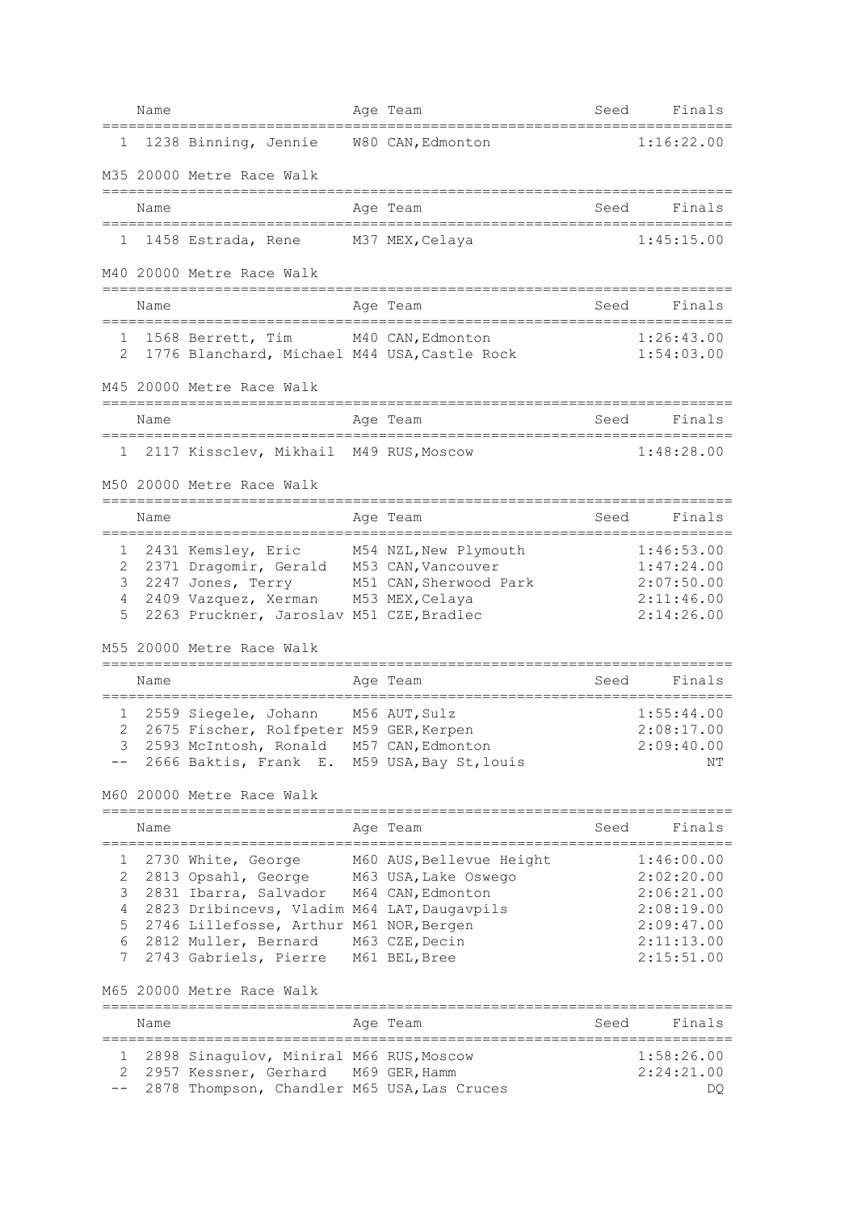| | | Name | Age | Team | Seed | Finals |
|---|---|---|---|---|---|---|
| 1 | 1238 | Binning, Jennie | W80 | CAN, Edmonton | | 1:16:22.00 |

## M35 20000 Metre Race Walk

| | | Name | Age | Team | Seed | Finals |
|---|---|---|---|---|---|---|
| 1 | 1458 | Estrada, Rene | M37 | MEX, Celaya | | 1:45:15.00 |

## M40 20000 Metre Race Walk

| | | Name | Age | Team | Seed | Finals |
|---|---|---|---|---|---|---|
| 1 | 1568 | Berrett, Tim | M40 | CAN, Edmonton | | 1:26:43.00 |
| 2 | 1776 | Blanchard, Michael | M44 | USA, Castle Rock | | 1:54:03.00 |

## M45 20000 Metre Race Walk

| | | Name | Age | Team | Seed | Finals |
|---|---|---|---|---|---|---|
| 1 | 2117 | Kissclev, Mikhail | M49 | RUS, Moscow | | 1:48:28.00 |

## M50 20000 Metre Race Walk

| | | Name | Age | Team | Seed | Finals |
|---|---|---|---|---|---|---|
| 1 | 2431 | Kemsley, Eric | M54 | NZL, New Plymouth | | 1:46:53.00 |
| 2 | 2371 | Dragomir, Gerald | M53 | CAN, Vancouver | | 1:47:24.00 |
| 3 | 2247 | Jones, Terry | M51 | CAN, Sherwood Park | | 2:07:50.00 |
| 4 | 2409 | Vazquez, Xerman | M53 | MEX, Celaya | | 2:11:46.00 |
| 5 | 2263 | Pruckner, Jaroslav | M51 | CZE, Bradlec | | 2:14:26.00 |

## M55 20000 Metre Race Walk

| | | Name | Age | Team | Seed | Finals |
|---|---|---|---|---|---|---|
| 1 | 2559 | Siegele, Johann | M56 | AUT, Sulz | | 1:55:44.00 |
| 2 | 2675 | Fischer, Rolfpeter | M59 | GER, Kerpen | | 2:08:17.00 |
| 3 | 2593 | McIntosh, Ronald | M57 | CAN, Edmonton | | 2:09:40.00 |
| -- | 2666 | Baktis, Frank E. | M59 | USA, Bay St, louis | | NT |

## M60 20000 Metre Race Walk

| | | Name | Age | Team | Seed | Finals |
|---|---|---|---|---|---|---|
| 1 | 2730 | White, George | M60 | AUS, Bellevue Height | | 1:46:00.00 |
| 2 | 2813 | Opsahl, George | M63 | USA, Lake Oswego | | 2:02:20.00 |
| 3 | 2831 | Ibarra, Salvador | M64 | CAN, Edmonton | | 2:06:21.00 |
| 4 | 2823 | Dribincevs, Vladim | M64 | LAT, Daugavpils | | 2:08:19.00 |
| 5 | 2746 | Lillefosse, Arthur | M61 | NOR, Bergen | | 2:09:47.00 |
| 6 | 2812 | Muller, Bernard | M63 | CZE, Decin | | 2:11:13.00 |
| 7 | 2743 | Gabriels, Pierre | M61 | BEL, Bree | | 2:15:51.00 |

## M65 20000 Metre Race Walk

| | | Name | Age | Team | Seed | Finals |
|---|---|---|---|---|---|---|
| 1 | 2898 | Sinagulov, Miniral | M66 | RUS, Moscow | | 1:58:26.00 |
| 2 | 2957 | Kessner, Gerhard | M69 | GER, Hamm | | 2:24:21.00 |
| -- | 2878 | Thompson, Chandler | M65 | USA, Las Cruces | | DQ |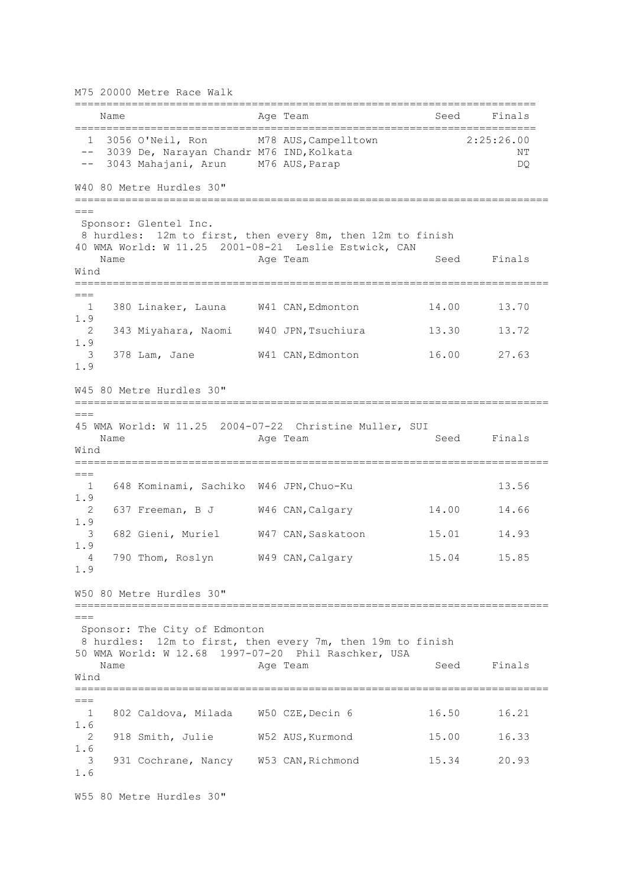## M75 20000 Metre Race Walk

| | Name | Age | Team | Seed | Finals |
|---|---|---|---|---|---|
| 1 | 3056 O'Neil, Ron | M78 | AUS,Campelltown | | 2:25:26.00 |
| -- | 3039 De, Narayan Chandr | M76 | IND,Kolkata | | NT |
| -- | 3043 Mahajani, Arun | M76 | AUS,Parap | | DQ |

## W40 80 Metre Hurdles 30"

Sponsor: Glentel Inc.
8 hurdles: 12m to first, then every 8m, then 12m to finish
40 WMA World: W 11.25 2001-08-21 Leslie Estwick, CAN

| | Name | Age | Team | Seed | Finals | Wind |
|---|---|---|---|---|---|---|
| 1 | 380 Linaker, Launa | W41 | CAN,Edmonton | 14.00 | 13.70 | 1.9 |
| 2 | 343 Miyahara, Naomi | W40 | JPN,Tsuchiura | 13.30 | 13.72 | 1.9 |
| 3 | 378 Lam, Jane | W41 | CAN,Edmonton | 16.00 | 27.63 | 1.9 |

## W45 80 Metre Hurdles 30"

45 WMA World: W 11.25 2004-07-22 Christine Muller, SUI

| | Name | Age | Team | Seed | Finals | Wind |
|---|---|---|---|---|---|---|
| 1 | 648 Kominami, Sachiko | W46 | JPN,Chuo-Ku | | 13.56 | 1.9 |
| 2 | 637 Freeman, B J | W46 | CAN,Calgary | 14.00 | 14.66 | 1.9 |
| 3 | 682 Gieni, Muriel | W47 | CAN,Saskatoon | 15.01 | 14.93 | 1.9 |
| 4 | 790 Thom, Roslyn | W49 | CAN,Calgary | 15.04 | 15.85 | 1.9 |

## W50 80 Metre Hurdles 30"

Sponsor: The City of Edmonton
8 hurdles: 12m to first, then every 7m, then 19m to finish
50 WMA World: W 12.68 1997-07-20 Phil Raschker, USA

| | Name | Age | Team | Seed | Finals | Wind |
|---|---|---|---|---|---|---|
| 1 | 802 Caldova, Milada | W50 | CZE,Decin 6 | 16.50 | 16.21 | 1.6 |
| 2 | 918 Smith, Julie | W52 | AUS,Kurmond | 15.00 | 16.33 | 1.6 |
| 3 | 931 Cochrane, Nancy | W53 | CAN,Richmond | 15.34 | 20.93 | 1.6 |

## W55 80 Metre Hurdles 30"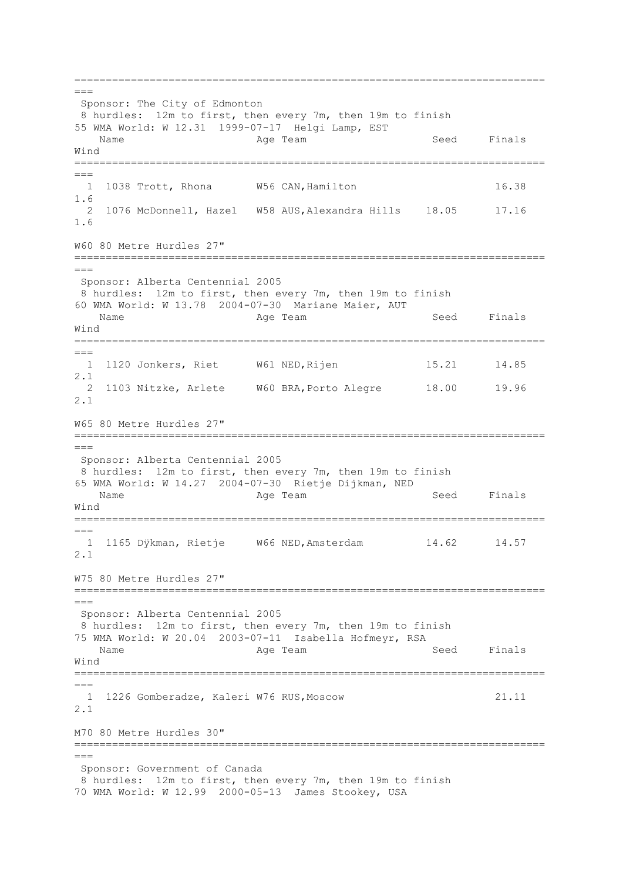```
===============================================================================
===
 Sponsor: The City of Edmonton
 8 hurdles:  12m to first, then every 7m, then 19m to finish
55 WMA World: W 12.31  1999-07-17  Helgi Lamp, EST
    Name                    Age Team                   Seed     Finals
Wind
===============================================================================
===
  1  1038 Trott, Rhona       W56 CAN,Hamilton                      16.38
1.6
  2  1076 McDonnell, Hazel   W58 AUS,Alexandra Hills    18.05      17.16
1.6
```

W60 80 Metre Hurdles 27"

```
===============================================================================
===
 Sponsor: Alberta Centennial 2005
 8 hurdles:  12m to first, then every 7m, then 19m to finish
60 WMA World: W 13.78  2004-07-30  Mariane Maier, AUT
    Name                    Age Team                   Seed     Finals
Wind
===============================================================================
===
  1  1120 Jonkers, Riet      W61 NED,Rijen              15.21      14.85
2.1
  2  1103 Nitzke, Arlete     W60 BRA,Porto Alegre       18.00      19.96
2.1
```

W65 80 Metre Hurdles 27"

```
===============================================================================
===
 Sponsor: Alberta Centennial 2005
 8 hurdles:  12m to first, then every 7m, then 19m to finish
65 WMA World: W 14.27  2004-07-30  Rietje Dijkman, NED
    Name                    Age Team                   Seed     Finals
Wind
===============================================================================
===
  1  1165 Dÿkman, Rietje     W66 NED,Amsterdam          14.62      14.57
2.1
```

W75 80 Metre Hurdles 27"

```
===============================================================================
===
 Sponsor: Alberta Centennial 2005
 8 hurdles:  12m to first, then every 7m, then 19m to finish
75 WMA World: W 20.04  2003-07-11  Isabella Hofmeyr, RSA
    Name                    Age Team                   Seed     Finals
Wind
===============================================================================
===
  1  1226 Gomberadze, Kaleri W76 RUS,Moscow                        21.11
2.1
```

M70 80 Metre Hurdles 30"

```
===============================================================================
===
 Sponsor: Government of Canada
 8 hurdles:  12m to first, then every 7m, then 19m to finish
70 WMA World: W 12.99  2000-05-13  James Stookey, USA
```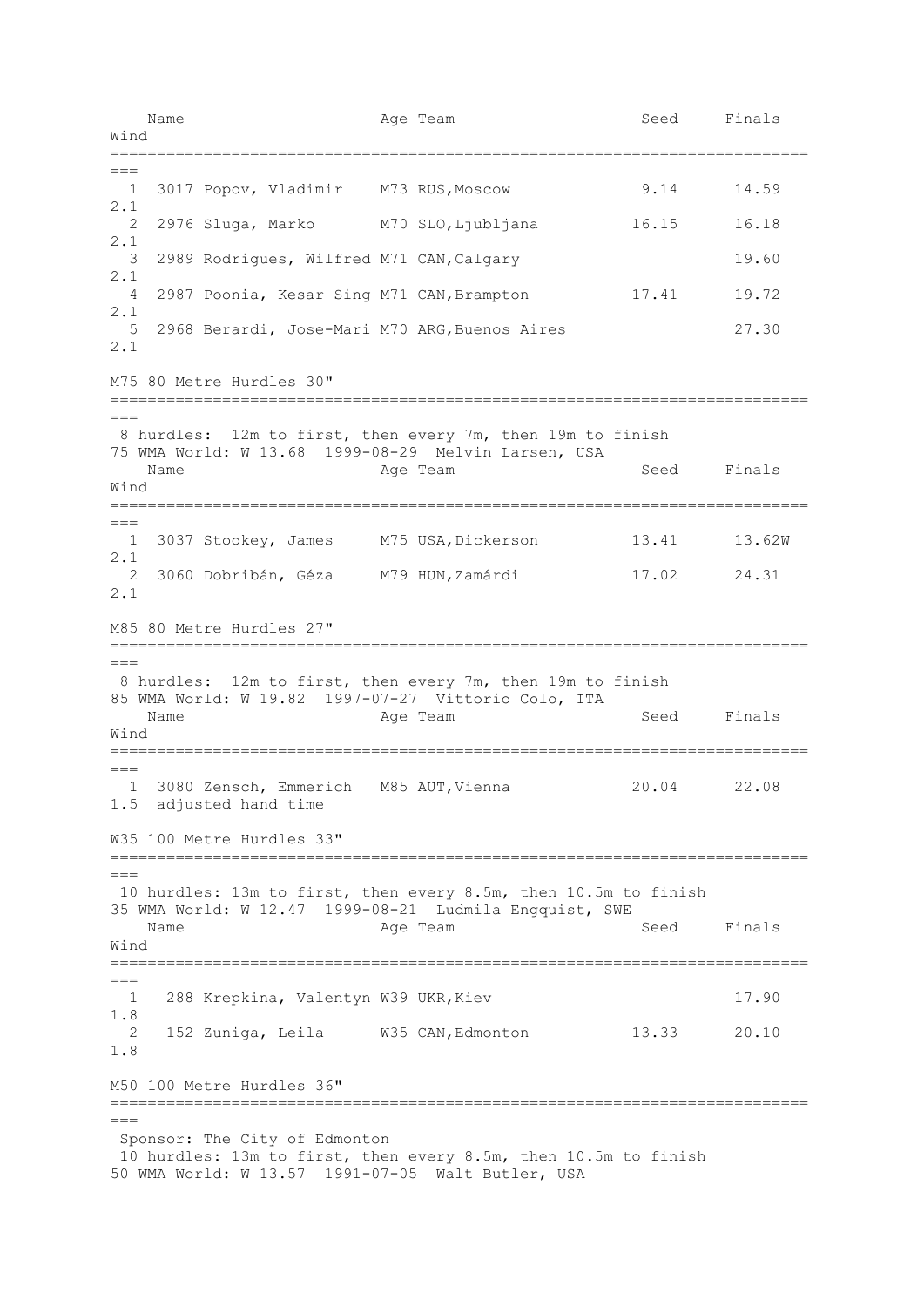| Place | Bib | Name | Age | Team | Seed | Finals | Wind |
|---|---|---|---|---|---|---|---|
| 1 | 3017 | Popov, Vladimir | M73 | RUS,Moscow | 9.14 | 14.59 | 2.1 |
| 2 | 2976 | Sluga, Marko | M70 | SLO,Ljubljana | 16.15 | 16.18 | 2.1 |
| 3 | 2989 | Rodrigues, Wilfred | M71 | CAN,Calgary | | 19.60 | 2.1 |
| 4 | 2987 | Poonia, Kesar Sing | M71 | CAN,Brampton | 17.41 | 19.72 | 2.1 |
| 5 | 2968 | Berardi, Jose-Mari | M70 | ARG,Buenos Aires | | 27.30 | 2.1 |

## M75 80 Metre Hurdles 30"

8 hurdles: 12m to first, then every 7m, then 19m to finish
75 WMA World: W 13.68 1999-08-29 Melvin Larsen, USA

| Place | Bib | Name | Age | Team | Seed | Finals | Wind |
|---|---|---|---|---|---|---|---|
| 1 | 3037 | Stookey, James | M75 | USA,Dickerson | 13.41 | 13.62W | 2.1 |
| 2 | 3060 | Dobribán, Géza | M79 | HUN,Zamárdi | 17.02 | 24.31 | 2.1 |

## M85 80 Metre Hurdles 27"

8 hurdles: 12m to first, then every 7m, then 19m to finish
85 WMA World: W 19.82 1997-07-27 Vittorio Colo, ITA

| Place | Bib | Name | Age | Team | Seed | Finals | Wind |
|---|---|---|---|---|---|---|---|
| 1 | 3080 | Zensch, Emmerich | M85 | AUT,Vienna | 20.04 | 22.08 | 1.5 adjusted hand time |

## W35 100 Metre Hurdles 33"

10 hurdles: 13m to first, then every 8.5m, then 10.5m to finish
35 WMA World: W 12.47 1999-08-21 Ludmila Engquist, SWE

| Place | Bib | Name | Age | Team | Seed | Finals | Wind |
|---|---|---|---|---|---|---|---|
| 1 | 288 | Krepkina, Valentyn | W39 | UKR,Kiev | | 17.90 | 1.8 |
| 2 | 152 | Zuniga, Leila | W35 | CAN,Edmonton | 13.33 | 20.10 | 1.8 |

## M50 100 Metre Hurdles 36"

Sponsor: The City of Edmonton
10 hurdles: 13m to first, then every 8.5m, then 10.5m to finish
50 WMA World: W 13.57 1991-07-05 Walt Butler, USA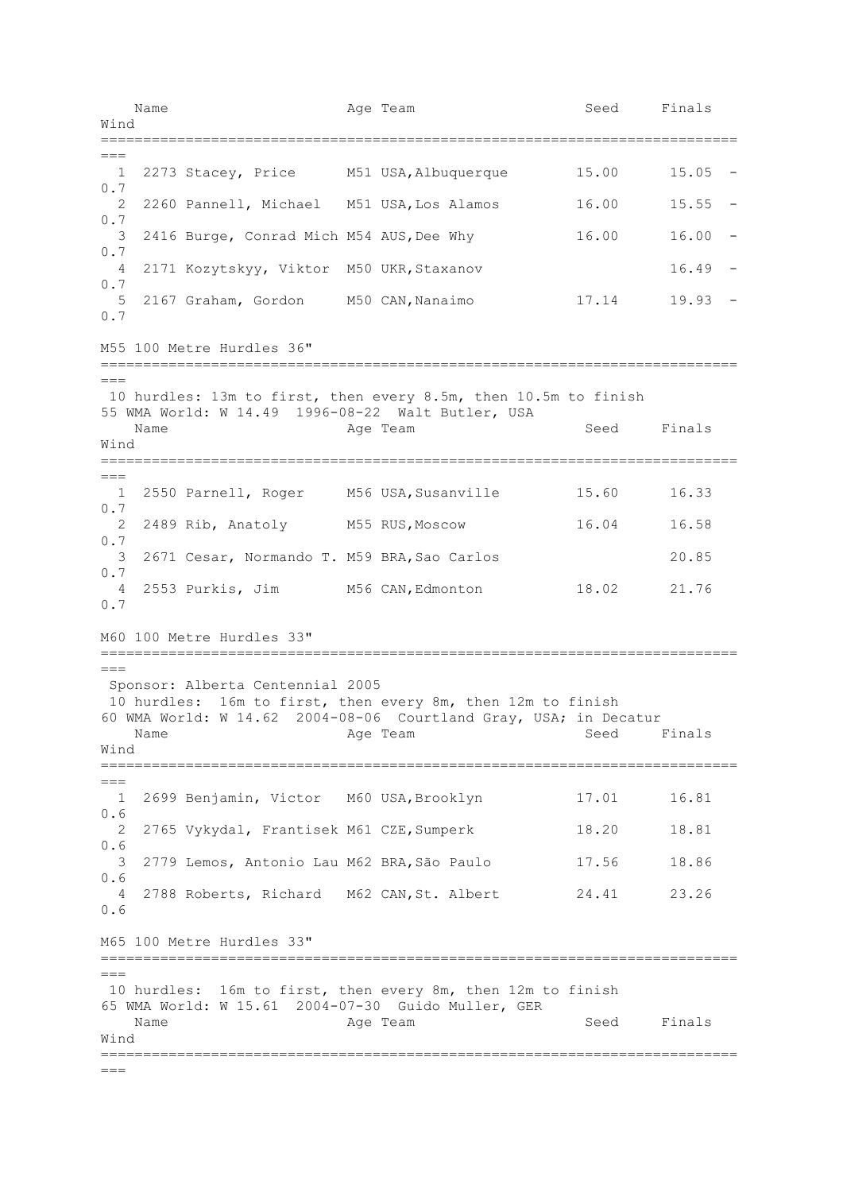| Place | Bib | Name | Age | Team | Seed | Finals | Wind |
|---|---|---|---|---|---|---|---|
| 1 | 2273 | Stacey, Price | M51 | USA,Albuquerque | 15.00 | 15.05 | -0.7 |
| 2 | 2260 | Pannell, Michael | M51 | USA,Los Alamos | 16.00 | 15.55 | -0.7 |
| 3 | 2416 | Burge, Conrad Mich | M54 | AUS,Dee Why | 16.00 | 16.00 | -0.7 |
| 4 | 2171 | Kozytskyy, Viktor | M50 | UKR,Staxanov | | 16.49 | -0.7 |
| 5 | 2167 | Graham, Gordon | M50 | CAN,Nanaimo | 17.14 | 19.93 | -0.7 |

## M55 100 Metre Hurdles 36"

10 hurdles: 13m to first, then every 8.5m, then 10.5m to finish

55 WMA World: W 14.49 1996-08-22 Walt Butler, USA

| Place | Bib | Name | Age | Team | Seed | Finals | Wind |
|---|---|---|---|---|---|---|---|
| 1 | 2550 | Parnell, Roger | M56 | USA,Susanville | 15.60 | 16.33 | 0.7 |
| 2 | 2489 | Rib, Anatoly | M55 | RUS,Moscow | 16.04 | 16.58 | 0.7 |
| 3 | 2671 | Cesar, Normando T. | M59 | BRA,Sao Carlos | | 20.85 | 0.7 |
| 4 | 2553 | Purkis, Jim | M56 | CAN,Edmonton | 18.02 | 21.76 | 0.7 |

## M60 100 Metre Hurdles 33"

Sponsor: Alberta Centennial 2005

10 hurdles: 16m to first, then every 8m, then 12m to finish

60 WMA World: W 14.62 2004-08-06 Courtland Gray, USA; in Decatur

| Place | Bib | Name | Age | Team | Seed | Finals | Wind |
|---|---|---|---|---|---|---|---|
| 1 | 2699 | Benjamin, Victor | M60 | USA,Brooklyn | 17.01 | 16.81 | 0.6 |
| 2 | 2765 | Vykydal, Frantisek | M61 | CZE,Sumperk | 18.20 | 18.81 | 0.6 |
| 3 | 2779 | Lemos, Antonio Lau | M62 | BRA,São Paulo | 17.56 | 18.86 | 0.6 |
| 4 | 2788 | Roberts, Richard | M62 | CAN,St. Albert | 24.41 | 23.26 | 0.6 |

## M65 100 Metre Hurdles 33"

10 hurdles: 16m to first, then every 8m, then 12m to finish

65 WMA World: W 15.61 2004-07-30 Guido Muller, GER

| Place | Bib | Name | Age | Team | Seed | Finals | Wind |
|---|---|---|---|---|---|---|---|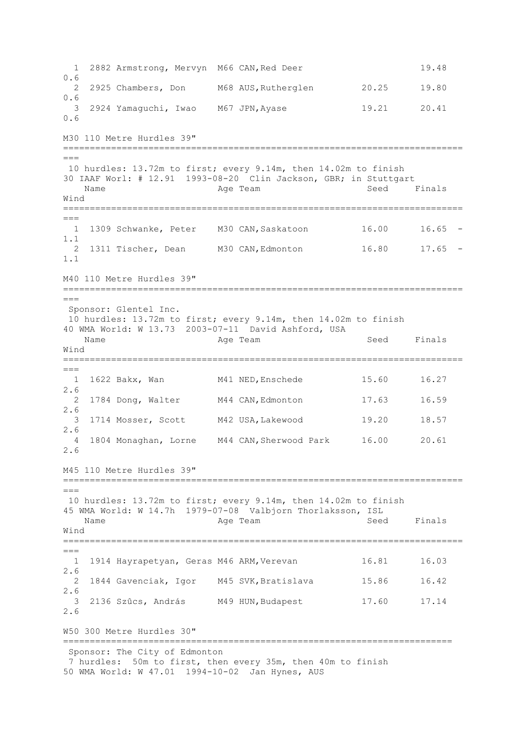| Place | Bib | Name | Age | Team | Seed | Finals | Wind |
|---|---|---|---|---|---|---|---|
| 1 | 2882 | Armstrong, Mervyn | M66 | CAN,Red Deer | | 19.48 | 0.6 |
| 2 | 2925 | Chambers, Don | M68 | AUS,Rutherglen | 20.25 | 19.80 | 0.6 |
| 3 | 2924 | Yamaguchi, Iwao | M67 | JPN,Ayase | 19.21 | 20.41 | 0.6 |

## M30 110 Metre Hurdles 39"

10 hurdles: 13.72m to first; every 9.14m, then 14.02m to finish

30 IAAF Worl: # 12.91 1993-08-20 Clin Jackson, GBR; in Stuttgart

| Place | Bib | Name | Age | Team | Seed | Finals | Wind |
|---|---|---|---|---|---|---|---|
| 1 | 1309 | Schwanke, Peter | M30 | CAN,Saskatoon | 16.00 | 16.65 | -1.1 |
| 2 | 1311 | Tischer, Dean | M30 | CAN,Edmonton | 16.80 | 17.65 | -1.1 |

## M40 110 Metre Hurdles 39"

Sponsor: Glentel Inc.

10 hurdles: 13.72m to first; every 9.14m, then 14.02m to finish

40 WMA World: W 13.73 2003-07-11 David Ashford, USA

| Place | Bib | Name | Age | Team | Seed | Finals | Wind |
|---|---|---|---|---|---|---|---|
| 1 | 1622 | Bakx, Wan | M41 | NED,Enschede | 15.60 | 16.27 | 2.6 |
| 2 | 1784 | Dong, Walter | M44 | CAN,Edmonton | 17.63 | 16.59 | 2.6 |
| 3 | 1714 | Mosser, Scott | M42 | USA,Lakewood | 19.20 | 18.57 | 2.6 |
| 4 | 1804 | Monaghan, Lorne | M44 | CAN,Sherwood Park | 16.00 | 20.61 | 2.6 |

## M45 110 Metre Hurdles 39"

10 hurdles: 13.72m to first; every 9.14m, then 14.02m to finish

45 WMA World: W 14.7h 1979-07-08 Valbjorn Thorlaksson, ISL

| Place | Bib | Name | Age | Team | Seed | Finals | Wind |
|---|---|---|---|---|---|---|---|
| 1 | 1914 | Hayrapetyan, Geras | M46 | ARM,Verevan | 16.81 | 16.03 | 2.6 |
| 2 | 1844 | Gavenciak, Igor | M45 | SVK,Bratislava | 15.86 | 16.42 | 2.6 |
| 3 | 2136 | Szûcs, András | M49 | HUN,Budapest | 17.60 | 17.14 | 2.6 |

## W50 300 Metre Hurdles 30"

Sponsor: The City of Edmonton

7 hurdles: 50m to first, then every 35m, then 40m to finish

50 WMA World: W 47.01 1994-10-02 Jan Hynes, AUS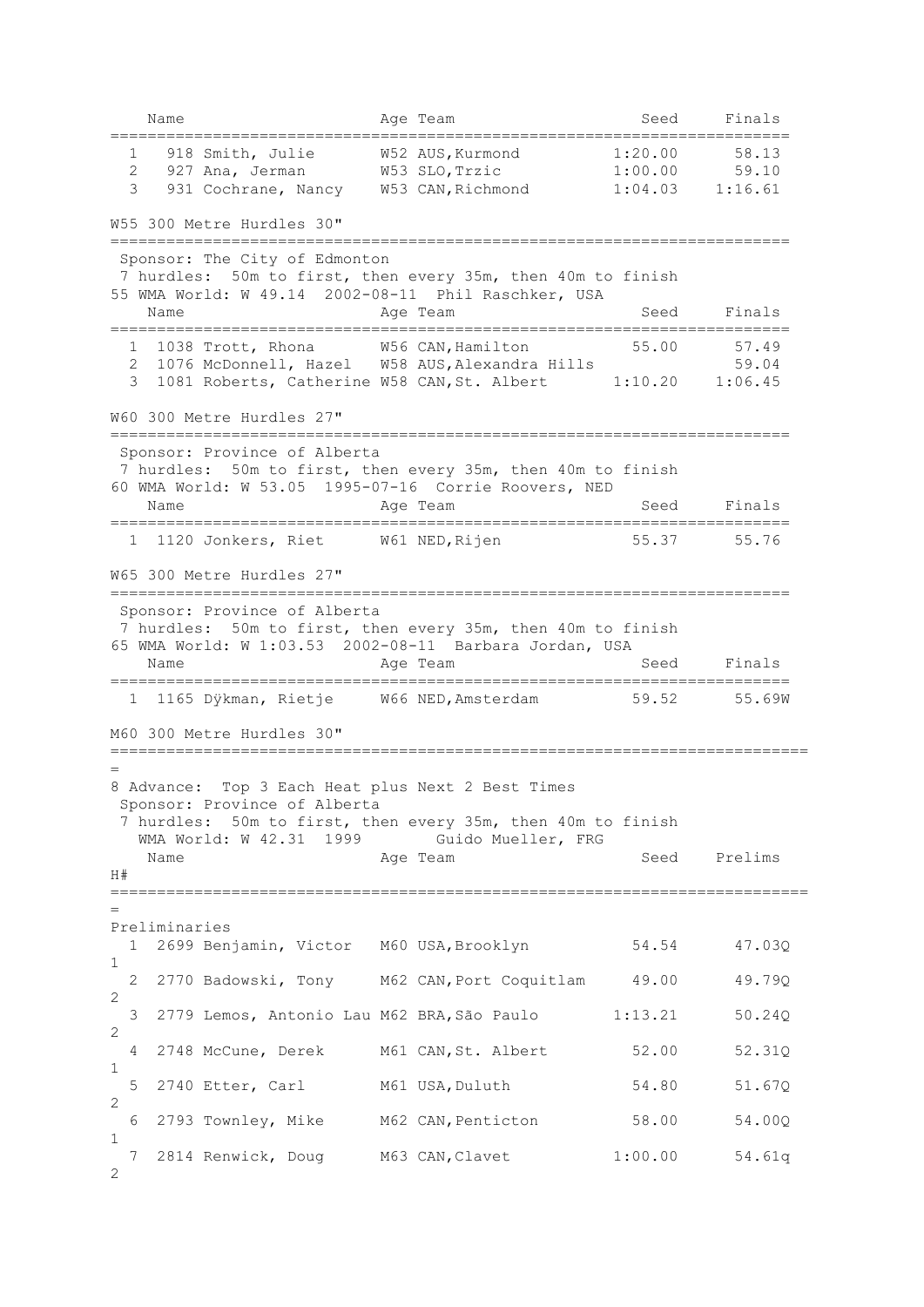| | | Name | Age | Team | Seed | Finals |
|---|---|---|---|---|---|---|
| 1 | 918 | Smith, Julie | W52 | AUS, Kurmond | 1:20.00 | 58.13 |
| 2 | 927 | Ana, Jerman | W53 | SLO, Trzic | 1:00.00 | 59.10 |
| 3 | 931 | Cochrane, Nancy | W53 | CAN, Richmond | 1:04.03 | 1:16.61 |

## W55 300 Metre Hurdles 30"

Sponsor: The City of Edmonton
7 hurdles: 50m to first, then every 35m, then 40m to finish
55 WMA World: W 49.14 2002-08-11 Phil Raschker, USA

| | | Name | Age | Team | Seed | Finals |
|---|---|---|---|---|---|---|
| 1 | 1038 | Trott, Rhona | W56 | CAN, Hamilton | 55.00 | 57.49 |
| 2 | 1076 | McDonnell, Hazel | W58 | AUS, Alexandra Hills | | 59.04 |
| 3 | 1081 | Roberts, Catherine | W58 | CAN, St. Albert | 1:10.20 | 1:06.45 |

## W60 300 Metre Hurdles 27"

Sponsor: Province of Alberta
7 hurdles: 50m to first, then every 35m, then 40m to finish
60 WMA World: W 53.05 1995-07-16 Corrie Roovers, NED

| | | Name | Age | Team | Seed | Finals |
|---|---|---|---|---|---|---|
| 1 | 1120 | Jonkers, Riet | W61 | NED, Rijen | 55.37 | 55.76 |

## W65 300 Metre Hurdles 27"

Sponsor: Province of Alberta
7 hurdles: 50m to first, then every 35m, then 40m to finish
65 WMA World: W 1:03.53 2002-08-11 Barbara Jordan, USA

| | | Name | Age | Team | Seed | Finals |
|---|---|---|---|---|---|---|
| 1 | 1165 | Dÿkman, Rietje | W66 | NED, Amsterdam | 59.52 | 55.69W |

## M60 300 Metre Hurdles 30"

8 Advance: Top 3 Each Heat plus Next 2 Best Times
Sponsor: Province of Alberta
7 hurdles: 50m to first, then every 35m, then 40m to finish
WMA World: W 42.31 1999 Guido Mueller, FRG

Preliminaries

| | | Name | Age | Team | Seed | Prelims | H# |
|---|---|---|---|---|---|---|---|
| 1 | 2699 | Benjamin, Victor | M60 | USA, Brooklyn | 54.54 | 47.03Q | 1 |
| 2 | 2770 | Badowski, Tony | M62 | CAN, Port Coquitlam | 49.00 | 49.79Q | 2 |
| 3 | 2779 | Lemos, Antonio Lau | M62 | BRA, São Paulo | 1:13.21 | 50.24Q | 2 |
| 4 | 2748 | McCune, Derek | M61 | CAN, St. Albert | 52.00 | 52.31Q | 1 |
| 5 | 2740 | Etter, Carl | M61 | USA, Duluth | 54.80 | 51.67Q | 2 |
| 6 | 2793 | Townley, Mike | M62 | CAN, Penticton | 58.00 | 54.00Q | 1 |
| 7 | 2814 | Renwick, Doug | M63 | CAN, Clavet | 1:00.00 | 54.61q | 2 |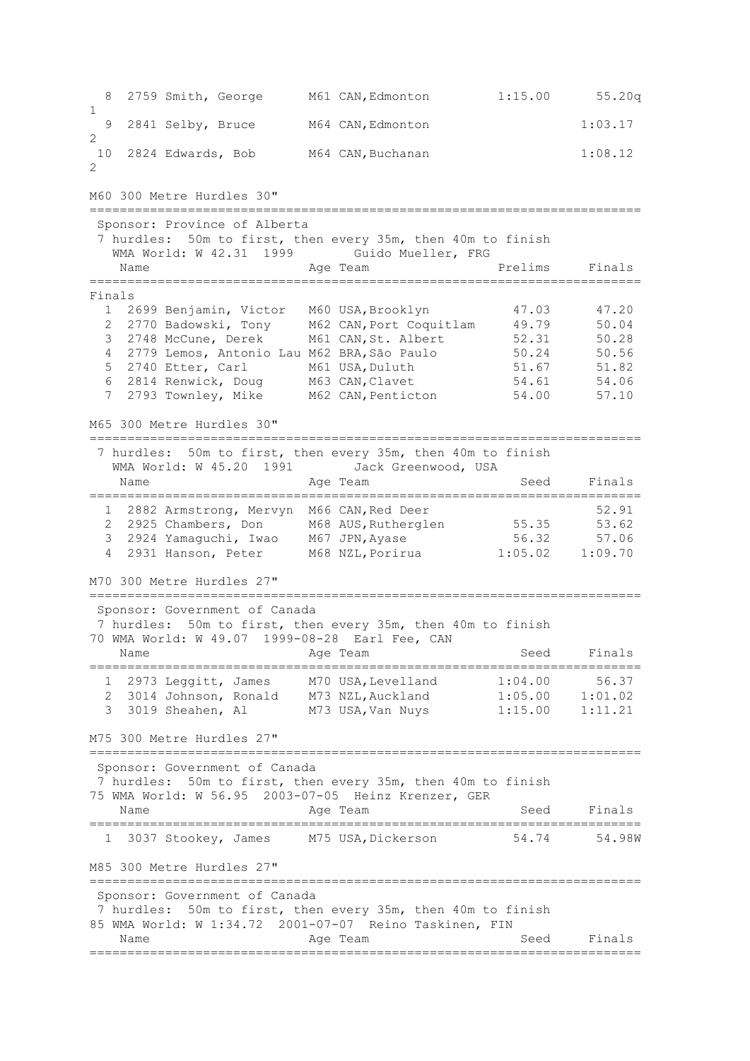| | | Name | Age | Team | | Finals |
|---|---|---|---|---|---|---|
| 8 | 2759 | Smith, George | M61 | CAN, Edmonton | 1:15.00 | 55.20q |
| 1 | | | | | | |
| 9 | 2841 | Selby, Bruce | M64 | CAN, Edmonton | | 1:03.17 |
| 2 | | | | | | |
| 10 | 2824 | Edwards, Bob | M64 | CAN, Buchanan | | 1:08.12 |
| 2 | | | | | | |

## M60 300 Metre Hurdles 30"

Sponsor: Province of Alberta
7 hurdles: 50m to first, then every 35m, then 40m to finish
WMA World: W 42.31 1999 Guido Mueller, FRG

Finals

| | | Name | Age | Team | Prelims | Finals |
|---|---|---|---|---|---|---|
| 1 | 2699 | Benjamin, Victor | M60 | USA, Brooklyn | 47.03 | 47.20 |
| 2 | 2770 | Badowski, Tony | M62 | CAN, Port Coquitlam | 49.79 | 50.04 |
| 3 | 2748 | McCune, Derek | M61 | CAN, St. Albert | 52.31 | 50.28 |
| 4 | 2779 | Lemos, Antonio Lau | M62 | BRA, São Paulo | 50.24 | 50.56 |
| 5 | 2740 | Etter, Carl | M61 | USA, Duluth | 51.67 | 51.82 |
| 6 | 2814 | Renwick, Doug | M63 | CAN, Clavet | 54.61 | 54.06 |
| 7 | 2793 | Townley, Mike | M62 | CAN, Penticton | 54.00 | 57.10 |

## M65 300 Metre Hurdles 30"

7 hurdles: 50m to first, then every 35m, then 40m to finish
WMA World: W 45.20 1991 Jack Greenwood, USA

| | | Name | Age | Team | Seed | Finals |
|---|---|---|---|---|---|---|
| 1 | 2882 | Armstrong, Mervyn | M66 | CAN, Red Deer | | 52.91 |
| 2 | 2925 | Chambers, Don | M68 | AUS, Rutherglen | 55.35 | 53.62 |
| 3 | 2924 | Yamaguchi, Iwao | M67 | JPN, Ayase | 56.32 | 57.06 |
| 4 | 2931 | Hanson, Peter | M68 | NZL, Porirua | 1:05.02 | 1:09.70 |

## M70 300 Metre Hurdles 27"

Sponsor: Government of Canada
7 hurdles: 50m to first, then every 35m, then 40m to finish
70 WMA World: W 49.07 1999-08-28 Earl Fee, CAN

| | | Name | Age | Team | Seed | Finals |
|---|---|---|---|---|---|---|
| 1 | 2973 | Leggitt, James | M70 | USA, Levelland | 1:04.00 | 56.37 |
| 2 | 3014 | Johnson, Ronald | M73 | NZL, Auckland | 1:05.00 | 1:01.02 |
| 3 | 3019 | Sheahen, Al | M73 | USA, Van Nuys | 1:15.00 | 1:11.21 |

## M75 300 Metre Hurdles 27"

Sponsor: Government of Canada
7 hurdles: 50m to first, then every 35m, then 40m to finish
75 WMA World: W 56.95 2003-07-05 Heinz Krenzer, GER

| | | Name | Age | Team | Seed | Finals |
|---|---|---|---|---|---|---|
| 1 | 3037 | Stookey, James | M75 | USA, Dickerson | 54.74 | 54.98W |

## M85 300 Metre Hurdles 27"

Sponsor: Government of Canada
7 hurdles: 50m to first, then every 35m, then 40m to finish
85 WMA World: W 1:34.72 2001-07-07 Reino Taskinen, FIN

| Name | Age | Team | Seed | Finals |
|---|---|---|---|---|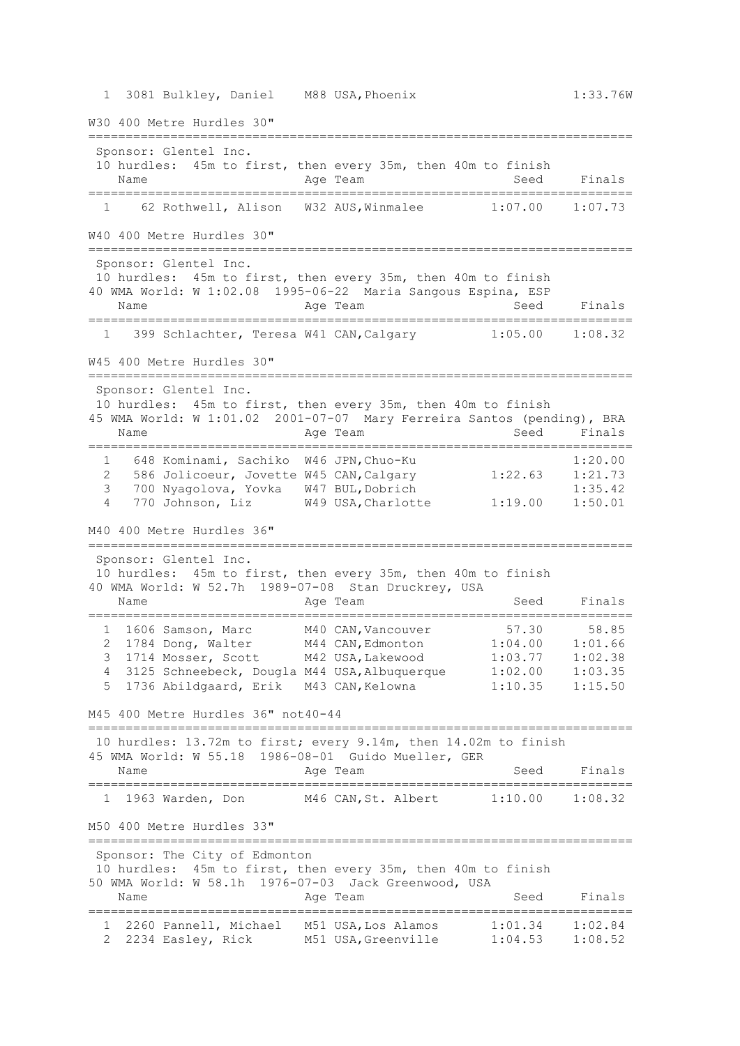| | | | | | |
|---|---|---|---|---|---|
| 1 | 3081 Bulkley, Daniel | M88 | USA,Phoenix | | 1:33.76W |

## W30 400 Metre Hurdles 30"

Sponsor: Glentel Inc.
10 hurdles: 45m to first, then every 35m, then 40m to finish

| | Name | Age | Team | Seed | Finals |
|---|---|---|---|---|---|
| 1 | 62 Rothwell, Alison | W32 | AUS,Winmalee | 1:07.00 | 1:07.73 |

## W40 400 Metre Hurdles 30"

Sponsor: Glentel Inc.
10 hurdles: 45m to first, then every 35m, then 40m to finish
40 WMA World: W 1:02.08 1995-06-22 Maria Sangous Espina, ESP

| | Name | Age | Team | Seed | Finals |
|---|---|---|---|---|---|
| 1 | 399 Schlachter, Teresa | W41 | CAN,Calgary | 1:05.00 | 1:08.32 |

## W45 400 Metre Hurdles 30"

Sponsor: Glentel Inc.
10 hurdles: 45m to first, then every 35m, then 40m to finish
45 WMA World: W 1:01.02 2001-07-07 Mary Ferreira Santos (pending), BRA

| | Name | Age | Team | Seed | Finals |
|---|---|---|---|---|---|
| 1 | 648 Kominami, Sachiko | W46 | JPN,Chuo-Ku | | 1:20.00 |
| 2 | 586 Jolicoeur, Jovette | W45 | CAN,Calgary | 1:22.63 | 1:21.73 |
| 3 | 700 Nyagolova, Yovka | W47 | BUL,Dobrich | | 1:35.42 |
| 4 | 770 Johnson, Liz | W49 | USA,Charlotte | 1:19.00 | 1:50.01 |

## M40 400 Metre Hurdles 36"

Sponsor: Glentel Inc.
10 hurdles: 45m to first, then every 35m, then 40m to finish
40 WMA World: W 52.7h 1989-07-08 Stan Druckrey, USA

| | Name | Age | Team | Seed | Finals |
|---|---|---|---|---|---|
| 1 | 1606 Samson, Marc | M40 | CAN,Vancouver | 57.30 | 58.85 |
| 2 | 1784 Dong, Walter | M44 | CAN,Edmonton | 1:04.00 | 1:01.66 |
| 3 | 1714 Mosser, Scott | M42 | USA,Lakewood | 1:03.77 | 1:02.38 |
| 4 | 3125 Schneebeck, Dougla | M44 | USA,Albuquerque | 1:02.00 | 1:03.35 |
| 5 | 1736 Abildgaard, Erik | M43 | CAN,Kelowna | 1:10.35 | 1:15.50 |

## M45 400 Metre Hurdles 36" not40-44

10 hurdles: 13.72m to first; every 9.14m, then 14.02m to finish
45 WMA World: W 55.18 1986-08-01 Guido Mueller, GER

| | Name | Age | Team | Seed | Finals |
|---|---|---|---|---|---|
| 1 | 1963 Warden, Don | M46 | CAN,St. Albert | 1:10.00 | 1:08.32 |

## M50 400 Metre Hurdles 33"

Sponsor: The City of Edmonton
10 hurdles: 45m to first, then every 35m, then 40m to finish
50 WMA World: W 58.1h 1976-07-03 Jack Greenwood, USA

| | Name | Age | Team | Seed | Finals |
|---|---|---|---|---|---|
| 1 | 2260 Pannell, Michael | M51 | USA,Los Alamos | 1:01.34 | 1:02.84 |
| 2 | 2234 Easley, Rick | M51 | USA,Greenville | 1:04.53 | 1:08.52 |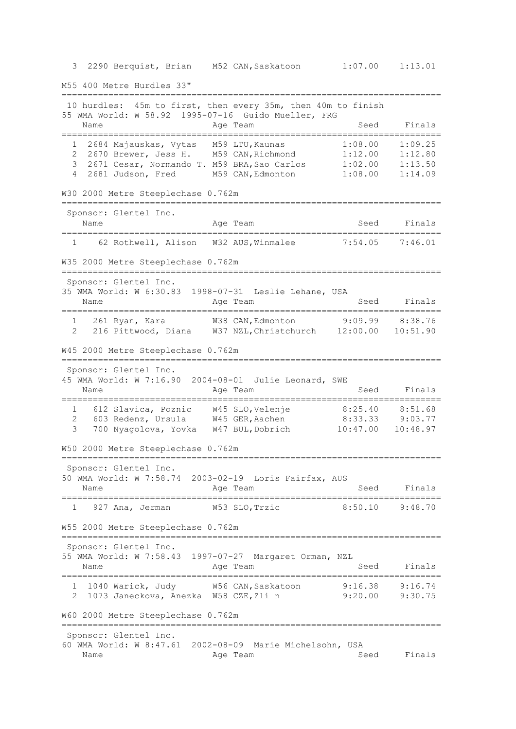| | | Name | Age | Team | Seed | Finals |
|---|---|---|---|---|---|---|
| 3 | 2290 | Berquist, Brian | M52 | CAN,Saskatoon | 1:07.00 | 1:13.01 |

## M55 400 Metre Hurdles 33"

10 hurdles: 45m to first, then every 35m, then 40m to finish
55 WMA World: W 58.92 1995-07-16 Guido Mueller, FRG

| | | Name | Age | Team | Seed | Finals |
|---|---|---|---|---|---|---|
| 1 | 2684 | Majauskas, Vytas | M59 | LTU,Kaunas | 1:08.00 | 1:09.25 |
| 2 | 2670 | Brewer, Jess H. | M59 | CAN,Richmond | 1:12.00 | 1:12.80 |
| 3 | 2671 | Cesar, Normando T. | M59 | BRA,Sao Carlos | 1:02.00 | 1:13.50 |
| 4 | 2681 | Judson, Fred | M59 | CAN,Edmonton | 1:08.00 | 1:14.09 |

## W30 2000 Metre Steeplechase 0.762m

Sponsor: Glentel Inc.

| | | Name | Age | Team | Seed | Finals |
|---|---|---|---|---|---|---|
| 1 | 62 | Rothwell, Alison | W32 | AUS,Winmalee | 7:54.05 | 7:46.01 |

## W35 2000 Metre Steeplechase 0.762m

Sponsor: Glentel Inc.
35 WMA World: W 6:30.83 1998-07-31 Leslie Lehane, USA

| | | Name | Age | Team | Seed | Finals |
|---|---|---|---|---|---|---|
| 1 | 261 | Ryan, Kara | W38 | CAN,Edmonton | 9:09.99 | 8:38.76 |
| 2 | 216 | Pittwood, Diana | W37 | NZL,Christchurch | 12:00.00 | 10:51.90 |

## W45 2000 Metre Steeplechase 0.762m

Sponsor: Glentel Inc.
45 WMA World: W 7:16.90 2004-08-01 Julie Leonard, SWE

| | | Name | Age | Team | Seed | Finals |
|---|---|---|---|---|---|---|
| 1 | 612 | Slavica, Poznic | W45 | SLO,Velenje | 8:25.40 | 8:51.68 |
| 2 | 603 | Redenz, Ursula | W45 | GER,Aachen | 8:33.33 | 9:03.77 |
| 3 | 700 | Nyagolova, Yovka | W47 | BUL,Dobrich | 10:47.00 | 10:48.97 |

## W50 2000 Metre Steeplechase 0.762m

Sponsor: Glentel Inc.
50 WMA World: W 7:58.74 2003-02-19 Loris Fairfax, AUS

| | | Name | Age | Team | Seed | Finals |
|---|---|---|---|---|---|---|
| 1 | 927 | Ana, Jerman | W53 | SLO,Trzic | 8:50.10 | 9:48.70 |

## W55 2000 Metre Steeplechase 0.762m

Sponsor: Glentel Inc.
55 WMA World: W 7:58.43 1997-07-27 Margaret Orman, NZL

| | | Name | Age | Team | Seed | Finals |
|---|---|---|---|---|---|---|
| 1 | 1040 | Warick, Judy | W56 | CAN,Saskatoon | 9:16.38 | 9:16.74 |
| 2 | 1073 | Janeckova, Anezka | W58 | CZE,Zli n | 9:20.00 | 9:30.75 |

## W60 2000 Metre Steeplechase 0.762m

Sponsor: Glentel Inc.
60 WMA World: W 8:47.61 2002-08-09 Marie Michelsohn, USA

| | | Name | Age | Team | Seed | Finals |
|---|---|---|---|---|---|---|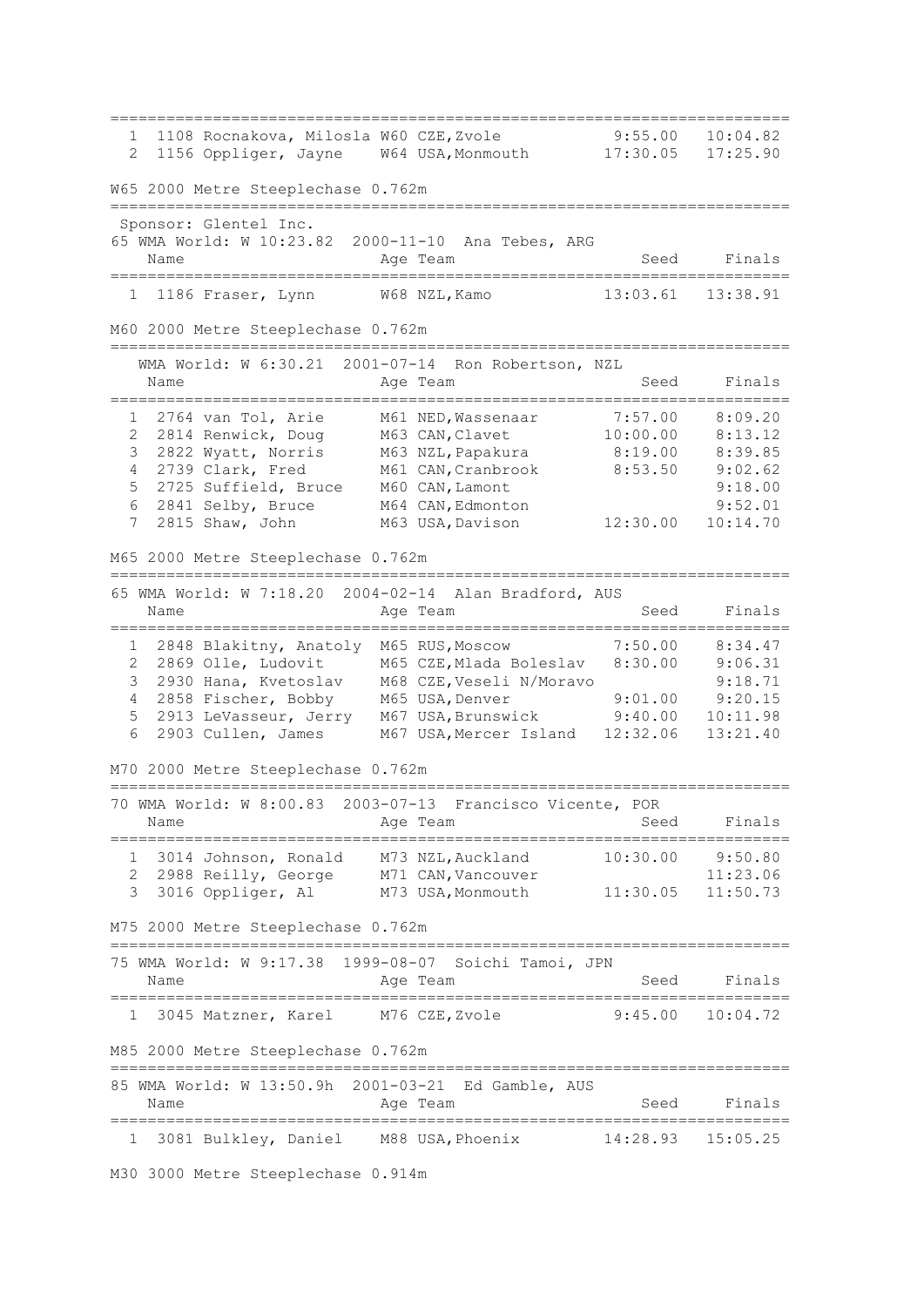| Place | Bib | Name | Age | Team | Seed | Finals |
|---|---|---|---|---|---|---|
| 1 | 1108 | Rocnakova, Milosla | W60 | CZE,Zvole | 9:55.00 | 10:04.82 |
| 2 | 1156 | Oppliger, Jayne | W64 | USA,Monmouth | 17:30.05 | 17:25.90 |

## W65 2000 Metre Steeplechase 0.762m

Sponsor: Glentel Inc.

65 WMA World: W 10:23.82 2000-11-10 Ana Tebes, ARG

| Place | Bib | Name | Age | Team | Seed | Finals |
|---|---|---|---|---|---|---|
| 1 | 1186 | Fraser, Lynn | W68 | NZL,Kamo | 13:03.61 | 13:38.91 |

## M60 2000 Metre Steeplechase 0.762m

WMA World: W 6:30.21 2001-07-14 Ron Robertson, NZL

| Place | Bib | Name | Age | Team | Seed | Finals |
|---|---|---|---|---|---|---|
| 1 | 2764 | van Tol, Arie | M61 | NED,Wassenaar | 7:57.00 | 8:09.20 |
| 2 | 2814 | Renwick, Doug | M63 | CAN,Clavet | 10:00.00 | 8:13.12 |
| 3 | 2822 | Wyatt, Norris | M63 | NZL,Papakura | 8:19.00 | 8:39.85 |
| 4 | 2739 | Clark, Fred | M61 | CAN,Cranbrook | 8:53.50 | 9:02.62 |
| 5 | 2725 | Suffield, Bruce | M60 | CAN,Lamont | | 9:18.00 |
| 6 | 2841 | Selby, Bruce | M64 | CAN,Edmonton | | 9:52.01 |
| 7 | 2815 | Shaw, John | M63 | USA,Davison | 12:30.00 | 10:14.70 |

## M65 2000 Metre Steeplechase 0.762m

65 WMA World: W 7:18.20 2004-02-14 Alan Bradford, AUS

| Place | Bib | Name | Age | Team | Seed | Finals |
|---|---|---|---|---|---|---|
| 1 | 2848 | Blakitny, Anatoly | M65 | RUS,Moscow | 7:50.00 | 8:34.47 |
| 2 | 2869 | Olle, Ludovit | M65 | CZE,Mlada Boleslav | 8:30.00 | 9:06.31 |
| 3 | 2930 | Hana, Kvetoslav | M68 | CZE,Veseli N/Moravo | | 9:18.71 |
| 4 | 2858 | Fischer, Bobby | M65 | USA,Denver | 9:01.00 | 9:20.15 |
| 5 | 2913 | LeVasseur, Jerry | M67 | USA,Brunswick | 9:40.00 | 10:11.98 |
| 6 | 2903 | Cullen, James | M67 | USA,Mercer Island | 12:32.06 | 13:21.40 |

## M70 2000 Metre Steeplechase 0.762m

70 WMA World: W 8:00.83 2003-07-13 Francisco Vicente, POR

| Place | Bib | Name | Age | Team | Seed | Finals |
|---|---|---|---|---|---|---|
| 1 | 3014 | Johnson, Ronald | M73 | NZL,Auckland | 10:30.00 | 9:50.80 |
| 2 | 2988 | Reilly, George | M71 | CAN,Vancouver | | 11:23.06 |
| 3 | 3016 | Oppliger, Al | M73 | USA,Monmouth | 11:30.05 | 11:50.73 |

## M75 2000 Metre Steeplechase 0.762m

75 WMA World: W 9:17.38 1999-08-07 Soichi Tamoi, JPN

| Place | Bib | Name | Age | Team | Seed | Finals |
|---|---|---|---|---|---|---|
| 1 | 3045 | Matzner, Karel | M76 | CZE,Zvole | 9:45.00 | 10:04.72 |

## M85 2000 Metre Steeplechase 0.762m

85 WMA World: W 13:50.9h 2001-03-21 Ed Gamble, AUS

| Place | Bib | Name | Age | Team | Seed | Finals |
|---|---|---|---|---|---|---|
| 1 | 3081 | Bulkley, Daniel | M88 | USA,Phoenix | 14:28.93 | 15:05.25 |

## M30 3000 Metre Steeplechase 0.914m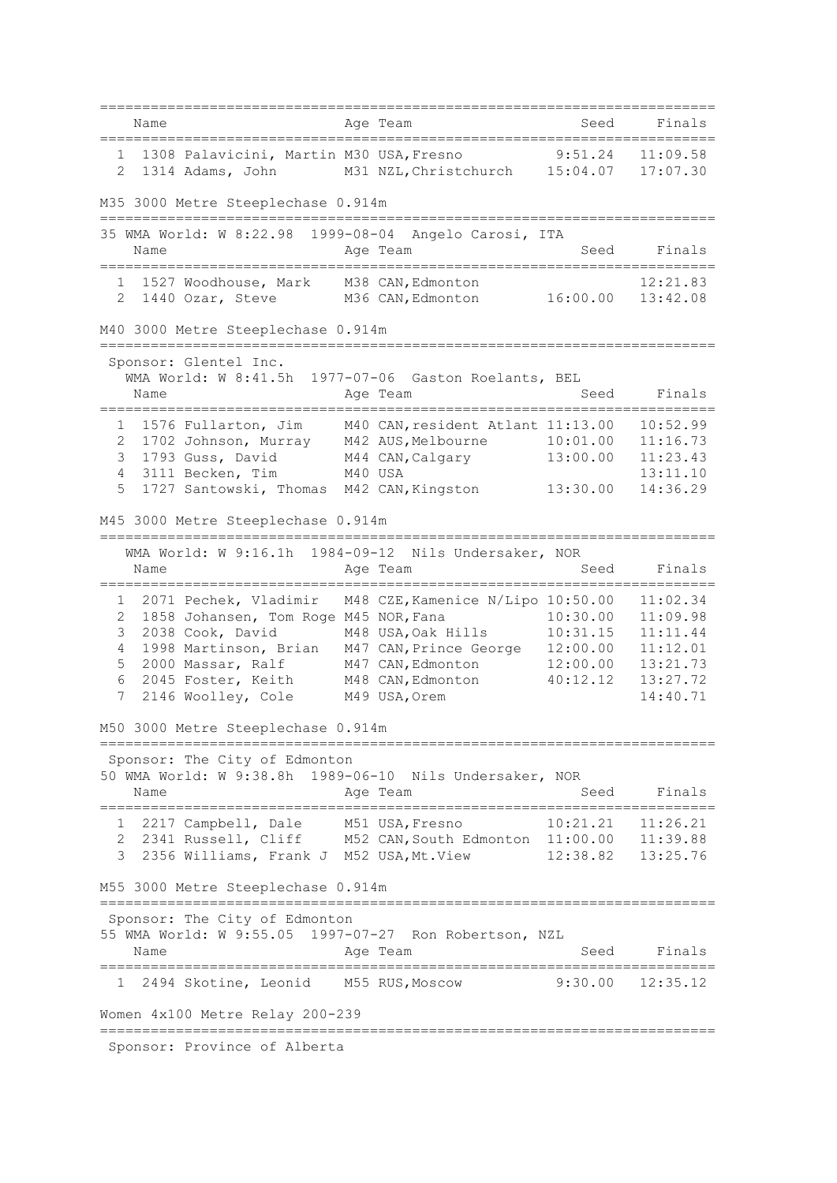| Place | Comp# | Name | Age | Team | Seed | Finals |
|---|---|---|---|---|---|---|
| 1 | 1308 | Palavicini, Martin | M30 | USA,Fresno | 9:51.24 | 11:09.58 |
| 2 | 1314 | Adams, John | M31 | NZL,Christchurch | 15:04.07 | 17:07.30 |

## M35 3000 Metre Steeplechase 0.914m

35 WMA World: W 8:22.98 1999-08-04 Angelo Carosi, ITA

| Place | Comp# | Name | Age | Team | Seed | Finals |
|---|---|---|---|---|---|---|
| 1 | 1527 | Woodhouse, Mark | M38 | CAN,Edmonton | | 12:21.83 |
| 2 | 1440 | Ozar, Steve | M36 | CAN,Edmonton | 16:00.00 | 13:42.08 |

## M40 3000 Metre Steeplechase 0.914m

Sponsor: Glentel Inc.

WMA World: W 8:41.5h 1977-07-06 Gaston Roelants, BEL

| Place | Comp# | Name | Age | Team | Seed | Finals |
|---|---|---|---|---|---|---|
| 1 | 1576 | Fullarton, Jim | M40 | CAN,resident Atlant | 11:13.00 | 10:52.99 |
| 2 | 1702 | Johnson, Murray | M42 | AUS,Melbourne | 10:01.00 | 11:16.73 |
| 3 | 1793 | Guss, David | M44 | CAN,Calgary | 13:00.00 | 11:23.43 |
| 4 | 3111 | Becken, Tim | M40 | USA | | 13:11.10 |
| 5 | 1727 | Santowski, Thomas | M42 | CAN,Kingston | 13:30.00 | 14:36.29 |

## M45 3000 Metre Steeplechase 0.914m

WMA World: W 9:16.1h 1984-09-12 Nils Undersaker, NOR

| Place | Comp# | Name | Age | Team | Seed | Finals |
|---|---|---|---|---|---|---|
| 1 | 2071 | Pechek, Vladimir | M48 | CZE,Kamenice N/Lipo | 10:50.00 | 11:02.34 |
| 2 | 1858 | Johansen, Tom Roge | M45 | NOR,Fana | 10:30.00 | 11:09.98 |
| 3 | 2038 | Cook, David | M48 | USA,Oak Hills | 10:31.15 | 11:11.44 |
| 4 | 1998 | Martinson, Brian | M47 | CAN,Prince George | 12:00.00 | 11:12.01 |
| 5 | 2000 | Massar, Ralf | M47 | CAN,Edmonton | 12:00.00 | 13:21.73 |
| 6 | 2045 | Foster, Keith | M48 | CAN,Edmonton | 40:12.12 | 13:27.72 |
| 7 | 2146 | Woolley, Cole | M49 | USA,Orem | | 14:40.71 |

## M50 3000 Metre Steeplechase 0.914m

Sponsor: The City of Edmonton

50 WMA World: W 9:38.8h 1989-06-10 Nils Undersaker, NOR

| Place | Comp# | Name | Age | Team | Seed | Finals |
|---|---|---|---|---|---|---|
| 1 | 2217 | Campbell, Dale | M51 | USA,Fresno | 10:21.21 | 11:26.21 |
| 2 | 2341 | Russell, Cliff | M52 | CAN,South Edmonton | 11:00.00 | 11:39.88 |
| 3 | 2356 | Williams, Frank J | M52 | USA,Mt.View | 12:38.82 | 13:25.76 |

## M55 3000 Metre Steeplechase 0.914m

Sponsor: The City of Edmonton

55 WMA World: W 9:55.05 1997-07-27 Ron Robertson, NZL

| Place | Comp# | Name | Age | Team | Seed | Finals |
|---|---|---|---|---|---|---|
| 1 | 2494 | Skotine, Leonid | M55 | RUS,Moscow | 9:30.00 | 12:35.12 |

## Women 4x100 Metre Relay 200-239

Sponsor: Province of Alberta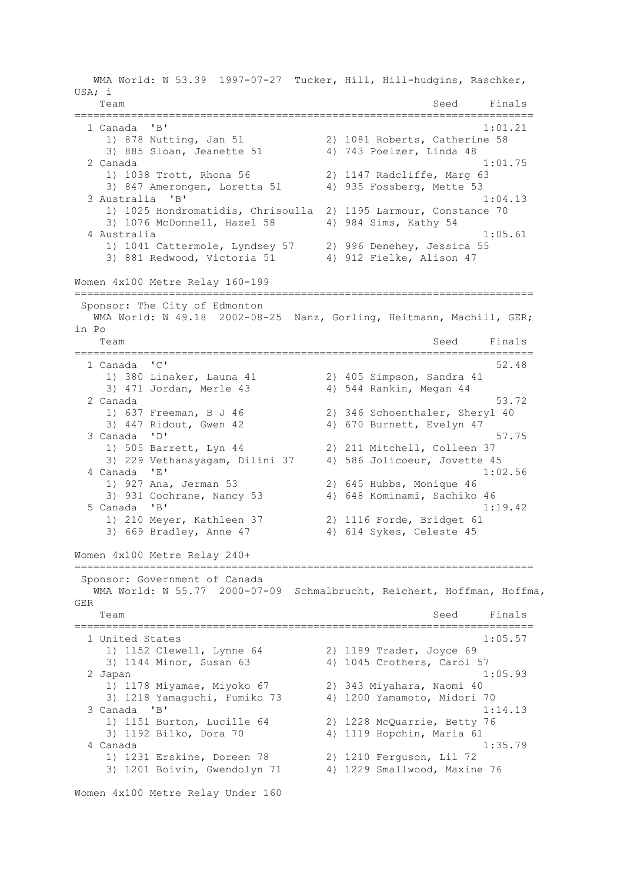WMA World: W 53.39 1997-07-27 Tucker, Hill, Hill-hudgins, Raschker, USA; i

```
   Team                                                  Seed     Finals
=========================================================================
  1 Canada  'B'                                                  1:01.21
     1) 878 Nutting, Jan 51            2) 1081 Roberts, Catherine 58
     3) 885 Sloan, Jeanette 51         4) 743 Poelzer, Linda 48
  2 Canada                                                       1:01.75
     1) 1038 Trott, Rhona 56           2) 1147 Radcliffe, Marg 63
     3) 847 Amerongen, Loretta 51      4) 935 Fossberg, Mette 53
  3 Australia  'B'                                               1:04.13
     1) 1025 Hondromatidis, Chrisoulla  2) 1195 Larmour, Constance 70
     3) 1076 McDonnell, Hazel 58       4) 984 Sims, Kathy 54
  4 Australia                                                    1:05.61
     1) 1041 Cattermole, Lyndsey 57    2) 996 Denehey, Jessica 55
     3) 881 Redwood, Victoria 51       4) 912 Fielke, Alison 47
```

Women 4x100 Metre Relay 160-199

```
=========================================================================
 Sponsor: The City of Edmonton
   WMA World: W 49.18  2002-08-25  Nanz, Gorling, Heitmann, Machill, GER; in Po
   Team                                                  Seed     Finals
=========================================================================
  1 Canada  'C'                                                    52.48
     1) 380 Linaker, Launa 41          2) 405 Simpson, Sandra 41
     3) 471 Jordan, Merle 43           4) 544 Rankin, Megan 44
  2 Canada                                                         53.72
     1) 637 Freeman, B J 46            2) 346 Schoenthaler, Sheryl 40
     3) 447 Ridout, Gwen 42            4) 670 Burnett, Evelyn 47
  3 Canada  'D'                                                    57.75
     1) 505 Barrett, Lyn 44            2) 211 Mitchell, Colleen 37
     3) 229 Vethanayagam, Dilini 37    4) 586 Jolicoeur, Jovette 45
  4 Canada  'E'                                                  1:02.56
     1) 927 Ana, Jerman 53             2) 645 Hubbs, Monique 46
     3) 931 Cochrane, Nancy 53         4) 648 Kominami, Sachiko 46
  5 Canada  'B'                                                  1:19.42
     1) 210 Meyer, Kathleen 37         2) 1116 Forde, Bridget 61
     3) 669 Bradley, Anne 47           4) 614 Sykes, Celeste 45
```

Women 4x100 Metre Relay 240+

```
=========================================================================
 Sponsor: Government of Canada
   WMA World: W 55.77  2000-07-09  Schmalbrucht, Reichert, Hoffman, Hoffma, GER
   Team                                                  Seed     Finals
=========================================================================
  1 United States                                                1:05.57
     1) 1152 Clewell, Lynne 64         2) 1189 Trader, Joyce 69
     3) 1144 Minor, Susan 63           4) 1045 Crothers, Carol 57
  2 Japan                                                        1:05.93
     1) 1178 Miyamae, Miyoko 67        2) 343 Miyahara, Naomi 40
     3) 1218 Yamaguchi, Fumiko 73      4) 1200 Yamamoto, Midori 70
  3 Canada  'B'                                                  1:14.13
     1) 1151 Burton, Lucille 64        2) 1228 McQuarrie, Betty 76
     3) 1192 Bilko, Dora 70            4) 1119 Hopchin, Maria 61
  4 Canada                                                       1:35.79
     1) 1231 Erskine, Doreen 78        2) 1210 Ferguson, Lil 72
     3) 1201 Boivin, Gwendolyn 71      4) 1229 Smallwood, Maxine 76
```

Women 4x100 Metre Relay Under 160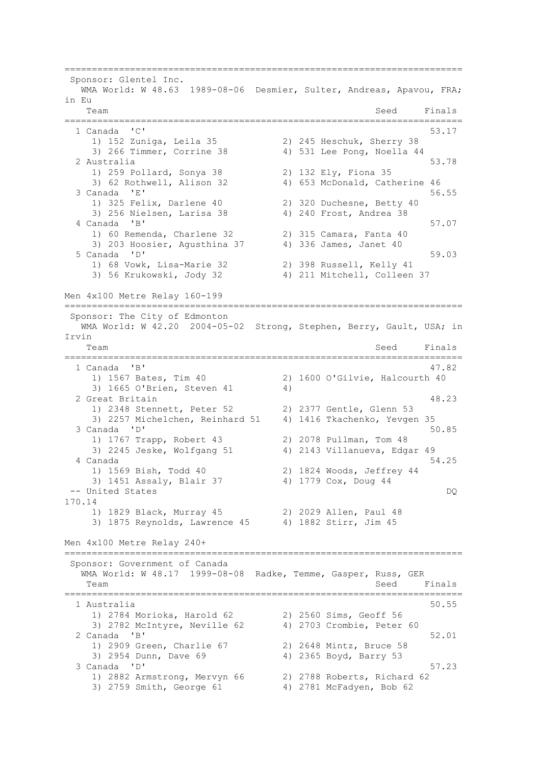```
=========================================================================
 Sponsor: Glentel Inc.
   WMA World: W 48.63  1989-08-06  Desmier, Sulter, Andreas, Apavou, FRA; in Eu
    Team                                               Seed     Finals
=========================================================================
  1 Canada  'C'                                                  53.17
     1) 152 Zuniga, Leila 35          2) 245 Heschuk, Sherry 38
     3) 266 Timmer, Corrine 38        4) 531 Lee Pong, Noella 44
  2 Australia                                                    53.78
     1) 259 Pollard, Sonya 38         2) 132 Ely, Fiona 35
     3) 62 Rothwell, Alison 32        4) 653 McDonald, Catherine 46
  3 Canada  'E'                                                  56.55
     1) 325 Felix, Darlene 40         2) 320 Duchesne, Betty 40
     3) 256 Nielsen, Larisa 38        4) 240 Frost, Andrea 38
  4 Canada  'B'                                                  57.07
     1) 60 Remenda, Charlene 32       2) 315 Camara, Fanta 40
     3) 203 Hoosier, Agusthina 37     4) 336 James, Janet 40
  5 Canada  'D'                                                  59.03
     1) 68 Vowk, Lisa-Marie 32        2) 398 Russell, Kelly 41
     3) 56 Krukowski, Jody 32         4) 211 Mitchell, Colleen 37
```

Men 4x100 Metre Relay 160-199

```
=========================================================================
 Sponsor: The City of Edmonton
   WMA World: W 42.20  2004-05-02  Strong, Stephen, Berry, Gault, USA; in Irvin
    Team                                               Seed     Finals
=========================================================================
  1 Canada  'B'                                                  47.82
     1) 1567 Bates, Tim 40            2) 1600 O'Gilvie, Halcourth 40
     3) 1665 O'Brien, Steven 41       4)
  2 Great Britain                                                48.23
     1) 2348 Stennett, Peter 52       2) 2377 Gentle, Glenn 53
     3) 2257 Michelchen, Reinhard 51  4) 1416 Tkachenko, Yevgen 35
  3 Canada  'D'                                                  50.85
     1) 1767 Trapp, Robert 43         2) 2078 Pullman, Tom 48
     3) 2245 Jeske, Wolfgang 51       4) 2143 Villanueva, Edgar 49
  4 Canada                                                       54.25
     1) 1569 Bish, Todd 40            2) 1824 Woods, Jeffrey 44
     3) 1451 Assaly, Blair 37         4) 1779 Cox, Doug 44
 -- United States                                                   DQ
170.14
     1) 1829 Black, Murray 45         2) 2029 Allen, Paul 48
     3) 1875 Reynolds, Lawrence 45    4) 1882 Stirr, Jim 45
```

Men 4x100 Metre Relay 240+

```
=========================================================================
 Sponsor: Government of Canada
   WMA World: W 48.17  1999-08-08  Radke, Temme, Gasper, Russ, GER
    Team                                               Seed     Finals
=========================================================================
  1 Australia                                                    50.55
     1) 2784 Morioka, Harold 62       2) 2560 Sims, Geoff 56
     3) 2782 McIntyre, Neville 62     4) 2703 Crombie, Peter 60
  2 Canada  'B'                                                  52.01
     1) 2909 Green, Charlie 67        2) 2648 Mintz, Bruce 58
     3) 2954 Dunn, Dave 69            4) 2365 Boyd, Barry 53
  3 Canada  'D'                                                  57.23
     1) 2882 Armstrong, Mervyn 66     2) 2788 Roberts, Richard 62
     3) 2759 Smith, George 61         4) 2781 McFadyen, Bob 62
```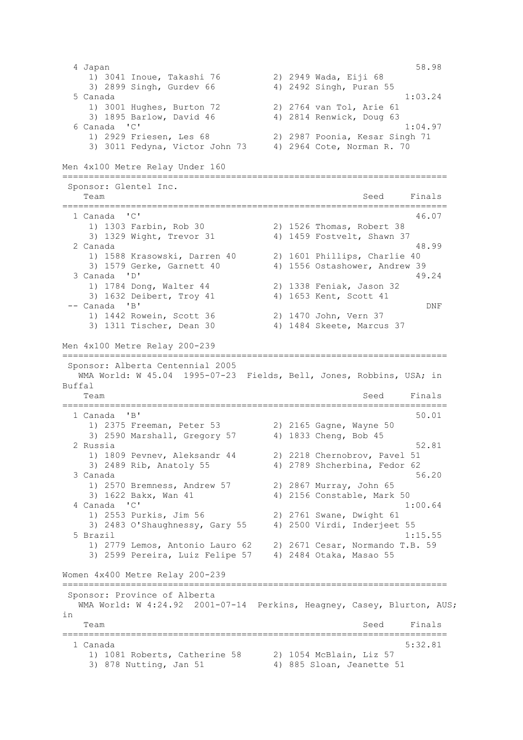```
  4 Japan                                                        58.98
     1) 3041 Inoue, Takashi 76          2) 2949 Wada, Eiji 68
     3) 2899 Singh, Gurdev 66           4) 2492 Singh, Puran 55
  5 Canada                                                     1:03.24
     1) 3001 Hughes, Burton 72          2) 2764 van Tol, Arie 61
     3) 1895 Barlow, David 46           4) 2814 Renwick, Doug 63
  6 Canada  'C'                                                1:04.97
     1) 2929 Friesen, Les 68            2) 2987 Poonia, Kesar Singh 71
     3) 3011 Fedyna, Victor John 73     4) 2964 Cote, Norman R. 70

Men 4x100 Metre Relay Under 160
=========================================================================
 Sponsor: Glentel Inc.
    Team                                              Seed     Finals
=========================================================================
  1 Canada  'C'                                                  46.07
     1) 1303 Farbin, Rob 30             2) 1526 Thomas, Robert 38
     3) 1329 Wight, Trevor 31           4) 1459 Fostvelt, Shawn 37
  2 Canada                                                       48.99
     1) 1588 Krasowski, Darren 40       2) 1601 Phillips, Charlie 40
     3) 1579 Gerke, Garnett 40          4) 1556 Ostashower, Andrew 39
  3 Canada  'D'                                                  49.24
     1) 1784 Dong, Walter 44            2) 1338 Feniak, Jason 32
     3) 1632 Deibert, Troy 41           4) 1653 Kent, Scott 41
 -- Canada  'B'                                                    DNF
     1) 1442 Rowein, Scott 36           2) 1470 John, Vern 37
     3) 1311 Tischer, Dean 30           4) 1484 Skeete, Marcus 37

Men 4x100 Metre Relay 200-239
=========================================================================
 Sponsor: Alberta Centennial 2005
   WMA World: W 45.04  1995-07-23  Fields, Bell, Jones, Robbins, USA; in
Buffal
    Team                                              Seed     Finals
=========================================================================
  1 Canada  'B'                                                  50.01
     1) 2375 Freeman, Peter 53          2) 2165 Gagne, Wayne 50
     3) 2590 Marshall, Gregory 57       4) 1833 Cheng, Bob 45
  2 Russia                                                       52.81
     1) 1809 Pevnev, Aleksandr 44       2) 2218 Chernobrov, Pavel 51
     3) 2489 Rib, Anatoly 55            4) 2789 Shcherbina, Fedor 62
  3 Canada                                                       56.20
     1) 2570 Bremness, Andrew 57        2) 2867 Murray, John 65
     3) 1622 Bakx, Wan 41               4) 2156 Constable, Mark 50
  4 Canada  'C'                                                1:00.64
     1) 2553 Purkis, Jim 56             2) 2761 Swane, Dwight 61
     3) 2483 O'Shaughnessy, Gary 55     4) 2500 Virdi, Inderjeet 55
  5 Brazil                                                     1:15.55
     1) 2779 Lemos, Antonio Lauro 62    2) 2671 Cesar, Normando T.B. 59
     3) 2599 Pereira, Luiz Felipe 57    4) 2484 Otaka, Masao 55

Women 4x400 Metre Relay 200-239
=========================================================================
 Sponsor: Province of Alberta
   WMA World: W 4:24.92  2001-07-14  Perkins, Heagney, Casey, Blurton, AUS;
in
    Team                                              Seed     Finals
=========================================================================
  1 Canada                                                     5:32.81
     1) 1081 Roberts, Catherine 58      2) 1054 McBlain, Liz 57
     3) 878 Nutting, Jan 51             4) 885 Sloan, Jeanette 51
```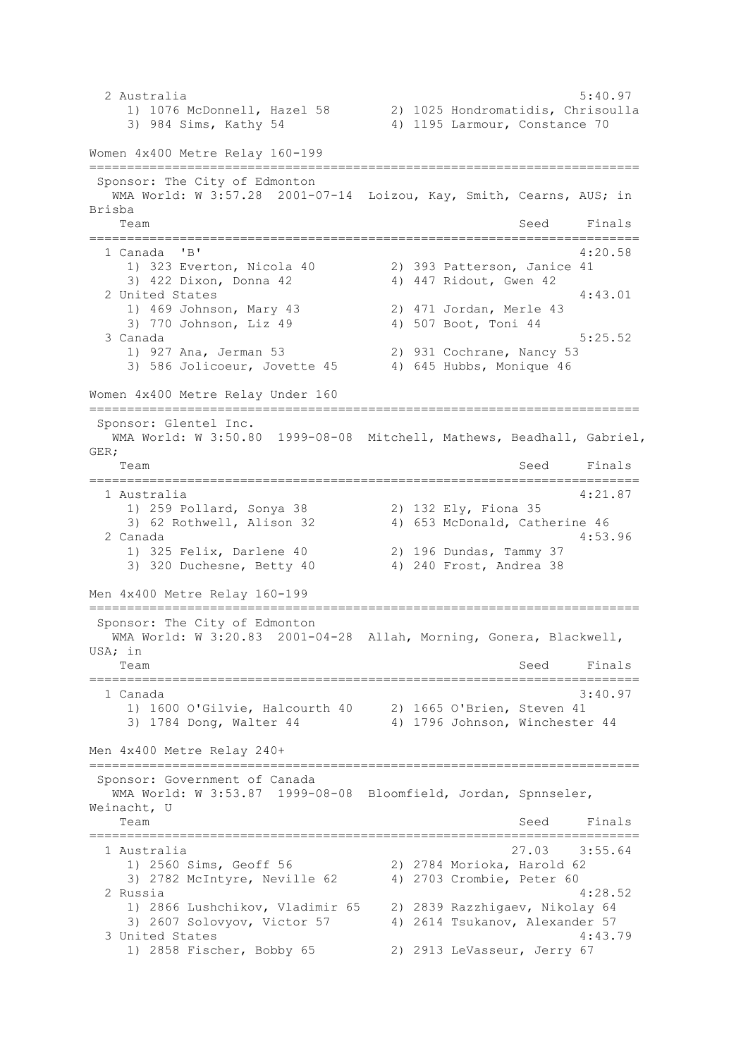```
  2 Australia                                               5:40.97
     1) 1076 McDonnell, Hazel 58       2) 1025 Hondromatidis, Chrisoulla
     3) 984 Sims, Kathy 54             4) 1195 Larmour, Constance 70
```

## Women 4x400 Metre Relay 160-199

```
========================================================================
 Sponsor: The City of Edmonton
   WMA World: W 3:57.28  2001-07-14  Loizou, Kay, Smith, Cearns, AUS; in
Brisba
    Team                                               Seed     Finals
========================================================================
  1 Canada  'B'                                                 4:20.58
     1) 323 Everton, Nicola 40         2) 393 Patterson, Janice 41
     3) 422 Dixon, Donna 42            4) 447 Ridout, Gwen 42
  2 United States                                               4:43.01
     1) 469 Johnson, Mary 43           2) 471 Jordan, Merle 43
     3) 770 Johnson, Liz 49            4) 507 Boot, Toni 44
  3 Canada                                                      5:25.52
     1) 927 Ana, Jerman 53             2) 931 Cochrane, Nancy 53
     3) 586 Jolicoeur, Jovette 45      4) 645 Hubbs, Monique 46
```

## Women 4x400 Metre Relay Under 160

```
========================================================================
 Sponsor: Glentel Inc.
   WMA World: W 3:50.80  1999-08-08  Mitchell, Mathews, Beadhall, Gabriel,
GER;
    Team                                               Seed     Finals
========================================================================
  1 Australia                                                   4:21.87
     1) 259 Pollard, Sonya 38          2) 132 Ely, Fiona 35
     3) 62 Rothwell, Alison 32         4) 653 McDonald, Catherine 46
  2 Canada                                                      4:53.96
     1) 325 Felix, Darlene 40          2) 196 Dundas, Tammy 37
     3) 320 Duchesne, Betty 40         4) 240 Frost, Andrea 38
```

## Men 4x400 Metre Relay 160-199

```
========================================================================
 Sponsor: The City of Edmonton
   WMA World: W 3:20.83  2001-04-28  Allah, Morning, Gonera, Blackwell,
USA; in
    Team                                               Seed     Finals
========================================================================
  1 Canada                                                      3:40.97
     1) 1600 O'Gilvie, Halcourth 40    2) 1665 O'Brien, Steven 41
     3) 1784 Dong, Walter 44           4) 1796 Johnson, Winchester 44
```

## Men 4x400 Metre Relay 240+

```
========================================================================
 Sponsor: Government of Canada
   WMA World: W 3:53.87  1999-08-08  Bloomfield, Jordan, Spnnseler,
Weinacht, U
    Team                                               Seed     Finals
========================================================================
  1 Australia                                           27.03   3:55.64
     1) 2560 Sims, Geoff 56            2) 2784 Morioka, Harold 62
     3) 2782 McIntyre, Neville 62      4) 2703 Crombie, Peter 60
  2 Russia                                                      4:28.52
     1) 2866 Lushchikov, Vladimir 65   2) 2839 Razzhigaev, Nikolay 64
     3) 2607 Solovyov, Victor 57       4) 2614 Tsukanov, Alexander 57
  3 United States                                               4:43.79
     1) 2858 Fischer, Bobby 65         2) 2913 LeVasseur, Jerry 67
```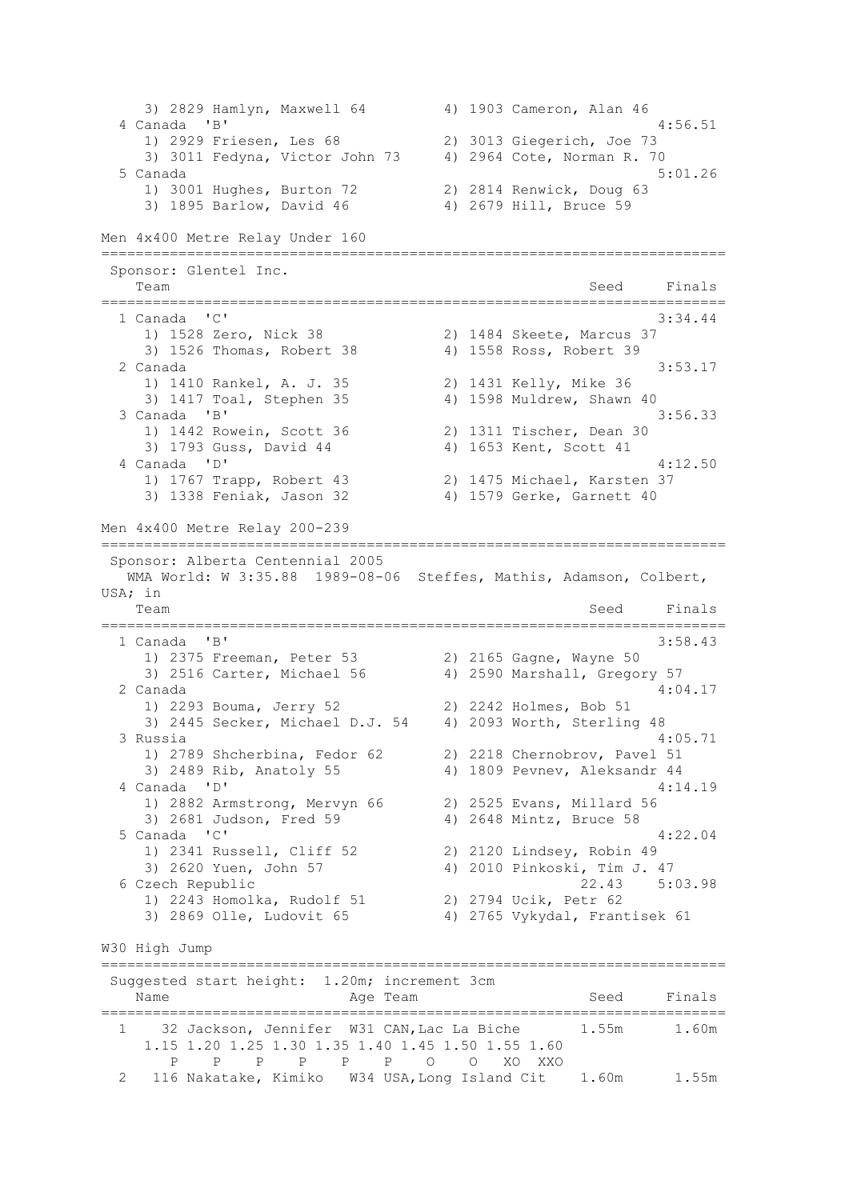```
    3) 2829 Hamlyn, Maxwell 64        4) 1903 Cameron, Alan 46
  4 Canada  'B'                                              4:56.51
    1) 2929 Friesen, Les 68           2) 3013 Giegerich, Joe 73
    3) 3011 Fedyna, Victor John 73    4) 2964 Cote, Norman R. 70
  5 Canada                                                   5:01.26
    1) 3001 Hughes, Burton 72         2) 2814 Renwick, Doug 63
    3) 1895 Barlow, David 46          4) 2679 Hill, Bruce 59
```

Men 4x400 Metre Relay Under 160

```
=========================================================================
 Sponsor: Glentel Inc.
   Team                                                  Seed     Finals
=========================================================================
  1 Canada  'C'                                                  3:34.44
    1) 1528 Zero, Nick 38             2) 1484 Skeete, Marcus 37
    3) 1526 Thomas, Robert 38         4) 1558 Ross, Robert 39
  2 Canada                                                       3:53.17
    1) 1410 Rankel, A. J. 35          2) 1431 Kelly, Mike 36
    3) 1417 Toal, Stephen 35          4) 1598 Muldrew, Shawn 40
  3 Canada  'B'                                                  3:56.33
    1) 1442 Rowein, Scott 36          2) 1311 Tischer, Dean 30
    3) 1793 Guss, David 44            4) 1653 Kent, Scott 41
  4 Canada  'D'                                                  4:12.50
    1) 1767 Trapp, Robert 43          2) 1475 Michael, Karsten 37
    3) 1338 Feniak, Jason 32          4) 1579 Gerke, Garnett 40
```

Men 4x400 Metre Relay 200-239

```
=========================================================================
 Sponsor: Alberta Centennial 2005
   WMA World: W 3:35.88  1989-08-06  Steffes, Mathis, Adamson, Colbert,
USA; in
   Team                                                  Seed     Finals
=========================================================================
  1 Canada  'B'                                                  3:58.43
    1) 2375 Freeman, Peter 53         2) 2165 Gagne, Wayne 50
    3) 2516 Carter, Michael 56        4) 2590 Marshall, Gregory 57
  2 Canada                                                       4:04.17
    1) 2293 Bouma, Jerry 52           2) 2242 Holmes, Bob 51
    3) 2445 Secker, Michael D.J. 54   4) 2093 Worth, Sterling 48
  3 Russia                                                       4:05.71
    1) 2789 Shcherbina, Fedor 62      2) 2218 Chernobrov, Pavel 51
    3) 2489 Rib, Anatoly 55           4) 1809 Pevnev, Aleksandr 44
  4 Canada  'D'                                                  4:14.19
    1) 2882 Armstrong, Mervyn 66      2) 2525 Evans, Millard 56
    3) 2681 Judson, Fred 59           4) 2648 Mintz, Bruce 58
  5 Canada  'C'                                                  4:22.04
    1) 2341 Russell, Cliff 52         2) 2120 Lindsey, Robin 49
    3) 2620 Yuen, John 57             4) 2010 Pinkoski, Tim J. 47
  6 Czech Republic                                       22.43    5:03.98
    1) 2243 Homolka, Rudolf 51        2) 2794 Ucik, Petr 62
    3) 2869 Olle, Ludovit 65          4) 2765 Vykydal, Frantisek 61
```

W30 High Jump

```
=========================================================================
 Suggested start height:  1.20m; increment 3cm
   Name                    Age Team                      Seed     Finals
=========================================================================
  1    32 Jackson, Jennifer  W31 CAN,Lac La Biche       1.55m      1.60m
    1.15 1.20 1.25 1.30 1.35 1.40 1.45 1.50 1.55 1.60
       P    P    P    P    P    P    O    O   XO  XXO
  2   116 Nakatake, Kimiko   W34 USA,Long Island Cit    1.60m      1.55m
```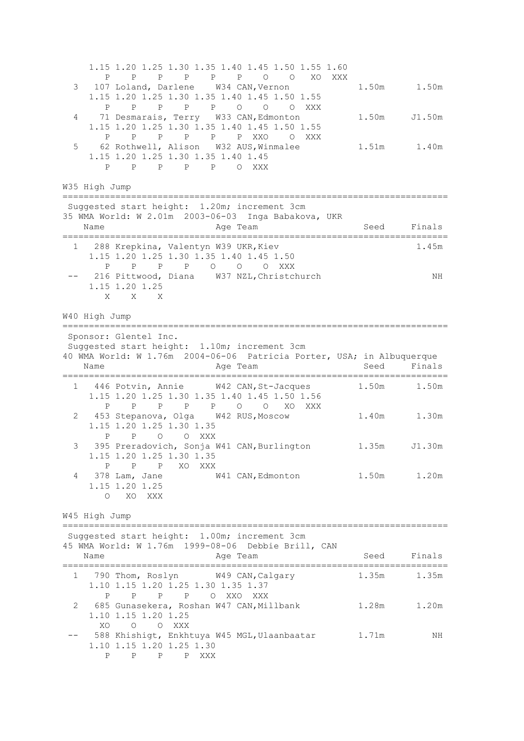```
     1.15 1.20 1.25 1.30 1.35 1.40 1.45 1.50 1.55 1.60
        P    P    P    P    P    P    O    O   XO  XXX
  3   107 Loland, Darlene    W34 CAN,Vernon            1.50m      1.50m
     1.15 1.20 1.25 1.30 1.35 1.40 1.45 1.50 1.55
        P    P    P    P    P    O    O    O  XXX
  4    71 Desmarais, Terry   W33 CAN,Edmonton          1.50m     J1.50m
     1.15 1.20 1.25 1.30 1.35 1.40 1.45 1.50 1.55
        P    P    P    P    P    P  XXO    O  XXX
  5    62 Rothwell, Alison   W32 AUS,Winmalee          1.51m      1.40m
     1.15 1.20 1.25 1.30 1.35 1.40 1.45
        P    P    P    P    P    O  XXX
```

W35 High Jump

```
=========================================================================
 Suggested start height:  1.20m; increment 3cm
35 WMA World: W 2.01m  2003-06-03  Inga Babakova, UKR
    Name                    Age Team                    Seed     Finals
=========================================================================
  1   288 Krepkina, Valentyn W39 UKR,Kiev                          1.45m
     1.15 1.20 1.25 1.30 1.35 1.40 1.45 1.50
        P    P    P    O    O    O  XXX
 --   216 Pittwood, Diana    W37 NZL,Christchurch                    NH
     1.15 1.20 1.25
        X    X    X
```

W40 High Jump

```
=========================================================================
 Sponsor: Glentel Inc.
 Suggested start height:  1.10m; increment 3cm
40 WMA World: W 1.76m  2004-06-06  Patricia Porter, USA; in Albuquerque
    Name                    Age Team                    Seed     Finals
=========================================================================
  1   446 Potvin, Annie      W42 CAN,St-Jacques        1.50m      1.50m
     1.15 1.20 1.25 1.30 1.35 1.40 1.45 1.50 1.56
        P    P    P    P    O    O   XO  XXX
  2   453 Stepanova, Olga    W42 RUS,Moscow            1.40m      1.30m
     1.15 1.20 1.25 1.30 1.35
        P    P    O    O  XXX
  3   395 Preradovich, Sonja W41 CAN,Burlington        1.35m     J1.30m
     1.15 1.20 1.25 1.30 1.35
        P    P    P   XO  XXX
  4   378 Lam, Jane          W41 CAN,Edmonton          1.50m      1.20m
     1.15 1.20 1.25
        O   XO  XXX
```

W45 High Jump

```
=========================================================================
 Suggested start height:  1.00m; increment 3cm
45 WMA World: W 1.76m  1999-08-06  Debbie Brill, CAN
    Name                    Age Team                    Seed     Finals
=========================================================================
  1   790 Thom, Roslyn       W49 CAN,Calgary           1.35m      1.35m
     1.10 1.15 1.20 1.25 1.30 1.35 1.37
        P    P    P    P    O  XXO  XXX
  2   685 Gunasekera, Roshan W47 CAN,Millbank          1.28m      1.20m
     1.10 1.15 1.20 1.25
       XO    O    O  XXX
 --   588 Khishigt, Enkhtuya W45 MGL,Ulaanbaatar       1.71m         NH
     1.10 1.15 1.20 1.25 1.30
        P    P    P    P  XXX
```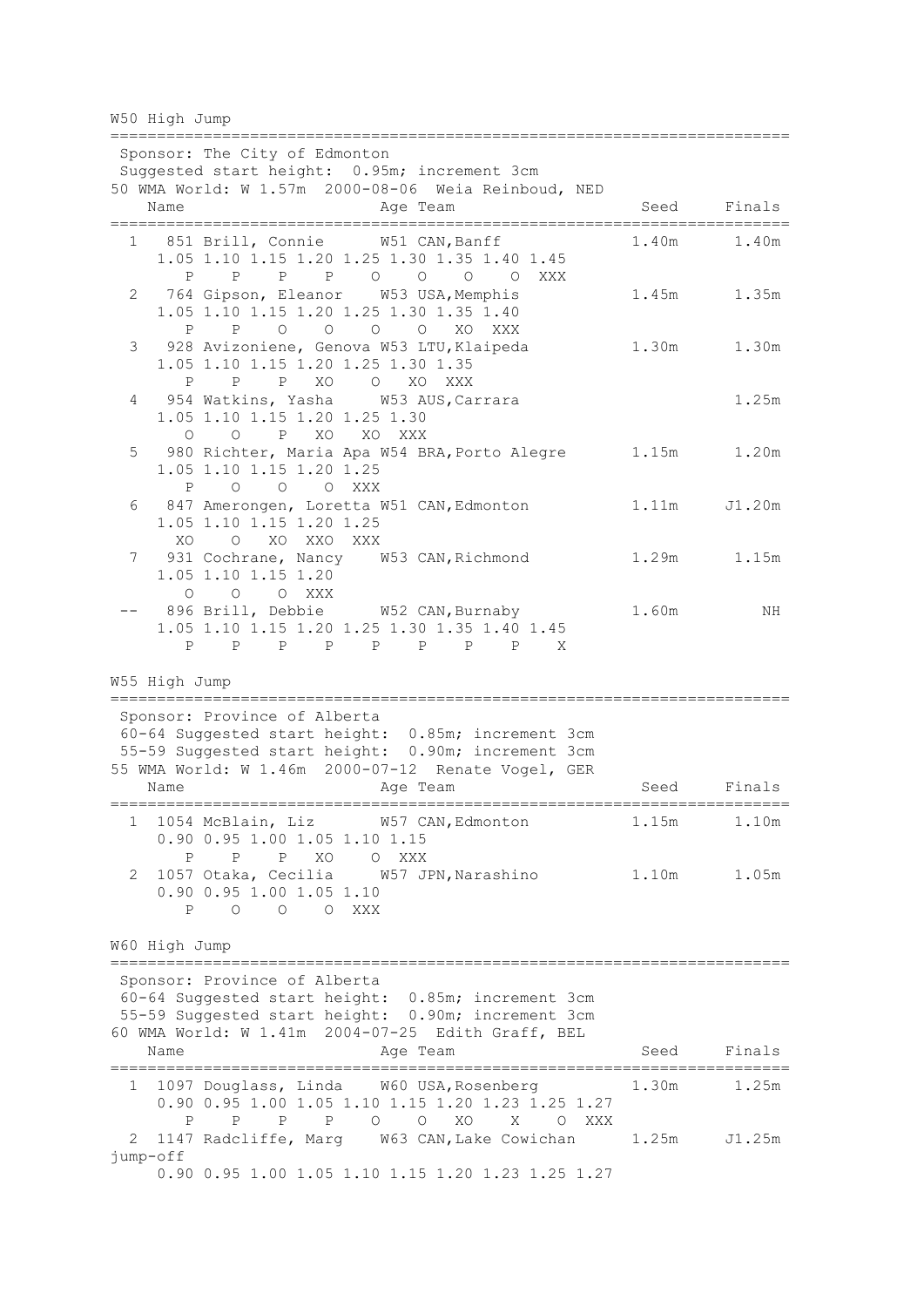W50 High Jump

```
=========================================================================
 Sponsor: The City of Edmonton
 Suggested start height:  0.95m; increment 3cm
50 WMA World: W 1.57m  2000-08-06  Weia Reinboud, NED
    Name                    Age Team                    Seed    Finals
=========================================================================
  1   851 Brill, Connie      W51 CAN,Banff             1.40m     1.40m
     1.05 1.10 1.15 1.20 1.25 1.30 1.35 1.40 1.45
        P    P    P    P    O    O    O    O  XXX
  2   764 Gipson, Eleanor    W53 USA,Memphis           1.45m     1.35m
     1.05 1.10 1.15 1.20 1.25 1.30 1.35 1.40
        P    P    O    O    O    O   XO  XXX
  3   928 Avizoniene, Genova W53 LTU,Klaipeda          1.30m     1.30m
     1.05 1.10 1.15 1.20 1.25 1.30 1.35
        P    P    P   XO    O   XO  XXX
  4   954 Watkins, Yasha     W53 AUS,Carrara                     1.25m
     1.05 1.10 1.15 1.20 1.25 1.30
        O    O    P   XO   XO  XXX
  5   980 Richter, Maria Apa W54 BRA,Porto Alegre      1.15m     1.20m
     1.05 1.10 1.15 1.20 1.25
        P    O    O    O  XXX
  6   847 Amerongen, Loretta W51 CAN,Edmonton          1.11m    J1.20m
     1.05 1.10 1.15 1.20 1.25
       XO    O   XO  XXO  XXX
  7   931 Cochrane, Nancy    W53 CAN,Richmond          1.29m     1.15m
     1.05 1.10 1.15 1.20
        O    O    O  XXX
 --   896 Brill, Debbie      W52 CAN,Burnaby           1.60m        NH
     1.05 1.10 1.15 1.20 1.25 1.30 1.35 1.40 1.45
        P    P    P    P    P    P    P    P    X
```

W55 High Jump

```
=========================================================================
 Sponsor: Province of Alberta
 60-64 Suggested start height:  0.85m; increment 3cm
 55-59 Suggested start height:  0.90m; increment 3cm
55 WMA World: W 1.46m  2000-07-12  Renate Vogel, GER
    Name                    Age Team                    Seed    Finals
=========================================================================
  1  1054 McBlain, Liz       W57 CAN,Edmonton          1.15m     1.10m
     0.90 0.95 1.00 1.05 1.10 1.15
        P    P    P   XO    O  XXX
  2  1057 Otaka, Cecilia     W57 JPN,Narashino         1.10m     1.05m
     0.90 0.95 1.00 1.05 1.10
        P    O    O    O  XXX
```

W60 High Jump

```
=========================================================================
 Sponsor: Province of Alberta
 60-64 Suggested start height:  0.85m; increment 3cm
 55-59 Suggested start height:  0.90m; increment 3cm
60 WMA World: W 1.41m  2004-07-25  Edith Graff, BEL
    Name                    Age Team                    Seed    Finals
=========================================================================
  1  1097 Douglass, Linda    W60 USA,Rosenberg         1.30m     1.25m
     0.90 0.95 1.00 1.05 1.10 1.15 1.20 1.23 1.25 1.27
        P    P    P    P    O    O   XO    X    O  XXX
  2  1147 Radcliffe, Marg    W63 CAN,Lake Cowichan     1.25m    J1.25m
jump-off
     0.90 0.95 1.00 1.05 1.10 1.15 1.20 1.23 1.25 1.27
```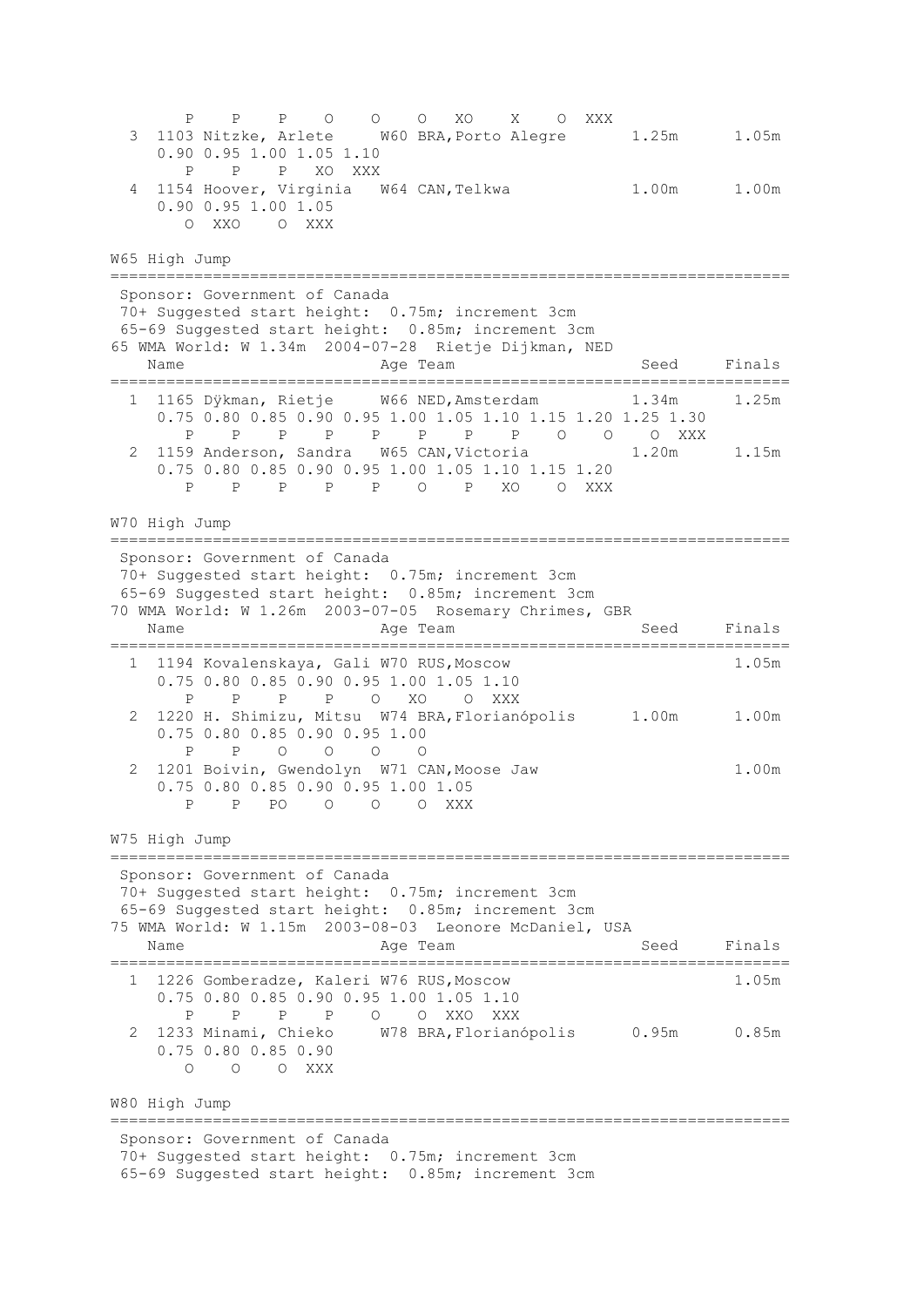```
       P    P    P    O    O    O   XO    X    O  XXX
  3  1103 Nitzke, Arlete     W60 BRA,Porto Alegre       1.25m      1.05m
     0.90 0.95 1.00 1.05 1.10
       P    P    P   XO  XXX
  4  1154 Hoover, Virginia   W64 CAN,Telkwa             1.00m      1.00m
     0.90 0.95 1.00 1.05
        O  XXO    O  XXX
```

W65 High Jump

```
=========================================================================
 Sponsor: Government of Canada
 70+ Suggested start height:  0.75m; increment 3cm
 65-69 Suggested start height:  0.85m; increment 3cm
65 WMA World: W 1.34m  2004-07-28  Rietje Dijkman, NED
    Name                     Age Team                     Seed     Finals
=========================================================================
  1  1165 Dÿkman, Rietje     W66 NED,Amsterdam          1.34m      1.25m
     0.75 0.80 0.85 0.90 0.95 1.00 1.05 1.10 1.15 1.20 1.25 1.30
       P    P    P    P    P    P    P    P    O    O    O  XXX
  2  1159 Anderson, Sandra   W65 CAN,Victoria           1.20m      1.15m
     0.75 0.80 0.85 0.90 0.95 1.00 1.05 1.10 1.15 1.20
       P    P    P    P    P    O    P   XO    O  XXX
```

W70 High Jump

```
=========================================================================
 Sponsor: Government of Canada
 70+ Suggested start height:  0.75m; increment 3cm
 65-69 Suggested start height:  0.85m; increment 3cm
70 WMA World: W 1.26m  2003-07-05  Rosemary Chrimes, GBR
    Name                     Age Team                     Seed     Finals
=========================================================================
  1  1194 Kovalenskaya, Gali W70 RUS,Moscow                        1.05m
     0.75 0.80 0.85 0.90 0.95 1.00 1.05 1.10
       P    P    P    P    O   XO    O  XXX
  2  1220 H. Shimizu, Mitsu  W74 BRA,Florianópolis      1.00m      1.00m
     0.75 0.80 0.85 0.90 0.95 1.00
       P    P    O    O    O    O
  2  1201 Boivin, Gwendolyn  W71 CAN,Moose Jaw                     1.00m
     0.75 0.80 0.85 0.90 0.95 1.00 1.05
       P    P   PO    O    O    O  XXX
```

W75 High Jump

```
=========================================================================
 Sponsor: Government of Canada
 70+ Suggested start height:  0.75m; increment 3cm
 65-69 Suggested start height:  0.85m; increment 3cm
75 WMA World: W 1.15m  2003-08-03  Leonore McDaniel, USA
    Name                     Age Team                     Seed     Finals
=========================================================================
  1  1226 Gomberadze, Kaleri W76 RUS,Moscow                        1.05m
     0.75 0.80 0.85 0.90 0.95 1.00 1.05 1.10
       P    P    P    P    O    O  XXO  XXX
  2  1233 Minami, Chieko     W78 BRA,Florianópolis      0.95m      0.85m
     0.75 0.80 0.85 0.90
       O    O    O  XXX
```

W80 High Jump

```
=========================================================================
 Sponsor: Government of Canada
 70+ Suggested start height:  0.75m; increment 3cm
 65-69 Suggested start height:  0.85m; increment 3cm
```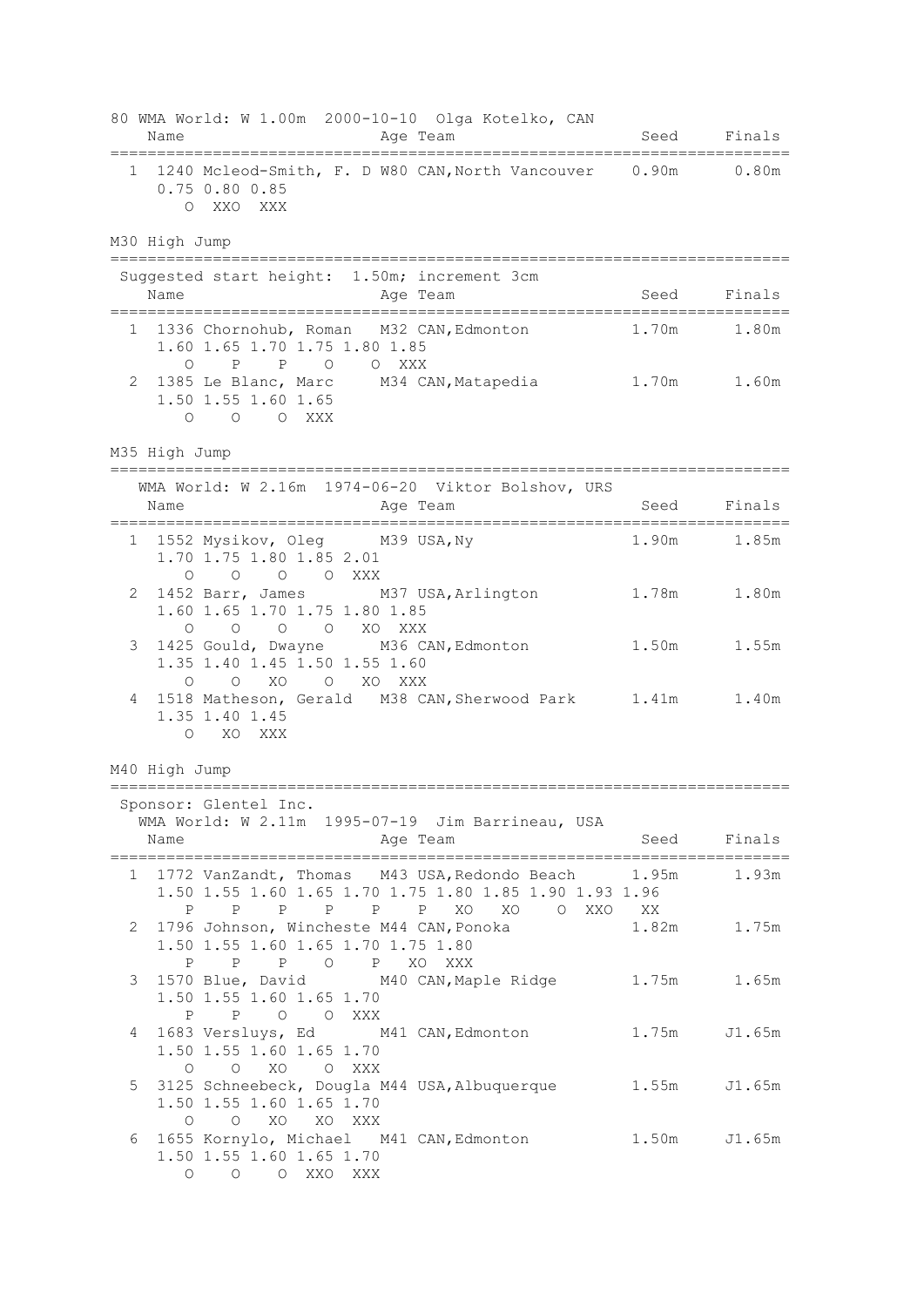80 WMA World: W 1.00m 2000-10-10 Olga Kotelko, CAN

| | Name | Age | Team | Seed | Finals |
|---|---|---|---|---|---|
| 1 | 1240 Mcleod-Smith, F. D | W80 | CAN,North Vancouver | 0.90m | 0.80m |

0.75 0.80 0.85
O XXO XXX

## M30 High Jump

Suggested start height: 1.50m; increment 3cm

| | Name | Age | Team | Seed | Finals |
|---|---|---|---|---|---|
| 1 | 1336 Chornohub, Roman | M32 | CAN,Edmonton | 1.70m | 1.80m |
| 2 | 1385 Le Blanc, Marc | M34 | CAN,Matapedia | 1.70m | 1.60m |

1. 1.60 1.65 1.70 1.75 1.80 1.85 / O P P O O XXX
2. 1.50 1.55 1.60 1.65 / O O O XXX

## M35 High Jump

WMA World: W 2.16m 1974-06-20 Viktor Bolshov, URS

| | Name | Age | Team | Seed | Finals |
|---|---|---|---|---|---|
| 1 | 1552 Mysikov, Oleg | M39 | USA,Ny | 1.90m | 1.85m |
| 2 | 1452 Barr, James | M37 | USA,Arlington | 1.78m | 1.80m |
| 3 | 1425 Gould, Dwayne | M36 | CAN,Edmonton | 1.50m | 1.55m |
| 4 | 1518 Matheson, Gerald | M38 | CAN,Sherwood Park | 1.41m | 1.40m |

1. 1.70 1.75 1.80 1.85 2.01 / O O O O XXX
2. 1.60 1.65 1.70 1.75 1.80 1.85 / O O O O XO XXX
3. 1.35 1.40 1.45 1.50 1.55 1.60 / O O XO O XO XXX
4. 1.35 1.40 1.45 / O XO XXX

## M40 High Jump

Sponsor: Glentel Inc.
WMA World: W 2.11m 1995-07-19 Jim Barrineau, USA

| | Name | Age | Team | Seed | Finals |
|---|---|---|---|---|---|
| 1 | 1772 VanZandt, Thomas | M43 | USA,Redondo Beach | 1.95m | 1.93m |
| 2 | 1796 Johnson, Wincheste | M44 | CAN,Ponoka | 1.82m | 1.75m |
| 3 | 1570 Blue, David | M40 | CAN,Maple Ridge | 1.75m | 1.65m |
| 4 | 1683 Versluys, Ed | M41 | CAN,Edmonton | 1.75m | J1.65m |
| 5 | 3125 Schneebeck, Dougla | M44 | USA,Albuquerque | 1.55m | J1.65m |
| 6 | 1655 Kornylo, Michael | M41 | CAN,Edmonton | 1.50m | J1.65m |

1. 1.50 1.55 1.60 1.65 1.70 1.75 1.80 1.85 1.90 1.93 1.96 / P P P P P P XO XO O XXO XX
2. 1.50 1.55 1.60 1.65 1.70 1.75 1.80 / P P P O P XO XXX
3. 1.50 1.55 1.60 1.65 1.70 / P P O O XXX
4. 1.50 1.55 1.60 1.65 1.70 / O O XO O XXX
5. 1.50 1.55 1.60 1.65 1.70 / O O XO XO XXX
6. 1.50 1.55 1.60 1.65 1.70 / O O O XXO XXX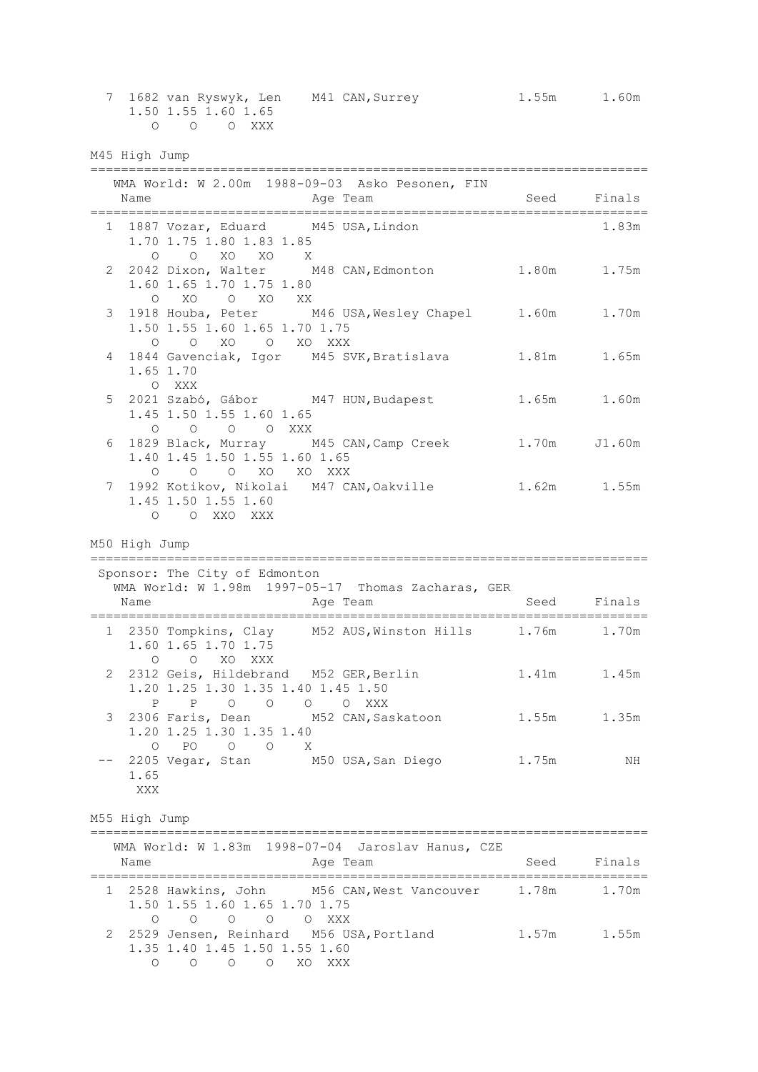```
  7  1682 van Ryswyk, Len    M41 CAN,Surrey            1.55m      1.60m
     1.50 1.55 1.60 1.65
        O    O    O  XXX
```

M45 High Jump

```
==========================================================================
   WMA World: W 2.00m  1988-09-03  Asko Pesonen, FIN
    Name                     Age Team                    Seed     Finals
==========================================================================
  1  1887 Vozar, Eduard      M45 USA,Lindon                       1.83m
     1.70 1.75 1.80 1.83 1.85
        O    O   XO   XO    X
  2  2042 Dixon, Walter      M48 CAN,Edmonton          1.80m      1.75m
     1.60 1.65 1.70 1.75 1.80
        O   XO    O   XO   XX
  3  1918 Houba, Peter       M46 USA,Wesley Chapel     1.60m      1.70m
     1.50 1.55 1.60 1.65 1.70 1.75
        O    O   XO    O   XO  XXX
  4  1844 Gavenciak, Igor    M45 SVK,Bratislava        1.81m      1.65m
     1.65 1.70
        O  XXX
  5  2021 Szabó, Gábor       M47 HUN,Budapest          1.65m      1.60m
     1.45 1.50 1.55 1.60 1.65
        O    O    O    O  XXX
  6  1829 Black, Murray      M45 CAN,Camp Creek        1.70m     J1.60m
     1.40 1.45 1.50 1.55 1.60 1.65
        O    O    O   XO   XO  XXX
  7  1992 Kotikov, Nikolai   M47 CAN,Oakville          1.62m      1.55m
     1.45 1.50 1.55 1.60
        O    O  XXO  XXX
```

M50 High Jump

```
==========================================================================
 Sponsor: The City of Edmonton
   WMA World: W 1.98m  1997-05-17  Thomas Zacharas, GER
    Name                     Age Team                    Seed     Finals
==========================================================================
  1  2350 Tompkins, Clay     M52 AUS,Winston Hills     1.76m      1.70m
     1.60 1.65 1.70 1.75
        O    O   XO  XXX
  2  2312 Geis, Hildebrand   M52 GER,Berlin            1.41m      1.45m
     1.20 1.25 1.30 1.35 1.40 1.45 1.50
        P    P    O    O    O    O  XXX
  3  2306 Faris, Dean        M52 CAN,Saskatoon         1.55m      1.35m
     1.20 1.25 1.30 1.35 1.40
        O   PO    O    O    X
 --  2205 Vegar, Stan        M50 USA,San Diego         1.75m         NH
     1.65
      XXX
```

M55 High Jump

```
==========================================================================
   WMA World: W 1.83m  1998-07-04  Jaroslav Hanus, CZE
    Name                     Age Team                    Seed     Finals
==========================================================================
  1  2528 Hawkins, John      M56 CAN,West Vancouver    1.78m      1.70m
     1.50 1.55 1.60 1.65 1.70 1.75
        O    O    O    O    O  XXX
  2  2529 Jensen, Reinhard   M56 USA,Portland          1.57m      1.55m
     1.35 1.40 1.45 1.50 1.55 1.60
        O    O    O    O   XO  XXX
```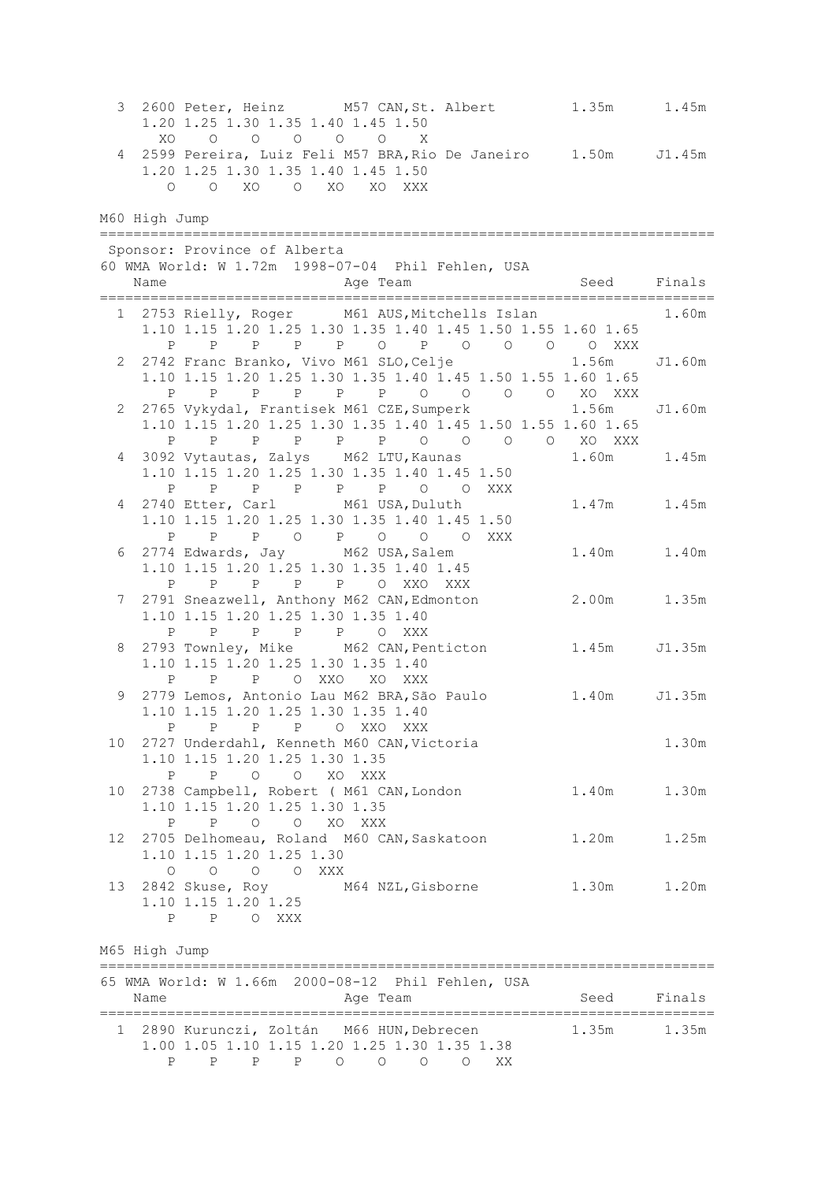```
  3  2600 Peter, Heinz       M57 CAN,St. Albert         1.35m      1.45m
     1.20 1.25 1.30 1.35 1.40 1.45 1.50
       XO    O    O    O    O    O    X
  4  2599 Pereira, Luiz Feli M57 BRA,Rio De Janeiro     1.50m     J1.45m
     1.20 1.25 1.30 1.35 1.40 1.45 1.50
        O    O   XO    O   XO   XO  XXX
```

M60 High Jump

```
==========================================================================
 Sponsor: Province of Alberta
60 WMA World: W 1.72m  1998-07-04  Phil Fehlen, USA
    Name                    Age Team                    Seed     Finals
==========================================================================
  1  2753 Rielly, Roger      M61 AUS,Mitchells Islan               1.60m
     1.10 1.15 1.20 1.25 1.30 1.35 1.40 1.45 1.50 1.55 1.60 1.65
        P    P    P    P    P    O    P    O    O    O    O  XXX
  2  2742 Franc Branko, Vivo M61 SLO,Celje              1.56m     J1.60m
     1.10 1.15 1.20 1.25 1.30 1.35 1.40 1.45 1.50 1.55 1.60 1.65
        P    P    P    P    P    P    O    O    O    O   XO  XXX
  2  2765 Vykydal, Frantisek M61 CZE,Sumperk            1.56m     J1.60m
     1.10 1.15 1.20 1.25 1.30 1.35 1.40 1.45 1.50 1.55 1.60 1.65
        P    P    P    P    P    P    O    O    O    O   XO  XXX
  4  3092 Vytautas, Zalys    M62 LTU,Kaunas             1.60m      1.45m
     1.10 1.15 1.20 1.25 1.30 1.35 1.40 1.45 1.50
        P    P    P    P    P    P    O    O  XXX
  4  2740 Etter, Carl        M61 USA,Duluth             1.47m      1.45m
     1.10 1.15 1.20 1.25 1.30 1.35 1.40 1.45 1.50
        P    P    P    O    P    O    O    O  XXX
  6  2774 Edwards, Jay       M62 USA,Salem              1.40m      1.40m
     1.10 1.15 1.20 1.25 1.30 1.35 1.40 1.45
        P    P    P    P    P    O  XXO  XXX
  7  2791 Sneazwell, Anthony M62 CAN,Edmonton           2.00m      1.35m
     1.10 1.15 1.20 1.25 1.30 1.35 1.40
        P    P    P    P    P    O  XXX
  8  2793 Townley, Mike      M62 CAN,Penticton          1.45m     J1.35m
     1.10 1.15 1.20 1.25 1.30 1.35 1.40
        P    P    P    O  XXO   XO  XXX
  9  2779 Lemos, Antonio Lau M62 BRA,São Paulo          1.40m     J1.35m
     1.10 1.15 1.20 1.25 1.30 1.35 1.40
        P    P    P    P    O  XXO  XXX
 10  2727 Underdahl, Kenneth M60 CAN,Victoria                      1.30m
     1.10 1.15 1.20 1.25 1.30 1.35
        P    P    O    O   XO  XXX
 10  2738 Campbell, Robert ( M61 CAN,London             1.40m      1.30m
     1.10 1.15 1.20 1.25 1.30 1.35
        P    P    O    O   XO  XXX
 12  2705 Delhomeau, Roland  M60 CAN,Saskatoon          1.20m      1.25m
     1.10 1.15 1.20 1.25 1.30
        O    O    O    O  XXX
 13  2842 Skuse, Roy         M64 NZL,Gisborne           1.30m      1.20m
     1.10 1.15 1.20 1.25
        P    P    O  XXX
```

M65 High Jump

```
==========================================================================
65 WMA World: W 1.66m  2000-08-12  Phil Fehlen, USA
    Name                    Age Team                    Seed     Finals
==========================================================================
  1  2890 Kurunczi, Zoltán   M66 HUN,Debrecen           1.35m      1.35m
     1.00 1.05 1.10 1.15 1.20 1.25 1.30 1.35 1.38
        P    P    P    P    O    O    O    O   XX
```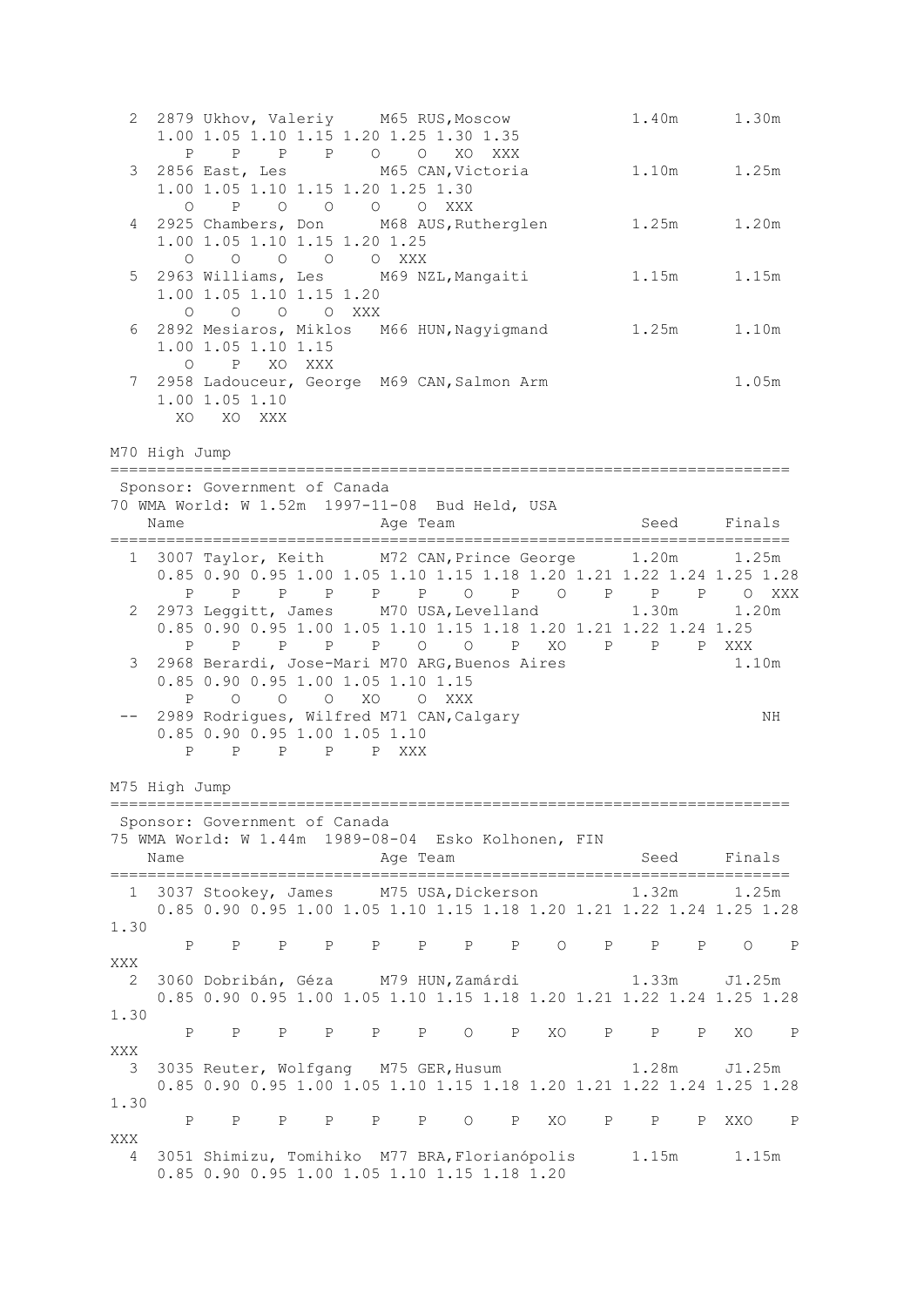```
  2  2879 Ukhov, Valeriy     M65 RUS,Moscow            1.40m      1.30m 
     1.00 1.05 1.10 1.15 1.20 1.25 1.30 1.35
        P    P    P    P    O    O   XO  XXX
  3  2856 East, Les          M65 CAN,Victoria          1.10m      1.25m 
     1.00 1.05 1.10 1.15 1.20 1.25 1.30
        O    P    O    O    O    O  XXX
  4  2925 Chambers, Don      M68 AUS,Rutherglen        1.25m      1.20m 
     1.00 1.05 1.10 1.15 1.20 1.25
        O    O    O    O    O  XXX
  5  2963 Williams, Les      M69 NZL,Mangaiti          1.15m      1.15m 
     1.00 1.05 1.10 1.15 1.20
        O    O    O    O  XXX
  6  2892 Mesiaros, Miklos   M66 HUN,Nagyigmand        1.25m      1.10m 
     1.00 1.05 1.10 1.15
        O    P   XO  XXX
  7  2958 Ladouceur, George  M69 CAN,Salmon Arm                  1.05m 
     1.00 1.05 1.10
       XO   XO  XXX
```

M70 High Jump

```
=========================================================================
 Sponsor: Government of Canada
70 WMA World: W 1.52m  1997-11-08  Bud Held, USA
    Name                    Age Team                    Seed     Finals 
=========================================================================
  1  3007 Taylor, Keith      M72 CAN,Prince George      1.20m      1.25m 
     0.85 0.90 0.95 1.00 1.05 1.10 1.15 1.18 1.20 1.21 1.22 1.24 1.25 1.28
        P    P    P    P    P    P    O    P    O    P    P    P    O  XXX
  2  2973 Leggitt, James     M70 USA,Levelland          1.30m      1.20m 
     0.85 0.90 0.95 1.00 1.05 1.10 1.15 1.18 1.20 1.21 1.22 1.24 1.25
        P    P    P    P    P    O    O    P   XO    P    P    P  XXX
  3  2968 Berardi, Jose-Mari M70 ARG,Buenos Aires                 1.10m 
     0.85 0.90 0.95 1.00 1.05 1.10 1.15
        P    O    O    O   XO    O  XXX
 --  2989 Rodrigues, Wilfred M71 CAN,Calgary                         NH 
     0.85 0.90 0.95 1.00 1.05 1.10
        P    P    P    P    P  XXX
```

M75 High Jump

```
=========================================================================
 Sponsor: Government of Canada
75 WMA World: W 1.44m  1989-08-04  Esko Kolhonen, FIN
    Name                    Age Team                    Seed     Finals 
=========================================================================
  1  3037 Stookey, James     M75 USA,Dickerson          1.32m      1.25m 
     0.85 0.90 0.95 1.00 1.05 1.10 1.15 1.18 1.20 1.21 1.22 1.24 1.25 1.28
1.30
        P    P    P    P    P    P    P    P    O    P    P    P    O    P
XXX
  2  3060 Dobribán, Géza     M79 HUN,Zamárdi            1.33m     J1.25m 
     0.85 0.90 0.95 1.00 1.05 1.10 1.15 1.18 1.20 1.21 1.22 1.24 1.25 1.28
1.30
        P    P    P    P    P    P    O    P   XO    P    P    P   XO    P
XXX
  3  3035 Reuter, Wolfgang   M75 GER,Husum              1.28m     J1.25m 
     0.85 0.90 0.95 1.00 1.05 1.10 1.15 1.18 1.20 1.21 1.22 1.24 1.25 1.28
1.30
        P    P    P    P    P    P    O    P   XO    P    P    P  XXO    P
XXX
  4  3051 Shimizu, Tomihiko  M77 BRA,Florianópolis      1.15m      1.15m 
     0.85 0.90 0.95 1.00 1.05 1.10 1.15 1.18 1.20
```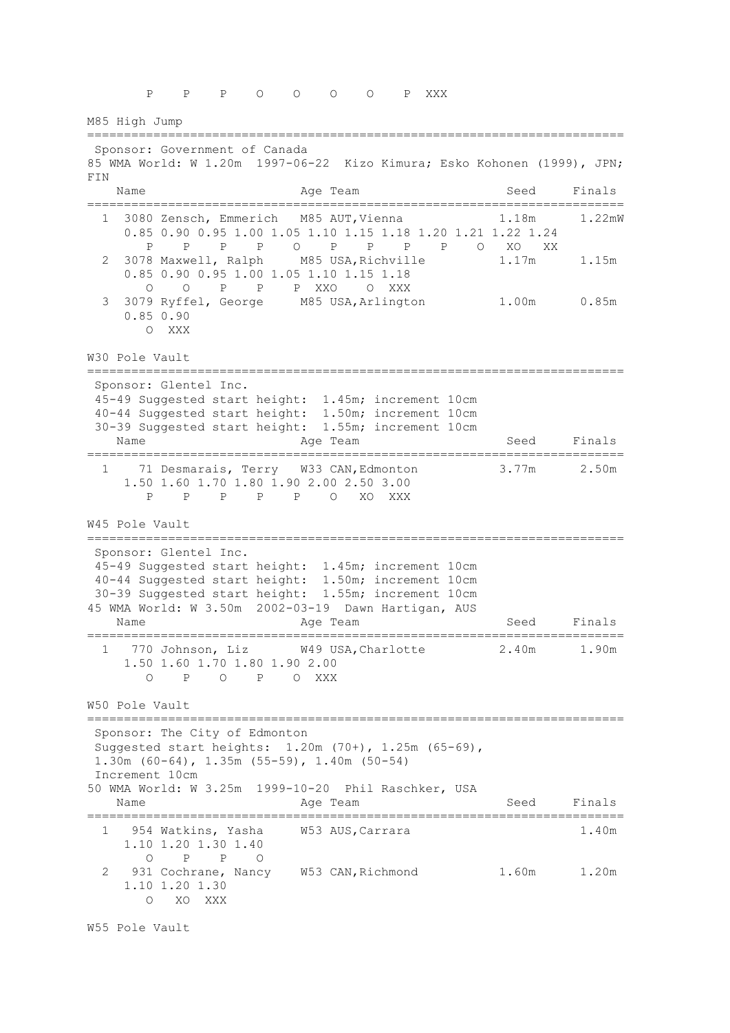```
       P    P    P    O    O    O    O    P  XXX

M85 High Jump
=========================================================================
 Sponsor: Government of Canada
85 WMA World: W 1.20m  1997-06-22  Kizo Kimura; Esko Kohonen (1999), JPN;
FIN
    Name                    Age Team                    Seed     Finals
=========================================================================
  1  3080 Zensch, Emmerich   M85 AUT,Vienna            1.18m      1.22mW
     0.85 0.90 0.95 1.00 1.05 1.10 1.15 1.18 1.20 1.21 1.22 1.24
        P    P    P    P    O    P    P    P    P    O   XO   XX
  2  3078 Maxwell, Ralph     M85 USA,Richville         1.17m      1.15m
     0.85 0.90 0.95 1.00 1.05 1.10 1.15 1.18
        O    O    P    P    P  XXO    O  XXX
  3  3079 Ryffel, George     M85 USA,Arlington         1.00m      0.85m
     0.85 0.90
        O  XXX

W30 Pole Vault
=========================================================================
 Sponsor: Glentel Inc.
 45-49 Suggested start height:  1.45m; increment 10cm
 40-44 Suggested start height:  1.50m; increment 10cm
 30-39 Suggested start height:  1.55m; increment 10cm
    Name                    Age Team                    Seed     Finals
=========================================================================
  1    71 Desmarais, Terry   W33 CAN,Edmonton          3.77m      2.50m
     1.50 1.60 1.70 1.80 1.90 2.00 2.50 3.00
        P    P    P    P    P    O   XO  XXX

W45 Pole Vault
=========================================================================
 Sponsor: Glentel Inc.
 45-49 Suggested start height:  1.45m; increment 10cm
 40-44 Suggested start height:  1.50m; increment 10cm
 30-39 Suggested start height:  1.55m; increment 10cm
45 WMA World: W 3.50m  2002-03-19  Dawn Hartigan, AUS
    Name                    Age Team                    Seed     Finals
=========================================================================
  1   770 Johnson, Liz       W49 USA,Charlotte         2.40m      1.90m
     1.50 1.60 1.70 1.80 1.90 2.00
        O    P    O    P    O  XXX

W50 Pole Vault
=========================================================================
 Sponsor: The City of Edmonton
 Suggested start heights:  1.20m (70+), 1.25m (65-69),
 1.30m (60-64), 1.35m (55-59), 1.40m (50-54)
 Increment 10cm
50 WMA World: W 3.25m  1999-10-20  Phil Raschker, USA
    Name                    Age Team                    Seed     Finals
=========================================================================
  1   954 Watkins, Yasha     W53 AUS,Carrara                      1.40m
     1.10 1.20 1.30 1.40
        O    P    P    O
  2   931 Cochrane, Nancy    W53 CAN,Richmond          1.60m      1.20m
     1.10 1.20 1.30
        O   XO  XXX

W55 Pole Vault
```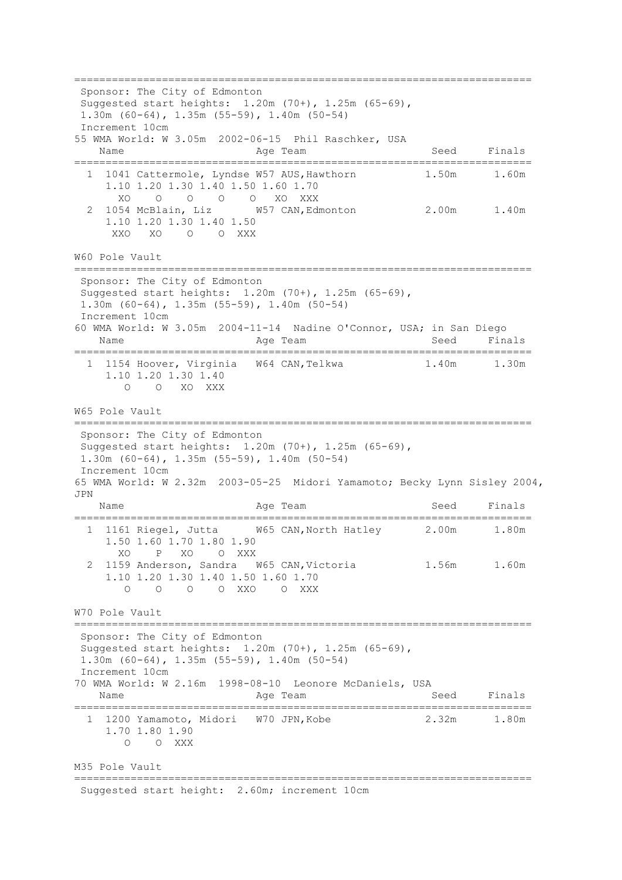```
========================================================================
 Sponsor: The City of Edmonton
 Suggested start heights:  1.20m (70+), 1.25m (65-69),
 1.30m (60-64), 1.35m (55-59), 1.40m (50-54)
 Increment 10cm
55 WMA World: W 3.05m  2002-06-15  Phil Raschker, USA
    Name                    Age Team                    Seed     Finals
========================================================================
  1  1041 Cattermole, Lyndse W57 AUS,Hawthorn          1.50m      1.60m
     1.10 1.20 1.30 1.40 1.50 1.60 1.70
       XO    O    O    O    O   XO  XXX
  2  1054 McBlain, Liz       W57 CAN,Edmonton          2.00m      1.40m
     1.10 1.20 1.30 1.40 1.50
      XXO   XO    O    O  XXX

W60 Pole Vault
========================================================================
 Sponsor: The City of Edmonton
 Suggested start heights:  1.20m (70+), 1.25m (65-69),
 1.30m (60-64), 1.35m (55-59), 1.40m (50-54)
 Increment 10cm
60 WMA World: W 3.05m  2004-11-14  Nadine O'Connor, USA; in San Diego
    Name                    Age Team                    Seed     Finals
========================================================================
  1  1154 Hoover, Virginia   W64 CAN,Telkwa            1.40m      1.30m
     1.10 1.20 1.30 1.40
        O    O   XO  XXX

W65 Pole Vault
========================================================================
 Sponsor: The City of Edmonton
 Suggested start heights:  1.20m (70+), 1.25m (65-69),
 1.30m (60-64), 1.35m (55-59), 1.40m (50-54)
 Increment 10cm
65 WMA World: W 2.32m  2003-05-25  Midori Yamamoto; Becky Lynn Sisley 2004,
JPN
    Name                    Age Team                    Seed     Finals
========================================================================
  1  1161 Riegel, Jutta      W65 CAN,North Hatley      2.00m      1.80m
     1.50 1.60 1.70 1.80 1.90
       XO    P   XO    O  XXX
  2  1159 Anderson, Sandra   W65 CAN,Victoria          1.56m      1.60m
     1.10 1.20 1.30 1.40 1.50 1.60 1.70
        O    O    O    O  XXO    O  XXX

W70 Pole Vault
========================================================================
 Sponsor: The City of Edmonton
 Suggested start heights:  1.20m (70+), 1.25m (65-69),
 1.30m (60-64), 1.35m (55-59), 1.40m (50-54)
 Increment 10cm
70 WMA World: W 2.16m  1998-08-10  Leonore McDaniels, USA
    Name                    Age Team                    Seed     Finals
========================================================================
  1  1200 Yamamoto, Midori   W70 JPN,Kobe              2.32m      1.80m
     1.70 1.80 1.90
        O    O  XXX

M35 Pole Vault
========================================================================
 Suggested start height:  2.60m; increment 10cm
```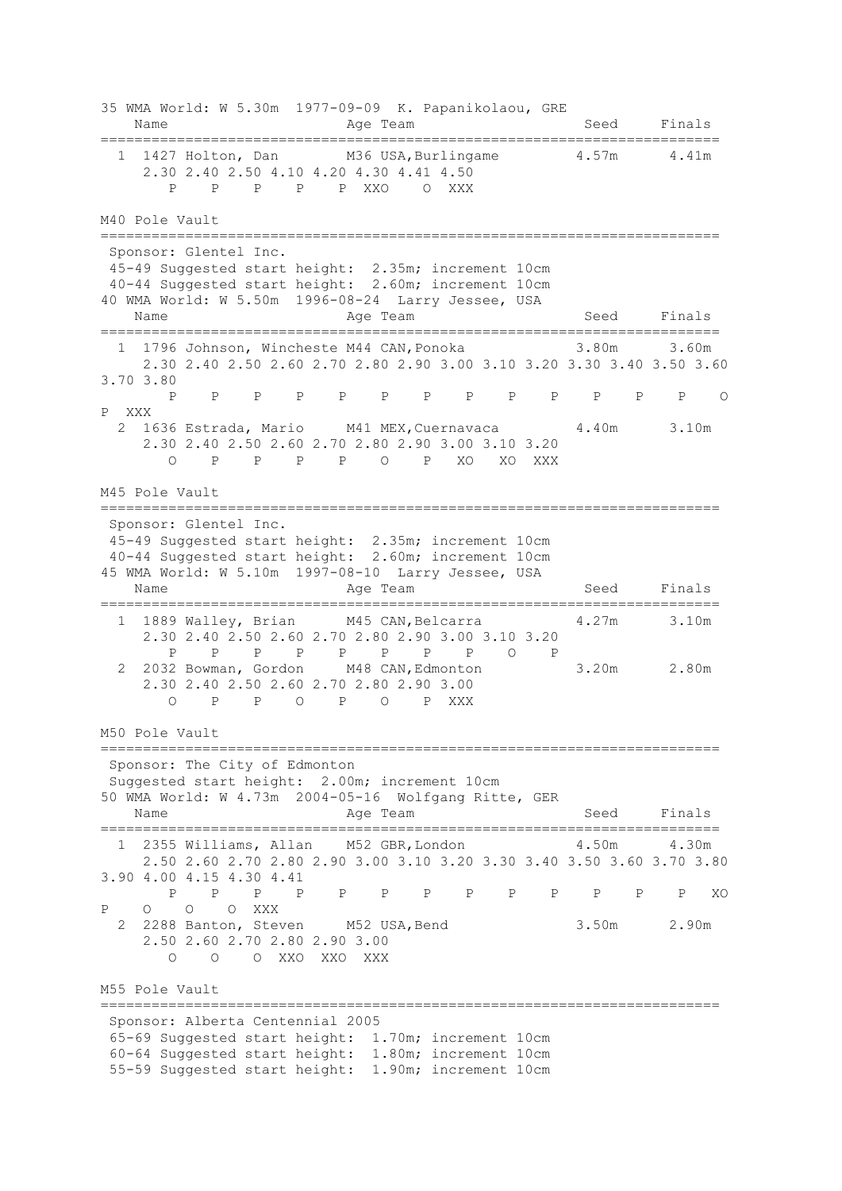35 WMA World: W 5.30m 1977-09-09 K. Papanikolaou, GRE

```
    Name                      Age Team                    Seed     Finals
=========================================================================
  1 1427 Holton, Dan        M36 USA,Burlingame          4.57m      4.41m
     2.30 2.40 2.50 4.10 4.20 4.30 4.41 4.50
        P    P    P    P    P  XXO    O  XXX
```

## M40 Pole Vault

```
=========================================================================
 Sponsor: Glentel Inc.
 45-49 Suggested start height:  2.35m; increment 10cm
 40-44 Suggested start height:  2.60m; increment 10cm
40 WMA World: W 5.50m  1996-08-24  Larry Jessee, USA
    Name                      Age Team                    Seed     Finals
=========================================================================
  1 1796 Johnson, Wincheste M44 CAN,Ponoka              3.80m      3.60m
     2.30 2.40 2.50 2.60 2.70 2.80 2.90 3.00 3.10 3.20 3.30 3.40 3.50 3.60
3.70 3.80
        P    P    P    P    P    P    P    P    P    P    P    P    P    O
P  XXX
  2 1636 Estrada, Mario     M41 MEX,Cuernavaca          4.40m      3.10m
     2.30 2.40 2.50 2.60 2.70 2.80 2.90 3.00 3.10 3.20
        O    P    P    P    P    O    P   XO   XO  XXX
```

## M45 Pole Vault

```
=========================================================================
 Sponsor: Glentel Inc.
 45-49 Suggested start height:  2.35m; increment 10cm
 40-44 Suggested start height:  2.60m; increment 10cm
45 WMA World: W 5.10m  1997-08-10  Larry Jessee, USA
    Name                      Age Team                    Seed     Finals
=========================================================================
  1 1889 Walley, Brian      M45 CAN,Belcarra            4.27m      3.10m
     2.30 2.40 2.50 2.60 2.70 2.80 2.90 3.00 3.10 3.20
        P    P    P    P    P    P    P    P    O    P
  2 2032 Bowman, Gordon     M48 CAN,Edmonton            3.20m      2.80m
     2.30 2.40 2.50 2.60 2.70 2.80 2.90 3.00
        O    P    P    O    P    O    P  XXX
```

## M50 Pole Vault

```
=========================================================================
 Sponsor: The City of Edmonton
 Suggested start height:  2.00m; increment 10cm
50 WMA World: W 4.73m  2004-05-16  Wolfgang Ritte, GER
    Name                      Age Team                    Seed     Finals
=========================================================================
  1 2355 Williams, Allan    M52 GBR,London              4.50m      4.30m
     2.50 2.60 2.70 2.80 2.90 3.00 3.10 3.20 3.30 3.40 3.50 3.60 3.70 3.80
3.90 4.00 4.15 4.30 4.41
        P    P    P    P    P    P    P    P    P    P    P    P    P   XO
P    O    O    O  XXX
  2 2288 Banton, Steven     M52 USA,Bend                3.50m      2.90m
     2.50 2.60 2.70 2.80 2.90 3.00
        O    O    O  XXO  XXO  XXX
```

## M55 Pole Vault

```
=========================================================================
 Sponsor: Alberta Centennial 2005
 65-69 Suggested start height:  1.70m; increment 10cm
 60-64 Suggested start height:  1.80m; increment 10cm
 55-59 Suggested start height:  1.90m; increment 10cm
```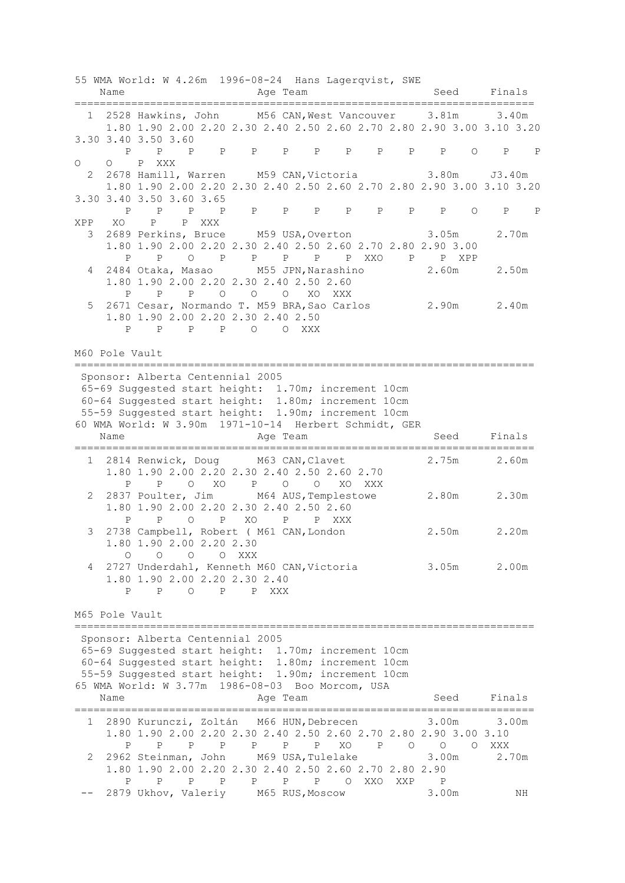```
55 WMA World: W 4.26m  1996-08-24  Hans Lagerqvist, SWE
    Name                    Age Team                      Seed     Finals
=========================================================================
  1 2528 Hawkins, John      M56 CAN,West Vancouver      3.81m      3.40m
     1.80 1.90 2.00 2.20 2.30 2.40 2.50 2.60 2.70 2.80 2.90 3.00 3.10 3.20
3.30 3.40 3.50 3.60
        P    P    P    P    P    P    P    P    P    P    P    O    P    P
O    O    P  XXX
  2 2678 Hamill, Warren     M59 CAN,Victoria            3.80m     J3.40m
     1.80 1.90 2.00 2.20 2.30 2.40 2.50 2.60 2.70 2.80 2.90 3.00 3.10 3.20
3.30 3.40 3.50 3.60 3.65
        P    P    P    P    P    P    P    P    P    P    P    O    P    P
XPP   XO    P    P  XXX
  3 2689 Perkins, Bruce     M59 USA,Overton             3.05m      2.70m
     1.80 1.90 2.00 2.20 2.30 2.40 2.50 2.60 2.70 2.80 2.90 3.00
        P    P    O    P    P    P    P    P  XXO    P    P  XPP
  4 2484 Otaka, Masao       M55 JPN,Narashino           2.60m      2.50m
     1.80 1.90 2.00 2.20 2.30 2.40 2.50 2.60
        P    P    P    O    O    O   XO  XXX
  5 2671 Cesar, Normando T. M59 BRA,Sao Carlos          2.90m      2.40m
     1.80 1.90 2.00 2.20 2.30 2.40 2.50
        P    P    P    P    O    O  XXX

M60 Pole Vault
=========================================================================
 Sponsor: Alberta Centennial 2005
 65-69 Suggested start height:  1.70m; increment 10cm
 60-64 Suggested start height:  1.80m; increment 10cm
 55-59 Suggested start height:  1.90m; increment 10cm
60 WMA World: W 3.90m  1971-10-14  Herbert Schmidt, GER
    Name                    Age Team                      Seed     Finals
=========================================================================
  1 2814 Renwick, Doug      M63 CAN,Clavet              2.75m      2.60m
     1.80 1.90 2.00 2.20 2.30 2.40 2.50 2.60 2.70
        P    P    O   XO    P    O    O   XO  XXX
  2 2837 Poulter, Jim       M64 AUS,Templestowe         2.80m      2.30m
     1.80 1.90 2.00 2.20 2.30 2.40 2.50 2.60
        P    P    O    P   XO    P    P  XXX
  3 2738 Campbell, Robert ( M61 CAN,London              2.50m      2.20m
     1.80 1.90 2.00 2.20 2.30
        O    O    O    O  XXX
  4 2727 Underdahl, Kenneth M60 CAN,Victoria            3.05m      2.00m
     1.80 1.90 2.00 2.20 2.30 2.40
        P    P    O    P    P  XXX

M65 Pole Vault
=========================================================================
 Sponsor: Alberta Centennial 2005
 65-69 Suggested start height:  1.70m; increment 10cm
 60-64 Suggested start height:  1.80m; increment 10cm
 55-59 Suggested start height:  1.90m; increment 10cm
65 WMA World: W 3.77m  1986-08-03  Boo Morcom, USA
    Name                    Age Team                      Seed     Finals
=========================================================================
  1 2890 Kurunczi, Zoltán   M66 HUN,Debrecen            3.00m      3.00m
     1.80 1.90 2.00 2.20 2.30 2.40 2.50 2.60 2.70 2.80 2.90 3.00 3.10
        P    P    P    P    P    P    P   XO    P    O    O    O  XXX
  2 2962 Steinman, John     M69 USA,Tulelake            3.00m      2.70m
     1.80 1.90 2.00 2.20 2.30 2.40 2.50 2.60 2.70 2.80 2.90
        P    P    P    P    P    P    P    O  XXO  XXP    P
 -- 2879 Ukhov, Valeriy     M65 RUS,Moscow              3.00m         NH
```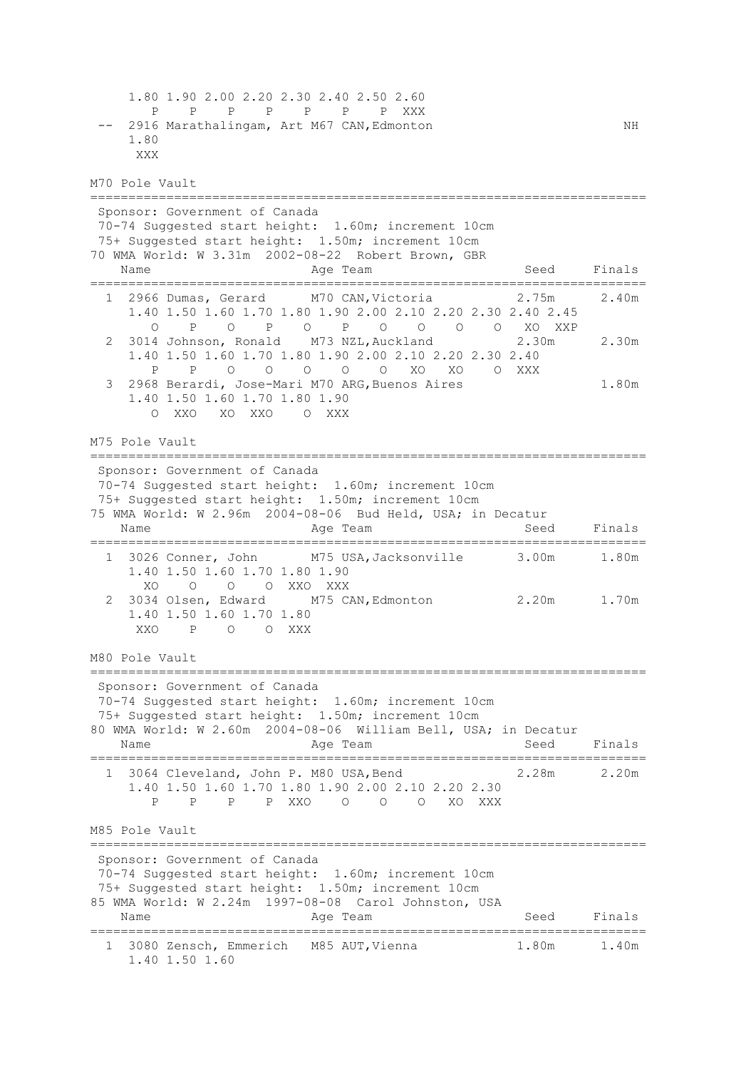```
     1.80 1.90 2.00 2.20 2.30 2.40 2.50 2.60
        P    P    P    P    P    P    P  XXX
 --  2916 Marathalingam, Art M67 CAN,Edmonton                          NH
     1.80
      XXX
```

## M70 Pole Vault

```
========================================================================
 Sponsor: Government of Canada
 70-74 Suggested start height:  1.60m; increment 10cm
 75+ Suggested start height:  1.50m; increment 10cm
70 WMA World: W 3.31m  2002-08-22  Robert Brown, GBR
    Name                    Age Team                    Seed     Finals
========================================================================
  1  2966 Dumas, Gerard      M70 CAN,Victoria          2.75m      2.40m
     1.40 1.50 1.60 1.70 1.80 1.90 2.00 2.10 2.20 2.30 2.40 2.45
        O    P    O    P    O    P    O    O    O    O   XO  XXP
  2  3014 Johnson, Ronald    M73 NZL,Auckland          2.30m      2.30m
     1.40 1.50 1.60 1.70 1.80 1.90 2.00 2.10 2.20 2.30 2.40
        P    P    O    O    O    O    O   XO   XO    O  XXX
  3  2968 Berardi, Jose-Mari M70 ARG,Buenos Aires                 1.80m
     1.40 1.50 1.60 1.70 1.80 1.90
        O  XXO   XO  XXO    O  XXX
```

## M75 Pole Vault

```
========================================================================
 Sponsor: Government of Canada
 70-74 Suggested start height:  1.60m; increment 10cm
 75+ Suggested start height:  1.50m; increment 10cm
75 WMA World: W 2.96m  2004-08-06  Bud Held, USA; in Decatur
    Name                    Age Team                    Seed     Finals
========================================================================
  1  3026 Conner, John       M75 USA,Jacksonville      3.00m      1.80m
     1.40 1.50 1.60 1.70 1.80 1.90
       XO    O    O    O  XXO  XXX
  2  3034 Olsen, Edward      M75 CAN,Edmonton          2.20m      1.70m
     1.40 1.50 1.60 1.70 1.80
      XXO    P    O    O  XXX
```

## M80 Pole Vault

```
========================================================================
 Sponsor: Government of Canada
 70-74 Suggested start height:  1.60m; increment 10cm
 75+ Suggested start height:  1.50m; increment 10cm
80 WMA World: W 2.60m  2004-08-06  William Bell, USA; in Decatur
    Name                    Age Team                    Seed     Finals
========================================================================
  1  3064 Cleveland, John P. M80 USA,Bend              2.28m      2.20m
     1.40 1.50 1.60 1.70 1.80 1.90 2.00 2.10 2.20 2.30
        P    P    P    P  XXO    O    O    O   XO  XXX
```

## M85 Pole Vault

```
========================================================================
 Sponsor: Government of Canada
 70-74 Suggested start height:  1.60m; increment 10cm
 75+ Suggested start height:  1.50m; increment 10cm
85 WMA World: W 2.24m  1997-08-08  Carol Johnston, USA
    Name                    Age Team                    Seed     Finals
========================================================================
  1  3080 Zensch, Emmerich   M85 AUT,Vienna            1.80m      1.40m
     1.40 1.50 1.60
```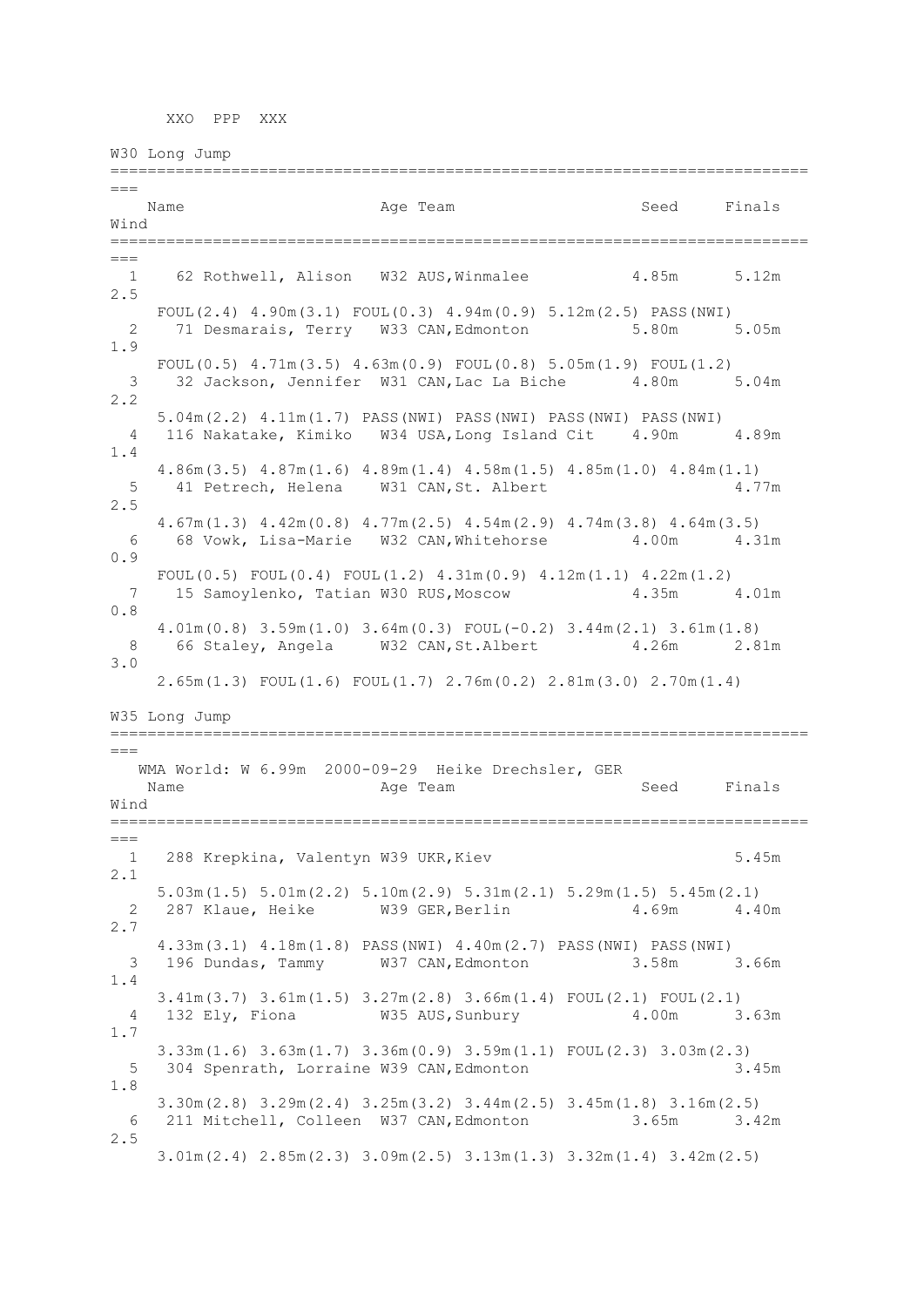XXO  PPP  XXX

## W30 Long Jump

| Place | Name | Age | Team | Seed | Finals | Wind |
|---|---|---|---|---|---|---|
| 1 | 62 Rothwell, Alison | W32 | AUS,Winmalee | 4.85m | 5.12m | 2.5 |
| | FOUL(2.4) 4.90m(3.1) FOUL(0.3) 4.94m(0.9) 5.12m(2.5) PASS(NWI) | | | | | |
| 2 | 71 Desmarais, Terry | W33 | CAN,Edmonton | 5.80m | 5.05m | 1.9 |
| | FOUL(0.5) 4.71m(3.5) 4.63m(0.9) FOUL(0.8) 5.05m(1.9) FOUL(1.2) | | | | | |
| 3 | 32 Jackson, Jennifer | W31 | CAN,Lac La Biche | 4.80m | 5.04m | 2.2 |
| | 5.04m(2.2) 4.11m(1.7) PASS(NWI) PASS(NWI) PASS(NWI) PASS(NWI) | | | | | |
| 4 | 116 Nakatake, Kimiko | W34 | USA,Long Island Cit | 4.90m | 4.89m | 1.4 |
| | 4.86m(3.5) 4.87m(1.6) 4.89m(1.4) 4.58m(1.5) 4.85m(1.0) 4.84m(1.1) | | | | | |
| 5 | 41 Petrech, Helena | W31 | CAN,St. Albert | | 4.77m | 2.5 |
| | 4.67m(1.3) 4.42m(0.8) 4.77m(2.5) 4.54m(2.9) 4.74m(3.8) 4.64m(3.5) | | | | | |
| 6 | 68 Vowk, Lisa-Marie | W32 | CAN,Whitehorse | 4.00m | 4.31m | 0.9 |
| | FOUL(0.5) FOUL(0.4) FOUL(1.2) 4.31m(0.9) 4.12m(1.1) 4.22m(1.2) | | | | | |
| 7 | 15 Samoylenko, Tatian | W30 | RUS,Moscow | 4.35m | 4.01m | 0.8 |
| | 4.01m(0.8) 3.59m(1.0) 3.64m(0.3) FOUL(-0.2) 3.44m(2.1) 3.61m(1.8) | | | | | |
| 8 | 66 Staley, Angela | W32 | CAN,St.Albert | 4.26m | 2.81m | 3.0 |
| | 2.65m(1.3) FOUL(1.6) FOUL(1.7) 2.76m(0.2) 2.81m(3.0) 2.70m(1.4) | | | | | |

## W35 Long Jump

WMA World: W 6.99m  2000-09-29  Heike Drechsler, GER

| Place | Name | Age | Team | Seed | Finals | Wind |
|---|---|---|---|---|---|---|
| 1 | 288 Krepkina, Valentyn | W39 | UKR,Kiev | | 5.45m | 2.1 |
| | 5.03m(1.5) 5.01m(2.2) 5.10m(2.9) 5.31m(2.1) 5.29m(1.5) 5.45m(2.1) | | | | | |
| 2 | 287 Klaue, Heike | W39 | GER,Berlin | 4.69m | 4.40m | 2.7 |
| | 4.33m(3.1) 4.18m(1.8) PASS(NWI) 4.40m(2.7) PASS(NWI) PASS(NWI) | | | | | |
| 3 | 196 Dundas, Tammy | W37 | CAN,Edmonton | 3.58m | 3.66m | 1.4 |
| | 3.41m(3.7) 3.61m(1.5) 3.27m(2.8) 3.66m(1.4) FOUL(2.1) FOUL(2.1) | | | | | |
| 4 | 132 Ely, Fiona | W35 | AUS,Sunbury | 4.00m | 3.63m | 1.7 |
| | 3.33m(1.6) 3.63m(1.7) 3.36m(0.9) 3.59m(1.1) FOUL(2.3) 3.03m(2.3) | | | | | |
| 5 | 304 Spenrath, Lorraine | W39 | CAN,Edmonton | | 3.45m | 1.8 |
| | 3.30m(2.8) 3.29m(2.4) 3.25m(3.2) 3.44m(2.5) 3.45m(1.8) 3.16m(2.5) | | | | | |
| 6 | 211 Mitchell, Colleen | W37 | CAN,Edmonton | 3.65m | 3.42m | 2.5 |
| | 3.01m(2.4) 2.85m(2.3) 3.09m(2.5) 3.13m(1.3) 3.32m(1.4) 3.42m(2.5) | | | | | |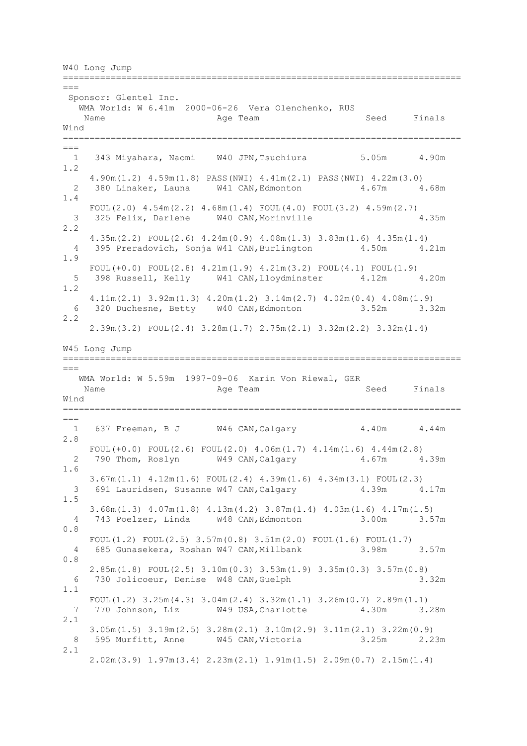## W40 Long Jump

Sponsor: Glentel Inc.
WMA World: W 6.41m 2000-06-26 Vera Olenchenko, RUS

| Place | No. | Name | Age | Team | Seed | Finals | Wind |
|---|---|---|---|---|---|---|---|
| 1 | 343 | Miyahara, Naomi | W40 | JPN,Tsuchiura | 5.05m | 4.90m | 1.2 |
| | | 4.90m(1.2) 4.59m(1.8) PASS(NWI) 4.41m(2.1) PASS(NWI) 4.22m(3.0) | | | | | |
| 2 | 380 | Linaker, Launa | W41 | CAN,Edmonton | 4.67m | 4.68m | 1.4 |
| | | FOUL(2.0) 4.54m(2.2) 4.68m(1.4) FOUL(4.0) FOUL(3.2) 4.59m(2.7) | | | | | |
| 3 | 325 | Felix, Darlene | W40 | CAN,Morinville | | 4.35m | 2.2 |
| | | 4.35m(2.2) FOUL(2.6) 4.24m(0.9) 4.08m(1.3) 3.83m(1.6) 4.35m(1.4) | | | | | |
| 4 | 395 | Preradovich, Sonja | W41 | CAN,Burlington | 4.50m | 4.21m | 1.9 |
| | | FOUL(+0.0) FOUL(2.8) 4.21m(1.9) 4.21m(3.2) FOUL(4.1) FOUL(1.9) | | | | | |
| 5 | 398 | Russell, Kelly | W41 | CAN,Lloydminster | 4.12m | 4.20m | 1.2 |
| | | 4.11m(2.1) 3.92m(1.3) 4.20m(1.2) 3.14m(2.7) 4.02m(0.4) 4.08m(1.9) | | | | | |
| 6 | 320 | Duchesne, Betty | W40 | CAN,Edmonton | 3.52m | 3.32m | 2.2 |
| | | 2.39m(3.2) FOUL(2.4) 3.28m(1.7) 2.75m(2.1) 3.32m(2.2) 3.32m(1.4) | | | | | |

## W45 Long Jump

WMA World: W 5.59m 1997-09-06 Karin Von Riewal, GER

| Place | No. | Name | Age | Team | Seed | Finals | Wind |
|---|---|---|---|---|---|---|---|
| 1 | 637 | Freeman, B J | W46 | CAN,Calgary | 4.40m | 4.44m | 2.8 |
| | | FOUL(+0.0) FOUL(2.6) FOUL(2.0) 4.06m(1.7) 4.14m(1.6) 4.44m(2.8) | | | | | |
| 2 | 790 | Thom, Roslyn | W49 | CAN,Calgary | 4.67m | 4.39m | 1.6 |
| | | 3.67m(1.1) 4.12m(1.6) FOUL(2.4) 4.39m(1.6) 4.34m(3.1) FOUL(2.3) | | | | | |
| 3 | 691 | Lauridsen, Susanne | W47 | CAN,Calgary | 4.39m | 4.17m | 1.5 |
| | | 3.68m(1.3) 4.07m(1.8) 4.13m(4.2) 3.87m(1.4) 4.03m(1.6) 4.17m(1.5) | | | | | |
| 4 | 743 | Poelzer, Linda | W48 | CAN,Edmonton | 3.00m | 3.57m | 0.8 |
| | | FOUL(1.2) FOUL(2.5) 3.57m(0.8) 3.51m(2.0) FOUL(1.6) FOUL(1.7) | | | | | |
| 4 | 685 | Gunasekera, Roshan | W47 | CAN,Millbank | 3.98m | 3.57m | 0.8 |
| | | 2.85m(1.8) FOUL(2.5) 3.10m(0.3) 3.53m(1.9) 3.35m(0.3) 3.57m(0.8) | | | | | |
| 6 | 730 | Jolicoeur, Denise | W48 | CAN,Guelph | | 3.32m | 1.1 |
| | | FOUL(1.2) 3.25m(4.3) 3.04m(2.4) 3.32m(1.1) 3.26m(0.7) 2.89m(1.1) | | | | | |
| 7 | 770 | Johnson, Liz | W49 | USA,Charlotte | 4.30m | 3.28m | 2.1 |
| | | 3.05m(1.5) 3.19m(2.5) 3.28m(2.1) 3.10m(2.9) 3.11m(2.1) 3.22m(0.9) | | | | | |
| 8 | 595 | Murfitt, Anne | W45 | CAN,Victoria | 3.25m | 2.23m | 2.1 |
| | | 2.02m(3.9) 1.97m(3.4) 2.23m(2.1) 1.91m(1.5) 2.09m(0.7) 2.15m(1.4) | | | | | |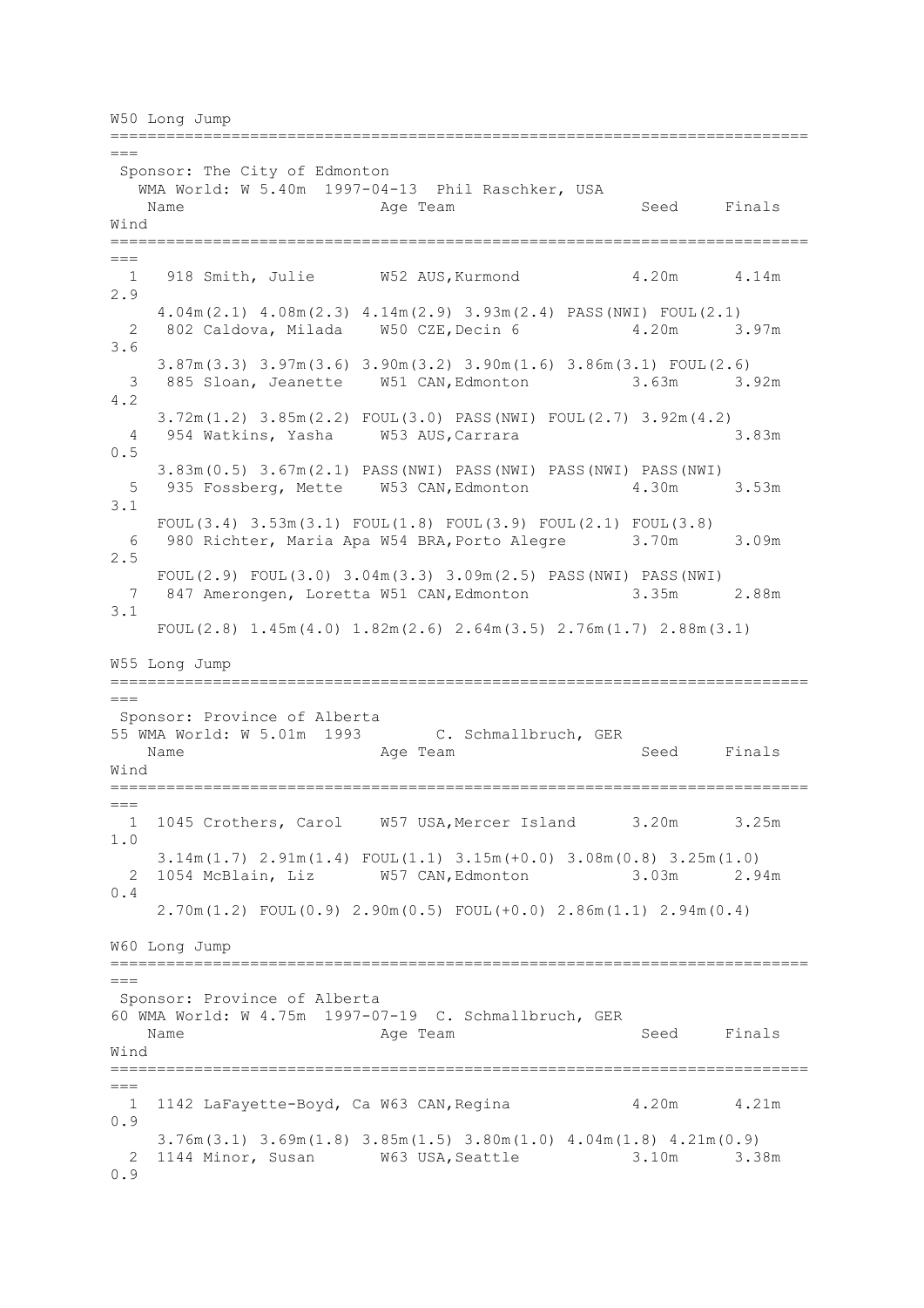## W50 Long Jump

Sponsor: The City of Edmonton
WMA World: W 5.40m 1997-04-13 Phil Raschker, USA

| Place | No. | Name | Age | Team | Seed | Finals | Wind |
|---|---|---|---|---|---|---|---|
| 1 | 918 | Smith, Julie | W52 | AUS,Kurmond | 4.20m | 4.14m | 2.9 |
| | | 4.04m(2.1) 4.08m(2.3) 4.14m(2.9) 3.93m(2.4) PASS(NWI) FOUL(2.1) | | | | | |
| 2 | 802 | Caldova, Milada | W50 | CZE,Decin 6 | 4.20m | 3.97m | 3.6 |
| | | 3.87m(3.3) 3.97m(3.6) 3.90m(3.2) 3.90m(1.6) 3.86m(3.1) FOUL(2.6) | | | | | |
| 3 | 885 | Sloan, Jeanette | W51 | CAN,Edmonton | 3.63m | 3.92m | 4.2 |
| | | 3.72m(1.2) 3.85m(2.2) FOUL(3.0) PASS(NWI) FOUL(2.7) 3.92m(4.2) | | | | | |
| 4 | 954 | Watkins, Yasha | W53 | AUS,Carrara | | 3.83m | 0.5 |
| | | 3.83m(0.5) 3.67m(2.1) PASS(NWI) PASS(NWI) PASS(NWI) PASS(NWI) | | | | | |
| 5 | 935 | Fossberg, Mette | W53 | CAN,Edmonton | 4.30m | 3.53m | 3.1 |
| | | FOUL(3.4) 3.53m(3.1) FOUL(1.8) FOUL(3.9) FOUL(2.1) FOUL(3.8) | | | | | |
| 6 | 980 | Richter, Maria Apa | W54 | BRA,Porto Alegre | 3.70m | 3.09m | 2.5 |
| | | FOUL(2.9) FOUL(3.0) 3.04m(3.3) 3.09m(2.5) PASS(NWI) PASS(NWI) | | | | | |
| 7 | 847 | Amerongen, Loretta | W51 | CAN,Edmonton | 3.35m | 2.88m | 3.1 |
| | | FOUL(2.8) 1.45m(4.0) 1.82m(2.6) 2.64m(3.5) 2.76m(1.7) 2.88m(3.1) | | | | | |

## W55 Long Jump

Sponsor: Province of Alberta
55 WMA World: W 5.01m 1993 C. Schmallbruch, GER

| Place | No. | Name | Age | Team | Seed | Finals | Wind |
|---|---|---|---|---|---|---|---|
| 1 | 1045 | Crothers, Carol | W57 | USA,Mercer Island | 3.20m | 3.25m | 1.0 |
| | | 3.14m(1.7) 2.91m(1.4) FOUL(1.1) 3.15m(+0.0) 3.08m(0.8) 3.25m(1.0) | | | | | |
| 2 | 1054 | McBlain, Liz | W57 | CAN,Edmonton | 3.03m | 2.94m | 0.4 |
| | | 2.70m(1.2) FOUL(0.9) 2.90m(0.5) FOUL(+0.0) 2.86m(1.1) 2.94m(0.4) | | | | | |

## W60 Long Jump

Sponsor: Province of Alberta
60 WMA World: W 4.75m 1997-07-19 C. Schmallbruch, GER

| Place | No. | Name | Age | Team | Seed | Finals | Wind |
|---|---|---|---|---|---|---|---|
| 1 | 1142 | LaFayette-Boyd, Ca | W63 | CAN,Regina | 4.20m | 4.21m | 0.9 |
| | | 3.76m(3.1) 3.69m(1.8) 3.85m(1.5) 3.80m(1.0) 4.04m(1.8) 4.21m(0.9) | | | | | |
| 2 | 1144 | Minor, Susan | W63 | USA,Seattle | 3.10m | 3.38m | 0.9 |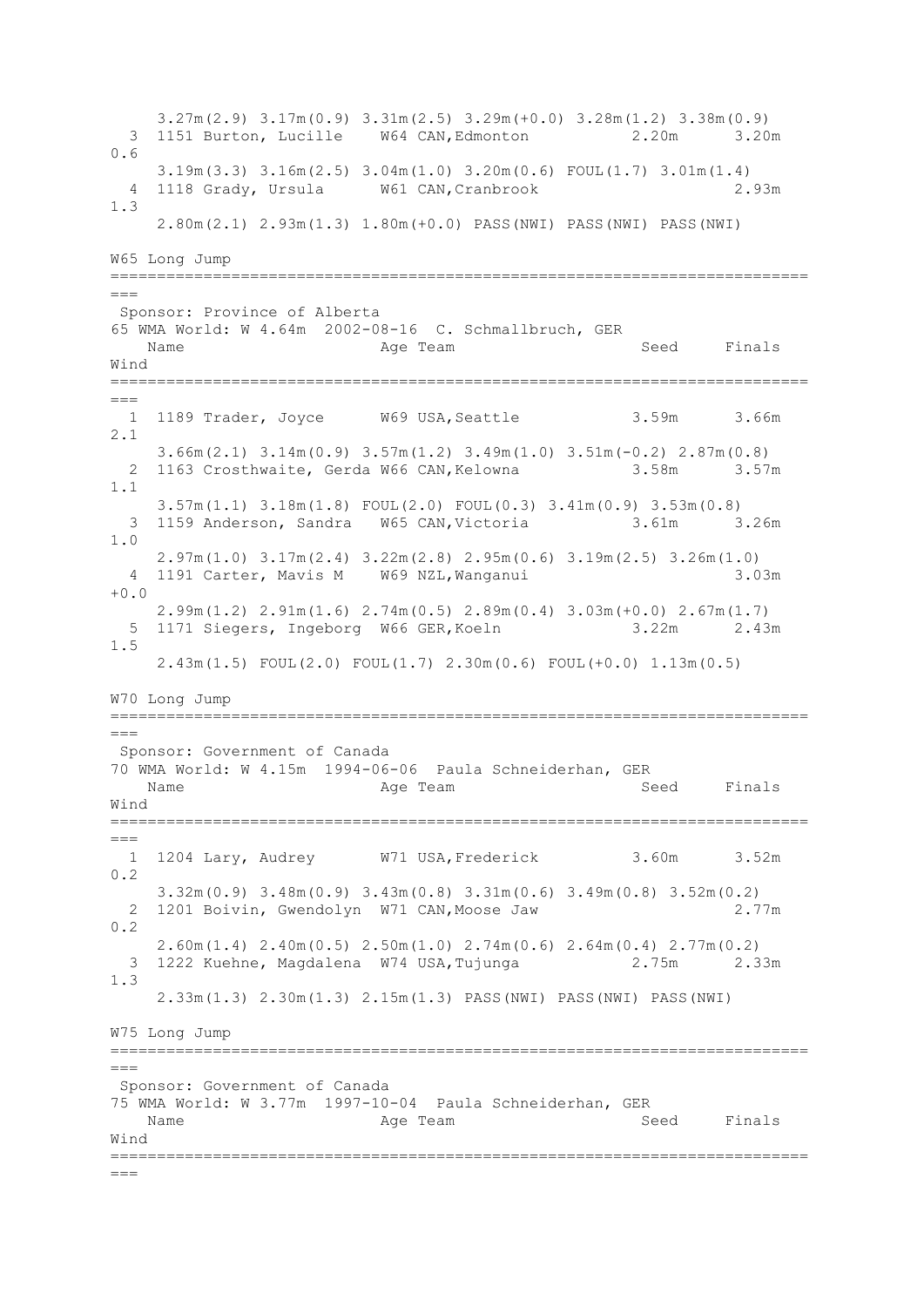```
     3.27m(2.9) 3.17m(0.9) 3.31m(2.5) 3.29m(+0.0) 3.28m(1.2) 3.38m(0.9)
  3  1151 Burton, Lucille    W64 CAN,Edmonton           2.20m      3.20m
0.6
     3.19m(3.3) 3.16m(2.5) 3.04m(1.0) 3.20m(0.6) FOUL(1.7) 3.01m(1.4)
  4  1118 Grady, Ursula      W61 CAN,Cranbrook                     2.93m
1.3
     2.80m(2.1) 2.93m(1.3) 1.80m(+0.0) PASS(NWI) PASS(NWI) PASS(NWI)
```

## W65 Long Jump

```
=========================================================================
===
 Sponsor: Province of Alberta
65 WMA World: W 4.64m  2002-08-16  C. Schmallbruch, GER
   Name                    Age Team                    Seed     Finals
Wind
=========================================================================
===
  1  1189 Trader, Joyce      W69 USA,Seattle            3.59m      3.66m
2.1
     3.66m(2.1) 3.14m(0.9) 3.57m(1.2) 3.49m(1.0) 3.51m(-0.2) 2.87m(0.8)
  2  1163 Crosthwaite, Gerda W66 CAN,Kelowna            3.58m      3.57m
1.1
     3.57m(1.1) 3.18m(1.8) FOUL(2.0) FOUL(0.3) 3.41m(0.9) 3.53m(0.8)
  3  1159 Anderson, Sandra   W65 CAN,Victoria           3.61m      3.26m
1.0
     2.97m(1.0) 3.17m(2.4) 3.22m(2.8) 2.95m(0.6) 3.19m(2.5) 3.26m(1.0)
  4  1191 Carter, Mavis M    W69 NZL,Wanganui                      3.03m
+0.0
     2.99m(1.2) 2.91m(1.6) 2.74m(0.5) 2.89m(0.4) 3.03m(+0.0) 2.67m(1.7)
  5  1171 Siegers, Ingeborg  W66 GER,Koeln              3.22m      2.43m
1.5
     2.43m(1.5) FOUL(2.0) FOUL(1.7) 2.30m(0.6) FOUL(+0.0) 1.13m(0.5)
```

## W70 Long Jump

```
=========================================================================
===
 Sponsor: Government of Canada
70 WMA World: W 4.15m  1994-06-06  Paula Schneiderhan, GER
   Name                    Age Team                    Seed     Finals
Wind
=========================================================================
===
  1  1204 Lary, Audrey       W71 USA,Frederick          3.60m      3.52m
0.2
     3.32m(0.9) 3.48m(0.9) 3.43m(0.8) 3.31m(0.6) 3.49m(0.8) 3.52m(0.2)
  2  1201 Boivin, Gwendolyn  W71 CAN,Moose Jaw                     2.77m
0.2
     2.60m(1.4) 2.40m(0.5) 2.50m(1.0) 2.74m(0.6) 2.64m(0.4) 2.77m(0.2)
  3  1222 Kuehne, Magdalena  W74 USA,Tujunga            2.75m      2.33m
1.3
     2.33m(1.3) 2.30m(1.3) 2.15m(1.3) PASS(NWI) PASS(NWI) PASS(NWI)
```

## W75 Long Jump

```
=========================================================================
===
 Sponsor: Government of Canada
75 WMA World: W 3.77m  1997-10-04  Paula Schneiderhan, GER
   Name                    Age Team                    Seed     Finals
Wind
=========================================================================
===
```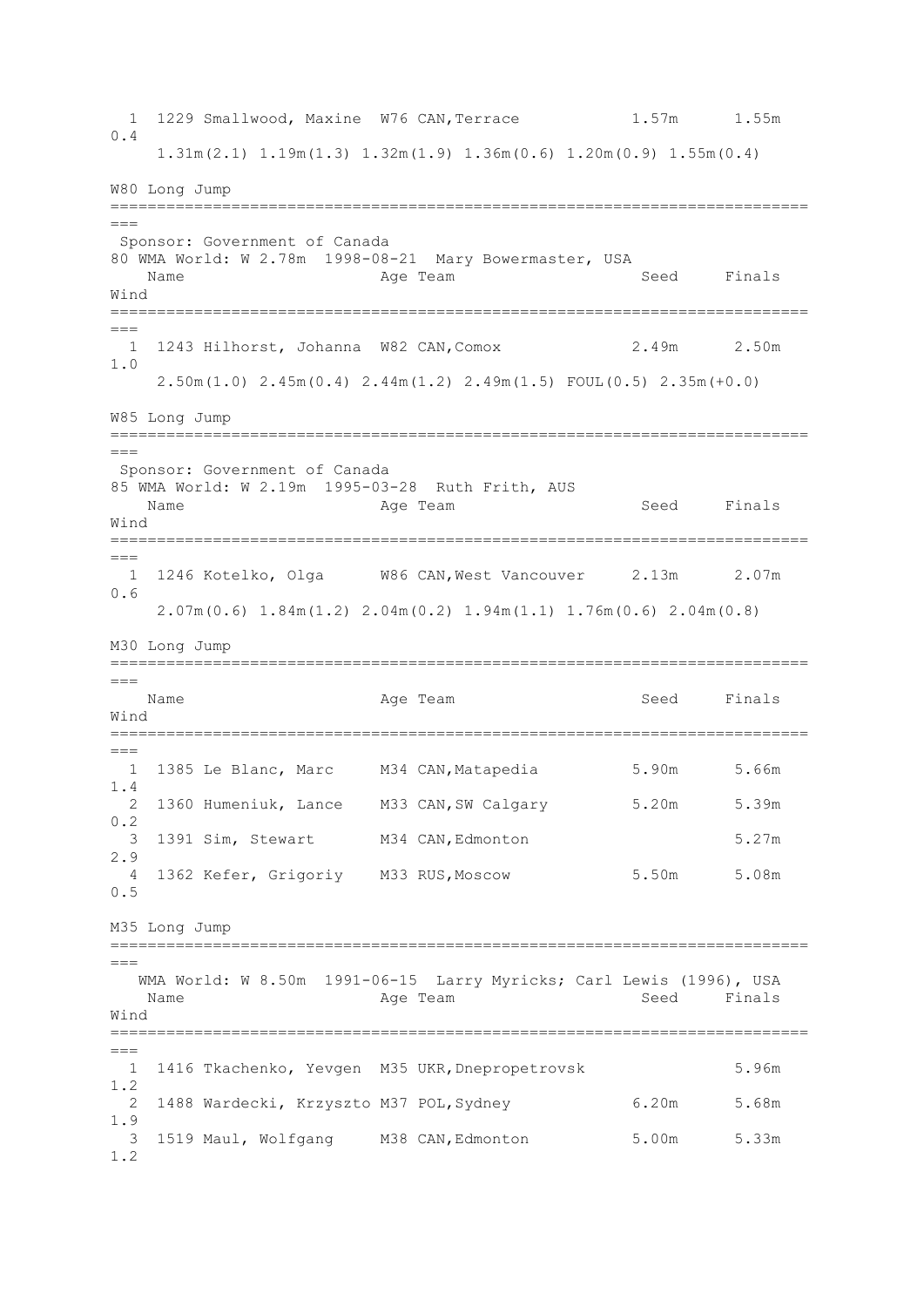```
  1  1229 Smallwood, Maxine  W76 CAN,Terrace           1.57m      1.55m  0.4
     1.31m(2.1) 1.19m(1.3) 1.32m(1.9) 1.36m(0.6) 1.20m(0.9) 1.55m(0.4)
```

## W80 Long Jump

```
============================================================================
 Sponsor: Government of Canada
80 WMA World: W 2.78m  1998-08-21  Mary Bowermaster, USA
    Name                    Age Team                    Seed     Finals  Wind
============================================================================
  1  1243 Hilhorst, Johanna  W82 CAN,Comox             2.49m      2.50m  1.0
     2.50m(1.0) 2.45m(0.4) 2.44m(1.2) 2.49m(1.5) FOUL(0.5) 2.35m(+0.0)
```

## W85 Long Jump

```
============================================================================
 Sponsor: Government of Canada
85 WMA World: W 2.19m  1995-03-28  Ruth Frith, AUS
    Name                    Age Team                    Seed     Finals  Wind
============================================================================
  1  1246 Kotelko, Olga      W86 CAN,West Vancouver     2.13m      2.07m  0.6
     2.07m(0.6) 1.84m(1.2) 2.04m(0.2) 1.94m(1.1) 1.76m(0.6) 2.04m(0.8)
```

## M30 Long Jump

```
============================================================================
    Name                    Age Team                    Seed     Finals  Wind
============================================================================
  1  1385 Le Blanc, Marc     M34 CAN,Matapedia          5.90m      5.66m  1.4
  2  1360 Humeniuk, Lance    M33 CAN,SW Calgary         5.20m      5.39m  0.2
  3  1391 Sim, Stewart       M34 CAN,Edmonton                      5.27m  2.9
  4  1362 Kefer, Grigoriy    M33 RUS,Moscow             5.50m      5.08m  0.5
```

## M35 Long Jump

```
============================================================================
   WMA World: W 8.50m  1991-06-15  Larry Myricks; Carl Lewis (1996), USA
    Name                    Age Team                    Seed     Finals  Wind
============================================================================
  1  1416 Tkachenko, Yevgen  M35 UKR,Dnepropetrovsk                5.96m  1.2
  2  1488 Wardecki, Krzyszto M37 POL,Sydney             6.20m      5.68m  1.9
  3  1519 Maul, Wolfgang     M38 CAN,Edmonton           5.00m      5.33m  1.2
```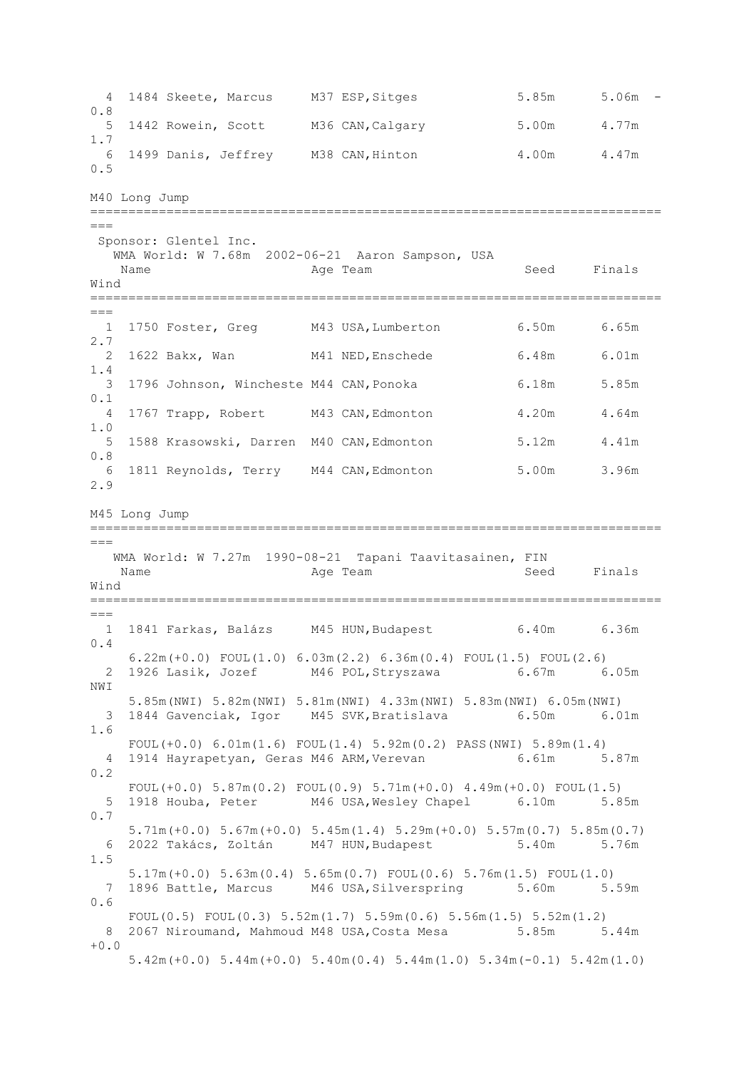| Place | Bib | Name | Age | Team | Seed | Finals | Wind |
|---|---|---|---|---|---|---|---|
| 4 | 1484 | Skeete, Marcus | M37 | ESP,Sitges | 5.85m | 5.06m | -0.8 |
| 5 | 1442 | Rowein, Scott | M36 | CAN,Calgary | 5.00m | 4.77m | 1.7 |
| 6 | 1499 | Danis, Jeffrey | M38 | CAN,Hinton | 4.00m | 4.47m | 0.5 |

## M40 Long Jump

Sponsor: Glentel Inc.

WMA World: W 7.68m 2002-06-21 Aaron Sampson, USA

| Place | Bib | Name | Age | Team | Seed | Finals | Wind |
|---|---|---|---|---|---|---|---|
| 1 | 1750 | Foster, Greg | M43 | USA,Lumberton | 6.50m | 6.65m | 2.7 |
| 2 | 1622 | Bakx, Wan | M41 | NED,Enschede | 6.48m | 6.01m | 1.4 |
| 3 | 1796 | Johnson, Wincheste | M44 | CAN,Ponoka | 6.18m | 5.85m | 0.1 |
| 4 | 1767 | Trapp, Robert | M43 | CAN,Edmonton | 4.20m | 4.64m | 1.0 |
| 5 | 1588 | Krasowski, Darren | M40 | CAN,Edmonton | 5.12m | 4.41m | 0.8 |
| 6 | 1811 | Reynolds, Terry | M44 | CAN,Edmonton | 5.00m | 3.96m | 2.9 |

## M45 Long Jump

WMA World: W 7.27m 1990-08-21 Tapani Taavitasainen, FIN

| Place | Bib | Name | Age | Team | Seed | Finals | Wind |
|---|---|---|---|---|---|---|---|
| 1 | 1841 | Farkas, Balázs | M45 | HUN,Budapest | 6.40m | 6.36m | 0.4 |
| | | 6.22m(+0.0) FOUL(1.0) 6.03m(2.2) 6.36m(0.4) FOUL(1.5) FOUL(2.6) | | | | | |
| 2 | 1926 | Lasik, Jozef | M46 | POL,Stryszawa | 6.67m | 6.05m | NWI |
| | | 5.85m(NWI) 5.82m(NWI) 5.81m(NWI) 4.33m(NWI) 5.83m(NWI) 6.05m(NWI) | | | | | |
| 3 | 1844 | Gavenciak, Igor | M45 | SVK,Bratislava | 6.50m | 6.01m | 1.6 |
| | | FOUL(+0.0) 6.01m(1.6) FOUL(1.4) 5.92m(0.2) PASS(NWI) 5.89m(1.4) | | | | | |
| 4 | 1914 | Hayrapetyan, Geras | M46 | ARM,Verevan | 6.61m | 5.87m | 0.2 |
| | | FOUL(+0.0) 5.87m(0.2) FOUL(0.9) 5.71m(+0.0) 4.49m(+0.0) FOUL(1.5) | | | | | |
| 5 | 1918 | Houba, Peter | M46 | USA,Wesley Chapel | 6.10m | 5.85m | 0.7 |
| | | 5.71m(+0.0) 5.67m(+0.0) 5.45m(1.4) 5.29m(+0.0) 5.57m(0.7) 5.85m(0.7) | | | | | |
| 6 | 2022 | Takács, Zoltán | M47 | HUN,Budapest | 5.40m | 5.76m | 1.5 |
| | | 5.17m(+0.0) 5.63m(0.4) 5.65m(0.7) FOUL(0.6) 5.76m(1.5) FOUL(1.0) | | | | | |
| 7 | 1896 | Battle, Marcus | M46 | USA,Silverspring | 5.60m | 5.59m | 0.6 |
| | | FOUL(0.5) FOUL(0.3) 5.52m(1.7) 5.59m(0.6) 5.56m(1.5) 5.52m(1.2) | | | | | |
| 8 | 2067 | Niroumand, Mahmoud | M48 | USA,Costa Mesa | 5.85m | 5.44m | +0.0 |
| | | 5.42m(+0.0) 5.44m(+0.0) 5.40m(0.4) 5.44m(1.0) 5.34m(-0.1) 5.42m(1.0) | | | | | |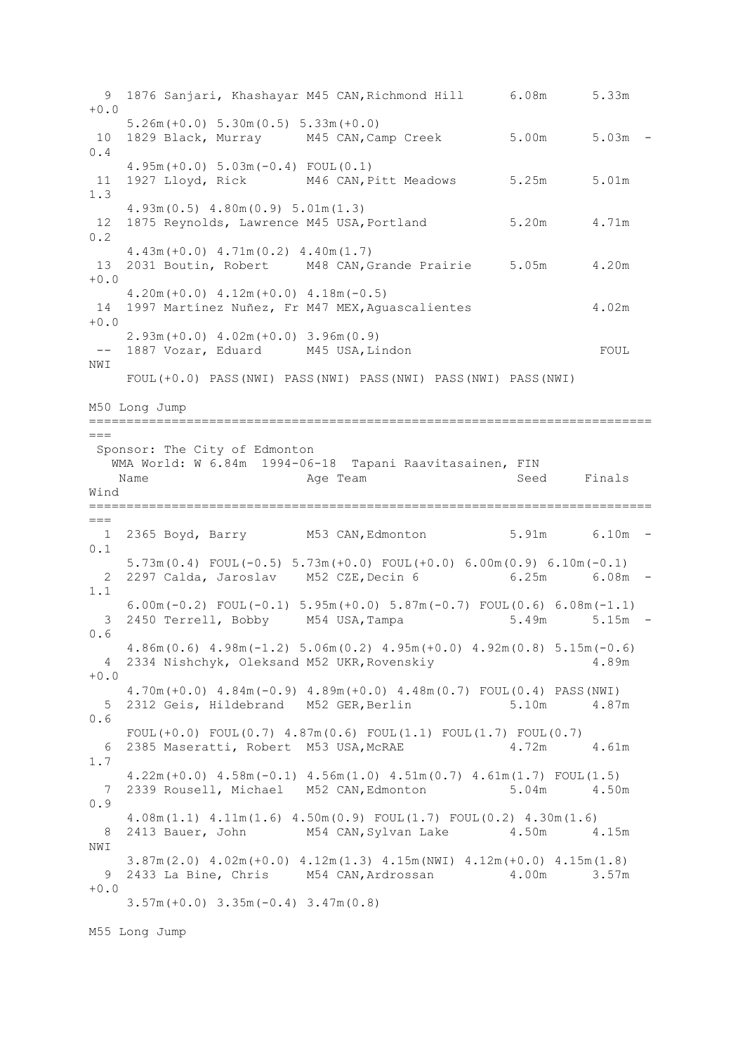```
  9 1876 Sanjari, Khashayar M45 CAN,Richmond Hill      6.08m      5.33m
+0.0
    5.26m(+0.0) 5.30m(0.5) 5.33m(+0.0)
 10 1829 Black, Murray      M45 CAN,Camp Creek         5.00m      5.03m  -
0.4
    4.95m(+0.0) 5.03m(-0.4) FOUL(0.1)
 11 1927 Lloyd, Rick        M46 CAN,Pitt Meadows       5.25m      5.01m
1.3
    4.93m(0.5) 4.80m(0.9) 5.01m(1.3)
 12 1875 Reynolds, Lawrence M45 USA,Portland           5.20m      4.71m
0.2
    4.43m(+0.0) 4.71m(0.2) 4.40m(1.7)
 13 2031 Boutin, Robert     M48 CAN,Grande Prairie     5.05m      4.20m
+0.0
    4.20m(+0.0) 4.12m(+0.0) 4.18m(-0.5)
 14 1997 Martínez Nuñez, Fr M47 MEX,Aguascalientes                4.02m
+0.0
    2.93m(+0.0) 4.02m(+0.0) 3.96m(0.9)
 -- 1887 Vozar, Eduard      M45 USA,Lindon                         FOUL
NWI
    FOUL(+0.0) PASS(NWI) PASS(NWI) PASS(NWI) PASS(NWI) PASS(NWI)
```

M50 Long Jump

```
============================================================================
===
 Sponsor: The City of Edmonton
   WMA World: W 6.84m  1994-06-18  Tapani Raavitasainen, FIN
   Name                    Age Team                    Seed     Finals
Wind
============================================================================
===
  1 2365 Boyd, Barry        M53 CAN,Edmonton           5.91m      6.10m  -
0.1
    5.73m(0.4) FOUL(-0.5) 5.73m(+0.0) FOUL(+0.0) 6.00m(0.9) 6.10m(-0.1)
  2 2297 Calda, Jaroslav    M52 CZE,Decin 6            6.25m      6.08m  -
1.1
    6.00m(-0.2) FOUL(-0.1) 5.95m(+0.0) 5.87m(-0.7) FOUL(0.6) 6.08m(-1.1)
  3 2450 Terrell, Bobby     M54 USA,Tampa              5.49m      5.15m  -
0.6
    4.86m(0.6) 4.98m(-1.2) 5.06m(0.2) 4.95m(+0.0) 4.92m(0.8) 5.15m(-0.6)
  4 2334 Nishchyk, Oleksand M52 UKR,Rovenskiy                     4.89m
+0.0
    4.70m(+0.0) 4.84m(-0.9) 4.89m(+0.0) 4.48m(0.7) FOUL(0.4) PASS(NWI)
  5 2312 Geis, Hildebrand   M52 GER,Berlin             5.10m      4.87m
0.6
    FOUL(+0.0) FOUL(0.7) 4.87m(0.6) FOUL(1.1) FOUL(1.7) FOUL(0.7)
  6 2385 Maseratti, Robert  M53 USA,McRAE              4.72m      4.61m
1.7
    4.22m(+0.0) 4.58m(-0.1) 4.56m(1.0) 4.51m(0.7) 4.61m(1.7) FOUL(1.5)
  7 2339 Rousell, Michael   M52 CAN,Edmonton           5.04m      4.50m
0.9
    4.08m(1.1) 4.11m(1.6) 4.50m(0.9) FOUL(1.7) FOUL(0.2) 4.30m(1.6)
  8 2413 Bauer, John        M54 CAN,Sylvan Lake        4.50m      4.15m
NWI
    3.87m(2.0) 4.02m(+0.0) 4.12m(1.3) 4.15m(NWI) 4.12m(+0.0) 4.15m(1.8)
  9 2433 La Bine, Chris     M54 CAN,Ardrossan          4.00m      3.57m
+0.0
    3.57m(+0.0) 3.35m(-0.4) 3.47m(0.8)
```

M55 Long Jump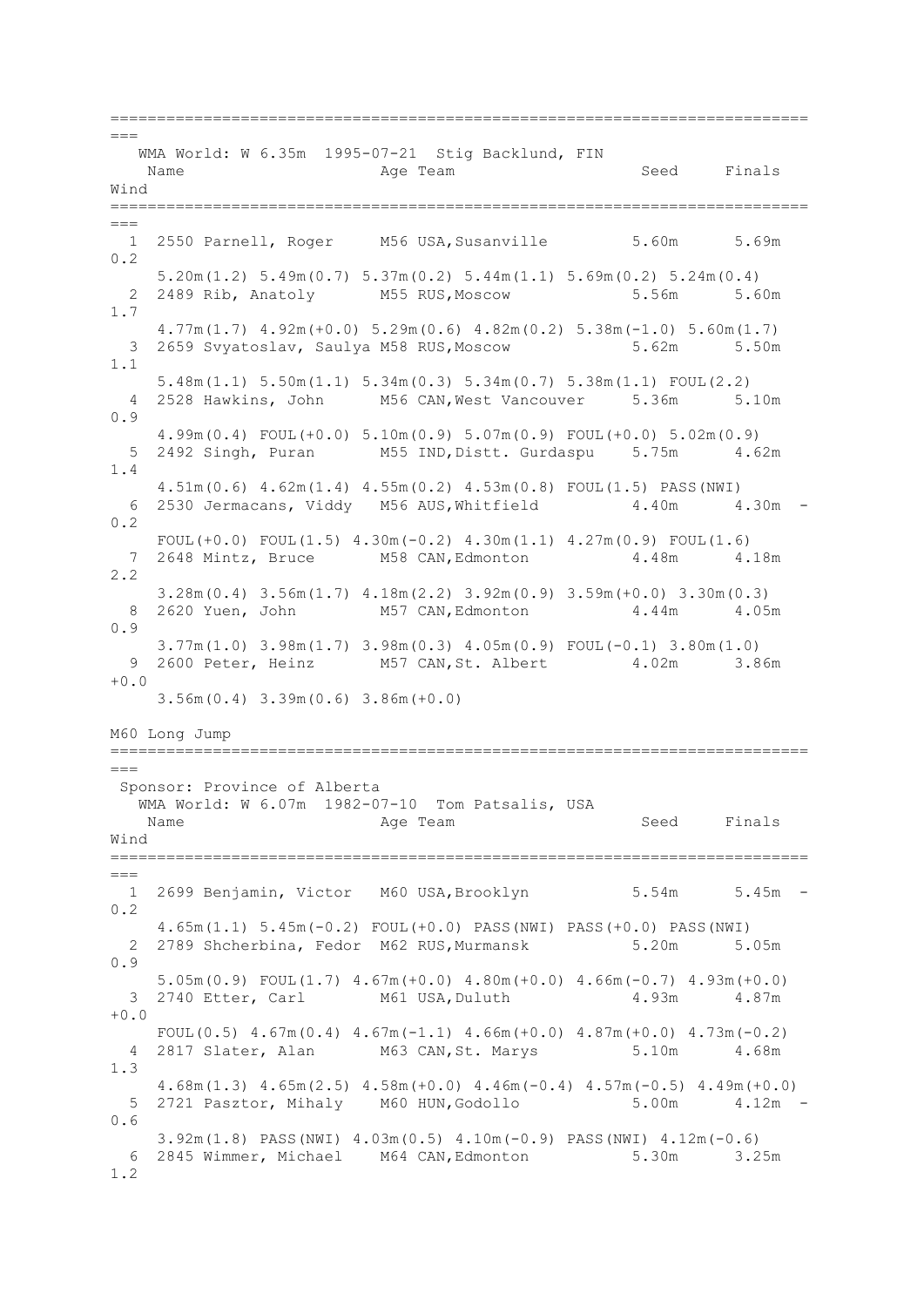WMA World: W 6.35m  1995-07-21  Stig Backlund, FIN

| Place | Bib | Name | Age | Team | Seed | Finals | Wind |
|---|---|---|---|---|---|---|---|
| 1 | 2550 | Parnell, Roger | M56 | USA,Susanville | 5.60m | 5.69m | 0.2 |
| | | 5.20m(1.2) 5.49m(0.7) 5.37m(0.2) 5.44m(1.1) 5.69m(0.2) 5.24m(0.4) | | | | | |
| 2 | 2489 | Rib, Anatoly | M55 | RUS,Moscow | 5.56m | 5.60m | 1.7 |
| | | 4.77m(1.7) 4.92m(+0.0) 5.29m(0.6) 4.82m(0.2) 5.38m(-1.0) 5.60m(1.7) | | | | | |
| 3 | 2659 | Svyatoslav, Saulya | M58 | RUS,Moscow | 5.62m | 5.50m | 1.1 |
| | | 5.48m(1.1) 5.50m(1.1) 5.34m(0.3) 5.34m(0.7) 5.38m(1.1) FOUL(2.2) | | | | | |
| 4 | 2528 | Hawkins, John | M56 | CAN,West Vancouver | 5.36m | 5.10m | 0.9 |
| | | 4.99m(0.4) FOUL(+0.0) 5.10m(0.9) 5.07m(0.9) FOUL(+0.0) 5.02m(0.9) | | | | | |
| 5 | 2492 | Singh, Puran | M55 | IND,Distt. Gurdaspu | 5.75m | 4.62m | 1.4 |
| | | 4.51m(0.6) 4.62m(1.4) 4.55m(0.2) 4.53m(0.8) FOUL(1.5) PASS(NWI) | | | | | |
| 6 | 2530 | Jermacans, Viddy | M56 | AUS,Whitfield | 4.40m | 4.30m | -0.2 |
| | | FOUL(+0.0) FOUL(1.5) 4.30m(-0.2) 4.30m(1.1) 4.27m(0.9) FOUL(1.6) | | | | | |
| 7 | 2648 | Mintz, Bruce | M58 | CAN,Edmonton | 4.48m | 4.18m | 2.2 |
| | | 3.28m(0.4) 3.56m(1.7) 4.18m(2.2) 3.92m(0.9) 3.59m(+0.0) 3.30m(0.3) | | | | | |
| 8 | 2620 | Yuen, John | M57 | CAN,Edmonton | 4.44m | 4.05m | 0.9 |
| | | 3.77m(1.0) 3.98m(1.7) 3.98m(0.3) 4.05m(0.9) FOUL(-0.1) 3.80m(1.0) | | | | | |
| 9 | 2600 | Peter, Heinz | M57 | CAN,St. Albert | 4.02m | 3.86m | +0.0 |
| | | 3.56m(0.4) 3.39m(0.6) 3.86m(+0.0) | | | | | |

## M60 Long Jump

Sponsor: Province of Alberta

WMA World: W 6.07m  1982-07-10  Tom Patsalis, USA

| Place | Bib | Name | Age | Team | Seed | Finals | Wind |
|---|---|---|---|---|---|---|---|
| 1 | 2699 | Benjamin, Victor | M60 | USA,Brooklyn | 5.54m | 5.45m | -0.2 |
| | | 4.65m(1.1) 5.45m(-0.2) FOUL(+0.0) PASS(NWI) PASS(+0.0) PASS(NWI) | | | | | |
| 2 | 2789 | Shcherbina, Fedor | M62 | RUS,Murmansk | 5.20m | 5.05m | 0.9 |
| | | 5.05m(0.9) FOUL(1.7) 4.67m(+0.0) 4.80m(+0.0) 4.66m(-0.7) 4.93m(+0.0) | | | | | |
| 3 | 2740 | Etter, Carl | M61 | USA,Duluth | 4.93m | 4.87m | +0.0 |
| | | FOUL(0.5) 4.67m(0.4) 4.67m(-1.1) 4.66m(+0.0) 4.87m(+0.0) 4.73m(-0.2) | | | | | |
| 4 | 2817 | Slater, Alan | M63 | CAN,St. Marys | 5.10m | 4.68m | 1.3 |
| | | 4.68m(1.3) 4.65m(2.5) 4.58m(+0.0) 4.46m(-0.4) 4.57m(-0.5) 4.49m(+0.0) | | | | | |
| 5 | 2721 | Pasztor, Mihaly | M60 | HUN,Godollo | 5.00m | 4.12m | -0.6 |
| | | 3.92m(1.8) PASS(NWI) 4.03m(0.5) 4.10m(-0.9) PASS(NWI) 4.12m(-0.6) | | | | | |
| 6 | 2845 | Wimmer, Michael | M64 | CAN,Edmonton | 5.30m | 3.25m | 1.2 |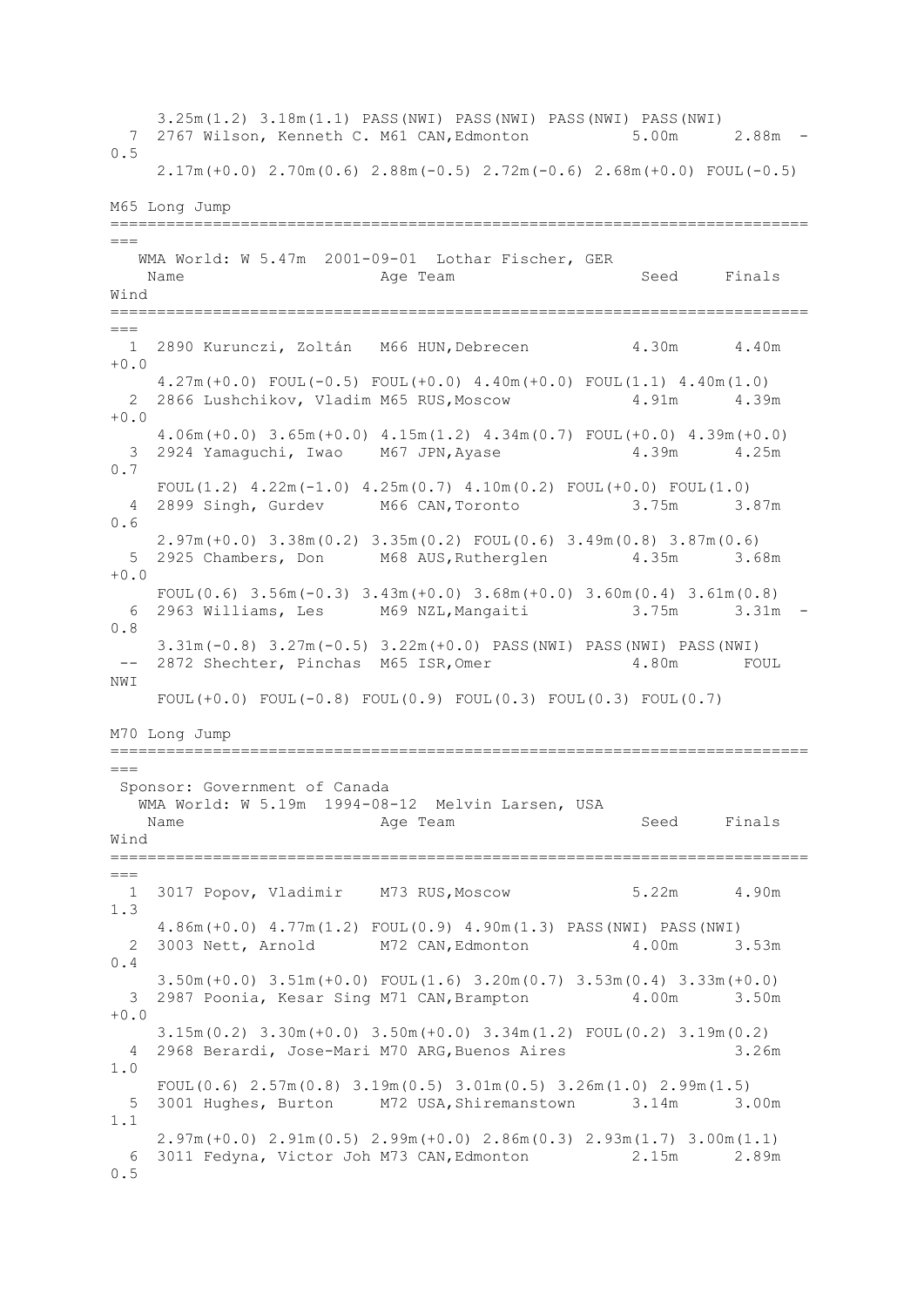```
     3.25m(1.2) 3.18m(1.1) PASS(NWI) PASS(NWI) PASS(NWI) PASS(NWI)
  7  2767 Wilson, Kenneth C. M61 CAN,Edmonton           5.00m      2.88m  -0.5
     2.17m(+0.0) 2.70m(0.6) 2.88m(-0.5) 2.72m(-0.6) 2.68m(+0.0) FOUL(-0.5)
```

M65 Long Jump

```
==============================================================================
   WMA World: W 5.47m  2001-09-01  Lothar Fischer, GER
    Name                    Age Team                     Seed     Finals  Wind
==============================================================================
  1  2890 Kurunczi, Zoltán   M66 HUN,Debrecen           4.30m      4.40m  +0.0
     4.27m(+0.0) FOUL(-0.5) FOUL(+0.0) 4.40m(+0.0) FOUL(1.1) 4.40m(1.0)
  2  2866 Lushchikov, Vladim M65 RUS,Moscow             4.91m      4.39m  +0.0
     4.06m(+0.0) 3.65m(+0.0) 4.15m(1.2) 4.34m(0.7) FOUL(+0.0) 4.39m(+0.0)
  3  2924 Yamaguchi, Iwao    M67 JPN,Ayase              4.39m      4.25m  0.7
     FOUL(1.2) 4.22m(-1.0) 4.25m(0.7) 4.10m(0.2) FOUL(+0.0) FOUL(1.0)
  4  2899 Singh, Gurdev      M66 CAN,Toronto            3.75m      3.87m  0.6
     2.97m(+0.0) 3.38m(0.2) 3.35m(0.2) FOUL(0.6) 3.49m(0.8) 3.87m(0.6)
  5  2925 Chambers, Don      M68 AUS,Rutherglen         4.35m      3.68m  +0.0
     FOUL(0.6) 3.56m(-0.3) 3.43m(+0.0) 3.68m(+0.0) 3.60m(0.4) 3.61m(0.8)
  6  2963 Williams, Les      M69 NZL,Mangaiti           3.75m      3.31m  -0.8
     3.31m(-0.8) 3.27m(-0.5) 3.22m(+0.0) PASS(NWI) PASS(NWI) PASS(NWI)
 --  2872 Shechter, Pinchas  M65 ISR,Omer               4.80m       FOUL  NWI
     FOUL(+0.0) FOUL(-0.8) FOUL(0.9) FOUL(0.3) FOUL(0.3) FOUL(0.7)
```

M70 Long Jump

```
==============================================================================
 Sponsor: Government of Canada
   WMA World: W 5.19m  1994-08-12  Melvin Larsen, USA
    Name                    Age Team                     Seed     Finals  Wind
==============================================================================
  1  3017 Popov, Vladimir    M73 RUS,Moscow             5.22m      4.90m  1.3
     4.86m(+0.0) 4.77m(1.2) FOUL(0.9) 4.90m(1.3) PASS(NWI) PASS(NWI)
  2  3003 Nett, Arnold       M72 CAN,Edmonton           4.00m      3.53m  0.4
     3.50m(+0.0) 3.51m(+0.0) FOUL(1.6) 3.20m(0.7) 3.53m(0.4) 3.33m(+0.0)
  3  2987 Poonia, Kesar Sing M71 CAN,Brampton           4.00m      3.50m  +0.0
     3.15m(0.2) 3.30m(+0.0) 3.50m(+0.0) 3.34m(1.2) FOUL(0.2) 3.19m(0.2)
  4  2968 Berardi, Jose-Mari M70 ARG,Buenos Aires                  3.26m  1.0
     FOUL(0.6) 2.57m(0.8) 3.19m(0.5) 3.01m(0.5) 3.26m(1.0) 2.99m(1.5)
  5  3001 Hughes, Burton     M72 USA,Shiremanstown      3.14m      3.00m  1.1
     2.97m(+0.0) 2.91m(0.5) 2.99m(+0.0) 2.86m(0.3) 2.93m(1.7) 3.00m(1.1)
  6  3011 Fedyna, Victor Joh M73 CAN,Edmonton           2.15m      2.89m  0.5
```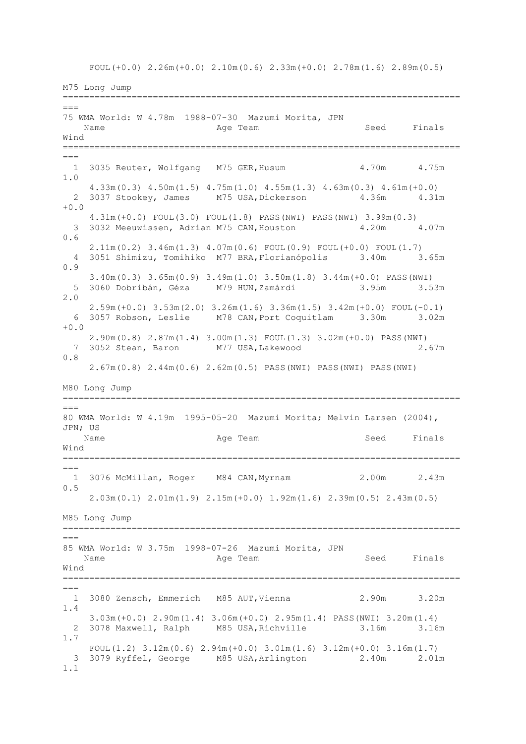FOUL(+0.0) 2.26m(+0.0) 2.10m(0.6) 2.33m(+0.0) 2.78m(1.6) 2.89m(0.5)

## M75 Long Jump

```
============================================================================
===
75 WMA World: W 4.78m  1988-07-30  Mazumi Morita, JPN
    Name                    Age Team                    Seed     Finals  
Wind
============================================================================
===
  1  3035 Reuter, Wolfgang   M75 GER,Husum             4.70m      4.75m  
1.0
     4.33m(0.3) 4.50m(1.5) 4.75m(1.0) 4.55m(1.3) 4.63m(0.3) 4.61m(+0.0)
  2  3037 Stookey, James     M75 USA,Dickerson         4.36m      4.31m  
+0.0
     4.31m(+0.0) FOUL(3.0) FOUL(1.8) PASS(NWI) PASS(NWI) 3.99m(0.3)
  3  3032 Meeuwissen, Adrian M75 CAN,Houston           4.20m      4.07m  
0.6
     2.11m(0.2) 3.46m(1.3) 4.07m(0.6) FOUL(0.9) FOUL(+0.0) FOUL(1.7)
  4  3051 Shimizu, Tomihiko  M77 BRA,Florianópolis     3.40m      3.65m  
0.9
     3.40m(0.3) 3.65m(0.9) 3.49m(1.0) 3.50m(1.8) 3.44m(+0.0) PASS(NWI)
  5  3060 Dobribán, Géza     M79 HUN,Zamárdi           3.95m      3.53m  
2.0
     2.59m(+0.0) 3.53m(2.0) 3.26m(1.6) 3.36m(1.5) 3.42m(+0.0) FOUL(-0.1)
  6  3057 Robson, Leslie     M78 CAN,Port Coquitlam    3.30m      3.02m  
+0.0
     2.90m(0.8) 2.87m(1.4) 3.00m(1.3) FOUL(1.3) 3.02m(+0.0) PASS(NWI)
  7  3052 Stean, Baron       M77 USA,Lakewood                     2.67m  
0.8
     2.67m(0.8) 2.44m(0.6) 2.62m(0.5) PASS(NWI) PASS(NWI) PASS(NWI)
```

## M80 Long Jump

```
============================================================================
===
80 WMA World: W 4.19m  1995-05-20  Mazumi Morita; Melvin Larsen (2004), 
JPN; US
    Name                    Age Team                    Seed     Finals  
Wind
============================================================================
===
  1  3076 McMillan, Roger    M84 CAN,Myrnam            2.00m      2.43m  
0.5
     2.03m(0.1) 2.01m(1.9) 2.15m(+0.0) 1.92m(1.6) 2.39m(0.5) 2.43m(0.5)
```

## M85 Long Jump

```
============================================================================
===
85 WMA World: W 3.75m  1998-07-26  Mazumi Morita, JPN
    Name                    Age Team                    Seed     Finals  
Wind
============================================================================
===
  1  3080 Zensch, Emmerich   M85 AUT,Vienna            2.90m      3.20m  
1.4
     3.03m(+0.0) 2.90m(1.4) 3.06m(+0.0) 2.95m(1.4) PASS(NWI) 3.20m(1.4)
  2  3078 Maxwell, Ralph     M85 USA,Richville         3.16m      3.16m  
1.7
     FOUL(1.2) 3.12m(0.6) 2.94m(+0.0) 3.01m(1.6) 3.12m(+0.0) 3.16m(1.7)
  3  3079 Ryffel, George     M85 USA,Arlington         2.40m      2.01m  
1.1
```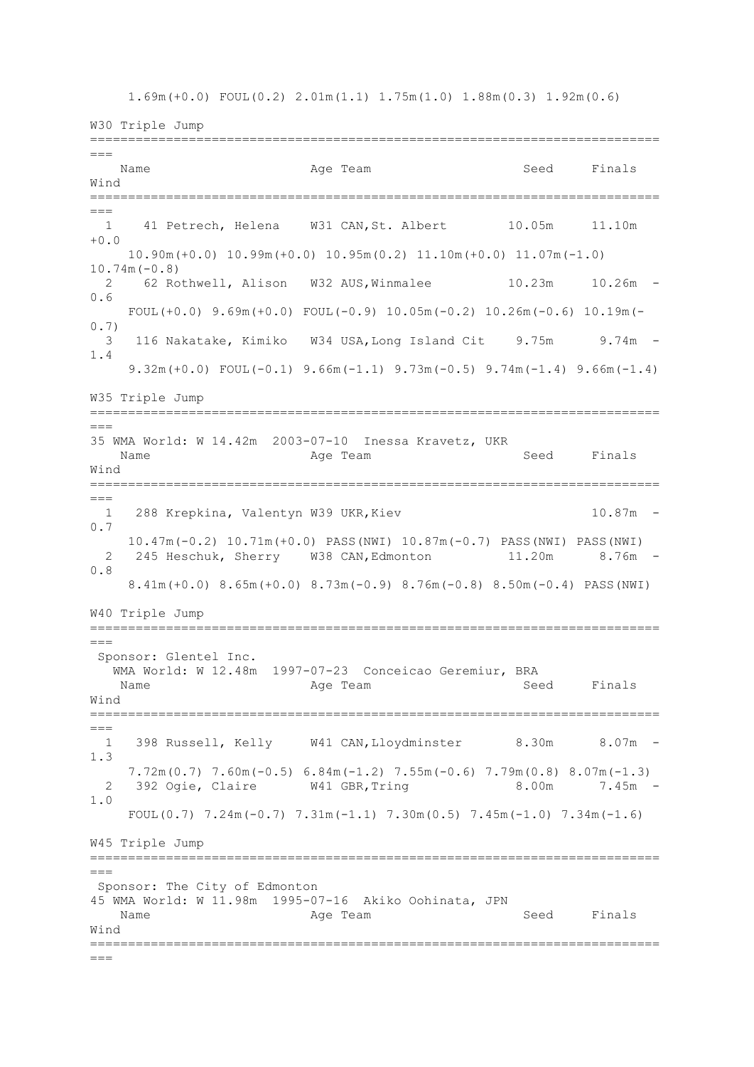1.69m(+0.0) FOUL(0.2) 2.01m(1.1) 1.75m(1.0) 1.88m(0.3) 1.92m(0.6)

## W30 Triple Jump

| | | Name | Age | Team | Seed | Finals | Wind |
|---|---|---|---|---|---|---|---|
| 1 | 41 | Petrech, Helena | W31 | CAN,St. Albert | 10.05m | 11.10m | +0.0 |
| | | 10.90m(+0.0) 10.99m(+0.0) 10.95m(0.2) 11.10m(+0.0) 11.07m(-1.0) 10.74m(-0.8) | | | | | |
| 2 | 62 | Rothwell, Alison | W32 | AUS,Winmalee | 10.23m | 10.26m | -0.6 |
| | | FOUL(+0.0) 9.69m(+0.0) FOUL(-0.9) 10.05m(-0.2) 10.26m(-0.6) 10.19m(-0.7) | | | | | |
| 3 | 116 | Nakatake, Kimiko | W34 | USA,Long Island Cit | 9.75m | 9.74m | -1.4 |
| | | 9.32m(+0.0) FOUL(-0.1) 9.66m(-1.1) 9.73m(-0.5) 9.74m(-1.4) 9.66m(-1.4) | | | | | |

## W35 Triple Jump

35 WMA World: W 14.42m 2003-07-10 Inessa Kravetz, UKR

| | | Name | Age | Team | Seed | Finals | Wind |
|---|---|---|---|---|---|---|---|
| 1 | 288 | Krepkina, Valentyn | W39 | UKR,Kiev | | 10.87m | -0.7 |
| | | 10.47m(-0.2) 10.71m(+0.0) PASS(NWI) 10.87m(-0.7) PASS(NWI) PASS(NWI) | | | | | |
| 2 | 245 | Heschuk, Sherry | W38 | CAN,Edmonton | 11.20m | 8.76m | -0.8 |
| | | 8.41m(+0.0) 8.65m(+0.0) 8.73m(-0.9) 8.76m(-0.8) 8.50m(-0.4) PASS(NWI) | | | | | |

## W40 Triple Jump

Sponsor: Glentel Inc.
WMA World: W 12.48m 1997-07-23 Conceicao Geremiur, BRA

| | | Name | Age | Team | Seed | Finals | Wind |
|---|---|---|---|---|---|---|---|
| 1 | 398 | Russell, Kelly | W41 | CAN,Lloydminster | 8.30m | 8.07m | -1.3 |
| | | 7.72m(0.7) 7.60m(-0.5) 6.84m(-1.2) 7.55m(-0.6) 7.79m(0.8) 8.07m(-1.3) | | | | | |
| 2 | 392 | Ogie, Claire | W41 | GBR,Tring | 8.00m | 7.45m | -1.0 |
| | | FOUL(0.7) 7.24m(-0.7) 7.31m(-1.1) 7.30m(0.5) 7.45m(-1.0) 7.34m(-1.6) | | | | | |

## W45 Triple Jump

Sponsor: The City of Edmonton
45 WMA World: W 11.98m 1995-07-16 Akiko Oohinata, JPN

| | | Name | Age | Team | Seed | Finals | Wind |
|---|---|---|---|---|---|---|---|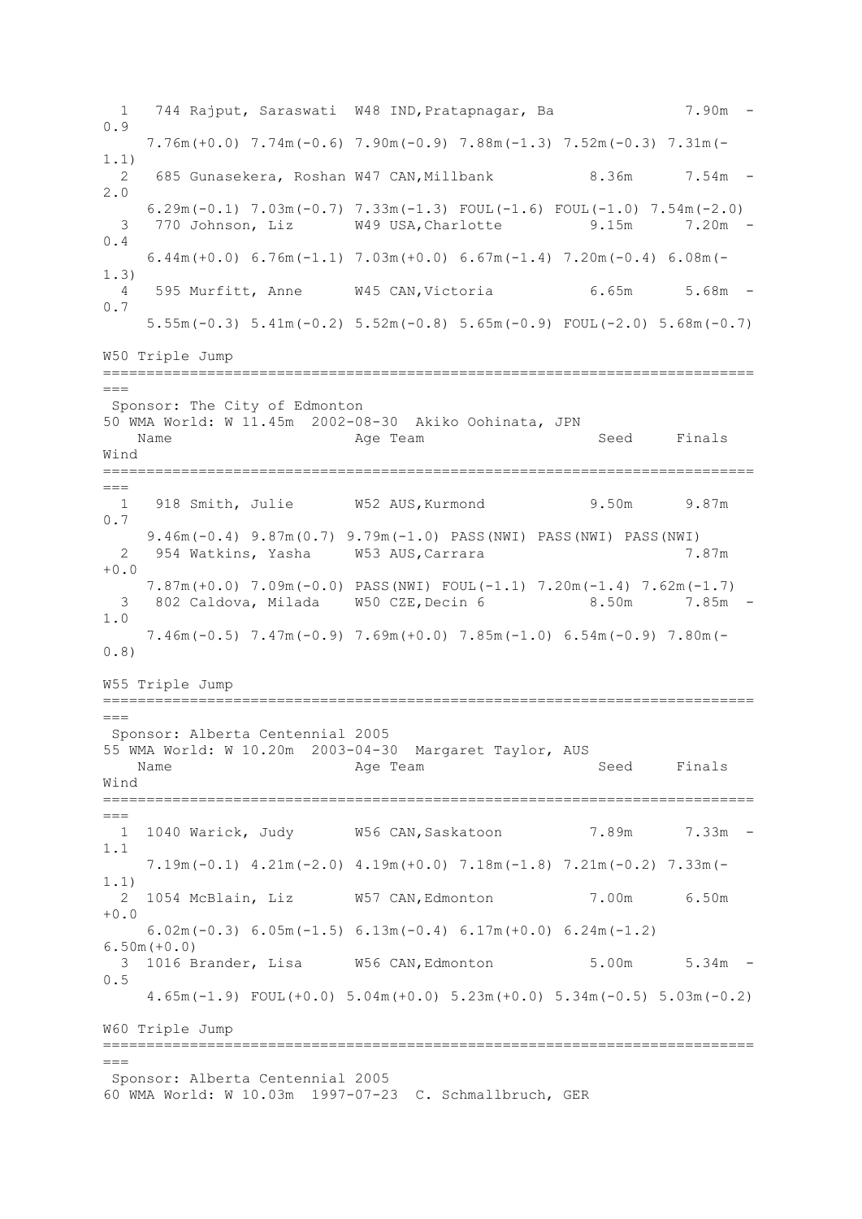```
  1   744 Rajput, Saraswati  W48 IND,Pratapnagar, Ba              7.90m  -0.9
     7.76m(+0.0) 7.74m(-0.6) 7.90m(-0.9) 7.88m(-1.3) 7.52m(-0.3) 7.31m(-1.1)
  2   685 Gunasekera, Roshan W47 CAN,Millbank           8.36m      7.54m  -2.0
     6.29m(-0.1) 7.03m(-0.7) 7.33m(-1.3) FOUL(-1.6) FOUL(-1.0) 7.54m(-2.0)
  3   770 Johnson, Liz       W49 USA,Charlotte          9.15m      7.20m  -0.4
     6.44m(+0.0) 6.76m(-1.1) 7.03m(+0.0) 6.67m(-1.4) 7.20m(-0.4) 6.08m(-1.3)
  4   595 Murfitt, Anne      W45 CAN,Victoria           6.65m      5.68m  -0.7
     5.55m(-0.3) 5.41m(-0.2) 5.52m(-0.8) 5.65m(-0.9) FOUL(-2.0) 5.68m(-0.7)
```

W50 Triple Jump

```
=============================================================================
 Sponsor: The City of Edmonton
50 WMA World: W 11.45m  2002-08-30  Akiko Oohinata, JPN
    Name                    Age Team                    Seed     Finals  Wind
=============================================================================
  1   918 Smith, Julie       W52 AUS,Kurmond            9.50m      9.87m  0.7
     9.46m(-0.4) 9.87m(0.7) 9.79m(-1.0) PASS(NWI) PASS(NWI) PASS(NWI)
  2   954 Watkins, Yasha     W53 AUS,Carrara                       7.87m  +0.0
     7.87m(+0.0) 7.09m(-0.0) PASS(NWI) FOUL(-1.1) 7.20m(-1.4) 7.62m(-1.7)
  3   802 Caldova, Milada    W50 CZE,Decin 6            8.50m      7.85m  -1.0
     7.46m(-0.5) 7.47m(-0.9) 7.69m(+0.0) 7.85m(-1.0) 6.54m(-0.9) 7.80m(-0.8)
```

W55 Triple Jump

```
=============================================================================
 Sponsor: Alberta Centennial 2005
55 WMA World: W 10.20m  2003-04-30  Margaret Taylor, AUS
    Name                    Age Team                    Seed     Finals  Wind
=============================================================================
  1  1040 Warick, Judy       W56 CAN,Saskatoon          7.89m      7.33m  -1.1
     7.19m(-0.1) 4.21m(-2.0) 4.19m(+0.0) 7.18m(-1.8) 7.21m(-0.2) 7.33m(-1.1)
  2  1054 McBlain, Liz       W57 CAN,Edmonton           7.00m      6.50m  +0.0
     6.02m(-0.3) 6.05m(-1.5) 6.13m(-0.4) 6.17m(+0.0) 6.24m(-1.2) 6.50m(+0.0)
  3  1016 Brander, Lisa      W56 CAN,Edmonton           5.00m      5.34m  -0.5
     4.65m(-1.9) FOUL(+0.0) 5.04m(+0.0) 5.23m(+0.0) 5.34m(-0.5) 5.03m(-0.2)
```

W60 Triple Jump

```
=============================================================================
 Sponsor: Alberta Centennial 2005
60 WMA World: W 10.03m  1997-07-23  C. Schmallbruch, GER
```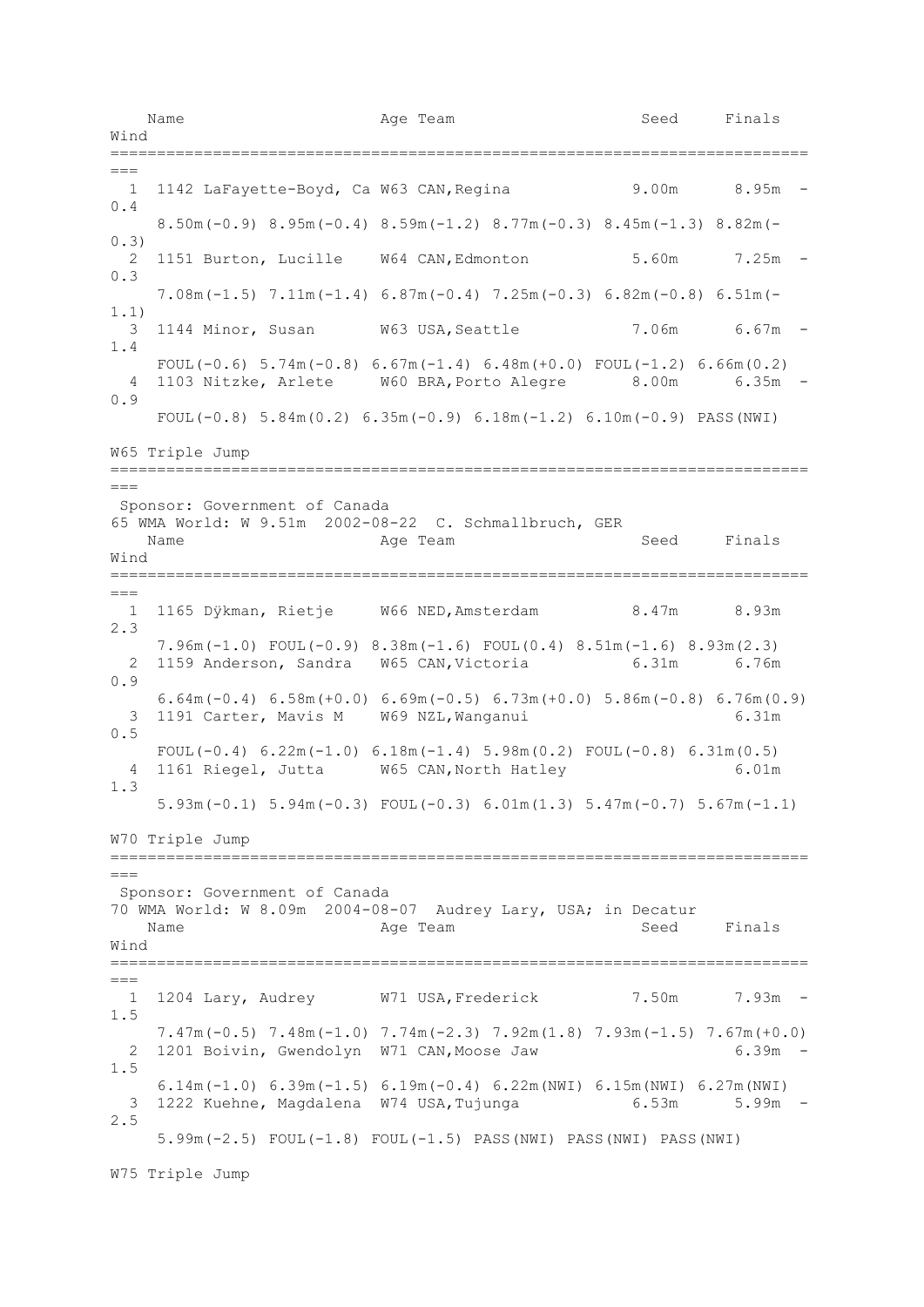```
    Name                    Age Team                    Seed     Finals  Wind
===========================================================================
  1 1142 LaFayette-Boyd, Ca W63 CAN,Regina             9.00m      8.95m  -0.4
     8.50m(-0.9) 8.95m(-0.4) 8.59m(-1.2) 8.77m(-0.3) 8.45m(-1.3) 8.82m(-0.3)
  2 1151 Burton, Lucille    W64 CAN,Edmonton           5.60m      7.25m  -0.3
     7.08m(-1.5) 7.11m(-1.4) 6.87m(-0.4) 7.25m(-0.3) 6.82m(-0.8) 6.51m(-1.1)
  3 1144 Minor, Susan       W63 USA,Seattle            7.06m      6.67m  -1.4
     FOUL(-0.6) 5.74m(-0.8) 6.67m(-1.4) 6.48m(+0.0) FOUL(-1.2) 6.66m(0.2)
  4 1103 Nitzke, Arlete     W60 BRA,Porto Alegre       8.00m      6.35m  -0.9
     FOUL(-0.8) 5.84m(0.2) 6.35m(-0.9) 6.18m(-1.2) 6.10m(-0.9) PASS(NWI)
```

W65 Triple Jump

```
===========================================================================
 Sponsor: Government of Canada
65 WMA World: W 9.51m  2002-08-22  C. Schmallbruch, GER
    Name                    Age Team                    Seed     Finals  Wind
===========================================================================
  1 1165 Dÿkman, Rietje     W66 NED,Amsterdam          8.47m      8.93m  2.3
     7.96m(-1.0) FOUL(-0.9) 8.38m(-1.6) FOUL(0.4) 8.51m(-1.6) 8.93m(2.3)
  2 1159 Anderson, Sandra   W65 CAN,Victoria           6.31m      6.76m  0.9
     6.64m(-0.4) 6.58m(+0.0) 6.69m(-0.5) 6.73m(+0.0) 5.86m(-0.8) 6.76m(0.9)
  3 1191 Carter, Mavis M    W69 NZL,Wanganui                      6.31m  0.5
     FOUL(-0.4) 6.22m(-1.0) 6.18m(-1.4) 5.98m(0.2) FOUL(-0.8) 6.31m(0.5)
  4 1161 Riegel, Jutta      W65 CAN,North Hatley                  6.01m  1.3
     5.93m(-0.1) 5.94m(-0.3) FOUL(-0.3) 6.01m(1.3) 5.47m(-0.7) 5.67m(-1.1)
```

W70 Triple Jump

```
===========================================================================
 Sponsor: Government of Canada
70 WMA World: W 8.09m  2004-08-07  Audrey Lary, USA; in Decatur
    Name                    Age Team                    Seed     Finals  Wind
===========================================================================
  1 1204 Lary, Audrey       W71 USA,Frederick          7.50m      7.93m  -1.5
     7.47m(-0.5) 7.48m(-1.0) 7.74m(-2.3) 7.92m(1.8) 7.93m(-1.5) 7.67m(+0.0)
  2 1201 Boivin, Gwendolyn  W71 CAN,Moose Jaw                     6.39m  -1.5
     6.14m(-1.0) 6.39m(-1.5) 6.19m(-0.4) 6.22m(NWI) 6.15m(NWI) 6.27m(NWI)
  3 1222 Kuehne, Magdalena  W74 USA,Tujunga            6.53m      5.99m  -2.5
     5.99m(-2.5) FOUL(-1.8) FOUL(-1.5) PASS(NWI) PASS(NWI) PASS(NWI)
```

W75 Triple Jump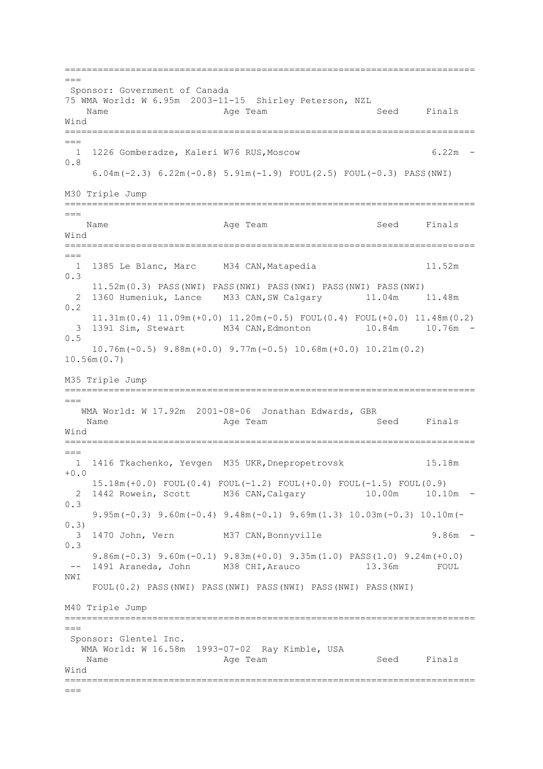===

Sponsor: Government of Canada
75 WMA World: W 6.95m 2003-11-15 Shirley Peterson, NZL

| Place | Bib | Name | Age | Team | Seed | Finals | Wind |
|---|---|---|---|---|---|---|---|
| 1 | 1226 | Gomberadze, Kaleri | W76 | RUS,Moscow | | 6.22m | -0.8 |

6.04m(-2.3) 6.22m(-0.8) 5.91m(-1.9) FOUL(2.5) FOUL(-0.3) PASS(NWI)

## M30 Triple Jump

| Place | Bib | Name | Age | Team | Seed | Finals | Wind |
|---|---|---|---|---|---|---|---|
| 1 | 1385 | Le Blanc, Marc | M34 | CAN,Matapedia | | 11.52m | 0.3 |
| 2 | 1360 | Humeniuk, Lance | M33 | CAN,SW Calgary | 11.04m | 11.48m | 0.2 |
| 3 | 1391 | Sim, Stewart | M34 | CAN,Edmonton | 10.84m | 10.76m | -0.5 |

- 1 Le Blanc: 11.52m(0.3) PASS(NWI) PASS(NWI) PASS(NWI) PASS(NWI) PASS(NWI)
- 2 Humeniuk: 11.31m(0.4) 11.09m(+0.0) 11.20m(-0.5) FOUL(0.4) FOUL(+0.0) 11.48m(0.2)
- 3 Sim: 10.76m(-0.5) 9.88m(+0.0) 9.77m(-0.5) 10.68m(+0.0) 10.21m(0.2) 10.56m(0.7)

## M35 Triple Jump

WMA World: W 17.92m 2001-08-06 Jonathan Edwards, GBR

| Place | Bib | Name | Age | Team | Seed | Finals | Wind |
|---|---|---|---|---|---|---|---|
| 1 | 1416 | Tkachenko, Yevgen | M35 | UKR,Dnepropetrovsk | | 15.18m | +0.0 |
| 2 | 1442 | Rowein, Scott | M36 | CAN,Calgary | 10.00m | 10.10m | -0.3 |
| 3 | 1470 | John, Vern | M37 | CAN,Bonnyville | | 9.86m | -0.3 |
| -- | 1491 | Araneda, John | M38 | CHI,Arauco | 13.36m | FOUL | NWI |

- 1 Tkachenko: 15.18m(+0.0) FOUL(0.4) FOUL(-1.2) FOUL(+0.0) FOUL(-1.5) FOUL(0.9)
- 2 Rowein: 9.95m(-0.3) 9.60m(-0.4) 9.48m(-0.1) 9.69m(1.3) 10.03m(-0.3) 10.10m(-0.3)
- 3 John: 9.86m(-0.3) 9.60m(-0.1) 9.83m(+0.0) 9.35m(1.0) PASS(1.0) 9.24m(+0.0)
- -- Araneda: FOUL(0.2) PASS(NWI) PASS(NWI) PASS(NWI) PASS(NWI) PASS(NWI)

## M40 Triple Jump

Sponsor: Glentel Inc.
WMA World: W 16.58m 1993-07-02 Ray Kimble, USA

| Place | Bib | Name | Age | Team | Seed | Finals | Wind |
|---|---|---|---|---|---|---|---|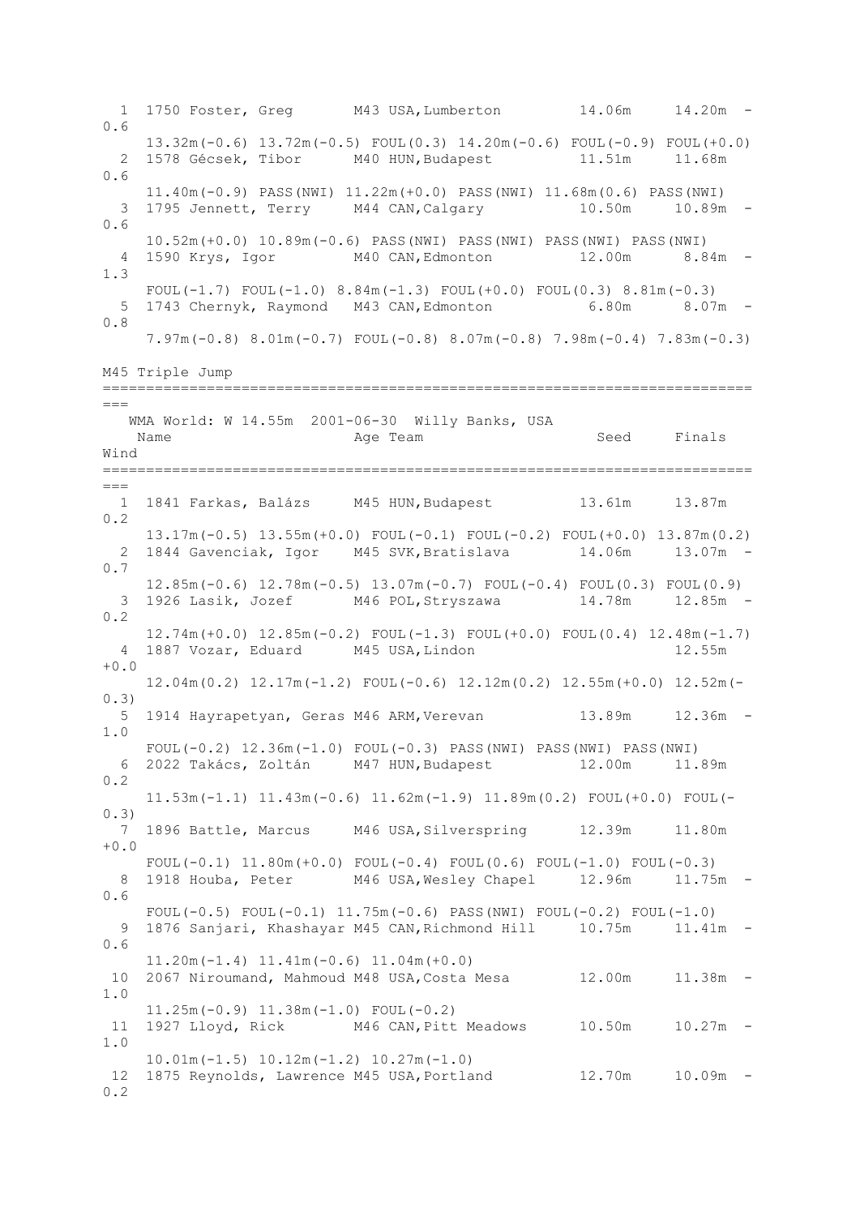```
  1  1750 Foster, Greg       M43 USA,Lumberton         14.06m     14.20m  -0.6
     13.32m(-0.6) 13.72m(-0.5) FOUL(0.3) 14.20m(-0.6) FOUL(-0.9) FOUL(+0.0)
  2  1578 Gécsek, Tibor      M40 HUN,Budapest          11.51m     11.68m   0.6
     11.40m(-0.9) PASS(NWI) 11.22m(+0.0) PASS(NWI) 11.68m(0.6) PASS(NWI)
  3  1795 Jennett, Terry     M44 CAN,Calgary           10.50m     10.89m  -0.6
     10.52m(+0.0) 10.89m(-0.6) PASS(NWI) PASS(NWI) PASS(NWI) PASS(NWI)
  4  1590 Krys, Igor         M40 CAN,Edmonton          12.00m      8.84m  -1.3
     FOUL(-1.7) FOUL(-1.0) 8.84m(-1.3) FOUL(+0.0) FOUL(0.3) 8.81m(-0.3)
  5  1743 Chernyk, Raymond   M43 CAN,Edmonton           6.80m      8.07m  -0.8
     7.97m(-0.8) 8.01m(-0.7) FOUL(-0.8) 8.07m(-0.8) 7.98m(-0.4) 7.83m(-0.3)
```

M45 Triple Jump

```
===============================================================================
   WMA World: W 14.55m  2001-06-30  Willy Banks, USA
    Name                    Age Team                    Seed     Finals  Wind
===============================================================================
  1  1841 Farkas, Balázs     M45 HUN,Budapest          13.61m     13.87m   0.2
     13.17m(-0.5) 13.55m(+0.0) FOUL(-0.1) FOUL(-0.2) FOUL(+0.0) 13.87m(0.2)
  2  1844 Gavenciak, Igor    M45 SVK,Bratislava        14.06m     13.07m  -0.7
     12.85m(-0.6) 12.78m(-0.5) 13.07m(-0.7) FOUL(-0.4) FOUL(0.3) FOUL(0.9)
  3  1926 Lasik, Jozef       M46 POL,Stryszawa         14.78m     12.85m  -0.2
     12.74m(+0.0) 12.85m(-0.2) FOUL(-1.3) FOUL(+0.0) FOUL(0.4) 12.48m(-1.7)
  4  1887 Vozar, Eduard      M45 USA,Lindon                       12.55m  +0.0
     12.04m(0.2) 12.17m(-1.2) FOUL(-0.6) 12.12m(0.2) 12.55m(+0.0) 12.52m(-0.3)
  5  1914 Hayrapetyan, Geras M46 ARM,Verevan           13.89m     12.36m  -1.0
     FOUL(-0.2) 12.36m(-1.0) FOUL(-0.3) PASS(NWI) PASS(NWI) PASS(NWI)
  6  2022 Takács, Zoltán     M47 HUN,Budapest          12.00m     11.89m   0.2
     11.53m(-1.1) 11.43m(-0.6) 11.62m(-1.9) 11.89m(0.2) FOUL(+0.0) FOUL(-0.3)
  7  1896 Battle, Marcus     M46 USA,Silverspring      12.39m     11.80m  +0.0
     FOUL(-0.1) 11.80m(+0.0) FOUL(-0.4) FOUL(0.6) FOUL(-1.0) FOUL(-0.3)
  8  1918 Houba, Peter       M46 USA,Wesley Chapel     12.96m     11.75m  -0.6
     FOUL(-0.5) FOUL(-0.1) 11.75m(-0.6) PASS(NWI) FOUL(-0.2) FOUL(-1.0)
  9  1876 Sanjari, Khashayar M45 CAN,Richmond Hill     10.75m     11.41m  -0.6
     11.20m(-1.4) 11.41m(-0.6) 11.04m(+0.0)
 10  2067 Niroumand, Mahmoud M48 USA,Costa Mesa        12.00m     11.38m  -1.0
     11.25m(-0.9) 11.38m(-1.0) FOUL(-0.2)
 11  1927 Lloyd, Rick        M46 CAN,Pitt Meadows      10.50m     10.27m  -1.0
     10.01m(-1.5) 10.12m(-1.2) 10.27m(-1.0)
 12  1875 Reynolds, Lawrence M45 USA,Portland          12.70m     10.09m  -0.2
```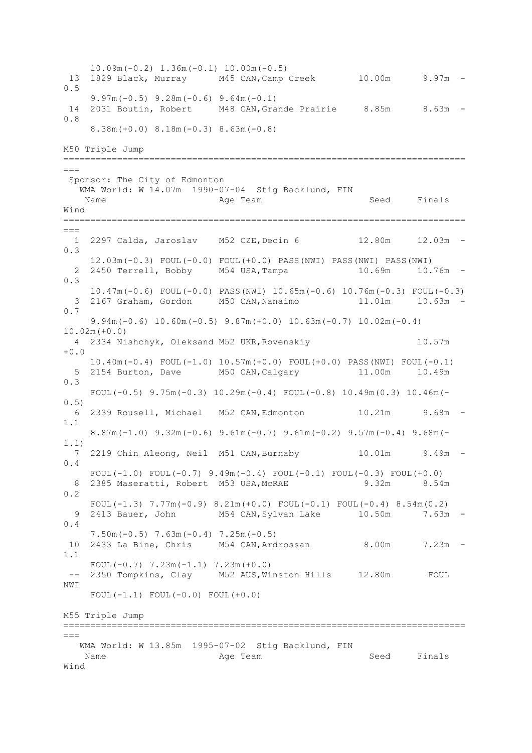```
     10.09m(-0.2) 1.36m(-0.1) 10.00m(-0.5)
 13  1829 Black, Murray      M45 CAN,Camp Creek        10.00m      9.97m  -0.5
     9.97m(-0.5) 9.28m(-0.6) 9.64m(-0.1)
 14  2031 Boutin, Robert     M48 CAN,Grande Prairie     8.85m      8.63m  -0.8
     8.38m(+0.0) 8.18m(-0.3) 8.63m(-0.8)
```

M50 Triple Jump

```
===============================================================================
 Sponsor: The City of Edmonton
   WMA World: W 14.07m  1990-07-04  Stig Backlund, FIN
    Name                    Age Team                    Seed     Finals  Wind
===============================================================================
  1  2297 Calda, Jaroslav    M52 CZE,Decin 6           12.80m     12.03m  -0.3
     12.03m(-0.3) FOUL(-0.0) FOUL(+0.0) PASS(NWI) PASS(NWI) PASS(NWI)
  2  2450 Terrell, Bobby     M54 USA,Tampa             10.69m     10.76m  -0.3
     10.47m(-0.6) FOUL(-0.0) PASS(NWI) 10.65m(-0.6) 10.76m(-0.3) FOUL(-0.3)
  3  2167 Graham, Gordon     M50 CAN,Nanaimo           11.01m     10.63m  -0.7
     9.94m(-0.6) 10.60m(-0.5) 9.87m(+0.0) 10.63m(-0.7) 10.02m(-0.4) 10.02m(+0.0)
  4  2334 Nishchyk, Oleksand M52 UKR,Rovenskiy                    10.57m  +0.0
     10.40m(-0.4) FOUL(-1.0) 10.57m(+0.0) FOUL(+0.0) PASS(NWI) FOUL(-0.1)
  5  2154 Burton, Dave       M50 CAN,Calgary           11.00m     10.49m  0.3
     FOUL(-0.5) 9.75m(-0.3) 10.29m(-0.4) FOUL(-0.8) 10.49m(0.3) 10.46m(-0.5)
  6  2339 Rousell, Michael   M52 CAN,Edmonton          10.21m      9.68m  -1.1
     8.87m(-1.0) 9.32m(-0.6) 9.61m(-0.7) 9.61m(-0.2) 9.57m(-0.4) 9.68m(-1.1)
  7  2219 Chin Aleong, Neil  M51 CAN,Burnaby           10.01m      9.49m  -0.4
     FOUL(-1.0) FOUL(-0.7) 9.49m(-0.4) FOUL(-0.1) FOUL(-0.3) FOUL(+0.0)
  8  2385 Maseratti, Robert  M53 USA,McRAE              9.32m      8.54m  0.2
     FOUL(-1.3) 7.77m(-0.9) 8.21m(+0.0) FOUL(-0.1) FOUL(-0.4) 8.54m(0.2)
  9  2413 Bauer, John        M54 CAN,Sylvan Lake       10.50m      7.63m  -0.4
     7.50m(-0.5) 7.63m(-0.4) 7.25m(-0.5)
 10  2433 La Bine, Chris     M54 CAN,Ardrossan          8.00m      7.23m  -1.1
     FOUL(-0.7) 7.23m(-1.1) 7.23m(+0.0)
 --  2350 Tompkins, Clay     M52 AUS,Winston Hills     12.80m       FOUL  NWI
     FOUL(-1.1) FOUL(-0.0) FOUL(+0.0)
```

M55 Triple Jump

```
===============================================================================
   WMA World: W 13.85m  1995-07-02  Stig Backlund, FIN
    Name                    Age Team                    Seed     Finals  Wind
```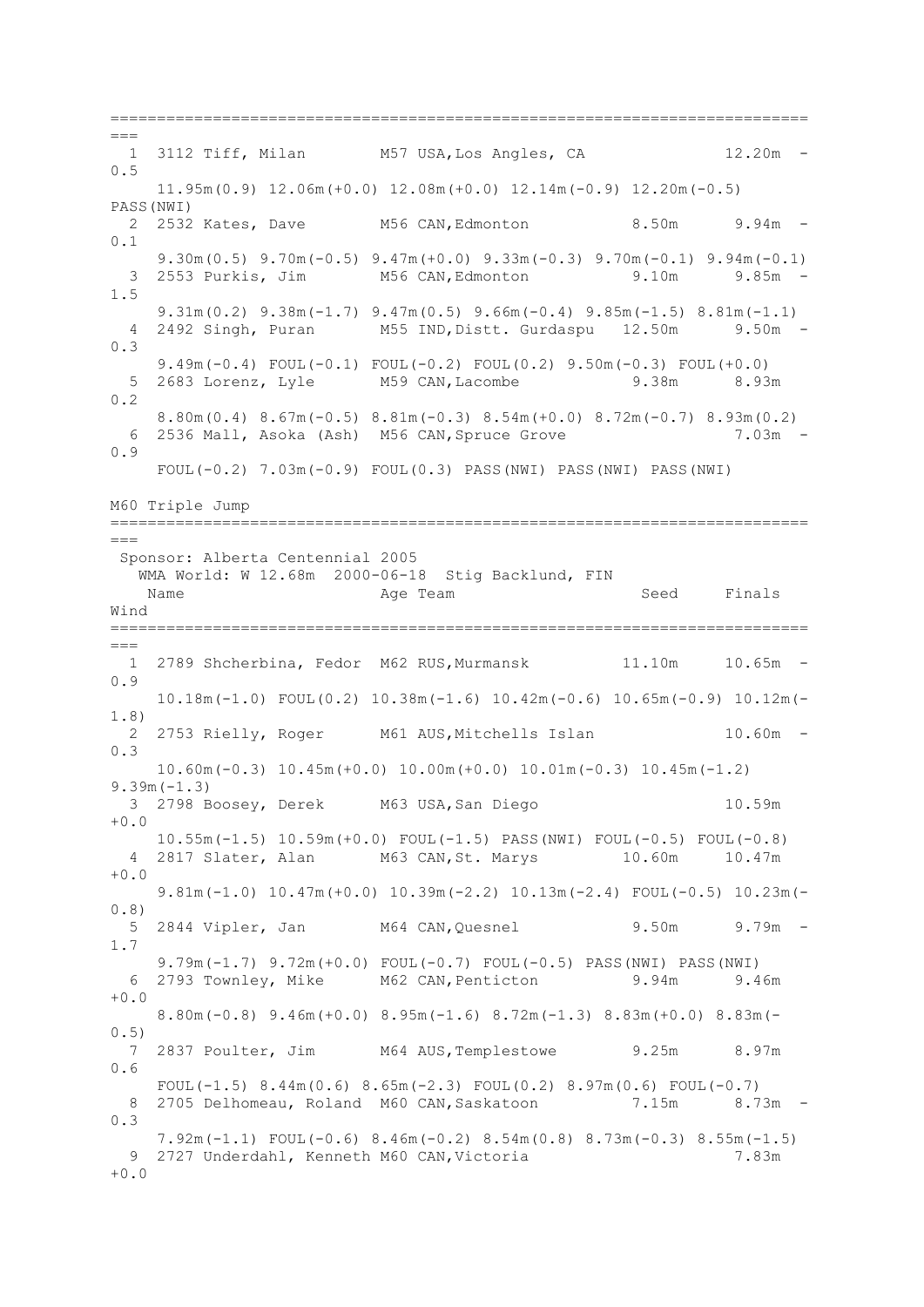```
==============================================================================
  1  3112 Tiff, Milan        M57 USA,Los Angles, CA              12.20m  -0.5
      11.95m(0.9) 12.06m(+0.0) 12.08m(+0.0) 12.14m(-0.9) 12.20m(-0.5) PASS(NWI)
  2  2532 Kates, Dave        M56 CAN,Edmonton           8.50m      9.94m  -0.1
      9.30m(0.5) 9.70m(-0.5) 9.47m(+0.0) 9.33m(-0.3) 9.70m(-0.1) 9.94m(-0.1)
  3  2553 Purkis, Jim        M56 CAN,Edmonton           9.10m      9.85m  -1.5
      9.31m(0.2) 9.38m(-1.7) 9.47m(0.5) 9.66m(-0.4) 9.85m(-1.5) 8.81m(-1.1)
  4  2492 Singh, Puran       M55 IND,Distt. Gurdaspu   12.50m      9.50m  -0.3
      9.49m(-0.4) FOUL(-0.1) FOUL(-0.2) FOUL(0.2) 9.50m(-0.3) FOUL(+0.0)
  5  2683 Lorenz, Lyle       M59 CAN,Lacombe            9.38m      8.93m   0.2
      8.80m(0.4) 8.67m(-0.5) 8.81m(-0.3) 8.54m(+0.0) 8.72m(-0.7) 8.93m(0.2)
  6  2536 Mall, Asoka (Ash)  M56 CAN,Spruce Grove                  7.03m  -0.9
      FOUL(-0.2) 7.03m(-0.9) FOUL(0.3) PASS(NWI) PASS(NWI) PASS(NWI)
```

## M60 Triple Jump

```
==============================================================================
 Sponsor: Alberta Centennial 2005
   WMA World: W 12.68m  2000-06-18  Stig Backlund, FIN
    Name                    Age Team                    Seed     Finals  Wind
==============================================================================
  1  2789 Shcherbina, Fedor  M62 RUS,Murmansk          11.10m     10.65m  -0.9
      10.18m(-1.0) FOUL(0.2) 10.38m(-1.6) 10.42m(-0.6) 10.65m(-0.9) 10.12m(-1.8)
  2  2753 Rielly, Roger      M61 AUS,Mitchells Islan              10.60m  -0.3
      10.60m(-0.3) 10.45m(+0.0) 10.00m(+0.0) 10.01m(-0.3) 10.45m(-1.2) 9.39m(-1.3)
  3  2798 Boosey, Derek      M63 USA,San Diego                    10.59m  +0.0
      10.55m(-1.5) 10.59m(+0.0) FOUL(-1.5) PASS(NWI) FOUL(-0.5) FOUL(-0.8)
  4  2817 Slater, Alan       M63 CAN,St. Marys         10.60m     10.47m  +0.0
      9.81m(-1.0) 10.47m(+0.0) 10.39m(-2.2) 10.13m(-2.4) FOUL(-0.5) 10.23m(-0.8)
  5  2844 Vipler, Jan        M64 CAN,Quesnel            9.50m      9.79m  -1.7
      9.79m(-1.7) 9.72m(+0.0) FOUL(-0.7) FOUL(-0.5) PASS(NWI) PASS(NWI)
  6  2793 Townley, Mike      M62 CAN,Penticton          9.94m      9.46m  +0.0
      8.80m(-0.8) 9.46m(+0.0) 8.95m(-1.6) 8.72m(-1.3) 8.83m(+0.0) 8.83m(-0.5)
  7  2837 Poulter, Jim       M64 AUS,Templestowe        9.25m      8.97m   0.6
      FOUL(-1.5) 8.44m(0.6) 8.65m(-2.3) FOUL(0.2) 8.97m(0.6) FOUL(-0.7)
  8  2705 Delhomeau, Roland  M60 CAN,Saskatoon          7.15m      8.73m  -0.3
      7.92m(-1.1) FOUL(-0.6) 8.46m(-0.2) 8.54m(0.8) 8.73m(-0.3) 8.55m(-1.5)
  9  2727 Underdahl, Kenneth M60 CAN,Victoria                      7.83m  +0.0
```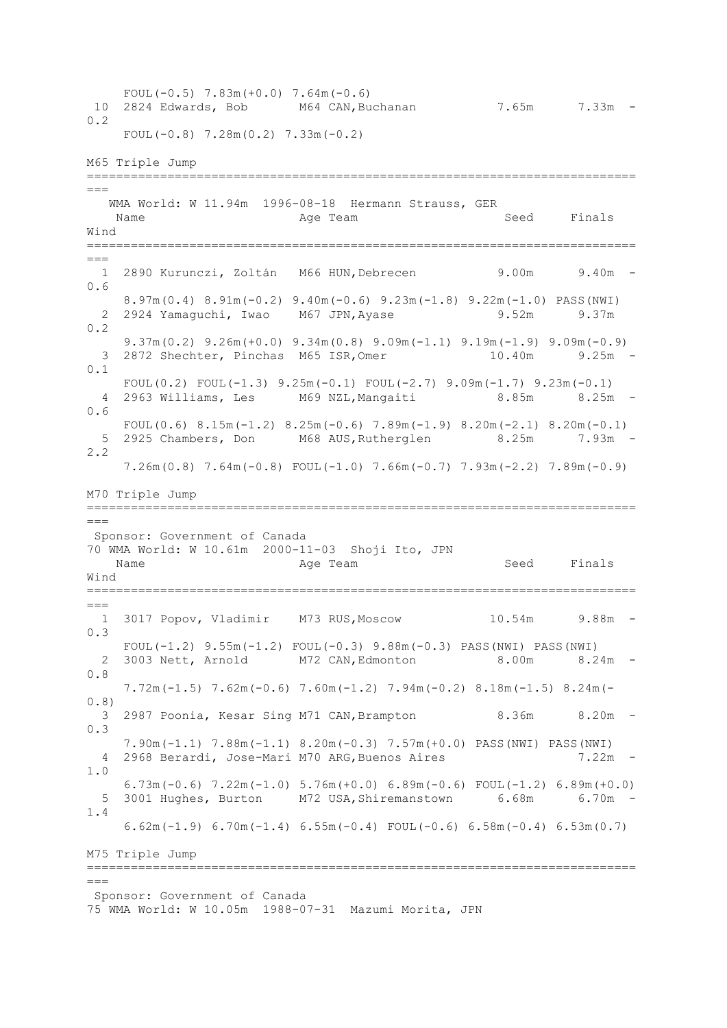```
     FOUL(-0.5) 7.83m(+0.0) 7.64m(-0.6)
 10  2824 Edwards, Bob       M64 CAN,Buchanan           7.65m      7.33m  -
0.2
     FOUL(-0.8) 7.28m(0.2) 7.33m(-0.2)
```

## M65 Triple Jump

```
=============================================================================
===
   WMA World: W 11.94m  1996-08-18  Hermann Strauss, GER
    Name                    Age Team                      Seed     Finals
Wind
=============================================================================
===
  1  2890 Kurunczi, Zoltán   M66 HUN,Debrecen           9.00m      9.40m  -
0.6
     8.97m(0.4) 8.91m(-0.2) 9.40m(-0.6) 9.23m(-1.8) 9.22m(-1.0) PASS(NWI)
  2  2924 Yamaguchi, Iwao    M67 JPN,Ayase              9.52m      9.37m
0.2
     9.37m(0.2) 9.26m(+0.0) 9.34m(0.8) 9.09m(-1.1) 9.19m(-1.9) 9.09m(-0.9)
  3  2872 Shechter, Pinchas  M65 ISR,Omer              10.40m      9.25m  -
0.1
     FOUL(0.2) FOUL(-1.3) 9.25m(-0.1) FOUL(-2.7) 9.09m(-1.7) 9.23m(-0.1)
  4  2963 Williams, Les      M69 NZL,Mangaiti           8.85m      8.25m  -
0.6
     FOUL(0.6) 8.15m(-1.2) 8.25m(-0.6) 7.89m(-1.9) 8.20m(-2.1) 8.20m(-0.1)
  5  2925 Chambers, Don      M68 AUS,Rutherglen         8.25m      7.93m  -
2.2
     7.26m(0.8) 7.64m(-0.8) FOUL(-1.0) 7.66m(-0.7) 7.93m(-2.2) 7.89m(-0.9)
```

## M70 Triple Jump

```
=============================================================================
===
 Sponsor: Government of Canada
70 WMA World: W 10.61m  2000-11-03  Shoji Ito, JPN
    Name                    Age Team                      Seed     Finals
Wind
=============================================================================
===
  1  3017 Popov, Vladimir    M73 RUS,Moscow            10.54m      9.88m  -
0.3
     FOUL(-1.2) 9.55m(-1.2) FOUL(-0.3) 9.88m(-0.3) PASS(NWI) PASS(NWI)
  2  3003 Nett, Arnold       M72 CAN,Edmonton           8.00m      8.24m  -
0.8
     7.72m(-1.5) 7.62m(-0.6) 7.60m(-1.2) 7.94m(-0.2) 8.18m(-1.5) 8.24m(-
0.8)
  3  2987 Poonia, Kesar Sing M71 CAN,Brampton           8.36m      8.20m  -
0.3
     7.90m(-1.1) 7.88m(-1.1) 8.20m(-0.3) 7.57m(+0.0) PASS(NWI) PASS(NWI)
  4  2968 Berardi, Jose-Mari M70 ARG,Buenos Aires                  7.22m  -
1.0
     6.73m(-0.6) 7.22m(-1.0) 5.76m(+0.0) 6.89m(-0.6) FOUL(-1.2) 6.89m(+0.0)
  5  3001 Hughes, Burton     M72 USA,Shiremanstown      6.68m      6.70m  -
1.4
     6.62m(-1.9) 6.70m(-1.4) 6.55m(-0.4) FOUL(-0.6) 6.58m(-0.4) 6.53m(0.7)
```

## M75 Triple Jump

```
=============================================================================
===
 Sponsor: Government of Canada
75 WMA World: W 10.05m  1988-07-31  Mazumi Morita, JPN
```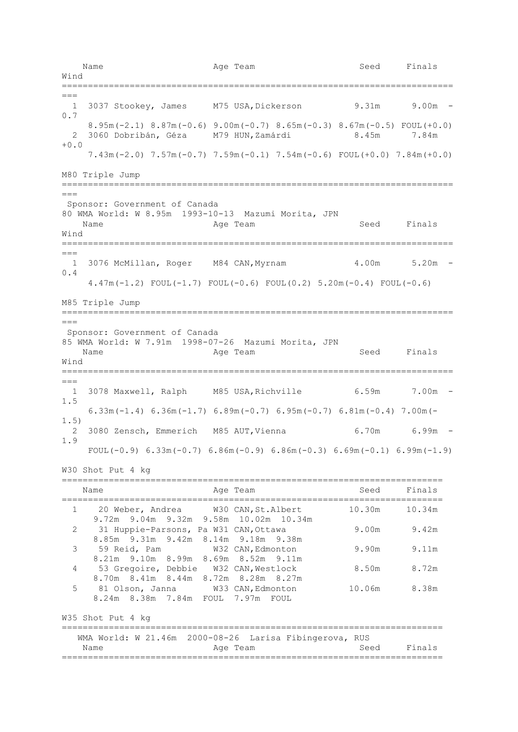| Name | Age | Team | Seed | Finals | Wind |
|---|---|---|---|---|---|
| 1 3037 Stookey, James | M75 | USA,Dickerson | 9.31m | 9.00m | -0.7 |
| 8.95m(-2.1) 8.87m(-0.6) 9.00m(-0.7) 8.65m(-0.3) 8.67m(-0.5) FOUL(+0.0) | | | | | |
| 2 3060 Dobribán, Géza | M79 | HUN,Zamárdi | 8.45m | 7.84m | +0.0 |
| 7.43m(-2.0) 7.57m(-0.7) 7.59m(-0.1) 7.54m(-0.6) FOUL(+0.0) 7.84m(+0.0) | | | | | |

## M80 Triple Jump

Sponsor: Government of Canada

80 WMA World: W 8.95m 1993-10-13 Mazumi Morita, JPN

| Name | Age | Team | Seed | Finals | Wind |
|---|---|---|---|---|---|
| 1 3076 McMillan, Roger | M84 | CAN,Myrnam | 4.00m | 5.20m | -0.4 |
| 4.47m(-1.2) FOUL(-1.7) FOUL(-0.6) FOUL(0.2) 5.20m(-0.4) FOUL(-0.6) | | | | | |

## M85 Triple Jump

Sponsor: Government of Canada

85 WMA World: W 7.91m 1998-07-26 Mazumi Morita, JPN

| Name | Age | Team | Seed | Finals | Wind |
|---|---|---|---|---|---|
| 1 3078 Maxwell, Ralph | M85 | USA,Richville | 6.59m | 7.00m | -1.5 |
| 6.33m(-1.4) 6.36m(-1.7) 6.89m(-0.7) 6.95m(-0.7) 6.81m(-0.4) 7.00m(-1.5) | | | | | |
| 2 3080 Zensch, Emmerich | M85 | AUT,Vienna | 6.70m | 6.99m | -1.9 |
| FOUL(-0.9) 6.33m(-0.7) 6.86m(-0.9) 6.86m(-0.3) 6.69m(-0.1) 6.99m(-1.9) | | | | | |

## W30 Shot Put 4 kg

| Name | Age | Team | Seed | Finals |
|---|---|---|---|---|
| 1 20 Weber, Andrea | W30 | CAN,St.Albert | 10.30m | 10.34m |
| 9.72m 9.04m 9.32m 9.58m 10.02m 10.34m | | | | |
| 2 31 Huppie-Parsons, Pa | W31 | CAN,Ottawa | 9.00m | 9.42m |
| 8.85m 9.31m 9.42m 8.14m 9.18m 9.38m | | | | |
| 3 59 Reid, Pam | W32 | CAN,Edmonton | 9.90m | 9.11m |
| 8.21m 9.10m 8.99m 8.69m 8.52m 9.11m | | | | |
| 4 53 Gregoire, Debbie | W32 | CAN,Westlock | 8.50m | 8.72m |
| 8.70m 8.41m 8.44m 8.72m 8.28m 8.27m | | | | |
| 5 81 Olson, Janna | W33 | CAN,Edmonton | 10.06m | 8.38m |
| 8.24m 8.38m 7.84m FOUL 7.97m FOUL | | | | |

## W35 Shot Put 4 kg

WMA World: W 21.46m 2000-08-26 Larisa Fibingerova, RUS

| Name | Age | Team | Seed | Finals |
|---|---|---|---|---|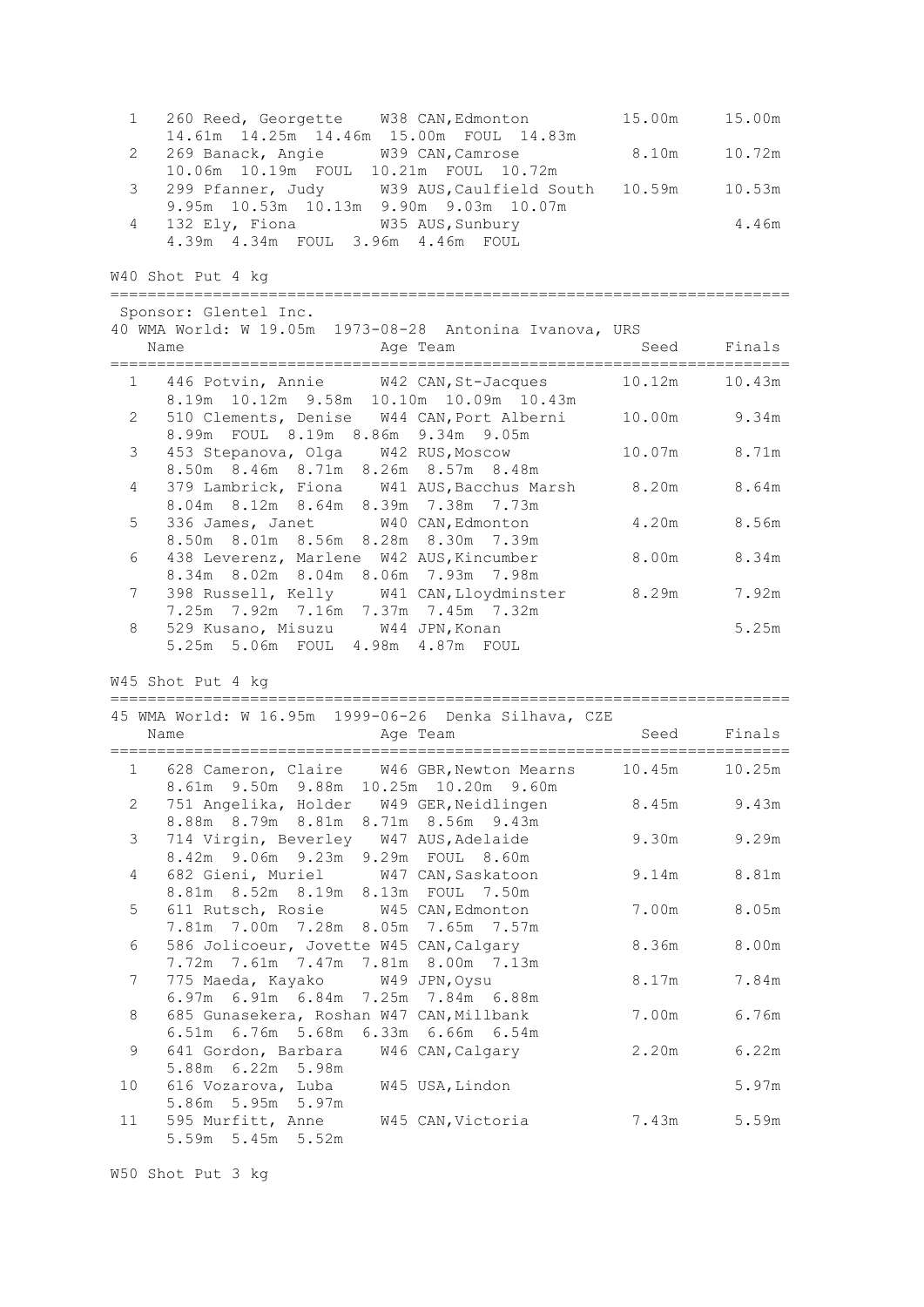```
  1   260 Reed, Georgette    W38 CAN,Edmonton          15.00m     15.00m
      14.61m  14.25m  14.46m  15.00m  FOUL  14.83m
  2   269 Banack, Angie      W39 CAN,Camrose            8.10m     10.72m
      10.06m  10.19m  FOUL  10.21m  FOUL  10.72m
  3   299 Pfanner, Judy      W39 AUS,Caulfield South   10.59m     10.53m
      9.95m  10.53m  10.13m  9.90m  9.03m  10.07m
  4   132 Ely, Fiona         W35 AUS,Sunbury                       4.46m
      4.39m  4.34m  FOUL  3.96m  4.46m  FOUL
```

W40 Shot Put 4 kg

```
==========================================================================
 Sponsor: Glentel Inc.
40 WMA World: W 19.05m  1973-08-28  Antonina Ivanova, URS
    Name                    Age Team                      Seed     Finals
==========================================================================
  1   446 Potvin, Annie      W42 CAN,St-Jacques        10.12m     10.43m
      8.19m  10.12m  9.58m  10.10m  10.09m  10.43m
  2   510 Clements, Denise   W44 CAN,Port Alberni      10.00m      9.34m
      8.99m  FOUL  8.19m  8.86m  9.34m  9.05m
  3   453 Stepanova, Olga    W42 RUS,Moscow            10.07m      8.71m
      8.50m  8.46m  8.71m  8.26m  8.57m  8.48m
  4   379 Lambrick, Fiona    W41 AUS,Bacchus Marsh      8.20m      8.64m
      8.04m  8.12m  8.64m  8.39m  7.38m  7.73m
  5   336 James, Janet       W40 CAN,Edmonton           4.20m      8.56m
      8.50m  8.01m  8.56m  8.28m  8.30m  7.39m
  6   438 Leverenz, Marlene  W42 AUS,Kincumber          8.00m      8.34m
      8.34m  8.02m  8.04m  8.06m  7.93m  7.98m
  7   398 Russell, Kelly     W41 CAN,Lloydminster       8.29m      7.92m
      7.25m  7.92m  7.16m  7.37m  7.45m  7.32m
  8   529 Kusano, Misuzu     W44 JPN,Konan                         5.25m
      5.25m  5.06m  FOUL  4.98m  4.87m  FOUL
```

W45 Shot Put 4 kg

```
==========================================================================
45 WMA World: W 16.95m  1999-06-26  Denka Silhava, CZE
    Name                    Age Team                      Seed     Finals
==========================================================================
  1   628 Cameron, Claire    W46 GBR,Newton Mearns     10.45m     10.25m
      8.61m  9.50m  9.88m  10.25m  10.20m  9.60m
  2   751 Angelika, Holder   W49 GER,Neidlingen         8.45m      9.43m
      8.88m  8.79m  8.81m  8.71m  8.56m  9.43m
  3   714 Virgin, Beverley   W47 AUS,Adelaide           9.30m      9.29m
      8.42m  9.06m  9.23m  9.29m  FOUL  8.60m
  4   682 Gieni, Muriel      W47 CAN,Saskatoon          9.14m      8.81m
      8.81m  8.52m  8.19m  8.13m  FOUL  7.50m
  5   611 Rutsch, Rosie      W45 CAN,Edmonton           7.00m      8.05m
      7.81m  7.00m  7.28m  8.05m  7.65m  7.57m
  6   586 Jolicoeur, Jovette W45 CAN,Calgary            8.36m      8.00m
      7.72m  7.61m  7.47m  7.81m  8.00m  7.13m
  7   775 Maeda, Kayako      W49 JPN,Oysu               8.17m      7.84m
      6.97m  6.91m  6.84m  7.25m  7.84m  6.88m
  8   685 Gunasekera, Roshan W47 CAN,Millbank           7.00m      6.76m
      6.51m  6.76m  5.68m  6.33m  6.66m  6.54m
  9   641 Gordon, Barbara    W46 CAN,Calgary            2.20m      6.22m
      5.88m  6.22m  5.98m
 10   616 Vozarova, Luba     W45 USA,Lindon                        5.97m
      5.86m  5.95m  5.97m
 11   595 Murfitt, Anne      W45 CAN,Victoria           7.43m      5.59m
      5.59m  5.45m  5.52m
```

W50 Shot Put 3 kg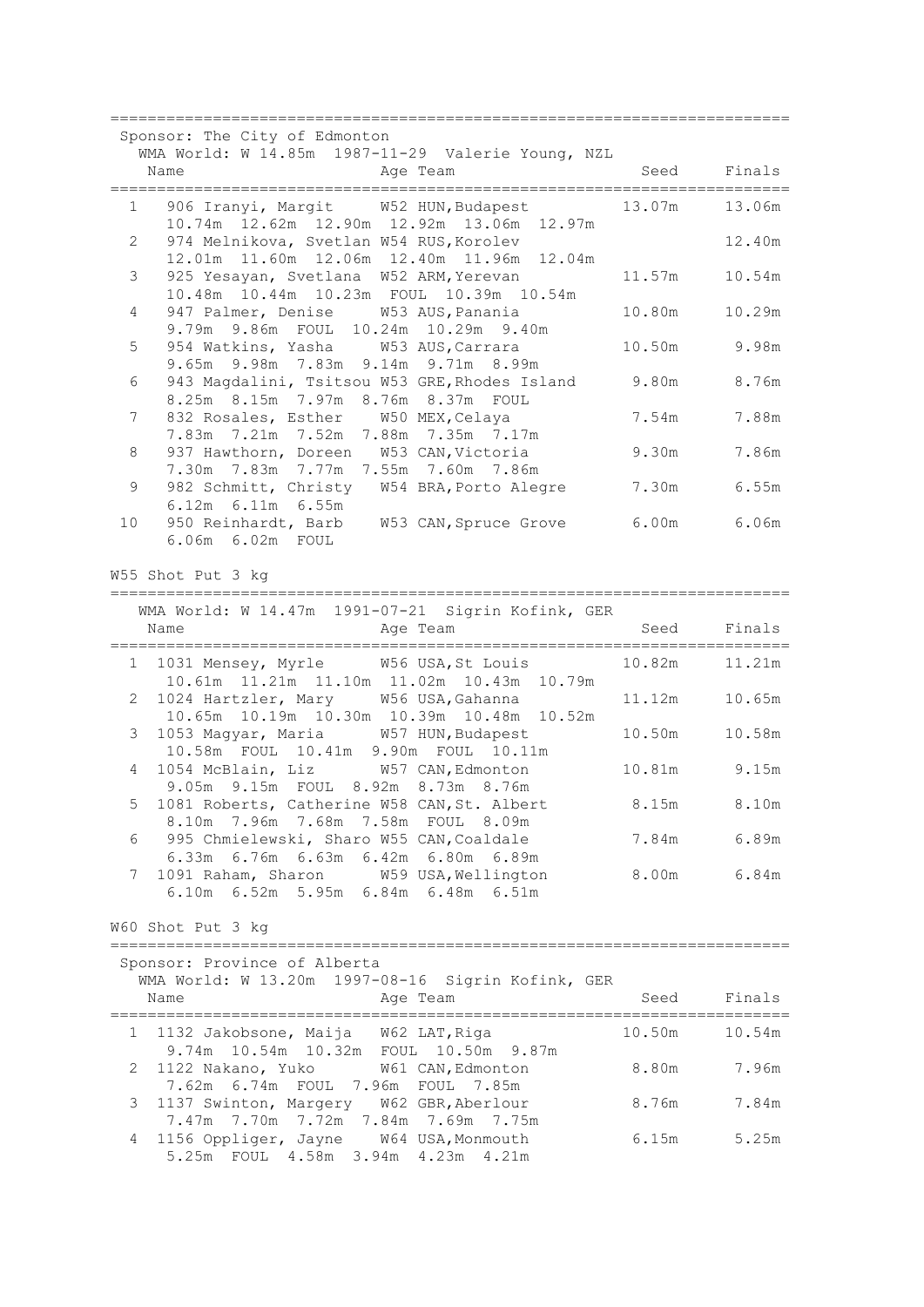Sponsor: The City of Edmonton

WMA World: W 14.85m 1987-11-29 Valerie Young, NZL

| Place | Name | Age | Team | Seed | Finals |
|---|---|---|---|---|---|
| 1 | 906 Iranyi, Margit | W52 | HUN,Budapest | 13.07m | 13.06m |
| | 10.74m 12.62m 12.90m 12.92m 13.06m 12.97m | | | | |
| 2 | 974 Melnikova, Svetlan | W54 | RUS,Korolev | | 12.40m |
| | 12.01m 11.60m 12.06m 12.40m 11.96m 12.04m | | | | |
| 3 | 925 Yesayan, Svetlana | W52 | ARM,Yerevan | 11.57m | 10.54m |
| | 10.48m 10.44m 10.23m FOUL 10.39m 10.54m | | | | |
| 4 | 947 Palmer, Denise | W53 | AUS,Panania | 10.80m | 10.29m |
| | 9.79m 9.86m FOUL 10.24m 10.29m 9.40m | | | | |
| 5 | 954 Watkins, Yasha | W53 | AUS,Carrara | 10.50m | 9.98m |
| | 9.65m 9.98m 7.83m 9.14m 9.71m 8.99m | | | | |
| 6 | 943 Magdalini, Tsitsou | W53 | GRE,Rhodes Island | 9.80m | 8.76m |
| | 8.25m 8.15m 7.97m 8.76m 8.37m FOUL | | | | |
| 7 | 832 Rosales, Esther | W50 | MEX,Celaya | 7.54m | 7.88m |
| | 7.83m 7.21m 7.52m 7.88m 7.35m 7.17m | | | | |
| 8 | 937 Hawthorn, Doreen | W53 | CAN,Victoria | 9.30m | 7.86m |
| | 7.30m 7.83m 7.77m 7.55m 7.60m 7.86m | | | | |
| 9 | 982 Schmitt, Christy | W54 | BRA,Porto Alegre | 7.30m | 6.55m |
| | 6.12m 6.11m 6.55m | | | | |
| 10 | 950 Reinhardt, Barb | W53 | CAN,Spruce Grove | 6.00m | 6.06m |
| | 6.06m 6.02m FOUL | | | | |

## W55 Shot Put 3 kg

WMA World: W 14.47m 1991-07-21 Sigrin Kofink, GER

| Place | Name | Age | Team | Seed | Finals |
|---|---|---|---|---|---|
| 1 | 1031 Mensey, Myrle | W56 | USA,St Louis | 10.82m | 11.21m |
| | 10.61m 11.21m 11.10m 11.02m 10.43m 10.79m | | | | |
| 2 | 1024 Hartzler, Mary | W56 | USA,Gahanna | 11.12m | 10.65m |
| | 10.65m 10.19m 10.30m 10.39m 10.48m 10.52m | | | | |
| 3 | 1053 Magyar, Maria | W57 | HUN,Budapest | 10.50m | 10.58m |
| | 10.58m FOUL 10.41m 9.90m FOUL 10.11m | | | | |
| 4 | 1054 McBlain, Liz | W57 | CAN,Edmonton | 10.81m | 9.15m |
| | 9.05m 9.15m FOUL 8.92m 8.73m 8.76m | | | | |
| 5 | 1081 Roberts, Catherine | W58 | CAN,St. Albert | 8.15m | 8.10m |
| | 8.10m 7.96m 7.68m 7.58m FOUL 8.09m | | | | |
| 6 | 995 Chmielewski, Sharo | W55 | CAN,Coaldale | 7.84m | 6.89m |
| | 6.33m 6.76m 6.63m 6.42m 6.80m 6.89m | | | | |
| 7 | 1091 Raham, Sharon | W59 | USA,Wellington | 8.00m | 6.84m |
| | 6.10m 6.52m 5.95m 6.84m 6.48m 6.51m | | | | |

## W60 Shot Put 3 kg

Sponsor: Province of Alberta

WMA World: W 13.20m 1997-08-16 Sigrin Kofink, GER

| Place | Name | Age | Team | Seed | Finals |
|---|---|---|---|---|---|
| 1 | 1132 Jakobsone, Maija | W62 | LAT,Riga | 10.50m | 10.54m |
| | 9.74m 10.54m 10.32m FOUL 10.50m 9.87m | | | | |
| 2 | 1122 Nakano, Yuko | W61 | CAN,Edmonton | 8.80m | 7.96m |
| | 7.62m 6.74m FOUL 7.96m FOUL 7.85m | | | | |
| 3 | 1137 Swinton, Margery | W62 | GBR,Aberlour | 8.76m | 7.84m |
| | 7.47m 7.70m 7.72m 7.84m 7.69m 7.75m | | | | |
| 4 | 1156 Oppliger, Jayne | W64 | USA,Monmouth | 6.15m | 5.25m |
| | 5.25m FOUL 4.58m 3.94m 4.23m 4.21m | | | | |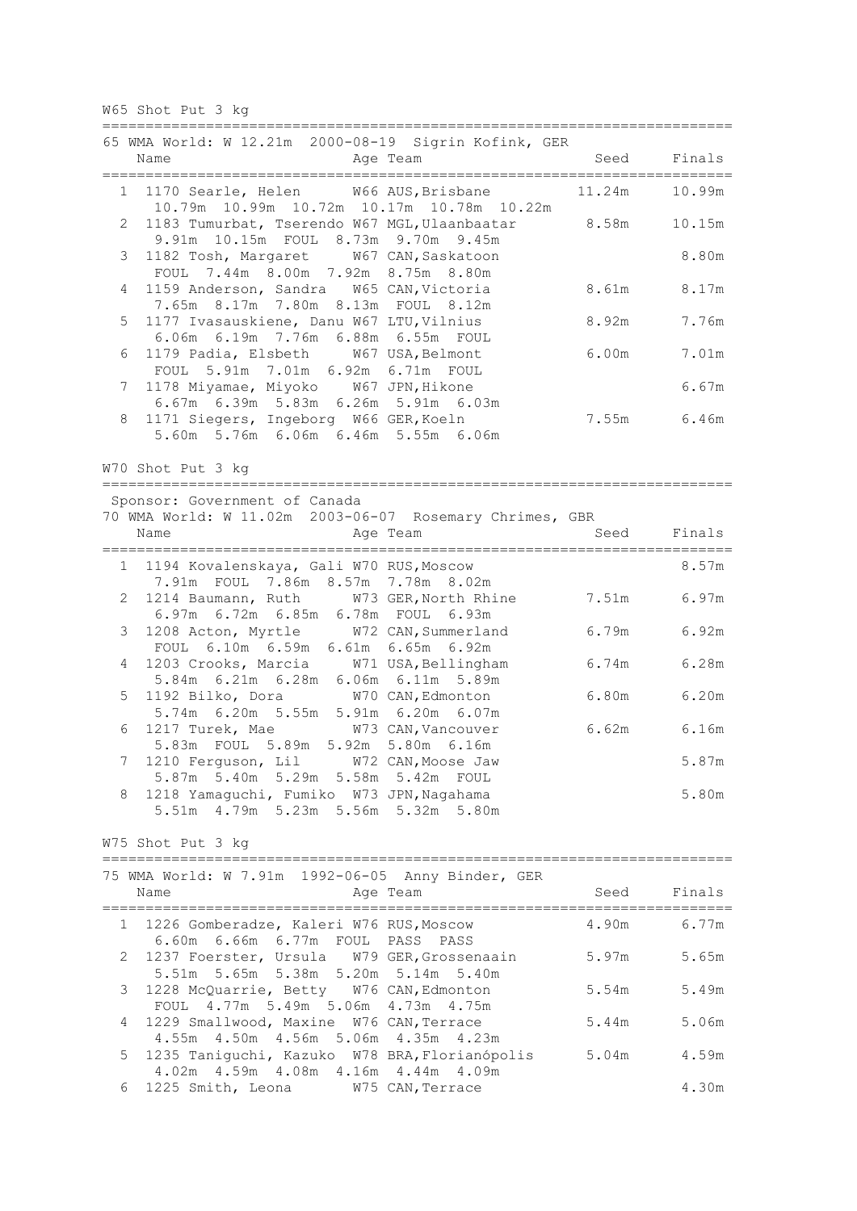W65 Shot Put 3 kg

```
=========================================================================
65 WMA World: W 12.21m  2000-08-19  Sigrin Kofink, GER
    Name                    Age Team                    Seed     Finals
=========================================================================
  1 1170 Searle, Helen      W66 AUS,Brisbane           11.24m    10.99m
      10.79m  10.99m  10.72m  10.17m  10.78m  10.22m
  2 1183 Tumurbat, Tserendo W67 MGL,Ulaanbaatar         8.58m    10.15m
      9.91m  10.15m  FOUL  8.73m  9.70m  9.45m
  3 1182 Tosh, Margaret     W67 CAN,Saskatoon                     8.80m
      FOUL  7.44m  8.00m  7.92m  8.75m  8.80m
  4 1159 Anderson, Sandra   W65 CAN,Victoria            8.61m     8.17m
      7.65m  8.17m  7.80m  8.13m  FOUL  8.12m
  5 1177 Ivasauskiene, Danu W67 LTU,Vilnius             8.92m     7.76m
      6.06m  6.19m  7.76m  6.88m  6.55m  FOUL
  6 1179 Padia, Elsbeth     W67 USA,Belmont             6.00m     7.01m
      FOUL  5.91m  7.01m  6.92m  6.71m  FOUL
  7 1178 Miyamae, Miyoko    W67 JPN,Hikone                        6.67m
      6.67m  6.39m  5.83m  6.26m  5.91m  6.03m
  8 1171 Siegers, Ingeborg  W66 GER,Koeln               7.55m     6.46m
      5.60m  5.76m  6.06m  6.46m  5.55m  6.06m
```

W70 Shot Put 3 kg

```
=========================================================================
 Sponsor: Government of Canada
70 WMA World: W 11.02m  2003-06-07  Rosemary Chrimes, GBR
    Name                    Age Team                    Seed     Finals
=========================================================================
  1 1194 Kovalenskaya, Gali W70 RUS,Moscow                        8.57m
      7.91m  FOUL  7.86m  8.57m  7.78m  8.02m
  2 1214 Baumann, Ruth      W73 GER,North Rhine         7.51m     6.97m
      6.97m  6.72m  6.85m  6.78m  FOUL  6.93m
  3 1208 Acton, Myrtle      W72 CAN,Summerland          6.79m     6.92m
      FOUL  6.10m  6.59m  6.61m  6.65m  6.92m
  4 1203 Crooks, Marcia     W71 USA,Bellingham          6.74m     6.28m
      5.84m  6.21m  6.28m  6.06m  6.11m  5.89m
  5 1192 Bilko, Dora        W70 CAN,Edmonton            6.80m     6.20m
      5.74m  6.20m  5.55m  5.91m  6.20m  6.07m
  6 1217 Turek, Mae         W73 CAN,Vancouver           6.62m     6.16m
      5.83m  FOUL  5.89m  5.92m  5.80m  6.16m
  7 1210 Ferguson, Lil      W72 CAN,Moose Jaw                     5.87m
      5.87m  5.40m  5.29m  5.58m  5.42m  FOUL
  8 1218 Yamaguchi, Fumiko  W73 JPN,Nagahama                      5.80m
      5.51m  4.79m  5.23m  5.56m  5.32m  5.80m
```

W75 Shot Put 3 kg

```
=========================================================================
75 WMA World: W 7.91m  1992-06-05  Anny Binder, GER
    Name                    Age Team                    Seed     Finals
=========================================================================
  1 1226 Gomberadze, Kaleri W76 RUS,Moscow              4.90m     6.77m
      6.60m  6.66m  6.77m  FOUL  PASS  PASS
  2 1237 Foerster, Ursula   W79 GER,Grossenaain         5.97m     5.65m
      5.51m  5.65m  5.38m  5.20m  5.14m  5.40m
  3 1228 McQuarrie, Betty   W76 CAN,Edmonton            5.54m     5.49m
      FOUL  4.77m  5.49m  5.06m  4.73m  4.75m
  4 1229 Smallwood, Maxine  W76 CAN,Terrace             5.44m     5.06m
      4.55m  4.50m  4.56m  5.06m  4.35m  4.23m
  5 1235 Taniguchi, Kazuko  W78 BRA,Florianópolis       5.04m     4.59m
      4.02m  4.59m  4.08m  4.16m  4.44m  4.09m
  6 1225 Smith, Leona       W75 CAN,Terrace                       4.30m
```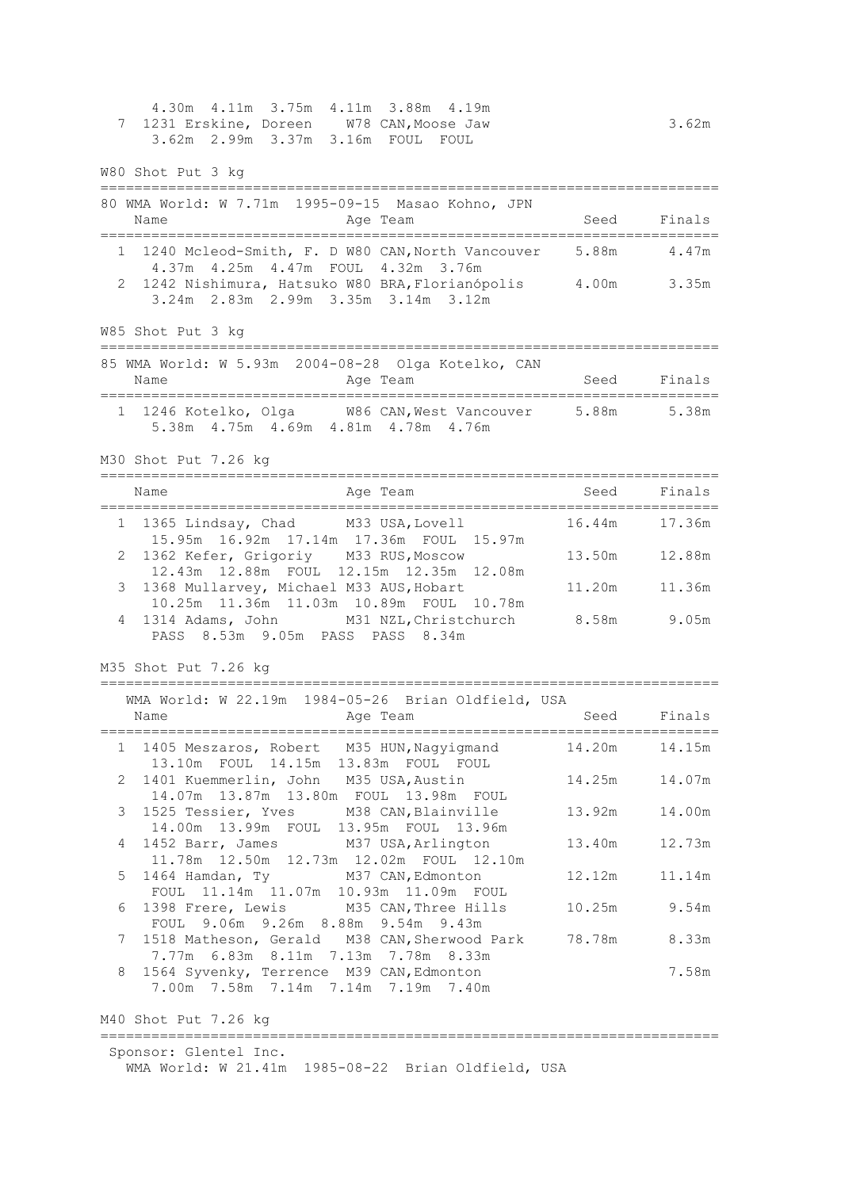```
     4.30m  4.11m  3.75m  4.11m  3.88m  4.19m
  7  1231 Erskine, Doreen    W78 CAN,Moose Jaw                         3.62m
     3.62m  2.99m  3.37m  3.16m  FOUL  FOUL
```

W80 Shot Put 3 kg

```
=========================================================================
80 WMA World: W 7.71m  1995-09-15  Masao Kohno, JPN
    Name                    Age Team                    Seed    Finals
=========================================================================
  1  1240 Mcleod-Smith, F. D W80 CAN,North Vancouver    5.88m     4.47m
     4.37m  4.25m  4.47m  FOUL  4.32m  3.76m
  2  1242 Nishimura, Hatsuko W80 BRA,Florianópolis      4.00m     3.35m
     3.24m  2.83m  2.99m  3.35m  3.14m  3.12m
```

W85 Shot Put 3 kg

```
=========================================================================
85 WMA World: W 5.93m  2004-08-28  Olga Kotelko, CAN
    Name                    Age Team                    Seed    Finals
=========================================================================
  1  1246 Kotelko, Olga      W86 CAN,West Vancouver     5.88m     5.38m
     5.38m  4.75m  4.69m  4.81m  4.78m  4.76m
```

M30 Shot Put 7.26 kg

```
=========================================================================
    Name                    Age Team                    Seed    Finals
=========================================================================
  1  1365 Lindsay, Chad      M33 USA,Lovell            16.44m    17.36m
     15.95m  16.92m  17.14m  17.36m  FOUL  15.97m
  2  1362 Kefer, Grigoriy    M33 RUS,Moscow            13.50m    12.88m
     12.43m  12.88m  FOUL  12.15m  12.35m  12.08m
  3  1368 Mullarvey, Michael M33 AUS,Hobart            11.20m    11.36m
     10.25m  11.36m  11.03m  10.89m  FOUL  10.78m
  4  1314 Adams, John        M31 NZL,Christchurch       8.58m     9.05m
     PASS  8.53m  9.05m  PASS  PASS  8.34m
```

M35 Shot Put 7.26 kg

```
=========================================================================
   WMA World: W 22.19m  1984-05-26  Brian Oldfield, USA
    Name                    Age Team                    Seed    Finals
=========================================================================
  1  1405 Meszaros, Robert   M35 HUN,Nagyigmand        14.20m    14.15m
     13.10m  FOUL  14.15m  13.83m  FOUL  FOUL
  2  1401 Kuemmerlin, John   M35 USA,Austin            14.25m    14.07m
     14.07m  13.87m  13.80m  FOUL  13.98m  FOUL
  3  1525 Tessier, Yves      M38 CAN,Blainville        13.92m    14.00m
     14.00m  13.99m  FOUL  13.95m  FOUL  13.96m
  4  1452 Barr, James        M37 USA,Arlington         13.40m    12.73m
     11.78m  12.50m  12.73m  12.02m  FOUL  12.10m
  5  1464 Hamdan, Ty         M37 CAN,Edmonton          12.12m    11.14m
     FOUL  11.14m  11.07m  10.93m  11.09m  FOUL
  6  1398 Frere, Lewis       M35 CAN,Three Hills       10.25m     9.54m
     FOUL  9.06m  9.26m  8.88m  9.54m  9.43m
  7  1518 Matheson, Gerald   M38 CAN,Sherwood Park     78.78m     8.33m
     7.77m  6.83m  8.11m  7.13m  7.78m  8.33m
  8  1564 Syvenky, Terrence  M39 CAN,Edmonton                     7.58m
     7.00m  7.58m  7.14m  7.14m  7.19m  7.40m
```

M40 Shot Put 7.26 kg

```
=========================================================================
 Sponsor: Glentel Inc.
   WMA World: W 21.41m  1985-08-22  Brian Oldfield, USA
```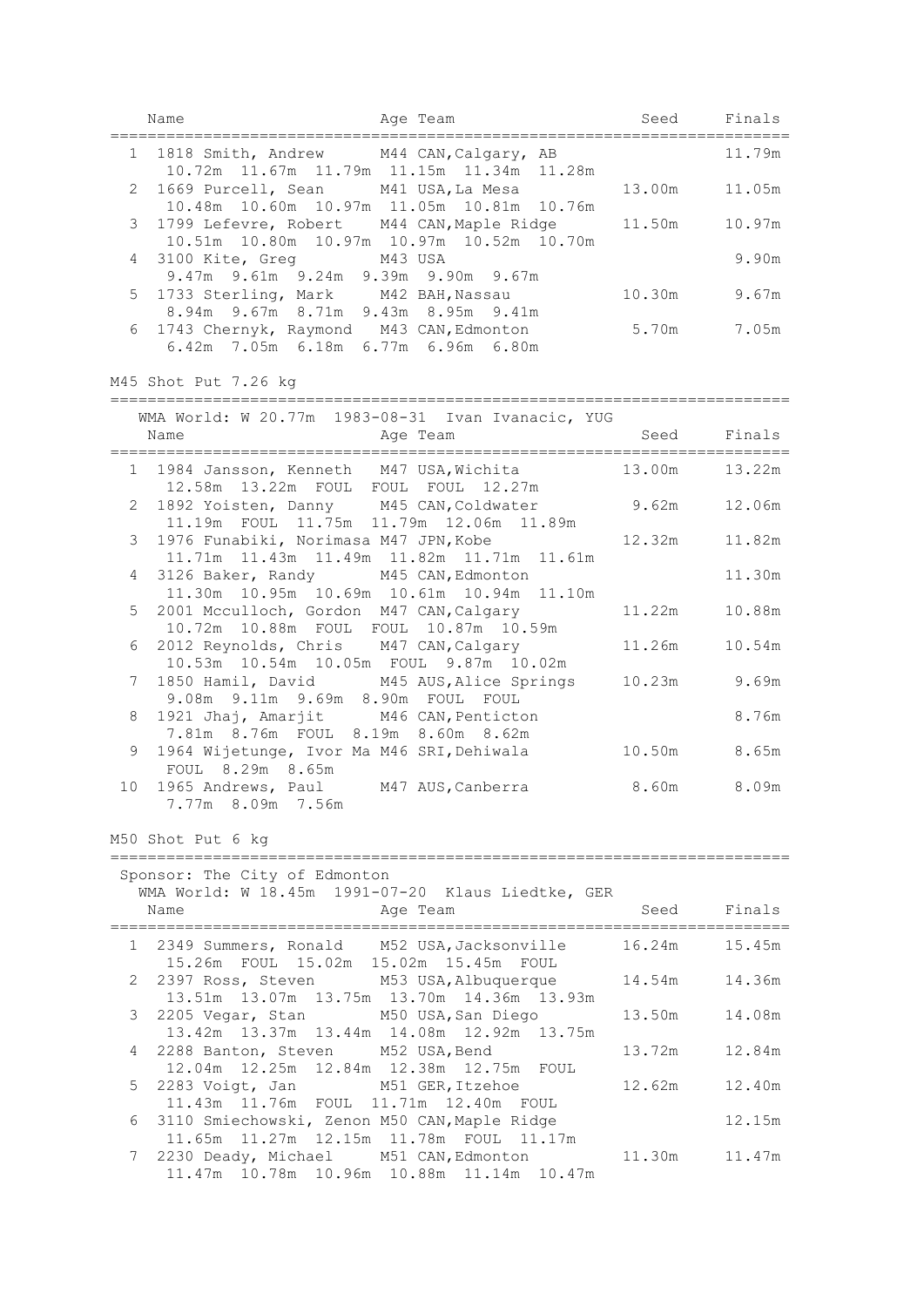| | Name | Age | Team | Seed | Finals |
|---|---|---|---|---|---|
| 1 | 1818 Smith, Andrew | M44 | CAN,Calgary, AB | | 11.79m |
| | 10.72m 11.67m 11.79m 11.15m 11.34m 11.28m | | | | |
| 2 | 1669 Purcell, Sean | M41 | USA,La Mesa | 13.00m | 11.05m |
| | 10.48m 10.60m 10.97m 11.05m 10.81m 10.76m | | | | |
| 3 | 1799 Lefevre, Robert | M44 | CAN,Maple Ridge | 11.50m | 10.97m |
| | 10.51m 10.80m 10.97m 10.97m 10.52m 10.70m | | | | |
| 4 | 3100 Kite, Greg | M43 | USA | | 9.90m |
| | 9.47m 9.61m 9.24m 9.39m 9.90m 9.67m | | | | |
| 5 | 1733 Sterling, Mark | M42 | BAH,Nassau | 10.30m | 9.67m |
| | 8.94m 9.67m 8.71m 9.43m 8.95m 9.41m | | | | |
| 6 | 1743 Chernyk, Raymond | M43 | CAN,Edmonton | 5.70m | 7.05m |
| | 6.42m 7.05m 6.18m 6.77m 6.96m 6.80m | | | | |

## M45 Shot Put 7.26 kg

WMA World: W 20.77m 1983-08-31 Ivan Ivanacic, YUG

| | Name | Age | Team | Seed | Finals |
|---|---|---|---|---|---|
| 1 | 1984 Jansson, Kenneth | M47 | USA,Wichita | 13.00m | 13.22m |
| | 12.58m 13.22m FOUL FOUL FOUL 12.27m | | | | |
| 2 | 1892 Yoisten, Danny | M45 | CAN,Coldwater | 9.62m | 12.06m |
| | 11.19m FOUL 11.75m 11.79m 12.06m 11.89m | | | | |
| 3 | 1976 Funabiki, Norimasa | M47 | JPN,Kobe | 12.32m | 11.82m |
| | 11.71m 11.43m 11.49m 11.82m 11.71m 11.61m | | | | |
| 4 | 3126 Baker, Randy | M45 | CAN,Edmonton | | 11.30m |
| | 11.30m 10.95m 10.69m 10.61m 10.94m 11.10m | | | | |
| 5 | 2001 Mcculloch, Gordon | M47 | CAN,Calgary | 11.22m | 10.88m |
| | 10.72m 10.88m FOUL FOUL 10.87m 10.59m | | | | |
| 6 | 2012 Reynolds, Chris | M47 | CAN,Calgary | 11.26m | 10.54m |
| | 10.53m 10.54m 10.05m FOUL 9.87m 10.02m | | | | |
| 7 | 1850 Hamil, David | M45 | AUS,Alice Springs | 10.23m | 9.69m |
| | 9.08m 9.11m 9.69m 8.90m FOUL FOUL | | | | |
| 8 | 1921 Jhaj, Amarjit | M46 | CAN,Penticton | | 8.76m |
| | 7.81m 8.76m FOUL 8.19m 8.60m 8.62m | | | | |
| 9 | 1964 Wijetunge, Ivor Ma | M46 | SRI,Dehiwala | 10.50m | 8.65m |
| | FOUL 8.29m 8.65m | | | | |
| 10 | 1965 Andrews, Paul | M47 | AUS,Canberra | 8.60m | 8.09m |
| | 7.77m 8.09m 7.56m | | | | |

## M50 Shot Put 6 kg

Sponsor: The City of Edmonton

WMA World: W 18.45m 1991-07-20 Klaus Liedtke, GER

| | Name | Age | Team | Seed | Finals |
|---|---|---|---|---|---|
| 1 | 2349 Summers, Ronald | M52 | USA,Jacksonville | 16.24m | 15.45m |
| | 15.26m FOUL 15.02m 15.02m 15.45m FOUL | | | | |
| 2 | 2397 Ross, Steven | M53 | USA,Albuquerque | 14.54m | 14.36m |
| | 13.51m 13.07m 13.75m 13.70m 14.36m 13.93m | | | | |
| 3 | 2205 Vegar, Stan | M50 | USA,San Diego | 13.50m | 14.08m |
| | 13.42m 13.37m 13.44m 14.08m 12.92m 13.75m | | | | |
| 4 | 2288 Banton, Steven | M52 | USA,Bend | 13.72m | 12.84m |
| | 12.04m 12.25m 12.84m 12.38m 12.75m FOUL | | | | |
| 5 | 2283 Voigt, Jan | M51 | GER,Itzehoe | 12.62m | 12.40m |
| | 11.43m 11.76m FOUL 11.71m 12.40m FOUL | | | | |
| 6 | 3110 Smiechowski, Zenon | M50 | CAN,Maple Ridge | | 12.15m |
| | 11.65m 11.27m 12.15m 11.78m FOUL 11.17m | | | | |
| 7 | 2230 Deady, Michael | M51 | CAN,Edmonton | 11.30m | 11.47m |
| | 11.47m 10.78m 10.96m 10.88m 11.14m 10.47m | | | | |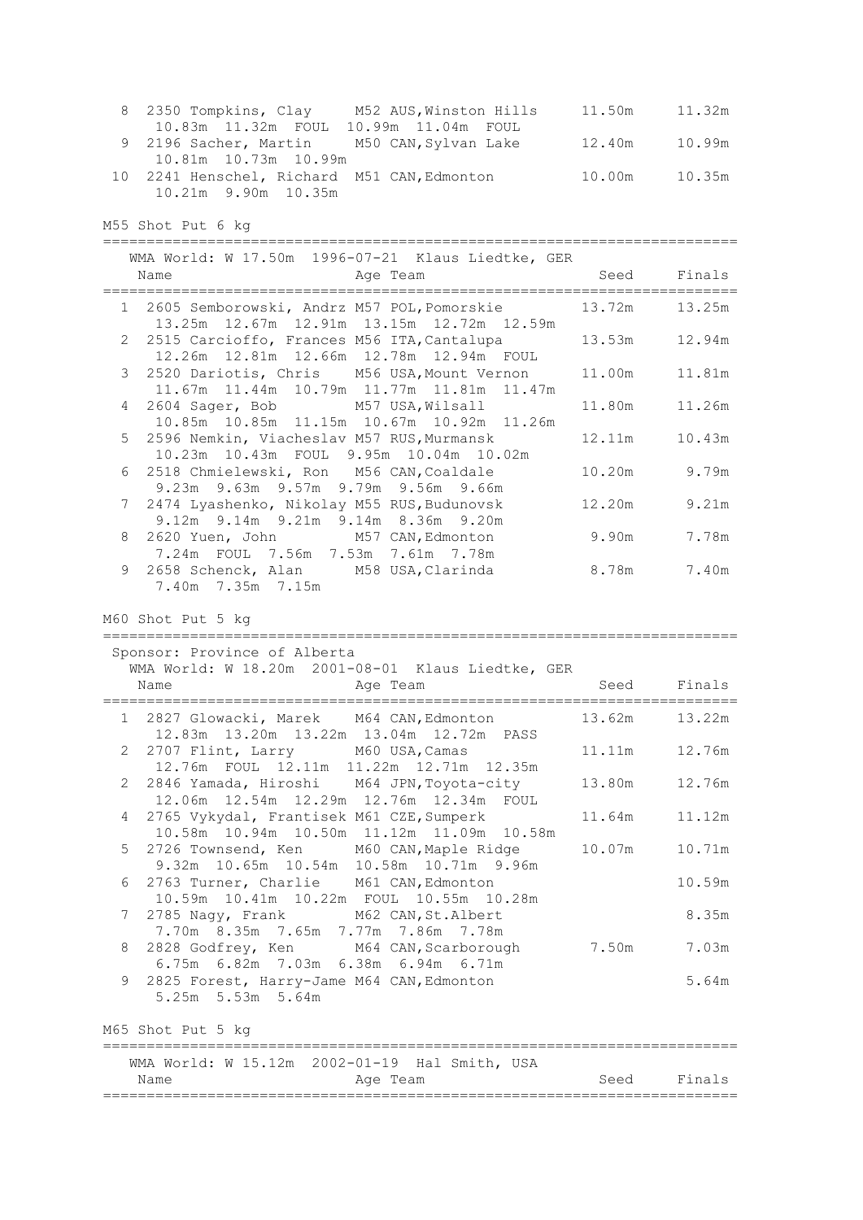```
  8  2350 Tompkins, Clay     M52 AUS,Winston Hills      11.50m     11.32m
       10.83m  11.32m  FOUL  10.99m  11.04m  FOUL
  9  2196 Sacher, Martin     M50 CAN,Sylvan Lake        12.40m     10.99m
       10.81m  10.73m  10.99m
 10  2241 Henschel, Richard  M51 CAN,Edmonton           10.00m     10.35m
       10.21m  9.90m  10.35m
```

M55 Shot Put 6 kg

```
=========================================================================
   WMA World: W 17.50m  1996-07-21  Klaus Liedtke, GER
    Name                    Age Team                    Seed     Finals
=========================================================================
  1  2605 Semborowski, Andrz M57 POL,Pomorskie          13.72m     13.25m
       13.25m  12.67m  12.91m  13.15m  12.72m  12.59m
  2  2515 Carcioffo, Frances M56 ITA,Cantalupa          13.53m     12.94m
       12.26m  12.81m  12.66m  12.78m  12.94m  FOUL
  3  2520 Dariotis, Chris    M56 USA,Mount Vernon       11.00m     11.81m
       11.67m  11.44m  10.79m  11.77m  11.81m  11.47m
  4  2604 Sager, Bob         M57 USA,Wilsall            11.80m     11.26m
       10.85m  10.85m  11.15m  10.67m  10.92m  11.26m
  5  2596 Nemkin, Viacheslav M57 RUS,Murmansk           12.11m     10.43m
       10.23m  10.43m  FOUL  9.95m  10.04m  10.02m
  6  2518 Chmielewski, Ron   M56 CAN,Coaldale           10.20m      9.79m
       9.23m  9.63m  9.57m  9.79m  9.56m  9.66m
  7  2474 Lyashenko, Nikolay M55 RUS,Budunovsk          12.20m      9.21m
       9.12m  9.14m  9.21m  9.14m  8.36m  9.20m
  8  2620 Yuen, John         M57 CAN,Edmonton            9.90m      7.78m
       7.24m  FOUL  7.56m  7.53m  7.61m  7.78m
  9  2658 Schenck, Alan      M58 USA,Clarinda            8.78m      7.40m
       7.40m  7.35m  7.15m
```

M60 Shot Put 5 kg

```
=========================================================================
  Sponsor: Province of Alberta
   WMA World: W 18.20m  2001-08-01  Klaus Liedtke, GER
    Name                    Age Team                    Seed     Finals
=========================================================================
  1  2827 Glowacki, Marek    M64 CAN,Edmonton           13.62m     13.22m
       12.83m  13.20m  13.22m  13.04m  12.72m  PASS
  2  2707 Flint, Larry       M60 USA,Camas              11.11m     12.76m
       12.76m  FOUL  12.11m  11.22m  12.71m  12.35m
  2  2846 Yamada, Hiroshi    M64 JPN,Toyota-city        13.80m     12.76m
       12.06m  12.54m  12.29m  12.76m  12.34m  FOUL
  4  2765 Vykydal, Frantisek M61 CZE,Sumperk            11.64m     11.12m
       10.58m  10.94m  10.50m  11.12m  11.09m  10.58m
  5  2726 Townsend, Ken      M60 CAN,Maple Ridge        10.07m     10.71m
       9.32m  10.65m  10.54m  10.58m  10.71m  9.96m
  6  2763 Turner, Charlie    M61 CAN,Edmonton                      10.59m
       10.59m  10.41m  10.22m  FOUL  10.55m  10.28m
  7  2785 Nagy, Frank        M62 CAN,St.Albert                      8.35m
       7.70m  8.35m  7.65m  7.77m  7.86m  7.78m
  8  2828 Godfrey, Ken       M64 CAN,Scarborough         7.50m      7.03m
       6.75m  6.82m  7.03m  6.38m  6.94m  6.71m
  9  2825 Forest, Harry-Jame M64 CAN,Edmonton                       5.64m
       5.25m  5.53m  5.64m
```

M65 Shot Put 5 kg

```
=========================================================================
   WMA World: W 15.12m  2002-01-19  Hal Smith, USA
    Name                    Age Team                    Seed     Finals
=========================================================================
```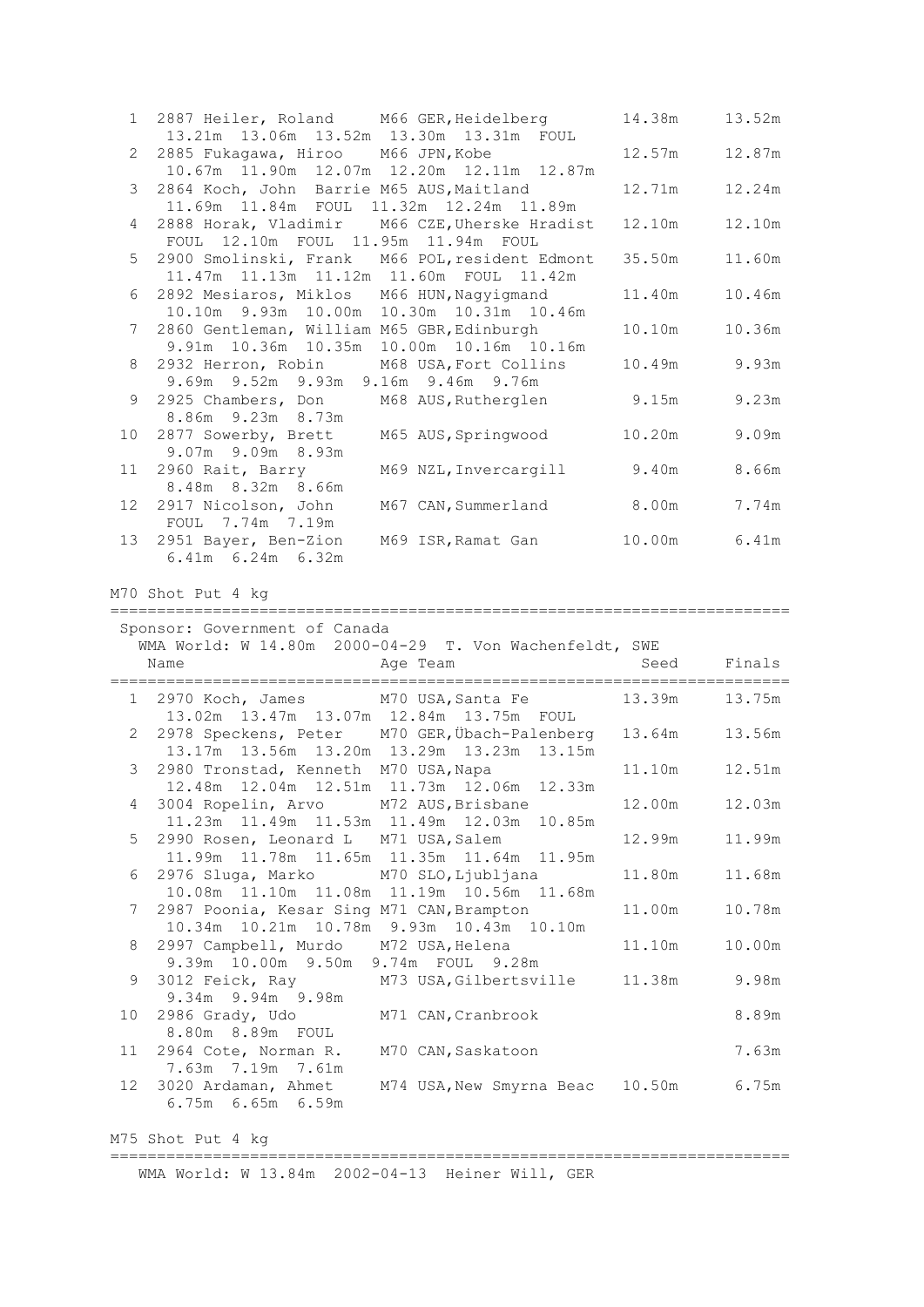```
  1  2887 Heiler, Roland     M66 GER,Heidelberg        14.38m     13.52m
      13.21m  13.06m  13.52m  13.30m  13.31m  FOUL
  2  2885 Fukagawa, Hiroo    M66 JPN,Kobe              12.57m     12.87m
      10.67m  11.90m  12.07m  12.20m  12.11m  12.87m
  3  2864 Koch, John  Barrie M65 AUS,Maitland          12.71m     12.24m
      11.69m  11.84m  FOUL  11.32m  12.24m  11.89m
  4  2888 Horak, Vladimir    M66 CZE,Uherske Hradist   12.10m     12.10m
      FOUL  12.10m  FOUL  11.95m  11.94m  FOUL
  5  2900 Smolinski, Frank   M66 POL,resident Edmont   35.50m     11.60m
      11.47m  11.13m  11.12m  11.60m  FOUL  11.42m
  6  2892 Mesiaros, Miklos   M66 HUN,Nagyigmand        11.40m     10.46m
      10.10m  9.93m  10.00m  10.30m  10.31m  10.46m
  7  2860 Gentleman, William M65 GBR,Edinburgh         10.10m     10.36m
      9.91m  10.36m  10.35m  10.00m  10.16m  10.16m
  8  2932 Herron, Robin      M68 USA,Fort Collins      10.49m      9.93m
      9.69m  9.52m  9.93m  9.16m  9.46m  9.76m
  9  2925 Chambers, Don      M68 AUS,Rutherglen         9.15m      9.23m
      8.86m  9.23m  8.73m
 10  2877 Sowerby, Brett     M65 AUS,Springwood        10.20m      9.09m
      9.07m  9.09m  8.93m
 11  2960 Rait, Barry        M69 NZL,Invercargill       9.40m      8.66m
      8.48m  8.32m  8.66m
 12  2917 Nicolson, John     M67 CAN,Summerland         8.00m      7.74m
      FOUL  7.74m  7.19m
 13  2951 Bayer, Ben-Zion    M69 ISR,Ramat Gan         10.00m      6.41m
      6.41m  6.24m  6.32m
```

M70 Shot Put 4 kg

```
=========================================================================
 Sponsor: Government of Canada
   WMA World: W 14.80m  2000-04-29  T. Von Wachenfeldt, SWE
    Name                    Age Team                    Seed     Finals
=========================================================================
  1  2970 Koch, James        M70 USA,Santa Fe          13.39m     13.75m
      13.02m  13.47m  13.07m  12.84m  13.75m  FOUL
  2  2978 Speckens, Peter    M70 GER,Übach-Palenberg   13.64m     13.56m
      13.17m  13.56m  13.20m  13.29m  13.23m  13.15m
  3  2980 Tronstad, Kenneth  M70 USA,Napa              11.10m     12.51m
      12.48m  12.04m  12.51m  11.73m  12.06m  12.33m
  4  3004 Ropelin, Arvo      M72 AUS,Brisbane          12.00m     12.03m
      11.23m  11.49m  11.53m  11.49m  12.03m  10.85m
  5  2990 Rosen, Leonard L   M71 USA,Salem             12.99m     11.99m
      11.99m  11.78m  11.65m  11.35m  11.64m  11.95m
  6  2976 Sluga, Marko       M70 SLO,Ljubljana         11.80m     11.68m
      10.08m  11.10m  11.08m  11.19m  10.56m  11.68m
  7  2987 Poonia, Kesar Sing M71 CAN,Brampton          11.00m     10.78m
      10.34m  10.21m  10.78m  9.93m  10.43m  10.10m
  8  2997 Campbell, Murdo    M72 USA,Helena            11.10m     10.00m
      9.39m  10.00m  9.50m  9.74m  FOUL  9.28m
  9  3012 Feick, Ray         M73 USA,Gilbertsville     11.38m      9.98m
      9.34m  9.94m  9.98m
 10  2986 Grady, Udo         M71 CAN,Cranbrook                     8.89m
      8.80m  8.89m  FOUL
 11  2964 Cote, Norman R.    M70 CAN,Saskatoon                     7.63m
      7.63m  7.19m  7.61m
 12  3020 Ardaman, Ahmet     M74 USA,New Smyrna Beac   10.50m      6.75m
      6.75m  6.65m  6.59m
```

M75 Shot Put 4 kg

```
=========================================================================
   WMA World: W 13.84m  2002-04-13  Heiner Will, GER
```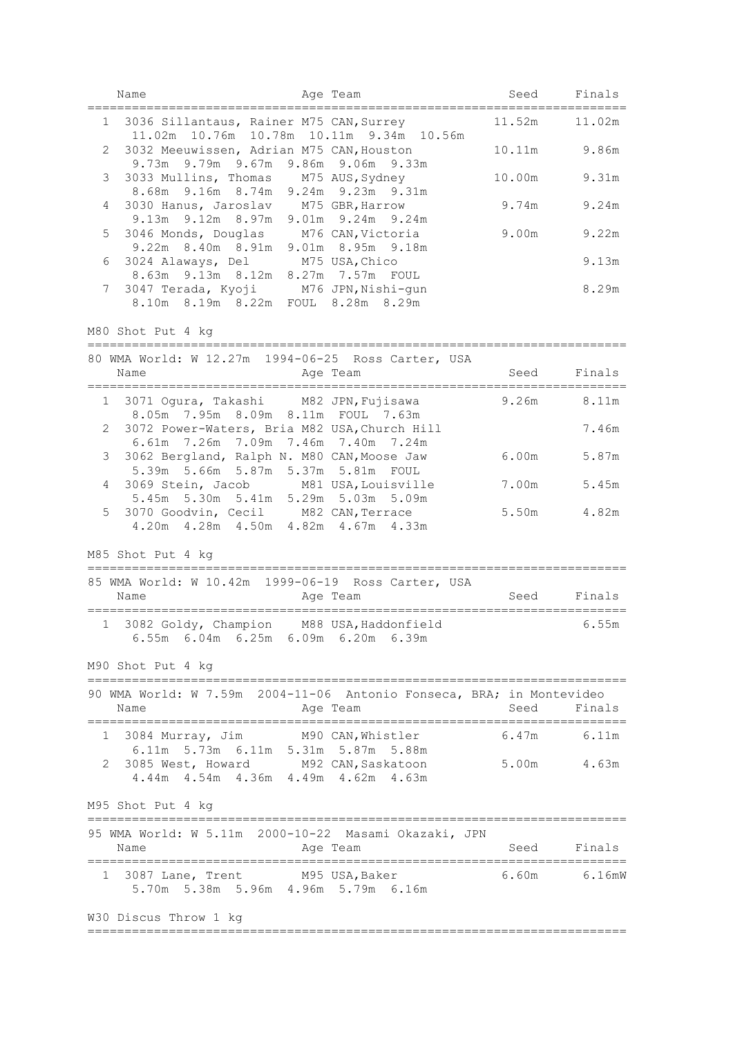| Place | Name | Age | Team | Seed | Finals |
|---|---|---|---|---|---|
| 1 | 3036 Sillantaus, Rainer | M75 | CAN,Surrey | 11.52m | 11.02m |
| | 11.02m 10.76m 10.78m 10.11m 9.34m 10.56m | | | | |
| 2 | 3032 Meeuwissen, Adrian | M75 | CAN,Houston | 10.11m | 9.86m |
| | 9.73m 9.79m 9.67m 9.86m 9.06m 9.33m | | | | |
| 3 | 3033 Mullins, Thomas | M75 | AUS,Sydney | 10.00m | 9.31m |
| | 8.68m 9.16m 8.74m 9.24m 9.23m 9.31m | | | | |
| 4 | 3030 Hanus, Jaroslav | M75 | GBR,Harrow | 9.74m | 9.24m |
| | 9.13m 9.12m 8.97m 9.01m 9.24m 9.24m | | | | |
| 5 | 3046 Monds, Douglas | M76 | CAN,Victoria | 9.00m | 9.22m |
| | 9.22m 8.40m 8.91m 9.01m 8.95m 9.18m | | | | |
| 6 | 3024 Alaways, Del | M75 | USA,Chico | | 9.13m |
| | 8.63m 9.13m 8.12m 8.27m 7.57m FOUL | | | | |
| 7 | 3047 Terada, Kyoji | M76 | JPN,Nishi-gun | | 8.29m |
| | 8.10m 8.19m 8.22m FOUL 8.28m 8.29m | | | | |

## M80 Shot Put 4 kg

80 WMA World: W 12.27m 1994-06-25 Ross Carter, USA

| Place | Name | Age | Team | Seed | Finals |
|---|---|---|---|---|---|
| 1 | 3071 Ogura, Takashi | M82 | JPN,Fujisawa | 9.26m | 8.11m |
| | 8.05m 7.95m 8.09m 8.11m FOUL 7.63m | | | | |
| 2 | 3072 Power-Waters, Bria | M82 | USA,Church Hill | | 7.46m |
| | 6.61m 7.26m 7.09m 7.46m 7.40m 7.24m | | | | |
| 3 | 3062 Bergland, Ralph N. | M80 | CAN,Moose Jaw | 6.00m | 5.87m |
| | 5.39m 5.66m 5.87m 5.37m 5.81m FOUL | | | | |
| 4 | 3069 Stein, Jacob | M81 | USA,Louisville | 7.00m | 5.45m |
| | 5.45m 5.30m 5.41m 5.29m 5.03m 5.09m | | | | |
| 5 | 3070 Goodvin, Cecil | M82 | CAN,Terrace | 5.50m | 4.82m |
| | 4.20m 4.28m 4.50m 4.82m 4.67m 4.33m | | | | |

## M85 Shot Put 4 kg

85 WMA World: W 10.42m 1999-06-19 Ross Carter, USA

| Place | Name | Age | Team | Seed | Finals |
|---|---|---|---|---|---|
| 1 | 3082 Goldy, Champion | M88 | USA,Haddonfield | | 6.55m |
| | 6.55m 6.04m 6.25m 6.09m 6.20m 6.39m | | | | |

## M90 Shot Put 4 kg

90 WMA World: W 7.59m 2004-11-06 Antonio Fonseca, BRA; in Montevideo

| Place | Name | Age | Team | Seed | Finals |
|---|---|---|---|---|---|
| 1 | 3084 Murray, Jim | M90 | CAN,Whistler | 6.47m | 6.11m |
| | 6.11m 5.73m 6.11m 5.31m 5.87m 5.88m | | | | |
| 2 | 3085 West, Howard | M92 | CAN,Saskatoon | 5.00m | 4.63m |
| | 4.44m 4.54m 4.36m 4.49m 4.62m 4.63m | | | | |

## M95 Shot Put 4 kg

95 WMA World: W 5.11m 2000-10-22 Masami Okazaki, JPN

| Place | Name | Age | Team | Seed | Finals |
|---|---|---|---|---|---|
| 1 | 3087 Lane, Trent | M95 | USA,Baker | 6.60m | 6.16mW |
| | 5.70m 5.38m 5.96m 4.96m 5.79m 6.16m | | | | |

## W30 Discus Throw 1 kg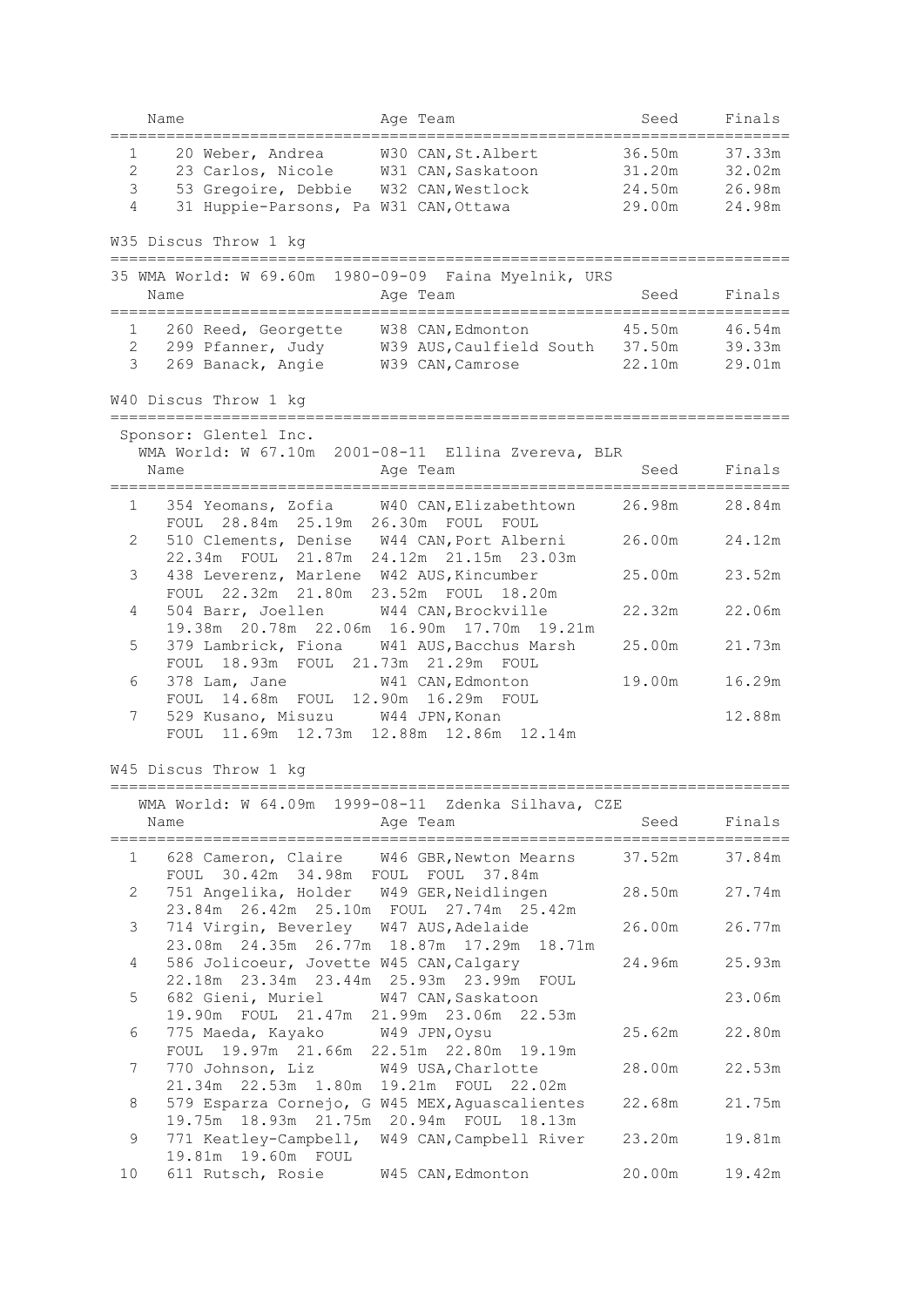| Name | | Age Team | Seed | Finals |
|---|---|---|---|---|
| 1 | 20 Weber, Andrea | W30 CAN,St.Albert | 36.50m | 37.33m |
| 2 | 23 Carlos, Nicole | W31 CAN,Saskatoon | 31.20m | 32.02m |
| 3 | 53 Gregoire, Debbie | W32 CAN,Westlock | 24.50m | 26.98m |
| 4 | 31 Huppie-Parsons, Pa | W31 CAN,Ottawa | 29.00m | 24.98m |

## W35 Discus Throw 1 kg

35 WMA World: W 69.60m 1980-09-09 Faina Myelnik, URS

| Name | | Age Team | Seed | Finals |
|---|---|---|---|---|
| 1 | 260 Reed, Georgette | W38 CAN,Edmonton | 45.50m | 46.54m |
| 2 | 299 Pfanner, Judy | W39 AUS,Caulfield South | 37.50m | 39.33m |
| 3 | 269 Banack, Angie | W39 CAN,Camrose | 22.10m | 29.01m |

## W40 Discus Throw 1 kg

Sponsor: Glentel Inc.
WMA World: W 67.10m 2001-08-11 Ellina Zvereva, BLR

| Name | | Age Team | Seed | Finals |
|---|---|---|---|---|
| 1 | 354 Yeomans, Zofia | W40 CAN,Elizabethtown | 26.98m | 28.84m |
| | FOUL 28.84m 25.19m 26.30m FOUL FOUL | | | |
| 2 | 510 Clements, Denise | W44 CAN,Port Alberni | 26.00m | 24.12m |
| | 22.34m FOUL 21.87m 24.12m 21.15m 23.03m | | | |
| 3 | 438 Leverenz, Marlene | W42 AUS,Kincumber | 25.00m | 23.52m |
| | FOUL 22.32m 21.80m 23.52m FOUL 18.20m | | | |
| 4 | 504 Barr, Joellen | W44 CAN,Brockville | 22.32m | 22.06m |
| | 19.38m 20.78m 22.06m 16.90m 17.70m 19.21m | | | |
| 5 | 379 Lambrick, Fiona | W41 AUS,Bacchus Marsh | 25.00m | 21.73m |
| | FOUL 18.93m FOUL 21.73m 21.29m FOUL | | | |
| 6 | 378 Lam, Jane | W41 CAN,Edmonton | 19.00m | 16.29m |
| | FOUL 14.68m FOUL 12.90m 16.29m FOUL | | | |
| 7 | 529 Kusano, Misuzu | W44 JPN,Konan | | 12.88m |
| | FOUL 11.69m 12.73m 12.88m 12.86m 12.14m | | | |

## W45 Discus Throw 1 kg

WMA World: W 64.09m 1999-08-11 Zdenka Silhava, CZE

| Name | | Age Team | Seed | Finals |
|---|---|---|---|---|
| 1 | 628 Cameron, Claire | W46 GBR,Newton Mearns | 37.52m | 37.84m |
| | FOUL 30.42m 34.98m FOUL FOUL 37.84m | | | |
| 2 | 751 Angelika, Holder | W49 GER,Neidlingen | 28.50m | 27.74m |
| | 23.84m 26.42m 25.10m FOUL 27.74m 25.42m | | | |
| 3 | 714 Virgin, Beverley | W47 AUS,Adelaide | 26.00m | 26.77m |
| | 23.08m 24.35m 26.77m 18.87m 17.29m 18.71m | | | |
| 4 | 586 Jolicoeur, Jovette | W45 CAN,Calgary | 24.96m | 25.93m |
| | 22.18m 23.34m 23.44m 25.93m 23.99m FOUL | | | |
| 5 | 682 Gieni, Muriel | W47 CAN,Saskatoon | | 23.06m |
| | 19.90m FOUL 21.47m 21.99m 23.06m 22.53m | | | |
| 6 | 775 Maeda, Kayako | W49 JPN,Oysu | 25.62m | 22.80m |
| | FOUL 19.97m 21.66m 22.51m 22.80m 19.19m | | | |
| 7 | 770 Johnson, Liz | W49 USA,Charlotte | 28.00m | 22.53m |
| | 21.34m 22.53m 1.80m 19.21m FOUL 22.02m | | | |
| 8 | 579 Esparza Cornejo, G | W45 MEX,Aguascalientes | 22.68m | 21.75m |
| | 19.75m 18.93m 21.75m 20.94m FOUL 18.13m | | | |
| 9 | 771 Keatley-Campbell, | W49 CAN,Campbell River | 23.20m | 19.81m |
| | 19.81m 19.60m FOUL | | | |
| 10 | 611 Rutsch, Rosie | W45 CAN,Edmonton | 20.00m | 19.42m |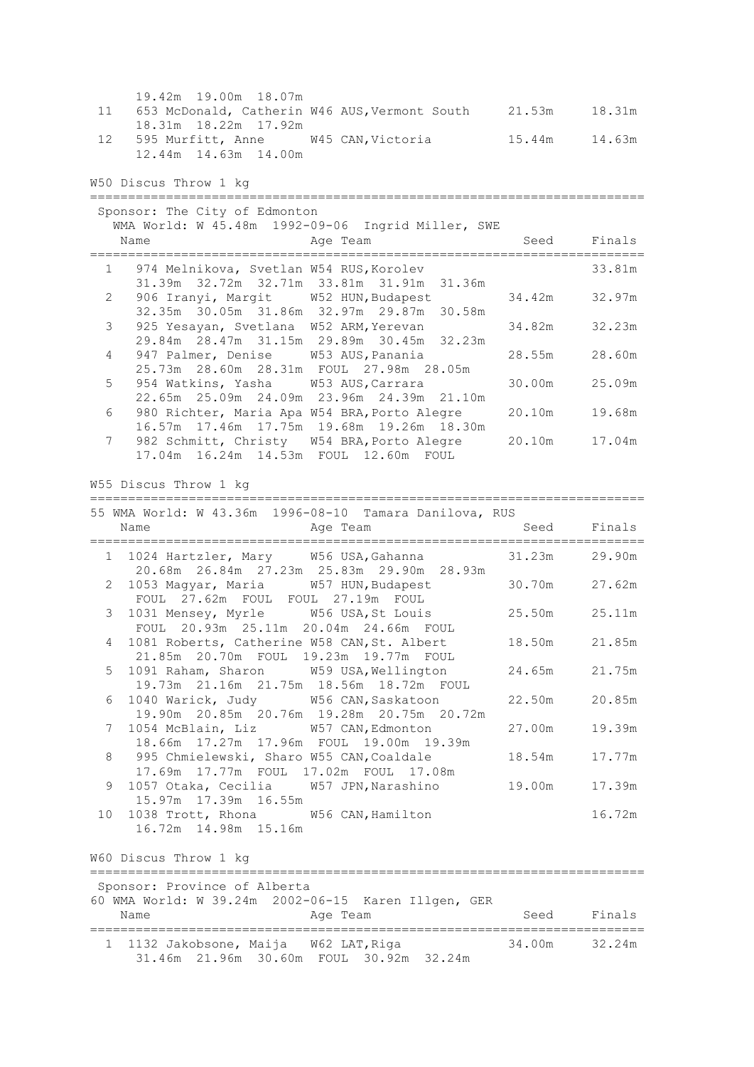19.42m 19.00m 18.07m

| Place | Name | Age Team | Seed | Finals |
|---|---|---|---|---|
| 11 | 653 McDonald, Catherin | W46 AUS,Vermont South | 21.53m | 18.31m |
| | 18.31m 18.22m 17.92m | | | |
| 12 | 595 Murfitt, Anne | W45 CAN,Victoria | 15.44m | 14.63m |
| | 12.44m 14.63m 14.00m | | | |

## W50 Discus Throw 1 kg

Sponsor: The City of Edmonton

WMA World: W 45.48m 1992-09-06 Ingrid Miller, SWE

| Place | Name | Age Team | Seed | Finals |
|---|---|---|---|---|
| 1 | 974 Melnikova, Svetlan | W54 RUS,Korolev | | 33.81m |
| | 31.39m 32.72m 32.71m 33.81m 31.91m 31.36m | | | |
| 2 | 906 Iranyi, Margit | W52 HUN,Budapest | 34.42m | 32.97m |
| | 32.35m 30.05m 31.86m 32.97m 29.87m 30.58m | | | |
| 3 | 925 Yesayan, Svetlana | W52 ARM,Yerevan | 34.82m | 32.23m |
| | 29.84m 28.47m 31.15m 29.89m 30.45m 32.23m | | | |
| 4 | 947 Palmer, Denise | W53 AUS,Panania | 28.55m | 28.60m |
| | 25.73m 28.60m 28.31m FOUL 27.98m 28.05m | | | |
| 5 | 954 Watkins, Yasha | W53 AUS,Carrara | 30.00m | 25.09m |
| | 22.65m 25.09m 24.09m 23.96m 24.39m 21.10m | | | |
| 6 | 980 Richter, Maria Apa | W54 BRA,Porto Alegre | 20.10m | 19.68m |
| | 16.57m 17.46m 17.75m 19.68m 19.26m 18.30m | | | |
| 7 | 982 Schmitt, Christy | W54 BRA,Porto Alegre | 20.10m | 17.04m |
| | 17.04m 16.24m 14.53m FOUL 12.60m FOUL | | | |

## W55 Discus Throw 1 kg

55 WMA World: W 43.36m 1996-08-10 Tamara Danilova, RUS

| Place | Name | Age Team | Seed | Finals |
|---|---|---|---|---|
| 1 | 1024 Hartzler, Mary | W56 USA,Gahanna | 31.23m | 29.90m |
| | 20.68m 26.84m 27.23m 25.83m 29.90m 28.93m | | | |
| 2 | 1053 Magyar, Maria | W57 HUN,Budapest | 30.70m | 27.62m |
| | FOUL 27.62m FOUL FOUL 27.19m FOUL | | | |
| 3 | 1031 Mensey, Myrle | W56 USA,St Louis | 25.50m | 25.11m |
| | FOUL 20.93m 25.11m 20.04m 24.66m FOUL | | | |
| 4 | 1081 Roberts, Catherine | W58 CAN,St. Albert | 18.50m | 21.85m |
| | 21.85m 20.70m FOUL 19.23m 19.77m FOUL | | | |
| 5 | 1091 Raham, Sharon | W59 USA,Wellington | 24.65m | 21.75m |
| | 19.73m 21.16m 21.75m 18.56m 18.72m FOUL | | | |
| 6 | 1040 Warick, Judy | W56 CAN,Saskatoon | 22.50m | 20.85m |
| | 19.90m 20.85m 20.76m 19.28m 20.75m 20.72m | | | |
| 7 | 1054 McBlain, Liz | W57 CAN,Edmonton | 27.00m | 19.39m |
| | 18.66m 17.27m 17.96m FOUL 19.00m 19.39m | | | |
| 8 | 995 Chmielewski, Sharo | W55 CAN,Coaldale | 18.54m | 17.77m |
| | 17.69m 17.77m FOUL 17.02m FOUL 17.08m | | | |
| 9 | 1057 Otaka, Cecilia | W57 JPN,Narashino | 19.00m | 17.39m |
| | 15.97m 17.39m 16.55m | | | |
| 10 | 1038 Trott, Rhona | W56 CAN,Hamilton | | 16.72m |
| | 16.72m 14.98m 15.16m | | | |

## W60 Discus Throw 1 kg

Sponsor: Province of Alberta

60 WMA World: W 39.24m 2002-06-15 Karen Illgen, GER

| Place | Name | Age Team | Seed | Finals |
|---|---|---|---|---|
| 1 | 1132 Jakobsone, Maija | W62 LAT,Riga | 34.00m | 32.24m |
| | 31.46m 21.96m 30.60m FOUL 30.92m 32.24m | | | |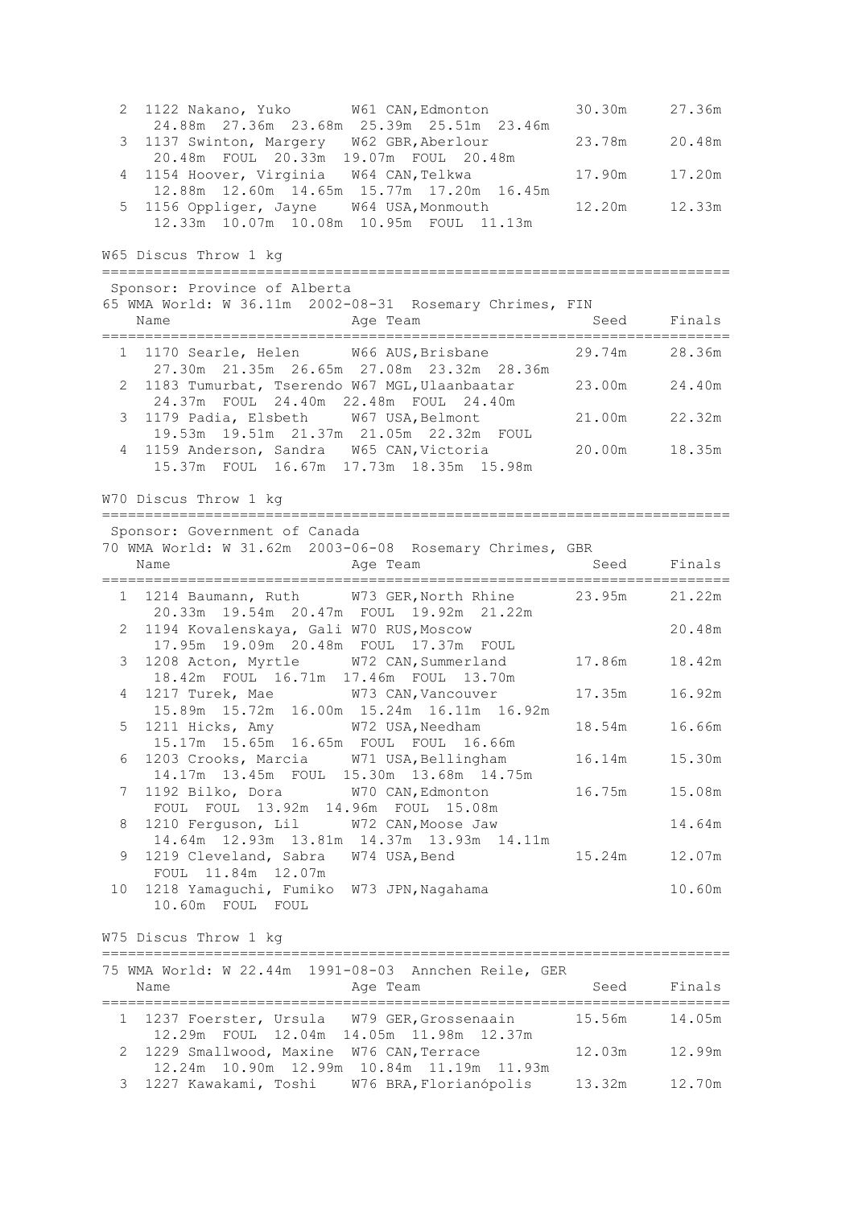```
  2  1122 Nakano, Yuko       W61 CAN,Edmonton         30.30m     27.36m
      24.88m  27.36m  23.68m  25.39m  25.51m  23.46m
  3  1137 Swinton, Margery   W62 GBR,Aberlour         23.78m     20.48m
      20.48m  FOUL  20.33m  19.07m  FOUL  20.48m
  4  1154 Hoover, Virginia   W64 CAN,Telkwa           17.90m     17.20m
      12.88m  12.60m  14.65m  15.77m  17.20m  16.45m
  5  1156 Oppliger, Jayne    W64 USA,Monmouth         12.20m     12.33m
      12.33m  10.07m  10.08m  10.95m  FOUL  11.13m
```

W65 Discus Throw 1 kg

```
=========================================================================
 Sponsor: Province of Alberta
65 WMA World: W 36.11m  2002-08-31  Rosemary Chrimes, FIN
    Name                    Age Team                    Seed     Finals
=========================================================================
  1  1170 Searle, Helen      W66 AUS,Brisbane         29.74m     28.36m
      27.30m  21.35m  26.65m  27.08m  23.32m  28.36m
  2  1183 Tumurbat, Tserendo W67 MGL,Ulaanbaatar      23.00m     24.40m
      24.37m  FOUL  24.40m  22.48m  FOUL  24.40m
  3  1179 Padia, Elsbeth     W67 USA,Belmont          21.00m     22.32m
      19.53m  19.51m  21.37m  21.05m  22.32m  FOUL
  4  1159 Anderson, Sandra   W65 CAN,Victoria         20.00m     18.35m
      15.37m  FOUL  16.67m  17.73m  18.35m  15.98m
```

W70 Discus Throw 1 kg

```
=========================================================================
 Sponsor: Government of Canada
70 WMA World: W 31.62m  2003-06-08  Rosemary Chrimes, GBR
    Name                    Age Team                    Seed     Finals
=========================================================================
  1  1214 Baumann, Ruth      W73 GER,North Rhine      23.95m     21.22m
      20.33m  19.54m  20.47m  FOUL  19.92m  21.22m
  2  1194 Kovalenskaya, Gali W70 RUS,Moscow                      20.48m
      17.95m  19.09m  20.48m  FOUL  17.37m  FOUL
  3  1208 Acton, Myrtle      W72 CAN,Summerland       17.86m     18.42m
      18.42m  FOUL  16.71m  17.46m  FOUL  13.70m
  4  1217 Turek, Mae         W73 CAN,Vancouver        17.35m     16.92m
      15.89m  15.72m  16.00m  15.24m  16.11m  16.92m
  5  1211 Hicks, Amy         W72 USA,Needham          18.54m     16.66m
      15.17m  15.65m  16.65m  FOUL  FOUL  16.66m
  6  1203 Crooks, Marcia     W71 USA,Bellingham       16.14m     15.30m
      14.17m  13.45m  FOUL  15.30m  13.68m  14.75m
  7  1192 Bilko, Dora        W70 CAN,Edmonton         16.75m     15.08m
      FOUL  FOUL  13.92m  14.96m  FOUL  15.08m
  8  1210 Ferguson, Lil      W72 CAN,Moose Jaw                   14.64m
      14.64m  12.93m  13.81m  14.37m  13.93m  14.11m
  9  1219 Cleveland, Sabra   W74 USA,Bend             15.24m     12.07m
      FOUL  11.84m  12.07m
 10  1218 Yamaguchi, Fumiko  W73 JPN,Nagahama                    10.60m
      10.60m  FOUL  FOUL
```

W75 Discus Throw 1 kg

```
=========================================================================
75 WMA World: W 22.44m  1991-08-03  Annchen Reile, GER
    Name                    Age Team                    Seed     Finals
=========================================================================
  1  1237 Foerster, Ursula   W79 GER,Grossenaain      15.56m     14.05m
      12.29m  FOUL  12.04m  14.05m  11.98m  12.37m
  2  1229 Smallwood, Maxine  W76 CAN,Terrace          12.03m     12.99m
      12.24m  10.90m  12.99m  10.84m  11.19m  11.93m
  3  1227 Kawakami, Toshi    W76 BRA,Florianópolis    13.32m     12.70m
```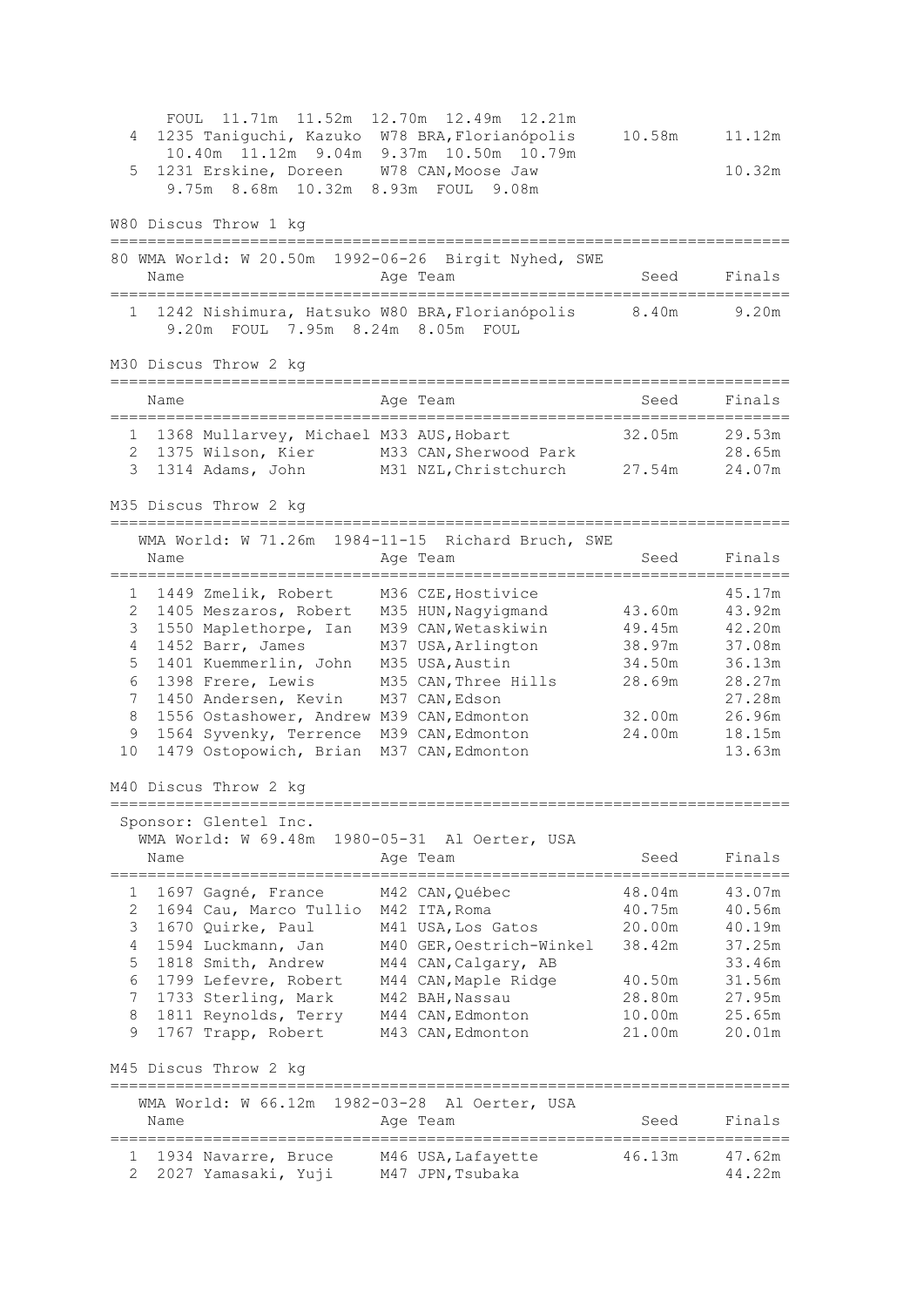FOUL 11.71m 11.52m 12.70m 12.49m 12.21m

| | Name | Age | Team | Seed | Finals |
|---|---|---|---|---|---|
| 4 | 1235 Taniguchi, Kazuko | W78 | BRA,Florianópolis | 10.58m | 11.12m |
| | 10.40m 11.12m 9.04m 9.37m 10.50m 10.79m | | | | |
| 5 | 1231 Erskine, Doreen | W78 | CAN,Moose Jaw | | 10.32m |
| | 9.75m 8.68m 10.32m 8.93m FOUL 9.08m | | | | |

## W80 Discus Throw 1 kg

80 WMA World: W 20.50m 1992-06-26 Birgit Nyhed, SWE

| | Name | Age | Team | Seed | Finals |
|---|---|---|---|---|---|
| 1 | 1242 Nishimura, Hatsuko | W80 | BRA,Florianópolis | 8.40m | 9.20m |
| | 9.20m FOUL 7.95m 8.24m 8.05m FOUL | | | | |

## M30 Discus Throw 2 kg

| | Name | Age | Team | Seed | Finals |
|---|---|---|---|---|---|
| 1 | 1368 Mullarvey, Michael | M33 | AUS,Hobart | 32.05m | 29.53m |
| 2 | 1375 Wilson, Kier | M33 | CAN,Sherwood Park | | 28.65m |
| 3 | 1314 Adams, John | M31 | NZL,Christchurch | 27.54m | 24.07m |

## M35 Discus Throw 2 kg

WMA World: W 71.26m 1984-11-15 Richard Bruch, SWE

| | Name | Age | Team | Seed | Finals |
|---|---|---|---|---|---|
| 1 | 1449 Zmelik, Robert | M36 | CZE,Hostivice | | 45.17m |
| 2 | 1405 Meszaros, Robert | M35 | HUN,Nagyigmand | 43.60m | 43.92m |
| 3 | 1550 Maplethorpe, Ian | M39 | CAN,Wetaskiwin | 49.45m | 42.20m |
| 4 | 1452 Barr, James | M37 | USA,Arlington | 38.97m | 37.08m |
| 5 | 1401 Kuemmerlin, John | M35 | USA,Austin | 34.50m | 36.13m |
| 6 | 1398 Frere, Lewis | M35 | CAN,Three Hills | 28.69m | 28.27m |
| 7 | 1450 Andersen, Kevin | M37 | CAN,Edson | | 27.28m |
| 8 | 1556 Ostashower, Andrew | M39 | CAN,Edmonton | 32.00m | 26.96m |
| 9 | 1564 Syvenky, Terrence | M39 | CAN,Edmonton | 24.00m | 18.15m |
| 10 | 1479 Ostopowich, Brian | M37 | CAN,Edmonton | | 13.63m |

## M40 Discus Throw 2 kg

Sponsor: Glentel Inc.
WMA World: W 69.48m 1980-05-31 Al Oerter, USA

| | Name | Age | Team | Seed | Finals |
|---|---|---|---|---|---|
| 1 | 1697 Gagné, France | M42 | CAN,Québec | 48.04m | 43.07m |
| 2 | 1694 Cau, Marco Tullio | M42 | ITA,Roma | 40.75m | 40.56m |
| 3 | 1670 Quirke, Paul | M41 | USA,Los Gatos | 20.00m | 40.19m |
| 4 | 1594 Luckmann, Jan | M40 | GER,Oestrich-Winkel | 38.42m | 37.25m |
| 5 | 1818 Smith, Andrew | M44 | CAN,Calgary, AB | | 33.46m |
| 6 | 1799 Lefevre, Robert | M44 | CAN,Maple Ridge | 40.50m | 31.56m |
| 7 | 1733 Sterling, Mark | M42 | BAH,Nassau | 28.80m | 27.95m |
| 8 | 1811 Reynolds, Terry | M44 | CAN,Edmonton | 10.00m | 25.65m |
| 9 | 1767 Trapp, Robert | M43 | CAN,Edmonton | 21.00m | 20.01m |

## M45 Discus Throw 2 kg

WMA World: W 66.12m 1982-03-28 Al Oerter, USA

| | Name | Age | Team | Seed | Finals |
|---|---|---|---|---|---|
| 1 | 1934 Navarre, Bruce | M46 | USA,Lafayette | 46.13m | 47.62m |
| 2 | 2027 Yamasaki, Yuji | M47 | JPN,Tsubaka | | 44.22m |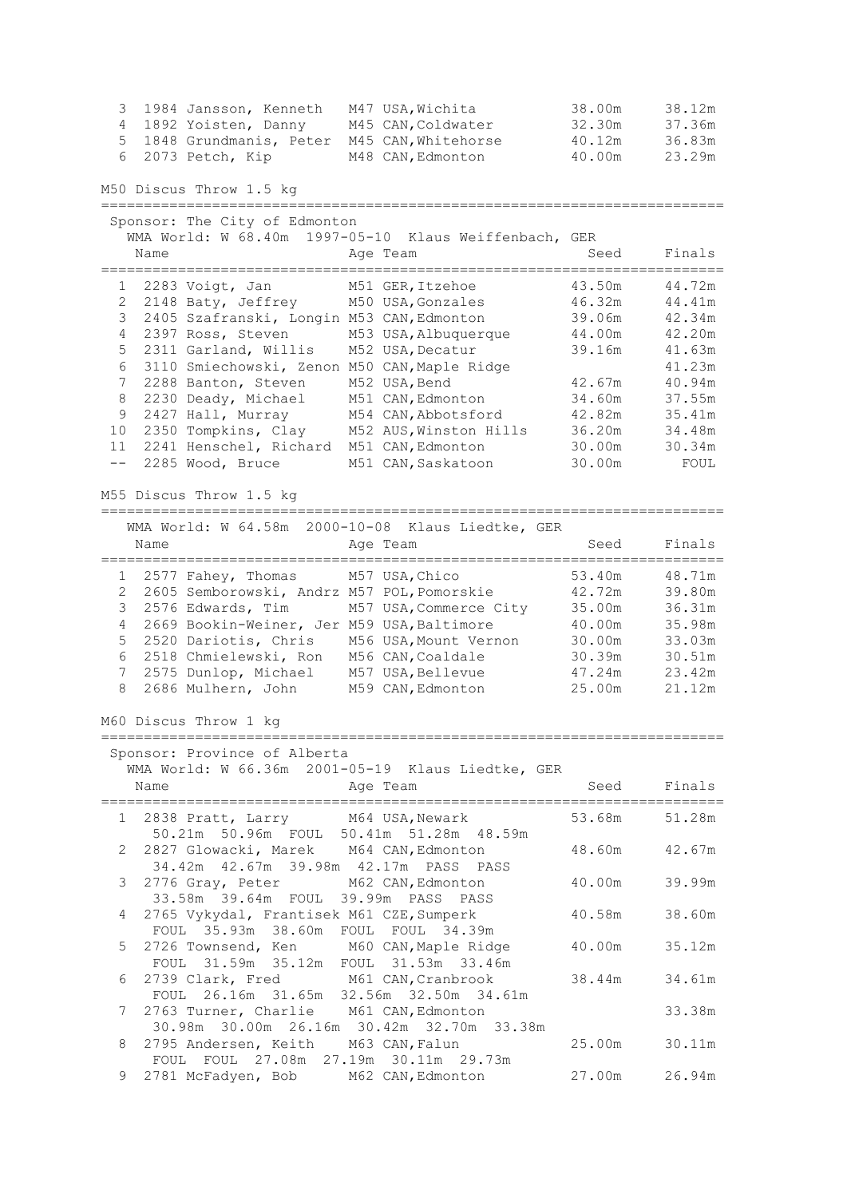| Place | Name | Age | Team | Seed | Finals |
|---|---|---|---|---|---|
| 3 | 1984 Jansson, Kenneth | M47 | USA,Wichita | 38.00m | 38.12m |
| 4 | 1892 Yoisten, Danny | M45 | CAN,Coldwater | 32.30m | 37.36m |
| 5 | 1848 Grundmanis, Peter | M45 | CAN,Whitehorse | 40.12m | 36.83m |
| 6 | 2073 Petch, Kip | M48 | CAN,Edmonton | 40.00m | 23.29m |

## M50 Discus Throw 1.5 kg

Sponsor: The City of Edmonton

WMA World: W 68.40m 1997-05-10 Klaus Weiffenbach, GER

| Place | Name | Age | Team | Seed | Finals |
|---|---|---|---|---|---|
| 1 | 2283 Voigt, Jan | M51 | GER,Itzehoe | 43.50m | 44.72m |
| 2 | 2148 Baty, Jeffrey | M50 | USA,Gonzales | 46.32m | 44.41m |
| 3 | 2405 Szafranski, Longin | M53 | CAN,Edmonton | 39.06m | 42.34m |
| 4 | 2397 Ross, Steven | M53 | USA,Albuquerque | 44.00m | 42.20m |
| 5 | 2311 Garland, Willis | M52 | USA,Decatur | 39.16m | 41.63m |
| 6 | 3110 Smiechowski, Zenon | M50 | CAN,Maple Ridge | | 41.23m |
| 7 | 2288 Banton, Steven | M52 | USA,Bend | 42.67m | 40.94m |
| 8 | 2230 Deady, Michael | M51 | CAN,Edmonton | 34.60m | 37.55m |
| 9 | 2427 Hall, Murray | M54 | CAN,Abbotsford | 42.82m | 35.41m |
| 10 | 2350 Tompkins, Clay | M52 | AUS,Winston Hills | 36.20m | 34.48m |
| 11 | 2241 Henschel, Richard | M51 | CAN,Edmonton | 30.00m | 30.34m |
| -- | 2285 Wood, Bruce | M51 | CAN,Saskatoon | 30.00m | FOUL |

## M55 Discus Throw 1.5 kg

WMA World: W 64.58m 2000-10-08 Klaus Liedtke, GER

| Place | Name | Age | Team | Seed | Finals |
|---|---|---|---|---|---|
| 1 | 2577 Fahey, Thomas | M57 | USA,Chico | 53.40m | 48.71m |
| 2 | 2605 Semborowski, Andrz | M57 | POL,Pomorskie | 42.72m | 39.80m |
| 3 | 2576 Edwards, Tim | M57 | USA,Commerce City | 35.00m | 36.31m |
| 4 | 2669 Bookin-Weiner, Jer | M59 | USA,Baltimore | 40.00m | 35.98m |
| 5 | 2520 Dariotis, Chris | M56 | USA,Mount Vernon | 30.00m | 33.03m |
| 6 | 2518 Chmielewski, Ron | M56 | CAN,Coaldale | 30.39m | 30.51m |
| 7 | 2575 Dunlop, Michael | M57 | USA,Bellevue | 47.24m | 23.42m |
| 8 | 2686 Mulhern, John | M59 | CAN,Edmonton | 25.00m | 21.12m |

## M60 Discus Throw 1 kg

Sponsor: Province of Alberta

WMA World: W 66.36m 2001-05-19 Klaus Liedtke, GER

| Place | Name | Age | Team | Seed | Finals |
|---|---|---|---|---|---|
| 1 | 2838 Pratt, Larry | M64 | USA,Newark | 53.68m | 51.28m |
| | 50.21m 50.96m FOUL 50.41m 51.28m 48.59m | | | | |
| 2 | 2827 Glowacki, Marek | M64 | CAN,Edmonton | 48.60m | 42.67m |
| | 34.42m 42.67m 39.98m 42.17m PASS PASS | | | | |
| 3 | 2776 Gray, Peter | M62 | CAN,Edmonton | 40.00m | 39.99m |
| | 33.58m 39.64m FOUL 39.99m PASS PASS | | | | |
| 4 | 2765 Vykydal, Frantisek | M61 | CZE,Sumperk | 40.58m | 38.60m |
| | FOUL 35.93m 38.60m FOUL FOUL 34.39m | | | | |
| 5 | 2726 Townsend, Ken | M60 | CAN,Maple Ridge | 40.00m | 35.12m |
| | FOUL 31.59m 35.12m FOUL 31.53m 33.46m | | | | |
| 6 | 2739 Clark, Fred | M61 | CAN,Cranbrook | 38.44m | 34.61m |
| | FOUL 26.16m 31.65m 32.56m 32.50m 34.61m | | | | |
| 7 | 2763 Turner, Charlie | M61 | CAN,Edmonton | | 33.38m |
| | 30.98m 30.00m 26.16m 30.42m 32.70m 33.38m | | | | |
| 8 | 2795 Andersen, Keith | M63 | CAN,Falun | 25.00m | 30.11m |
| | FOUL FOUL 27.08m 27.19m 30.11m 29.73m | | | | |
| 9 | 2781 McFadyen, Bob | M62 | CAN,Edmonton | 27.00m | 26.94m |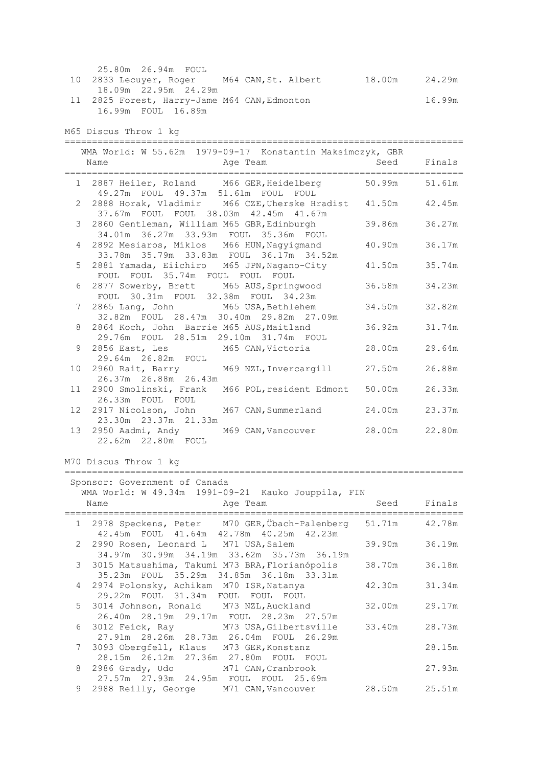25.80m 26.94m FOUL

| | | | | |
|---|---|---|---|---|
| 10 | 2833 Lecuyer, Roger | M64 CAN, St. Albert | 18.00m | 24.29m |
| | 18.09m 22.95m 24.29m | | | |
| 11 | 2825 Forest, Harry-Jame | M64 CAN, Edmonton | | 16.99m |
| | 16.99m FOUL 16.89m | | | |

## M65 Discus Throw 1 kg

WMA World: W 55.62m 1979-09-17 Konstantin Maksimczyk, GBR

| | Name | Age Team | Seed | Finals |
|---|---|---|---|---|
| 1 | 2887 Heiler, Roland | M66 GER, Heidelberg | 50.99m | 51.61m |
| | 49.27m FOUL 49.37m 51.61m FOUL FOUL | | | |
| 2 | 2888 Horak, Vladimir | M66 CZE, Uherske Hradist | 41.50m | 42.45m |
| | 37.67m FOUL FOUL 38.03m 42.45m 41.67m | | | |
| 3 | 2860 Gentleman, William | M65 GBR, Edinburgh | 39.86m | 36.27m |
| | 34.01m 36.27m 33.93m FOUL 35.36m FOUL | | | |
| 4 | 2892 Mesiaros, Miklos | M66 HUN, Nagyigmand | 40.90m | 36.17m |
| | 33.78m 35.79m 33.83m FOUL 36.17m 34.52m | | | |
| 5 | 2881 Yamada, Eiichiro | M65 JPN, Nagano-City | 41.50m | 35.74m |
| | FOUL FOUL 35.74m FOUL FOUL FOUL | | | |
| 6 | 2877 Sowerby, Brett | M65 AUS, Springwood | 36.58m | 34.23m |
| | FOUL 30.31m FOUL 32.38m FOUL 34.23m | | | |
| 7 | 2865 Lang, John | M65 USA, Bethlehem | 34.50m | 32.82m |
| | 32.82m FOUL 28.47m 30.40m 29.82m 27.09m | | | |
| 8 | 2864 Koch, John Barrie | M65 AUS, Maitland | 36.92m | 31.74m |
| | 29.76m FOUL 28.51m 29.10m 31.74m FOUL | | | |
| 9 | 2856 East, Les | M65 CAN, Victoria | 28.00m | 29.64m |
| | 29.64m 26.82m FOUL | | | |
| 10 | 2960 Rait, Barry | M69 NZL, Invercargill | 27.50m | 26.88m |
| | 26.37m 26.88m 26.43m | | | |
| 11 | 2900 Smolinski, Frank | M66 POL, resident Edmont | 50.00m | 26.33m |
| | 26.33m FOUL FOUL | | | |
| 12 | 2917 Nicolson, John | M67 CAN, Summerland | 24.00m | 23.37m |
| | 23.30m 23.37m 21.33m | | | |
| 13 | 2950 Aadmi, Andy | M69 CAN, Vancouver | 28.00m | 22.80m |
| | 22.62m 22.80m FOUL | | | |

## M70 Discus Throw 1 kg

Sponsor: Government of Canada

WMA World: W 49.34m 1991-09-21 Kauko Jouppila, FIN

| | Name | Age Team | Seed | Finals |
|---|---|---|---|---|
| 1 | 2978 Speckens, Peter | M70 GER, Übach-Palenberg | 51.71m | 42.78m |
| | 42.45m FOUL 41.64m 42.78m 40.25m 42.23m | | | |
| 2 | 2990 Rosen, Leonard L | M71 USA, Salem | 39.90m | 36.19m |
| | 34.97m 30.99m 34.19m 33.62m 35.73m 36.19m | | | |
| 3 | 3015 Matsushima, Takumi | M73 BRA, Florianópolis | 38.70m | 36.18m |
| | 35.23m FOUL 35.29m 34.85m 36.18m 33.31m | | | |
| 4 | 2974 Polonsky, Achikam | M70 ISR, Natanya | 42.30m | 31.34m |
| | 29.22m FOUL 31.34m FOUL FOUL FOUL | | | |
| 5 | 3014 Johnson, Ronald | M73 NZL, Auckland | 32.00m | 29.17m |
| | 26.40m 28.19m 29.17m FOUL 28.23m 27.57m | | | |
| 6 | 3012 Feick, Ray | M73 USA, Gilbertsville | 33.40m | 28.73m |
| | 27.91m 28.26m 28.73m 26.04m FOUL 26.29m | | | |
| 7 | 3093 Obergfell, Klaus | M73 GER, Konstanz | | 28.15m |
| | 28.15m 26.12m 27.36m 27.80m FOUL FOUL | | | |
| 8 | 2986 Grady, Udo | M71 CAN, Cranbrook | | 27.93m |
| | 27.57m 27.93m 24.95m FOUL FOUL 25.69m | | | |
| 9 | 2988 Reilly, George | M71 CAN, Vancouver | 28.50m | 25.51m |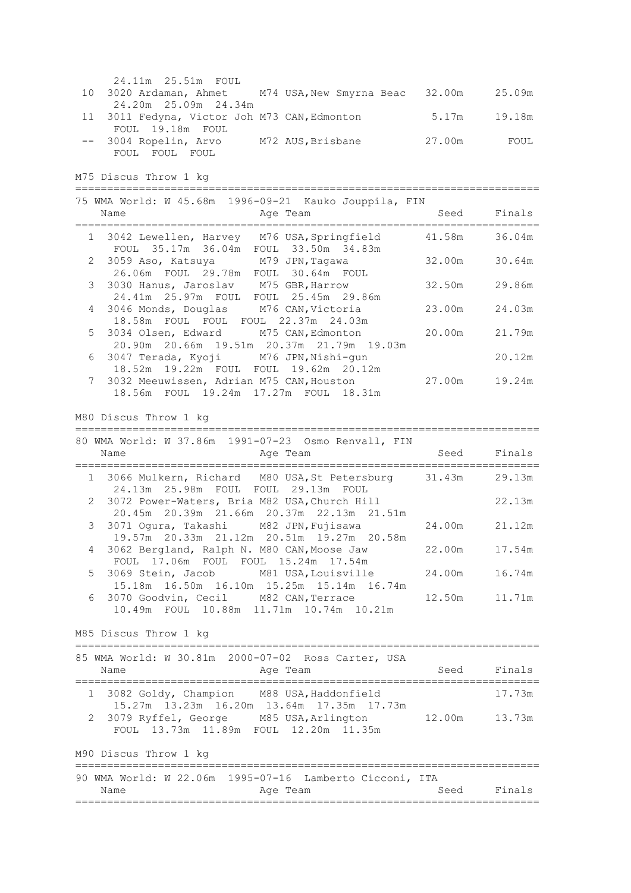24.11m 25.51m FOUL

| Place | Name | Age | Team | Seed | Finals |
|---|---|---|---|---|---|
| 10 | 3020 Ardaman, Ahmet | M74 | USA,New Smyrna Beac | 32.00m | 25.09m |
| | 24.20m 25.09m 24.34m | | | | |
| 11 | 3011 Fedyna, Victor Joh | M73 | CAN,Edmonton | 5.17m | 19.18m |
| | FOUL 19.18m FOUL | | | | |
| -- | 3004 Ropelin, Arvo | M72 | AUS,Brisbane | 27.00m | FOUL |
| | FOUL FOUL FOUL | | | | |

## M75 Discus Throw 1 kg

75 WMA World: W 45.68m 1996-09-21 Kauko Jouppila, FIN

| Place | Name | Age | Team | Seed | Finals |
|---|---|---|---|---|---|
| 1 | 3042 Lewellen, Harvey | M76 | USA,Springfield | 41.58m | 36.04m |
| | FOUL 35.17m 36.04m FOUL 33.50m 34.83m | | | | |
| 2 | 3059 Aso, Katsuya | M79 | JPN,Tagawa | 32.00m | 30.64m |
| | 26.06m FOUL 29.78m FOUL 30.64m FOUL | | | | |
| 3 | 3030 Hanus, Jaroslav | M75 | GBR,Harrow | 32.50m | 29.86m |
| | 24.41m 25.97m FOUL FOUL 25.45m 29.86m | | | | |
| 4 | 3046 Monds, Douglas | M76 | CAN,Victoria | 23.00m | 24.03m |
| | 18.58m FOUL FOUL FOUL 22.37m 24.03m | | | | |
| 5 | 3034 Olsen, Edward | M75 | CAN,Edmonton | 20.00m | 21.79m |
| | 20.90m 20.66m 19.51m 20.37m 21.79m 19.03m | | | | |
| 6 | 3047 Terada, Kyoji | M76 | JPN,Nishi-gun | | 20.12m |
| | 18.52m 19.22m FOUL FOUL 19.62m 20.12m | | | | |
| 7 | 3032 Meeuwissen, Adrian | M75 | CAN,Houston | 27.00m | 19.24m |
| | 18.56m FOUL 19.24m 17.27m FOUL 18.31m | | | | |

## M80 Discus Throw 1 kg

80 WMA World: W 37.86m 1991-07-23 Osmo Renvall, FIN

| Place | Name | Age | Team | Seed | Finals |
|---|---|---|---|---|---|
| 1 | 3066 Mulkern, Richard | M80 | USA,St Petersburg | 31.43m | 29.13m |
| | 24.13m 25.98m FOUL FOUL 29.13m FOUL | | | | |
| 2 | 3072 Power-Waters, Bria | M82 | USA,Church Hill | | 22.13m |
| | 20.45m 20.39m 21.66m 20.37m 22.13m 21.51m | | | | |
| 3 | 3071 Ogura, Takashi | M82 | JPN,Fujisawa | 24.00m | 21.12m |
| | 19.57m 20.33m 21.12m 20.51m 19.27m 20.58m | | | | |
| 4 | 3062 Bergland, Ralph N. | M80 | CAN,Moose Jaw | 22.00m | 17.54m |
| | FOUL 17.06m FOUL FOUL 15.24m 17.54m | | | | |
| 5 | 3069 Stein, Jacob | M81 | USA,Louisville | 24.00m | 16.74m |
| | 15.18m 16.50m 16.10m 15.25m 15.14m 16.74m | | | | |
| 6 | 3070 Goodvin, Cecil | M82 | CAN,Terrace | 12.50m | 11.71m |
| | 10.49m FOUL 10.88m 11.71m 10.74m 10.21m | | | | |

## M85 Discus Throw 1 kg

85 WMA World: W 30.81m 2000-07-02 Ross Carter, USA

| Place | Name | Age | Team | Seed | Finals |
|---|---|---|---|---|---|
| 1 | 3082 Goldy, Champion | M88 | USA,Haddonfield | | 17.73m |
| | 15.27m 13.23m 16.20m 13.64m 17.35m 17.73m | | | | |
| 2 | 3079 Ryffel, George | M85 | USA,Arlington | 12.00m | 13.73m |
| | FOUL 13.73m 11.89m FOUL 12.20m 11.35m | | | | |

## M90 Discus Throw 1 kg

90 WMA World: W 22.06m 1995-07-16 Lamberto Cicconi, ITA

| Name | Age | Team | Seed | Finals |
|---|---|---|---|---|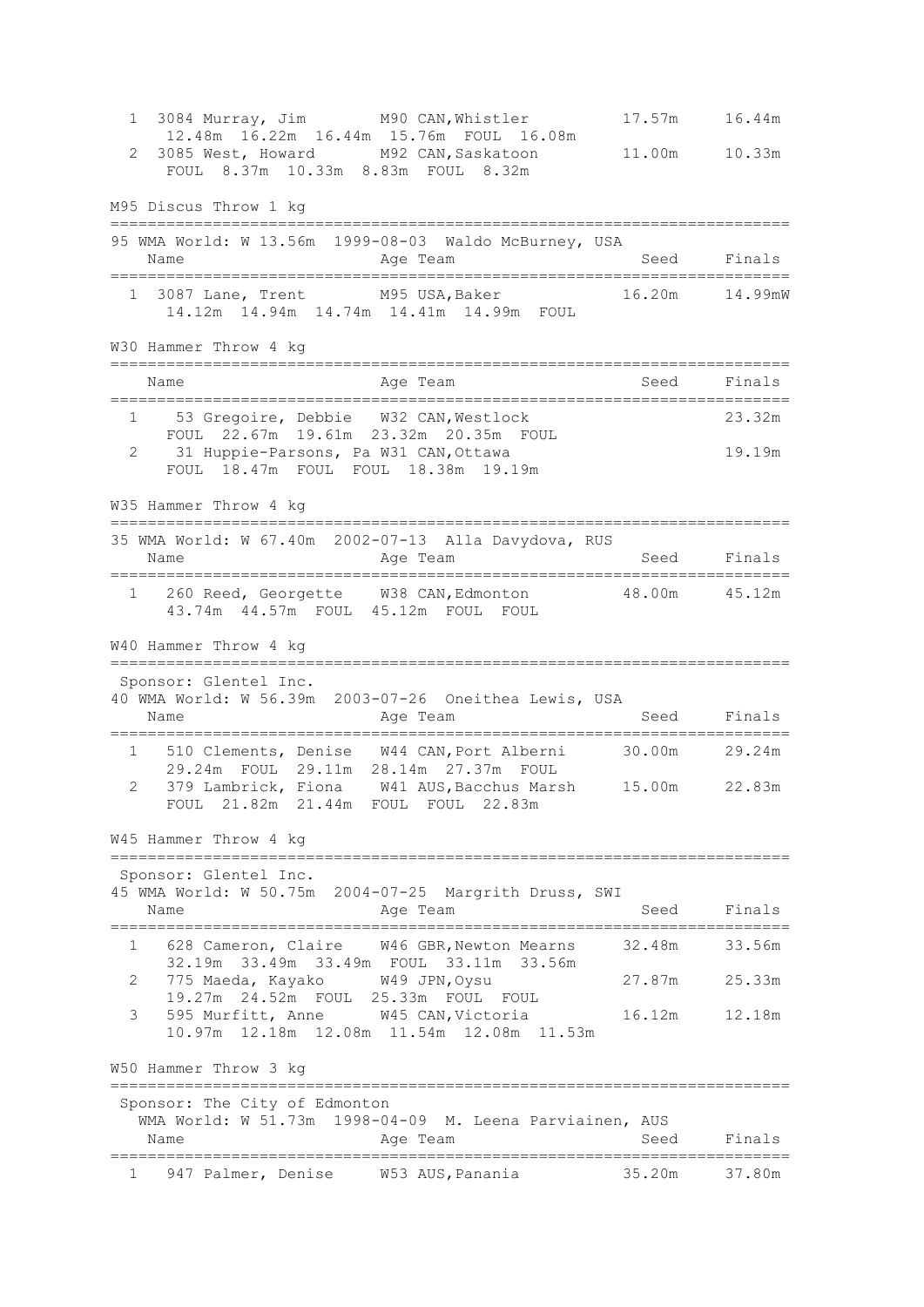```
  1  3084 Murray, Jim        M90 CAN,Whistler          17.57m     16.44m
      12.48m  16.22m  16.44m  15.76m  FOUL  16.08m
  2  3085 West, Howard       M92 CAN,Saskatoon         11.00m     10.33m
      FOUL  8.37m  10.33m  8.83m  FOUL  8.32m
```

M95 Discus Throw 1 kg

```
=========================================================================
95 WMA World: W 13.56m  1999-08-03  Waldo McBurney, USA
    Name                    Age Team                    Seed    Finals
=========================================================================
  1  3087 Lane, Trent        M95 USA,Baker             16.20m    14.99mW
      14.12m  14.94m  14.74m  14.41m  14.99m  FOUL
```

W30 Hammer Throw 4 kg

```
=========================================================================
    Name                    Age Team                    Seed    Finals
=========================================================================
  1    53 Gregoire, Debbie   W32 CAN,Westlock                     23.32m
      FOUL  22.67m  19.61m  23.32m  20.35m  FOUL
  2    31 Huppie-Parsons, Pa W31 CAN,Ottawa                       19.19m
      FOUL  18.47m  FOUL  FOUL  18.38m  19.19m
```

W35 Hammer Throw 4 kg

```
=========================================================================
35 WMA World: W 67.40m  2002-07-13  Alla Davydova, RUS
    Name                    Age Team                    Seed    Finals
=========================================================================
  1   260 Reed, Georgette    W38 CAN,Edmonton          48.00m     45.12m
      43.74m  44.57m  FOUL  45.12m  FOUL  FOUL
```

W40 Hammer Throw 4 kg

```
=========================================================================
 Sponsor: Glentel Inc.
40 WMA World: W 56.39m  2003-07-26  Oneithea Lewis, USA
    Name                    Age Team                    Seed    Finals
=========================================================================
  1   510 Clements, Denise   W44 CAN,Port Alberni      30.00m     29.24m
      29.24m  FOUL  29.11m  28.14m  27.37m  FOUL
  2   379 Lambrick, Fiona    W41 AUS,Bacchus Marsh     15.00m     22.83m
      FOUL  21.82m  21.44m  FOUL  FOUL  22.83m
```

W45 Hammer Throw 4 kg

```
=========================================================================
 Sponsor: Glentel Inc.
45 WMA World: W 50.75m  2004-07-25  Margrith Druss, SWI
    Name                    Age Team                    Seed    Finals
=========================================================================
  1   628 Cameron, Claire    W46 GBR,Newton Mearns     32.48m     33.56m
      32.19m  33.49m  33.49m  FOUL  33.11m  33.56m
  2   775 Maeda, Kayako      W49 JPN,Oysu              27.87m     25.33m
      19.27m  24.52m  FOUL  25.33m  FOUL  FOUL
  3   595 Murfitt, Anne      W45 CAN,Victoria          16.12m     12.18m
      10.97m  12.18m  12.08m  11.54m  12.08m  11.53m
```

W50 Hammer Throw 3 kg

```
=========================================================================
 Sponsor: The City of Edmonton
   WMA World: W 51.73m  1998-04-09  M. Leena Parviainen, AUS
    Name                    Age Team                    Seed    Finals
=========================================================================
  1   947 Palmer, Denise     W53 AUS,Panania           35.20m     37.80m
```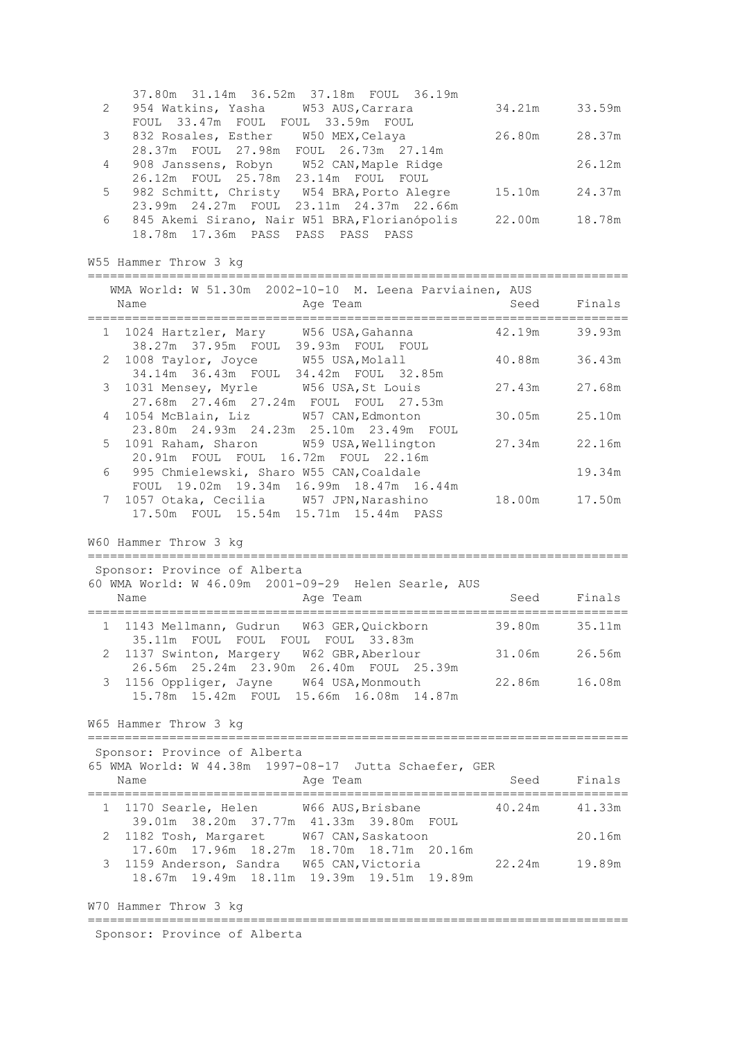37.80m 31.14m 36.52m 37.18m FOUL 36.19m

| Place | Name | Age Team | Seed | Finals |
|---|---|---|---|---|
| 2 | 954 Watkins, Yasha | W53 AUS,Carrara | 34.21m | 33.59m |
| | FOUL 33.47m FOUL FOUL 33.59m FOUL | | | |
| 3 | 832 Rosales, Esther | W50 MEX,Celaya | 26.80m | 28.37m |
| | 28.37m FOUL 27.98m FOUL 26.73m 27.14m | | | |
| 4 | 908 Janssens, Robyn | W52 CAN,Maple Ridge | | 26.12m |
| | 26.12m FOUL 25.78m 23.14m FOUL FOUL | | | |
| 5 | 982 Schmitt, Christy | W54 BRA,Porto Alegre | 15.10m | 24.37m |
| | 23.99m 24.27m FOUL 23.11m 24.37m 22.66m | | | |
| 6 | 845 Akemi Sirano, Nair | W51 BRA,Florianópolis | 22.00m | 18.78m |
| | 18.78m 17.36m PASS PASS PASS PASS | | | |

## W55 Hammer Throw 3 kg

WMA World: W 51.30m 2002-10-10 M. Leena Parviainen, AUS

| Place | Name | Age Team | Seed | Finals |
|---|---|---|---|---|
| 1 | 1024 Hartzler, Mary | W56 USA,Gahanna | 42.19m | 39.93m |
| | 38.27m 37.95m FOUL 39.93m FOUL FOUL | | | |
| 2 | 1008 Taylor, Joyce | W55 USA,Molall | 40.88m | 36.43m |
| | 34.14m 36.43m FOUL 34.42m FOUL 32.85m | | | |
| 3 | 1031 Mensey, Myrle | W56 USA,St Louis | 27.43m | 27.68m |
| | 27.68m 27.46m 27.24m FOUL FOUL 27.53m | | | |
| 4 | 1054 McBlain, Liz | W57 CAN,Edmonton | 30.05m | 25.10m |
| | 23.80m 24.93m 24.23m 25.10m 23.49m FOUL | | | |
| 5 | 1091 Raham, Sharon | W59 USA,Wellington | 27.34m | 22.16m |
| | 20.91m FOUL FOUL 16.72m FOUL 22.16m | | | |
| 6 | 995 Chmielewski, Sharo | W55 CAN,Coaldale | | 19.34m |
| | FOUL 19.02m 19.34m 16.99m 18.47m 16.44m | | | |
| 7 | 1057 Otaka, Cecilia | W57 JPN,Narashino | 18.00m | 17.50m |
| | 17.50m FOUL 15.54m 15.71m 15.44m PASS | | | |

## W60 Hammer Throw 3 kg

Sponsor: Province of Alberta
60 WMA World: W 46.09m 2001-09-29 Helen Searle, AUS

| Place | Name | Age Team | Seed | Finals |
|---|---|---|---|---|
| 1 | 1143 Mellmann, Gudrun | W63 GER,Quickborn | 39.80m | 35.11m |
| | 35.11m FOUL FOUL FOUL FOUL 33.83m | | | |
| 2 | 1137 Swinton, Margery | W62 GBR,Aberlour | 31.06m | 26.56m |
| | 26.56m 25.24m 23.90m 26.40m FOUL 25.39m | | | |
| 3 | 1156 Oppliger, Jayne | W64 USA,Monmouth | 22.86m | 16.08m |
| | 15.78m 15.42m FOUL 15.66m 16.08m 14.87m | | | |

## W65 Hammer Throw 3 kg

Sponsor: Province of Alberta
65 WMA World: W 44.38m 1997-08-17 Jutta Schaefer, GER

| Place | Name | Age Team | Seed | Finals |
|---|---|---|---|---|
| 1 | 1170 Searle, Helen | W66 AUS,Brisbane | 40.24m | 41.33m |
| | 39.01m 38.20m 37.77m 41.33m 39.80m FOUL | | | |
| 2 | 1182 Tosh, Margaret | W67 CAN,Saskatoon | | 20.16m |
| | 17.60m 17.96m 18.27m 18.70m 18.71m 20.16m | | | |
| 3 | 1159 Anderson, Sandra | W65 CAN,Victoria | 22.24m | 19.89m |
| | 18.67m 19.49m 18.11m 19.39m 19.51m 19.89m | | | |

## W70 Hammer Throw 3 kg

Sponsor: Province of Alberta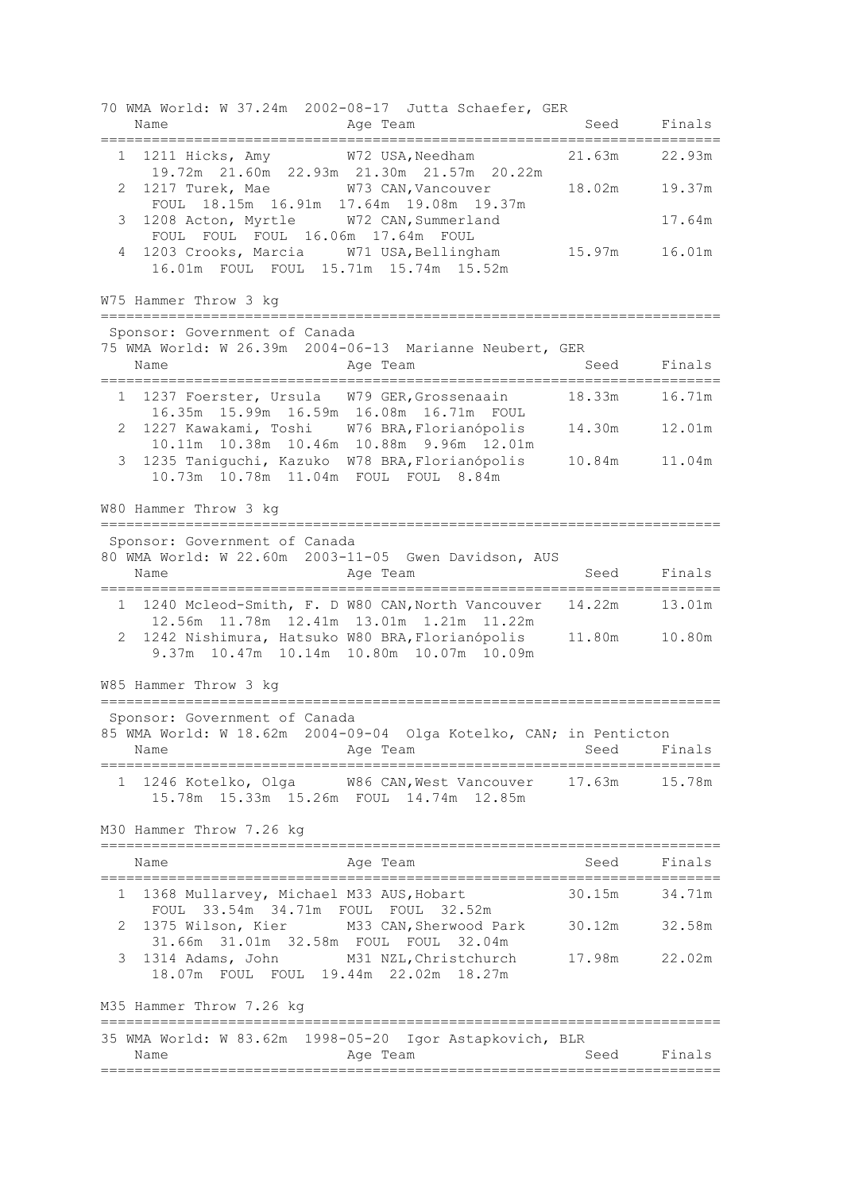70 WMA World: W 37.24m 2002-08-17 Jutta Schaefer, GER

| | Name | Age | Team | Seed | Finals |
|---|---|---|---|---|---|
| 1 | 1211 Hicks, Amy | W72 | USA,Needham | 21.63m | 22.93m |
| | 19.72m 21.60m 22.93m 21.30m 21.57m 20.22m | | | | |
| 2 | 1217 Turek, Mae | W73 | CAN,Vancouver | 18.02m | 19.37m |
| | FOUL 18.15m 16.91m 17.64m 19.08m 19.37m | | | | |
| 3 | 1208 Acton, Myrtle | W72 | CAN,Summerland | | 17.64m |
| | FOUL FOUL FOUL 16.06m 17.64m FOUL | | | | |
| 4 | 1203 Crooks, Marcia | W71 | USA,Bellingham | 15.97m | 16.01m |
| | 16.01m FOUL FOUL 15.71m 15.74m 15.52m | | | | |

## W75 Hammer Throw 3 kg

Sponsor: Government of Canada
75 WMA World: W 26.39m 2004-06-13 Marianne Neubert, GER

| | Name | Age | Team | Seed | Finals |
|---|---|---|---|---|---|
| 1 | 1237 Foerster, Ursula | W79 | GER,Grossenaain | 18.33m | 16.71m |
| | 16.35m 15.99m 16.59m 16.08m 16.71m FOUL | | | | |
| 2 | 1227 Kawakami, Toshi | W76 | BRA,Florianópolis | 14.30m | 12.01m |
| | 10.11m 10.38m 10.46m 10.88m 9.96m 12.01m | | | | |
| 3 | 1235 Taniguchi, Kazuko | W78 | BRA,Florianópolis | 10.84m | 11.04m |
| | 10.73m 10.78m 11.04m FOUL FOUL 8.84m | | | | |

## W80 Hammer Throw 3 kg

Sponsor: Government of Canada
80 WMA World: W 22.60m 2003-11-05 Gwen Davidson, AUS

| | Name | Age | Team | Seed | Finals |
|---|---|---|---|---|---|
| 1 | 1240 Mcleod-Smith, F. D | W80 | CAN,North Vancouver | 14.22m | 13.01m |
| | 12.56m 11.78m 12.41m 13.01m 1.21m 11.22m | | | | |
| 2 | 1242 Nishimura, Hatsuko | W80 | BRA,Florianópolis | 11.80m | 10.80m |
| | 9.37m 10.47m 10.14m 10.80m 10.07m 10.09m | | | | |

## W85 Hammer Throw 3 kg

Sponsor: Government of Canada
85 WMA World: W 18.62m 2004-09-04 Olga Kotelko, CAN; in Penticton

| | Name | Age | Team | Seed | Finals |
|---|---|---|---|---|---|
| 1 | 1246 Kotelko, Olga | W86 | CAN,West Vancouver | 17.63m | 15.78m |
| | 15.78m 15.33m 15.26m FOUL 14.74m 12.85m | | | | |

## M30 Hammer Throw 7.26 kg

| | Name | Age | Team | Seed | Finals |
|---|---|---|---|---|---|
| 1 | 1368 Mullarvey, Michael | M33 | AUS,Hobart | 30.15m | 34.71m |
| | FOUL 33.54m 34.71m FOUL FOUL 32.52m | | | | |
| 2 | 1375 Wilson, Kier | M33 | CAN,Sherwood Park | 30.12m | 32.58m |
| | 31.66m 31.01m 32.58m FOUL FOUL 32.04m | | | | |
| 3 | 1314 Adams, John | M31 | NZL,Christchurch | 17.98m | 22.02m |
| | 18.07m FOUL FOUL 19.44m 22.02m 18.27m | | | | |

## M35 Hammer Throw 7.26 kg

35 WMA World: W 83.62m 1998-05-20 Igor Astapkovich, BLR

| | Name | Age | Team | Seed | Finals |
|---|---|---|---|---|---|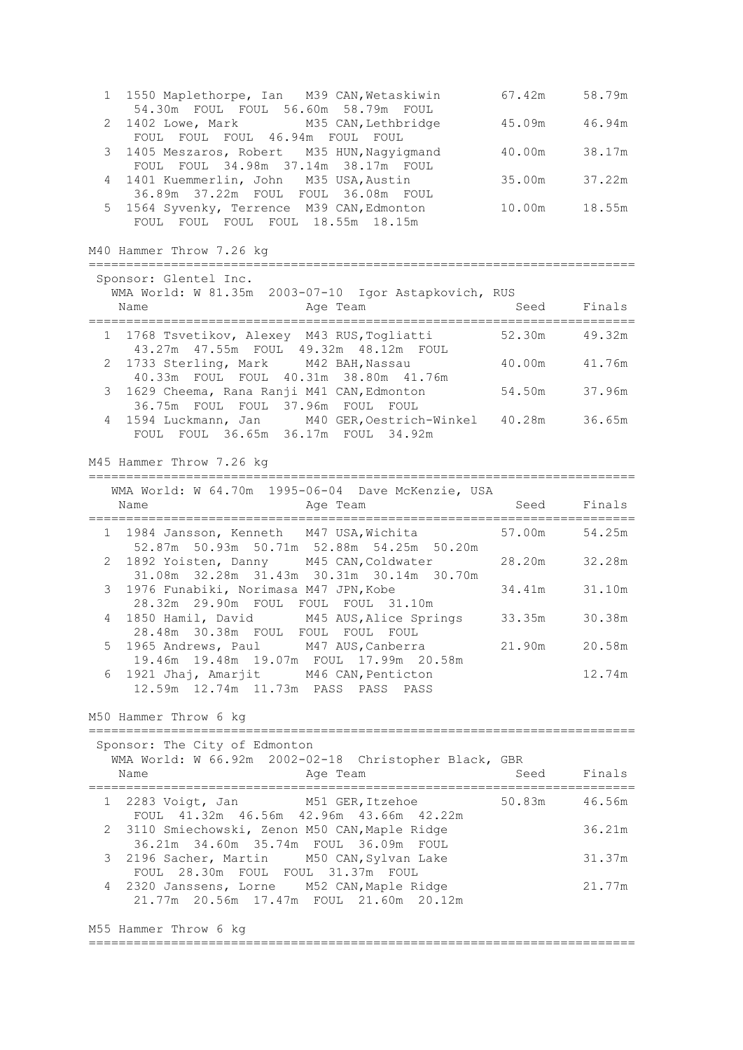```
  1 1550 Maplethorpe, Ian   M39 CAN,Wetaskiwin        67.42m     58.79m
     54.30m  FOUL  FOUL  56.60m  58.79m  FOUL
  2 1402 Lowe, Mark         M35 CAN,Lethbridge        45.09m     46.94m
     FOUL  FOUL  FOUL  46.94m  FOUL  FOUL
  3 1405 Meszaros, Robert   M35 HUN,Nagyigmand        40.00m     38.17m
     FOUL  FOUL  34.98m  37.14m  38.17m  FOUL
  4 1401 Kuemmerlin, John   M35 USA,Austin            35.00m     37.22m
     36.89m  37.22m  FOUL  FOUL  36.08m  FOUL
  5 1564 Syvenky, Terrence  M39 CAN,Edmonton          10.00m     18.55m
     FOUL  FOUL  FOUL  FOUL  18.55m  18.15m
```

M40 Hammer Throw 7.26 kg

```
=========================================================================
 Sponsor: Glentel Inc.
   WMA World: W 81.35m  2003-07-10  Igor Astapkovich, RUS
    Name                    Age Team                    Seed     Finals
=========================================================================
  1 1768 Tsvetikov, Alexey  M43 RUS,Togliatti         52.30m     49.32m
     43.27m  47.55m  FOUL  49.32m  48.12m  FOUL
  2 1733 Sterling, Mark     M42 BAH,Nassau            40.00m     41.76m
     40.33m  FOUL  FOUL  40.31m  38.80m  41.76m
  3 1629 Cheema, Rana Ranji M41 CAN,Edmonton          54.50m     37.96m
     36.75m  FOUL  FOUL  37.96m  FOUL  FOUL
  4 1594 Luckmann, Jan      M40 GER,Oestrich-Winkel   40.28m     36.65m
     FOUL  FOUL  36.65m  36.17m  FOUL  34.92m
```

M45 Hammer Throw 7.26 kg

```
=========================================================================
   WMA World: W 64.70m  1995-06-04  Dave McKenzie, USA
    Name                    Age Team                    Seed     Finals
=========================================================================
  1 1984 Jansson, Kenneth   M47 USA,Wichita           57.00m     54.25m
     52.87m  50.93m  50.71m  52.88m  54.25m  50.20m
  2 1892 Yoisten, Danny     M45 CAN,Coldwater         28.20m     32.28m
     31.08m  32.28m  31.43m  30.31m  30.14m  30.70m
  3 1976 Funabiki, Norimasa M47 JPN,Kobe              34.41m     31.10m
     28.32m  29.90m  FOUL  FOUL  FOUL  31.10m
  4 1850 Hamil, David       M45 AUS,Alice Springs     33.35m     30.38m
     28.48m  30.38m  FOUL  FOUL  FOUL  FOUL
  5 1965 Andrews, Paul      M47 AUS,Canberra          21.90m     20.58m
     19.46m  19.48m  19.07m  FOUL  17.99m  20.58m
  6 1921 Jhaj, Amarjit      M46 CAN,Penticton                    12.74m
     12.59m  12.74m  11.73m  PASS  PASS  PASS
```

M50 Hammer Throw 6 kg

```
=========================================================================
 Sponsor: The City of Edmonton
   WMA World: W 66.92m  2002-02-18  Christopher Black, GBR
    Name                    Age Team                    Seed     Finals
=========================================================================
  1 2283 Voigt, Jan         M51 GER,Itzehoe           50.83m     46.56m
     FOUL  41.32m  46.56m  42.96m  43.66m  42.22m
  2 3110 Smiechowski, Zenon M50 CAN,Maple Ridge                  36.21m
     36.21m  34.60m  35.74m  FOUL  36.09m  FOUL
  3 2196 Sacher, Martin     M50 CAN,Sylvan Lake                  31.37m
     FOUL  28.30m  FOUL  FOUL  31.37m  FOUL
  4 2320 Janssens, Lorne    M52 CAN,Maple Ridge                  21.77m
     21.77m  20.56m  17.47m  FOUL  21.60m  20.12m
```

M55 Hammer Throw 6 kg

```
=========================================================================
```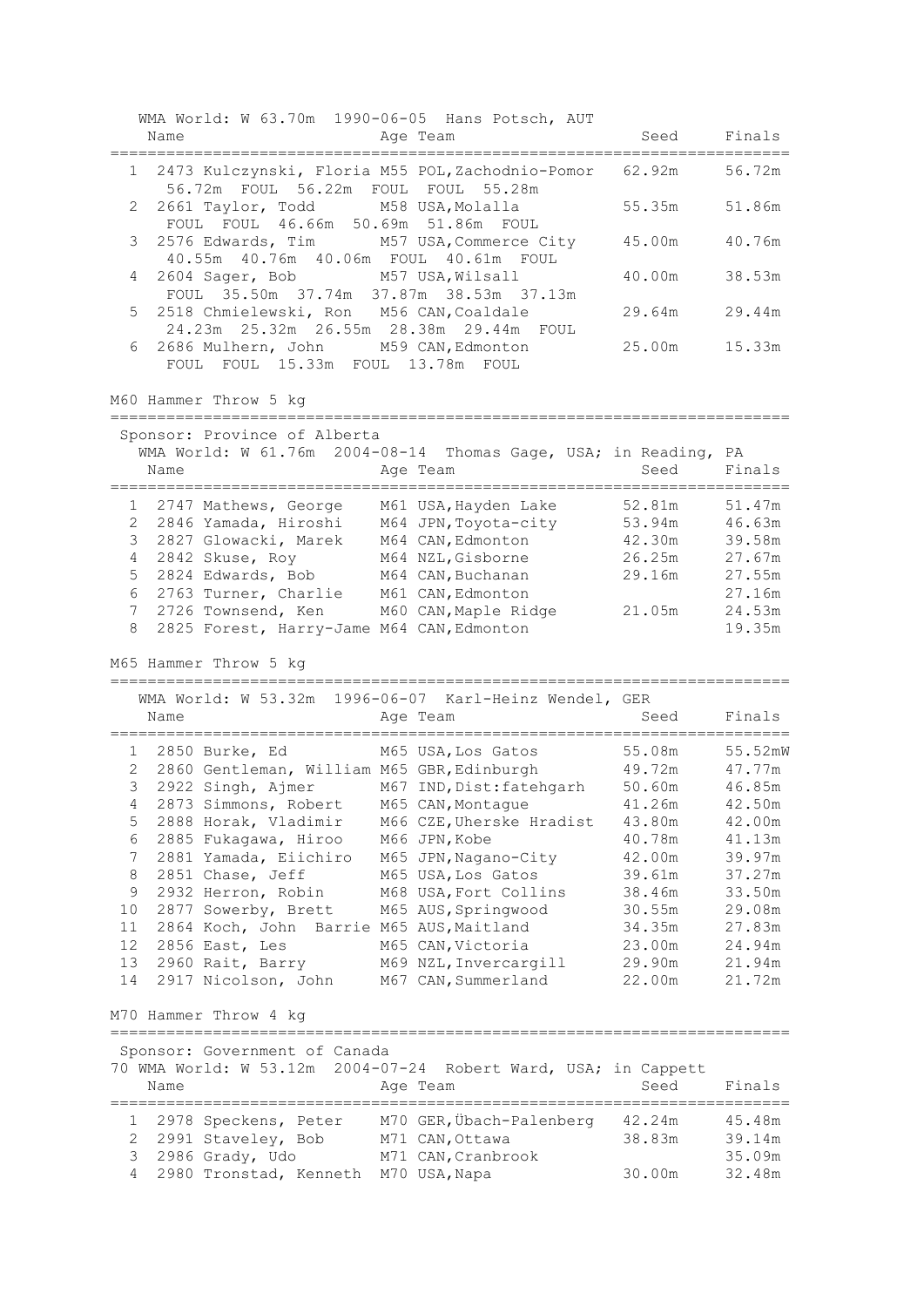WMA World: W 63.70m 1990-06-05 Hans Potsch, AUT

| | Name | Age | Team | Seed | Finals |
|---|---|---|---|---|---|
| 1 | 2473 Kulczynski, Floria | M55 | POL, Zachodnio-Pomor | 62.92m | 56.72m |
| | 56.72m FOUL 56.22m FOUL FOUL 55.28m | | | | |
| 2 | 2661 Taylor, Todd | M58 | USA, Molalla | 55.35m | 51.86m |
| | FOUL FOUL 46.66m 50.69m 51.86m FOUL | | | | |
| 3 | 2576 Edwards, Tim | M57 | USA, Commerce City | 45.00m | 40.76m |
| | 40.55m 40.76m 40.06m FOUL 40.61m FOUL | | | | |
| 4 | 2604 Sager, Bob | M57 | USA, Wilsall | 40.00m | 38.53m |
| | FOUL 35.50m 37.74m 37.87m 38.53m 37.13m | | | | |
| 5 | 2518 Chmielewski, Ron | M56 | CAN, Coaldale | 29.64m | 29.44m |
| | 24.23m 25.32m 26.55m 28.38m 29.44m FOUL | | | | |
| 6 | 2686 Mulhern, John | M59 | CAN, Edmonton | 25.00m | 15.33m |
| | FOUL FOUL 15.33m FOUL 13.78m FOUL | | | | |

## M60 Hammer Throw 5 kg

Sponsor: Province of Alberta

WMA World: W 61.76m 2004-08-14 Thomas Gage, USA; in Reading, PA

| | Name | Age | Team | Seed | Finals |
|---|---|---|---|---|---|
| 1 | 2747 Mathews, George | M61 | USA, Hayden Lake | 52.81m | 51.47m |
| 2 | 2846 Yamada, Hiroshi | M64 | JPN, Toyota-city | 53.94m | 46.63m |
| 3 | 2827 Glowacki, Marek | M64 | CAN, Edmonton | 42.30m | 39.58m |
| 4 | 2842 Skuse, Roy | M64 | NZL, Gisborne | 26.25m | 27.67m |
| 5 | 2824 Edwards, Bob | M64 | CAN, Buchanan | 29.16m | 27.55m |
| 6 | 2763 Turner, Charlie | M61 | CAN, Edmonton | | 27.16m |
| 7 | 2726 Townsend, Ken | M60 | CAN, Maple Ridge | 21.05m | 24.53m |
| 8 | 2825 Forest, Harry-Jame | M64 | CAN, Edmonton | | 19.35m |

## M65 Hammer Throw 5 kg

WMA World: W 53.32m 1996-06-07 Karl-Heinz Wendel, GER

| | Name | Age | Team | Seed | Finals |
|---|---|---|---|---|---|
| 1 | 2850 Burke, Ed | M65 | USA, Los Gatos | 55.08m | 55.52mW |
| 2 | 2860 Gentleman, William | M65 | GBR, Edinburgh | 49.72m | 47.77m |
| 3 | 2922 Singh, Ajmer | M67 | IND, Dist:fatehgarh | 50.60m | 46.85m |
| 4 | 2873 Simmons, Robert | M65 | CAN, Montague | 41.26m | 42.50m |
| 5 | 2888 Horak, Vladimir | M66 | CZE, Uherske Hradist | 43.80m | 42.00m |
| 6 | 2885 Fukagawa, Hiroo | M66 | JPN, Kobe | 40.78m | 41.13m |
| 7 | 2881 Yamada, Eiichiro | M65 | JPN, Nagano-City | 42.00m | 39.97m |
| 8 | 2851 Chase, Jeff | M65 | USA, Los Gatos | 39.61m | 37.27m |
| 9 | 2932 Herron, Robin | M68 | USA, Fort Collins | 38.46m | 33.50m |
| 10 | 2877 Sowerby, Brett | M65 | AUS, Springwood | 30.55m | 29.08m |
| 11 | 2864 Koch, John Barrie | M65 | AUS, Maitland | 34.35m | 27.83m |
| 12 | 2856 East, Les | M65 | CAN, Victoria | 23.00m | 24.94m |
| 13 | 2960 Rait, Barry | M69 | NZL, Invercargill | 29.90m | 21.94m |
| 14 | 2917 Nicolson, John | M67 | CAN, Summerland | 22.00m | 21.72m |

## M70 Hammer Throw 4 kg

Sponsor: Government of Canada

70 WMA World: W 53.12m 2004-07-24 Robert Ward, USA; in Cappett

| | Name | Age | Team | Seed | Finals |
|---|---|---|---|---|---|
| 1 | 2978 Speckens, Peter | M70 | GER, Übach-Palenberg | 42.24m | 45.48m |
| 2 | 2991 Staveley, Bob | M71 | CAN, Ottawa | 38.83m | 39.14m |
| 3 | 2986 Grady, Udo | M71 | CAN, Cranbrook | | 35.09m |
| 4 | 2980 Tronstad, Kenneth | M70 | USA, Napa | 30.00m | 32.48m |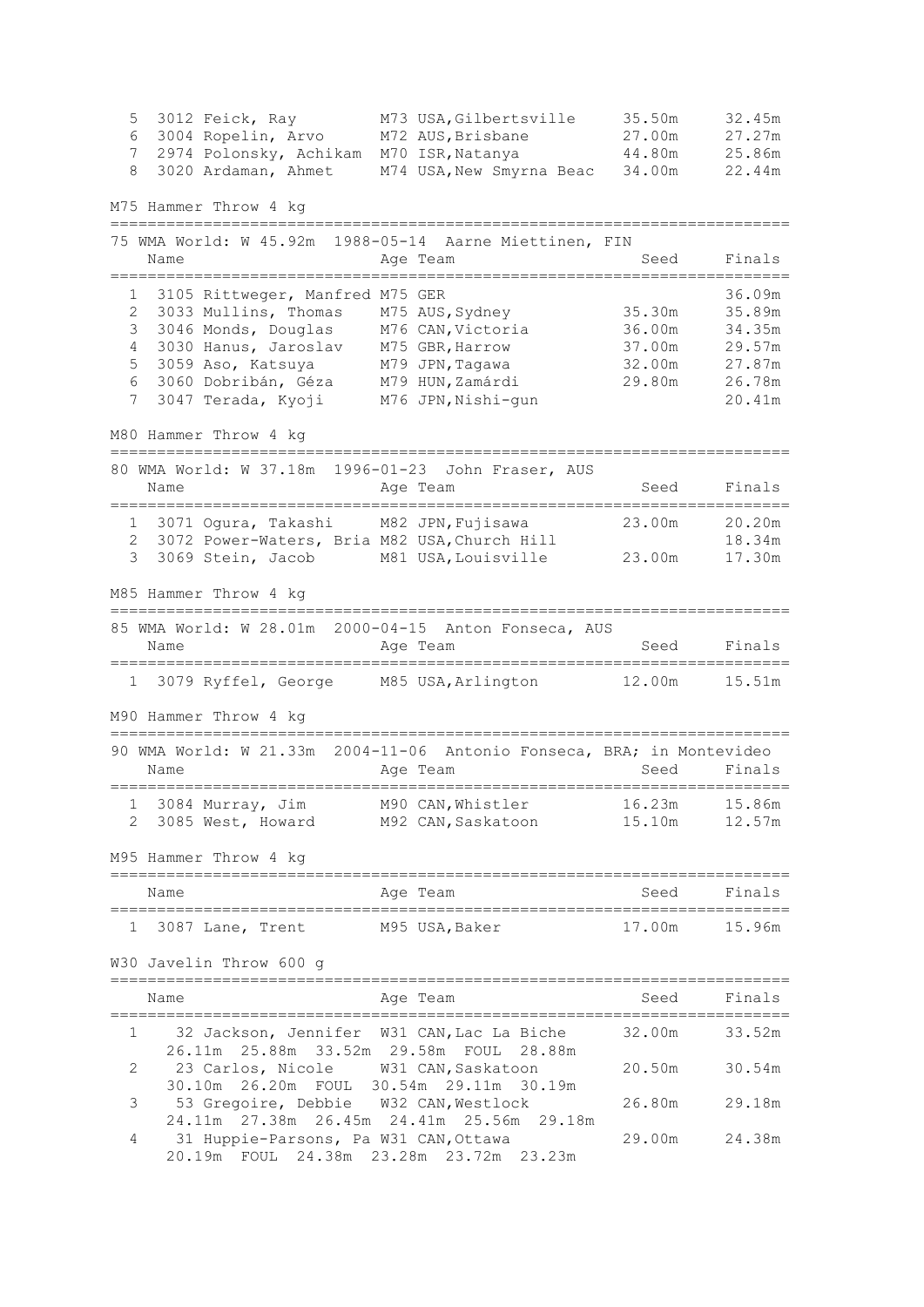| Place | Name | Age | Team | Seed | Finals |
|---|---|---|---|---|---|
| 5 | 3012 Feick, Ray | M73 | USA,Gilbertsville | 35.50m | 32.45m |
| 6 | 3004 Ropelin, Arvo | M72 | AUS,Brisbane | 27.00m | 27.27m |
| 7 | 2974 Polonsky, Achikam | M70 | ISR,Natanya | 44.80m | 25.86m |
| 8 | 3020 Ardaman, Ahmet | M74 | USA,New Smyrna Beac | 34.00m | 22.44m |

### M75 Hammer Throw 4 kg

75 WMA World: W 45.92m 1988-05-14 Aarne Miettinen, FIN

| Place | Name | Age | Team | Seed | Finals |
|---|---|---|---|---|---|
| 1 | 3105 Rittweger, Manfred | M75 | GER | | 36.09m |
| 2 | 3033 Mullins, Thomas | M75 | AUS,Sydney | 35.30m | 35.89m |
| 3 | 3046 Monds, Douglas | M76 | CAN,Victoria | 36.00m | 34.35m |
| 4 | 3030 Hanus, Jaroslav | M75 | GBR,Harrow | 37.00m | 29.57m |
| 5 | 3059 Aso, Katsuya | M79 | JPN,Tagawa | 32.00m | 27.87m |
| 6 | 3060 Dobribán, Géza | M79 | HUN,Zamárdi | 29.80m | 26.78m |
| 7 | 3047 Terada, Kyoji | M76 | JPN,Nishi-gun | | 20.41m |

### M80 Hammer Throw 4 kg

80 WMA World: W 37.18m 1996-01-23 John Fraser, AUS

| Place | Name | Age | Team | Seed | Finals |
|---|---|---|---|---|---|
| 1 | 3071 Ogura, Takashi | M82 | JPN,Fujisawa | 23.00m | 20.20m |
| 2 | 3072 Power-Waters, Bria | M82 | USA,Church Hill | | 18.34m |
| 3 | 3069 Stein, Jacob | M81 | USA,Louisville | 23.00m | 17.30m |

### M85 Hammer Throw 4 kg

85 WMA World: W 28.01m 2000-04-15 Anton Fonseca, AUS

| Place | Name | Age | Team | Seed | Finals |
|---|---|---|---|---|---|
| 1 | 3079 Ryffel, George | M85 | USA,Arlington | 12.00m | 15.51m |

### M90 Hammer Throw 4 kg

90 WMA World: W 21.33m 2004-11-06 Antonio Fonseca, BRA; in Montevideo

| Place | Name | Age | Team | Seed | Finals |
|---|---|---|---|---|---|
| 1 | 3084 Murray, Jim | M90 | CAN,Whistler | 16.23m | 15.86m |
| 2 | 3085 West, Howard | M92 | CAN,Saskatoon | 15.10m | 12.57m |

### M95 Hammer Throw 4 kg

| Place | Name | Age | Team | Seed | Finals |
|---|---|---|---|---|---|
| 1 | 3087 Lane, Trent | M95 | USA,Baker | 17.00m | 15.96m |

### W30 Javelin Throw 600 g

| Place | Name | Age | Team | Seed | Finals |
|---|---|---|---|---|---|
| 1 | 32 Jackson, Jennifer | W31 | CAN,Lac La Biche | 32.00m | 33.52m |
| | 26.11m 25.88m 33.52m 29.58m FOUL 28.88m | | | | |
| 2 | 23 Carlos, Nicole | W31 | CAN,Saskatoon | 20.50m | 30.54m |
| | 30.10m 26.20m FOUL 30.54m 29.11m 30.19m | | | | |
| 3 | 53 Gregoire, Debbie | W32 | CAN,Westlock | 26.80m | 29.18m |
| | 24.11m 27.38m 26.45m 24.41m 25.56m 29.18m | | | | |
| 4 | 31 Huppie-Parsons, Pa | W31 | CAN,Ottawa | 29.00m | 24.38m |
| | 20.19m FOUL 24.38m 23.28m 23.72m 23.23m | | | | |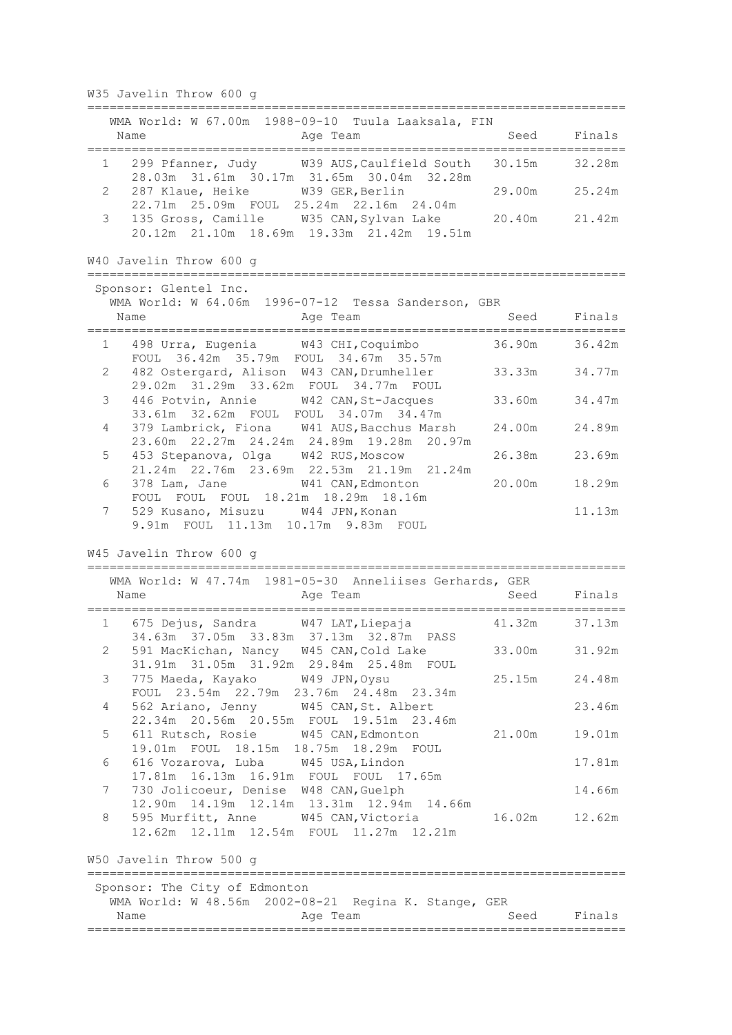## W35 Javelin Throw 600 g

WMA World: W 67.00m 1988-09-10 Tuula Laaksala, FIN

| | Name | Age | Team | Seed | Finals |
|---|---|---|---|---|---|
| 1 | 299 Pfanner, Judy | W39 | AUS,Caulfield South | 30.15m | 32.28m |
| | 28.03m 31.61m 30.17m 31.65m 30.04m 32.28m | | | | |
| 2 | 287 Klaue, Heike | W39 | GER,Berlin | 29.00m | 25.24m |
| | 22.71m 25.09m FOUL 25.24m 22.16m 24.04m | | | | |
| 3 | 135 Gross, Camille | W35 | CAN,Sylvan Lake | 20.40m | 21.42m |
| | 20.12m 21.10m 18.69m 19.33m 21.42m 19.51m | | | | |

## W40 Javelin Throw 600 g

Sponsor: Glentel Inc.

WMA World: W 64.06m 1996-07-12 Tessa Sanderson, GBR

| | Name | Age | Team | Seed | Finals |
|---|---|---|---|---|---|
| 1 | 498 Urra, Eugenia | W43 | CHI,Coquimbo | 36.90m | 36.42m |
| | FOUL 36.42m 35.79m FOUL 34.67m 35.57m | | | | |
| 2 | 482 Ostergard, Alison | W43 | CAN,Drumheller | 33.33m | 34.77m |
| | 29.02m 31.29m 33.62m FOUL 34.77m FOUL | | | | |
| 3 | 446 Potvin, Annie | W42 | CAN,St-Jacques | 33.60m | 34.47m |
| | 33.61m 32.62m FOUL FOUL 34.07m 34.47m | | | | |
| 4 | 379 Lambrick, Fiona | W41 | AUS,Bacchus Marsh | 24.00m | 24.89m |
| | 23.60m 22.27m 24.24m 24.89m 19.28m 20.97m | | | | |
| 5 | 453 Stepanova, Olga | W42 | RUS,Moscow | 26.38m | 23.69m |
| | 21.24m 22.76m 23.69m 22.53m 21.19m 21.24m | | | | |
| 6 | 378 Lam, Jane | W41 | CAN,Edmonton | 20.00m | 18.29m |
| | FOUL FOUL FOUL 18.21m 18.29m 18.16m | | | | |
| 7 | 529 Kusano, Misuzu | W44 | JPN,Konan | | 11.13m |
| | 9.91m FOUL 11.13m 10.17m 9.83m FOUL | | | | |

## W45 Javelin Throw 600 g

WMA World: W 47.74m 1981-05-30 Anneliises Gerhards, GER

| | Name | Age | Team | Seed | Finals |
|---|---|---|---|---|---|
| 1 | 675 Dejus, Sandra | W47 | LAT,Liepaja | 41.32m | 37.13m |
| | 34.63m 37.05m 33.83m 37.13m 32.87m PASS | | | | |
| 2 | 591 MacKichan, Nancy | W45 | CAN,Cold Lake | 33.00m | 31.92m |
| | 31.91m 31.05m 31.92m 29.84m 25.48m FOUL | | | | |
| 3 | 775 Maeda, Kayako | W49 | JPN,Oysu | 25.15m | 24.48m |
| | FOUL 23.54m 22.79m 23.76m 24.48m 23.34m | | | | |
| 4 | 562 Ariano, Jenny | W45 | CAN,St. Albert | | 23.46m |
| | 22.34m 20.56m 20.55m FOUL 19.51m 23.46m | | | | |
| 5 | 611 Rutsch, Rosie | W45 | CAN,Edmonton | 21.00m | 19.01m |
| | 19.01m FOUL 18.15m 18.75m 18.29m FOUL | | | | |
| 6 | 616 Vozarova, Luba | W45 | USA,Lindon | | 17.81m |
| | 17.81m 16.13m 16.91m FOUL FOUL 17.65m | | | | |
| 7 | 730 Jolicoeur, Denise | W48 | CAN,Guelph | | 14.66m |
| | 12.90m 14.19m 12.14m 13.31m 12.94m 14.66m | | | | |
| 8 | 595 Murfitt, Anne | W45 | CAN,Victoria | 16.02m | 12.62m |
| | 12.62m 12.11m 12.54m FOUL 11.27m 12.21m | | | | |

## W50 Javelin Throw 500 g

Sponsor: The City of Edmonton

WMA World: W 48.56m 2002-08-21 Regina K. Stange, GER

| | Name | Age | Team | Seed | Finals |
|---|---|---|---|---|---|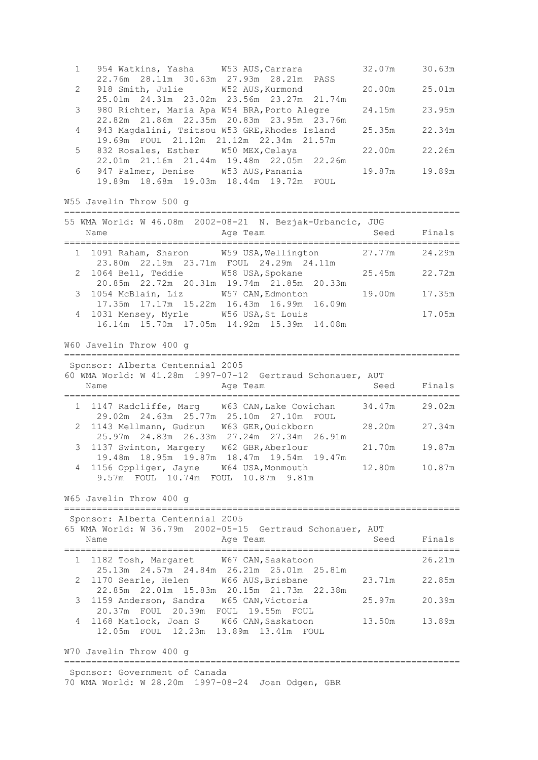```
  1   954 Watkins, Yasha     W53 AUS,Carrara          32.07m     30.63m
      22.76m  28.11m  30.63m  27.93m  28.21m  PASS
  2   918 Smith, Julie       W52 AUS,Kurmond          20.00m     25.01m
      25.01m  24.31m  23.02m  23.56m  23.27m  21.74m
  3   980 Richter, Maria Apa W54 BRA,Porto Alegre     24.15m     23.95m
      22.82m  21.86m  22.35m  20.83m  23.95m  23.76m
  4   943 Magdalini, Tsitsou W53 GRE,Rhodes Island    25.35m     22.34m
      19.69m  FOUL  21.12m  21.12m  22.34m  21.57m
  5   832 Rosales, Esther    W50 MEX,Celaya           22.00m     22.26m
      22.01m  21.16m  21.44m  19.48m  22.05m  22.26m
  6   947 Palmer, Denise     W53 AUS,Panania          19.87m     19.89m
      19.89m  18.68m  19.03m  18.44m  19.72m  FOUL
```

W55 Javelin Throw 500 g

```
=========================================================================
55 WMA World: W 46.08m  2002-08-21  N. Bezjak-Urbancic, JUG
    Name                    Age Team                    Seed     Finals
=========================================================================
  1 1091 Raham, Sharon      W59 USA,Wellington        27.77m     24.29m
      23.80m  22.19m  23.71m  FOUL  24.29m  24.11m
  2 1064 Bell, Teddie       W58 USA,Spokane           25.45m     22.72m
      20.85m  22.72m  20.31m  19.74m  21.85m  20.33m
  3 1054 McBlain, Liz       W57 CAN,Edmonton          19.00m     17.35m
      17.35m  17.17m  15.22m  16.43m  16.99m  16.09m
  4 1031 Mensey, Myrle      W56 USA,St Louis                     17.05m
      16.14m  15.70m  17.05m  14.92m  15.39m  14.08m
```

W60 Javelin Throw 400 g

```
=========================================================================
 Sponsor: Alberta Centennial 2005
60 WMA World: W 41.28m  1997-07-12  Gertraud Schonauer, AUT
    Name                    Age Team                    Seed     Finals
=========================================================================
  1 1147 Radcliffe, Marg    W63 CAN,Lake Cowichan     34.47m     29.02m
      29.02m  24.63m  25.77m  25.10m  27.10m  FOUL
  2 1143 Mellmann, Gudrun   W63 GER,Quickborn         28.20m     27.34m
      25.97m  24.83m  26.33m  27.24m  27.34m  26.91m
  3 1137 Swinton, Margery   W62 GBR,Aberlour          21.70m     19.87m
      19.48m  18.95m  19.87m  18.47m  19.54m  19.47m
  4 1156 Oppliger, Jayne    W64 USA,Monmouth          12.80m     10.87m
      9.57m  FOUL  10.74m  FOUL  10.87m  9.81m
```

W65 Javelin Throw 400 g

```
=========================================================================
 Sponsor: Alberta Centennial 2005
65 WMA World: W 36.79m  2002-05-15  Gertraud Schonauer, AUT
    Name                    Age Team                    Seed     Finals
=========================================================================
  1 1182 Tosh, Margaret     W67 CAN,Saskatoon                    26.21m
      25.13m  24.57m  24.84m  26.21m  25.01m  25.81m
  2 1170 Searle, Helen      W66 AUS,Brisbane          23.71m     22.85m
      22.85m  22.01m  15.83m  20.15m  21.73m  22.38m
  3 1159 Anderson, Sandra   W65 CAN,Victoria          25.97m     20.39m
      20.37m  FOUL  20.39m  FOUL  19.55m  FOUL
  4 1168 Matlock, Joan S    W66 CAN,Saskatoon         13.50m     13.89m
      12.05m  FOUL  12.23m  13.89m  13.41m  FOUL
```

W70 Javelin Throw 400 g

```
=========================================================================
 Sponsor: Government of Canada
70 WMA World: W 28.20m  1997-08-24  Joan Odgen, GBR
```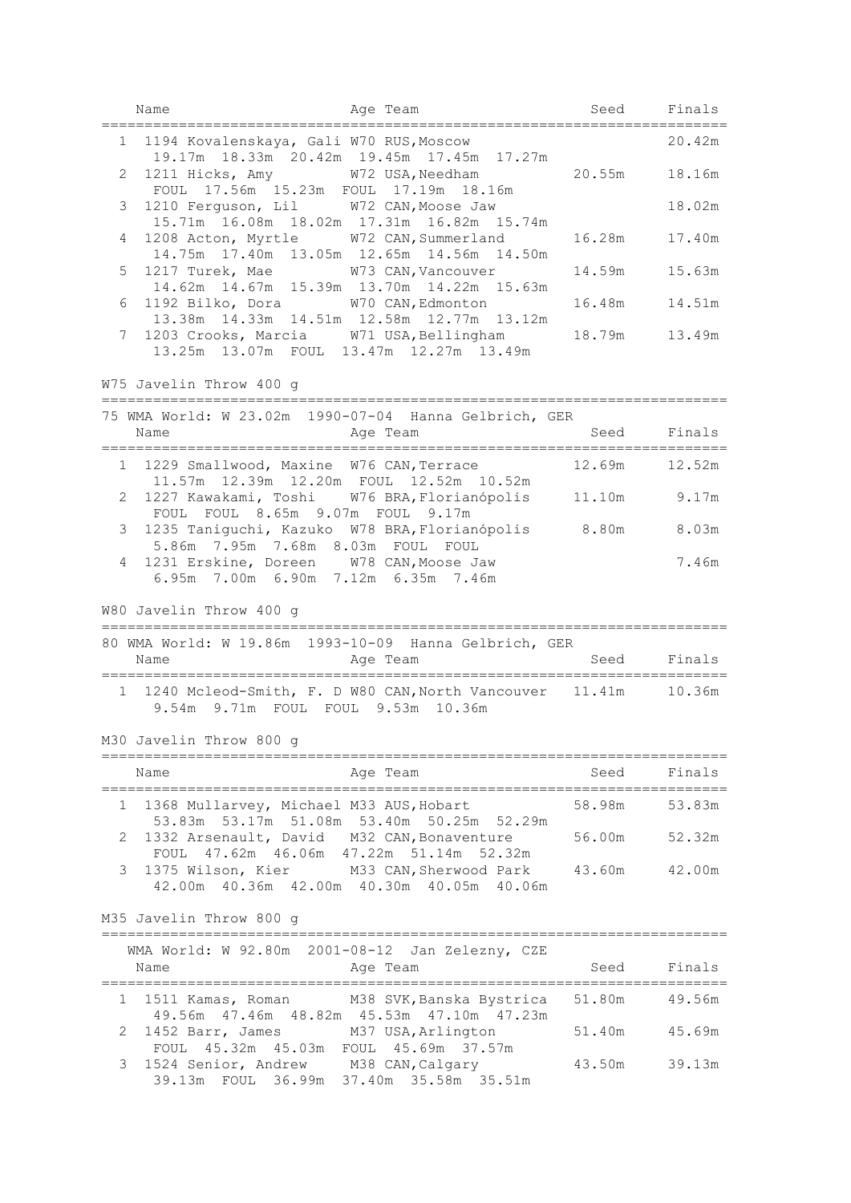| Place | Name | Age | Team | Seed | Finals |
|---|---|---|---|---|---|
| 1 | 1194 Kovalenskaya, Gali | W70 | RUS,Moscow | | 20.42m |
| | 19.17m 18.33m 20.42m 19.45m 17.45m 17.27m | | | | |
| 2 | 1211 Hicks, Amy | W72 | USA,Needham | 20.55m | 18.16m |
| | FOUL 17.56m 15.23m FOUL 17.19m 18.16m | | | | |
| 3 | 1210 Ferguson, Lil | W72 | CAN,Moose Jaw | | 18.02m |
| | 15.71m 16.08m 18.02m 17.31m 16.82m 15.74m | | | | |
| 4 | 1208 Acton, Myrtle | W72 | CAN,Summerland | 16.28m | 17.40m |
| | 14.75m 17.40m 13.05m 12.65m 14.56m 14.50m | | | | |
| 5 | 1217 Turek, Mae | W73 | CAN,Vancouver | 14.59m | 15.63m |
| | 14.62m 14.67m 15.39m 13.70m 14.22m 15.63m | | | | |
| 6 | 1192 Bilko, Dora | W70 | CAN,Edmonton | 16.48m | 14.51m |
| | 13.38m 14.33m 14.51m 12.58m 12.77m 13.12m | | | | |
| 7 | 1203 Crooks, Marcia | W71 | USA,Bellingham | 18.79m | 13.49m |
| | 13.25m 13.07m FOUL 13.47m 12.27m 13.49m | | | | |

## W75 Javelin Throw 400 g

75 WMA World: W 23.02m 1990-07-04 Hanna Gelbrich, GER

| Place | Name | Age | Team | Seed | Finals |
|---|---|---|---|---|---|
| 1 | 1229 Smallwood, Maxine | W76 | CAN,Terrace | 12.69m | 12.52m |
| | 11.57m 12.39m 12.20m FOUL 12.52m 10.52m | | | | |
| 2 | 1227 Kawakami, Toshi | W76 | BRA,Florianópolis | 11.10m | 9.17m |
| | FOUL FOUL 8.65m 9.07m FOUL 9.17m | | | | |
| 3 | 1235 Taniguchi, Kazuko | W78 | BRA,Florianópolis | 8.80m | 8.03m |
| | 5.86m 7.95m 7.68m 8.03m FOUL FOUL | | | | |
| 4 | 1231 Erskine, Doreen | W78 | CAN,Moose Jaw | | 7.46m |
| | 6.95m 7.00m 6.90m 7.12m 6.35m 7.46m | | | | |

## W80 Javelin Throw 400 g

80 WMA World: W 19.86m 1993-10-09 Hanna Gelbrich, GER

| Place | Name | Age | Team | Seed | Finals |
|---|---|---|---|---|---|
| 1 | 1240 Mcleod-Smith, F. D | W80 | CAN,North Vancouver | 11.41m | 10.36m |
| | 9.54m 9.71m FOUL FOUL 9.53m 10.36m | | | | |

## M30 Javelin Throw 800 g

| Place | Name | Age | Team | Seed | Finals |
|---|---|---|---|---|---|
| 1 | 1368 Mullarvey, Michael | M33 | AUS,Hobart | 58.98m | 53.83m |
| | 53.83m 53.17m 51.08m 53.40m 50.25m 52.29m | | | | |
| 2 | 1332 Arsenault, David | M32 | CAN,Bonaventure | 56.00m | 52.32m |
| | FOUL 47.62m 46.06m 47.22m 51.14m 52.32m | | | | |
| 3 | 1375 Wilson, Kier | M33 | CAN,Sherwood Park | 43.60m | 42.00m |
| | 42.00m 40.36m 42.00m 40.30m 40.05m 40.06m | | | | |

## M35 Javelin Throw 800 g

WMA World: W 92.80m 2001-08-12 Jan Zelezny, CZE

| Place | Name | Age | Team | Seed | Finals |
|---|---|---|---|---|---|
| 1 | 1511 Kamas, Roman | M38 | SVK,Banska Bystrica | 51.80m | 49.56m |
| | 49.56m 47.46m 48.82m 45.53m 47.10m 47.23m | | | | |
| 2 | 1452 Barr, James | M37 | USA,Arlington | 51.40m | 45.69m |
| | FOUL 45.32m 45.03m FOUL 45.69m 37.57m | | | | |
| 3 | 1524 Senior, Andrew | M38 | CAN,Calgary | 43.50m | 39.13m |
| | 39.13m FOUL 36.99m 37.40m 35.58m 35.51m | | | | |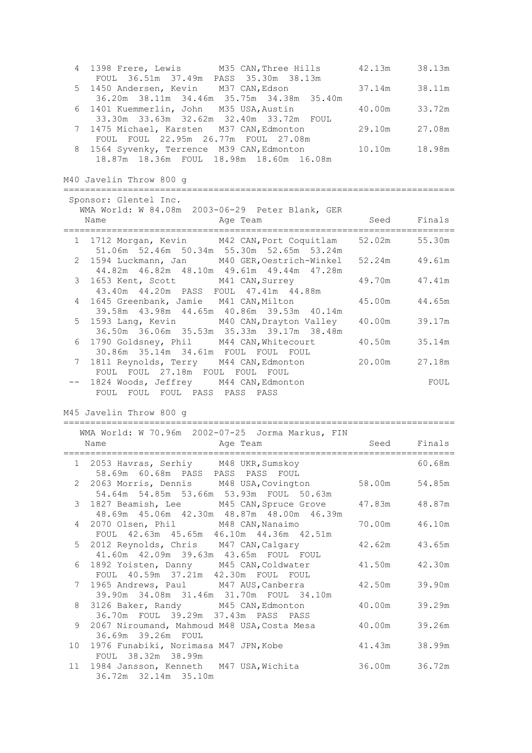```
  4 1398 Frere, Lewis       M35 CAN,Three Hills       42.13m     38.13m
      FOUL  36.51m  37.49m  PASS  35.30m  38.13m
  5 1450 Andersen, Kevin    M37 CAN,Edson             37.14m     38.11m
      36.20m  38.11m  34.46m  35.75m  34.38m  35.40m
  6 1401 Kuemmerlin, John   M35 USA,Austin            40.00m     33.72m
      33.30m  33.63m  32.62m  32.40m  33.72m  FOUL
  7 1475 Michael, Karsten   M37 CAN,Edmonton          29.10m     27.08m
      FOUL  FOUL  22.95m  26.77m  FOUL  27.08m
  8 1564 Syvenky, Terrence  M39 CAN,Edmonton          10.10m     18.98m
      18.87m  18.36m  FOUL  18.98m  18.60m  16.08m
```

## M40 Javelin Throw 800 g

```
==========================================================================
 Sponsor: Glentel Inc.
   WMA World: W 84.08m  2003-06-29  Peter Blank, GER
    Name                    Age Team                    Seed     Finals
==========================================================================
  1 1712 Morgan, Kevin      M42 CAN,Port Coquitlam    52.02m     55.30m
      51.06m  52.46m  50.34m  55.30m  52.65m  53.24m
  2 1594 Luckmann, Jan      M40 GER,Oestrich-Winkel   52.24m     49.61m
      44.82m  46.82m  48.10m  49.61m  49.44m  47.28m
  3 1653 Kent, Scott        M41 CAN,Surrey            49.70m     47.41m
      43.40m  44.20m  PASS  FOUL  47.41m  44.88m
  4 1645 Greenbank, Jamie   M41 CAN,Milton            45.00m     44.65m
      39.58m  43.98m  44.65m  40.86m  39.53m  40.14m
  5 1593 Lang, Kevin        M40 CAN,Drayton Valley    40.00m     39.17m
      36.50m  36.06m  35.53m  35.33m  39.17m  38.48m
  6 1790 Goldsney, Phil     M44 CAN,Whitecourt        40.50m     35.14m
      30.86m  35.14m  34.61m  FOUL  FOUL  FOUL
  7 1811 Reynolds, Terry    M44 CAN,Edmonton          20.00m     27.18m
      FOUL  FOUL  27.18m  FOUL  FOUL  FOUL
 -- 1824 Woods, Jeffrey     M44 CAN,Edmonton                       FOUL
      FOUL  FOUL  FOUL  PASS  PASS  PASS
```

## M45 Javelin Throw 800 g

```
==========================================================================
   WMA World: W 70.96m  2002-07-25  Jorma Markus, FIN
    Name                    Age Team                    Seed     Finals
==========================================================================
  1 2053 Havras, Serhiy     M48 UKR,Sumskoy                      60.68m
      58.69m  60.68m  PASS  PASS  PASS  FOUL
  2 2063 Morris, Dennis     M48 USA,Covington         58.00m     54.85m
      54.64m  54.85m  53.66m  53.93m  FOUL  50.63m
  3 1827 Beamish, Lee       M45 CAN,Spruce Grove      47.83m     48.87m
      48.69m  45.06m  42.30m  48.87m  48.00m  46.39m
  4 2070 Olsen, Phil        M48 CAN,Nanaimo           70.00m     46.10m
      FOUL  42.63m  45.65m  46.10m  44.36m  42.51m
  5 2012 Reynolds, Chris    M47 CAN,Calgary           42.62m     43.65m
      41.60m  42.09m  39.63m  43.65m  FOUL  FOUL
  6 1892 Yoisten, Danny     M45 CAN,Coldwater         41.50m     42.30m
      FOUL  40.59m  37.21m  42.30m  FOUL  FOUL
  7 1965 Andrews, Paul      M47 AUS,Canberra          42.50m     39.90m
      39.90m  34.08m  31.46m  31.70m  FOUL  34.10m
  8 3126 Baker, Randy       M45 CAN,Edmonton          40.00m     39.29m
      36.70m  FOUL  39.29m  37.43m  PASS  PASS
  9 2067 Niroumand, Mahmoud M48 USA,Costa Mesa        40.00m     39.26m
      36.69m  39.26m  FOUL
 10 1976 Funabiki, Norimasa M47 JPN,Kobe              41.43m     38.99m
      FOUL  38.32m  38.99m
 11 1984 Jansson, Kenneth   M47 USA,Wichita           36.00m     36.72m
      36.72m  32.14m  35.10m
```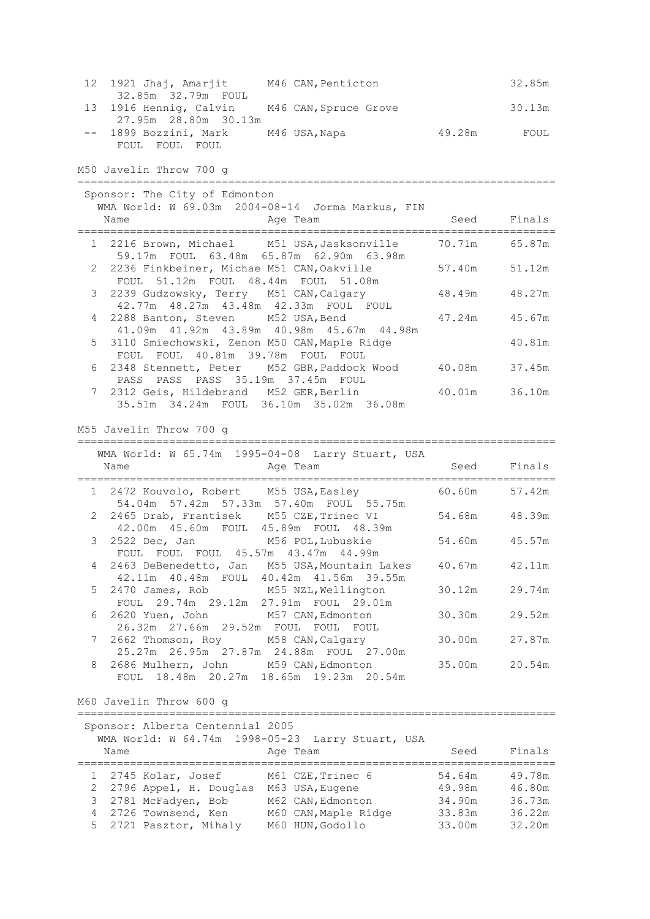12 1921 Jhaj, Amarjit M46 CAN,Penticton 32.85m
32.85m 32.79m FOUL
13 1916 Hennig, Calvin M46 CAN,Spruce Grove 30.13m
27.95m 28.80m 30.13m
-- 1899 Bozzini, Mark M46 USA,Napa 49.28m FOUL
FOUL FOUL FOUL

## M50 Javelin Throw 700 g

Sponsor: The City of Edmonton
WMA World: W 69.03m 2004-08-14 Jorma Markus, FIN

| | Name | Age | Team | Seed | Finals |
|---|---|---|---|---|---|
| 1 | 2216 Brown, Michael | M51 | USA,Jasksonville | 70.71m | 65.87m |
| | 59.17m FOUL 63.48m 65.87m 62.90m 63.98m | | | | |
| 2 | 2236 Finkbeiner, Michae | M51 | CAN,Oakville | 57.40m | 51.12m |
| | FOUL 51.12m FOUL 48.44m FOUL 51.08m | | | | |
| 3 | 2239 Gudzowsky, Terry | M51 | CAN,Calgary | 48.49m | 48.27m |
| | 42.77m 48.27m 43.48m 42.33m FOUL FOUL | | | | |
| 4 | 2288 Banton, Steven | M52 | USA,Bend | 47.24m | 45.67m |
| | 41.09m 41.92m 43.89m 40.98m 45.67m 44.98m | | | | |
| 5 | 3110 Smiechowski, Zenon | M50 | CAN,Maple Ridge | | 40.81m |
| | FOUL FOUL 40.81m 39.78m FOUL FOUL | | | | |
| 6 | 2348 Stennett, Peter | M52 | GBR,Paddock Wood | 40.08m | 37.45m |
| | PASS PASS PASS 35.19m 37.45m FOUL | | | | |
| 7 | 2312 Geis, Hildebrand | M52 | GER,Berlin | 40.01m | 36.10m |
| | 35.51m 34.24m FOUL 36.10m 35.02m 36.08m | | | | |

## M55 Javelin Throw 700 g

WMA World: W 65.74m 1995-04-08 Larry Stuart, USA

| | Name | Age | Team | Seed | Finals |
|---|---|---|---|---|---|
| 1 | 2472 Kouvolo, Robert | M55 | USA,Easley | 60.60m | 57.42m |
| | 54.04m 57.42m 57.33m 57.40m FOUL 55.75m | | | | |
| 2 | 2465 Drab, Frantisek | M55 | CZE,Trinec VI | 54.68m | 48.39m |
| | 42.00m 45.60m FOUL 45.89m FOUL 48.39m | | | | |
| 3 | 2522 Dec, Jan | M56 | POL,Lubuskie | 54.60m | 45.57m |
| | FOUL FOUL FOUL 45.57m 43.47m 44.99m | | | | |
| 4 | 2463 DeBenedetto, Jan | M55 | USA,Mountain Lakes | 40.67m | 42.11m |
| | 42.11m 40.48m FOUL 40.42m 41.56m 39.55m | | | | |
| 5 | 2470 James, Rob | M55 | NZL,Wellington | 30.12m | 29.74m |
| | FOUL 29.74m 29.12m 27.91m FOUL 29.01m | | | | |
| 6 | 2620 Yuen, John | M57 | CAN,Edmonton | 30.30m | 29.52m |
| | 26.32m 27.66m 29.52m FOUL FOUL FOUL | | | | |
| 7 | 2662 Thomson, Roy | M58 | CAN,Calgary | 30.00m | 27.87m |
| | 25.27m 26.95m 27.87m 24.88m FOUL 27.00m | | | | |
| 8 | 2686 Mulhern, John | M59 | CAN,Edmonton | 35.00m | 20.54m |
| | FOUL 18.48m 20.27m 18.65m 19.23m 20.54m | | | | |

## M60 Javelin Throw 600 g

Sponsor: Alberta Centennial 2005
WMA World: W 64.74m 1998-05-23 Larry Stuart, USA

| | Name | Age | Team | Seed | Finals |
|---|---|---|---|---|---|
| 1 | 2745 Kolar, Josef | M61 | CZE,Trinec 6 | 54.64m | 49.78m |
| 2 | 2796 Appel, H. Douglas | M63 | USA,Eugene | 49.98m | 46.80m |
| 3 | 2781 McFadyen, Bob | M62 | CAN,Edmonton | 34.90m | 36.73m |
| 4 | 2726 Townsend, Ken | M60 | CAN,Maple Ridge | 33.83m | 36.22m |
| 5 | 2721 Pasztor, Mihaly | M60 | HUN,Godollo | 33.00m | 32.20m |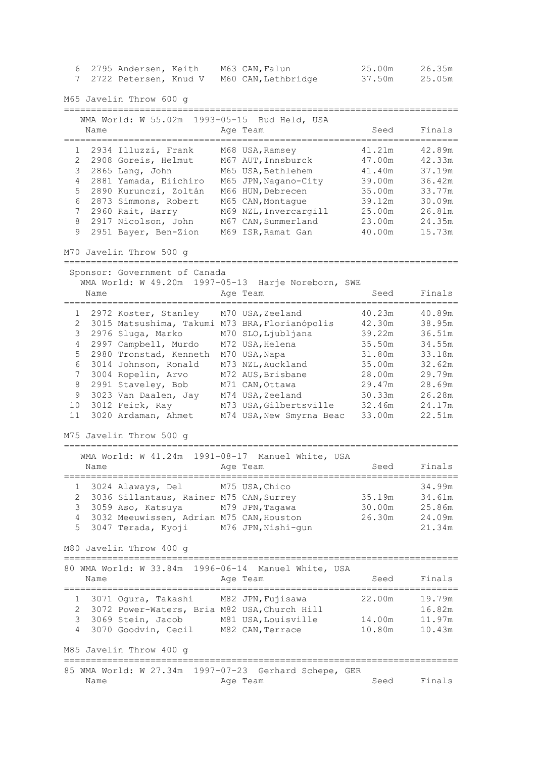| | | Name | Age | Team | Seed | Finals |
|---|---|---|---|---|---|---|
| 6 | 2795 | Andersen, Keith | M63 | CAN,Falun | 25.00m | 26.35m |
| 7 | 2722 | Petersen, Knud V | M60 | CAN,Lethbridge | 37.50m | 25.05m |

## M65 Javelin Throw 600 g

WMA World: W 55.02m 1993-05-15 Bud Held, USA

| | | Name | Age | Team | Seed | Finals |
|---|---|---|---|---|---|---|
| 1 | 2934 | Illuzzi, Frank | M68 | USA,Ramsey | 41.21m | 42.89m |
| 2 | 2908 | Goreis, Helmut | M67 | AUT,Innsburck | 47.00m | 42.33m |
| 3 | 2865 | Lang, John | M65 | USA,Bethlehem | 41.40m | 37.19m |
| 4 | 2881 | Yamada, Eiichiro | M65 | JPN,Nagano-City | 39.00m | 36.42m |
| 5 | 2890 | Kurunczi, Zoltán | M66 | HUN,Debrecen | 35.00m | 33.77m |
| 6 | 2873 | Simmons, Robert | M65 | CAN,Montague | 39.12m | 30.09m |
| 7 | 2960 | Rait, Barry | M69 | NZL,Invercargill | 25.00m | 26.81m |
| 8 | 2917 | Nicolson, John | M67 | CAN,Summerland | 23.00m | 24.35m |
| 9 | 2951 | Bayer, Ben-Zion | M69 | ISR,Ramat Gan | 40.00m | 15.73m |

## M70 Javelin Throw 500 g

Sponsor: Government of Canada
WMA World: W 49.20m 1997-05-13 Harje Noreborn, SWE

| | | Name | Age | Team | Seed | Finals |
|---|---|---|---|---|---|---|
| 1 | 2972 | Koster, Stanley | M70 | USA,Zeeland | 40.23m | 40.89m |
| 2 | 3015 | Matsushima, Takumi | M73 | BRA,Florianópolis | 42.30m | 38.95m |
| 3 | 2976 | Sluga, Marko | M70 | SLO,Ljubljana | 39.22m | 36.51m |
| 4 | 2997 | Campbell, Murdo | M72 | USA,Helena | 35.50m | 34.55m |
| 5 | 2980 | Tronstad, Kenneth | M70 | USA,Napa | 31.80m | 33.18m |
| 6 | 3014 | Johnson, Ronald | M73 | NZL,Auckland | 35.00m | 32.62m |
| 7 | 3004 | Ropelin, Arvo | M72 | AUS,Brisbane | 28.00m | 29.79m |
| 8 | 2991 | Staveley, Bob | M71 | CAN,Ottawa | 29.47m | 28.69m |
| 9 | 3023 | Van Daalen, Jay | M74 | USA,Zeeland | 30.33m | 26.28m |
| 10 | 3012 | Feick, Ray | M73 | USA,Gilbertsville | 32.46m | 24.17m |
| 11 | 3020 | Ardaman, Ahmet | M74 | USA,New Smyrna Beac | 33.00m | 22.51m |

## M75 Javelin Throw 500 g

WMA World: W 41.24m 1991-08-17 Manuel White, USA

| | | Name | Age | Team | Seed | Finals |
|---|---|---|---|---|---|---|
| 1 | 3024 | Alaways, Del | M75 | USA,Chico | | 34.99m |
| 2 | 3036 | Sillantaus, Rainer | M75 | CAN,Surrey | 35.19m | 34.61m |
| 3 | 3059 | Aso, Katsuya | M79 | JPN,Tagawa | 30.00m | 25.86m |
| 4 | 3032 | Meeuwissen, Adrian | M75 | CAN,Houston | 26.30m | 24.09m |
| 5 | 3047 | Terada, Kyoji | M76 | JPN,Nishi-gun | | 21.34m |

## M80 Javelin Throw 400 g

80 WMA World: W 33.84m 1996-06-14 Manuel White, USA

| | | Name | Age | Team | Seed | Finals |
|---|---|---|---|---|---|---|
| 1 | 3071 | Ogura, Takashi | M82 | JPN,Fujisawa | 22.00m | 19.79m |
| 2 | 3072 | Power-Waters, Bria | M82 | USA,Church Hill | | 16.82m |
| 3 | 3069 | Stein, Jacob | M81 | USA,Louisville | 14.00m | 11.97m |
| 4 | 3070 | Goodvin, Cecil | M82 | CAN,Terrace | 10.80m | 10.43m |

## M85 Javelin Throw 400 g

85 WMA World: W 27.34m 1997-07-23 Gerhard Schepe, GER

| | | Name | Age | Team | Seed | Finals |
|---|---|---|---|---|---|---|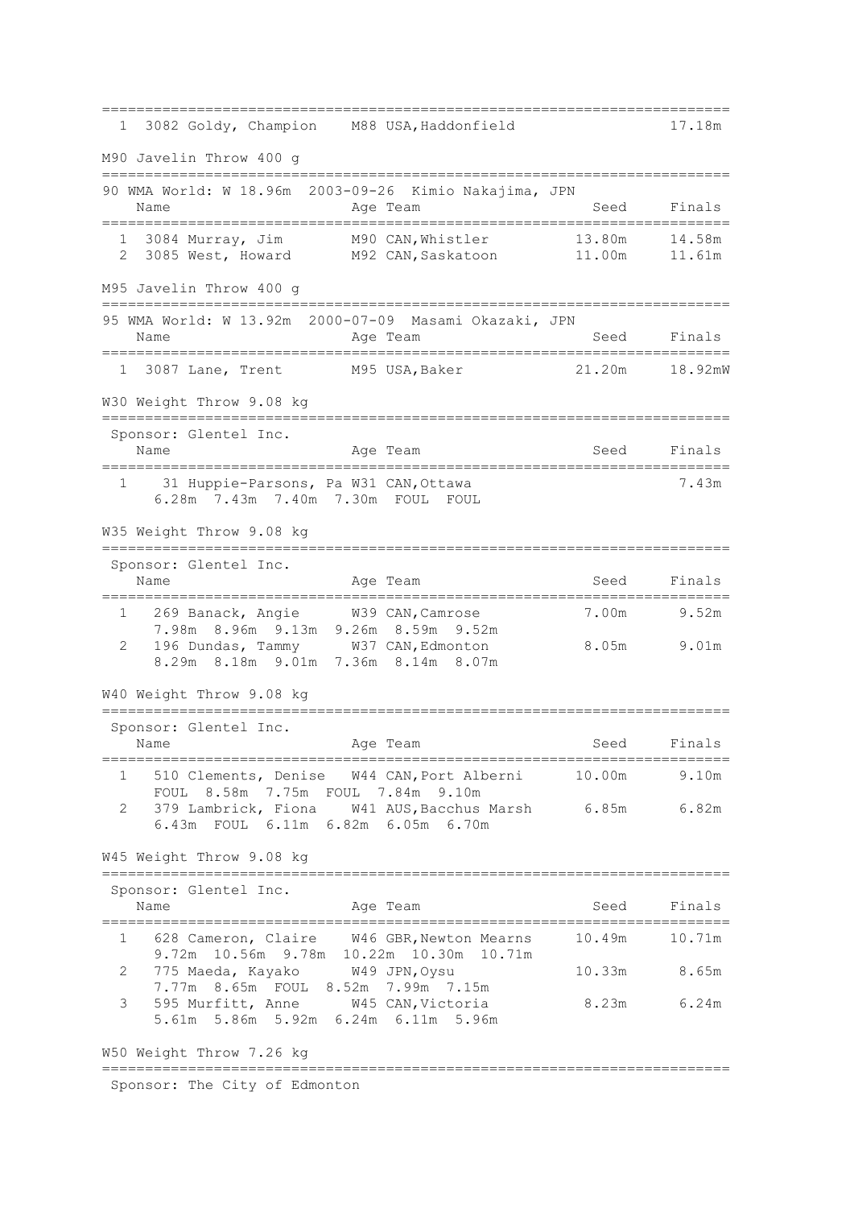| | Name | Age | Team | Seed | Finals |
|---|---|---|---|---|---|
| 1 | 3082 Goldy, Champion | M88 | USA,Haddonfield | | 17.18m |

## M90 Javelin Throw 400 g

90 WMA World: W 18.96m 2003-09-26 Kimio Nakajima, JPN

| | Name | Age | Team | Seed | Finals |
|---|---|---|---|---|---|
| 1 | 3084 Murray, Jim | M90 | CAN,Whistler | 13.80m | 14.58m |
| 2 | 3085 West, Howard | M92 | CAN,Saskatoon | 11.00m | 11.61m |

## M95 Javelin Throw 400 g

95 WMA World: W 13.92m 2000-07-09 Masami Okazaki, JPN

| | Name | Age | Team | Seed | Finals |
|---|---|---|---|---|---|
| 1 | 3087 Lane, Trent | M95 | USA,Baker | 21.20m | 18.92mW |

## W30 Weight Throw 9.08 kg

Sponsor: Glentel Inc.

| | Name | Age | Team | Seed | Finals |
|---|---|---|---|---|---|
| 1 | 31 Huppie-Parsons, Pa | W31 | CAN,Ottawa | | 7.43m |
| | 6.28m 7.43m 7.40m 7.30m FOUL FOUL | | | | |

## W35 Weight Throw 9.08 kg

Sponsor: Glentel Inc.

| | Name | Age | Team | Seed | Finals |
|---|---|---|---|---|---|
| 1 | 269 Banack, Angie | W39 | CAN,Camrose | 7.00m | 9.52m |
| | 7.98m 8.96m 9.13m 9.26m 8.59m 9.52m | | | | |
| 2 | 196 Dundas, Tammy | W37 | CAN,Edmonton | 8.05m | 9.01m |
| | 8.29m 8.18m 9.01m 7.36m 8.14m 8.07m | | | | |

## W40 Weight Throw 9.08 kg

Sponsor: Glentel Inc.

| | Name | Age | Team | Seed | Finals |
|---|---|---|---|---|---|
| 1 | 510 Clements, Denise | W44 | CAN,Port Alberni | 10.00m | 9.10m |
| | FOUL 8.58m 7.75m FOUL 7.84m 9.10m | | | | |
| 2 | 379 Lambrick, Fiona | W41 | AUS,Bacchus Marsh | 6.85m | 6.82m |
| | 6.43m FOUL 6.11m 6.82m 6.05m 6.70m | | | | |

## W45 Weight Throw 9.08 kg

Sponsor: Glentel Inc.

| | Name | Age | Team | Seed | Finals |
|---|---|---|---|---|---|
| 1 | 628 Cameron, Claire | W46 | GBR,Newton Mearns | 10.49m | 10.71m |
| | 9.72m 10.56m 9.78m 10.22m 10.30m 10.71m | | | | |
| 2 | 775 Maeda, Kayako | W49 | JPN,Oysu | 10.33m | 8.65m |
| | 7.77m 8.65m FOUL 8.52m 7.99m 7.15m | | | | |
| 3 | 595 Murfitt, Anne | W45 | CAN,Victoria | 8.23m | 6.24m |
| | 5.61m 5.86m 5.92m 6.24m 6.11m 5.96m | | | | |

## W50 Weight Throw 7.26 kg

Sponsor: The City of Edmonton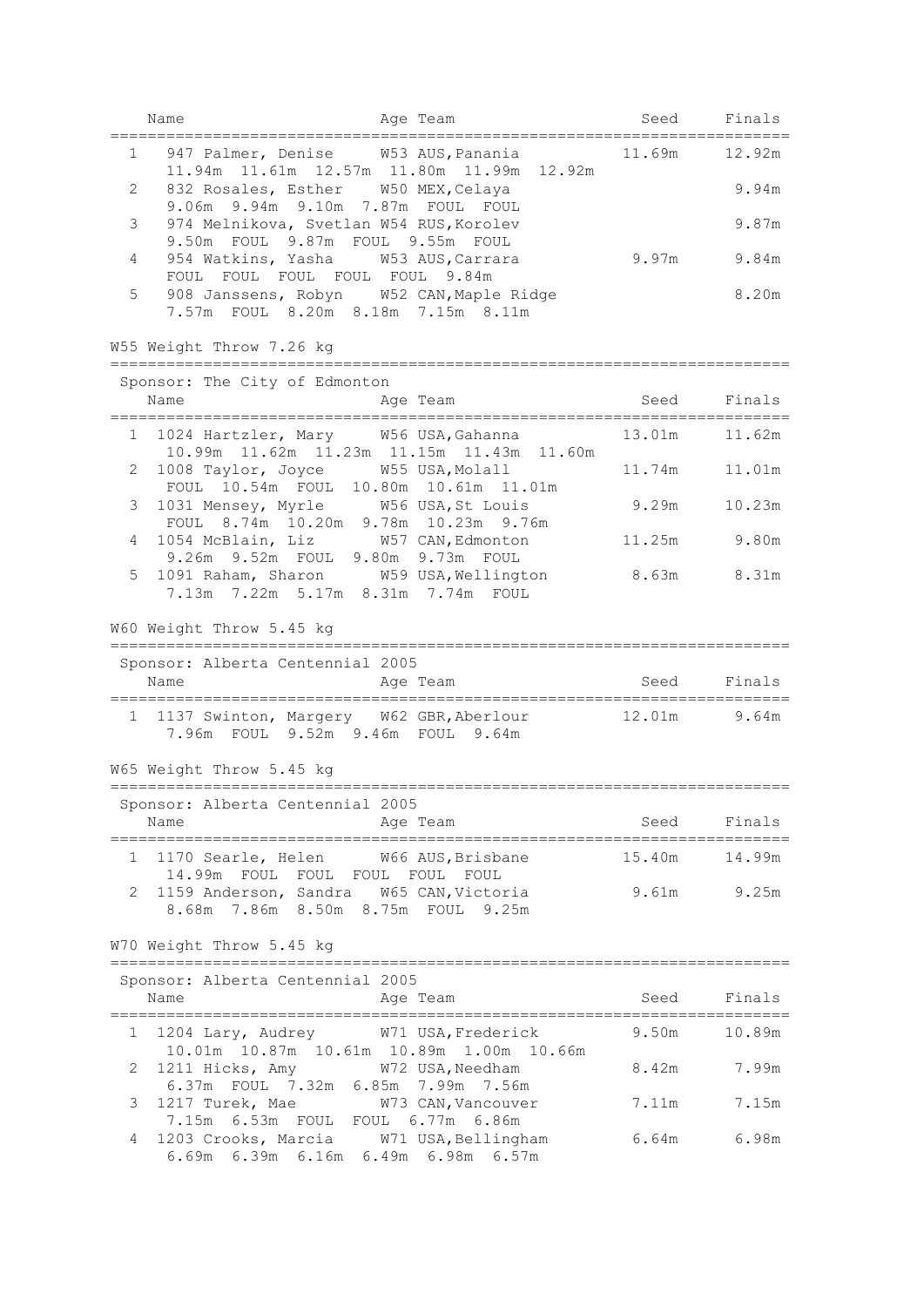| Name | Age | Team | Seed | Finals |
|---|---|---|---|---|
| 1 947 Palmer, Denise | W53 | AUS, Panania | 11.69m | 12.92m |
| 11.94m 11.61m 12.57m 11.80m 11.99m 12.92m | | | | |
| 2 832 Rosales, Esther | W50 | MEX, Celaya | | 9.94m |
| 9.06m 9.94m 9.10m 7.87m FOUL FOUL | | | | |
| 3 974 Melnikova, Svetlan | W54 | RUS, Korolev | | 9.87m |
| 9.50m FOUL 9.87m FOUL 9.55m FOUL | | | | |
| 4 954 Watkins, Yasha | W53 | AUS, Carrara | 9.97m | 9.84m |
| FOUL FOUL FOUL FOUL FOUL 9.84m | | | | |
| 5 908 Janssens, Robyn | W52 | CAN, Maple Ridge | | 8.20m |
| 7.57m FOUL 8.20m 8.18m 7.15m 8.11m | | | | |

## W55 Weight Throw 7.26 kg

Sponsor: The City of Edmonton

| Name | Age | Team | Seed | Finals |
|---|---|---|---|---|
| 1 1024 Hartzler, Mary | W56 | USA, Gahanna | 13.01m | 11.62m |
| 10.99m 11.62m 11.23m 11.15m 11.43m 11.60m | | | | |
| 2 1008 Taylor, Joyce | W55 | USA, Molall | 11.74m | 11.01m |
| FOUL 10.54m FOUL 10.80m 10.61m 11.01m | | | | |
| 3 1031 Mensey, Myrle | W56 | USA, St Louis | 9.29m | 10.23m |
| FOUL 8.74m 10.20m 9.78m 10.23m 9.76m | | | | |
| 4 1054 McBlain, Liz | W57 | CAN, Edmonton | 11.25m | 9.80m |
| 9.26m 9.52m FOUL 9.80m 9.73m FOUL | | | | |
| 5 1091 Raham, Sharon | W59 | USA, Wellington | 8.63m | 8.31m |
| 7.13m 7.22m 5.17m 8.31m 7.74m FOUL | | | | |

## W60 Weight Throw 5.45 kg

Sponsor: Alberta Centennial 2005

| Name | Age | Team | Seed | Finals |
|---|---|---|---|---|
| 1 1137 Swinton, Margery | W62 | GBR, Aberlour | 12.01m | 9.64m |
| 7.96m FOUL 9.52m 9.46m FOUL 9.64m | | | | |

## W65 Weight Throw 5.45 kg

Sponsor: Alberta Centennial 2005

| Name | Age | Team | Seed | Finals |
|---|---|---|---|---|
| 1 1170 Searle, Helen | W66 | AUS, Brisbane | 15.40m | 14.99m |
| 14.99m FOUL FOUL FOUL FOUL FOUL | | | | |
| 2 1159 Anderson, Sandra | W65 | CAN, Victoria | 9.61m | 9.25m |
| 8.68m 7.86m 8.50m 8.75m FOUL 9.25m | | | | |

## W70 Weight Throw 5.45 kg

Sponsor: Alberta Centennial 2005

| Name | Age | Team | Seed | Finals |
|---|---|---|---|---|
| 1 1204 Lary, Audrey | W71 | USA, Frederick | 9.50m | 10.89m |
| 10.01m 10.87m 10.61m 10.89m 1.00m 10.66m | | | | |
| 2 1211 Hicks, Amy | W72 | USA, Needham | 8.42m | 7.99m |
| 6.37m FOUL 7.32m 6.85m 7.99m 7.56m | | | | |
| 3 1217 Turek, Mae | W73 | CAN, Vancouver | 7.11m | 7.15m |
| 7.15m 6.53m FOUL FOUL 6.77m 6.86m | | | | |
| 4 1203 Crooks, Marcia | W71 | USA, Bellingham | 6.64m | 6.98m |
| 6.69m 6.39m 6.16m 6.49m 6.98m 6.57m | | | | |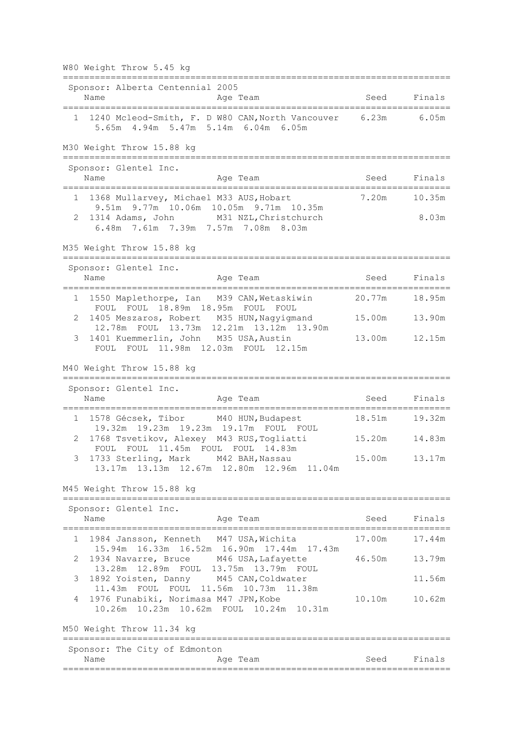## W80 Weight Throw 5.45 kg

Sponsor: Alberta Centennial 2005

| Place | Name | Age | Team | Seed | Finals |
|---|---|---|---|---|---|
| 1 | 1240 Mcleod-Smith, F. D | W80 | CAN,North Vancouver | 6.23m | 6.05m |
| | 5.65m 4.94m 5.47m 5.14m 6.04m 6.05m | | | | |

## M30 Weight Throw 15.88 kg

Sponsor: Glentel Inc.

| Place | Name | Age | Team | Seed | Finals |
|---|---|---|---|---|---|
| 1 | 1368 Mullarvey, Michael | M33 | AUS,Hobart | 7.20m | 10.35m |
| | 9.51m 9.77m 10.06m 10.05m 9.71m 10.35m | | | | |
| 2 | 1314 Adams, John | M31 | NZL,Christchurch | | 8.03m |
| | 6.48m 7.61m 7.39m 7.57m 7.08m 8.03m | | | | |

## M35 Weight Throw 15.88 kg

Sponsor: Glentel Inc.

| Place | Name | Age | Team | Seed | Finals |
|---|---|---|---|---|---|
| 1 | 1550 Maplethorpe, Ian | M39 | CAN,Wetaskiwin | 20.77m | 18.95m |
| | FOUL FOUL 18.89m 18.95m FOUL FOUL | | | | |
| 2 | 1405 Meszaros, Robert | M35 | HUN,Nagyigmand | 15.00m | 13.90m |
| | 12.78m FOUL 13.73m 12.21m 13.12m 13.90m | | | | |
| 3 | 1401 Kuemmerlin, John | M35 | USA,Austin | 13.00m | 12.15m |
| | FOUL FOUL 11.98m 12.03m FOUL 12.15m | | | | |

## M40 Weight Throw 15.88 kg

Sponsor: Glentel Inc.

| Place | Name | Age | Team | Seed | Finals |
|---|---|---|---|---|---|
| 1 | 1578 Gécsek, Tibor | M40 | HUN,Budapest | 18.51m | 19.32m |
| | 19.32m 19.23m 19.23m 19.17m FOUL FOUL | | | | |
| 2 | 1768 Tsvetikov, Alexey | M43 | RUS,Togliatti | 15.20m | 14.83m |
| | FOUL FOUL 11.45m FOUL FOUL 14.83m | | | | |
| 3 | 1733 Sterling, Mark | M42 | BAH,Nassau | 15.00m | 13.17m |
| | 13.17m 13.13m 12.67m 12.80m 12.96m 11.04m | | | | |

## M45 Weight Throw 15.88 kg

Sponsor: Glentel Inc.

| Place | Name | Age | Team | Seed | Finals |
|---|---|---|---|---|---|
| 1 | 1984 Jansson, Kenneth | M47 | USA,Wichita | 17.00m | 17.44m |
| | 15.94m 16.33m 16.52m 16.90m 17.44m 17.43m | | | | |
| 2 | 1934 Navarre, Bruce | M46 | USA,Lafayette | 46.50m | 13.79m |
| | 13.28m 12.89m FOUL 13.75m 13.79m FOUL | | | | |
| 3 | 1892 Yoisten, Danny | M45 | CAN,Coldwater | | 11.56m |
| | 11.43m FOUL FOUL 11.56m 10.73m 11.38m | | | | |
| 4 | 1976 Funabiki, Norimasa | M47 | JPN,Kobe | 10.10m | 10.62m |
| | 10.26m 10.23m 10.62m FOUL 10.24m 10.31m | | | | |

## M50 Weight Throw 11.34 kg

Sponsor: The City of Edmonton

| Place | Name | Age | Team | Seed | Finals |
|---|---|---|---|---|---|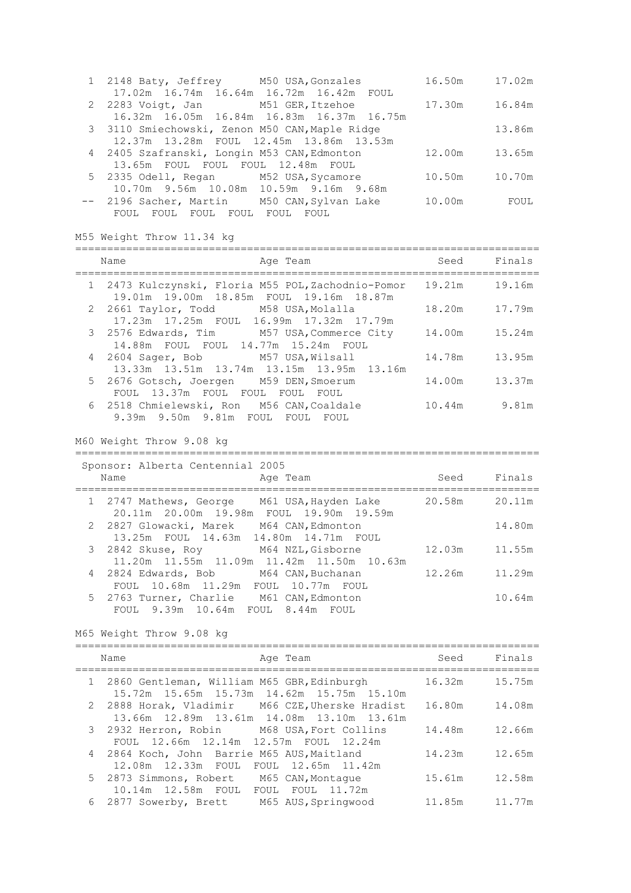```
  1 2148 Baty, Jeffrey      M50 USA,Gonzales         16.50m     17.02m
     17.02m  16.74m  16.64m  16.72m  16.42m  FOUL
  2 2283 Voigt, Jan         M51 GER,Itzehoe          17.30m     16.84m
     16.32m  16.05m  16.84m  16.83m  16.37m  16.75m
  3 3110 Smiechowski, Zenon M50 CAN,Maple Ridge                 13.86m
     12.37m  13.28m  FOUL  12.45m  13.86m  13.53m
  4 2405 Szafranski, Longin M53 CAN,Edmonton         12.00m     13.65m
     13.65m  FOUL  FOUL  FOUL  12.48m  FOUL
  5 2335 Odell, Regan       M52 USA,Sycamore         10.50m     10.70m
     10.70m  9.56m  10.08m  10.59m  9.16m  9.68m
 -- 2196 Sacher, Martin     M50 CAN,Sylvan Lake      10.00m       FOUL
     FOUL  FOUL  FOUL  FOUL  FOUL  FOUL
```

M55 Weight Throw 11.34 kg

```
=========================================================================
    Name                    Age Team                    Seed     Finals
=========================================================================
  1 2473 Kulczynski, Floria M55 POL,Zachodnio-Pomor  19.21m     19.16m
     19.01m  19.00m  18.85m  FOUL  19.16m  18.87m
  2 2661 Taylor, Todd       M58 USA,Molalla          18.20m     17.79m
     17.23m  17.25m  FOUL  16.99m  17.32m  17.79m
  3 2576 Edwards, Tim       M57 USA,Commerce City    14.00m     15.24m
     14.88m  FOUL  FOUL  14.77m  15.24m  FOUL
  4 2604 Sager, Bob         M57 USA,Wilsall          14.78m     13.95m
     13.33m  13.51m  13.74m  13.15m  13.95m  13.16m
  5 2676 Gotsch, Joergen    M59 DEN,Smoerum          14.00m     13.37m
     FOUL  13.37m  FOUL  FOUL  FOUL  FOUL
  6 2518 Chmielewski, Ron   M56 CAN,Coaldale         10.44m      9.81m
     9.39m  9.50m  9.81m  FOUL  FOUL  FOUL
```

M60 Weight Throw 9.08 kg

```
=========================================================================
 Sponsor: Alberta Centennial 2005
    Name                    Age Team                    Seed     Finals
=========================================================================
  1 2747 Mathews, George    M61 USA,Hayden Lake      20.58m     20.11m
     20.11m  20.00m  19.98m  FOUL  19.90m  19.59m
  2 2827 Glowacki, Marek    M64 CAN,Edmonton                    14.80m
     13.25m  FOUL  14.63m  14.80m  14.71m  FOUL
  3 2842 Skuse, Roy         M64 NZL,Gisborne         12.03m     11.55m
     11.20m  11.55m  11.09m  11.42m  11.50m  10.63m
  4 2824 Edwards, Bob       M64 CAN,Buchanan         12.26m     11.29m
     FOUL  10.68m  11.29m  FOUL  10.77m  FOUL
  5 2763 Turner, Charlie    M61 CAN,Edmonton                    10.64m
     FOUL  9.39m  10.64m  FOUL  8.44m  FOUL
```

M65 Weight Throw 9.08 kg

```
=========================================================================
    Name                    Age Team                    Seed     Finals
=========================================================================
  1 2860 Gentleman, William M65 GBR,Edinburgh        16.32m     15.75m
     15.72m  15.65m  15.73m  14.62m  15.75m  15.10m
  2 2888 Horak, Vladimir    M66 CZE,Uherske Hradist  16.80m     14.08m
     13.66m  12.89m  13.61m  14.08m  13.10m  13.61m
  3 2932 Herron, Robin      M68 USA,Fort Collins     14.48m     12.66m
     FOUL  12.66m  12.14m  12.57m  FOUL  12.24m
  4 2864 Koch, John  Barrie M65 AUS,Maitland         14.23m     12.65m
     12.08m  12.33m  FOUL  FOUL  12.65m  11.42m
  5 2873 Simmons, Robert    M65 CAN,Montague         15.61m     12.58m
     10.14m  12.58m  FOUL  FOUL  FOUL  11.72m
  6 2877 Sowerby, Brett     M65 AUS,Springwood       11.85m     11.77m
```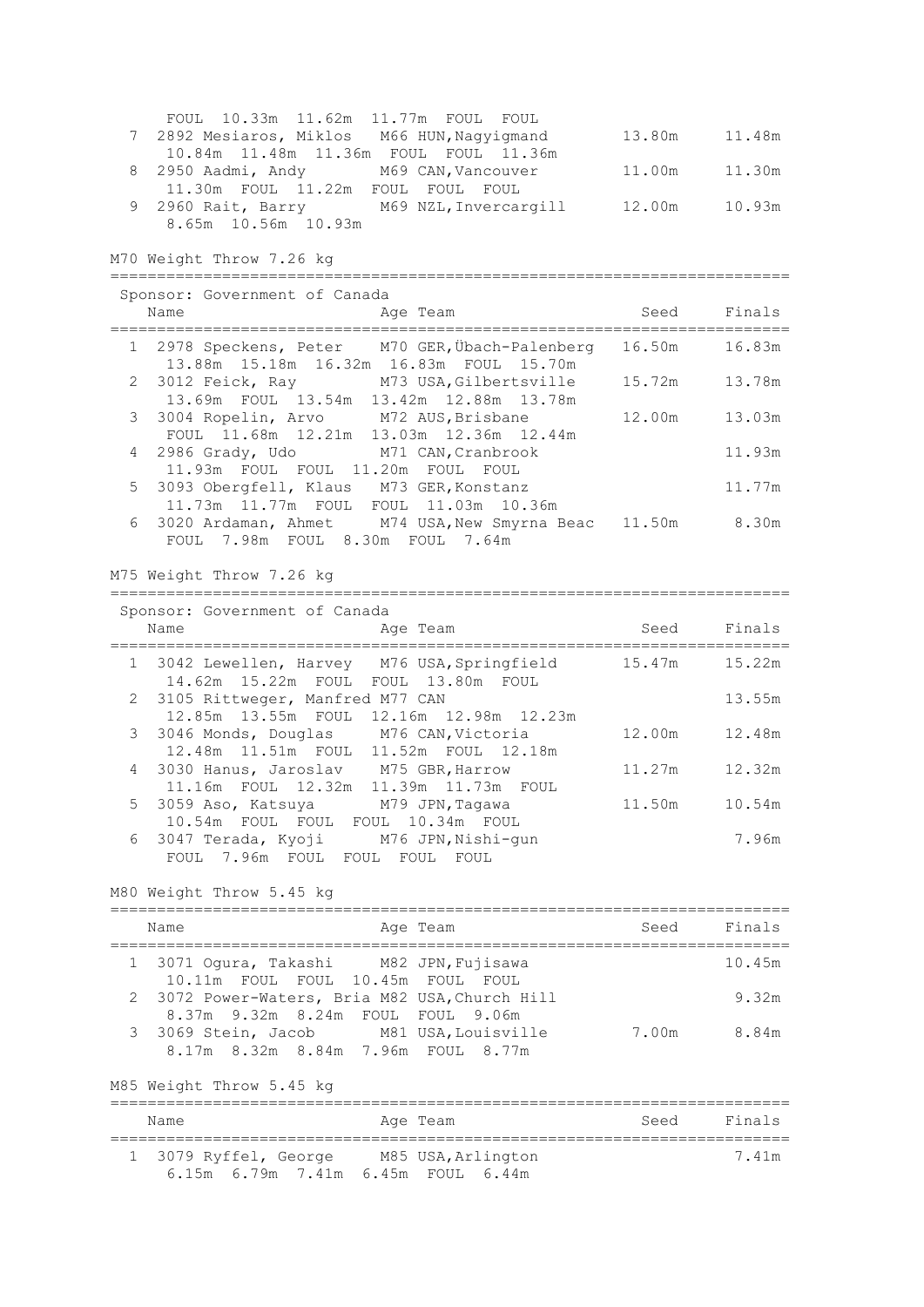| | | | | | |
|---|---|---|---|---|---|
| | FOUL 10.33m 11.62m 11.77m FOUL FOUL | | | | |
| 7 | 2892 Mesiaros, Miklos | M66 | HUN,Nagyigmand | 13.80m | 11.48m |
| | 10.84m 11.48m 11.36m FOUL FOUL 11.36m | | | | |
| 8 | 2950 Aadmi, Andy | M69 | CAN,Vancouver | 11.00m | 11.30m |
| | 11.30m FOUL 11.22m FOUL FOUL FOUL | | | | |
| 9 | 2960 Rait, Barry | M69 | NZL,Invercargill | 12.00m | 10.93m |
| | 8.65m 10.56m 10.93m | | | | |

## M70 Weight Throw 7.26 kg

Sponsor: Government of Canada

| | Name | Age | Team | Seed | Finals |
|---|---|---|---|---|---|
| 1 | 2978 Speckens, Peter | M70 | GER,Übach-Palenberg | 16.50m | 16.83m |
| | 13.88m 15.18m 16.32m 16.83m FOUL 15.70m | | | | |
| 2 | 3012 Feick, Ray | M73 | USA,Gilbertsville | 15.72m | 13.78m |
| | 13.69m FOUL 13.54m 13.42m 12.88m 13.78m | | | | |
| 3 | 3004 Ropelin, Arvo | M72 | AUS,Brisbane | 12.00m | 13.03m |
| | FOUL 11.68m 12.21m 13.03m 12.36m 12.44m | | | | |
| 4 | 2986 Grady, Udo | M71 | CAN,Cranbrook | | 11.93m |
| | 11.93m FOUL FOUL 11.20m FOUL FOUL | | | | |
| 5 | 3093 Obergfell, Klaus | M73 | GER,Konstanz | | 11.77m |
| | 11.73m 11.77m FOUL FOUL 11.03m 10.36m | | | | |
| 6 | 3020 Ardaman, Ahmet | M74 | USA,New Smyrna Beac | 11.50m | 8.30m |
| | FOUL 7.98m FOUL 8.30m FOUL 7.64m | | | | |

## M75 Weight Throw 7.26 kg

Sponsor: Government of Canada

| | Name | Age | Team | Seed | Finals |
|---|---|---|---|---|---|
| 1 | 3042 Lewellen, Harvey | M76 | USA,Springfield | 15.47m | 15.22m |
| | 14.62m 15.22m FOUL FOUL 13.80m FOUL | | | | |
| 2 | 3105 Rittweger, Manfred | M77 | CAN | | 13.55m |
| | 12.85m 13.55m FOUL 12.16m 12.98m 12.23m | | | | |
| 3 | 3046 Monds, Douglas | M76 | CAN,Victoria | 12.00m | 12.48m |
| | 12.48m 11.51m FOUL 11.52m FOUL 12.18m | | | | |
| 4 | 3030 Hanus, Jaroslav | M75 | GBR,Harrow | 11.27m | 12.32m |
| | 11.16m FOUL 12.32m 11.39m 11.73m FOUL | | | | |
| 5 | 3059 Aso, Katsuya | M79 | JPN,Tagawa | 11.50m | 10.54m |
| | 10.54m FOUL FOUL FOUL 10.34m FOUL | | | | |
| 6 | 3047 Terada, Kyoji | M76 | JPN,Nishi-gun | | 7.96m |
| | FOUL 7.96m FOUL FOUL FOUL FOUL | | | | |

## M80 Weight Throw 5.45 kg

| | Name | Age | Team | Seed | Finals |
|---|---|---|---|---|---|
| 1 | 3071 Ogura, Takashi | M82 | JPN,Fujisawa | | 10.45m |
| | 10.11m FOUL FOUL 10.45m FOUL FOUL | | | | |
| 2 | 3072 Power-Waters, Bria | M82 | USA,Church Hill | | 9.32m |
| | 8.37m 9.32m 8.24m FOUL FOUL 9.06m | | | | |
| 3 | 3069 Stein, Jacob | M81 | USA,Louisville | 7.00m | 8.84m |
| | 8.17m 8.32m 8.84m 7.96m FOUL 8.77m | | | | |

## M85 Weight Throw 5.45 kg

| | Name | Age | Team | Seed | Finals |
|---|---|---|---|---|---|
| 1 | 3079 Ryffel, George | M85 | USA,Arlington | | 7.41m |
| | 6.15m 6.79m 7.41m 6.45m FOUL 6.44m | | | | |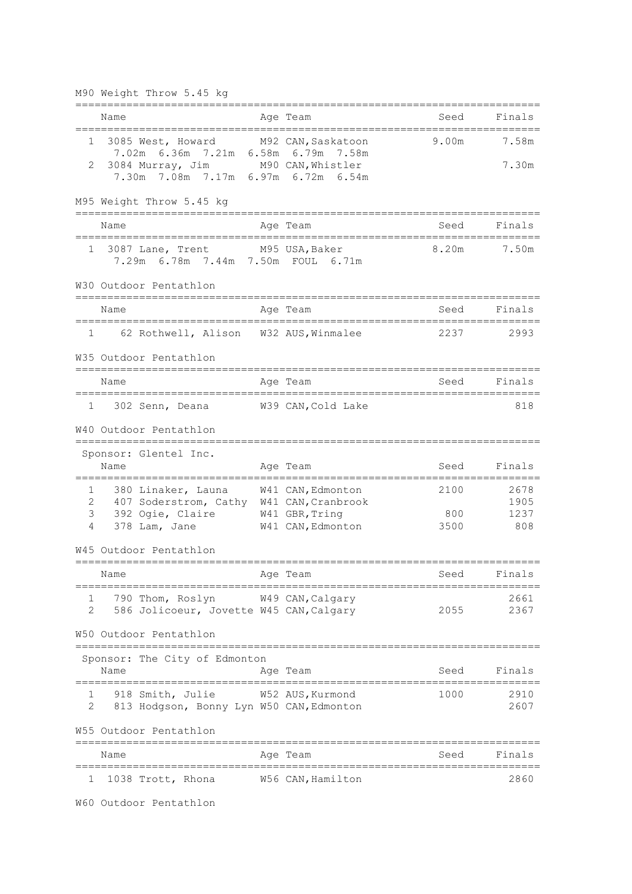## M90 Weight Throw 5.45 kg

| | Name | Age | Team | Seed | Finals |
|---|---|---|---|---|---|
| 1 | 3085 West, Howard | M92 | CAN, Saskatoon | 9.00m | 7.58m |
| | 7.02m 6.36m 7.21m 6.58m 6.79m 7.58m | | | | |
| 2 | 3084 Murray, Jim | M90 | CAN, Whistler | | 7.30m |
| | 7.30m 7.08m 7.17m 6.97m 6.72m 6.54m | | | | |

## M95 Weight Throw 5.45 kg

| | Name | Age | Team | Seed | Finals |
|---|---|---|---|---|---|
| 1 | 3087 Lane, Trent | M95 | USA, Baker | 8.20m | 7.50m |
| | 7.29m 6.78m 7.44m 7.50m FOUL 6.71m | | | | |

## W30 Outdoor Pentathlon

| | Name | Age | Team | Seed | Finals |
|---|---|---|---|---|---|
| 1 | 62 Rothwell, Alison | W32 | AUS, Winmalee | 2237 | 2993 |

## W35 Outdoor Pentathlon

| | Name | Age | Team | Seed | Finals |
|---|---|---|---|---|---|
| 1 | 302 Senn, Deana | W39 | CAN, Cold Lake | | 818 |

## W40 Outdoor Pentathlon

Sponsor: Glentel Inc.

| | Name | Age | Team | Seed | Finals |
|---|---|---|---|---|---|
| 1 | 380 Linaker, Launa | W41 | CAN, Edmonton | 2100 | 2678 |
| 2 | 407 Soderstrom, Cathy | W41 | CAN, Cranbrook | | 1905 |
| 3 | 392 Ogie, Claire | W41 | GBR, Tring | 800 | 1237 |
| 4 | 378 Lam, Jane | W41 | CAN, Edmonton | 3500 | 808 |

## W45 Outdoor Pentathlon

| | Name | Age | Team | Seed | Finals |
|---|---|---|---|---|---|
| 1 | 790 Thom, Roslyn | W49 | CAN, Calgary | | 2661 |
| 2 | 586 Jolicoeur, Jovette | W45 | CAN, Calgary | 2055 | 2367 |

## W50 Outdoor Pentathlon

Sponsor: The City of Edmonton

| | Name | Age | Team | Seed | Finals |
|---|---|---|---|---|---|
| 1 | 918 Smith, Julie | W52 | AUS, Kurmond | 1000 | 2910 |
| 2 | 813 Hodgson, Bonny Lyn | W50 | CAN, Edmonton | | 2607 |

## W55 Outdoor Pentathlon

| | Name | Age | Team | Seed | Finals |
|---|---|---|---|---|---|
| 1 | 1038 Trott, Rhona | W56 | CAN, Hamilton | | 2860 |

## W60 Outdoor Pentathlon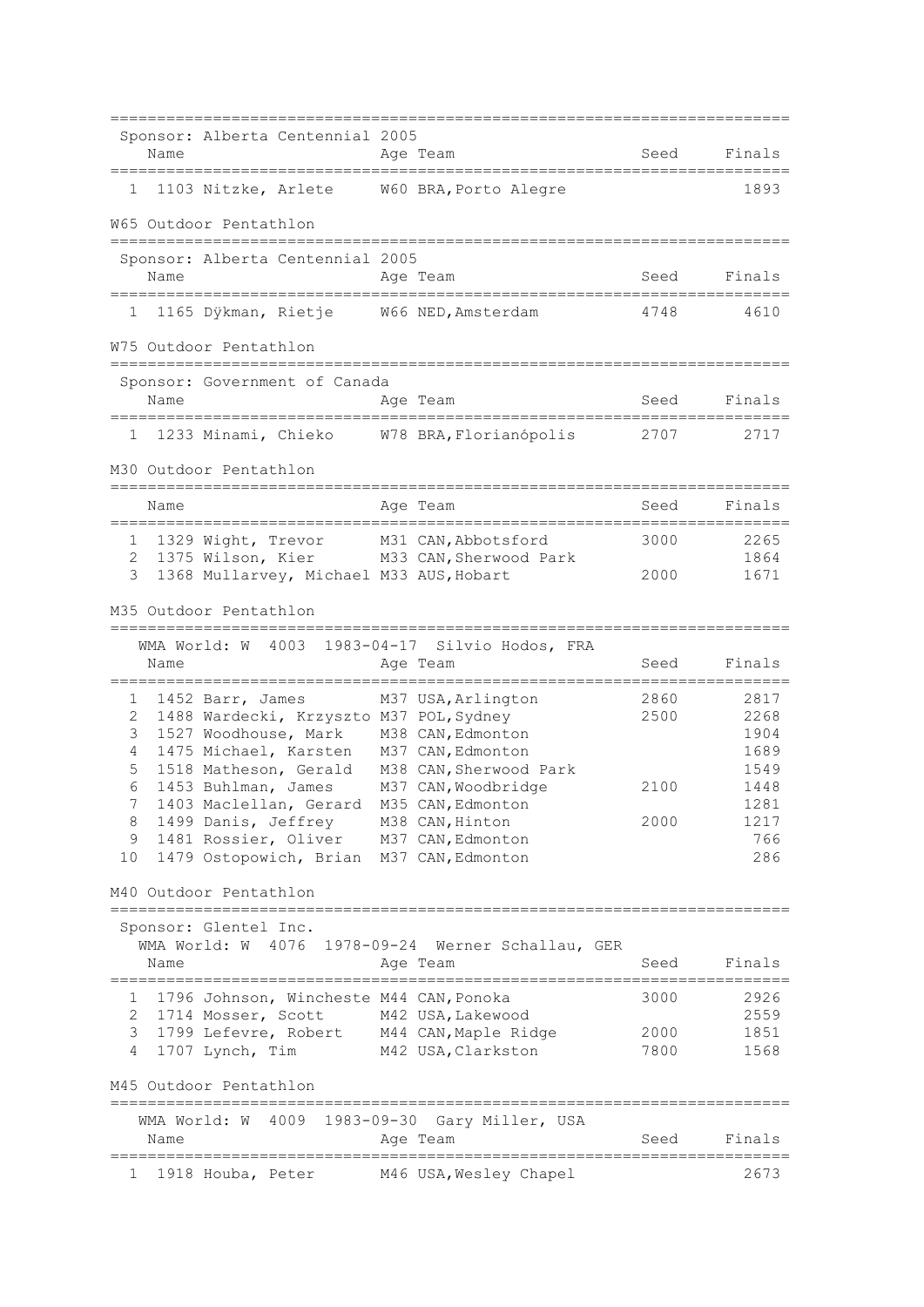Sponsor: Alberta Centennial 2005

| Place | Bib | Name | Age | Team | Seed | Finals |
|---|---|---|---|---|---|---|
| 1 | 1103 | Nitzke, Arlete | W60 | BRA, Porto Alegre | | 1893 |

## W65 Outdoor Pentathlon

Sponsor: Alberta Centennial 2005

| Place | Bib | Name | Age | Team | Seed | Finals |
|---|---|---|---|---|---|---|
| 1 | 1165 | Dÿkman, Rietje | W66 | NED, Amsterdam | 4748 | 4610 |

## W75 Outdoor Pentathlon

Sponsor: Government of Canada

| Place | Bib | Name | Age | Team | Seed | Finals |
|---|---|---|---|---|---|---|
| 1 | 1233 | Minami, Chieko | W78 | BRA, Florianópolis | 2707 | 2717 |

## M30 Outdoor Pentathlon

| Place | Bib | Name | Age | Team | Seed | Finals |
|---|---|---|---|---|---|---|
| 1 | 1329 | Wight, Trevor | M31 | CAN, Abbotsford | 3000 | 2265 |
| 2 | 1375 | Wilson, Kier | M33 | CAN, Sherwood Park | | 1864 |
| 3 | 1368 | Mullarvey, Michael | M33 | AUS, Hobart | 2000 | 1671 |

## M35 Outdoor Pentathlon

WMA World: W 4003 1983-04-17 Silvio Hodos, FRA

| Place | Bib | Name | Age | Team | Seed | Finals |
|---|---|---|---|---|---|---|
| 1 | 1452 | Barr, James | M37 | USA, Arlington | 2860 | 2817 |
| 2 | 1488 | Wardecki, Krzyszto | M37 | POL, Sydney | 2500 | 2268 |
| 3 | 1527 | Woodhouse, Mark | M38 | CAN, Edmonton | | 1904 |
| 4 | 1475 | Michael, Karsten | M37 | CAN, Edmonton | | 1689 |
| 5 | 1518 | Matheson, Gerald | M38 | CAN, Sherwood Park | | 1549 |
| 6 | 1453 | Buhlman, James | M37 | CAN, Woodbridge | 2100 | 1448 |
| 7 | 1403 | Maclellan, Gerard | M35 | CAN, Edmonton | | 1281 |
| 8 | 1499 | Danis, Jeffrey | M38 | CAN, Hinton | 2000 | 1217 |
| 9 | 1481 | Rossier, Oliver | M37 | CAN, Edmonton | | 766 |
| 10 | 1479 | Ostopowich, Brian | M37 | CAN, Edmonton | | 286 |

## M40 Outdoor Pentathlon

Sponsor: Glentel Inc.
WMA World: W 4076 1978-09-24 Werner Schallau, GER

| Place | Bib | Name | Age | Team | Seed | Finals |
|---|---|---|---|---|---|---|
| 1 | 1796 | Johnson, Wincheste | M44 | CAN, Ponoka | 3000 | 2926 |
| 2 | 1714 | Mosser, Scott | M42 | USA, Lakewood | | 2559 |
| 3 | 1799 | Lefevre, Robert | M44 | CAN, Maple Ridge | 2000 | 1851 |
| 4 | 1707 | Lynch, Tim | M42 | USA, Clarkston | 7800 | 1568 |

## M45 Outdoor Pentathlon

WMA World: W 4009 1983-09-30 Gary Miller, USA

| Place | Bib | Name | Age | Team | Seed | Finals |
|---|---|---|---|---|---|---|
| 1 | 1918 | Houba, Peter | M46 | USA, Wesley Chapel | | 2673 |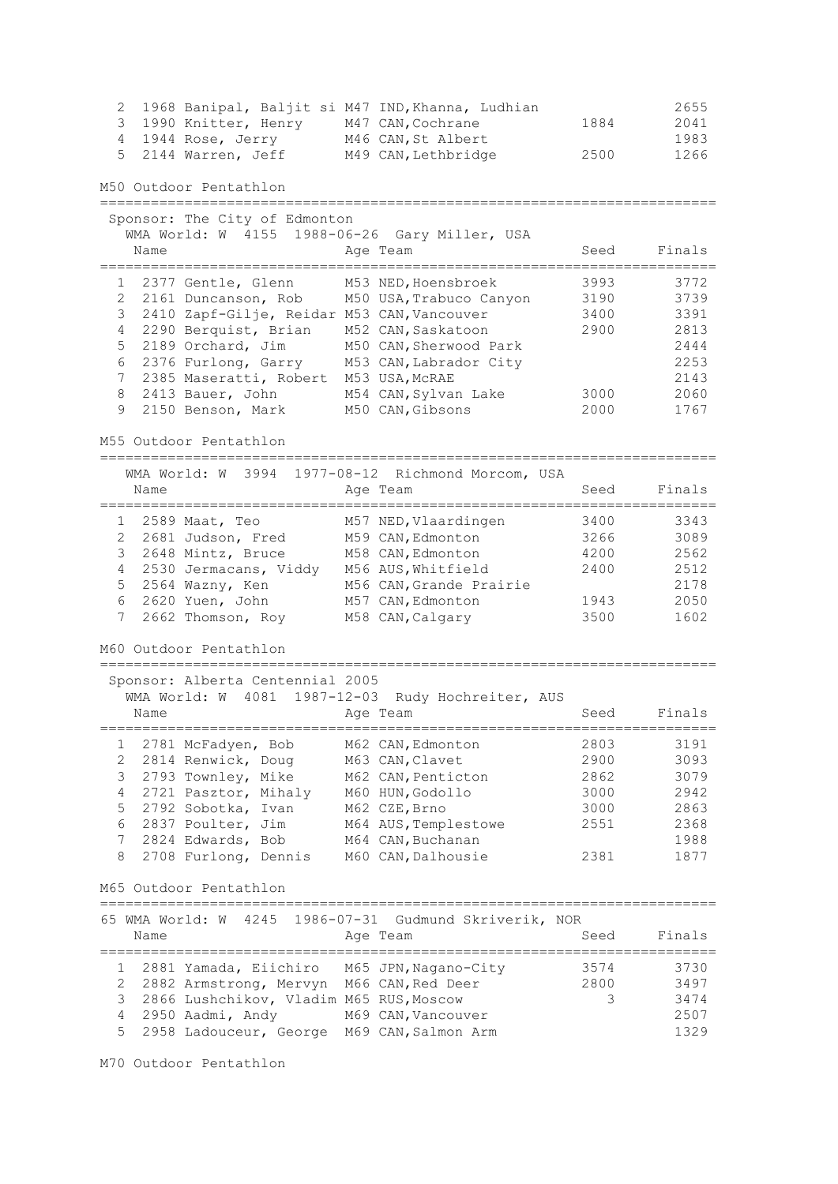| | | Name | Age | Team | Seed | Finals |
|---|---|---|---|---|---|---|
| 2 | 1968 | Banipal, Baljit si | M47 | IND, Khanna, Ludhian | | 2655 |
| 3 | 1990 | Knitter, Henry | M47 | CAN, Cochrane | 1884 | 2041 |
| 4 | 1944 | Rose, Jerry | M46 | CAN, St Albert | | 1983 |
| 5 | 2144 | Warren, Jeff | M49 | CAN, Lethbridge | 2500 | 1266 |

## M50 Outdoor Pentathlon

Sponsor: The City of Edmonton
WMA World: W 4155 1988-06-26 Gary Miller, USA

| | | Name | Age | Team | Seed | Finals |
|---|---|---|---|---|---|---|
| 1 | 2377 | Gentle, Glenn | M53 | NED, Hoensbroek | 3993 | 3772 |
| 2 | 2161 | Duncanson, Rob | M50 | USA, Trabuco Canyon | 3190 | 3739 |
| 3 | 2410 | Zapf-Gilje, Reidar | M53 | CAN, Vancouver | 3400 | 3391 |
| 4 | 2290 | Berquist, Brian | M52 | CAN, Saskatoon | 2900 | 2813 |
| 5 | 2189 | Orchard, Jim | M50 | CAN, Sherwood Park | | 2444 |
| 6 | 2376 | Furlong, Garry | M53 | CAN, Labrador City | | 2253 |
| 7 | 2385 | Maseratti, Robert | M53 | USA, McRAE | | 2143 |
| 8 | 2413 | Bauer, John | M54 | CAN, Sylvan Lake | 3000 | 2060 |
| 9 | 2150 | Benson, Mark | M50 | CAN, Gibsons | 2000 | 1767 |

## M55 Outdoor Pentathlon

WMA World: W 3994 1977-08-12 Richmond Morcom, USA

| | | Name | Age | Team | Seed | Finals |
|---|---|---|---|---|---|---|
| 1 | 2589 | Maat, Teo | M57 | NED, Vlaardingen | 3400 | 3343 |
| 2 | 2681 | Judson, Fred | M59 | CAN, Edmonton | 3266 | 3089 |
| 3 | 2648 | Mintz, Bruce | M58 | CAN, Edmonton | 4200 | 2562 |
| 4 | 2530 | Jermacans, Viddy | M56 | AUS, Whitfield | 2400 | 2512 |
| 5 | 2564 | Wazny, Ken | M56 | CAN, Grande Prairie | | 2178 |
| 6 | 2620 | Yuen, John | M57 | CAN, Edmonton | 1943 | 2050 |
| 7 | 2662 | Thomson, Roy | M58 | CAN, Calgary | 3500 | 1602 |

## M60 Outdoor Pentathlon

Sponsor: Alberta Centennial 2005
WMA World: W 4081 1987-12-03 Rudy Hochreiter, AUS

| | | Name | Age | Team | Seed | Finals |
|---|---|---|---|---|---|---|
| 1 | 2781 | McFadyen, Bob | M62 | CAN, Edmonton | 2803 | 3191 |
| 2 | 2814 | Renwick, Doug | M63 | CAN, Clavet | 2900 | 3093 |
| 3 | 2793 | Townley, Mike | M62 | CAN, Penticton | 2862 | 3079 |
| 4 | 2721 | Pasztor, Mihaly | M60 | HUN, Godollo | 3000 | 2942 |
| 5 | 2792 | Sobotka, Ivan | M62 | CZE, Brno | 3000 | 2863 |
| 6 | 2837 | Poulter, Jim | M64 | AUS, Templestowe | 2551 | 2368 |
| 7 | 2824 | Edwards, Bob | M64 | CAN, Buchanan | | 1988 |
| 8 | 2708 | Furlong, Dennis | M60 | CAN, Dalhousie | 2381 | 1877 |

## M65 Outdoor Pentathlon

65 WMA World: W 4245 1986-07-31 Gudmund Skriverik, NOR

| | | Name | Age | Team | Seed | Finals |
|---|---|---|---|---|---|---|
| 1 | 2881 | Yamada, Eiichiro | M65 | JPN, Nagano-City | 3574 | 3730 |
| 2 | 2882 | Armstrong, Mervyn | M66 | CAN, Red Deer | 2800 | 3497 |
| 3 | 2866 | Lushchikov, Vladim | M65 | RUS, Moscow | 3 | 3474 |
| 4 | 2950 | Aadmi, Andy | M69 | CAN, Vancouver | | 2507 |
| 5 | 2958 | Ladouceur, George | M69 | CAN, Salmon Arm | | 1329 |

## M70 Outdoor Pentathlon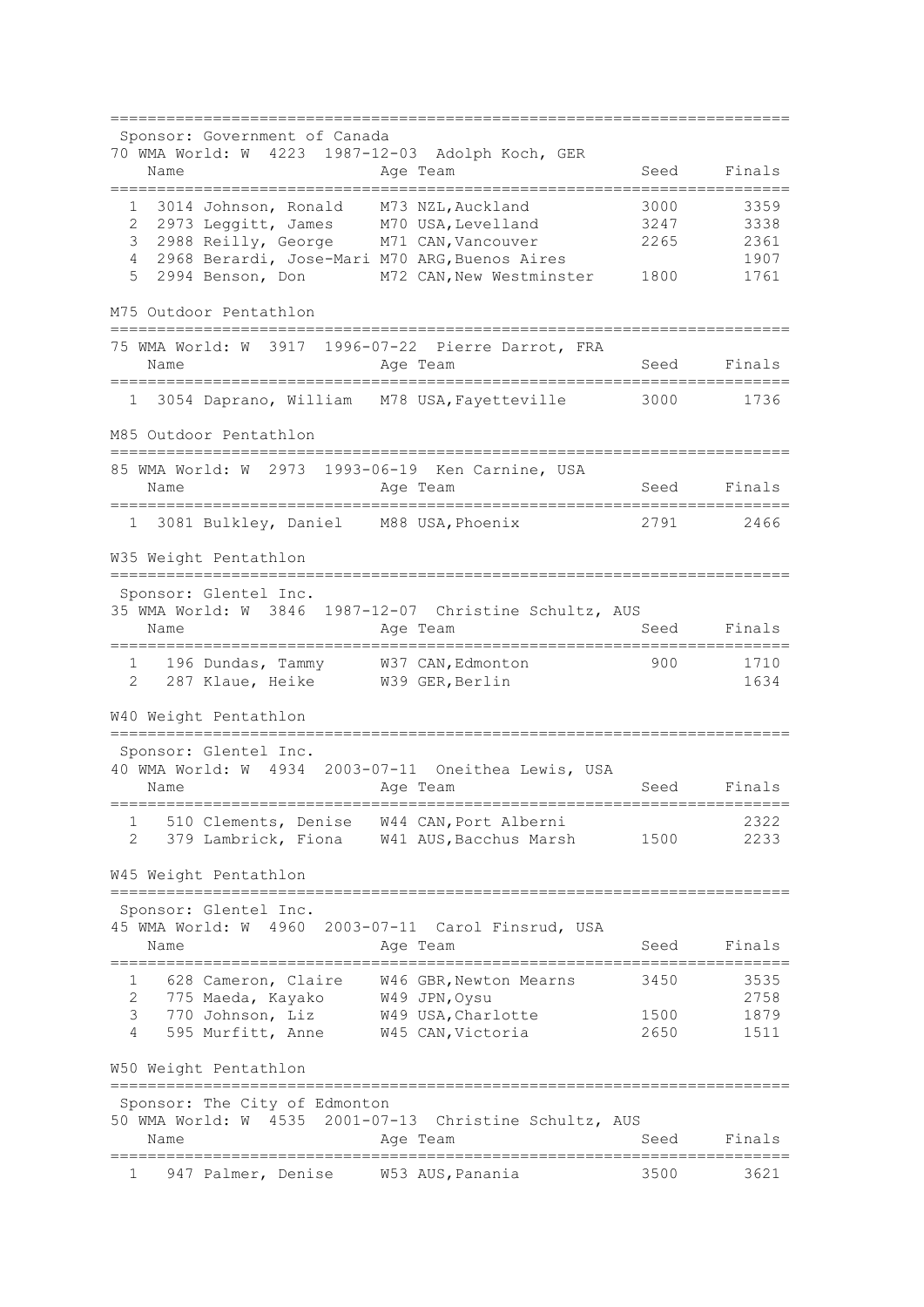Sponsor: Government of Canada

70 WMA World: W 4223 1987-12-03 Adolph Koch, GER

| | | Name | Age | Team | Seed | Finals |
|---|---|---|---|---|---|---|
| 1 | 3014 | Johnson, Ronald | M73 | NZL,Auckland | 3000 | 3359 |
| 2 | 2973 | Leggitt, James | M70 | USA,Levelland | 3247 | 3338 |
| 3 | 2988 | Reilly, George | M71 | CAN,Vancouver | 2265 | 2361 |
| 4 | 2968 | Berardi, Jose-Mari | M70 | ARG,Buenos Aires | | 1907 |
| 5 | 2994 | Benson, Don | M72 | CAN,New Westminster | 1800 | 1761 |

## M75 Outdoor Pentathlon

75 WMA World: W 3917 1996-07-22 Pierre Darrot, FRA

| | | Name | Age | Team | Seed | Finals |
|---|---|---|---|---|---|---|
| 1 | 3054 | Daprano, William | M78 | USA,Fayetteville | 3000 | 1736 |

## M85 Outdoor Pentathlon

85 WMA World: W 2973 1993-06-19 Ken Carnine, USA

| | | Name | Age | Team | Seed | Finals |
|---|---|---|---|---|---|---|
| 1 | 3081 | Bulkley, Daniel | M88 | USA,Phoenix | 2791 | 2466 |

## W35 Weight Pentathlon

Sponsor: Glentel Inc.

35 WMA World: W 3846 1987-12-07 Christine Schultz, AUS

| | | Name | Age | Team | Seed | Finals |
|---|---|---|---|---|---|---|
| 1 | 196 | Dundas, Tammy | W37 | CAN,Edmonton | 900 | 1710 |
| 2 | 287 | Klaue, Heike | W39 | GER,Berlin | | 1634 |

## W40 Weight Pentathlon

Sponsor: Glentel Inc.

40 WMA World: W 4934 2003-07-11 Oneithea Lewis, USA

| | | Name | Age | Team | Seed | Finals |
|---|---|---|---|---|---|---|
| 1 | 510 | Clements, Denise | W44 | CAN,Port Alberni | | 2322 |
| 2 | 379 | Lambrick, Fiona | W41 | AUS,Bacchus Marsh | 1500 | 2233 |

## W45 Weight Pentathlon

Sponsor: Glentel Inc.

45 WMA World: W 4960 2003-07-11 Carol Finsrud, USA

| | | Name | Age | Team | Seed | Finals |
|---|---|---|---|---|---|---|
| 1 | 628 | Cameron, Claire | W46 | GBR,Newton Mearns | 3450 | 3535 |
| 2 | 775 | Maeda, Kayako | W49 | JPN,Oysu | | 2758 |
| 3 | 770 | Johnson, Liz | W49 | USA,Charlotte | 1500 | 1879 |
| 4 | 595 | Murfitt, Anne | W45 | CAN,Victoria | 2650 | 1511 |

## W50 Weight Pentathlon

Sponsor: The City of Edmonton

50 WMA World: W 4535 2001-07-13 Christine Schultz, AUS

| | | Name | Age | Team | Seed | Finals |
|---|---|---|---|---|---|---|
| 1 | 947 | Palmer, Denise | W53 | AUS,Panania | 3500 | 3621 |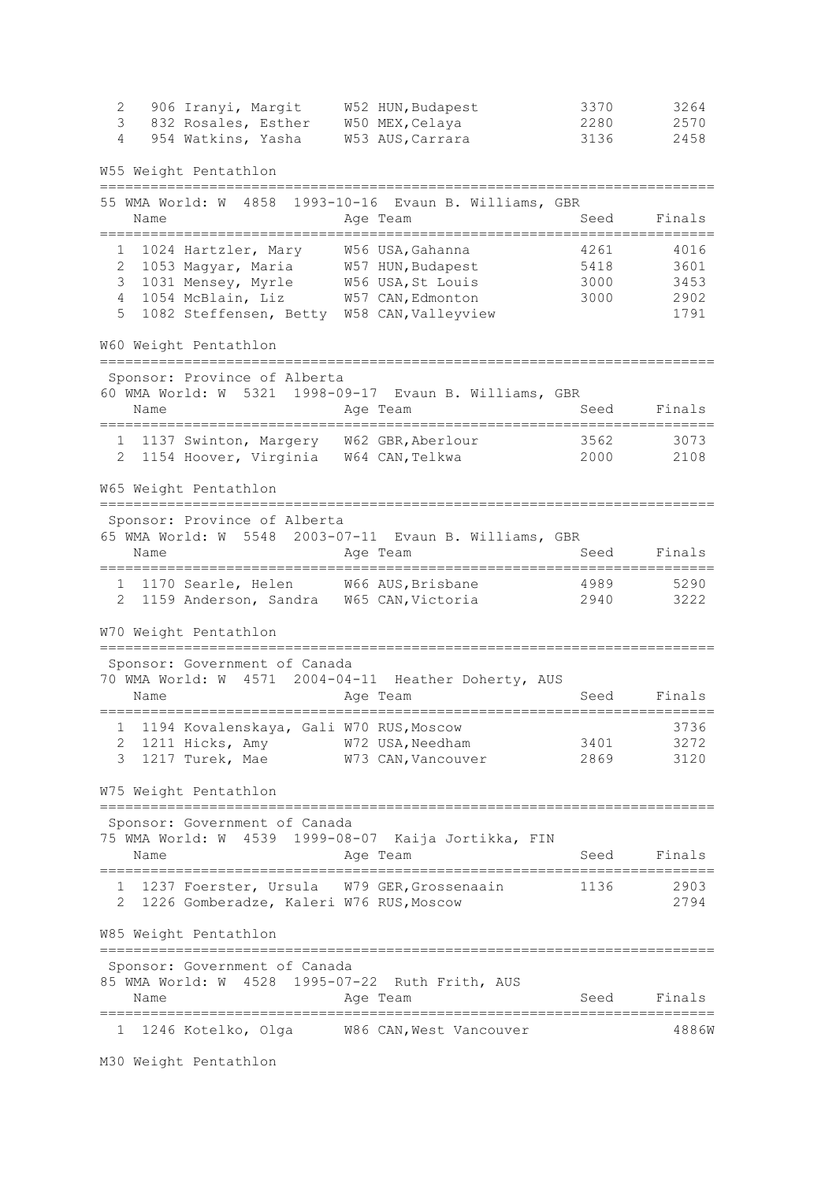| Place | Bib | Name | Age | Team | Seed | Finals |
|---|---|---|---|---|---|---|
| 2 | 906 | Iranyi, Margit | W52 | HUN,Budapest | 3370 | 3264 |
| 3 | 832 | Rosales, Esther | W50 | MEX,Celaya | 2280 | 2570 |
| 4 | 954 | Watkins, Yasha | W53 | AUS,Carrara | 3136 | 2458 |

## W55 Weight Pentathlon

55 WMA World: W 4858 1993-10-16 Evaun B. Williams, GBR

| Place | Bib | Name | Age | Team | Seed | Finals |
|---|---|---|---|---|---|---|
| 1 | 1024 | Hartzler, Mary | W56 | USA,Gahanna | 4261 | 4016 |
| 2 | 1053 | Magyar, Maria | W57 | HUN,Budapest | 5418 | 3601 |
| 3 | 1031 | Mensey, Myrle | W56 | USA,St Louis | 3000 | 3453 |
| 4 | 1054 | McBlain, Liz | W57 | CAN,Edmonton | 3000 | 2902 |
| 5 | 1082 | Steffensen, Betty | W58 | CAN,Valleyview | | 1791 |

## W60 Weight Pentathlon

Sponsor: Province of Alberta

60 WMA World: W 5321 1998-09-17 Evaun B. Williams, GBR

| Place | Bib | Name | Age | Team | Seed | Finals |
|---|---|---|---|---|---|---|
| 1 | 1137 | Swinton, Margery | W62 | GBR,Aberlour | 3562 | 3073 |
| 2 | 1154 | Hoover, Virginia | W64 | CAN,Telkwa | 2000 | 2108 |

## W65 Weight Pentathlon

Sponsor: Province of Alberta

65 WMA World: W 5548 2003-07-11 Evaun B. Williams, GBR

| Place | Bib | Name | Age | Team | Seed | Finals |
|---|---|---|---|---|---|---|
| 1 | 1170 | Searle, Helen | W66 | AUS,Brisbane | 4989 | 5290 |
| 2 | 1159 | Anderson, Sandra | W65 | CAN,Victoria | 2940 | 3222 |

## W70 Weight Pentathlon

Sponsor: Government of Canada

70 WMA World: W 4571 2004-04-11 Heather Doherty, AUS

| Place | Bib | Name | Age | Team | Seed | Finals |
|---|---|---|---|---|---|---|
| 1 | 1194 | Kovalenskaya, Gali | W70 | RUS,Moscow | | 3736 |
| 2 | 1211 | Hicks, Amy | W72 | USA,Needham | 3401 | 3272 |
| 3 | 1217 | Turek, Mae | W73 | CAN,Vancouver | 2869 | 3120 |

## W75 Weight Pentathlon

Sponsor: Government of Canada

75 WMA World: W 4539 1999-08-07 Kaija Jortikka, FIN

| Place | Bib | Name | Age | Team | Seed | Finals |
|---|---|---|---|---|---|---|
| 1 | 1237 | Foerster, Ursula | W79 | GER,Grossenaain | 1136 | 2903 |
| 2 | 1226 | Gomberadze, Kaleri | W76 | RUS,Moscow | | 2794 |

## W85 Weight Pentathlon

Sponsor: Government of Canada

85 WMA World: W 4528 1995-07-22 Ruth Frith, AUS

| Place | Bib | Name | Age | Team | Seed | Finals |
|---|---|---|---|---|---|---|
| 1 | 1246 | Kotelko, Olga | W86 | CAN,West Vancouver | | 4886W |

## M30 Weight Pentathlon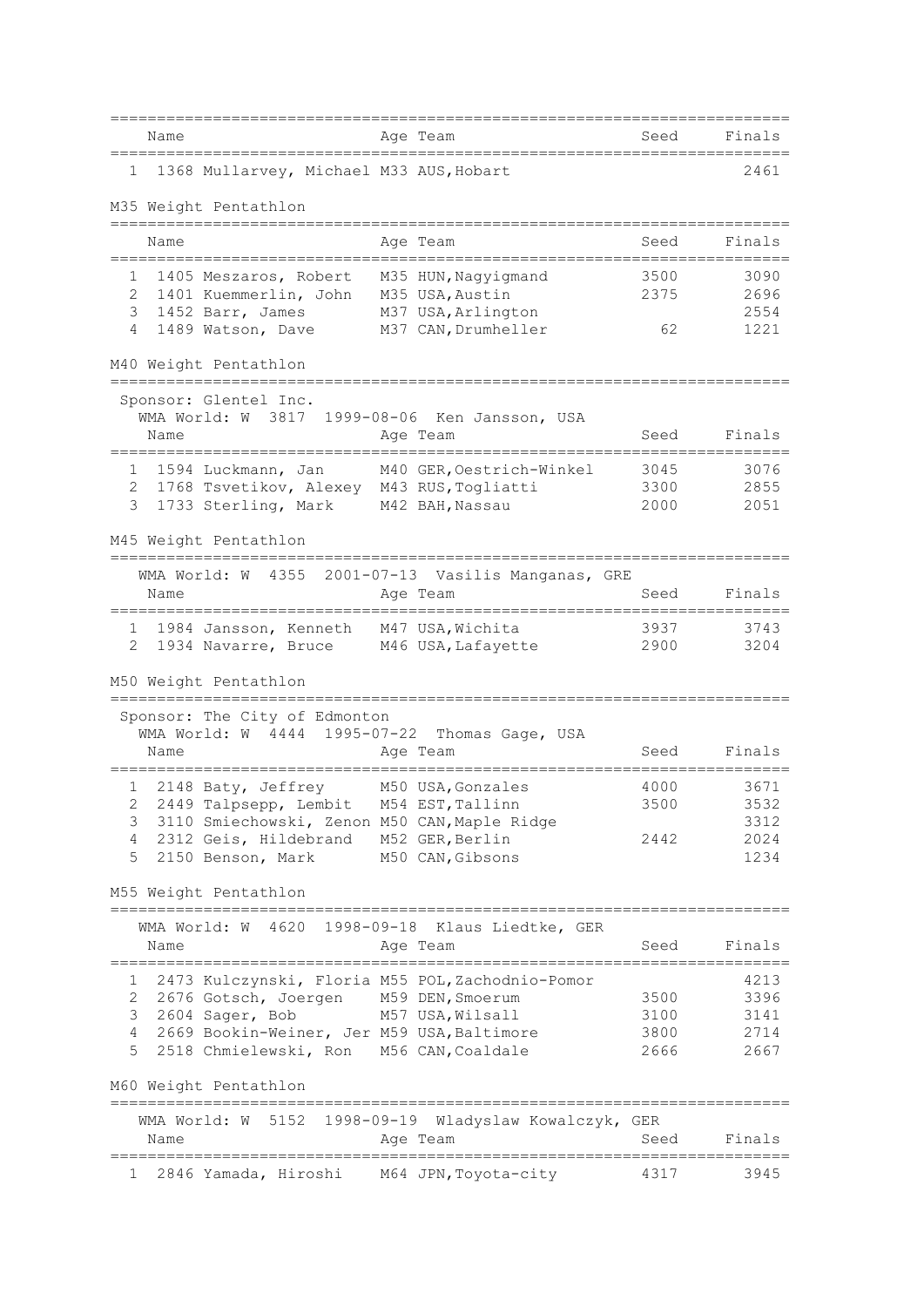| | Name | Age | Team | Seed | Finals |
|---|---|---|---|---|---|
| 1 | 1368 Mullarvey, Michael | M33 | AUS,Hobart | | 2461 |

## M35 Weight Pentathlon

| | Name | Age | Team | Seed | Finals |
|---|---|---|---|---|---|
| 1 | 1405 Meszaros, Robert | M35 | HUN,Nagyigmand | 3500 | 3090 |
| 2 | 1401 Kuemmerlin, John | M35 | USA,Austin | 2375 | 2696 |
| 3 | 1452 Barr, James | M37 | USA,Arlington | | 2554 |
| 4 | 1489 Watson, Dave | M37 | CAN,Drumheller | 62 | 1221 |

## M40 Weight Pentathlon

Sponsor: Glentel Inc.
WMA World: W 3817 1999-08-06 Ken Jansson, USA

| | Name | Age | Team | Seed | Finals |
|---|---|---|---|---|---|
| 1 | 1594 Luckmann, Jan | M40 | GER,Oestrich-Winkel | 3045 | 3076 |
| 2 | 1768 Tsvetikov, Alexey | M43 | RUS,Togliatti | 3300 | 2855 |
| 3 | 1733 Sterling, Mark | M42 | BAH,Nassau | 2000 | 2051 |

## M45 Weight Pentathlon

WMA World: W 4355 2001-07-13 Vasilis Manganas, GRE

| | Name | Age | Team | Seed | Finals |
|---|---|---|---|---|---|
| 1 | 1984 Jansson, Kenneth | M47 | USA,Wichita | 3937 | 3743 |
| 2 | 1934 Navarre, Bruce | M46 | USA,Lafayette | 2900 | 3204 |

## M50 Weight Pentathlon

Sponsor: The City of Edmonton
WMA World: W 4444 1995-07-22 Thomas Gage, USA

| | Name | Age | Team | Seed | Finals |
|---|---|---|---|---|---|
| 1 | 2148 Baty, Jeffrey | M50 | USA,Gonzales | 4000 | 3671 |
| 2 | 2449 Talpsepp, Lembit | M54 | EST,Tallinn | 3500 | 3532 |
| 3 | 3110 Smiechowski, Zenon | M50 | CAN,Maple Ridge | | 3312 |
| 4 | 2312 Geis, Hildebrand | M52 | GER,Berlin | 2442 | 2024 |
| 5 | 2150 Benson, Mark | M50 | CAN,Gibsons | | 1234 |

## M55 Weight Pentathlon

WMA World: W 4620 1998-09-18 Klaus Liedtke, GER

| | Name | Age | Team | Seed | Finals |
|---|---|---|---|---|---|
| 1 | 2473 Kulczynski, Floria | M55 | POL,Zachodnio-Pomor | | 4213 |
| 2 | 2676 Gotsch, Joergen | M59 | DEN,Smoerum | 3500 | 3396 |
| 3 | 2604 Sager, Bob | M57 | USA,Wilsall | 3100 | 3141 |
| 4 | 2669 Bookin-Weiner, Jer | M59 | USA,Baltimore | 3800 | 2714 |
| 5 | 2518 Chmielewski, Ron | M56 | CAN,Coaldale | 2666 | 2667 |

## M60 Weight Pentathlon

WMA World: W 5152 1998-09-19 Wladyslaw Kowalczyk, GER

| | Name | Age | Team | Seed | Finals |
|---|---|---|---|---|---|
| 1 | 2846 Yamada, Hiroshi | M64 | JPN,Toyota-city | 4317 | 3945 |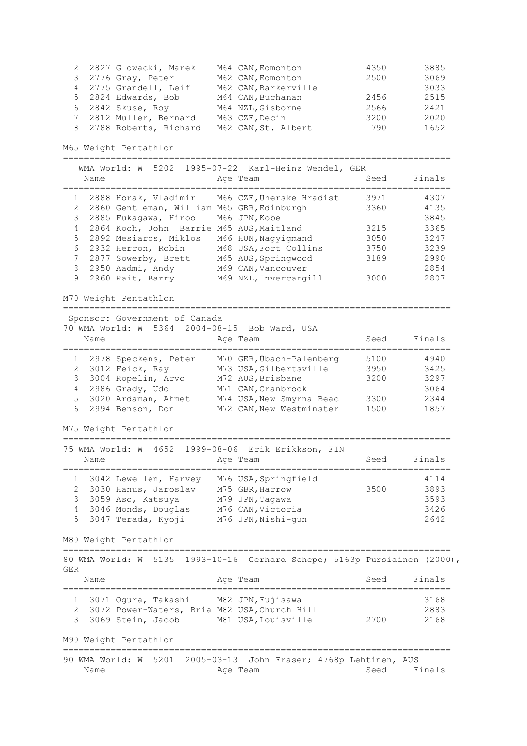| | | Name | Age | Team | Seed | Finals |
|---|---|---|---|---|---|---|
| 2 | 2827 | Glowacki, Marek | M64 | CAN, Edmonton | 4350 | 3885 |
| 3 | 2776 | Gray, Peter | M62 | CAN, Edmonton | 2500 | 3069 |
| 4 | 2775 | Grandell, Leif | M62 | CAN, Barkerville | | 3033 |
| 5 | 2824 | Edwards, Bob | M64 | CAN, Buchanan | 2456 | 2515 |
| 6 | 2842 | Skuse, Roy | M64 | NZL, Gisborne | 2566 | 2421 |
| 7 | 2812 | Muller, Bernard | M63 | CZE, Decin | 3200 | 2020 |
| 8 | 2788 | Roberts, Richard | M62 | CAN, St. Albert | 790 | 1652 |

## M65 Weight Pentathlon

WMA World: W 5202 1995-07-22 Karl-Heinz Wendel, GER

| | | Name | Age | Team | Seed | Finals |
|---|---|---|---|---|---|---|
| 1 | 2888 | Horak, Vladimir | M66 | CZE, Uherske Hradist | 3971 | 4307 |
| 2 | 2860 | Gentleman, William | M65 | GBR, Edinburgh | 3360 | 4135 |
| 3 | 2885 | Fukagawa, Hiroo | M66 | JPN, Kobe | | 3845 |
| 4 | 2864 | Koch, John Barrie | M65 | AUS, Maitland | 3215 | 3365 |
| 5 | 2892 | Mesiaros, Miklos | M66 | HUN, Nagyigmand | 3050 | 3247 |
| 6 | 2932 | Herron, Robin | M68 | USA, Fort Collins | 3750 | 3239 |
| 7 | 2877 | Sowerby, Brett | M65 | AUS, Springwood | 3189 | 2990 |
| 8 | 2950 | Aadmi, Andy | M69 | CAN, Vancouver | | 2854 |
| 9 | 2960 | Rait, Barry | M69 | NZL, Invercargill | 3000 | 2807 |

## M70 Weight Pentathlon

Sponsor: Government of Canada

70 WMA World: W 5364 2004-08-15 Bob Ward, USA

| | | Name | Age | Team | Seed | Finals |
|---|---|---|---|---|---|---|
| 1 | 2978 | Speckens, Peter | M70 | GER, Übach-Palenberg | 5100 | 4940 |
| 2 | 3012 | Feick, Ray | M73 | USA, Gilbertsville | 3950 | 3425 |
| 3 | 3004 | Ropelin, Arvo | M72 | AUS, Brisbane | 3200 | 3297 |
| 4 | 2986 | Grady, Udo | M71 | CAN, Cranbrook | | 3064 |
| 5 | 3020 | Ardaman, Ahmet | M74 | USA, New Smyrna Beac | 3300 | 2344 |
| 6 | 2994 | Benson, Don | M72 | CAN, New Westminster | 1500 | 1857 |

## M75 Weight Pentathlon

75 WMA World: W 4652 1999-08-06 Erik Erikkson, FIN

| | | Name | Age | Team | Seed | Finals |
|---|---|---|---|---|---|---|
| 1 | 3042 | Lewellen, Harvey | M76 | USA, Springfield | | 4114 |
| 2 | 3030 | Hanus, Jaroslav | M75 | GBR, Harrow | 3500 | 3893 |
| 3 | 3059 | Aso, Katsuya | M79 | JPN, Tagawa | | 3593 |
| 4 | 3046 | Monds, Douglas | M76 | CAN, Victoria | | 3426 |
| 5 | 3047 | Terada, Kyoji | M76 | JPN, Nishi-gun | | 2642 |

## M80 Weight Pentathlon

80 WMA World: W 5135 1993-10-16 Gerhard Schepe; 5163p Pursiainen (2000), GER

| | | Name | Age | Team | Seed | Finals |
|---|---|---|---|---|---|---|
| 1 | 3071 | Ogura, Takashi | M82 | JPN, Fujisawa | | 3168 |
| 2 | 3072 | Power-Waters, Bria | M82 | USA, Church Hill | | 2883 |
| 3 | 3069 | Stein, Jacob | M81 | USA, Louisville | 2700 | 2168 |

## M90 Weight Pentathlon

90 WMA World: W 5201 2005-03-13 John Fraser; 4768p Lehtinen, AUS

| | | Name | Age | Team | Seed | Finals |
|---|---|---|---|---|---|---|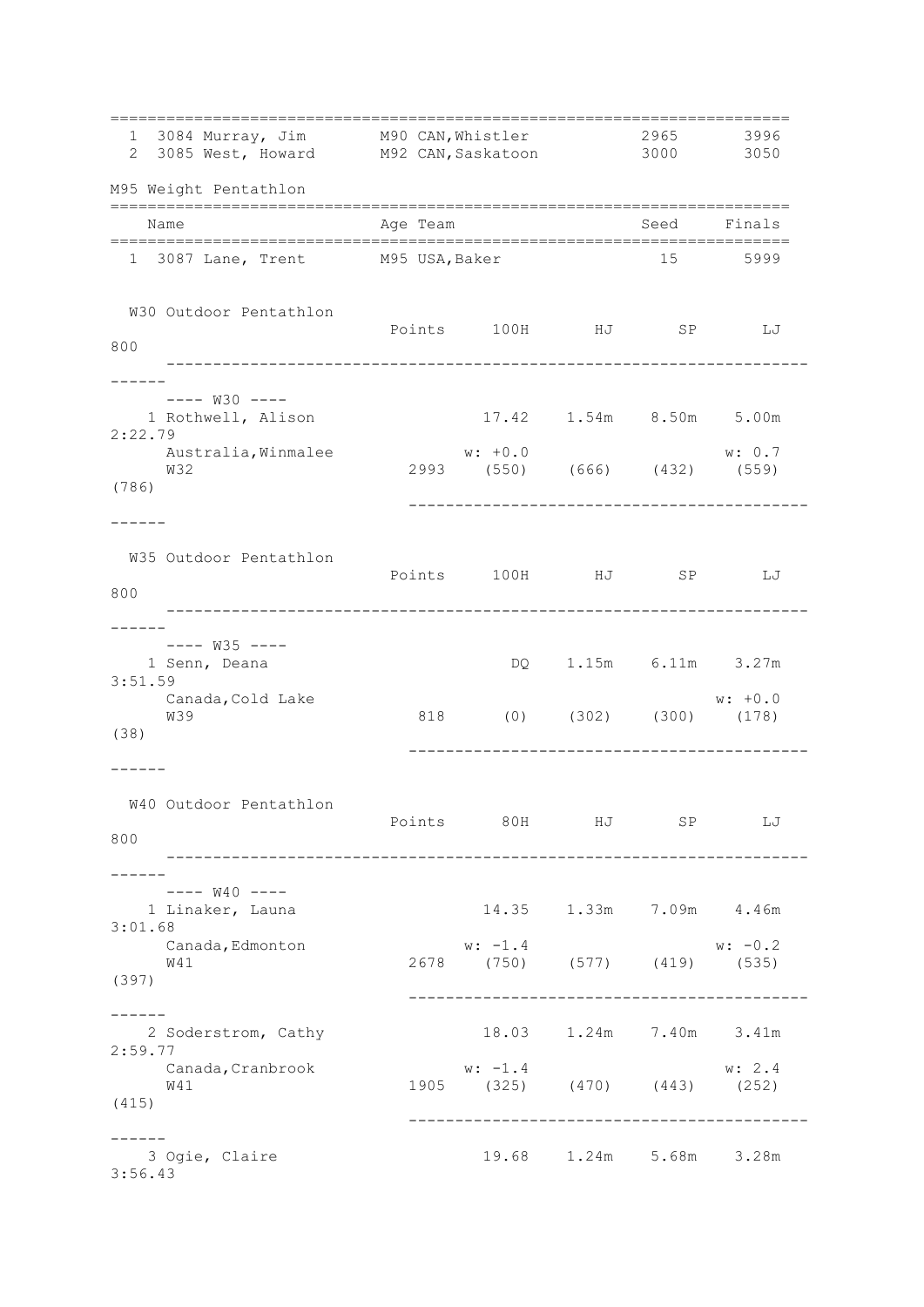| # | Bib | Name | Age | Team | Seed | Finals |
|---|---|---|---|---|---|---|
| 1 | 3084 | Murray, Jim | M90 | CAN,Whistler | 2965 | 3996 |
| 2 | 3085 | West, Howard | M92 | CAN,Saskatoon | 3000 | 3050 |

## M95 Weight Pentathlon

| # | Bib | Name | Age | Team | Seed | Finals |
|---|---|---|---|---|---|---|
| 1 | 3087 | Lane, Trent | M95 | USA,Baker | 15 | 5999 |

## W30 Outdoor Pentathlon

| Place | Name | Team | Age | Points | 100H | HJ | SP | LJ | 800 |
|---|---|---|---|---|---|---|---|---|---|
| ---- W30 ---- | | | | | | | | | |
| 1 | Rothwell, Alison | Australia,Winmalee | W32 | 2993 | 17.42 (550) w: +0.0 | 1.54m (666) | 8.50m (432) | 5.00m (559) w: 0.7 | 2:22.79 (786) |

## W35 Outdoor Pentathlon

| Place | Name | Team | Age | Points | 100H | HJ | SP | LJ | 800 |
|---|---|---|---|---|---|---|---|---|---|
| ---- W35 ---- | | | | | | | | | |
| 1 | Senn, Deana | Canada,Cold Lake | W39 | 818 | DQ (0) | 1.15m (302) | 6.11m (300) | 3.27m (178) w: +0.0 | 3:51.59 (38) |

## W40 Outdoor Pentathlon

| Place | Name | Team | Age | Points | 80H | HJ | SP | LJ | 800 |
|---|---|---|---|---|---|---|---|---|---|
| ---- W40 ---- | | | | | | | | | |
| 1 | Linaker, Launa | Canada,Edmonton | W41 | 2678 | 14.35 (750) w: -1.4 | 1.33m (577) | 7.09m (419) | 4.46m (535) w: -0.2 | 3:01.68 (397) |
| 2 | Soderstrom, Cathy | Canada,Cranbrook | W41 | 1905 | 18.03 (325) w: -1.4 | 1.24m (470) | 7.40m (443) | 3.41m (252) w: 2.4 | 2:59.77 (415) |
| 3 | Ogie, Claire | | | | 19.68 | 1.24m | 5.68m | 3.28m | 3:56.43 |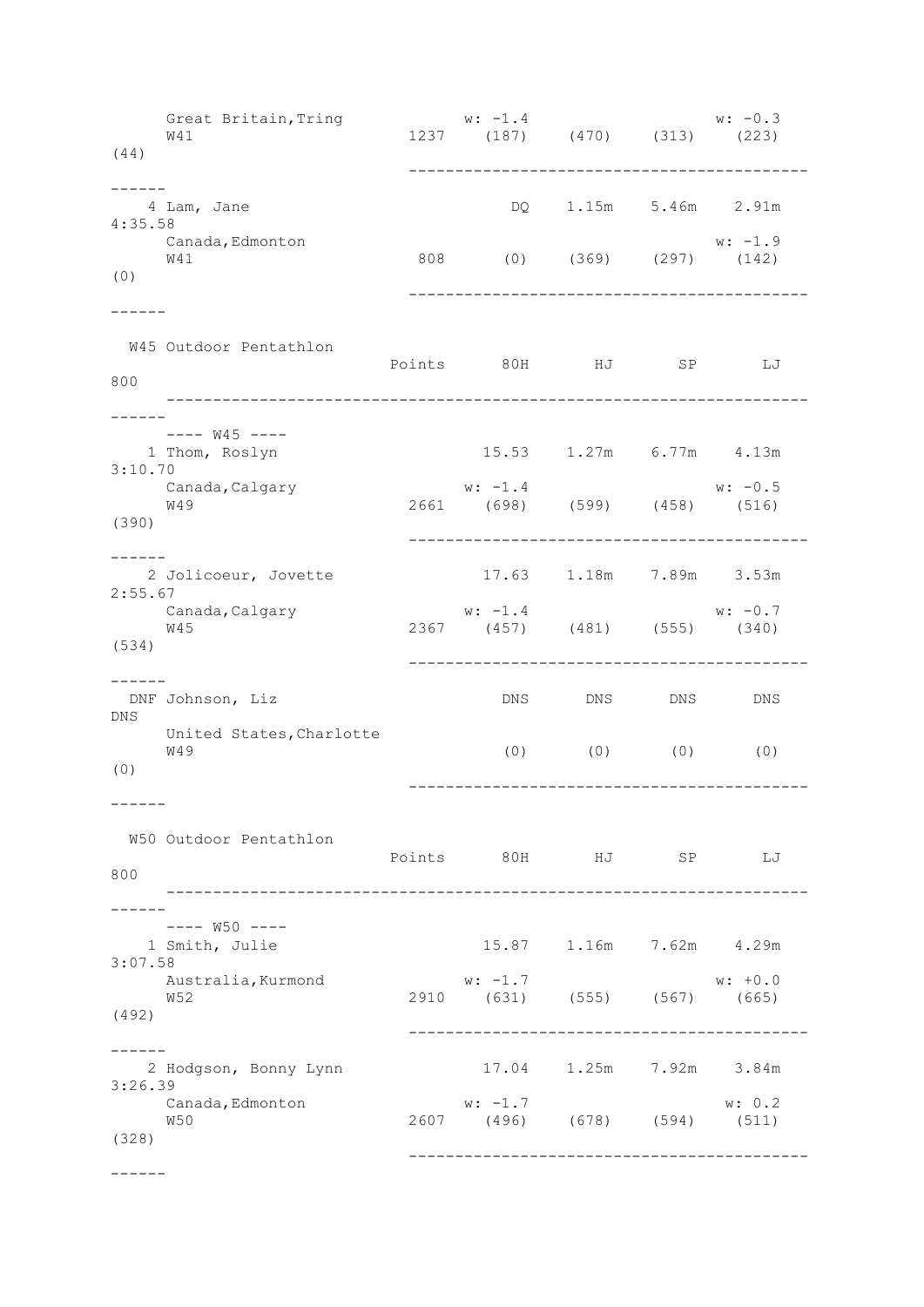| | Points | 80H | HJ | SP | LJ | 800 |
|---|---|---|---|---|---|---|
| Great Britain,Tring | | w: -1.4 | | | w: -0.3 | |
| W41 | 1237 | (187) | (470) | (313) | (223) | (44) |
| 4 Lam, Jane | | DQ | 1.15m | 5.46m | 2.91m | 4:35.58 |
| Canada,Edmonton | | | | | w: -1.9 | |
| W41 | 808 | (0) | (369) | (297) | (142) | (0) |

## W45 Outdoor Pentathlon

| | Points | 80H | HJ | SP | LJ | 800 |
|---|---|---|---|---|---|---|
| ---- W45 ---- | | | | | | |
| 1 Thom, Roslyn | | 15.53 | 1.27m | 6.77m | 4.13m | 3:10.70 |
| Canada,Calgary | | w: -1.4 | | | w: -0.5 | |
| W49 | 2661 | (698) | (599) | (458) | (516) | (390) |
| 2 Jolicoeur, Jovette | | 17.63 | 1.18m | 7.89m | 3.53m | 2:55.67 |
| Canada,Calgary | | w: -1.4 | | | w: -0.7 | |
| W45 | 2367 | (457) | (481) | (555) | (340) | (534) |
| DNF Johnson, Liz | | DNS | DNS | DNS | DNS | DNS |
| United States,Charlotte | | | | | | |
| W49 | | (0) | (0) | (0) | (0) | (0) |

## W50 Outdoor Pentathlon

| | Points | 80H | HJ | SP | LJ | 800 |
|---|---|---|---|---|---|---|
| ---- W50 ---- | | | | | | |
| 1 Smith, Julie | | 15.87 | 1.16m | 7.62m | 4.29m | 3:07.58 |
| Australia,Kurmond | | w: -1.7 | | | w: +0.0 | |
| W52 | 2910 | (631) | (555) | (567) | (665) | (492) |
| 2 Hodgson, Bonny Lynn | | 17.04 | 1.25m | 7.92m | 3.84m | 3:26.39 |
| Canada,Edmonton | | w: -1.7 | | | w: 0.2 | |
| W50 | 2607 | (496) | (678) | (594) | (511) | (328) |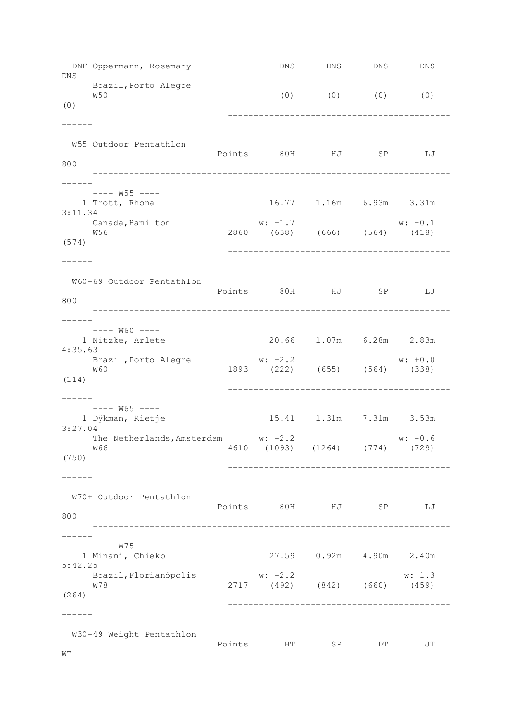| | Points | 80H | HJ | SP | LJ | 800 |
|---|---|---|---|---|---|---|
| DNF Oppermann, Rosemary | | DNS | DNS | DNS | DNS | DNS |
| Brazil,Porto Alegre | | | | | | |
| W50 | | (0) | (0) | (0) | (0) | (0) |

## W55 Outdoor Pentathlon

| | Points | 80H | HJ | SP | LJ | 800 |
|---|---|---|---|---|---|---|
| ---- W55 ---- | | | | | | |
| 1 Trott, Rhona | | 16.77 | 1.16m | 6.93m | 3.31m | 3:11.34 |
| Canada,Hamilton | | w: -1.7 | | | w: -0.1 | |
| W56 | 2860 | (638) | (666) | (564) | (418) | (574) |

## W60-69 Outdoor Pentathlon

| | Points | 80H | HJ | SP | LJ | 800 |
|---|---|---|---|---|---|---|
| ---- W60 ---- | | | | | | |
| 1 Nitzke, Arlete | | 20.66 | 1.07m | 6.28m | 2.83m | 4:35.63 |
| Brazil,Porto Alegre | | w: -2.2 | | | w: +0.0 | |
| W60 | 1893 | (222) | (655) | (564) | (338) | (114) |
| ---- W65 ---- | | | | | | |
| 1 Dÿkman, Rietje | | 15.41 | 1.31m | 7.31m | 3.53m | 3:27.04 |
| The Netherlands,Amsterdam | | w: -2.2 | | | w: -0.6 | |
| W66 | 4610 | (1093) | (1264) | (774) | (729) | (750) |

## W70+ Outdoor Pentathlon

| | Points | 80H | HJ | SP | LJ | 800 |
|---|---|---|---|---|---|---|
| ---- W75 ---- | | | | | | |
| 1 Minami, Chieko | | 27.59 | 0.92m | 4.90m | 2.40m | 5:42.25 |
| Brazil,Florianópolis | | w: -2.2 | | | w: 1.3 | |
| W78 | 2717 | (492) | (842) | (660) | (459) | (264) |

## W30-49 Weight Pentathlon

| | Points | HT | SP | DT | JT | WT |
|---|---|---|---|---|---|---|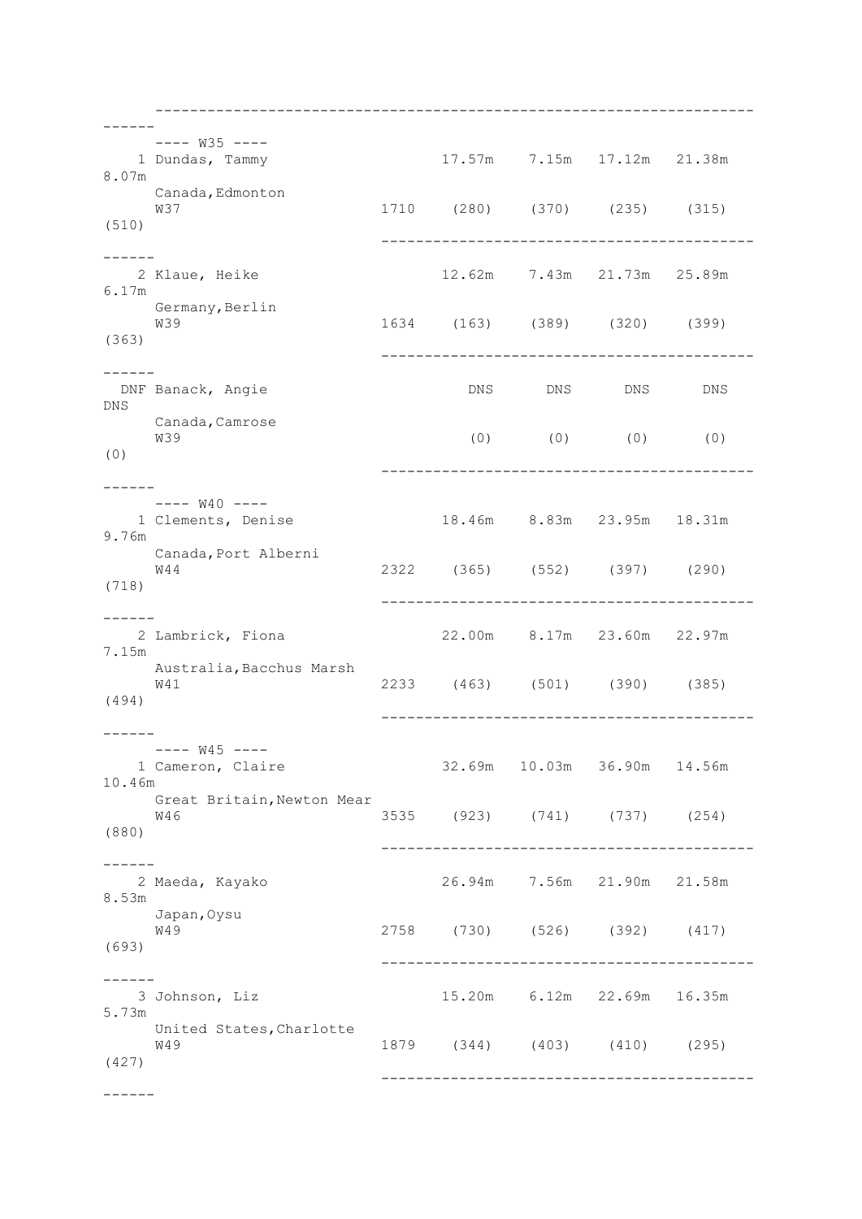```
     --------------------------------------------------------------------
------
     ---- W35 ----
    1 Dundas, Tammy                  17.57m    7.15m   17.12m   21.38m
8.07m
      Canada,Edmonton
      W37                      1710    (280)    (370)    (235)    (315)
(510)
                               --------------------------------------------
------
    2 Klaue, Heike                   12.62m    7.43m   21.73m   25.89m
6.17m
      Germany,Berlin
      W39                      1634    (163)    (389)    (320)    (399)
(363)
                               --------------------------------------------
------
  DNF Banack, Angie                     DNS      DNS      DNS      DNS
DNS
      Canada,Camrose
      W39                               (0)      (0)      (0)      (0)
(0)
                               --------------------------------------------
------
     ---- W40 ----
    1 Clements, Denise               18.46m    8.83m   23.95m   18.31m
9.76m
      Canada,Port Alberni
      W44                      2322    (365)    (552)    (397)    (290)
(718)
                               --------------------------------------------
------
    2 Lambrick, Fiona                22.00m    8.17m   23.60m   22.97m
7.15m
      Australia,Bacchus Marsh
      W41                      2233    (463)    (501)    (390)    (385)
(494)
                               --------------------------------------------
------
     ---- W45 ----
    1 Cameron, Claire                32.69m   10.03m   36.90m   14.56m
10.46m
      Great Britain,Newton Mear
      W46                      3535    (923)    (741)    (737)    (254)
(880)
                               --------------------------------------------
------
    2 Maeda, Kayako                  26.94m    7.56m   21.90m   21.58m
8.53m
      Japan,Oysu
      W49                      2758    (730)    (526)    (392)    (417)
(693)
                               --------------------------------------------
------
    3 Johnson, Liz                   15.20m    6.12m   22.69m   16.35m
5.73m
      United States,Charlotte
      W49                      1879    (344)    (403)    (410)    (295)
(427)
                               --------------------------------------------
------
```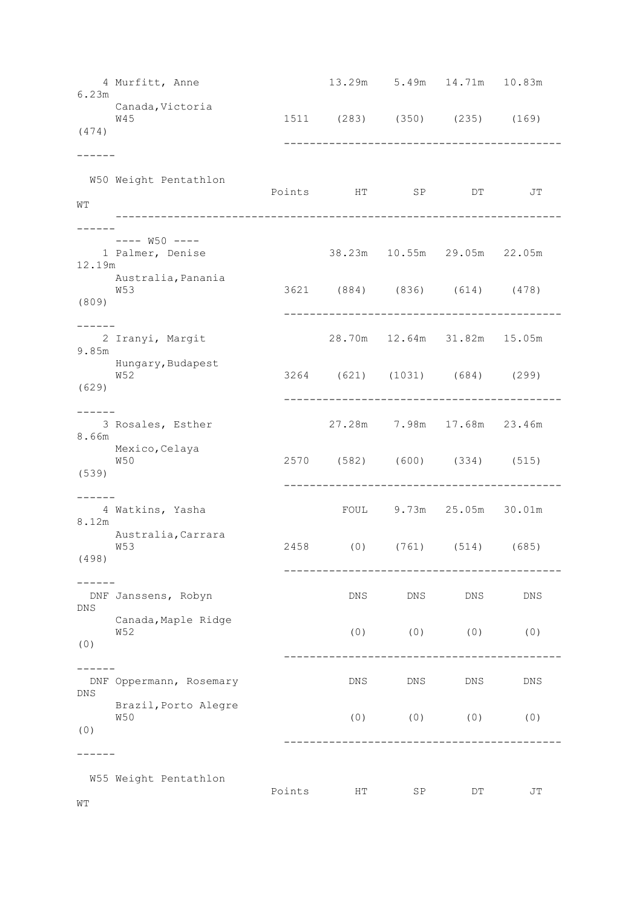| Place | Name | Points | HT | SP | DT | JT | WT |
|---|---|---|---|---|---|---|---|
| 4 | Murfitt, Anne<br>Canada,Victoria<br>W45 | 1511 | 13.29m<br>(283) | 5.49m<br>(350) | 14.71m<br>(235) | 10.83m<br>(169) | 6.23m<br>(474) |

## W50 Weight Pentathlon

| Place | Name | Points | HT | SP | DT | JT | WT |
|---|---|---|---|---|---|---|---|
| | ---- W50 ---- | | | | | | |
| 1 | Palmer, Denise<br>Australia,Panania<br>W53 | 3621 | 38.23m<br>(884) | 10.55m<br>(836) | 29.05m<br>(614) | 22.05m<br>(478) | 12.19m<br>(809) |
| 2 | Iranyi, Margit<br>Hungary,Budapest<br>W52 | 3264 | 28.70m<br>(621) | 12.64m<br>(1031) | 31.82m<br>(684) | 15.05m<br>(299) | 9.85m<br>(629) |
| 3 | Rosales, Esther<br>Mexico,Celaya<br>W50 | 2570 | 27.28m<br>(582) | 7.98m<br>(600) | 17.68m<br>(334) | 23.46m<br>(515) | 8.66m<br>(539) |
| 4 | Watkins, Yasha<br>Australia,Carrara<br>W53 | 2458 | FOUL<br>(0) | 9.73m<br>(761) | 25.05m<br>(514) | 30.01m<br>(685) | 8.12m<br>(498) |
| DNF | Janssens, Robyn<br>Canada,Maple Ridge<br>W52 | | DNS<br>(0) | DNS<br>(0) | DNS<br>(0) | DNS<br>(0) | DNS<br>(0) |
| DNF | Oppermann, Rosemary<br>Brazil,Porto Alegre<br>W50 | | DNS<br>(0) | DNS<br>(0) | DNS<br>(0) | DNS<br>(0) | DNS<br>(0) |

## W55 Weight Pentathlon

| Place | Name | Points | HT | SP | DT | JT | WT |
|---|---|---|---|---|---|---|---|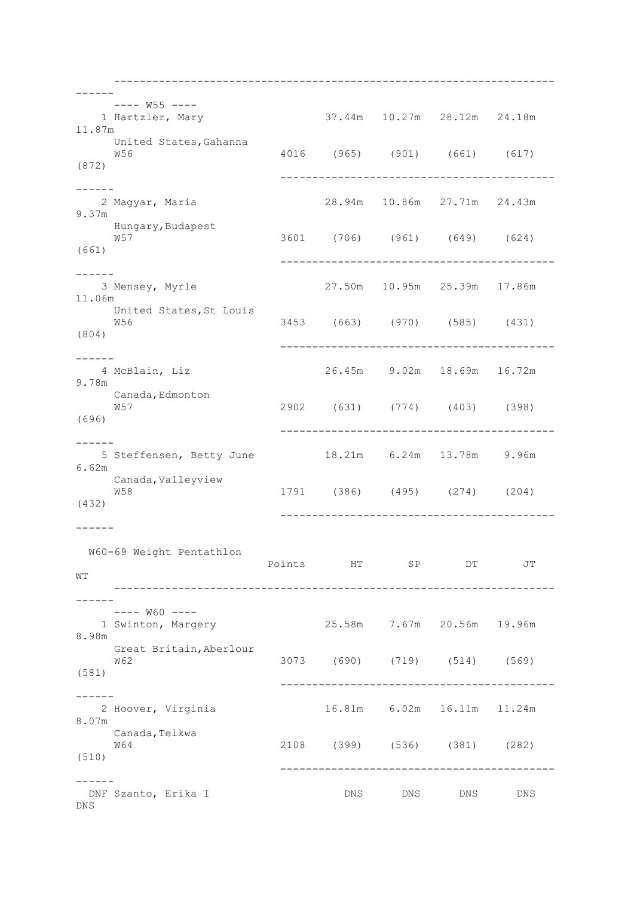## W55

| Place | Name | Age | Country, City | Points | HT | SP | DT | JT | WT |
|---|---|---|---|---|---|---|---|---|---|
| 1 | Hartzler, Mary | W56 | United States, Gahanna | 4016 | 37.44m (965) | 10.27m (901) | 28.12m (661) | 24.18m (617) | 11.87m (872) |
| 2 | Magyar, Maria | W57 | Hungary, Budapest | 3601 | 28.94m (706) | 10.86m (961) | 27.71m (649) | 24.43m (624) | 9.37m (661) |
| 3 | Mensey, Myrle | W56 | United States, St Louis | 3453 | 27.50m (663) | 10.95m (970) | 25.39m (585) | 17.86m (431) | 11.06m (804) |
| 4 | McBlain, Liz | W57 | Canada, Edmonton | 2902 | 26.45m (631) | 9.02m (774) | 18.69m (403) | 16.72m (398) | 9.78m (696) |
| 5 | Steffensen, Betty June | W58 | Canada, Valleyview | 1791 | 18.21m (386) | 6.24m (495) | 13.78m (274) | 9.96m (204) | 6.62m (432) |

## W60-69 Weight Pentathlon

### W60

| Place | Name | Age | Country, City | Points | HT | SP | DT | JT | WT |
|---|---|---|---|---|---|---|---|---|---|
| 1 | Swinton, Margery | W62 | Great Britain, Aberlour | 3073 | 25.58m (690) | 7.67m (719) | 20.56m (514) | 19.96m (569) | 8.98m (581) |
| 2 | Hoover, Virginia | W64 | Canada, Telkwa | 2108 | 16.81m (399) | 6.02m (536) | 16.11m (381) | 11.24m (282) | 8.07m (510) |
| DNF | Szanto, Erika I | | | | DNS | DNS | DNS | DNS | DNS |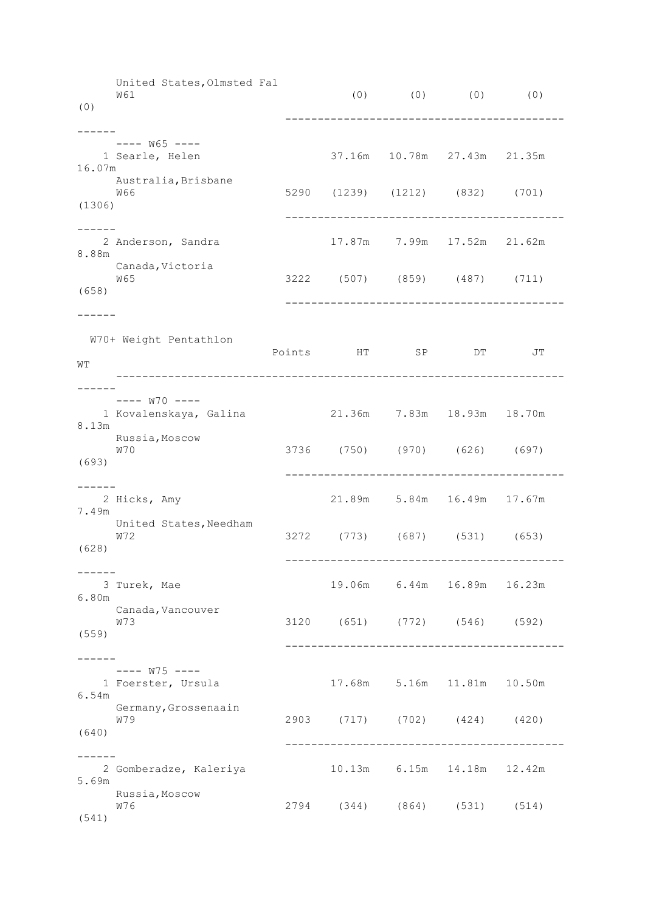| | Points | HT | SP | DT | JT | WT |
|---|---|---|---|---|---|---|
| United States,Olmsted Fal | | | | | | |
| W61 | | (0) | (0) | (0) | (0) | (0) |
| **---- W65 ----** | | | | | | |
| 1 Searle, Helen | | 37.16m | 10.78m | 27.43m | 21.35m | 16.07m |
| Australia,Brisbane | | | | | | |
| W66 | 5290 | (1239) | (1212) | (832) | (701) | (1306) |
| 2 Anderson, Sandra | | 17.87m | 7.99m | 17.52m | 21.62m | 8.88m |
| Canada,Victoria | | | | | | |
| W65 | 3222 | (507) | (859) | (487) | (711) | (658) |

## W70+ Weight Pentathlon

| | Points | HT | SP | DT | JT | WT |
|---|---|---|---|---|---|---|
| **---- W70 ----** | | | | | | |
| 1 Kovalenskaya, Galina | | 21.36m | 7.83m | 18.93m | 18.70m | 8.13m |
| Russia,Moscow | | | | | | |
| W70 | 3736 | (750) | (970) | (626) | (697) | (693) |
| 2 Hicks, Amy | | 21.89m | 5.84m | 16.49m | 17.67m | 7.49m |
| United States,Needham | | | | | | |
| W72 | 3272 | (773) | (687) | (531) | (653) | (628) |
| 3 Turek, Mae | | 19.06m | 6.44m | 16.89m | 16.23m | 6.80m |
| Canada,Vancouver | | | | | | |
| W73 | 3120 | (651) | (772) | (546) | (592) | (559) |
| **---- W75 ----** | | | | | | |
| 1 Foerster, Ursula | | 17.68m | 5.16m | 11.81m | 10.50m | 6.54m |
| Germany,Grossenaain | | | | | | |
| W79 | 2903 | (717) | (702) | (424) | (420) | (640) |
| 2 Gomberadze, Kaleriya | | 10.13m | 6.15m | 14.18m | 12.42m | 5.69m |
| Russia,Moscow | | | | | | |
| W76 | 2794 | (344) | (864) | (531) | (514) | (541) |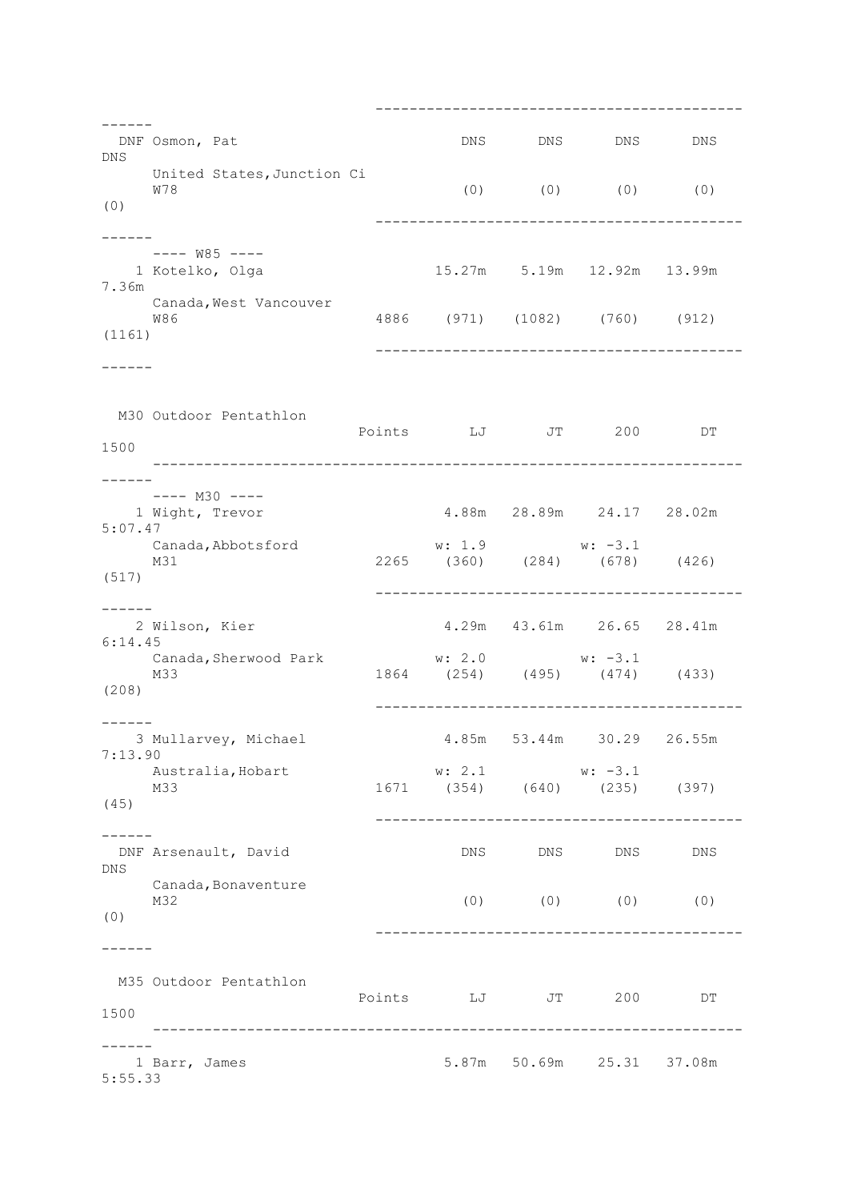| Place | Name / Team / Age | Points | LJ | JT | 200 | DT | 1500 |
|---|---|---|---|---|---|---|---|
| DNF | Osmon, Pat<br>United States,Junction Ci<br>W78 | | DNS<br>(0) | DNS<br>(0) | DNS<br>(0) | DNS<br>(0) | DNS<br>(0) |
| | ---- W85 ---- | | | | | | |
| 1 | Kotelko, Olga<br>Canada,West Vancouver<br>W86 | 4886 | 15.27m<br>(971) | 5.19m<br>(1082) | 12.92m<br>(760) | 13.99m<br>(912) | 7.36m<br>(1161) |

M30 Outdoor Pentathlon

| Place | Name / Team / Age | Points | LJ | JT | 200 | DT | 1500 |
|---|---|---|---|---|---|---|---|
| | ---- M30 ---- | | | | | | |
| 1 | Wight, Trevor<br>Canada,Abbotsford<br>M31 | 2265 | 4.88m<br>w: 1.9<br>(360) | 28.89m<br>(284) | 24.17<br>w: -3.1<br>(678) | 28.02m<br>(426) | 5:07.47<br>(517) |
| 2 | Wilson, Kier<br>Canada,Sherwood Park<br>M33 | 1864 | 4.29m<br>w: 2.0<br>(254) | 43.61m<br>(495) | 26.65<br>w: -3.1<br>(474) | 28.41m<br>(433) | 6:14.45<br>(208) |
| 3 | Mullarvey, Michael<br>Australia,Hobart<br>M33 | 1671 | 4.85m<br>w: 2.1<br>(354) | 53.44m<br>(640) | 30.29<br>w: -3.1<br>(235) | 26.55m<br>(397) | 7:13.90<br>(45) |
| DNF | Arsenault, David<br>Canada,Bonaventure<br>M32 | | DNS<br>(0) | DNS<br>(0) | DNS<br>(0) | DNS<br>(0) | DNS<br>(0) |

M35 Outdoor Pentathlon

| Place | Name / Team / Age | Points | LJ | JT | 200 | DT | 1500 |
|---|---|---|---|---|---|---|---|
| 1 | Barr, James | | 5.87m | 50.69m | 25.31 | 37.08m | 5:55.33 |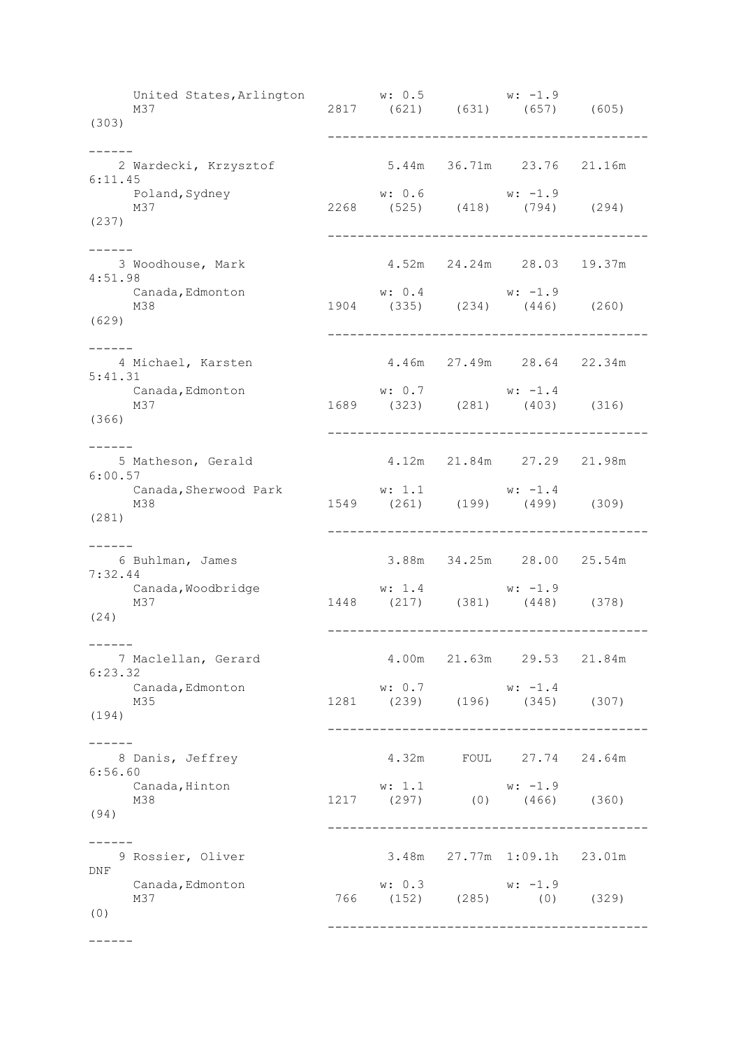```
      United States,Arlington          w: 0.5           w: -1.9
      M37                         2817    (621)    (631)    (657)    (605)
(303)
                                  ------------------------------------------
------
   2 Wardecki, Krzysztof                5.44m   36.71m    23.76   21.16m
6:11.45
      Poland,Sydney                    w: 0.6           w: -1.9
      M37                         2268    (525)    (418)    (794)    (294)
(237)
                                  ------------------------------------------
------
   3 Woodhouse, Mark                    4.52m   24.24m    28.03   19.37m
4:51.98
      Canada,Edmonton                  w: 0.4           w: -1.9
      M38                         1904    (335)    (234)    (446)    (260)
(629)
                                  ------------------------------------------
------
   4 Michael, Karsten                   4.46m   27.49m    28.64   22.34m
5:41.31
      Canada,Edmonton                  w: 0.7           w: -1.4
      M37                         1689    (323)    (281)    (403)    (316)
(366)
                                  ------------------------------------------
------
   5 Matheson, Gerald                   4.12m   21.84m    27.29   21.98m
6:00.57
      Canada,Sherwood Park             w: 1.1           w: -1.4
      M38                         1549    (261)    (199)    (499)    (309)
(281)
                                  ------------------------------------------
------
   6 Buhlman, James                     3.88m   34.25m    28.00   25.54m
7:32.44
      Canada,Woodbridge                w: 1.4           w: -1.9
      M37                         1448    (217)    (381)    (448)    (378)
(24)
                                  ------------------------------------------
------
   7 Maclellan, Gerard                  4.00m   21.63m    29.53   21.84m
6:23.32
      Canada,Edmonton                  w: 0.7           w: -1.4
      M35                         1281    (239)    (196)    (345)    (307)
(194)
                                  ------------------------------------------
------
   8 Danis, Jeffrey                     4.32m     FOUL    27.74   24.64m
6:56.60
      Canada,Hinton                    w: 1.1           w: -1.9
      M38                         1217    (297)      (0)    (466)    (360)
(94)
                                  ------------------------------------------
------
   9 Rossier, Oliver                    3.48m   27.77m  1:09.1h   23.01m
DNF
      Canada,Edmonton                  w: 0.3           w: -1.9
      M37                          766    (152)    (285)      (0)    (329)
(0)
                                  ------------------------------------------
------
```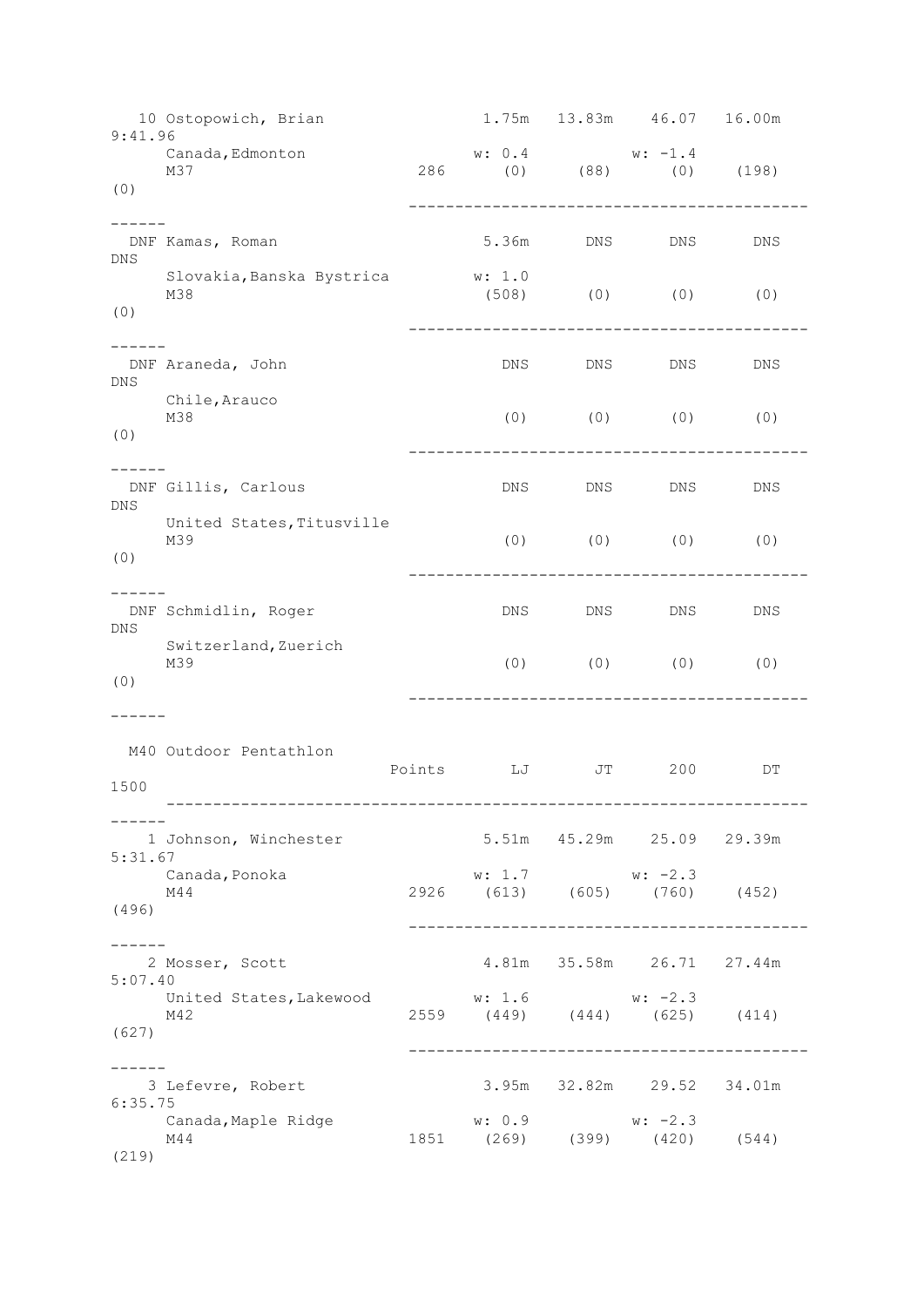```
   10 Ostopowich, Brian              1.75m   13.83m   46.07   16.00m   9:41.96
      Canada,Edmonton                w: 0.4           w: -1.4
      M37                      286     (0)     (88)     (0)    (198)     (0)
                               ------------------------------------------------
  DNF Kamas, Roman                   5.36m     DNS      DNS      DNS      DNS
      Slovakia,Banska Bystrica       w: 1.0
      M38                            (508)     (0)      (0)      (0)      (0)
                               ------------------------------------------------
  DNF Araneda, John                    DNS     DNS      DNS      DNS      DNS
      Chile,Arauco
      M38                              (0)     (0)      (0)      (0)      (0)
                               ------------------------------------------------
  DNF Gillis, Carlous                  DNS     DNS      DNS      DNS      DNS
      United States,Titusville
      M39                              (0)     (0)      (0)      (0)      (0)
                               ------------------------------------------------
  DNF Schmidlin, Roger                 DNS     DNS      DNS      DNS      DNS
      Switzerland,Zuerich
      M39                              (0)     (0)      (0)      (0)      (0)
                               ------------------------------------------------

  M40 Outdoor Pentathlon
                           Points       LJ       JT      200       DT     1500
      ------------------------------------------------------------------------
    1 Johnson, Winchester            5.51m   45.29m   25.09   29.39m   5:31.67
      Canada,Ponoka                  w: 1.7           w: -2.3
      M44                     2926   (613)    (605)    (760)    (452)    (496)
                               ------------------------------------------------
    2 Mosser, Scott                  4.81m   35.58m   26.71   27.44m   5:07.40
      United States,Lakewood         w: 1.6           w: -2.3
      M42                     2559   (449)    (444)    (625)    (414)    (627)
                               ------------------------------------------------
    3 Lefevre, Robert                3.95m   32.82m   29.52   34.01m   6:35.75
      Canada,Maple Ridge             w: 0.9           w: -2.3
      M44                     1851   (269)    (399)    (420)    (544)    (219)
```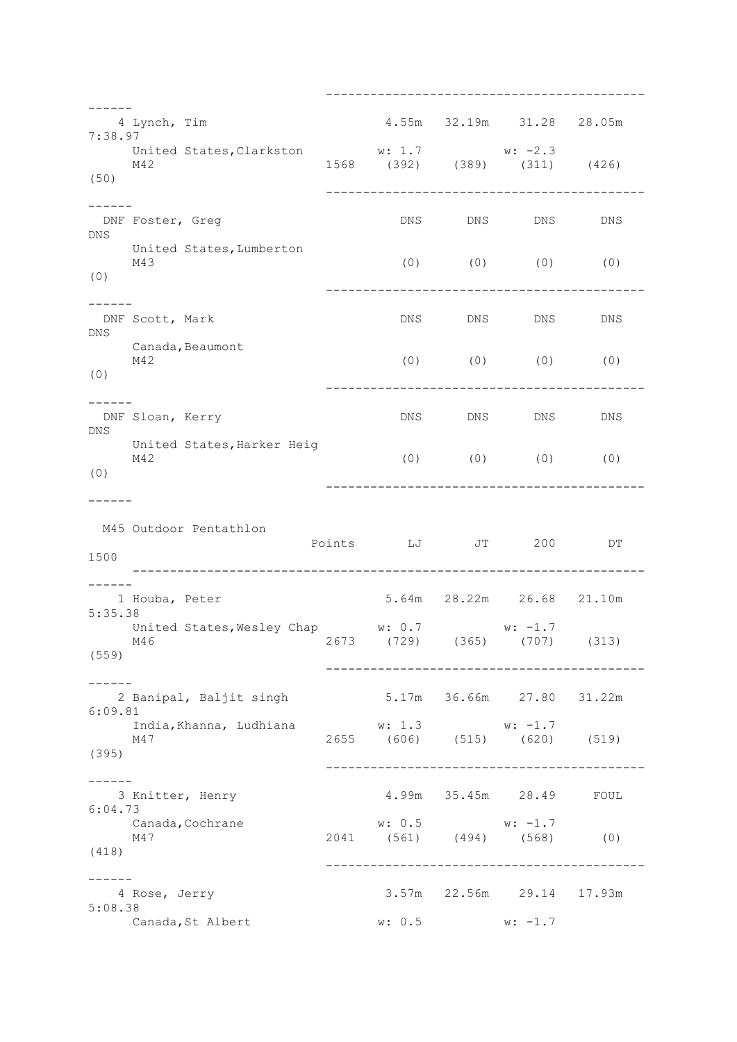| Place | Name | Points | LJ | JT | 200 | DT | 1500 |
|---|---|---|---|---|---|---|---|
| 4 | Lynch, Tim<br>United States, Clarkston<br>M42 | 1568 | 4.55m<br>w: 1.7<br>(392) | 32.19m<br>(389) | 31.28<br>w: -2.3<br>(311) | 28.05m<br>(426) | 7:38.97<br>(50) |
| DNF | Foster, Greg<br>United States, Lumberton<br>M43 | | DNS<br>(0) | DNS<br>(0) | DNS<br>(0) | DNS<br>(0) | DNS<br>(0) |
| DNF | Scott, Mark<br>Canada, Beaumont<br>M42 | | DNS<br>(0) | DNS<br>(0) | DNS<br>(0) | DNS<br>(0) | DNS<br>(0) |
| DNF | Sloan, Kerry<br>United States, Harker Heig<br>M42 | | DNS<br>(0) | DNS<br>(0) | DNS<br>(0) | DNS<br>(0) | DNS<br>(0) |

## M45 Outdoor Pentathlon

| Place | Name | Points | LJ | JT | 200 | DT | 1500 |
|---|---|---|---|---|---|---|---|
| 1 | Houba, Peter<br>United States, Wesley Chap<br>M46 | 2673 | 5.64m<br>w: 0.7<br>(729) | 28.22m<br>(365) | 26.68<br>w: -1.7<br>(707) | 21.10m<br>(313) | 5:35.38<br>(559) |
| 2 | Banipal, Baljit singh<br>India, Khanna, Ludhiana<br>M47 | 2655 | 5.17m<br>w: 1.3<br>(606) | 36.66m<br>(515) | 27.80<br>w: -1.7<br>(620) | 31.22m<br>(519) | 6:09.81<br>(395) |
| 3 | Knitter, Henry<br>Canada, Cochrane<br>M47 | 2041 | 4.99m<br>w: 0.5<br>(561) | 35.45m<br>(494) | 28.49<br>w: -1.7<br>(568) | FOUL<br>(0) | 6:04.73<br>(418) |
| 4 | Rose, Jerry<br>Canada, St Albert | | 3.57m<br>w: 0.5 | 22.56m | 29.14<br>w: -1.7 | 17.93m | 5:08.38 |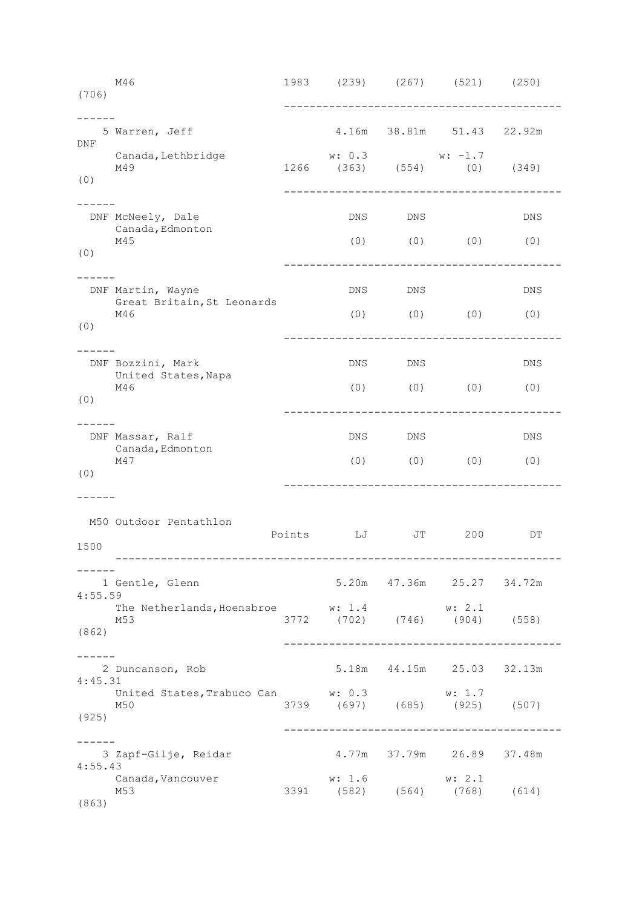```
     M46                      1983    (239)    (267)    (521)    (250)
(706)
                                   ------------------------------------------
------
   5 Warren, Jeff                     4.16m   38.81m    51.43   22.92m
DNF
     Canada,Lethbridge               w: 0.3            w: -1.7
     M49                      1266    (363)    (554)      (0)    (349)
(0)
                                   ------------------------------------------
------
  DNF McNeely, Dale                     DNS      DNS               DNS
     Canada,Edmonton
     M45                                (0)      (0)      (0)      (0)
(0)
                                   ------------------------------------------
------
  DNF Martin, Wayne                     DNS      DNS               DNS
     Great Britain,St Leonards
     M46                                (0)      (0)      (0)      (0)
(0)
                                   ------------------------------------------
------
  DNF Bozzini, Mark                     DNS      DNS               DNS
     United States,Napa
     M46                                (0)      (0)      (0)      (0)
(0)
                                   ------------------------------------------
------
  DNF Massar, Ralf                      DNS      DNS               DNS
     Canada,Edmonton
     M47                                (0)      (0)      (0)      (0)
(0)
                                   ------------------------------------------
------

  M50 Outdoor Pentathlon
                           Points       LJ       JT      200       DT
1500
     ----------------------------------------------------------------
------
   1 Gentle, Glenn                    5.20m   47.36m    25.27   34.72m
4:55.59
     The Netherlands,Hoensbroe       w: 1.4            w: 2.1
     M53                      3772    (702)    (746)    (904)    (558)
(862)
                                   ------------------------------------------
------
   2 Duncanson, Rob                   5.18m   44.15m    25.03   32.13m
4:45.31
     United States,Trabuco Can       w: 0.3            w: 1.7
     M50                      3739    (697)    (685)    (925)    (507)
(925)
                                   ------------------------------------------
------
   3 Zapf-Gilje, Reidar               4.77m   37.79m    26.89   37.48m
4:55.43
     Canada,Vancouver                w: 1.6            w: 2.1
     M53                      3391    (582)    (564)    (768)    (614)
(863)
```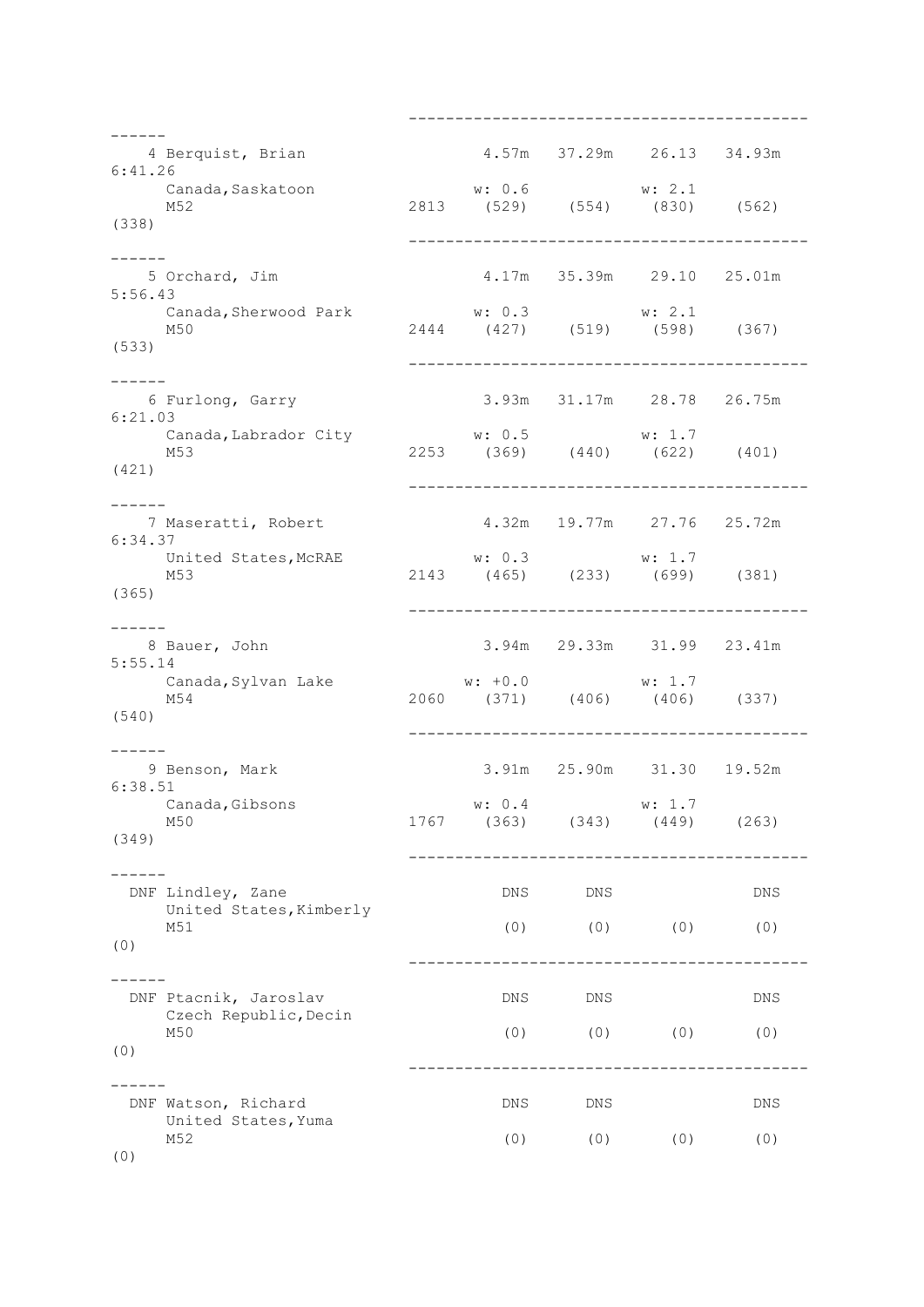| Place | Name | Country, City | Age | Total | Event 1 | Event 2 | Event 3 | Event 4 | Event 5 |
|---|---|---|---|---|---|---|---|---|---|
| 4 | Berquist, Brian | Canada, Saskatoon | M52 | 2813 | 4.57m (529) w: 0.6 | 37.29m (554) | 26.13 (830) w: 2.1 | 34.93m (562) | 6:41.26 (338) |
| 5 | Orchard, Jim | Canada, Sherwood Park | M50 | 2444 | 4.17m (427) w: 0.3 | 35.39m (519) | 29.10 (598) w: 2.1 | 25.01m (367) | 5:56.43 (533) |
| 6 | Furlong, Garry | Canada, Labrador City | M53 | 2253 | 3.93m (369) w: 0.5 | 31.17m (440) | 28.78 (622) w: 1.7 | 26.75m (401) | 6:21.03 (421) |
| 7 | Maseratti, Robert | United States, McRAE | M53 | 2143 | 4.32m (465) w: 0.3 | 19.77m (233) | 27.76 (699) w: 1.7 | 25.72m (381) | 6:34.37 (365) |
| 8 | Bauer, John | Canada, Sylvan Lake | M54 | 2060 | 3.94m (371) w: +0.0 | 29.33m (406) | 31.99 (406) w: 1.7 | 23.41m (337) | 5:55.14 (540) |
| 9 | Benson, Mark | Canada, Gibsons | M50 | 1767 | 3.91m (363) w: 0.4 | 25.90m (343) | 31.30 (449) w: 1.7 | 19.52m (263) | 6:38.51 (349) |
| DNF | Lindley, Zane | United States, Kimberly | M51 | | DNS (0) | DNS (0) | (0) | DNS (0) | (0) |
| DNF | Ptacnik, Jaroslav | Czech Republic, Decin | M50 | | DNS (0) | DNS (0) | (0) | DNS (0) | (0) |
| DNF | Watson, Richard | United States, Yuma | M52 | | DNS (0) | DNS (0) | (0) | DNS (0) | (0) |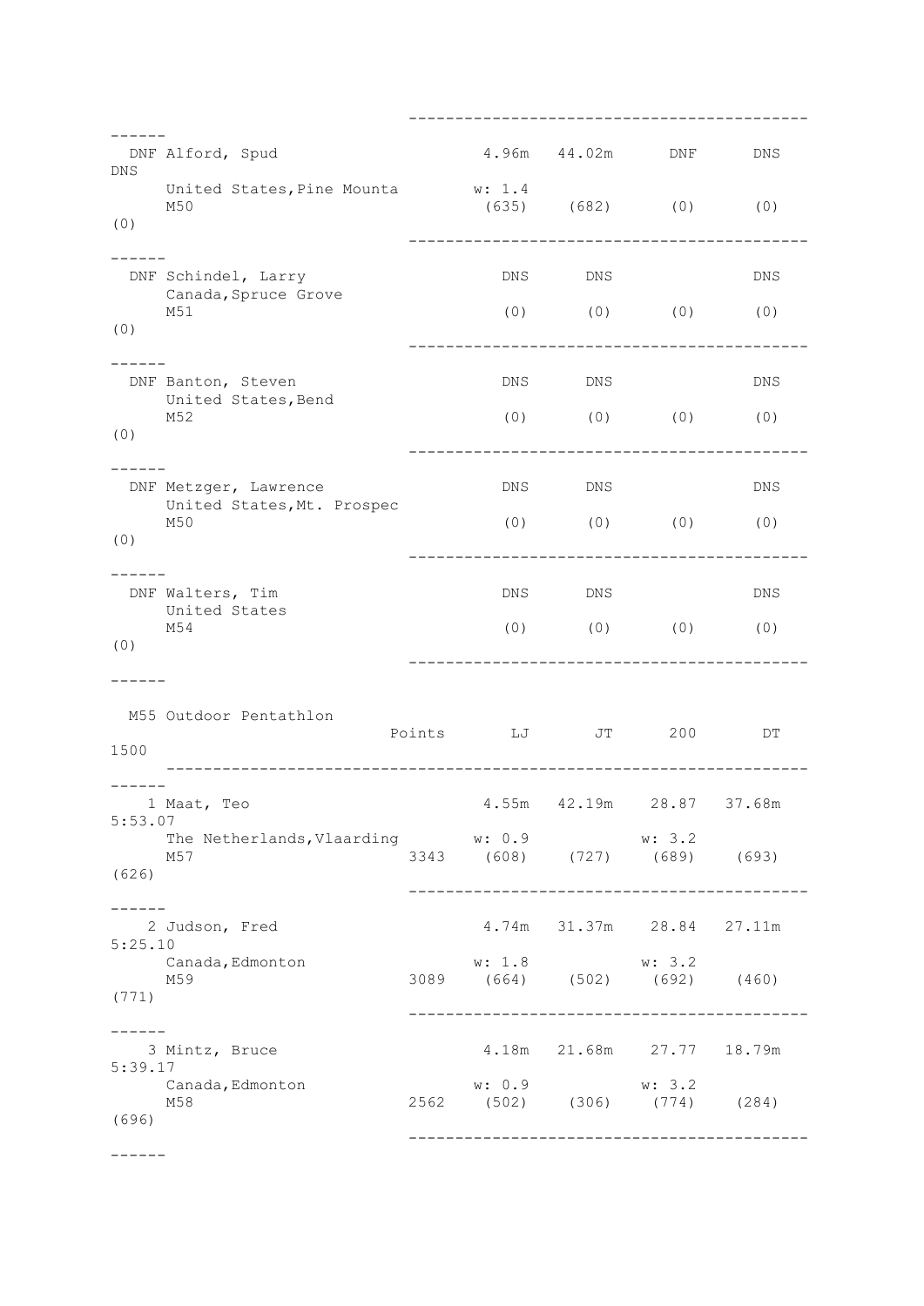| Place | Name | Points | LJ | JT | 200 | DT | 1500 |
|---|---|---|---|---|---|---|---|
| DNF | Alford, Spud | | 4.96m | 44.02m | DNF | DNS | DNS |
| | United States, Pine Mounta | | w: 1.4 | | | | |
| | M50 | | (635) | (682) | (0) | (0) | (0) |
| DNF | Schindel, Larry | | DNS | DNS | | DNS | |
| | Canada, Spruce Grove | | | | | | |
| | M51 | | (0) | (0) | (0) | (0) | (0) |
| DNF | Banton, Steven | | DNS | DNS | | DNS | |
| | United States, Bend | | | | | | |
| | M52 | | (0) | (0) | (0) | (0) | (0) |
| DNF | Metzger, Lawrence | | DNS | DNS | | DNS | |
| | United States, Mt. Prospec | | | | | | |
| | M50 | | (0) | (0) | (0) | (0) | (0) |
| DNF | Walters, Tim | | DNS | DNS | | DNS | |
| | United States | | | | | | |
| | M54 | | (0) | (0) | (0) | (0) | (0) |

## M55 Outdoor Pentathlon

| Place | Name | Points | LJ | JT | 200 | DT | 1500 |
|---|---|---|---|---|---|---|---|
| 1 | Maat, Teo | | 4.55m | 42.19m | 28.87 | 37.68m | 5:53.07 |
| | The Netherlands, Vlaarding | | w: 0.9 | | w: 3.2 | | |
| | M57 | 3343 | (608) | (727) | (689) | (693) | (626) |
| 2 | Judson, Fred | | 4.74m | 31.37m | 28.84 | 27.11m | 5:25.10 |
| | Canada, Edmonton | | w: 1.8 | | w: 3.2 | | |
| | M59 | 3089 | (664) | (502) | (692) | (460) | (771) |
| 3 | Mintz, Bruce | | 4.18m | 21.68m | 27.77 | 18.79m | 5:39.17 |
| | Canada, Edmonton | | w: 0.9 | | w: 3.2 | | |
| | M58 | 2562 | (502) | (306) | (774) | (284) | (696) |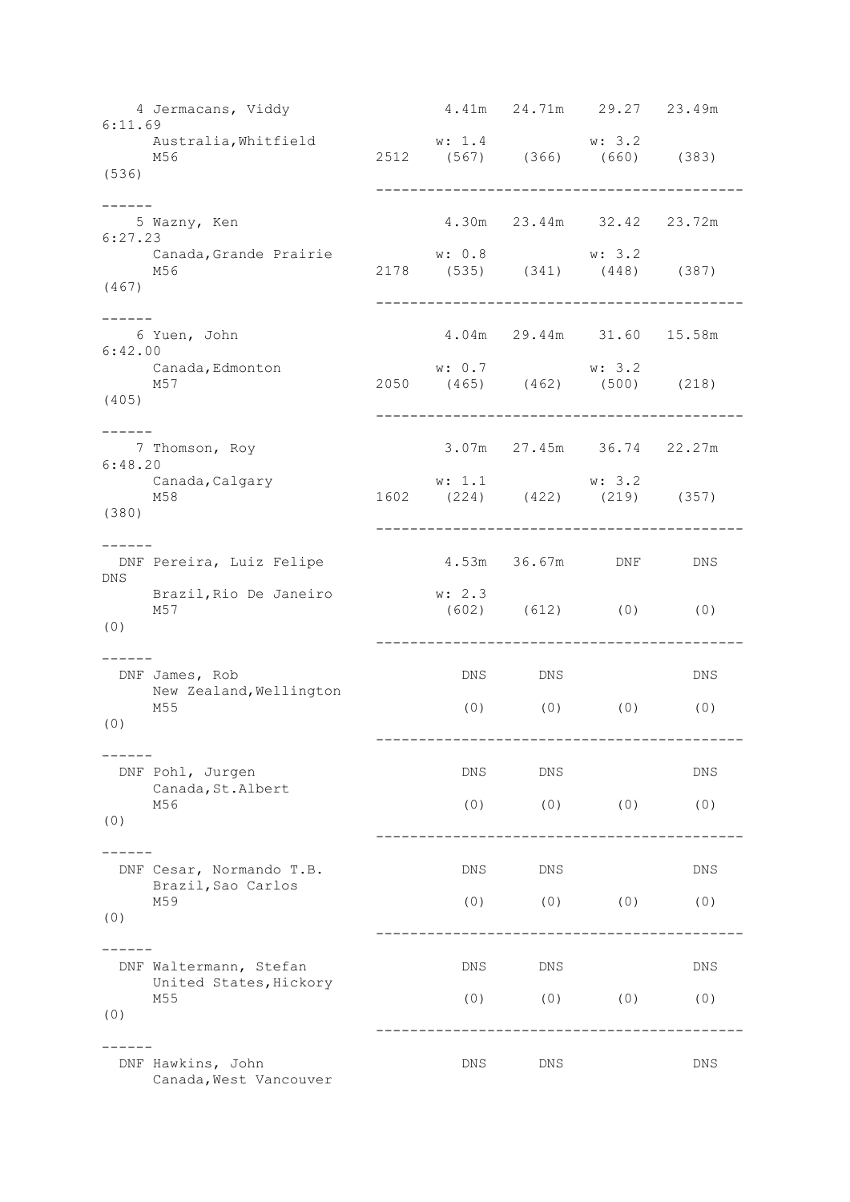```
    4 Jermacans, Viddy               4.41m   24.71m    29.27   23.49m
6:11.69
      Australia,Whitfield           w: 1.4            w: 3.2
      M56                     2512   (567)   (366)    (660)    (383)
(536)
                              ------------------------------------------
------
    5 Wazny, Ken                     4.30m   23.44m    32.42   23.72m
6:27.23
      Canada,Grande Prairie         w: 0.8            w: 3.2
      M56                     2178   (535)   (341)    (448)    (387)
(467)
                              ------------------------------------------
------
    6 Yuen, John                     4.04m   29.44m    31.60   15.58m
6:42.00
      Canada,Edmonton               w: 0.7            w: 3.2
      M57                     2050   (465)   (462)    (500)    (218)
(405)
                              ------------------------------------------
------
    7 Thomson, Roy                   3.07m   27.45m    36.74   22.27m
6:48.20
      Canada,Calgary                w: 1.1            w: 3.2
      M58                     1602   (224)   (422)    (219)    (357)
(380)
                              ------------------------------------------
------
  DNF Pereira, Luiz Felipe           4.53m   36.67m      DNF      DNS
DNS
      Brazil,Rio De Janeiro         w: 2.3
      M57                            (602)   (612)      (0)      (0)
(0)
                              ------------------------------------------
------
  DNF James, Rob                       DNS      DNS               DNS
      New Zealand,Wellington
      M55                              (0)      (0)      (0)      (0)
(0)
                              ------------------------------------------
------
  DNF Pohl, Jurgen                     DNS      DNS               DNS
      Canada,St.Albert
      M56                              (0)      (0)      (0)      (0)
(0)
                              ------------------------------------------
------
  DNF Cesar, Normando T.B.             DNS      DNS               DNS
      Brazil,Sao Carlos
      M59                              (0)      (0)      (0)      (0)
(0)
                              ------------------------------------------
------
  DNF Waltermann, Stefan               DNS      DNS               DNS
      United States,Hickory
      M55                              (0)      (0)      (0)      (0)
(0)
                              ------------------------------------------
------
  DNF Hawkins, John                    DNS      DNS               DNS
      Canada,West Vancouver
```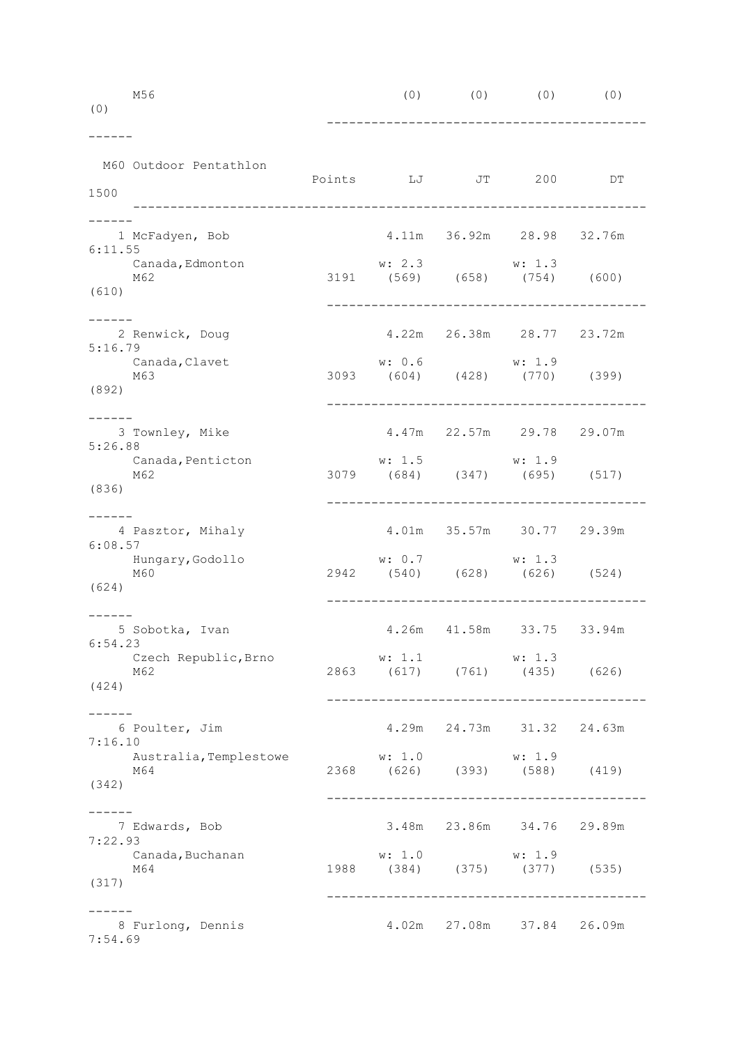| | Points | LJ | JT | 200 | DT | 1500 |
|---|---|---|---|---|---|---|
| M56 | | (0) | (0) | (0) | (0) | (0) |

## M60 Outdoor Pentathlon

| Place / Name / Affiliation / Age | Points | LJ | JT | 200 | DT | 1500 |
|---|---|---|---|---|---|---|
| 1 McFadyen, Bob | | 4.11m | 36.92m | 28.98 | 32.76m | 6:11.55 |
| Canada, Edmonton | | w: 2.3 | | w: 1.3 | | |
| M62 | 3191 | (569) | (658) | (754) | (600) | (610) |
| 2 Renwick, Doug | | 4.22m | 26.38m | 28.77 | 23.72m | 5:16.79 |
| Canada, Clavet | | w: 0.6 | | w: 1.9 | | |
| M63 | 3093 | (604) | (428) | (770) | (399) | (892) |
| 3 Townley, Mike | | 4.47m | 22.57m | 29.78 | 29.07m | 5:26.88 |
| Canada, Penticton | | w: 1.5 | | w: 1.9 | | |
| M62 | 3079 | (684) | (347) | (695) | (517) | (836) |
| 4 Pasztor, Mihaly | | 4.01m | 35.57m | 30.77 | 29.39m | 6:08.57 |
| Hungary, Godollo | | w: 0.7 | | w: 1.3 | | |
| M60 | 2942 | (540) | (628) | (626) | (524) | (624) |
| 5 Sobotka, Ivan | | 4.26m | 41.58m | 33.75 | 33.94m | 6:54.23 |
| Czech Republic, Brno | | w: 1.1 | | w: 1.3 | | |
| M62 | 2863 | (617) | (761) | (435) | (626) | (424) |
| 6 Poulter, Jim | | 4.29m | 24.73m | 31.32 | 24.63m | 7:16.10 |
| Australia, Templestowe | | w: 1.0 | | w: 1.9 | | |
| M64 | 2368 | (626) | (393) | (588) | (419) | (342) |
| 7 Edwards, Bob | | 3.48m | 23.86m | 34.76 | 29.89m | 7:22.93 |
| Canada, Buchanan | | w: 1.0 | | w: 1.9 | | |
| M64 | 1988 | (384) | (375) | (377) | (535) | (317) |
| 8 Furlong, Dennis | | 4.02m | 27.08m | 37.84 | 26.09m | 7:54.69 |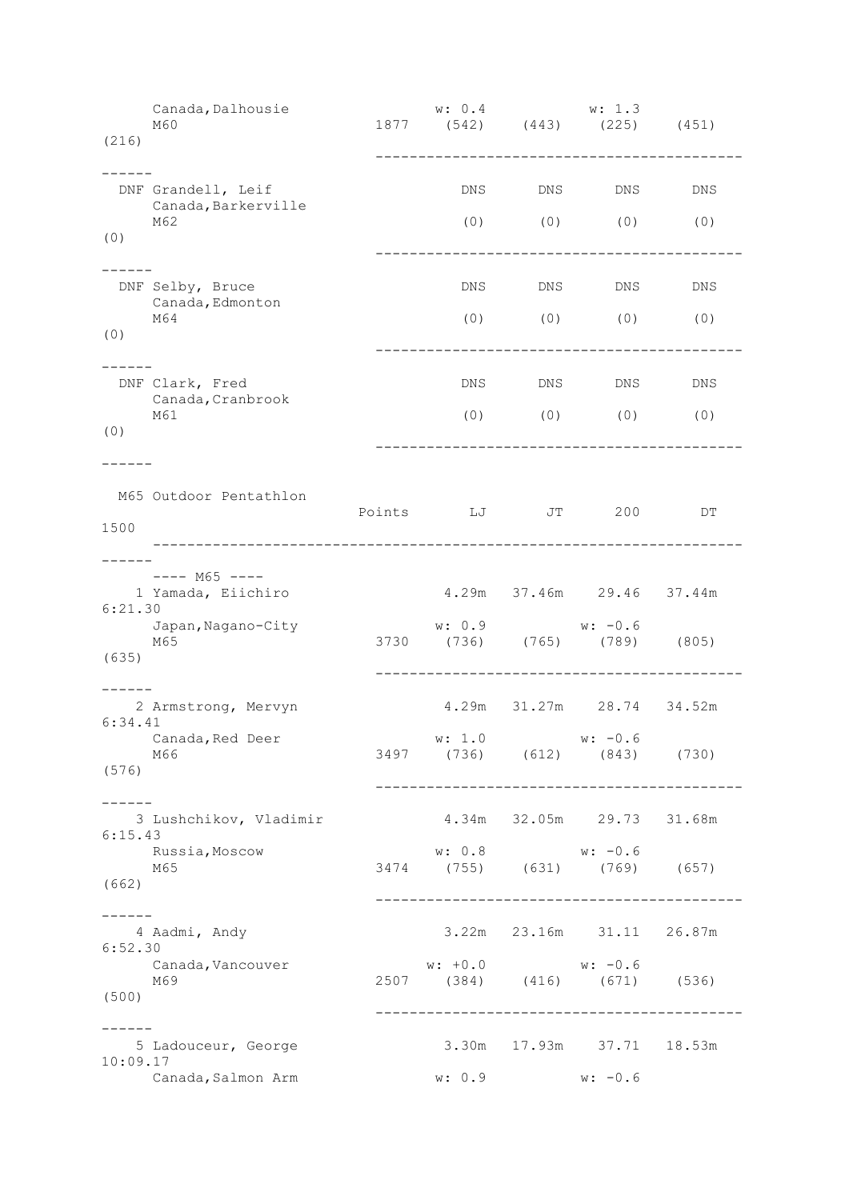| | Points | LJ | JT | 200 | DT | 1500 |
|---|---|---|---|---|---|---|
| Canada,Dalhousie | | w: 0.4 | | w: 1.3 | | |
| M60 | 1877 | (542) | (443) | (225) | (451) | (216) |
| DNF Grandell, Leif | | DNS | DNS | DNS | DNS | |
| Canada,Barkerville | | | | | | |
| M62 | | (0) | (0) | (0) | (0) | (0) |
| DNF Selby, Bruce | | DNS | DNS | DNS | DNS | |
| Canada,Edmonton | | | | | | |
| M64 | | (0) | (0) | (0) | (0) | (0) |
| DNF Clark, Fred | | DNS | DNS | DNS | DNS | |
| Canada,Cranbrook | | | | | | |
| M61 | | (0) | (0) | (0) | (0) | (0) |

## M65 Outdoor Pentathlon

| | Points | LJ | JT | 200 | DT | 1500 |
|---|---|---|---|---|---|---|
| ---- M65 ---- | | | | | | |
| 1 Yamada, Eiichiro | | 4.29m | 37.46m | 29.46 | 37.44m | 6:21.30 |
| Japan,Nagano-City | | w: 0.9 | | w: -0.6 | | |
| M65 | 3730 | (736) | (765) | (789) | (805) | (635) |
| 2 Armstrong, Mervyn | | 4.29m | 31.27m | 28.74 | 34.52m | 6:34.41 |
| Canada,Red Deer | | w: 1.0 | | w: -0.6 | | |
| M66 | 3497 | (736) | (612) | (843) | (730) | (576) |
| 3 Lushchikov, Vladimir | | 4.34m | 32.05m | 29.73 | 31.68m | 6:15.43 |
| Russia,Moscow | | w: 0.8 | | w: -0.6 | | |
| M65 | 3474 | (755) | (631) | (769) | (657) | (662) |
| 4 Aadmi, Andy | | 3.22m | 23.16m | 31.11 | 26.87m | 6:52.30 |
| Canada,Vancouver | | w: +0.0 | | w: -0.6 | | |
| M69 | 2507 | (384) | (416) | (671) | (536) | (500) |
| 5 Ladouceur, George | | 3.30m | 17.93m | 37.71 | 18.53m | 10:09.17 |
| Canada,Salmon Arm | | w: 0.9 | | w: -0.6 | | |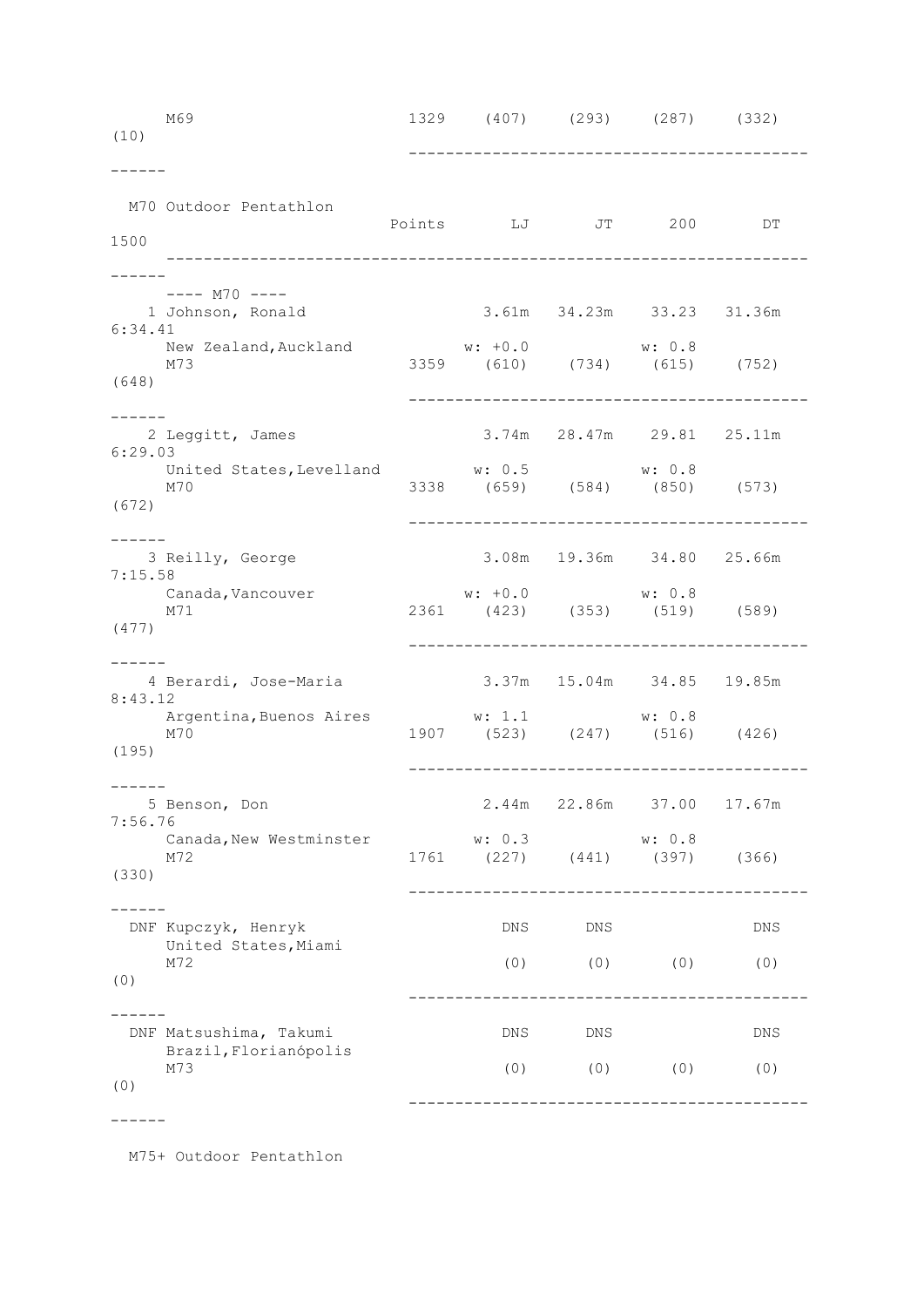| | | | | | | |
|---|---|---|---|---|---|---|
| M69 | 1329 | (407) | (293) | (287) | (332) | (10) |

## M70 Outdoor Pentathlon

| | Points | LJ | JT | 200 | DT | 1500 |
|---|---|---|---|---|---|---|
| ---- M70 ---- | | | | | | |
| 1 Johnson, Ronald | | 3.61m | 34.23m | 33.23 | 31.36m | 6:34.41 |
| New Zealand,Auckland | | w: +0.0 | | w: 0.8 | | |
| M73 | 3359 | (610) | (734) | (615) | (752) | (648) |
| 2 Leggitt, James | | 3.74m | 28.47m | 29.81 | 25.11m | 6:29.03 |
| United States,Levelland | | w: 0.5 | | w: 0.8 | | |
| M70 | 3338 | (659) | (584) | (850) | (573) | (672) |
| 3 Reilly, George | | 3.08m | 19.36m | 34.80 | 25.66m | 7:15.58 |
| Canada,Vancouver | | w: +0.0 | | w: 0.8 | | |
| M71 | 2361 | (423) | (353) | (519) | (589) | (477) |
| 4 Berardi, Jose-Maria | | 3.37m | 15.04m | 34.85 | 19.85m | 8:43.12 |
| Argentina,Buenos Aires | | w: 1.1 | | w: 0.8 | | |
| M70 | 1907 | (523) | (247) | (516) | (426) | (195) |
| 5 Benson, Don | | 2.44m | 22.86m | 37.00 | 17.67m | 7:56.76 |
| Canada,New Westminster | | w: 0.3 | | w: 0.8 | | |
| M72 | 1761 | (227) | (441) | (397) | (366) | (330) |
| DNF Kupczyk, Henryk | | DNS | DNS | | DNS | |
| United States,Miami | | | | | | |
| M72 | | (0) | (0) | (0) | (0) | (0) |
| DNF Matsushima, Takumi | | DNS | DNS | | DNS | |
| Brazil,Florianópolis | | | | | | |
| M73 | | (0) | (0) | (0) | (0) | (0) |

## M75+ Outdoor Pentathlon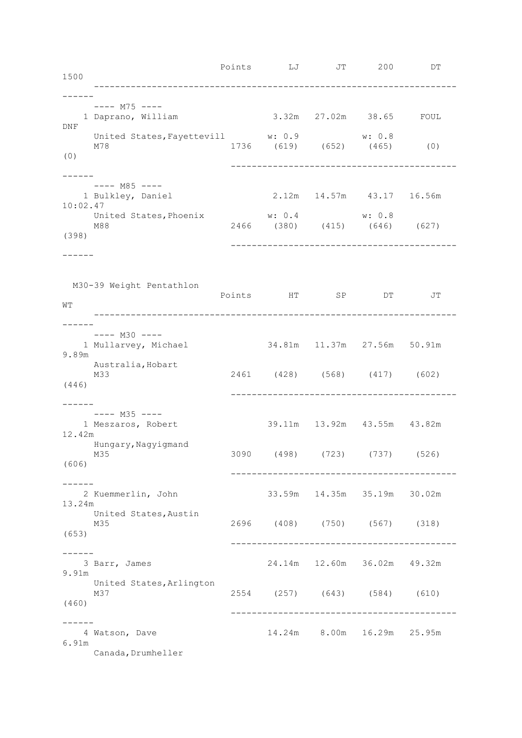| | Points | LJ | JT | 200 | DT | 1500 |
|---|---|---|---|---|---|---|
| ---- M75 ---- | | | | | | |
| 1 Daprano, William | | 3.32m | 27.02m | 38.65 | FOUL | DNF |
| United States,Fayettevill | | w: 0.9 | | w: 0.8 | | |
| M78 | 1736 | (619) | (652) | (465) | (0) | (0) |
| ---- M85 ---- | | | | | | |
| 1 Bulkley, Daniel | | 2.12m | 14.57m | 43.17 | 16.56m | 10:02.47 |
| United States,Phoenix | | w: 0.4 | | w: 0.8 | | |
| M88 | 2466 | (380) | (415) | (646) | (627) | (398) |

M30-39 Weight Pentathlon

| | Points | HT | SP | DT | JT | WT |
|---|---|---|---|---|---|---|
| ---- M30 ---- | | | | | | |
| 1 Mullarvey, Michael | | 34.81m | 11.37m | 27.56m | 50.91m | 9.89m |
| Australia,Hobart | | | | | | |
| M33 | 2461 | (428) | (568) | (417) | (602) | (446) |
| ---- M35 ---- | | | | | | |
| 1 Meszaros, Robert | | 39.11m | 13.92m | 43.55m | 43.82m | 12.42m |
| Hungary,Nagyigmand | | | | | | |
| M35 | 3090 | (498) | (723) | (737) | (526) | (606) |
| 2 Kuemmerlin, John | | 33.59m | 14.35m | 35.19m | 30.02m | 13.24m |
| United States,Austin | | | | | | |
| M35 | 2696 | (408) | (750) | (567) | (318) | (653) |
| 3 Barr, James | | 24.14m | 12.60m | 36.02m | 49.32m | 9.91m |
| United States,Arlington | | | | | | |
| M37 | 2554 | (257) | (643) | (584) | (610) | (460) |
| 4 Watson, Dave | | 14.24m | 8.00m | 16.29m | 25.95m | 6.91m |
| Canada,Drumheller | | | | | | |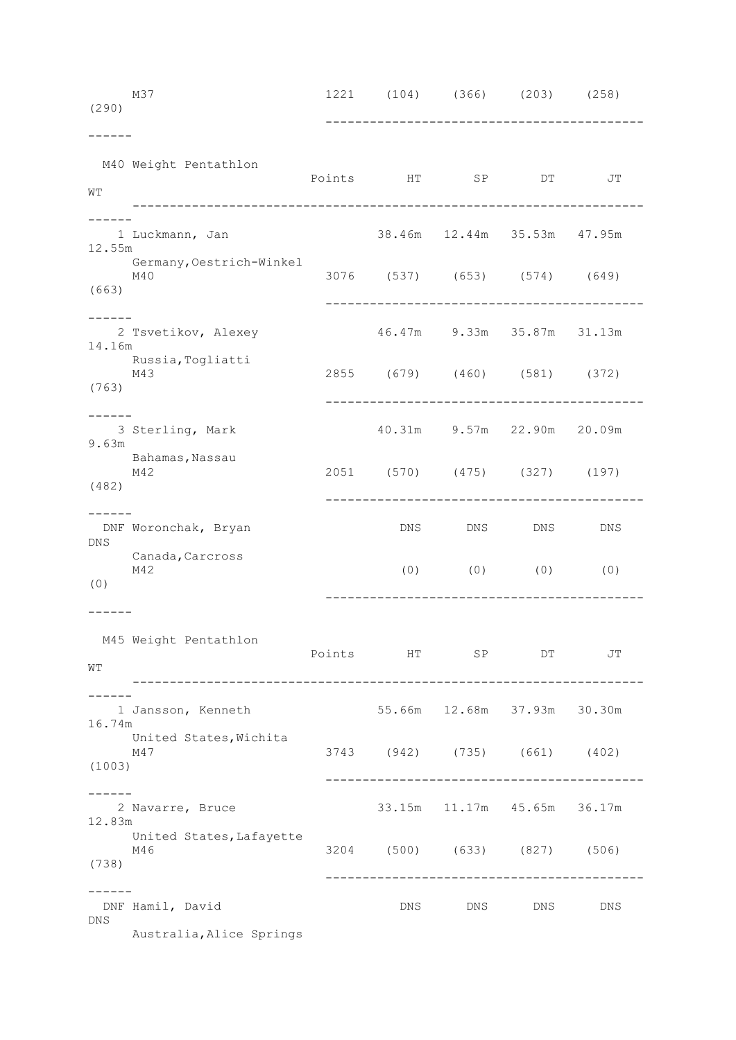| | Points | HT | SP | DT | JT | WT |
|---|---|---|---|---|---|---|
| M37 | 1221 | (104) | (366) | (203) | (258) | (290) |

## M40 Weight Pentathlon

| | Points | HT | SP | DT | JT | WT |
|---|---|---|---|---|---|---|
| 1 Luckmann, Jan | | 38.46m | 12.44m | 35.53m | 47.95m | 12.55m |
| Germany, Oestrich-Winkel | | | | | | |
| M40 | 3076 | (537) | (653) | (574) | (649) | (663) |
| 2 Tsvetikov, Alexey | | 46.47m | 9.33m | 35.87m | 31.13m | 14.16m |
| Russia, Togliatti | | | | | | |
| M43 | 2855 | (679) | (460) | (581) | (372) | (763) |
| 3 Sterling, Mark | | 40.31m | 9.57m | 22.90m | 20.09m | 9.63m |
| Bahamas, Nassau | | | | | | |
| M42 | 2051 | (570) | (475) | (327) | (197) | (482) |
| DNF Woronchak, Bryan | | DNS | DNS | DNS | DNS | DNS |
| Canada, Carcross | | | | | | |
| M42 | | (0) | (0) | (0) | (0) | (0) |

## M45 Weight Pentathlon

| | Points | HT | SP | DT | JT | WT |
|---|---|---|---|---|---|---|
| 1 Jansson, Kenneth | | 55.66m | 12.68m | 37.93m | 30.30m | 16.74m |
| United States, Wichita | | | | | | |
| M47 | 3743 | (942) | (735) | (661) | (402) | (1003) |
| 2 Navarre, Bruce | | 33.15m | 11.17m | 45.65m | 36.17m | 12.83m |
| United States, Lafayette | | | | | | |
| M46 | 3204 | (500) | (633) | (827) | (506) | (738) |
| DNF Hamil, David | | DNS | DNS | DNS | DNS | DNS |
| Australia, Alice Springs | | | | | | |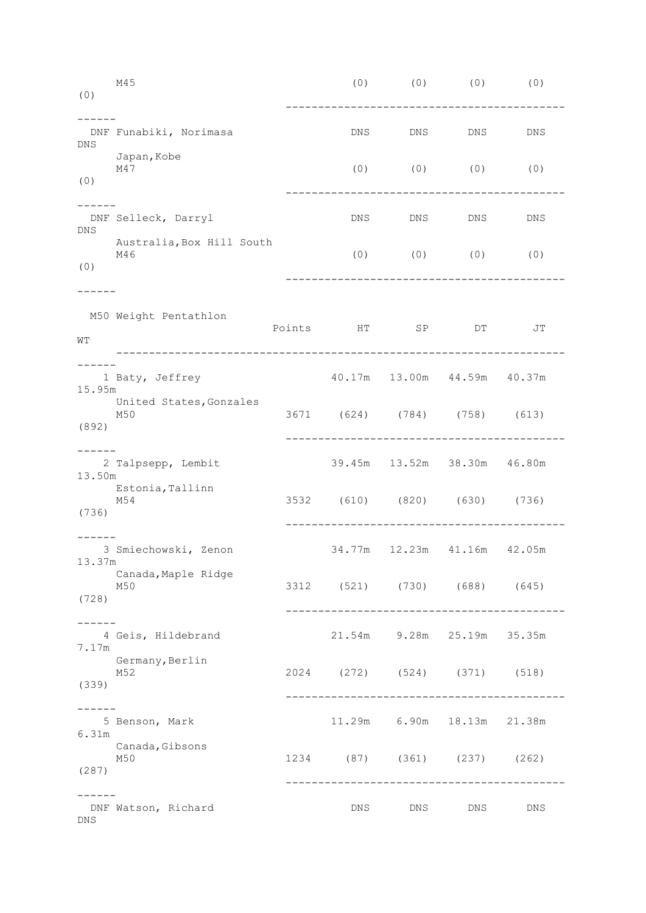| | Points | HT | SP | DT | JT | WT |
|---|---|---|---|---|---|---|
| M45 | | (0) | (0) | (0) | (0) | (0) |
| DNF Funabiki, Norimasa | | DNS | DNS | DNS | DNS | DNS |
| Japan,Kobe | | | | | | |
| M47 | | (0) | (0) | (0) | (0) | (0) |
| DNF Selleck, Darryl | | DNS | DNS | DNS | DNS | DNS |
| Australia,Box Hill South | | | | | | |
| M46 | | (0) | (0) | (0) | (0) | (0) |

## M50 Weight Pentathlon

| | Points | HT | SP | DT | JT | WT |
|---|---|---|---|---|---|---|
| 1 Baty, Jeffrey | | 40.17m | 13.00m | 44.59m | 40.37m | 15.95m |
| United States,Gonzales | | | | | | |
| M50 | 3671 | (624) | (784) | (758) | (613) | (892) |
| 2 Talpsepp, Lembit | | 39.45m | 13.52m | 38.30m | 46.80m | 13.50m |
| Estonia,Tallinn | | | | | | |
| M54 | 3532 | (610) | (820) | (630) | (736) | (736) |
| 3 Smiechowski, Zenon | | 34.77m | 12.23m | 41.16m | 42.05m | 13.37m |
| Canada,Maple Ridge | | | | | | |
| M50 | 3312 | (521) | (730) | (688) | (645) | (728) |
| 4 Geis, Hildebrand | | 21.54m | 9.28m | 25.19m | 35.35m | 7.17m |
| Germany,Berlin | | | | | | |
| M52 | 2024 | (272) | (524) | (371) | (518) | (339) |
| 5 Benson, Mark | | 11.29m | 6.90m | 18.13m | 21.38m | 6.31m |
| Canada,Gibsons | | | | | | |
| M50 | 1234 | (87) | (361) | (237) | (262) | (287) |
| DNF Watson, Richard | | DNS | DNS | DNS | DNS | DNS |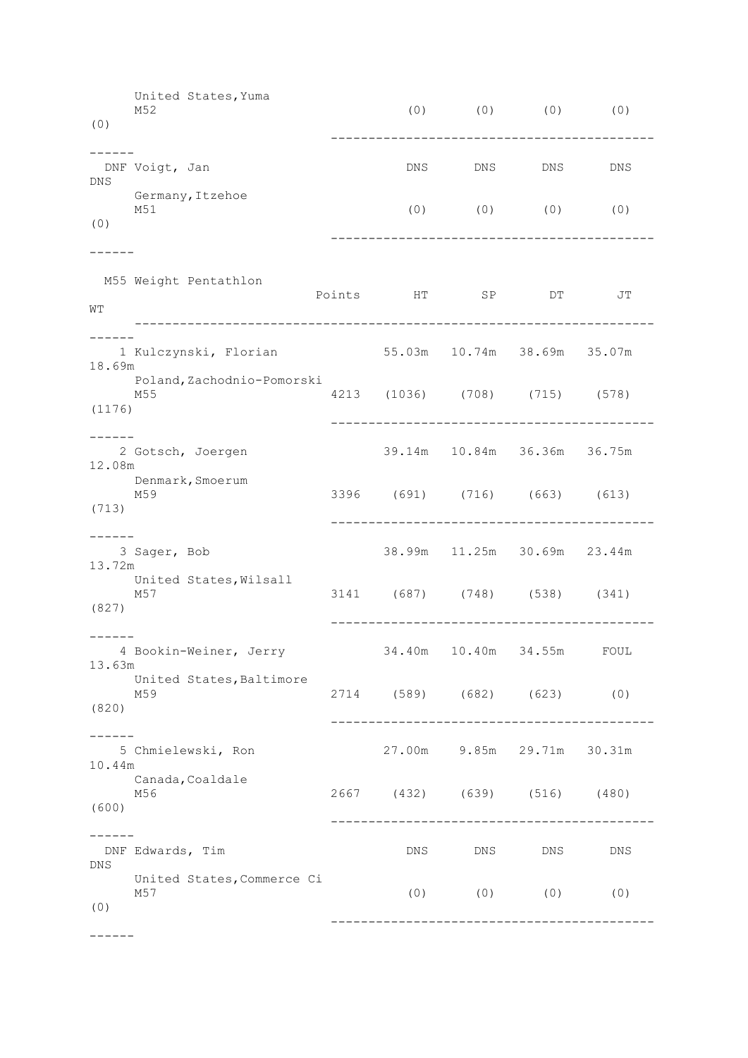| Place | Name / Country, City / Age | Points | HT | SP | DT | JT | WT |
|---|---|---|---|---|---|---|---|
| | United States, Yuma<br>M52 | | (0) | (0) | (0) | (0) | (0) |
| DNF | Voigt, Jan<br>Germany, Itzehoe<br>M51 | | DNS<br>(0) | DNS<br>(0) | DNS<br>(0) | DNS<br>(0) | DNS<br>(0) |

## M55 Weight Pentathlon

| Place | Name / Country, City / Age | Points | HT | SP | DT | JT | WT |
|---|---|---|---|---|---|---|---|
| 1 | Kulczynski, Florian<br>Poland, Zachodnio-Pomorski<br>M55 | 4213 | 55.03m<br>(1036) | 10.74m<br>(708) | 38.69m<br>(715) | 35.07m<br>(578) | 18.69m<br>(1176) |
| 2 | Gotsch, Joergen<br>Denmark, Smoerum<br>M59 | 3396 | 39.14m<br>(691) | 10.84m<br>(716) | 36.36m<br>(663) | 36.75m<br>(613) | 12.08m<br>(713) |
| 3 | Sager, Bob<br>United States, Wilsall<br>M57 | 3141 | 38.99m<br>(687) | 11.25m<br>(748) | 30.69m<br>(538) | 23.44m<br>(341) | 13.72m<br>(827) |
| 4 | Bookin-Weiner, Jerry<br>United States, Baltimore<br>M59 | 2714 | 34.40m<br>(589) | 10.40m<br>(682) | 34.55m<br>(623) | FOUL<br>(0) | 13.63m<br>(820) |
| 5 | Chmielewski, Ron<br>Canada, Coaldale<br>M56 | 2667 | 27.00m<br>(432) | 9.85m<br>(639) | 29.71m<br>(516) | 30.31m<br>(480) | 10.44m<br>(600) |
| DNF | Edwards, Tim<br>United States, Commerce Ci<br>M57 | | DNS<br>(0) | DNS<br>(0) | DNS<br>(0) | DNS<br>(0) | DNS<br>(0) |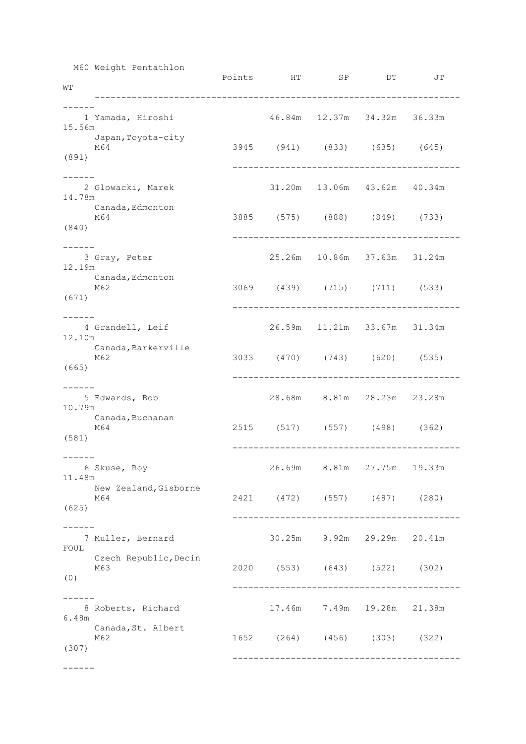## M60 Weight Pentathlon

| Place | Name | Location | Age | Points | HT | SP | DT | JT | WT |
|---|---|---|---|---|---|---|---|---|---|
| 1 | Yamada, Hiroshi | Japan, Toyota-city | M64 | 3945 | 46.84m (941) | 12.37m (833) | 34.32m (635) | 36.33m (645) | 15.56m (891) |
| 2 | Glowacki, Marek | Canada, Edmonton | M64 | 3885 | 31.20m (575) | 13.06m (888) | 43.62m (849) | 40.34m (733) | 14.78m (840) |
| 3 | Gray, Peter | Canada, Edmonton | M62 | 3069 | 25.26m (439) | 10.86m (715) | 37.63m (711) | 31.24m (533) | 12.19m (671) |
| 4 | Grandell, Leif | Canada, Barkerville | M62 | 3033 | 26.59m (470) | 11.21m (743) | 33.67m (620) | 31.34m (535) | 12.10m (665) |
| 5 | Edwards, Bob | Canada, Buchanan | M64 | 2515 | 28.68m (517) | 8.81m (557) | 28.23m (498) | 23.28m (362) | 10.79m (581) |
| 6 | Skuse, Roy | New Zealand, Gisborne | M64 | 2421 | 26.69m (472) | 8.81m (557) | 27.75m (487) | 19.33m (280) | 11.48m (625) |
| 7 | Muller, Bernard | Czech Republic, Decin | M63 | 2020 | 30.25m (553) | 9.92m (643) | 29.29m (522) | 20.41m (302) | FOUL (0) |
| 8 | Roberts, Richard | Canada, St. Albert | M62 | 1652 | 17.46m (264) | 7.49m (456) | 19.28m (303) | 21.38m (322) | 6.48m (307) |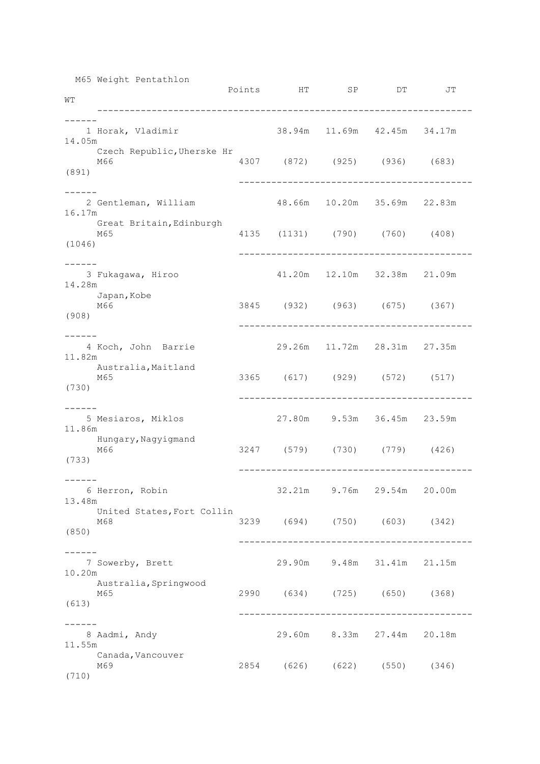## M65 Weight Pentathlon

| Place | Name | Country, City | Age | Points | HT | SP | DT | JT | WT |
|---|---|---|---|---|---|---|---|---|---|
| 1 | Horak, Vladimir | Czech Republic,Uherske Hr | M66 | 4307 | 38.94m (872) | 11.69m (925) | 42.45m (936) | 34.17m (683) | 14.05m (891) |
| 2 | Gentleman, William | Great Britain,Edinburgh | M65 | 4135 | 48.66m (1131) | 10.20m (790) | 35.69m (760) | 22.83m (408) | 16.17m (1046) |
| 3 | Fukagawa, Hiroo | Japan,Kobe | M66 | 3845 | 41.20m (932) | 12.10m (963) | 32.38m (675) | 21.09m (367) | 14.28m (908) |
| 4 | Koch, John  Barrie | Australia,Maitland | M65 | 3365 | 29.26m (617) | 11.72m (929) | 28.31m (572) | 27.35m (517) | 11.82m (730) |
| 5 | Mesiaros, Miklos | Hungary,Nagyigmand | M66 | 3247 | 27.80m (579) | 9.53m (730) | 36.45m (779) | 23.59m (426) | 11.86m (733) |
| 6 | Herron, Robin | United States,Fort Collin | M68 | 3239 | 32.21m (694) | 9.76m (750) | 29.54m (603) | 20.00m (342) | 13.48m (850) |
| 7 | Sowerby, Brett | Australia,Springwood | M65 | 2990 | 29.90m (634) | 9.48m (725) | 31.41m (650) | 21.15m (368) | 10.20m (613) |
| 8 | Aadmi, Andy | Canada,Vancouver | M69 | 2854 | 29.60m (626) | 8.33m (622) | 27.44m (550) | 20.18m (346) | 11.55m (710) |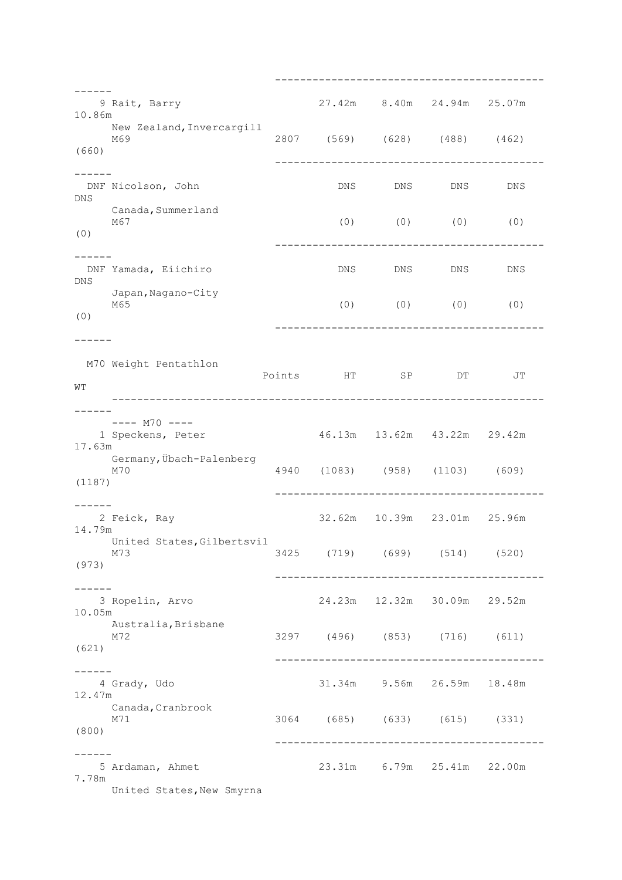| Place | Name / Country, City / Age | Points | HT | SP | DT | JT | WT |
|---|---|---|---|---|---|---|---|
| 9 | Rait, Barry | | 27.42m | 8.40m | 24.94m | 25.07m | 10.86m |
| | New Zealand, Invercargill | | | | | | |
| | M69 | 2807 | (569) | (628) | (488) | (462) | (660) |
| DNF | Nicolson, John | | DNS | DNS | DNS | DNS | DNS |
| | Canada, Summerland | | | | | | |
| | M67 | | (0) | (0) | (0) | (0) | (0) |
| DNF | Yamada, Eiichiro | | DNS | DNS | DNS | DNS | DNS |
| | Japan, Nagano-City | | | | | | |
| | M65 | | (0) | (0) | (0) | (0) | (0) |

## M70 Weight Pentathlon

| Place | Name / Country, City / Age | Points | HT | SP | DT | JT | WT |
|---|---|---|---|---|---|---|---|
| | ---- M70 ---- | | | | | | |
| 1 | Speckens, Peter | | 46.13m | 13.62m | 43.22m | 29.42m | 17.63m |
| | Germany, Übach-Palenberg | | | | | | |
| | M70 | 4940 | (1083) | (958) | (1103) | (609) | (1187) |
| 2 | Feick, Ray | | 32.62m | 10.39m | 23.01m | 25.96m | 14.79m |
| | United States, Gilbertsvil | | | | | | |
| | M73 | 3425 | (719) | (699) | (514) | (520) | (973) |
| 3 | Ropelin, Arvo | | 24.23m | 12.32m | 30.09m | 29.52m | 10.05m |
| | Australia, Brisbane | | | | | | |
| | M72 | 3297 | (496) | (853) | (716) | (611) | (621) |
| 4 | Grady, Udo | | 31.34m | 9.56m | 26.59m | 18.48m | 12.47m |
| | Canada, Cranbrook | | | | | | |
| | M71 | 3064 | (685) | (633) | (615) | (331) | (800) |
| 5 | Ardaman, Ahmet | | 23.31m | 6.79m | 25.41m | 22.00m | 7.78m |
| | United States, New Smyrna | | | | | | |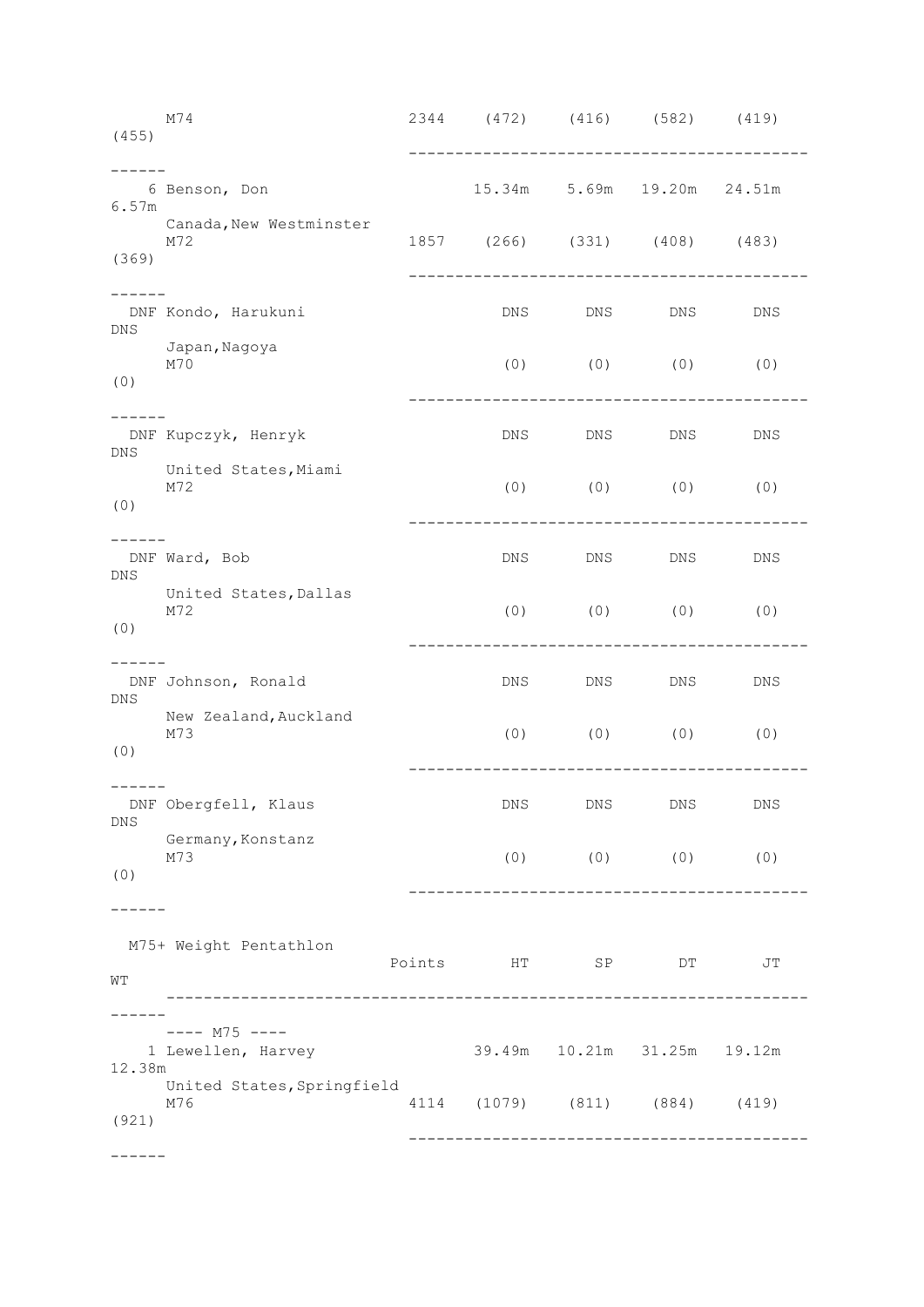| Place | Name | Points | HT | SP | DT | JT | WT |
|---|---|---|---|---|---|---|---|
| | M74 | 2344 | (472) | (416) | (582) | (419) | (455) |
| 6 | Benson, Don | | 15.34m | 5.69m | 19.20m | 24.51m | 6.57m |
| | Canada, New Westminster | | | | | | |
| | M72 | 1857 | (266) | (331) | (408) | (483) | (369) |
| DNF | Kondo, Harukuni | | DNS | DNS | DNS | DNS | DNS |
| | Japan, Nagoya | | | | | | |
| | M70 | | (0) | (0) | (0) | (0) | (0) |
| DNF | Kupczyk, Henryk | | DNS | DNS | DNS | DNS | DNS |
| | United States, Miami | | | | | | |
| | M72 | | (0) | (0) | (0) | (0) | (0) |
| DNF | Ward, Bob | | DNS | DNS | DNS | DNS | DNS |
| | United States, Dallas | | | | | | |
| | M72 | | (0) | (0) | (0) | (0) | (0) |
| DNF | Johnson, Ronald | | DNS | DNS | DNS | DNS | DNS |
| | New Zealand, Auckland | | | | | | |
| | M73 | | (0) | (0) | (0) | (0) | (0) |
| DNF | Obergfell, Klaus | | DNS | DNS | DNS | DNS | DNS |
| | Germany, Konstanz | | | | | | |
| | M73 | | (0) | (0) | (0) | (0) | (0) |

## M75+ Weight Pentathlon

| Place | Name | Points | HT | SP | DT | JT | WT |
|---|---|---|---|---|---|---|---|
| | ---- M75 ---- | | | | | | |
| 1 | Lewellen, Harvey | | 39.49m | 10.21m | 31.25m | 19.12m | 12.38m |
| | United States, Springfield | | | | | | |
| | M76 | 4114 | (1079) | (811) | (884) | (419) | (921) |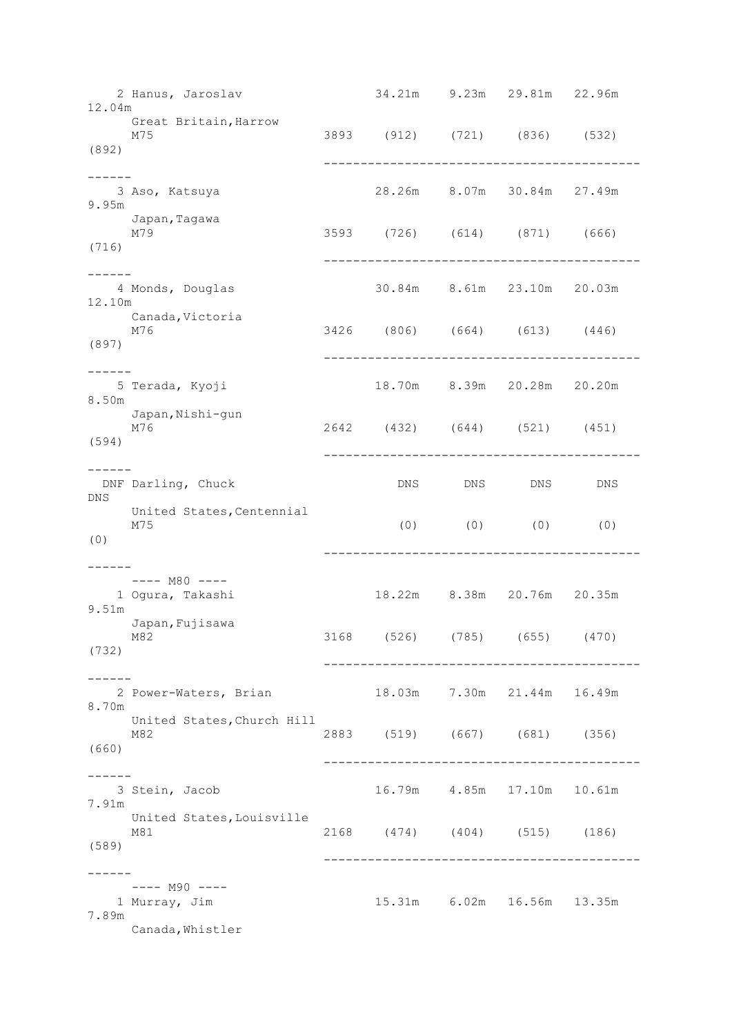```
    2 Hanus, Jaroslav              34.21m    9.23m   29.81m   22.96m
12.04m
      Great Britain,Harrow
      M75                     3893   (912)    (721)    (836)    (532)
(892)
                              ------------------------------------------
------
    3 Aso, Katsuya                 28.26m    8.07m   30.84m   27.49m
9.95m
      Japan,Tagawa
      M79                     3593   (726)    (614)    (871)    (666)
(716)
                              ------------------------------------------
------
    4 Monds, Douglas               30.84m    8.61m   23.10m   20.03m
12.10m
      Canada,Victoria
      M76                     3426   (806)    (664)    (613)    (446)
(897)
                              ------------------------------------------
------
    5 Terada, Kyoji                18.70m    8.39m   20.28m   20.20m
8.50m
      Japan,Nishi-gun
      M76                     2642   (432)    (644)    (521)    (451)
(594)
                              ------------------------------------------
------
  DNF Darling, Chuck                  DNS      DNS      DNS      DNS
DNS
      United States,Centennial
      M75                             (0)      (0)      (0)      (0)
(0)
                              ------------------------------------------
------
      ---- M80 ----
    1 Ogura, Takashi               18.22m    8.38m   20.76m   20.35m
9.51m
      Japan,Fujisawa
      M82                     3168   (526)    (785)    (655)    (470)
(732)
                              ------------------------------------------
------
    2 Power-Waters, Brian          18.03m    7.30m   21.44m   16.49m
8.70m
      United States,Church Hill
      M82                     2883   (519)    (667)    (681)    (356)
(660)
                              ------------------------------------------
------
    3 Stein, Jacob                 16.79m    4.85m   17.10m   10.61m
7.91m
      United States,Louisville
      M81                     2168   (474)    (404)    (515)    (186)
(589)
                              ------------------------------------------
------
      ---- M90 ----
    1 Murray, Jim                  15.31m    6.02m   16.56m   13.35m
7.89m
      Canada,Whistler
```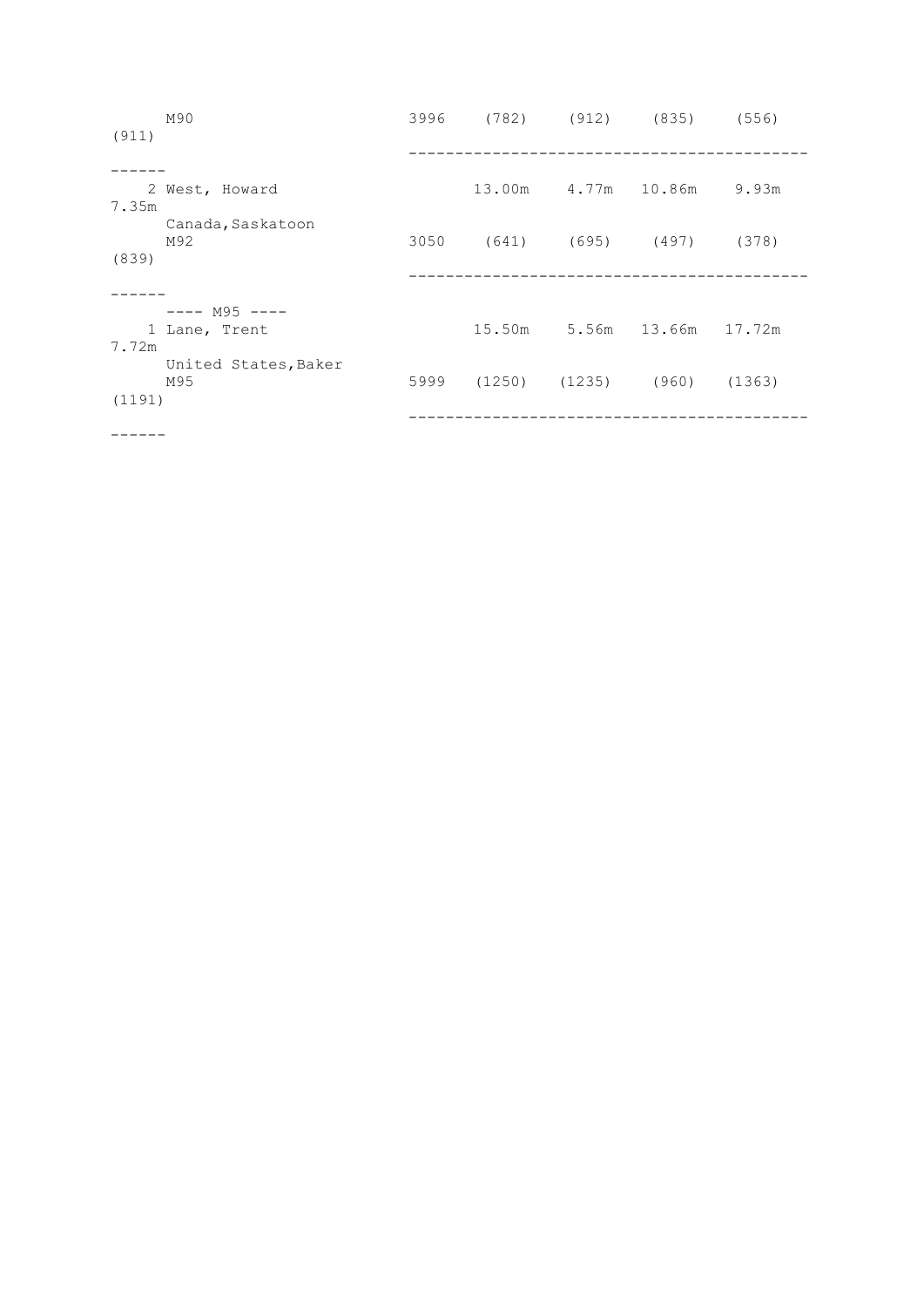```
      M90                      3996    (782)    (912)    (835)    (556)
(911)
                                    -------------------------------------------
------
    2 West, Howard                    13.00m    4.77m   10.86m    9.93m
7.35m
      Canada,Saskatoon
      M92                      3050    (641)    (695)    (497)    (378)
(839)
                                    -------------------------------------------
------
      ---- M95 ----
    1 Lane, Trent                     15.50m    5.56m   13.66m   17.72m
7.72m
      United States,Baker
      M95                      5999   (1250)   (1235)    (960)   (1363)
(1191)
                                    -------------------------------------------
------
```